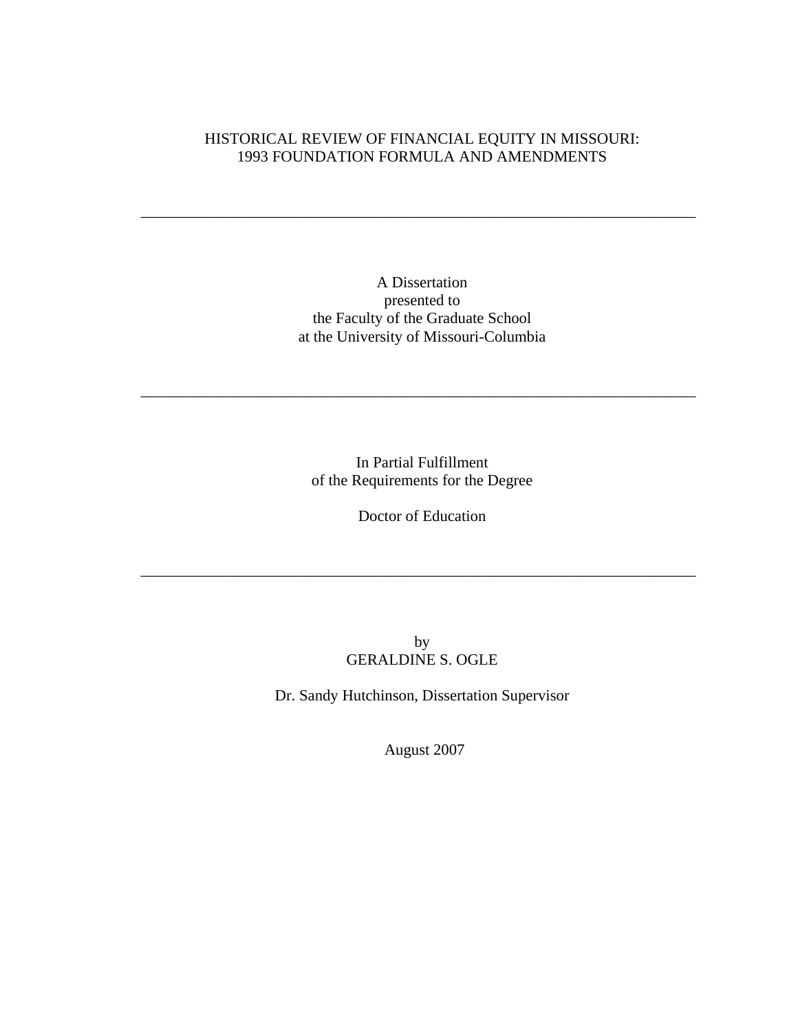# HISTORICAL REVIEW OF FINANCIAL EQUITY IN MISSOURI: 1993 FOUNDATION FORMULA AND AMENDMENTS

---

A Dissertation
presented to
the Faculty of the Graduate School
at the University of Missouri-Columbia

---

In Partial Fulfillment
of the Requirements for the Degree

Doctor of Education

---

by
GERALDINE S. OGLE

Dr. Sandy Hutchinson, Dissertation Supervisor

August 2007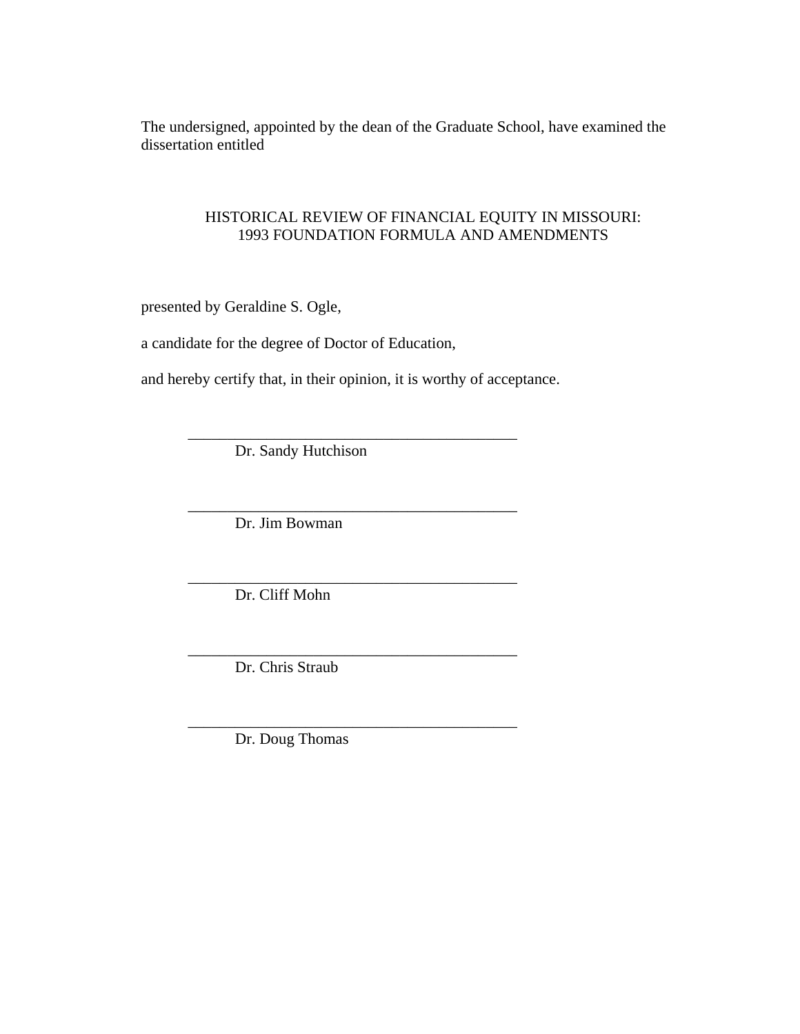The undersigned, appointed by the dean of the Graduate School, have examined the dissertation entitled

HISTORICAL REVIEW OF FINANCIAL EQUITY IN MISSOURI:
1993 FOUNDATION FORMULA AND AMENDMENTS

presented by Geraldine S. Ogle,

a candidate for the degree of Doctor of Education,

and hereby certify that, in their opinion, it is worthy of acceptance.

\_\_\_\_\_\_\_\_\_\_\_\_\_\_\_\_\_\_\_\_\_\_\_\_\_\_\_\_\_\_\_\_\_\_\_\_\_\_\_\_\_\_

Dr. Sandy Hutchison

\_\_\_\_\_\_\_\_\_\_\_\_\_\_\_\_\_\_\_\_\_\_\_\_\_\_\_\_\_\_\_\_\_\_\_\_\_\_\_\_\_\_

Dr. Jim Bowman

\_\_\_\_\_\_\_\_\_\_\_\_\_\_\_\_\_\_\_\_\_\_\_\_\_\_\_\_\_\_\_\_\_\_\_\_\_\_\_\_\_\_

Dr. Cliff Mohn

\_\_\_\_\_\_\_\_\_\_\_\_\_\_\_\_\_\_\_\_\_\_\_\_\_\_\_\_\_\_\_\_\_\_\_\_\_\_\_\_\_\_

Dr. Chris Straub

\_\_\_\_\_\_\_\_\_\_\_\_\_\_\_\_\_\_\_\_\_\_\_\_\_\_\_\_\_\_\_\_\_\_\_\_\_\_\_\_\_\_

Dr. Doug Thomas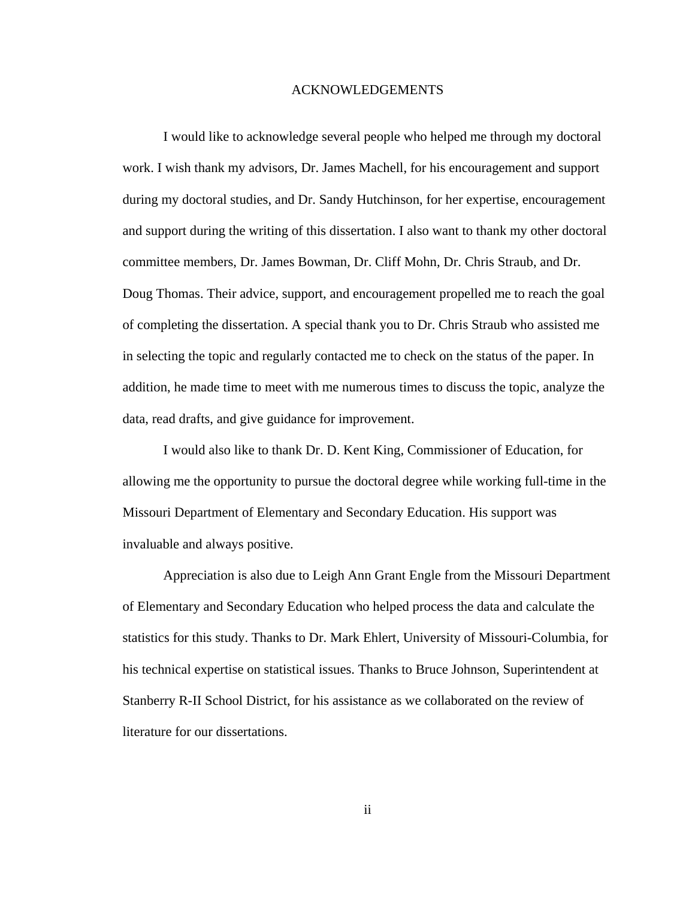# ACKNOWLEDGEMENTS

I would like to acknowledge several people who helped me through my doctoral work. I wish thank my advisors, Dr. James Machell, for his encouragement and support during my doctoral studies, and Dr. Sandy Hutchinson, for her expertise, encouragement and support during the writing of this dissertation. I also want to thank my other doctoral committee members, Dr. James Bowman, Dr. Cliff Mohn, Dr. Chris Straub, and Dr. Doug Thomas. Their advice, support, and encouragement propelled me to reach the goal of completing the dissertation. A special thank you to Dr. Chris Straub who assisted me in selecting the topic and regularly contacted me to check on the status of the paper. In addition, he made time to meet with me numerous times to discuss the topic, analyze the data, read drafts, and give guidance for improvement.

I would also like to thank Dr. D. Kent King, Commissioner of Education, for allowing me the opportunity to pursue the doctoral degree while working full-time in the Missouri Department of Elementary and Secondary Education. His support was invaluable and always positive.

Appreciation is also due to Leigh Ann Grant Engle from the Missouri Department of Elementary and Secondary Education who helped process the data and calculate the statistics for this study. Thanks to Dr. Mark Ehlert, University of Missouri-Columbia, for his technical expertise on statistical issues. Thanks to Bruce Johnson, Superintendent at Stanberry R-II School District, for his assistance as we collaborated on the review of literature for our dissertations.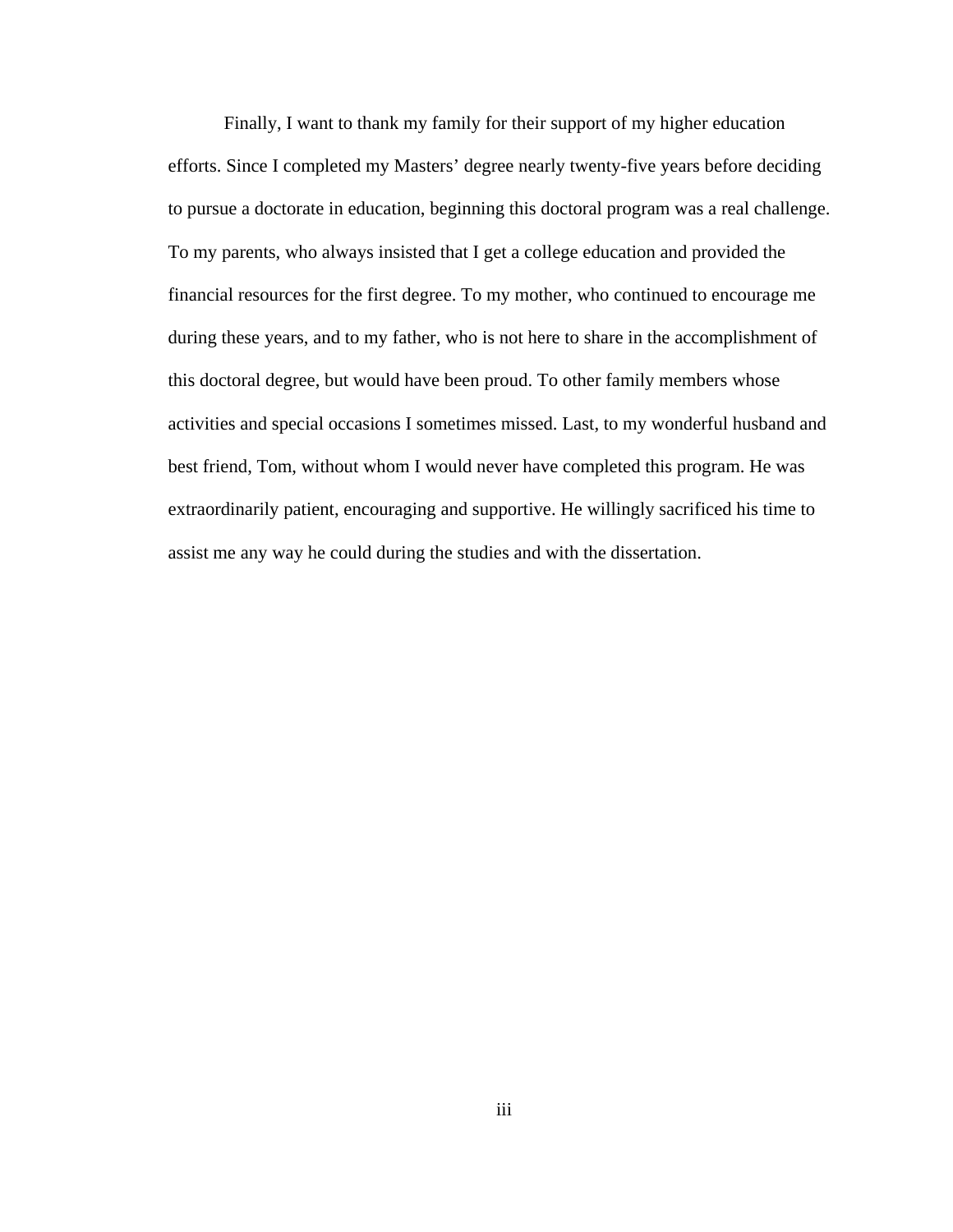Finally, I want to thank my family for their support of my higher education efforts. Since I completed my Masters' degree nearly twenty-five years before deciding to pursue a doctorate in education, beginning this doctoral program was a real challenge. To my parents, who always insisted that I get a college education and provided the financial resources for the first degree. To my mother, who continued to encourage me during these years, and to my father, who is not here to share in the accomplishment of this doctoral degree, but would have been proud. To other family members whose activities and special occasions I sometimes missed. Last, to my wonderful husband and best friend, Tom, without whom I would never have completed this program. He was extraordinarily patient, encouraging and supportive. He willingly sacrificed his time to assist me any way he could during the studies and with the dissertation.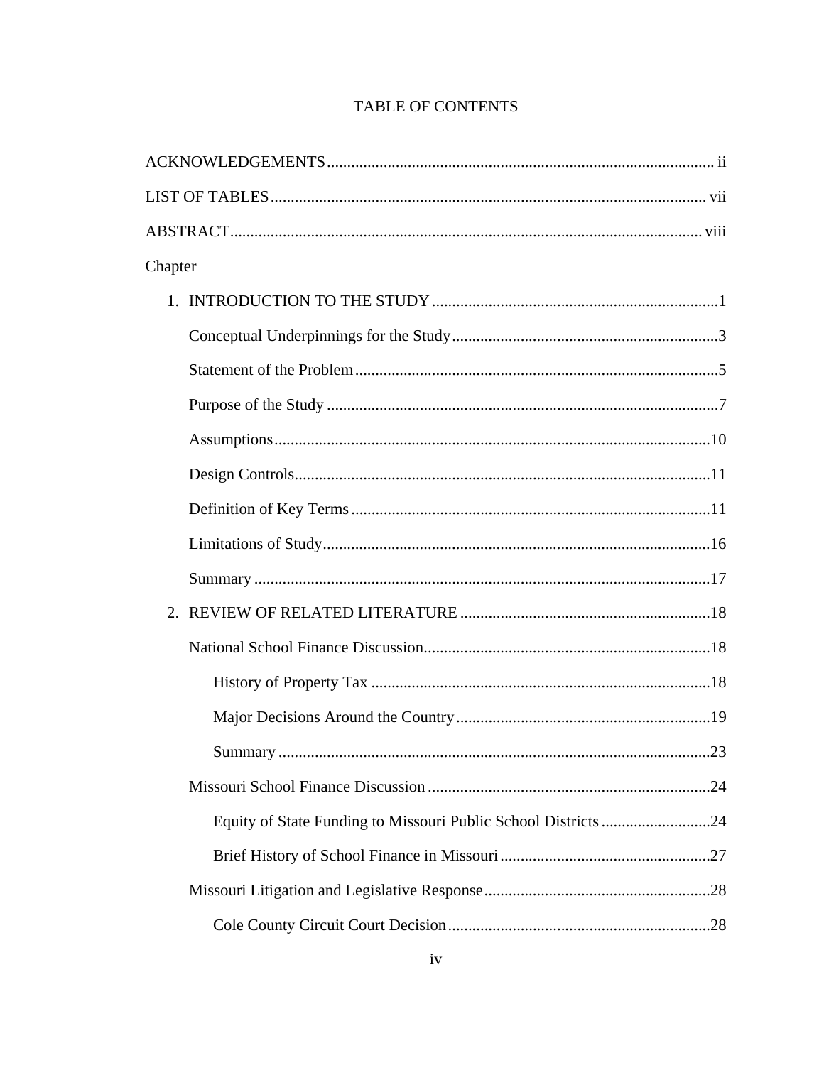# TABLE OF CONTENTS

ACKNOWLEDGEMENTS ii

LIST OF TABLES vii

ABSTRACT viii

Chapter

1. INTRODUCTION TO THE STUDY 1
   - Conceptual Underpinnings for the Study 3
   - Statement of the Problem 5
   - Purpose of the Study 7
   - Assumptions 10
   - Design Controls 11
   - Definition of Key Terms 11
   - Limitations of Study 16
   - Summary 17
2. REVIEW OF RELATED LITERATURE 18
   - National School Finance Discussion 18
     - History of Property Tax 18
     - Major Decisions Around the Country 19
     - Summary 23
   - Missouri School Finance Discussion 24
     - Equity of State Funding to Missouri Public School Districts 24
     - Brief History of School Finance in Missouri 27
   - Missouri Litigation and Legislative Response 28
     - Cole County Circuit Court Decision 28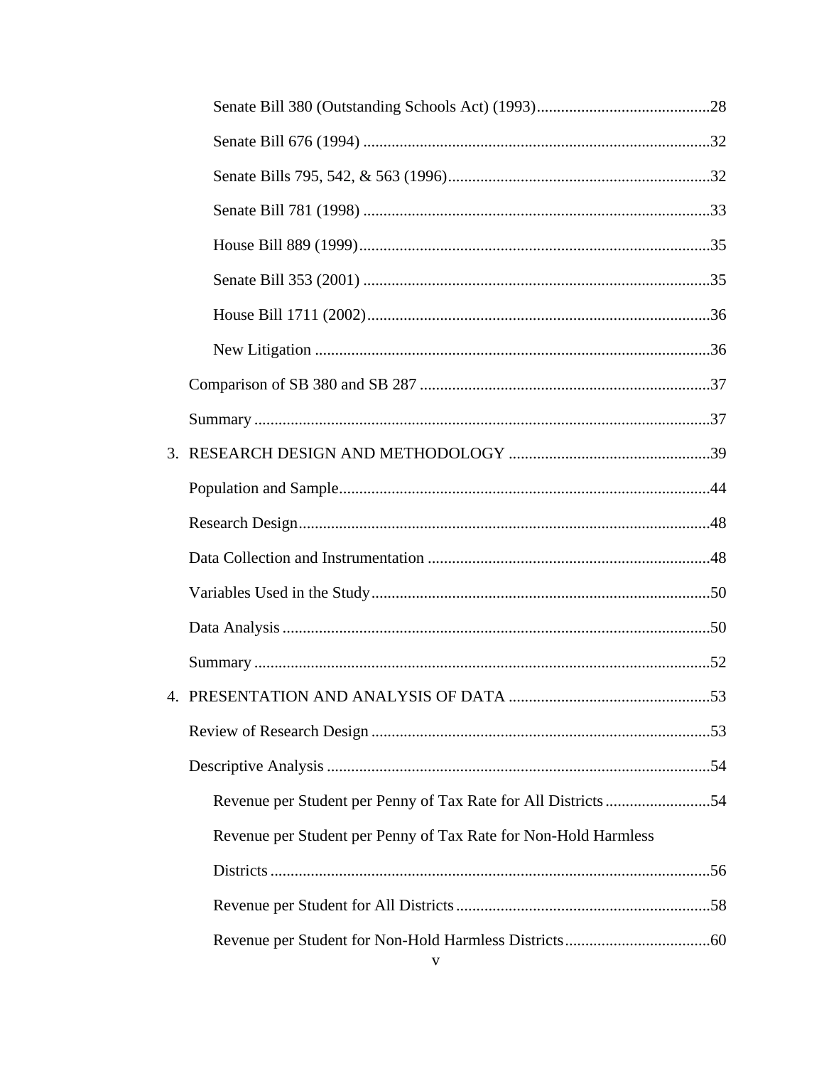Senate Bill 380 (Outstanding Schools Act) (1993) ..........28

Senate Bill 676 (1994) ..........32

Senate Bills 795, 542, & 563 (1996) ..........32

Senate Bill 781 (1998) ..........33

House Bill 889 (1999) ..........35

Senate Bill 353 (2001) ..........35

House Bill 1711 (2002) ..........36

New Litigation ..........36

Comparison of SB 380 and SB 287 ..........37

Summary ..........37

3. RESEARCH DESIGN AND METHODOLOGY ..........39

Population and Sample ..........44

Research Design ..........48

Data Collection and Instrumentation ..........48

Variables Used in the Study ..........50

Data Analysis ..........50

Summary ..........52

4. PRESENTATION AND ANALYSIS OF DATA ..........53

Review of Research Design ..........53

Descriptive Analysis ..........54

Revenue per Student per Penny of Tax Rate for All Districts ..........54

Revenue per Student per Penny of Tax Rate for Non-Hold Harmless Districts ..........56

Revenue per Student for All Districts ..........58

Revenue per Student for Non-Hold Harmless Districts ..........60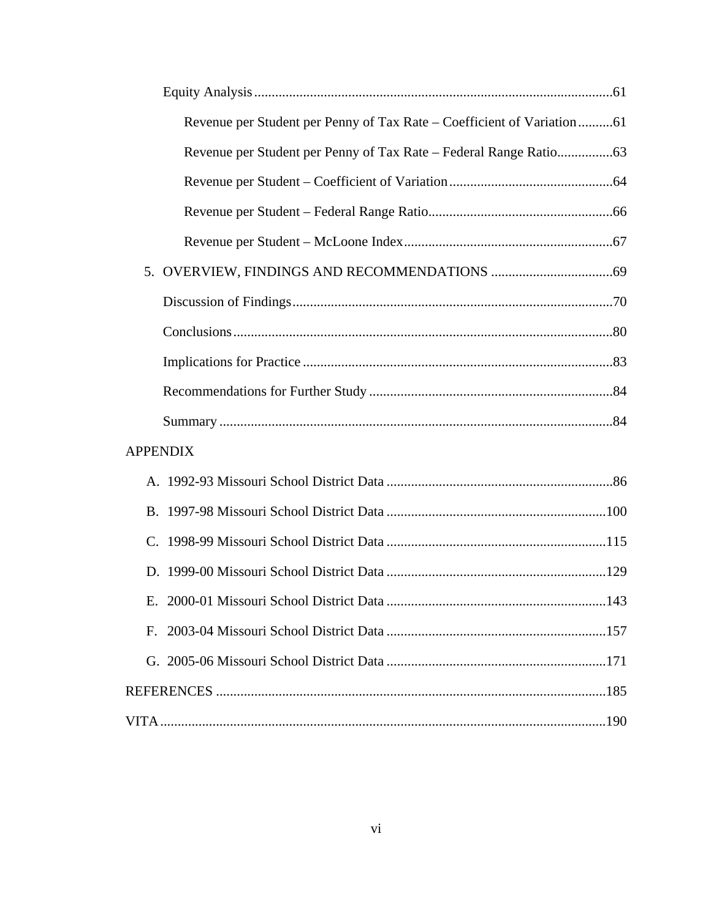Equity Analysis ......................................................................................................61

Revenue per Student per Penny of Tax Rate – Coefficient of Variation ..........61

Revenue per Student per Penny of Tax Rate – Federal Range Ratio................63

Revenue per Student – Coefficient of Variation ...............................................64

Revenue per Student – Federal Range Ratio.....................................................66

Revenue per Student – McLoone Index ............................................................67

5. OVERVIEW, FINDINGS AND RECOMMENDATIONS ...................................69

Discussion of Findings ............................................................................................70

Conclusions .............................................................................................................80

Implications for Practice .........................................................................................83

Recommendations for Further Study ......................................................................84

Summary .................................................................................................................84

APPENDIX

A. 1992-93 Missouri School District Data .................................................................86

B. 1997-98 Missouri School District Data ...............................................................100

C. 1998-99 Missouri School District Data ...............................................................115

D. 1999-00 Missouri School District Data ...............................................................129

E. 2000-01 Missouri School District Data ...............................................................143

F. 2003-04 Missouri School District Data ...............................................................157

G. 2005-06 Missouri School District Data ...............................................................171

REFERENCES ................................................................................................................185

VITA ................................................................................................................................190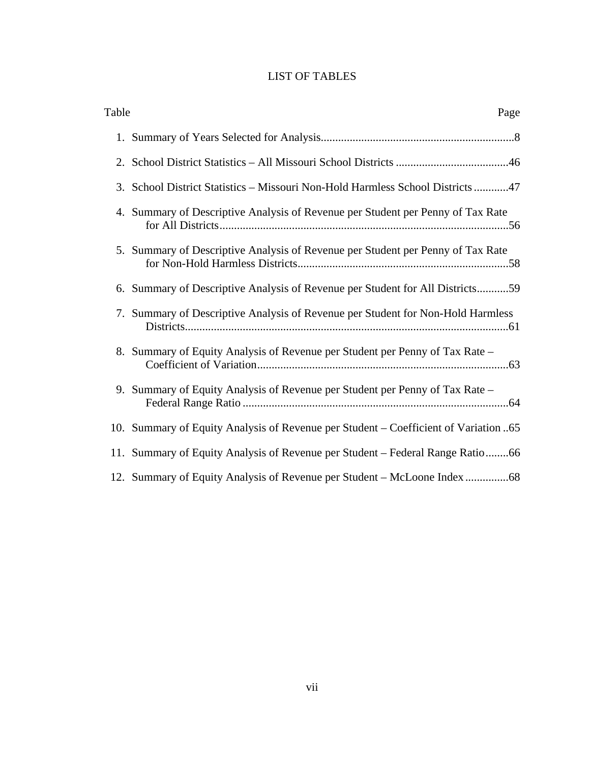# LIST OF TABLES

| Table | | Page |
|---|---|---|
| 1. | Summary of Years Selected for Analysis | 8 |
| 2. | School District Statistics – All Missouri School Districts | 46 |
| 3. | School District Statistics – Missouri Non-Hold Harmless School Districts | 47 |
| 4. | Summary of Descriptive Analysis of Revenue per Student per Penny of Tax Rate for All Districts | 56 |
| 5. | Summary of Descriptive Analysis of Revenue per Student per Penny of Tax Rate for Non-Hold Harmless Districts | 58 |
| 6. | Summary of Descriptive Analysis of Revenue per Student for All Districts | 59 |
| 7. | Summary of Descriptive Analysis of Revenue per Student for Non-Hold Harmless Districts | 61 |
| 8. | Summary of Equity Analysis of Revenue per Student per Penny of Tax Rate – Coefficient of Variation | 63 |
| 9. | Summary of Equity Analysis of Revenue per Student per Penny of Tax Rate – Federal Range Ratio | 64 |
| 10. | Summary of Equity Analysis of Revenue per Student – Coefficient of Variation | 65 |
| 11. | Summary of Equity Analysis of Revenue per Student – Federal Range Ratio | 66 |
| 12. | Summary of Equity Analysis of Revenue per Student – McLoone Index | 68 |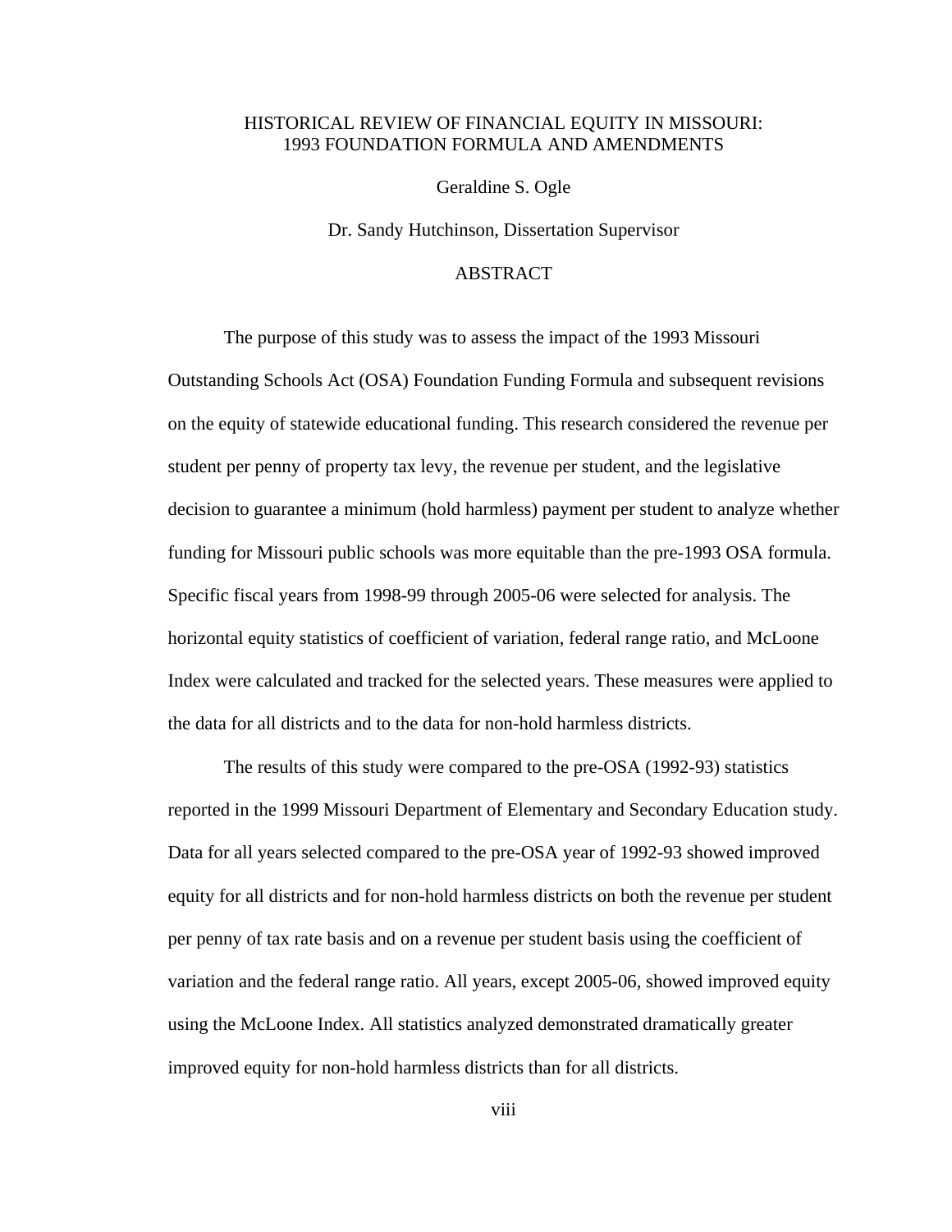# HISTORICAL REVIEW OF FINANCIAL EQUITY IN MISSOURI: 1993 FOUNDATION FORMULA AND AMENDMENTS

Geraldine S. Ogle

Dr. Sandy Hutchinson, Dissertation Supervisor

## ABSTRACT

The purpose of this study was to assess the impact of the 1993 Missouri Outstanding Schools Act (OSA) Foundation Funding Formula and subsequent revisions on the equity of statewide educational funding. This research considered the revenue per student per penny of property tax levy, the revenue per student, and the legislative decision to guarantee a minimum (hold harmless) payment per student to analyze whether funding for Missouri public schools was more equitable than the pre-1993 OSA formula. Specific fiscal years from 1998-99 through 2005-06 were selected for analysis. The horizontal equity statistics of coefficient of variation, federal range ratio, and McLoone Index were calculated and tracked for the selected years. These measures were applied to the data for all districts and to the data for non-hold harmless districts.

The results of this study were compared to the pre-OSA (1992-93) statistics reported in the 1999 Missouri Department of Elementary and Secondary Education study. Data for all years selected compared to the pre-OSA year of 1992-93 showed improved equity for all districts and for non-hold harmless districts on both the revenue per student per penny of tax rate basis and on a revenue per student basis using the coefficient of variation and the federal range ratio. All years, except 2005-06, showed improved equity using the McLoone Index. All statistics analyzed demonstrated dramatically greater improved equity for non-hold harmless districts than for all districts.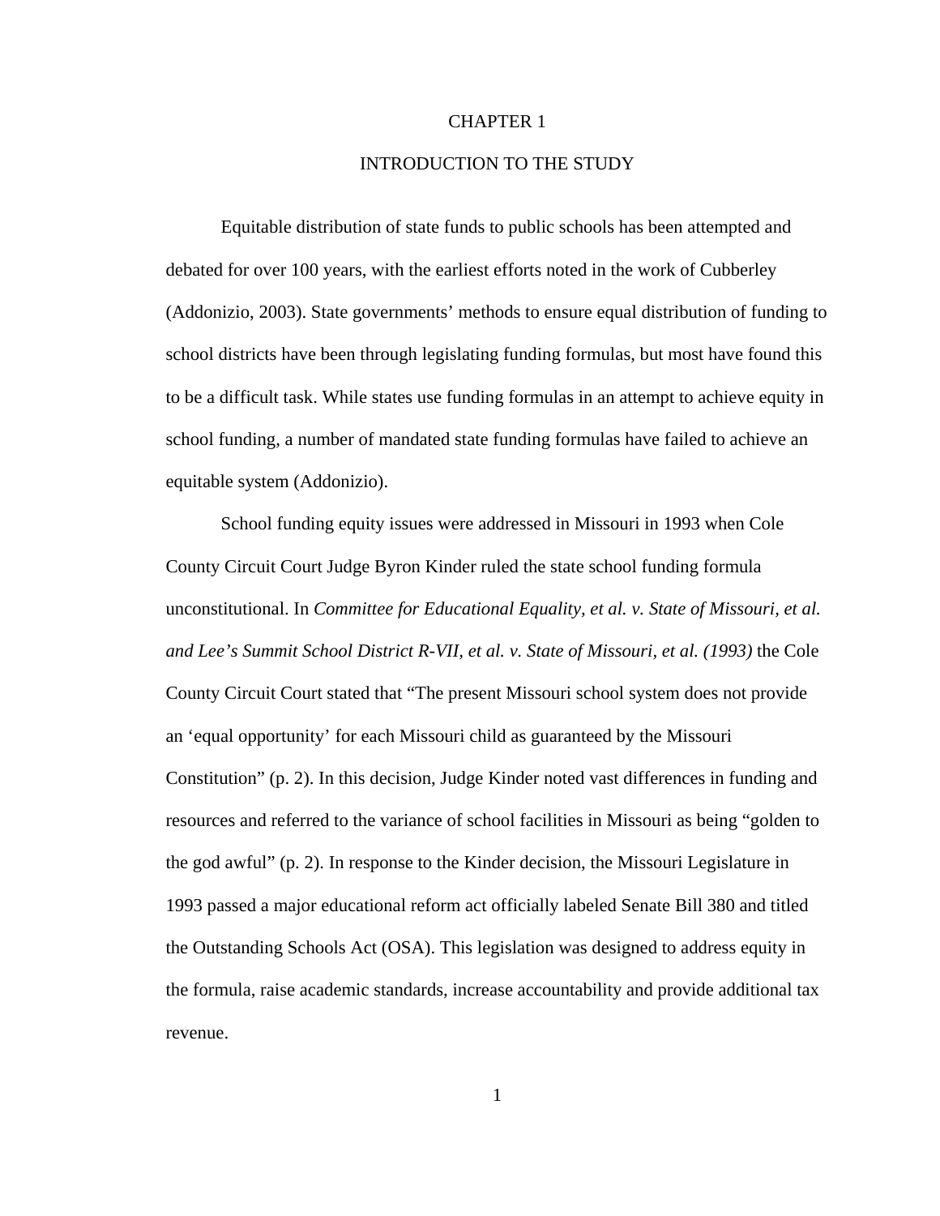# CHAPTER 1

## INTRODUCTION TO THE STUDY

Equitable distribution of state funds to public schools has been attempted and debated for over 100 years, with the earliest efforts noted in the work of Cubberley (Addonizio, 2003). State governments' methods to ensure equal distribution of funding to school districts have been through legislating funding formulas, but most have found this to be a difficult task. While states use funding formulas in an attempt to achieve equity in school funding, a number of mandated state funding formulas have failed to achieve an equitable system (Addonizio).

School funding equity issues were addressed in Missouri in 1993 when Cole County Circuit Court Judge Byron Kinder ruled the state school funding formula unconstitutional. In *Committee for Educational Equality, et al. v. State of Missouri, et al. and Lee's Summit School District R-VII, et al. v. State of Missouri, et al. (1993)* the Cole County Circuit Court stated that "The present Missouri school system does not provide an 'equal opportunity' for each Missouri child as guaranteed by the Missouri Constitution" (p. 2). In this decision, Judge Kinder noted vast differences in funding and resources and referred to the variance of school facilities in Missouri as being "golden to the god awful" (p. 2). In response to the Kinder decision, the Missouri Legislature in 1993 passed a major educational reform act officially labeled Senate Bill 380 and titled the Outstanding Schools Act (OSA). This legislation was designed to address equity in the formula, raise academic standards, increase accountability and provide additional tax revenue.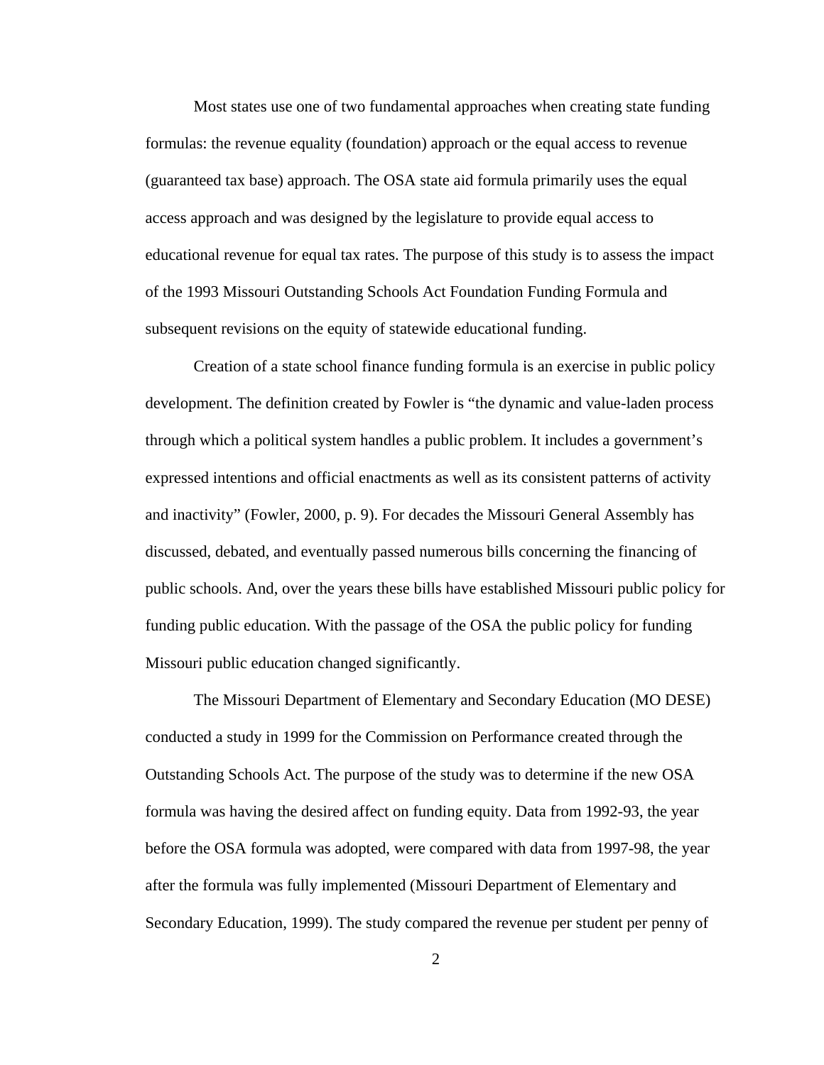Most states use one of two fundamental approaches when creating state funding formulas: the revenue equality (foundation) approach or the equal access to revenue (guaranteed tax base) approach. The OSA state aid formula primarily uses the equal access approach and was designed by the legislature to provide equal access to educational revenue for equal tax rates. The purpose of this study is to assess the impact of the 1993 Missouri Outstanding Schools Act Foundation Funding Formula and subsequent revisions on the equity of statewide educational funding.

Creation of a state school finance funding formula is an exercise in public policy development. The definition created by Fowler is "the dynamic and value-laden process through which a political system handles a public problem. It includes a government's expressed intentions and official enactments as well as its consistent patterns of activity and inactivity" (Fowler, 2000, p. 9). For decades the Missouri General Assembly has discussed, debated, and eventually passed numerous bills concerning the financing of public schools. And, over the years these bills have established Missouri public policy for funding public education. With the passage of the OSA the public policy for funding Missouri public education changed significantly.

The Missouri Department of Elementary and Secondary Education (MO DESE) conducted a study in 1999 for the Commission on Performance created through the Outstanding Schools Act. The purpose of the study was to determine if the new OSA formula was having the desired affect on funding equity. Data from 1992-93, the year before the OSA formula was adopted, were compared with data from 1997-98, the year after the formula was fully implemented (Missouri Department of Elementary and Secondary Education, 1999). The study compared the revenue per student per penny of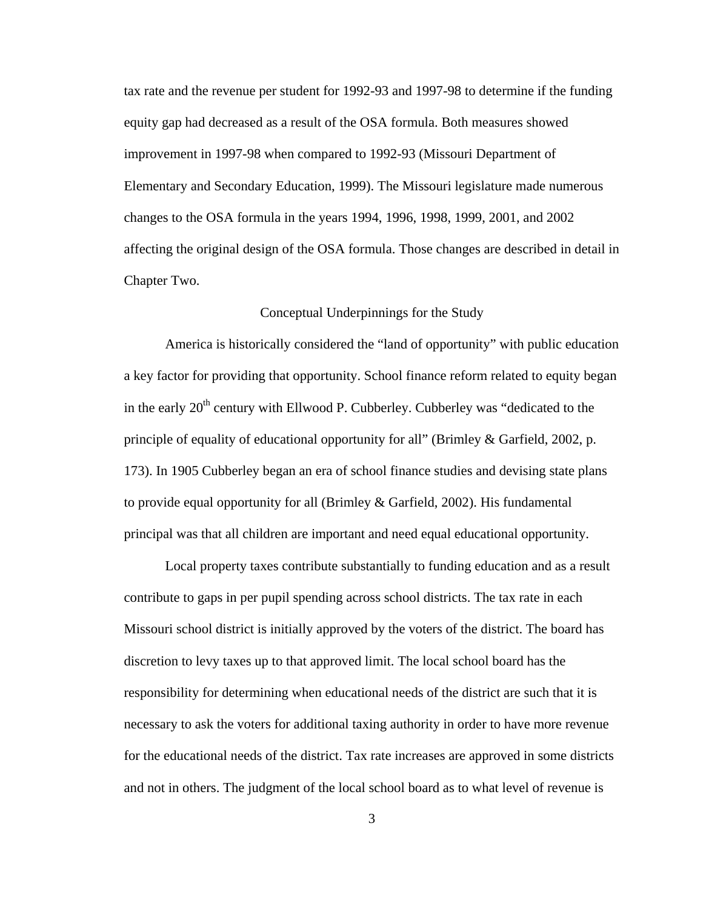tax rate and the revenue per student for 1992-93 and 1997-98 to determine if the funding equity gap had decreased as a result of the OSA formula. Both measures showed improvement in 1997-98 when compared to 1992-93 (Missouri Department of Elementary and Secondary Education, 1999). The Missouri legislature made numerous changes to the OSA formula in the years 1994, 1996, 1998, 1999, 2001, and 2002 affecting the original design of the OSA formula. Those changes are described in detail in Chapter Two.

## Conceptual Underpinnings for the Study

America is historically considered the "land of opportunity" with public education a key factor for providing that opportunity. School finance reform related to equity began in the early 20th century with Ellwood P. Cubberley. Cubberley was "dedicated to the principle of equality of educational opportunity for all" (Brimley & Garfield, 2002, p. 173). In 1905 Cubberley began an era of school finance studies and devising state plans to provide equal opportunity for all (Brimley & Garfield, 2002). His fundamental principal was that all children are important and need equal educational opportunity.

Local property taxes contribute substantially to funding education and as a result contribute to gaps in per pupil spending across school districts. The tax rate in each Missouri school district is initially approved by the voters of the district. The board has discretion to levy taxes up to that approved limit. The local school board has the responsibility for determining when educational needs of the district are such that it is necessary to ask the voters for additional taxing authority in order to have more revenue for the educational needs of the district. Tax rate increases are approved in some districts and not in others. The judgment of the local school board as to what level of revenue is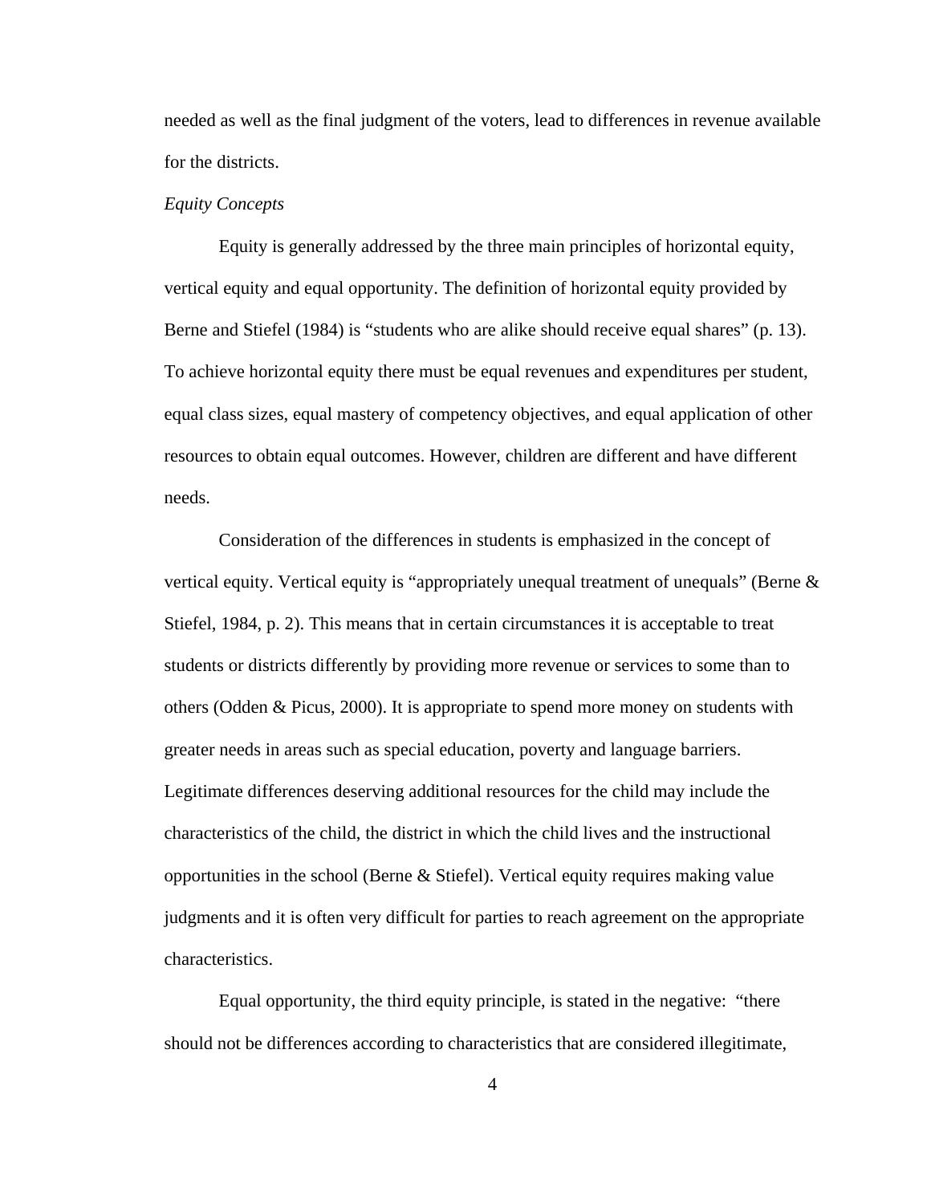needed as well as the final judgment of the voters, lead to differences in revenue available for the districts.

*Equity Concepts*

Equity is generally addressed by the three main principles of horizontal equity, vertical equity and equal opportunity. The definition of horizontal equity provided by Berne and Stiefel (1984) is "students who are alike should receive equal shares" (p. 13). To achieve horizontal equity there must be equal revenues and expenditures per student, equal class sizes, equal mastery of competency objectives, and equal application of other resources to obtain equal outcomes. However, children are different and have different needs.

Consideration of the differences in students is emphasized in the concept of vertical equity. Vertical equity is "appropriately unequal treatment of unequals" (Berne & Stiefel, 1984, p. 2). This means that in certain circumstances it is acceptable to treat students or districts differently by providing more revenue or services to some than to others (Odden & Picus, 2000). It is appropriate to spend more money on students with greater needs in areas such as special education, poverty and language barriers. Legitimate differences deserving additional resources for the child may include the characteristics of the child, the district in which the child lives and the instructional opportunities in the school (Berne & Stiefel). Vertical equity requires making value judgments and it is often very difficult for parties to reach agreement on the appropriate characteristics.

Equal opportunity, the third equity principle, is stated in the negative: "there should not be differences according to characteristics that are considered illegitimate,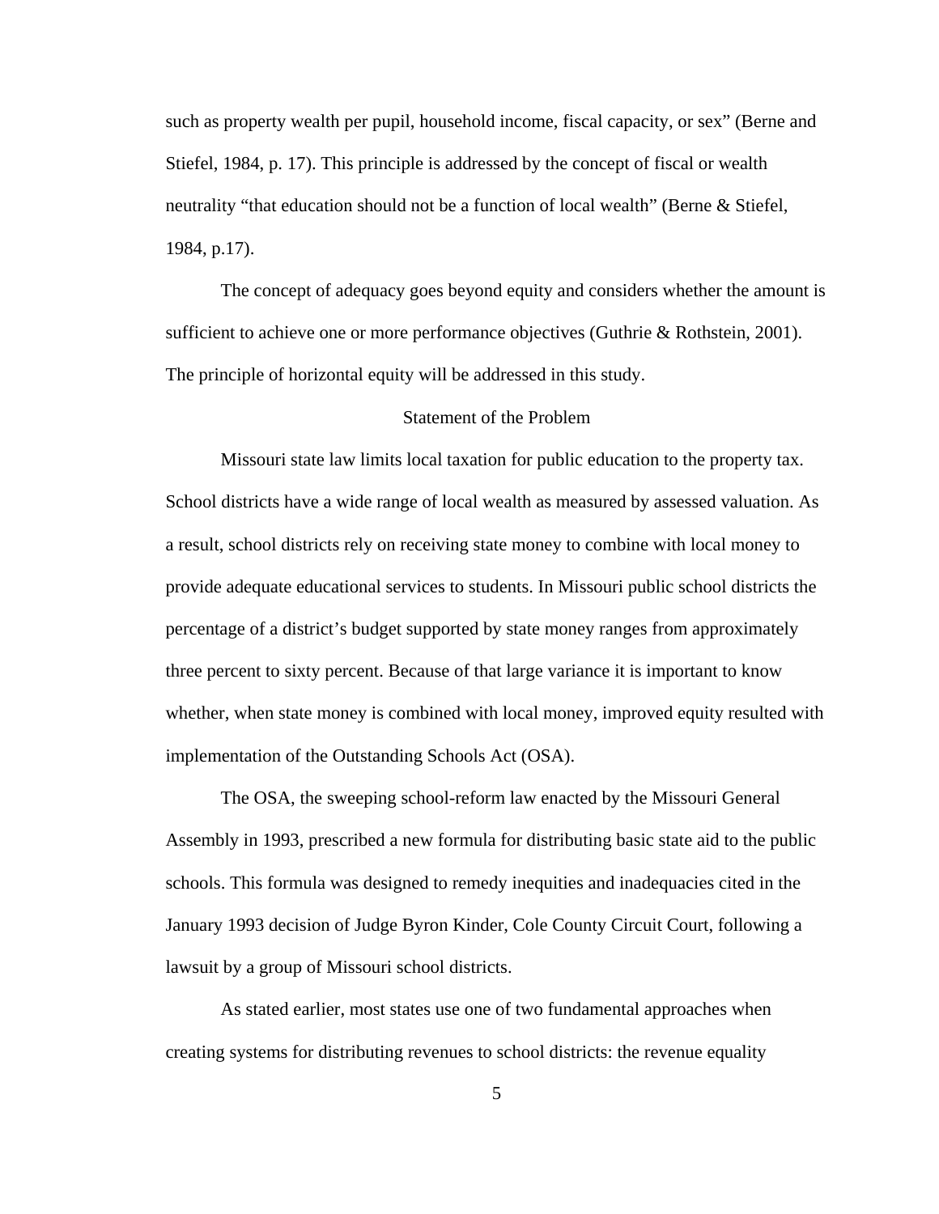such as property wealth per pupil, household income, fiscal capacity, or sex" (Berne and Stiefel, 1984, p. 17). This principle is addressed by the concept of fiscal or wealth neutrality "that education should not be a function of local wealth" (Berne & Stiefel, 1984, p.17).

The concept of adequacy goes beyond equity and considers whether the amount is sufficient to achieve one or more performance objectives (Guthrie & Rothstein, 2001). The principle of horizontal equity will be addressed in this study.

## Statement of the Problem

Missouri state law limits local taxation for public education to the property tax. School districts have a wide range of local wealth as measured by assessed valuation. As a result, school districts rely on receiving state money to combine with local money to provide adequate educational services to students. In Missouri public school districts the percentage of a district's budget supported by state money ranges from approximately three percent to sixty percent. Because of that large variance it is important to know whether, when state money is combined with local money, improved equity resulted with implementation of the Outstanding Schools Act (OSA).

The OSA, the sweeping school-reform law enacted by the Missouri General Assembly in 1993, prescribed a new formula for distributing basic state aid to the public schools. This formula was designed to remedy inequities and inadequacies cited in the January 1993 decision of Judge Byron Kinder, Cole County Circuit Court, following a lawsuit by a group of Missouri school districts.

As stated earlier, most states use one of two fundamental approaches when creating systems for distributing revenues to school districts: the revenue equality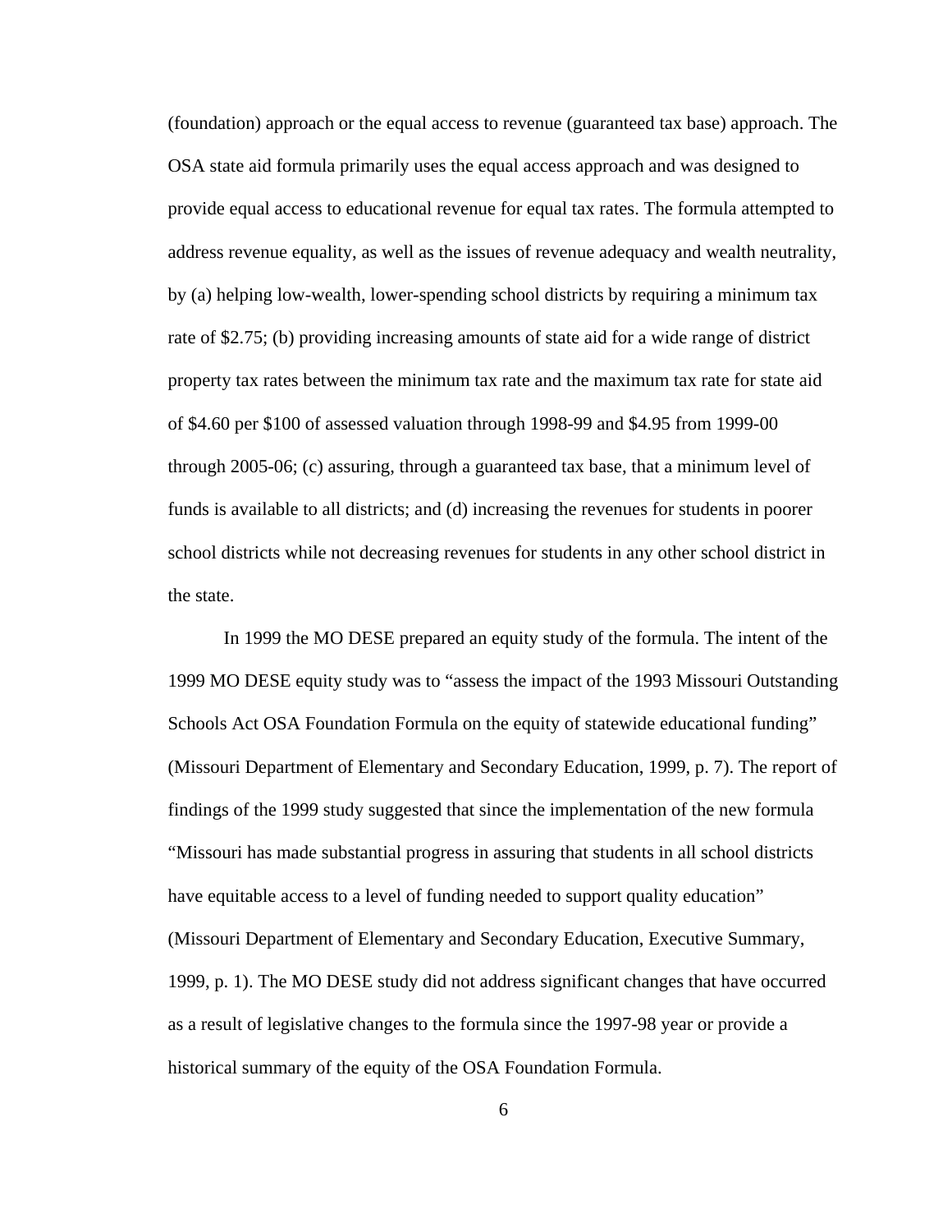(foundation) approach or the equal access to revenue (guaranteed tax base) approach. The OSA state aid formula primarily uses the equal access approach and was designed to provide equal access to educational revenue for equal tax rates. The formula attempted to address revenue equality, as well as the issues of revenue adequacy and wealth neutrality, by (a) helping low-wealth, lower-spending school districts by requiring a minimum tax rate of $2.75; (b) providing increasing amounts of state aid for a wide range of district property tax rates between the minimum tax rate and the maximum tax rate for state aid of $4.60 per $100 of assessed valuation through 1998-99 and $4.95 from 1999-00 through 2005-06; (c) assuring, through a guaranteed tax base, that a minimum level of funds is available to all districts; and (d) increasing the revenues for students in poorer school districts while not decreasing revenues for students in any other school district in the state.

In 1999 the MO DESE prepared an equity study of the formula. The intent of the 1999 MO DESE equity study was to "assess the impact of the 1993 Missouri Outstanding Schools Act OSA Foundation Formula on the equity of statewide educational funding" (Missouri Department of Elementary and Secondary Education, 1999, p. 7). The report of findings of the 1999 study suggested that since the implementation of the new formula "Missouri has made substantial progress in assuring that students in all school districts have equitable access to a level of funding needed to support quality education" (Missouri Department of Elementary and Secondary Education, Executive Summary, 1999, p. 1). The MO DESE study did not address significant changes that have occurred as a result of legislative changes to the formula since the 1997-98 year or provide a historical summary of the equity of the OSA Foundation Formula.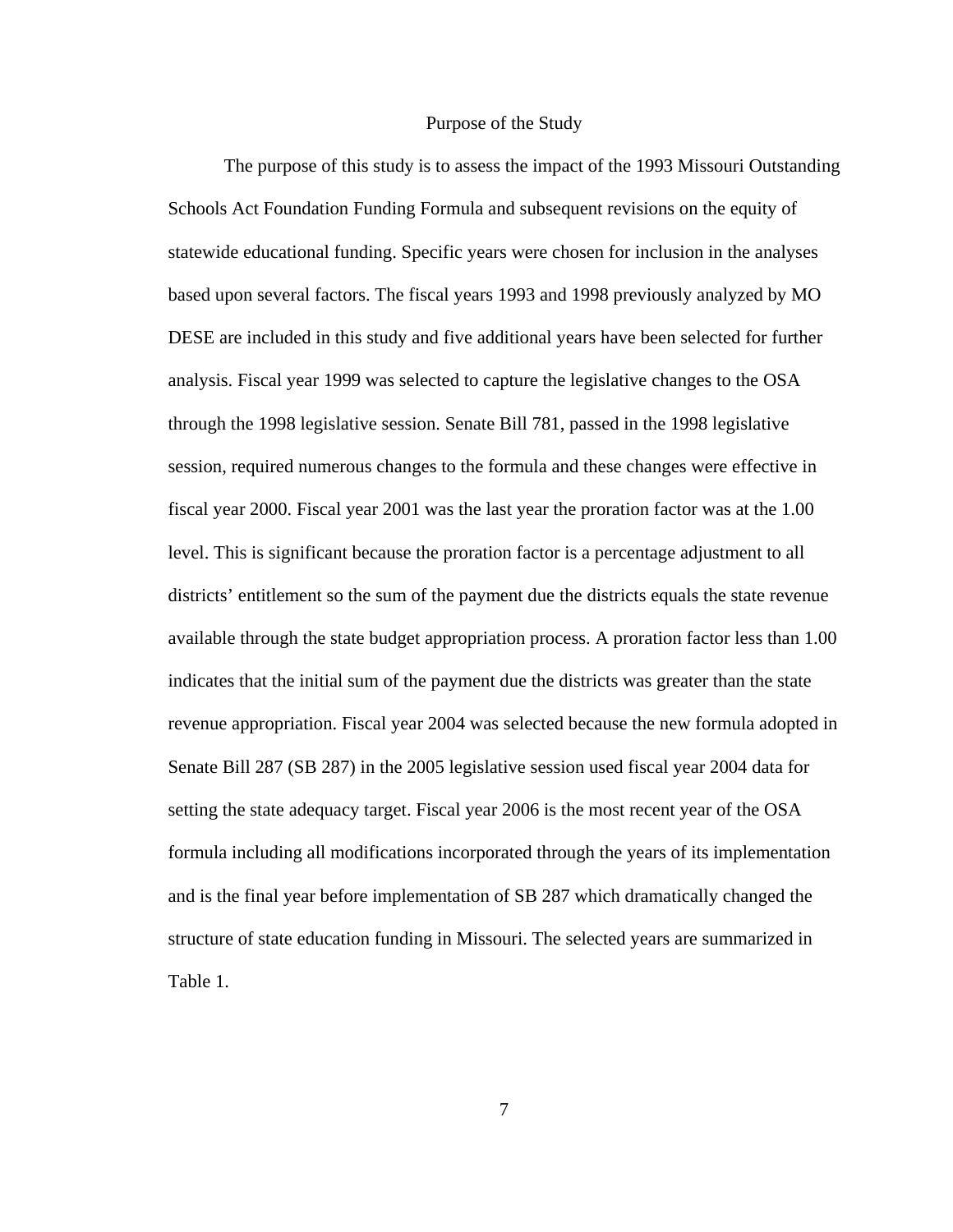## Purpose of the Study

The purpose of this study is to assess the impact of the 1993 Missouri Outstanding Schools Act Foundation Funding Formula and subsequent revisions on the equity of statewide educational funding. Specific years were chosen for inclusion in the analyses based upon several factors. The fiscal years 1993 and 1998 previously analyzed by MO DESE are included in this study and five additional years have been selected for further analysis. Fiscal year 1999 was selected to capture the legislative changes to the OSA through the 1998 legislative session. Senate Bill 781, passed in the 1998 legislative session, required numerous changes to the formula and these changes were effective in fiscal year 2000. Fiscal year 2001 was the last year the proration factor was at the 1.00 level. This is significant because the proration factor is a percentage adjustment to all districts' entitlement so the sum of the payment due the districts equals the state revenue available through the state budget appropriation process. A proration factor less than 1.00 indicates that the initial sum of the payment due the districts was greater than the state revenue appropriation. Fiscal year 2004 was selected because the new formula adopted in Senate Bill 287 (SB 287) in the 2005 legislative session used fiscal year 2004 data for setting the state adequacy target. Fiscal year 2006 is the most recent year of the OSA formula including all modifications incorporated through the years of its implementation and is the final year before implementation of SB 287 which dramatically changed the structure of state education funding in Missouri. The selected years are summarized in Table 1.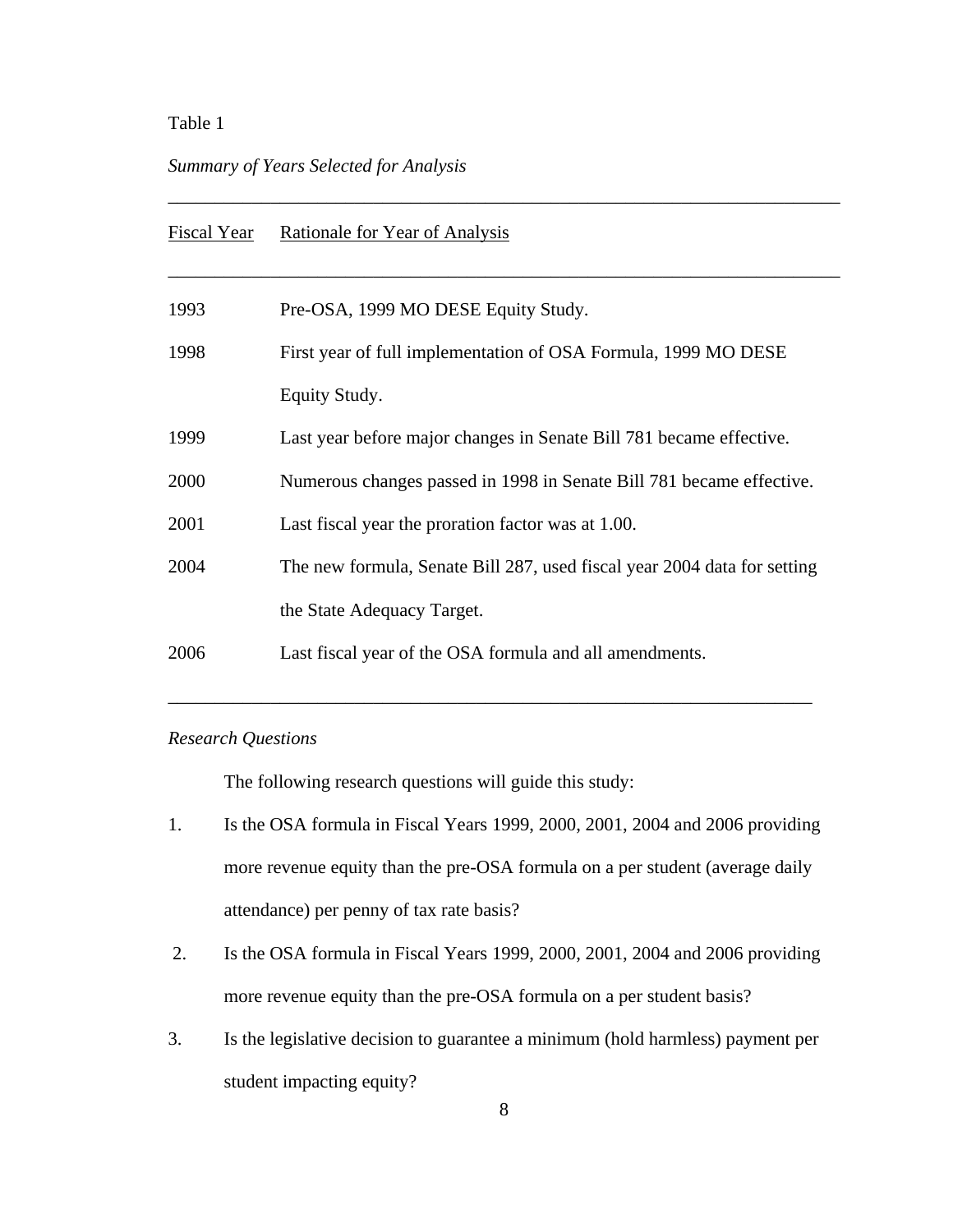Table 1

*Summary of Years Selected for Analysis*

| Fiscal Year | Rationale for Year of Analysis |
|---|---|
| 1993 | Pre-OSA, 1999 MO DESE Equity Study. |
| 1998 | First year of full implementation of OSA Formula, 1999 MO DESE Equity Study. |
| 1999 | Last year before major changes in Senate Bill 781 became effective. |
| 2000 | Numerous changes passed in 1998 in Senate Bill 781 became effective. |
| 2001 | Last fiscal year the proration factor was at 1.00. |
| 2004 | The new formula, Senate Bill 287, used fiscal year 2004 data for setting the State Adequacy Target. |
| 2006 | Last fiscal year of the OSA formula and all amendments. |

*Research Questions*

The following research questions will guide this study:

1. Is the OSA formula in Fiscal Years 1999, 2000, 2001, 2004 and 2006 providing more revenue equity than the pre-OSA formula on a per student (average daily attendance) per penny of tax rate basis?
2. Is the OSA formula in Fiscal Years 1999, 2000, 2001, 2004 and 2006 providing more revenue equity than the pre-OSA formula on a per student basis?
3. Is the legislative decision to guarantee a minimum (hold harmless) payment per student impacting equity?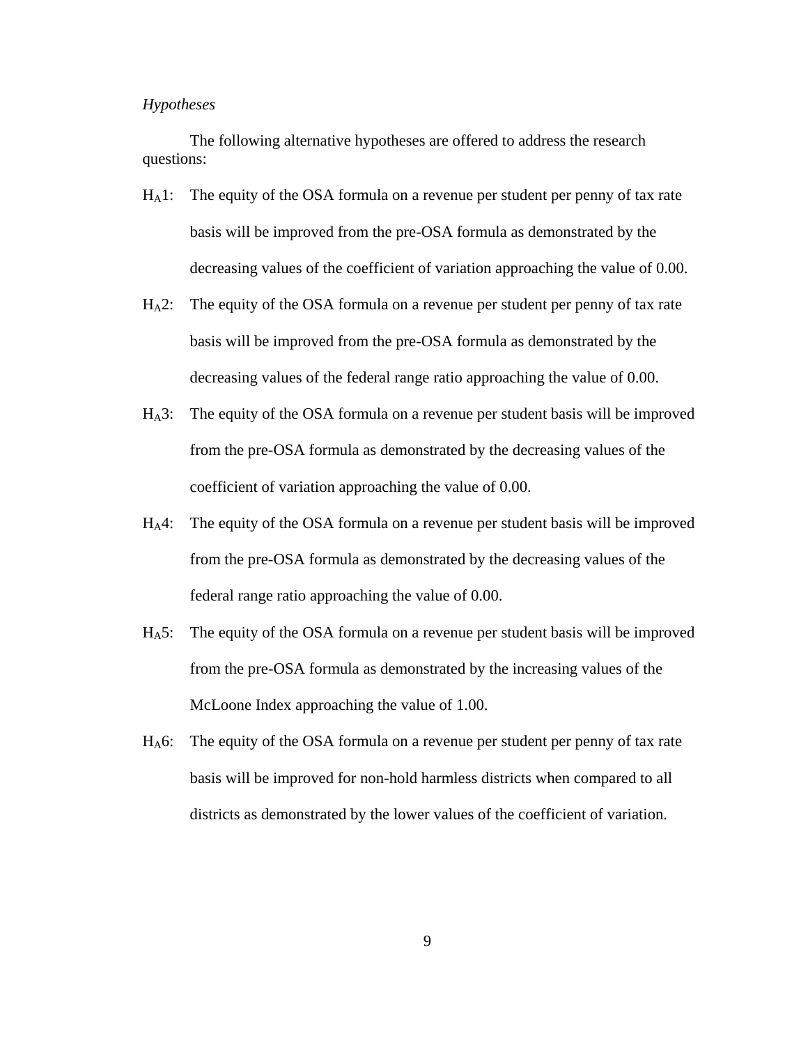*Hypotheses*

The following alternative hypotheses are offered to address the research questions:

$H_A1$: The equity of the OSA formula on a revenue per student per penny of tax rate basis will be improved from the pre-OSA formula as demonstrated by the decreasing values of the coefficient of variation approaching the value of 0.00.

$H_A2$: The equity of the OSA formula on a revenue per student per penny of tax rate basis will be improved from the pre-OSA formula as demonstrated by the decreasing values of the federal range ratio approaching the value of 0.00.

$H_A3$: The equity of the OSA formula on a revenue per student basis will be improved from the pre-OSA formula as demonstrated by the decreasing values of the coefficient of variation approaching the value of 0.00.

$H_A4$: The equity of the OSA formula on a revenue per student basis will be improved from the pre-OSA formula as demonstrated by the decreasing values of the federal range ratio approaching the value of 0.00.

$H_A5$: The equity of the OSA formula on a revenue per student basis will be improved from the pre-OSA formula as demonstrated by the increasing values of the McLoone Index approaching the value of 1.00.

$H_A6$: The equity of the OSA formula on a revenue per student per penny of tax rate basis will be improved for non-hold harmless districts when compared to all districts as demonstrated by the lower values of the coefficient of variation.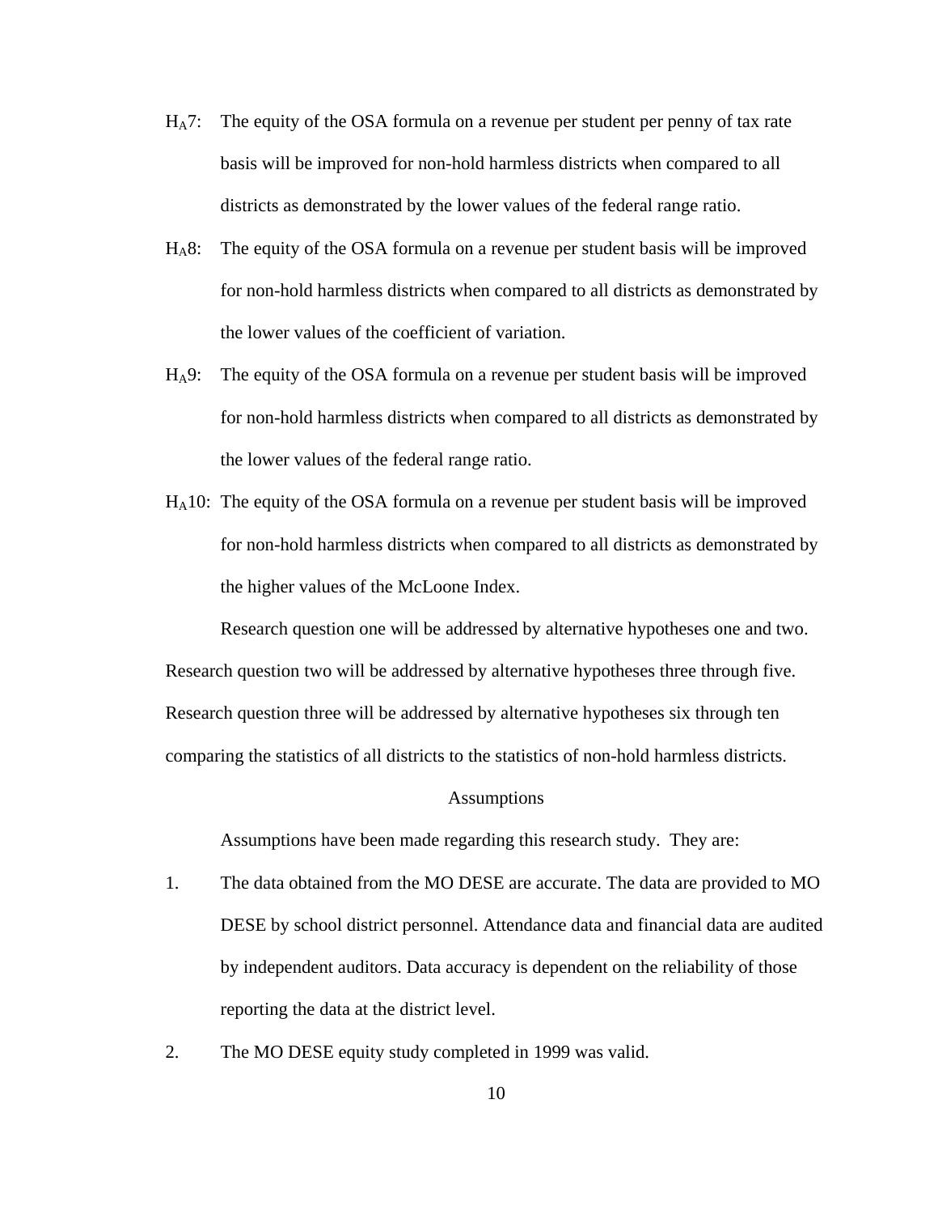$H_A7$: The equity of the OSA formula on a revenue per student per penny of tax rate basis will be improved for non-hold harmless districts when compared to all districts as demonstrated by the lower values of the federal range ratio.

$H_A8$: The equity of the OSA formula on a revenue per student basis will be improved for non-hold harmless districts when compared to all districts as demonstrated by the lower values of the coefficient of variation.

$H_A9$: The equity of the OSA formula on a revenue per student basis will be improved for non-hold harmless districts when compared to all districts as demonstrated by the lower values of the federal range ratio.

$H_A10$: The equity of the OSA formula on a revenue per student basis will be improved for non-hold harmless districts when compared to all districts as demonstrated by the higher values of the McLoone Index.

Research question one will be addressed by alternative hypotheses one and two. Research question two will be addressed by alternative hypotheses three through five. Research question three will be addressed by alternative hypotheses six through ten comparing the statistics of all districts to the statistics of non-hold harmless districts.

## Assumptions

Assumptions have been made regarding this research study. They are:

1. The data obtained from the MO DESE are accurate. The data are provided to MO DESE by school district personnel. Attendance data and financial data are audited by independent auditors. Data accuracy is dependent on the reliability of those reporting the data at the district level.
2. The MO DESE equity study completed in 1999 was valid.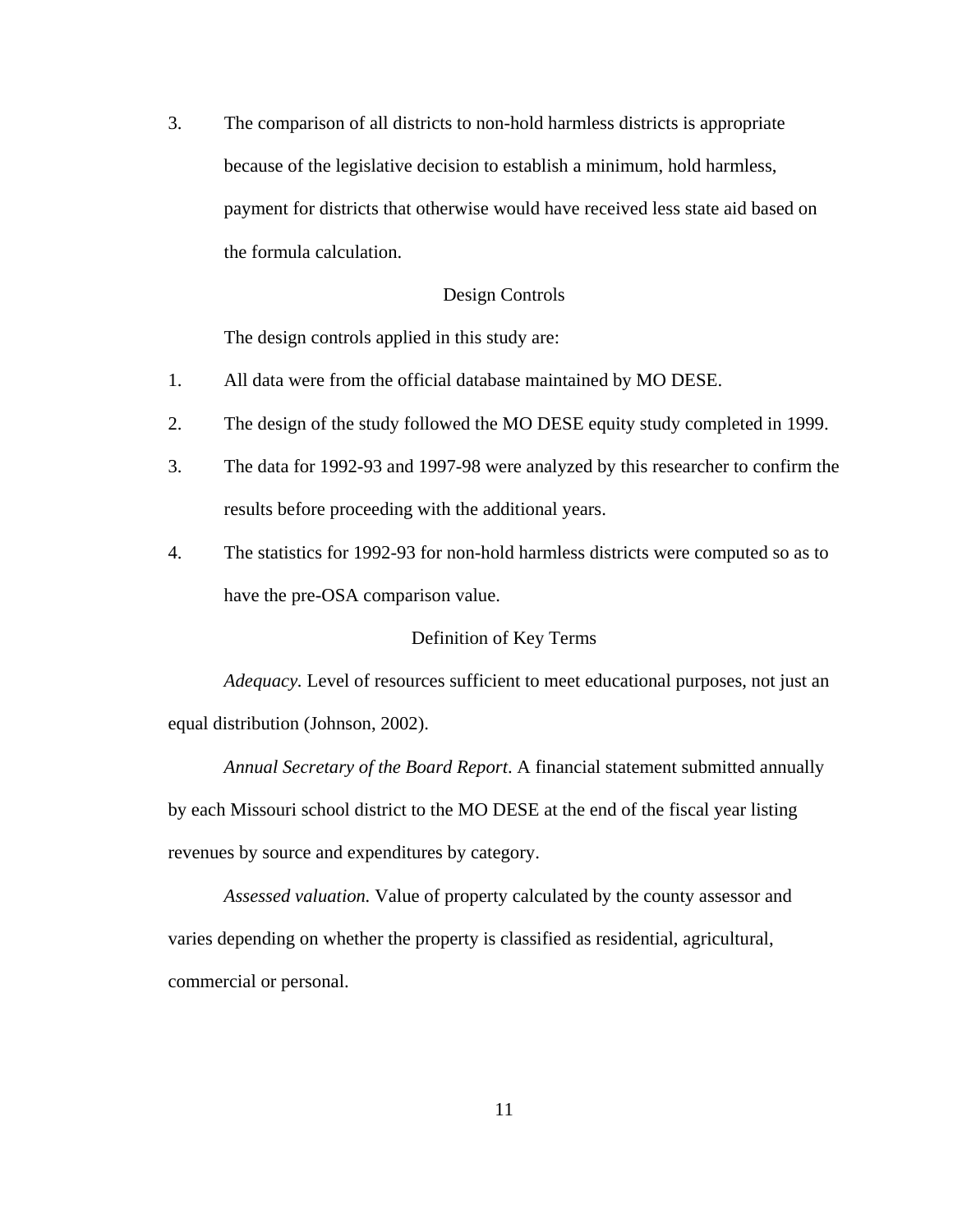3. The comparison of all districts to non-hold harmless districts is appropriate because of the legislative decision to establish a minimum, hold harmless, payment for districts that otherwise would have received less state aid based on the formula calculation.

## Design Controls

The design controls applied in this study are:

1. All data were from the official database maintained by MO DESE.
2. The design of the study followed the MO DESE equity study completed in 1999.
3. The data for 1992-93 and 1997-98 were analyzed by this researcher to confirm the results before proceeding with the additional years.
4. The statistics for 1992-93 for non-hold harmless districts were computed so as to have the pre-OSA comparison value.

## Definition of Key Terms

*Adequacy.* Level of resources sufficient to meet educational purposes, not just an equal distribution (Johnson, 2002).

*Annual Secretary of the Board Report*. A financial statement submitted annually by each Missouri school district to the MO DESE at the end of the fiscal year listing revenues by source and expenditures by category.

*Assessed valuation.* Value of property calculated by the county assessor and varies depending on whether the property is classified as residential, agricultural, commercial or personal.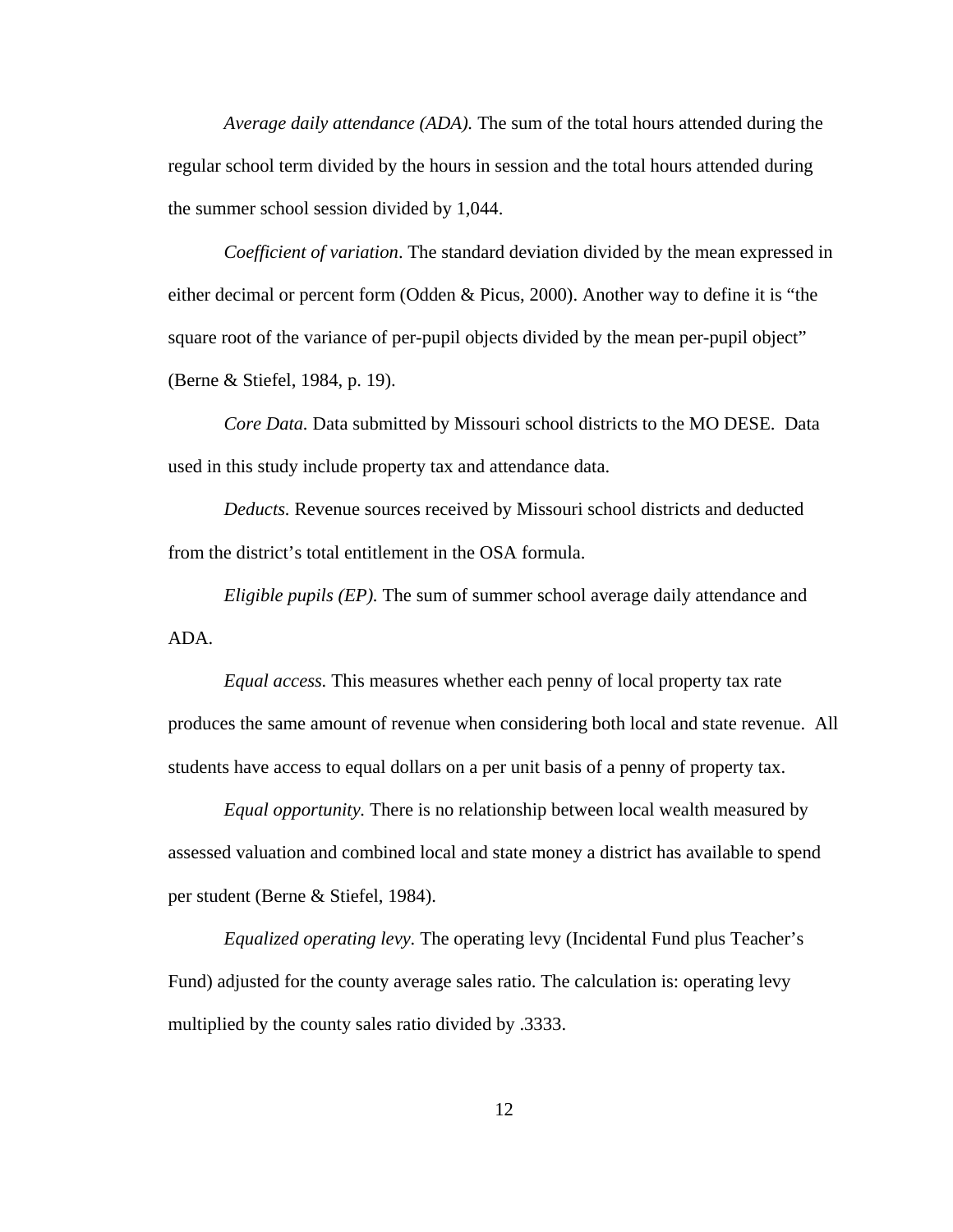*Average daily attendance (ADA).* The sum of the total hours attended during the regular school term divided by the hours in session and the total hours attended during the summer school session divided by 1,044.

*Coefficient of variation*. The standard deviation divided by the mean expressed in either decimal or percent form (Odden & Picus, 2000). Another way to define it is "the square root of the variance of per-pupil objects divided by the mean per-pupil object" (Berne & Stiefel, 1984, p. 19).

*Core Data.* Data submitted by Missouri school districts to the MO DESE. Data used in this study include property tax and attendance data.

*Deducts.* Revenue sources received by Missouri school districts and deducted from the district's total entitlement in the OSA formula.

*Eligible pupils (EP).* The sum of summer school average daily attendance and ADA.

*Equal access.* This measures whether each penny of local property tax rate produces the same amount of revenue when considering both local and state revenue. All students have access to equal dollars on a per unit basis of a penny of property tax.

*Equal opportunity.* There is no relationship between local wealth measured by assessed valuation and combined local and state money a district has available to spend per student (Berne & Stiefel, 1984).

*Equalized operating levy.* The operating levy (Incidental Fund plus Teacher's Fund) adjusted for the county average sales ratio. The calculation is: operating levy multiplied by the county sales ratio divided by .3333.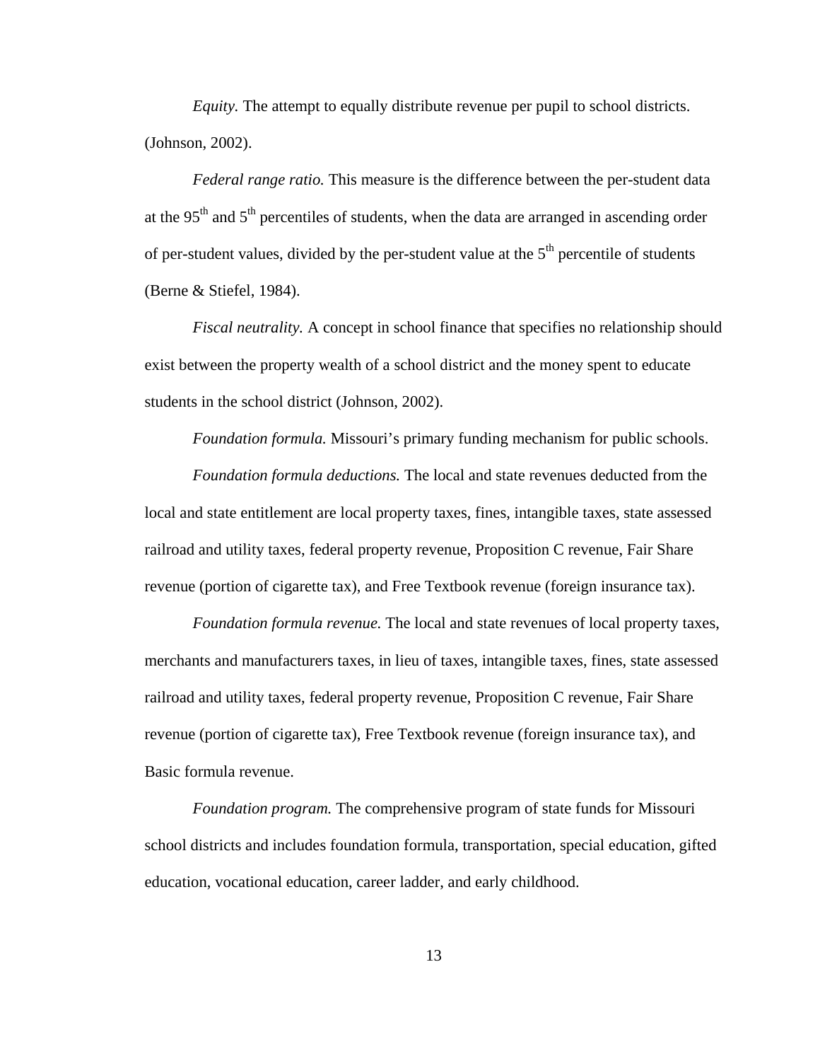*Equity.* The attempt to equally distribute revenue per pupil to school districts. (Johnson, 2002).

*Federal range ratio.* This measure is the difference between the per-student data at the $95^{th}$ and $5^{th}$ percentiles of students, when the data are arranged in ascending order of per-student values, divided by the per-student value at the $5^{th}$ percentile of students (Berne & Stiefel, 1984).

*Fiscal neutrality.* A concept in school finance that specifies no relationship should exist between the property wealth of a school district and the money spent to educate students in the school district (Johnson, 2002).

*Foundation formula.* Missouri's primary funding mechanism for public schools.

*Foundation formula deductions.* The local and state revenues deducted from the local and state entitlement are local property taxes, fines, intangible taxes, state assessed railroad and utility taxes, federal property revenue, Proposition C revenue, Fair Share revenue (portion of cigarette tax), and Free Textbook revenue (foreign insurance tax).

*Foundation formula revenue.* The local and state revenues of local property taxes, merchants and manufacturers taxes, in lieu of taxes, intangible taxes, fines, state assessed railroad and utility taxes, federal property revenue, Proposition C revenue, Fair Share revenue (portion of cigarette tax), Free Textbook revenue (foreign insurance tax), and Basic formula revenue.

*Foundation program.* The comprehensive program of state funds for Missouri school districts and includes foundation formula, transportation, special education, gifted education, vocational education, career ladder, and early childhood.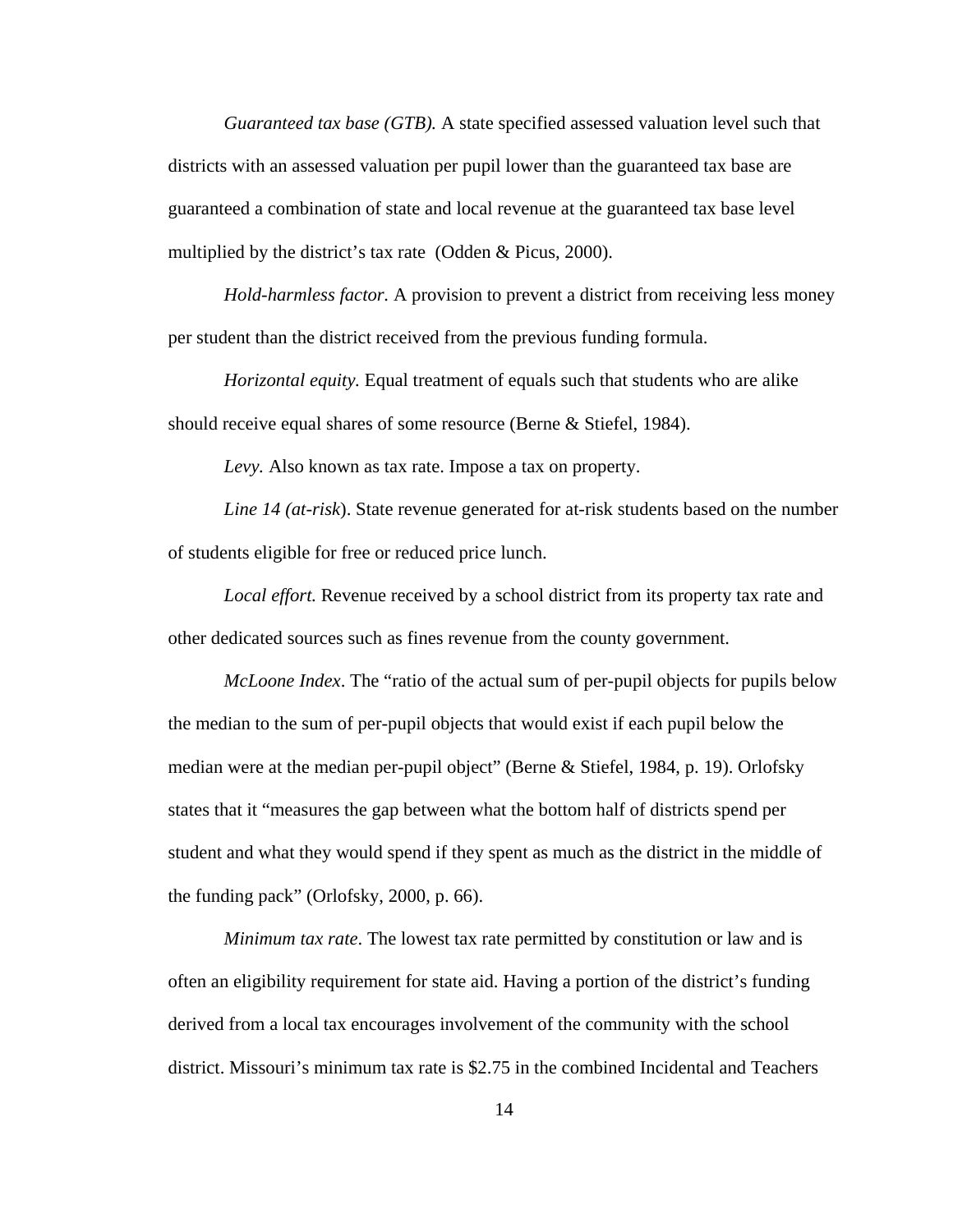*Guaranteed tax base (GTB).* A state specified assessed valuation level such that districts with an assessed valuation per pupil lower than the guaranteed tax base are guaranteed a combination of state and local revenue at the guaranteed tax base level multiplied by the district's tax rate (Odden & Picus, 2000).

*Hold-harmless factor.* A provision to prevent a district from receiving less money per student than the district received from the previous funding formula.

*Horizontal equity.* Equal treatment of equals such that students who are alike should receive equal shares of some resource (Berne & Stiefel, 1984).

*Levy.* Also known as tax rate. Impose a tax on property.

*Line 14 (at-risk*). State revenue generated for at-risk students based on the number of students eligible for free or reduced price lunch.

*Local effort.* Revenue received by a school district from its property tax rate and other dedicated sources such as fines revenue from the county government.

*McLoone Index*. The "ratio of the actual sum of per-pupil objects for pupils below the median to the sum of per-pupil objects that would exist if each pupil below the median were at the median per-pupil object" (Berne & Stiefel, 1984, p. 19). Orlofsky states that it "measures the gap between what the bottom half of districts spend per student and what they would spend if they spent as much as the district in the middle of the funding pack" (Orlofsky, 2000, p. 66).

*Minimum tax rate*. The lowest tax rate permitted by constitution or law and is often an eligibility requirement for state aid. Having a portion of the district's funding derived from a local tax encourages involvement of the community with the school district. Missouri's minimum tax rate is $2.75 in the combined Incidental and Teachers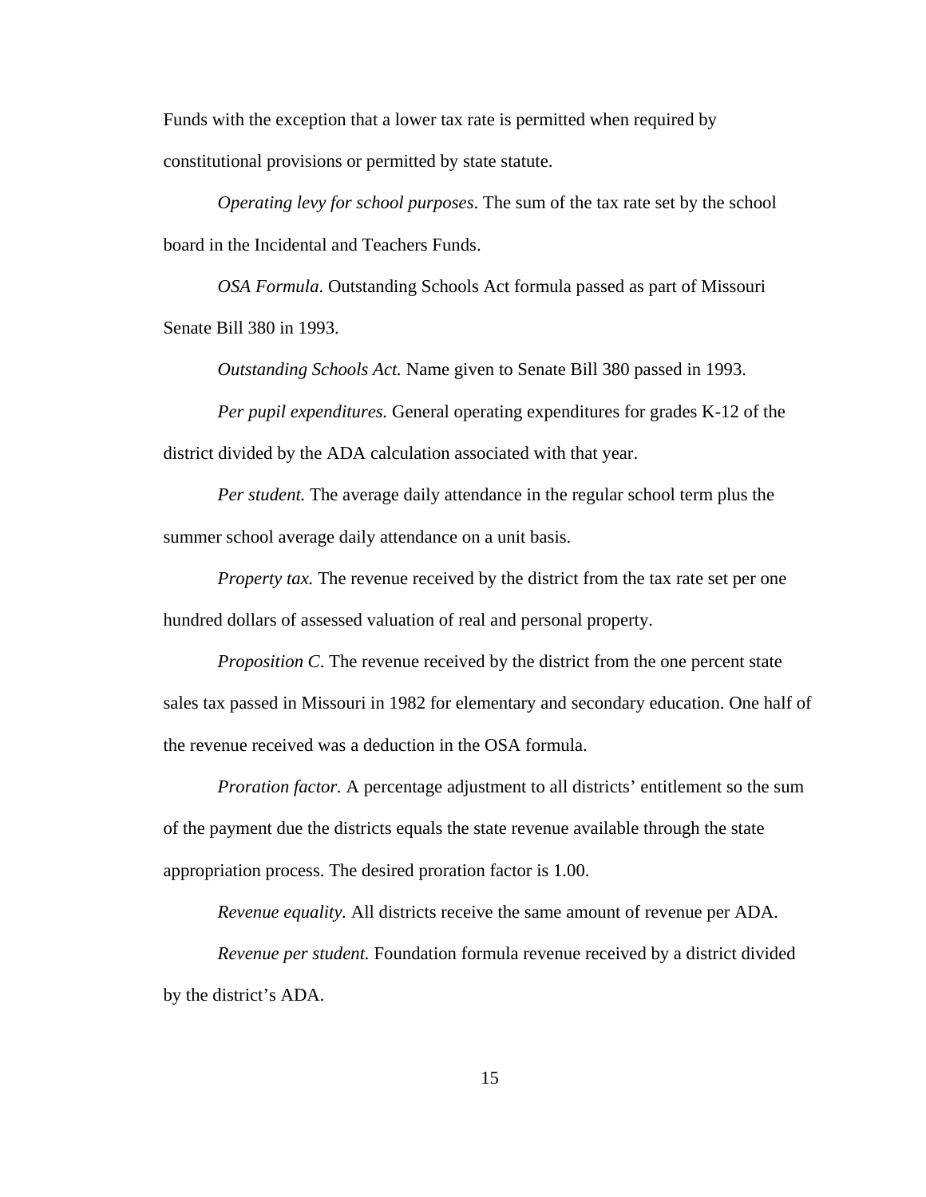Funds with the exception that a lower tax rate is permitted when required by constitutional provisions or permitted by state statute.

*Operating levy for school purposes*. The sum of the tax rate set by the school board in the Incidental and Teachers Funds.

*OSA Formula*. Outstanding Schools Act formula passed as part of Missouri Senate Bill 380 in 1993.

*Outstanding Schools Act.* Name given to Senate Bill 380 passed in 1993.

*Per pupil expenditures.* General operating expenditures for grades K-12 of the district divided by the ADA calculation associated with that year.

*Per student.* The average daily attendance in the regular school term plus the summer school average daily attendance on a unit basis.

*Property tax.* The revenue received by the district from the tax rate set per one hundred dollars of assessed valuation of real and personal property.

*Proposition C*. The revenue received by the district from the one percent state sales tax passed in Missouri in 1982 for elementary and secondary education. One half of the revenue received was a deduction in the OSA formula.

*Proration factor.* A percentage adjustment to all districts' entitlement so the sum of the payment due the districts equals the state revenue available through the state appropriation process. The desired proration factor is 1.00.

*Revenue equality.* All districts receive the same amount of revenue per ADA.

*Revenue per student.* Foundation formula revenue received by a district divided by the district's ADA.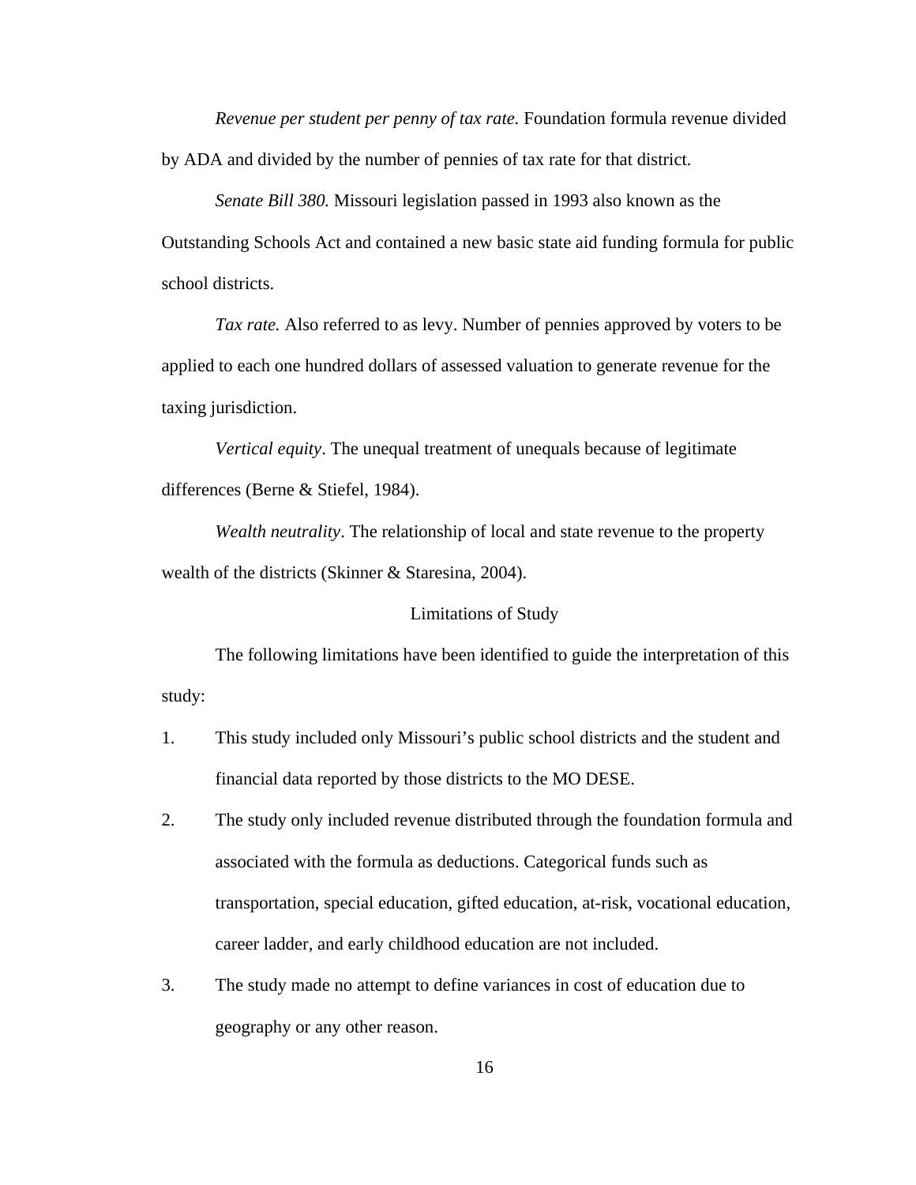*Revenue per student per penny of tax rate.* Foundation formula revenue divided by ADA and divided by the number of pennies of tax rate for that district.

*Senate Bill 380.* Missouri legislation passed in 1993 also known as the Outstanding Schools Act and contained a new basic state aid funding formula for public school districts.

*Tax rate.* Also referred to as levy. Number of pennies approved by voters to be applied to each one hundred dollars of assessed valuation to generate revenue for the taxing jurisdiction.

*Vertical equity*. The unequal treatment of unequals because of legitimate differences (Berne & Stiefel, 1984).

*Wealth neutrality*. The relationship of local and state revenue to the property wealth of the districts (Skinner & Staresina, 2004).

## Limitations of Study

The following limitations have been identified to guide the interpretation of this study:

1. This study included only Missouri's public school districts and the student and financial data reported by those districts to the MO DESE.
2. The study only included revenue distributed through the foundation formula and associated with the formula as deductions. Categorical funds such as transportation, special education, gifted education, at-risk, vocational education, career ladder, and early childhood education are not included.
3. The study made no attempt to define variances in cost of education due to geography or any other reason.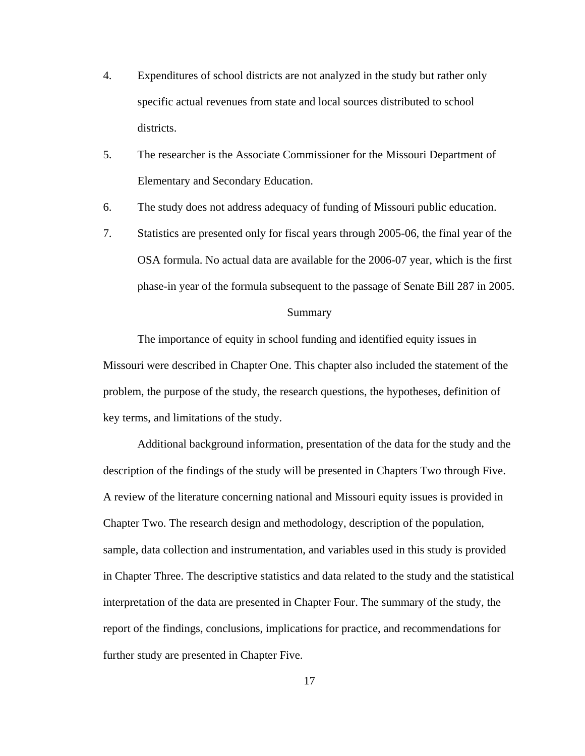4. Expenditures of school districts are not analyzed in the study but rather only specific actual revenues from state and local sources distributed to school districts.
5. The researcher is the Associate Commissioner for the Missouri Department of Elementary and Secondary Education.
6. The study does not address adequacy of funding of Missouri public education.
7. Statistics are presented only for fiscal years through 2005-06, the final year of the OSA formula. No actual data are available for the 2006-07 year, which is the first phase-in year of the formula subsequent to the passage of Senate Bill 287 in 2005.

## Summary

The importance of equity in school funding and identified equity issues in Missouri were described in Chapter One. This chapter also included the statement of the problem, the purpose of the study, the research questions, the hypotheses, definition of key terms, and limitations of the study.

Additional background information, presentation of the data for the study and the description of the findings of the study will be presented in Chapters Two through Five. A review of the literature concerning national and Missouri equity issues is provided in Chapter Two. The research design and methodology, description of the population, sample, data collection and instrumentation, and variables used in this study is provided in Chapter Three. The descriptive statistics and data related to the study and the statistical interpretation of the data are presented in Chapter Four. The summary of the study, the report of the findings, conclusions, implications for practice, and recommendations for further study are presented in Chapter Five.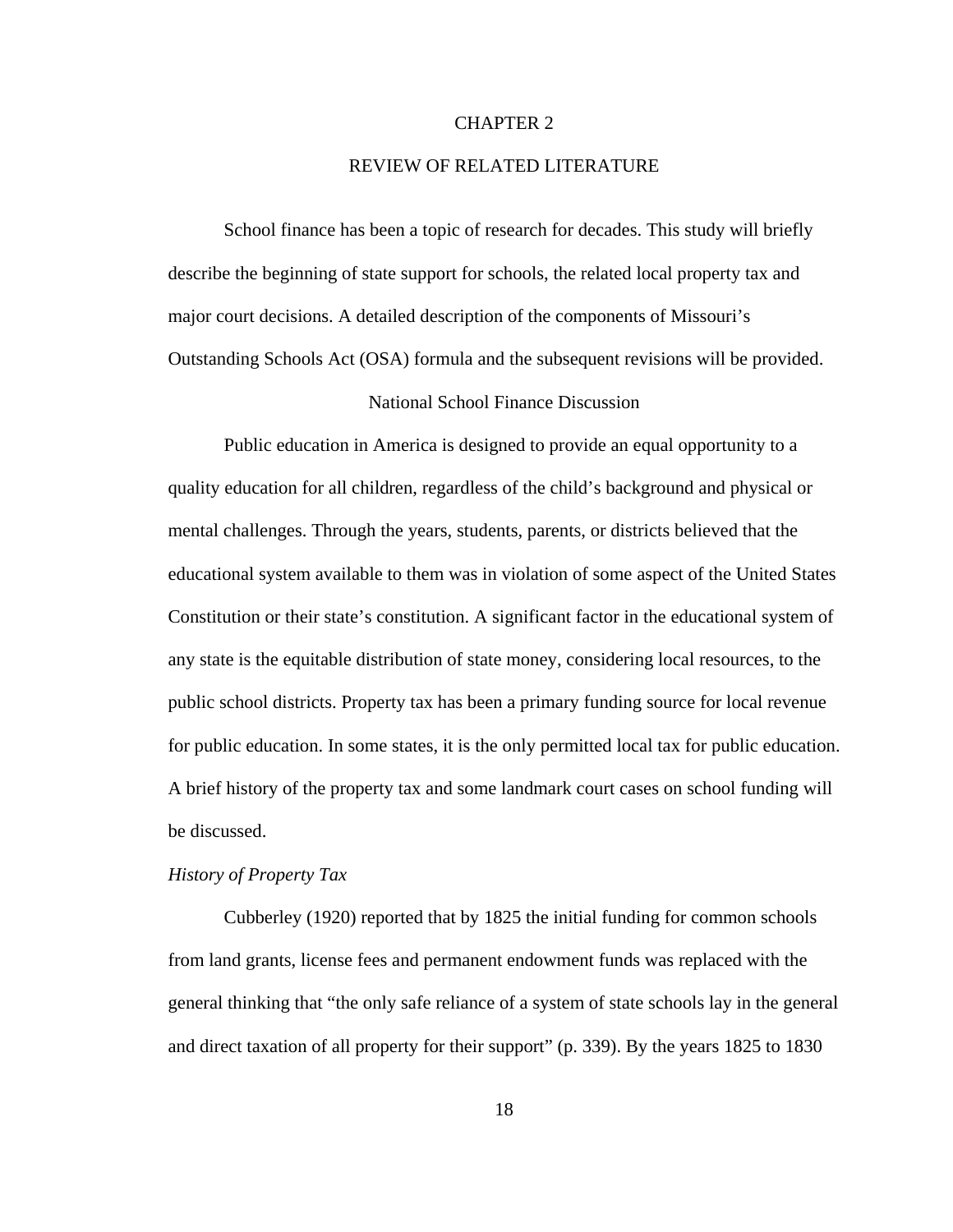# CHAPTER 2

# REVIEW OF RELATED LITERATURE

School finance has been a topic of research for decades. This study will briefly describe the beginning of state support for schools, the related local property tax and major court decisions. A detailed description of the components of Missouri's Outstanding Schools Act (OSA) formula and the subsequent revisions will be provided.

## National School Finance Discussion

Public education in America is designed to provide an equal opportunity to a quality education for all children, regardless of the child's background and physical or mental challenges. Through the years, students, parents, or districts believed that the educational system available to them was in violation of some aspect of the United States Constitution or their state's constitution. A significant factor in the educational system of any state is the equitable distribution of state money, considering local resources, to the public school districts. Property tax has been a primary funding source for local revenue for public education. In some states, it is the only permitted local tax for public education. A brief history of the property tax and some landmark court cases on school funding will be discussed.

### *History of Property Tax*

Cubberley (1920) reported that by 1825 the initial funding for common schools from land grants, license fees and permanent endowment funds was replaced with the general thinking that "the only safe reliance of a system of state schools lay in the general and direct taxation of all property for their support" (p. 339). By the years 1825 to 1830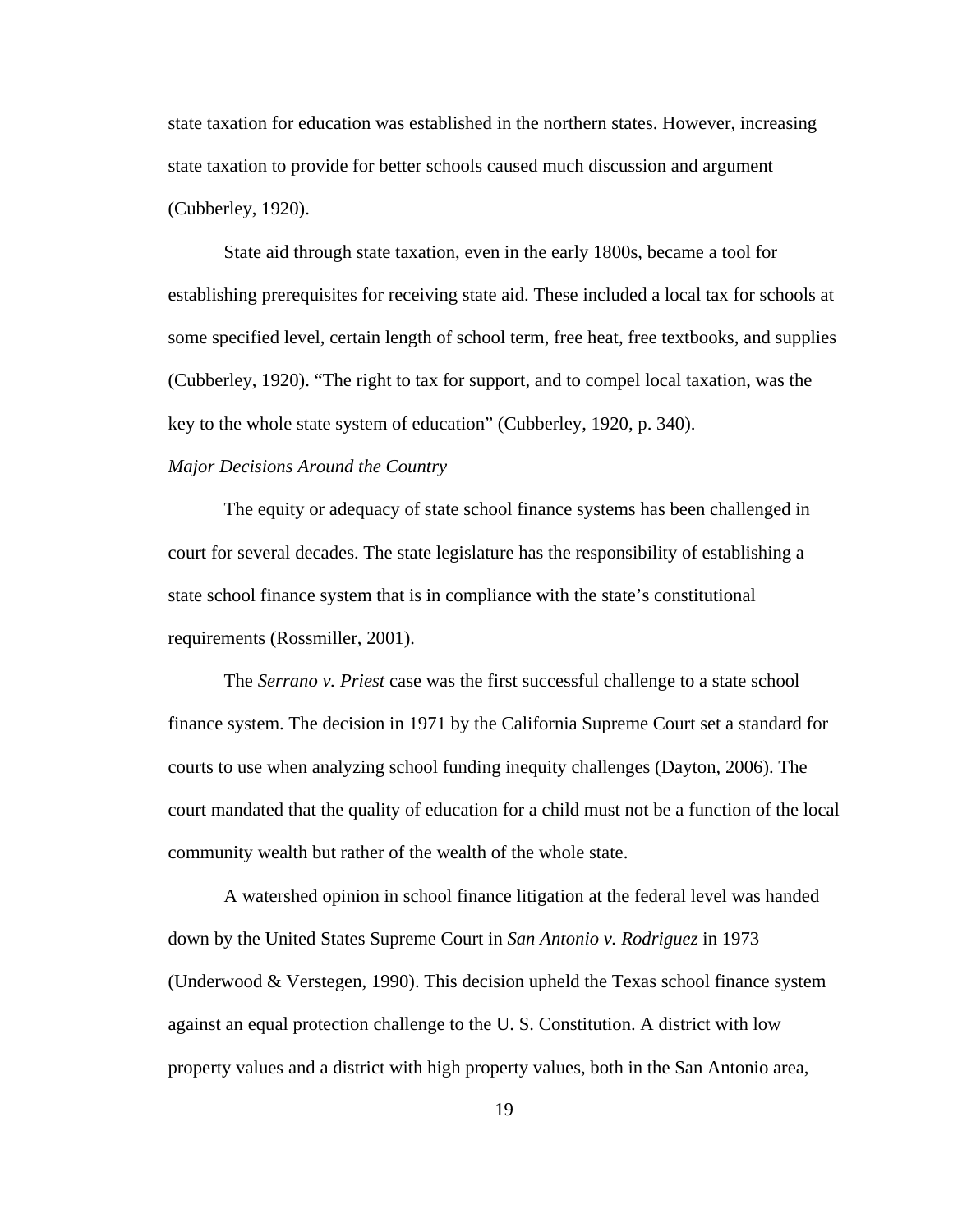state taxation for education was established in the northern states. However, increasing state taxation to provide for better schools caused much discussion and argument (Cubberley, 1920).

State aid through state taxation, even in the early 1800s, became a tool for establishing prerequisites for receiving state aid. These included a local tax for schools at some specified level, certain length of school term, free heat, free textbooks, and supplies (Cubberley, 1920). "The right to tax for support, and to compel local taxation, was the key to the whole state system of education" (Cubberley, 1920, p. 340).

*Major Decisions Around the Country*

The equity or adequacy of state school finance systems has been challenged in court for several decades. The state legislature has the responsibility of establishing a state school finance system that is in compliance with the state's constitutional requirements (Rossmiller, 2001).

The *Serrano v. Priest* case was the first successful challenge to a state school finance system. The decision in 1971 by the California Supreme Court set a standard for courts to use when analyzing school funding inequity challenges (Dayton, 2006). The court mandated that the quality of education for a child must not be a function of the local community wealth but rather of the wealth of the whole state.

A watershed opinion in school finance litigation at the federal level was handed down by the United States Supreme Court in *San Antonio v. Rodriguez* in 1973 (Underwood & Verstegen, 1990). This decision upheld the Texas school finance system against an equal protection challenge to the U. S. Constitution. A district with low property values and a district with high property values, both in the San Antonio area,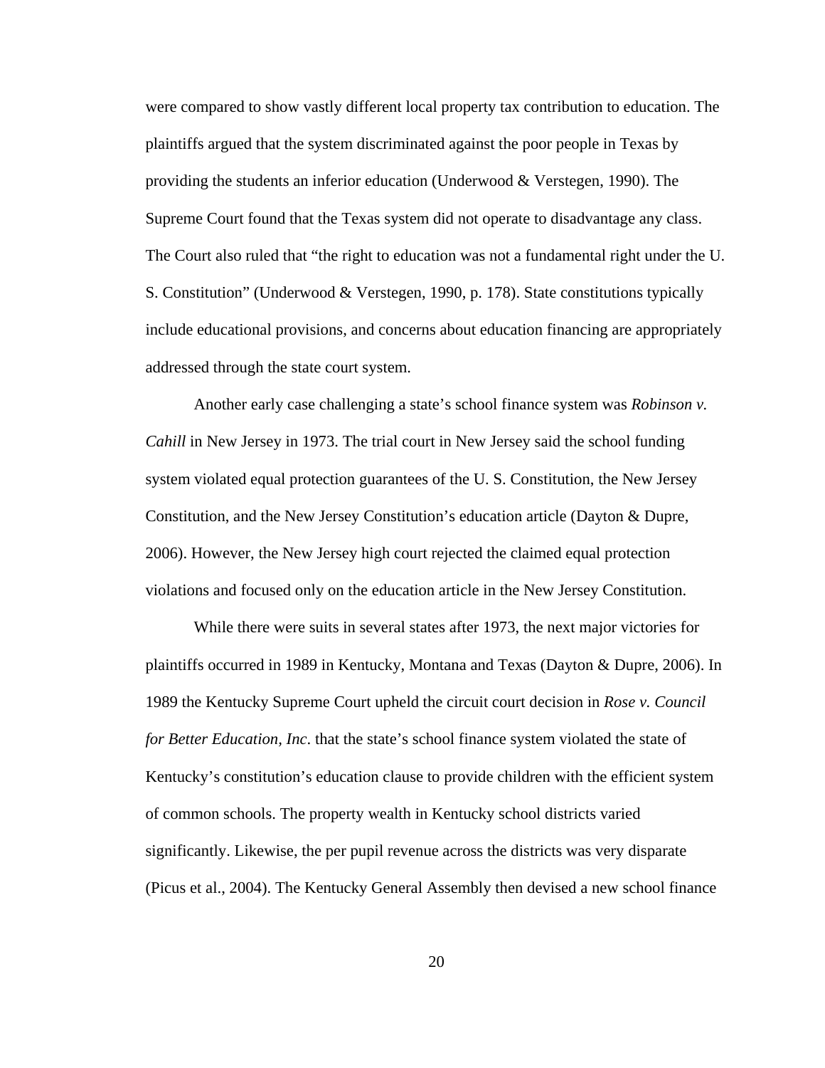were compared to show vastly different local property tax contribution to education. The plaintiffs argued that the system discriminated against the poor people in Texas by providing the students an inferior education (Underwood & Verstegen, 1990). The Supreme Court found that the Texas system did not operate to disadvantage any class. The Court also ruled that "the right to education was not a fundamental right under the U. S. Constitution" (Underwood & Verstegen, 1990, p. 178). State constitutions typically include educational provisions, and concerns about education financing are appropriately addressed through the state court system.

Another early case challenging a state's school finance system was *Robinson v. Cahill* in New Jersey in 1973. The trial court in New Jersey said the school funding system violated equal protection guarantees of the U. S. Constitution, the New Jersey Constitution, and the New Jersey Constitution's education article (Dayton & Dupre, 2006). However, the New Jersey high court rejected the claimed equal protection violations and focused only on the education article in the New Jersey Constitution.

While there were suits in several states after 1973, the next major victories for plaintiffs occurred in 1989 in Kentucky, Montana and Texas (Dayton & Dupre, 2006). In 1989 the Kentucky Supreme Court upheld the circuit court decision in *Rose v. Council for Better Education, Inc*. that the state's school finance system violated the state of Kentucky's constitution's education clause to provide children with the efficient system of common schools. The property wealth in Kentucky school districts varied significantly. Likewise, the per pupil revenue across the districts was very disparate (Picus et al., 2004). The Kentucky General Assembly then devised a new school finance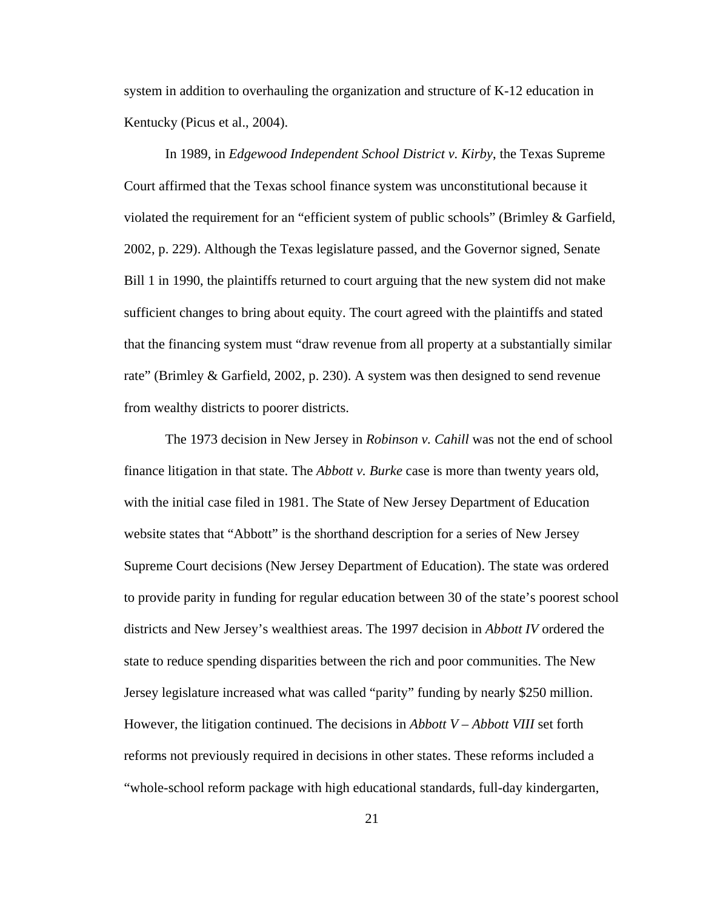system in addition to overhauling the organization and structure of K-12 education in Kentucky (Picus et al., 2004).

In 1989, in *Edgewood Independent School District v. Kirby*, the Texas Supreme Court affirmed that the Texas school finance system was unconstitutional because it violated the requirement for an "efficient system of public schools" (Brimley & Garfield, 2002, p. 229). Although the Texas legislature passed, and the Governor signed, Senate Bill 1 in 1990, the plaintiffs returned to court arguing that the new system did not make sufficient changes to bring about equity. The court agreed with the plaintiffs and stated that the financing system must "draw revenue from all property at a substantially similar rate" (Brimley & Garfield, 2002, p. 230). A system was then designed to send revenue from wealthy districts to poorer districts.

The 1973 decision in New Jersey in *Robinson v. Cahill* was not the end of school finance litigation in that state. The *Abbott v. Burke* case is more than twenty years old, with the initial case filed in 1981. The State of New Jersey Department of Education website states that "Abbott" is the shorthand description for a series of New Jersey Supreme Court decisions (New Jersey Department of Education). The state was ordered to provide parity in funding for regular education between 30 of the state's poorest school districts and New Jersey's wealthiest areas. The 1997 decision in *Abbott IV* ordered the state to reduce spending disparities between the rich and poor communities. The New Jersey legislature increased what was called "parity" funding by nearly $250 million. However, the litigation continued. The decisions in *Abbott V – Abbott VIII* set forth reforms not previously required in decisions in other states. These reforms included a "whole-school reform package with high educational standards, full-day kindergarten,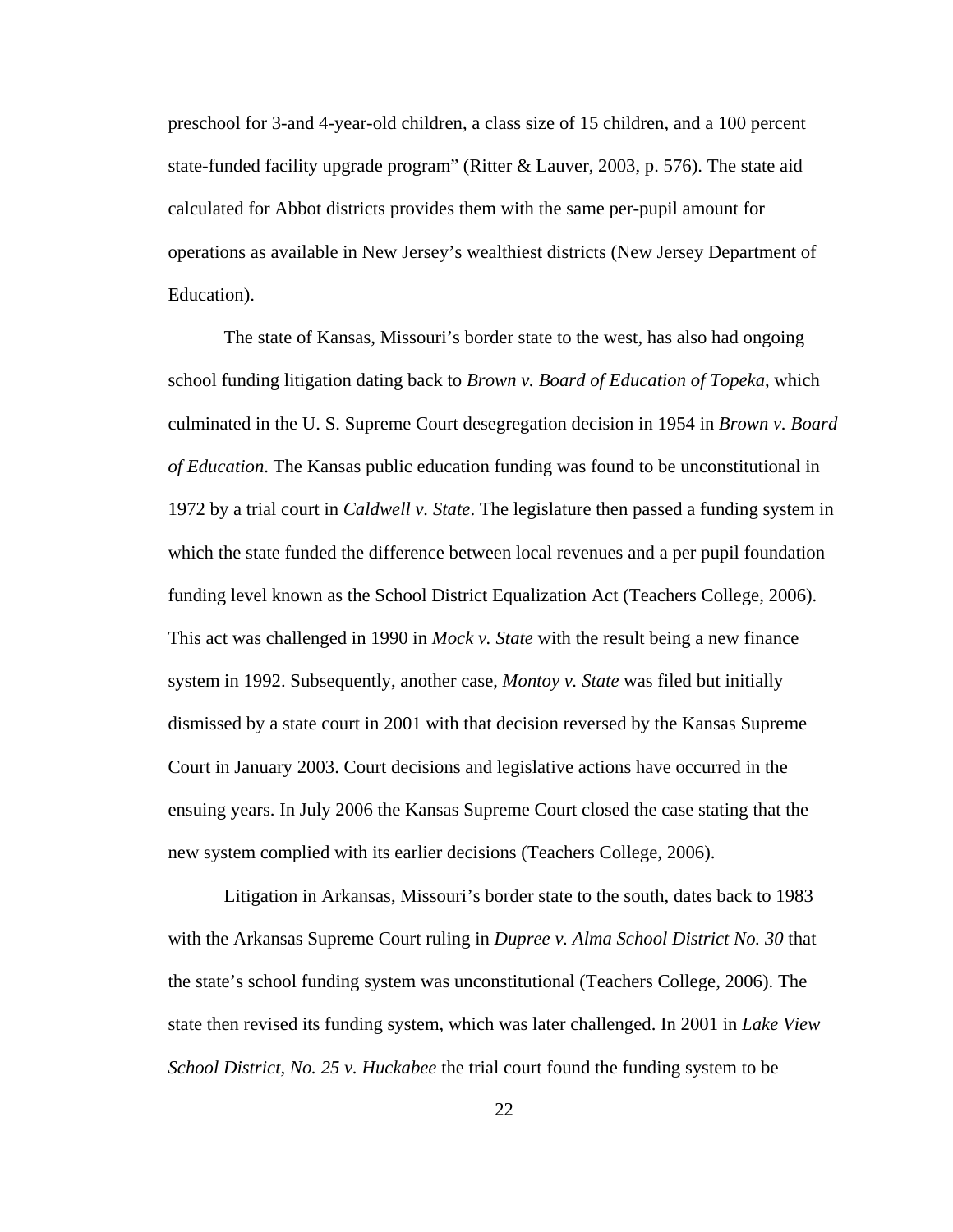preschool for 3-and 4-year-old children, a class size of 15 children, and a 100 percent state-funded facility upgrade program" (Ritter & Lauver, 2003, p. 576). The state aid calculated for Abbot districts provides them with the same per-pupil amount for operations as available in New Jersey's wealthiest districts (New Jersey Department of Education).

The state of Kansas, Missouri's border state to the west, has also had ongoing school funding litigation dating back to *Brown v. Board of Education of Topeka*, which culminated in the U. S. Supreme Court desegregation decision in 1954 in *Brown v. Board of Education*. The Kansas public education funding was found to be unconstitutional in 1972 by a trial court in *Caldwell v. State*. The legislature then passed a funding system in which the state funded the difference between local revenues and a per pupil foundation funding level known as the School District Equalization Act (Teachers College, 2006). This act was challenged in 1990 in *Mock v. State* with the result being a new finance system in 1992. Subsequently, another case, *Montoy v. State* was filed but initially dismissed by a state court in 2001 with that decision reversed by the Kansas Supreme Court in January 2003. Court decisions and legislative actions have occurred in the ensuing years. In July 2006 the Kansas Supreme Court closed the case stating that the new system complied with its earlier decisions (Teachers College, 2006).

Litigation in Arkansas, Missouri's border state to the south, dates back to 1983 with the Arkansas Supreme Court ruling in *Dupree v. Alma School District No. 30* that the state's school funding system was unconstitutional (Teachers College, 2006). The state then revised its funding system, which was later challenged. In 2001 in *Lake View School District, No. 25 v. Huckabee* the trial court found the funding system to be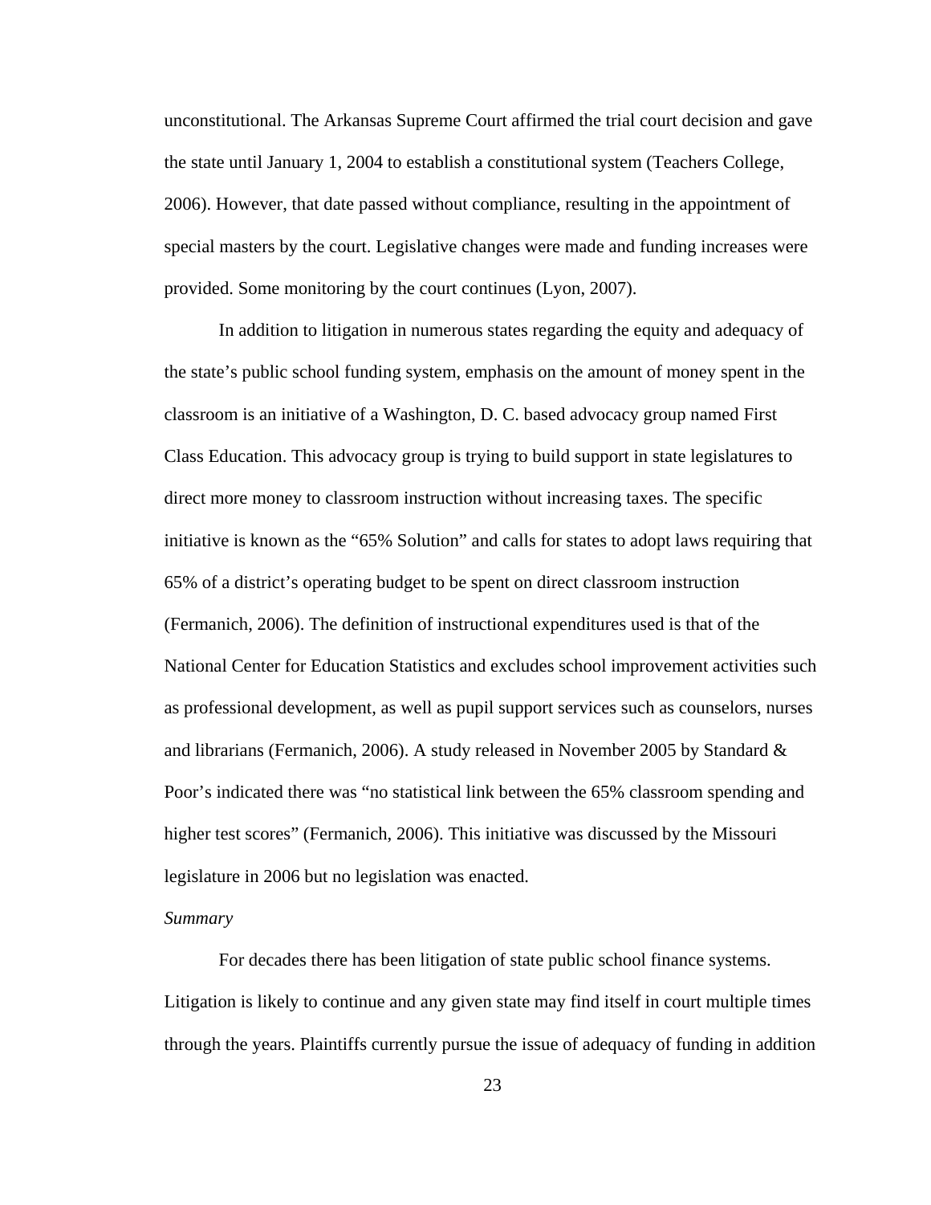unconstitutional. The Arkansas Supreme Court affirmed the trial court decision and gave the state until January 1, 2004 to establish a constitutional system (Teachers College, 2006). However, that date passed without compliance, resulting in the appointment of special masters by the court. Legislative changes were made and funding increases were provided. Some monitoring by the court continues (Lyon, 2007).

In addition to litigation in numerous states regarding the equity and adequacy of the state's public school funding system, emphasis on the amount of money spent in the classroom is an initiative of a Washington, D. C. based advocacy group named First Class Education. This advocacy group is trying to build support in state legislatures to direct more money to classroom instruction without increasing taxes. The specific initiative is known as the "65% Solution" and calls for states to adopt laws requiring that 65% of a district's operating budget to be spent on direct classroom instruction (Fermanich, 2006). The definition of instructional expenditures used is that of the National Center for Education Statistics and excludes school improvement activities such as professional development, as well as pupil support services such as counselors, nurses and librarians (Fermanich, 2006). A study released in November 2005 by Standard & Poor's indicated there was "no statistical link between the 65% classroom spending and higher test scores" (Fermanich, 2006). This initiative was discussed by the Missouri legislature in 2006 but no legislation was enacted.

*Summary*

For decades there has been litigation of state public school finance systems. Litigation is likely to continue and any given state may find itself in court multiple times through the years. Plaintiffs currently pursue the issue of adequacy of funding in addition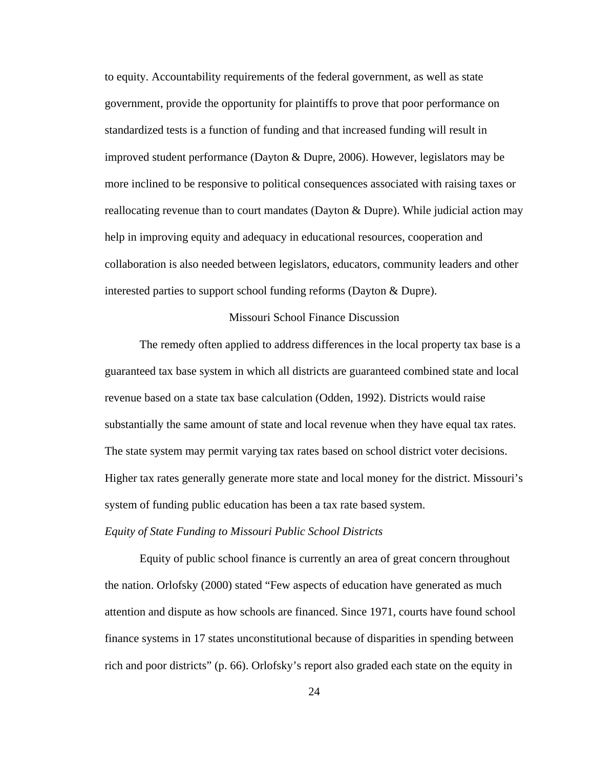to equity. Accountability requirements of the federal government, as well as state government, provide the opportunity for plaintiffs to prove that poor performance on standardized tests is a function of funding and that increased funding will result in improved student performance (Dayton & Dupre, 2006). However, legislators may be more inclined to be responsive to political consequences associated with raising taxes or reallocating revenue than to court mandates (Dayton & Dupre). While judicial action may help in improving equity and adequacy in educational resources, cooperation and collaboration is also needed between legislators, educators, community leaders and other interested parties to support school funding reforms (Dayton & Dupre).

## Missouri School Finance Discussion

The remedy often applied to address differences in the local property tax base is a guaranteed tax base system in which all districts are guaranteed combined state and local revenue based on a state tax base calculation (Odden, 1992). Districts would raise substantially the same amount of state and local revenue when they have equal tax rates. The state system may permit varying tax rates based on school district voter decisions. Higher tax rates generally generate more state and local money for the district. Missouri's system of funding public education has been a tax rate based system.

### *Equity of State Funding to Missouri Public School Districts*

Equity of public school finance is currently an area of great concern throughout the nation. Orlofsky (2000) stated "Few aspects of education have generated as much attention and dispute as how schools are financed. Since 1971, courts have found school finance systems in 17 states unconstitutional because of disparities in spending between rich and poor districts" (p. 66). Orlofsky's report also graded each state on the equity in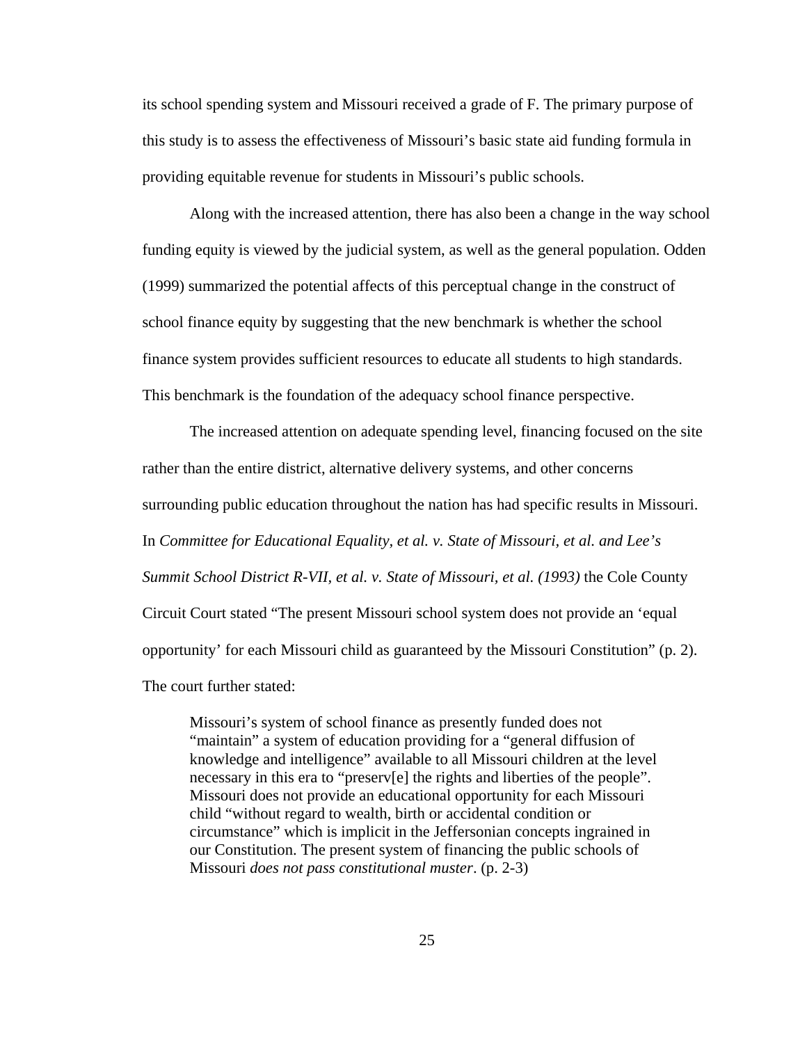its school spending system and Missouri received a grade of F. The primary purpose of this study is to assess the effectiveness of Missouri's basic state aid funding formula in providing equitable revenue for students in Missouri's public schools.

Along with the increased attention, there has also been a change in the way school funding equity is viewed by the judicial system, as well as the general population. Odden (1999) summarized the potential affects of this perceptual change in the construct of school finance equity by suggesting that the new benchmark is whether the school finance system provides sufficient resources to educate all students to high standards. This benchmark is the foundation of the adequacy school finance perspective.

The increased attention on adequate spending level, financing focused on the site rather than the entire district, alternative delivery systems, and other concerns surrounding public education throughout the nation has had specific results in Missouri. In *Committee for Educational Equality, et al. v. State of Missouri, et al. and Lee's Summit School District R-VII, et al. v. State of Missouri, et al. (1993)* the Cole County Circuit Court stated "The present Missouri school system does not provide an 'equal opportunity' for each Missouri child as guaranteed by the Missouri Constitution" (p. 2). The court further stated:

> Missouri's system of school finance as presently funded does not "maintain" a system of education providing for a "general diffusion of knowledge and intelligence" available to all Missouri children at the level necessary in this era to "preserv[e] the rights and liberties of the people". Missouri does not provide an educational opportunity for each Missouri child "without regard to wealth, birth or accidental condition or circumstance" which is implicit in the Jeffersonian concepts ingrained in our Constitution. The present system of financing the public schools of Missouri *does not pass constitutional muster*. (p. 2-3)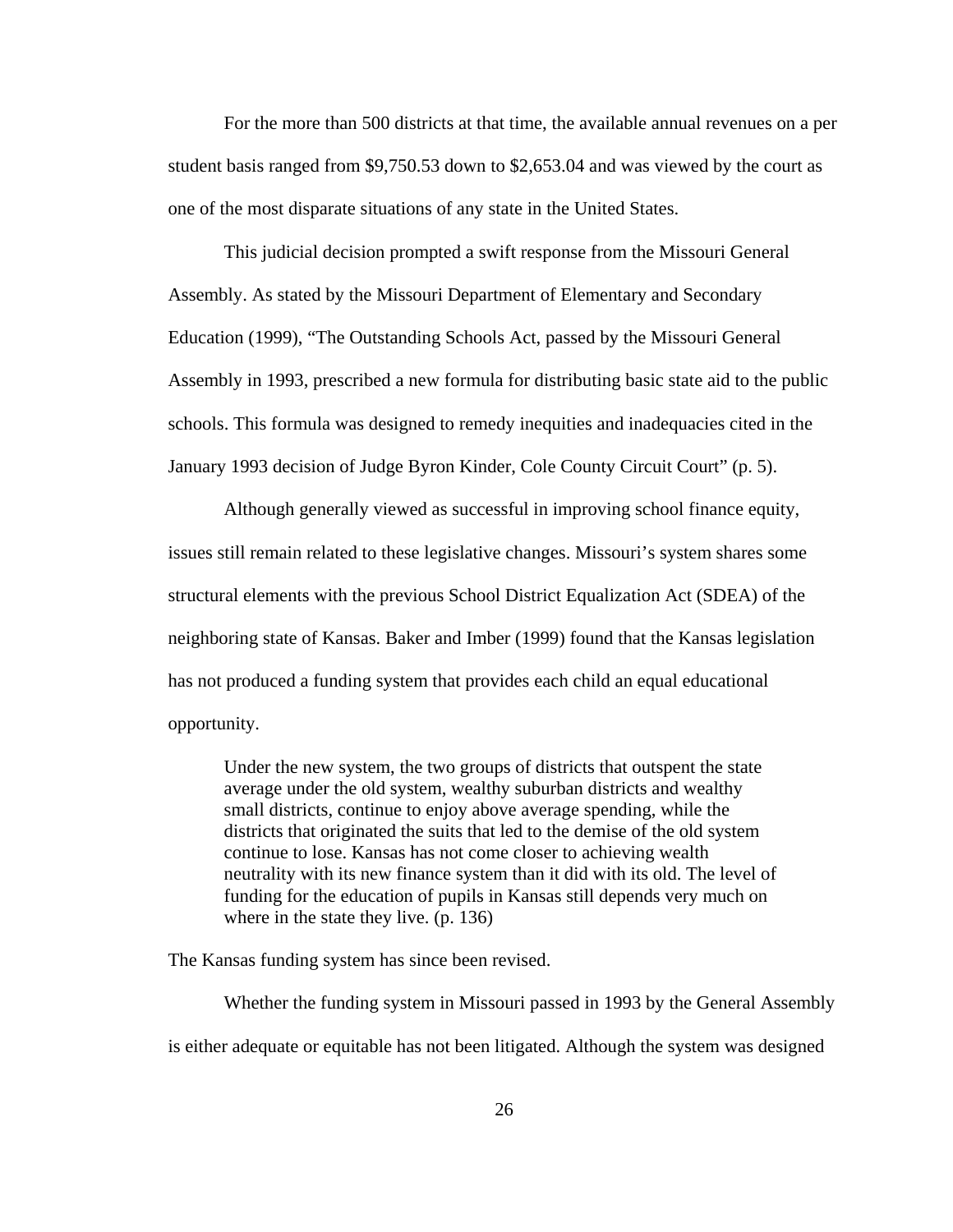For the more than 500 districts at that time, the available annual revenues on a per student basis ranged from $9,750.53 down to $2,653.04 and was viewed by the court as one of the most disparate situations of any state in the United States.

This judicial decision prompted a swift response from the Missouri General Assembly. As stated by the Missouri Department of Elementary and Secondary Education (1999), "The Outstanding Schools Act, passed by the Missouri General Assembly in 1993, prescribed a new formula for distributing basic state aid to the public schools. This formula was designed to remedy inequities and inadequacies cited in the January 1993 decision of Judge Byron Kinder, Cole County Circuit Court" (p. 5).

Although generally viewed as successful in improving school finance equity, issues still remain related to these legislative changes. Missouri's system shares some structural elements with the previous School District Equalization Act (SDEA) of the neighboring state of Kansas. Baker and Imber (1999) found that the Kansas legislation has not produced a funding system that provides each child an equal educational opportunity.

> Under the new system, the two groups of districts that outspent the state average under the old system, wealthy suburban districts and wealthy small districts, continue to enjoy above average spending, while the districts that originated the suits that led to the demise of the old system continue to lose. Kansas has not come closer to achieving wealth neutrality with its new finance system than it did with its old. The level of funding for the education of pupils in Kansas still depends very much on where in the state they live. (p. 136)

The Kansas funding system has since been revised.

Whether the funding system in Missouri passed in 1993 by the General Assembly is either adequate or equitable has not been litigated. Although the system was designed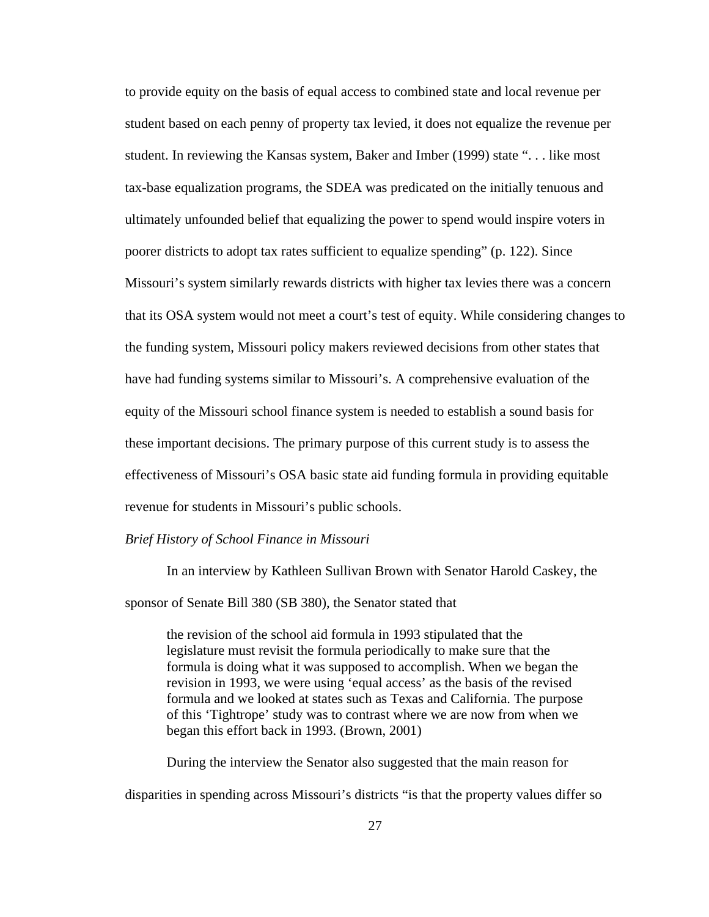to provide equity on the basis of equal access to combined state and local revenue per student based on each penny of property tax levied, it does not equalize the revenue per student. In reviewing the Kansas system, Baker and Imber (1999) state ". . . like most tax-base equalization programs, the SDEA was predicated on the initially tenuous and ultimately unfounded belief that equalizing the power to spend would inspire voters in poorer districts to adopt tax rates sufficient to equalize spending" (p. 122). Since Missouri's system similarly rewards districts with higher tax levies there was a concern that its OSA system would not meet a court's test of equity. While considering changes to the funding system, Missouri policy makers reviewed decisions from other states that have had funding systems similar to Missouri's. A comprehensive evaluation of the equity of the Missouri school finance system is needed to establish a sound basis for these important decisions. The primary purpose of this current study is to assess the effectiveness of Missouri's OSA basic state aid funding formula in providing equitable revenue for students in Missouri's public schools.

*Brief History of School Finance in Missouri*

In an interview by Kathleen Sullivan Brown with Senator Harold Caskey, the sponsor of Senate Bill 380 (SB 380), the Senator stated that

> the revision of the school aid formula in 1993 stipulated that the legislature must revisit the formula periodically to make sure that the formula is doing what it was supposed to accomplish. When we began the revision in 1993, we were using 'equal access' as the basis of the revised formula and we looked at states such as Texas and California. The purpose of this 'Tightrope' study was to contrast where we are now from when we began this effort back in 1993. (Brown, 2001)

During the interview the Senator also suggested that the main reason for disparities in spending across Missouri's districts "is that the property values differ so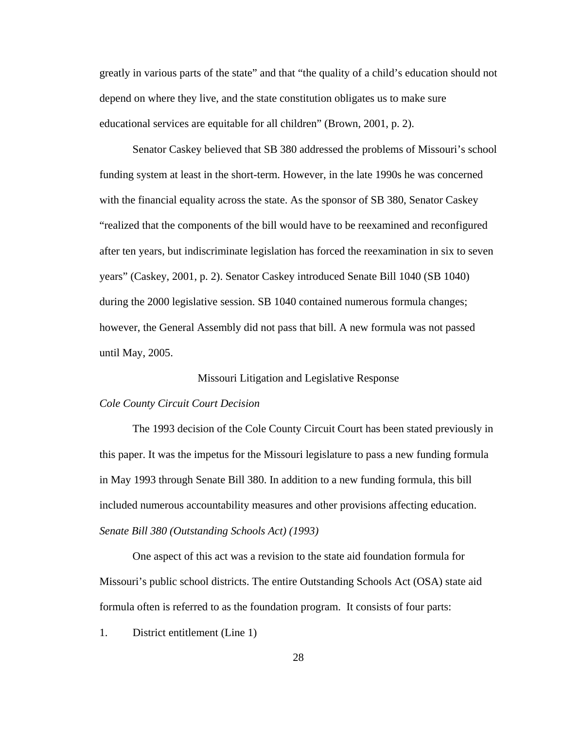greatly in various parts of the state" and that "the quality of a child's education should not depend on where they live, and the state constitution obligates us to make sure educational services are equitable for all children" (Brown, 2001, p. 2).

Senator Caskey believed that SB 380 addressed the problems of Missouri's school funding system at least in the short-term. However, in the late 1990s he was concerned with the financial equality across the state. As the sponsor of SB 380, Senator Caskey "realized that the components of the bill would have to be reexamined and reconfigured after ten years, but indiscriminate legislation has forced the reexamination in six to seven years" (Caskey, 2001, p. 2). Senator Caskey introduced Senate Bill 1040 (SB 1040) during the 2000 legislative session. SB 1040 contained numerous formula changes; however, the General Assembly did not pass that bill. A new formula was not passed until May, 2005.

## Missouri Litigation and Legislative Response

### *Cole County Circuit Court Decision*

The 1993 decision of the Cole County Circuit Court has been stated previously in this paper. It was the impetus for the Missouri legislature to pass a new funding formula in May 1993 through Senate Bill 380. In addition to a new funding formula, this bill included numerous accountability measures and other provisions affecting education.

### *Senate Bill 380 (Outstanding Schools Act) (1993)*

One aspect of this act was a revision to the state aid foundation formula for Missouri's public school districts. The entire Outstanding Schools Act (OSA) state aid formula often is referred to as the foundation program. It consists of four parts:

1. District entitlement (Line 1)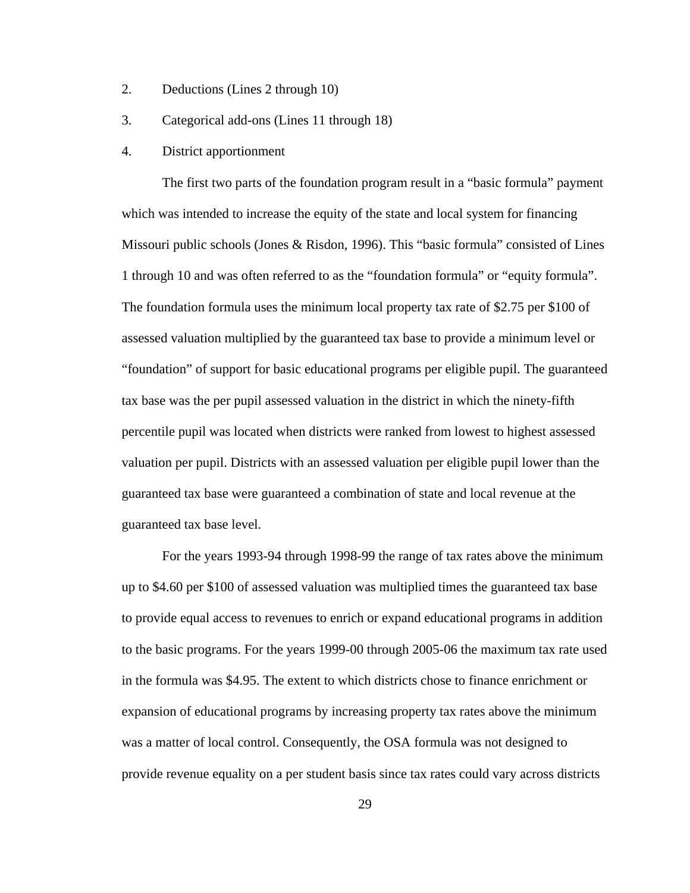2. Deductions (Lines 2 through 10)
3. Categorical add-ons (Lines 11 through 18)
4. District apportionment

The first two parts of the foundation program result in a "basic formula" payment which was intended to increase the equity of the state and local system for financing Missouri public schools (Jones & Risdon, 1996). This "basic formula" consisted of Lines 1 through 10 and was often referred to as the "foundation formula" or "equity formula". The foundation formula uses the minimum local property tax rate of $2.75 per $100 of assessed valuation multiplied by the guaranteed tax base to provide a minimum level or "foundation" of support for basic educational programs per eligible pupil. The guaranteed tax base was the per pupil assessed valuation in the district in which the ninety-fifth percentile pupil was located when districts were ranked from lowest to highest assessed valuation per pupil. Districts with an assessed valuation per eligible pupil lower than the guaranteed tax base were guaranteed a combination of state and local revenue at the guaranteed tax base level.

For the years 1993-94 through 1998-99 the range of tax rates above the minimum up to $4.60 per $100 of assessed valuation was multiplied times the guaranteed tax base to provide equal access to revenues to enrich or expand educational programs in addition to the basic programs. For the years 1999-00 through 2005-06 the maximum tax rate used in the formula was $4.95. The extent to which districts chose to finance enrichment or expansion of educational programs by increasing property tax rates above the minimum was a matter of local control. Consequently, the OSA formula was not designed to provide revenue equality on a per student basis since tax rates could vary across districts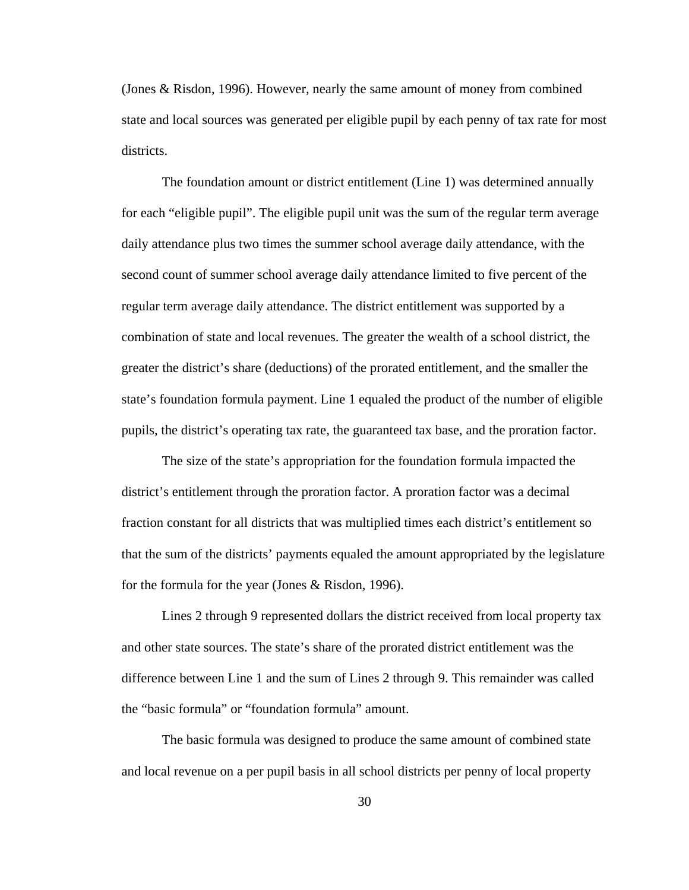(Jones & Risdon, 1996). However, nearly the same amount of money from combined state and local sources was generated per eligible pupil by each penny of tax rate for most districts.

The foundation amount or district entitlement (Line 1) was determined annually for each "eligible pupil". The eligible pupil unit was the sum of the regular term average daily attendance plus two times the summer school average daily attendance, with the second count of summer school average daily attendance limited to five percent of the regular term average daily attendance. The district entitlement was supported by a combination of state and local revenues. The greater the wealth of a school district, the greater the district's share (deductions) of the prorated entitlement, and the smaller the state's foundation formula payment. Line 1 equaled the product of the number of eligible pupils, the district's operating tax rate, the guaranteed tax base, and the proration factor.

The size of the state's appropriation for the foundation formula impacted the district's entitlement through the proration factor. A proration factor was a decimal fraction constant for all districts that was multiplied times each district's entitlement so that the sum of the districts' payments equaled the amount appropriated by the legislature for the formula for the year (Jones & Risdon, 1996).

Lines 2 through 9 represented dollars the district received from local property tax and other state sources. The state's share of the prorated district entitlement was the difference between Line 1 and the sum of Lines 2 through 9. This remainder was called the "basic formula" or "foundation formula" amount.

The basic formula was designed to produce the same amount of combined state and local revenue on a per pupil basis in all school districts per penny of local property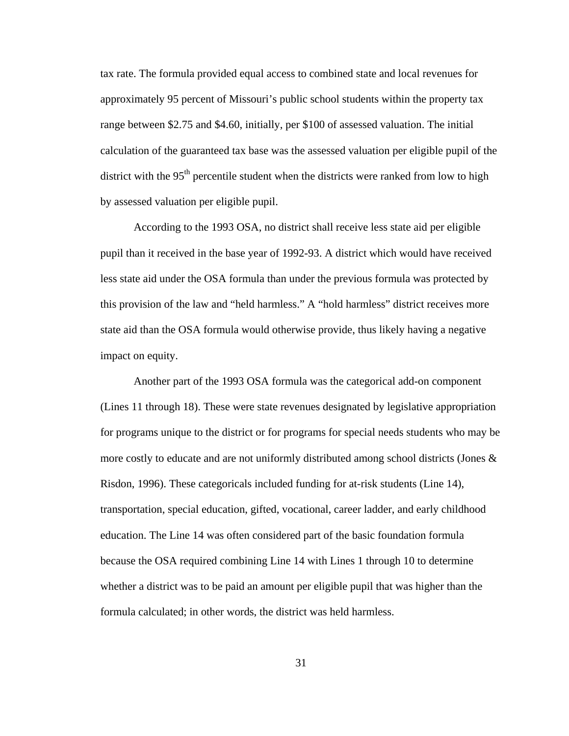tax rate. The formula provided equal access to combined state and local revenues for approximately 95 percent of Missouri's public school students within the property tax range between \$2.75 and \$4.60, initially, per \$100 of assessed valuation. The initial calculation of the guaranteed tax base was the assessed valuation per eligible pupil of the district with the 95th percentile student when the districts were ranked from low to high by assessed valuation per eligible pupil.

According to the 1993 OSA, no district shall receive less state aid per eligible pupil than it received in the base year of 1992-93. A district which would have received less state aid under the OSA formula than under the previous formula was protected by this provision of the law and "held harmless." A "hold harmless" district receives more state aid than the OSA formula would otherwise provide, thus likely having a negative impact on equity.

Another part of the 1993 OSA formula was the categorical add-on component (Lines 11 through 18). These were state revenues designated by legislative appropriation for programs unique to the district or for programs for special needs students who may be more costly to educate and are not uniformly distributed among school districts (Jones & Risdon, 1996). These categoricals included funding for at-risk students (Line 14), transportation, special education, gifted, vocational, career ladder, and early childhood education. The Line 14 was often considered part of the basic foundation formula because the OSA required combining Line 14 with Lines 1 through 10 to determine whether a district was to be paid an amount per eligible pupil that was higher than the formula calculated; in other words, the district was held harmless.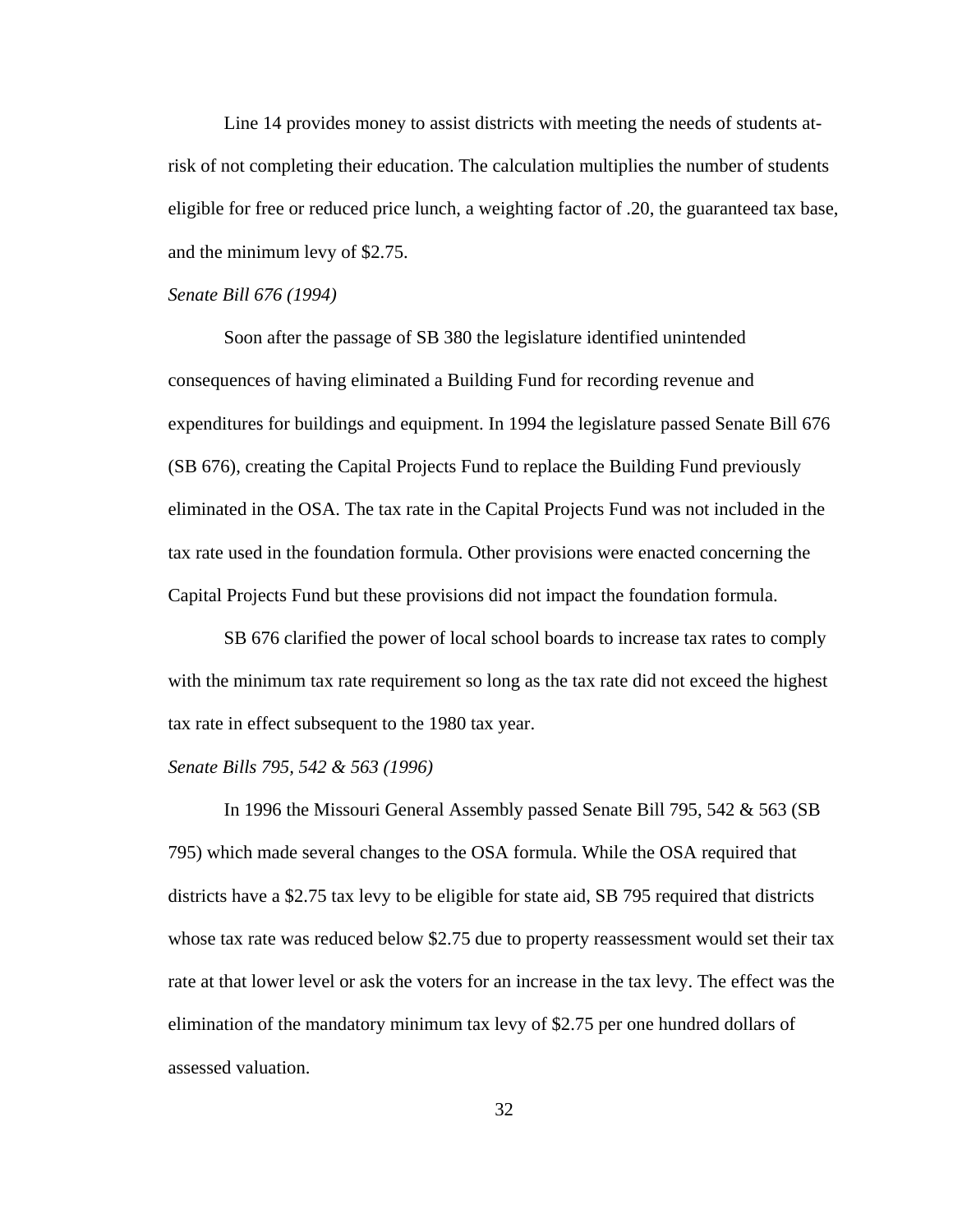Line 14 provides money to assist districts with meeting the needs of students at-risk of not completing their education. The calculation multiplies the number of students eligible for free or reduced price lunch, a weighting factor of .20, the guaranteed tax base, and the minimum levy of $2.75.

*Senate Bill 676 (1994)*

Soon after the passage of SB 380 the legislature identified unintended consequences of having eliminated a Building Fund for recording revenue and expenditures for buildings and equipment. In 1994 the legislature passed Senate Bill 676 (SB 676), creating the Capital Projects Fund to replace the Building Fund previously eliminated in the OSA. The tax rate in the Capital Projects Fund was not included in the tax rate used in the foundation formula. Other provisions were enacted concerning the Capital Projects Fund but these provisions did not impact the foundation formula.

SB 676 clarified the power of local school boards to increase tax rates to comply with the minimum tax rate requirement so long as the tax rate did not exceed the highest tax rate in effect subsequent to the 1980 tax year.

*Senate Bills 795, 542 & 563 (1996)*

In 1996 the Missouri General Assembly passed Senate Bill 795, 542 & 563 (SB 795) which made several changes to the OSA formula. While the OSA required that districts have a $2.75 tax levy to be eligible for state aid, SB 795 required that districts whose tax rate was reduced below $2.75 due to property reassessment would set their tax rate at that lower level or ask the voters for an increase in the tax levy. The effect was the elimination of the mandatory minimum tax levy of $2.75 per one hundred dollars of assessed valuation.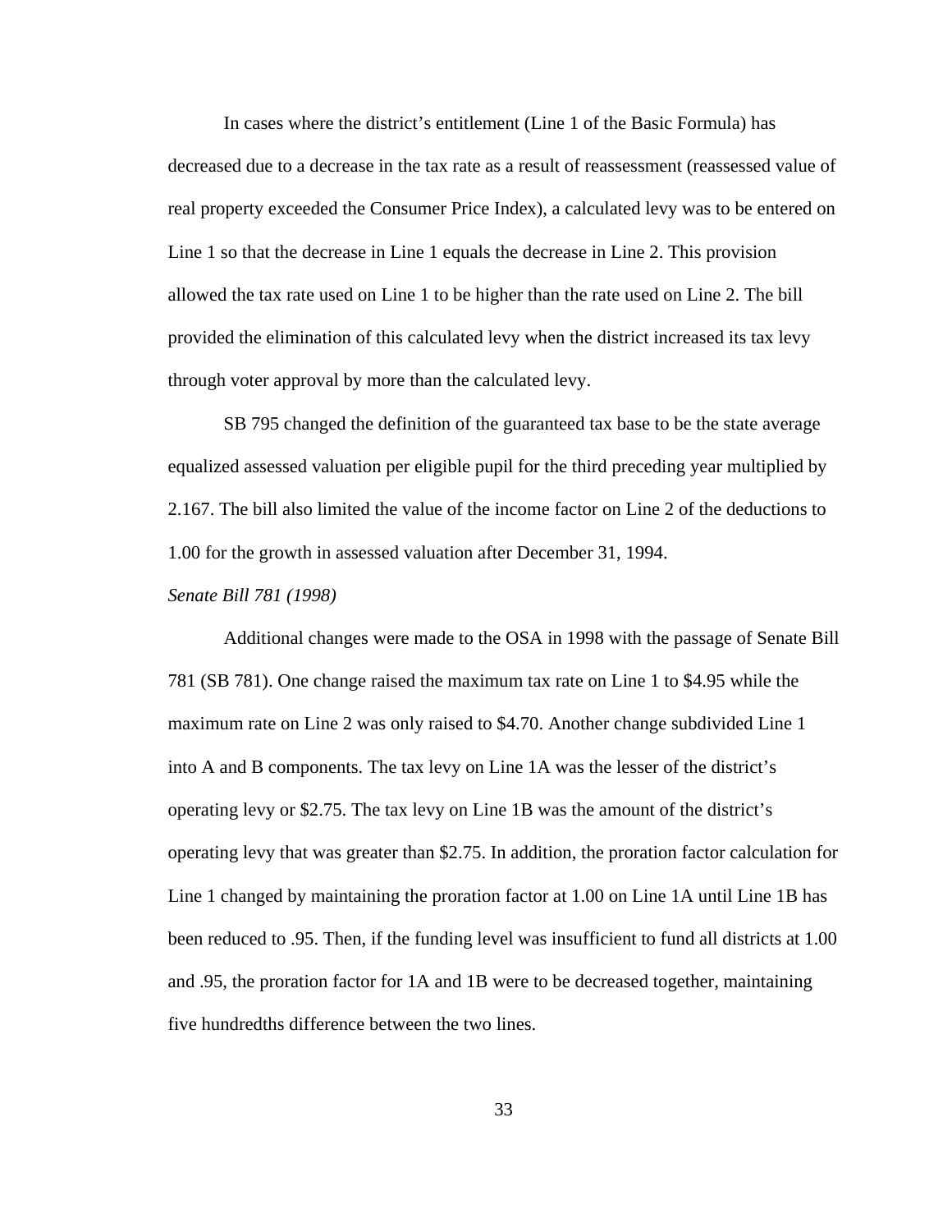In cases where the district's entitlement (Line 1 of the Basic Formula) has decreased due to a decrease in the tax rate as a result of reassessment (reassessed value of real property exceeded the Consumer Price Index), a calculated levy was to be entered on Line 1 so that the decrease in Line 1 equals the decrease in Line 2. This provision allowed the tax rate used on Line 1 to be higher than the rate used on Line 2. The bill provided the elimination of this calculated levy when the district increased its tax levy through voter approval by more than the calculated levy.

SB 795 changed the definition of the guaranteed tax base to be the state average equalized assessed valuation per eligible pupil for the third preceding year multiplied by 2.167. The bill also limited the value of the income factor on Line 2 of the deductions to 1.00 for the growth in assessed valuation after December 31, 1994.

*Senate Bill 781 (1998)*

Additional changes were made to the OSA in 1998 with the passage of Senate Bill 781 (SB 781). One change raised the maximum tax rate on Line 1 to $4.95 while the maximum rate on Line 2 was only raised to $4.70. Another change subdivided Line 1 into A and B components. The tax levy on Line 1A was the lesser of the district's operating levy or $2.75. The tax levy on Line 1B was the amount of the district's operating levy that was greater than $2.75. In addition, the proration factor calculation for Line 1 changed by maintaining the proration factor at 1.00 on Line 1A until Line 1B has been reduced to .95. Then, if the funding level was insufficient to fund all districts at 1.00 and .95, the proration factor for 1A and 1B were to be decreased together, maintaining five hundredths difference between the two lines.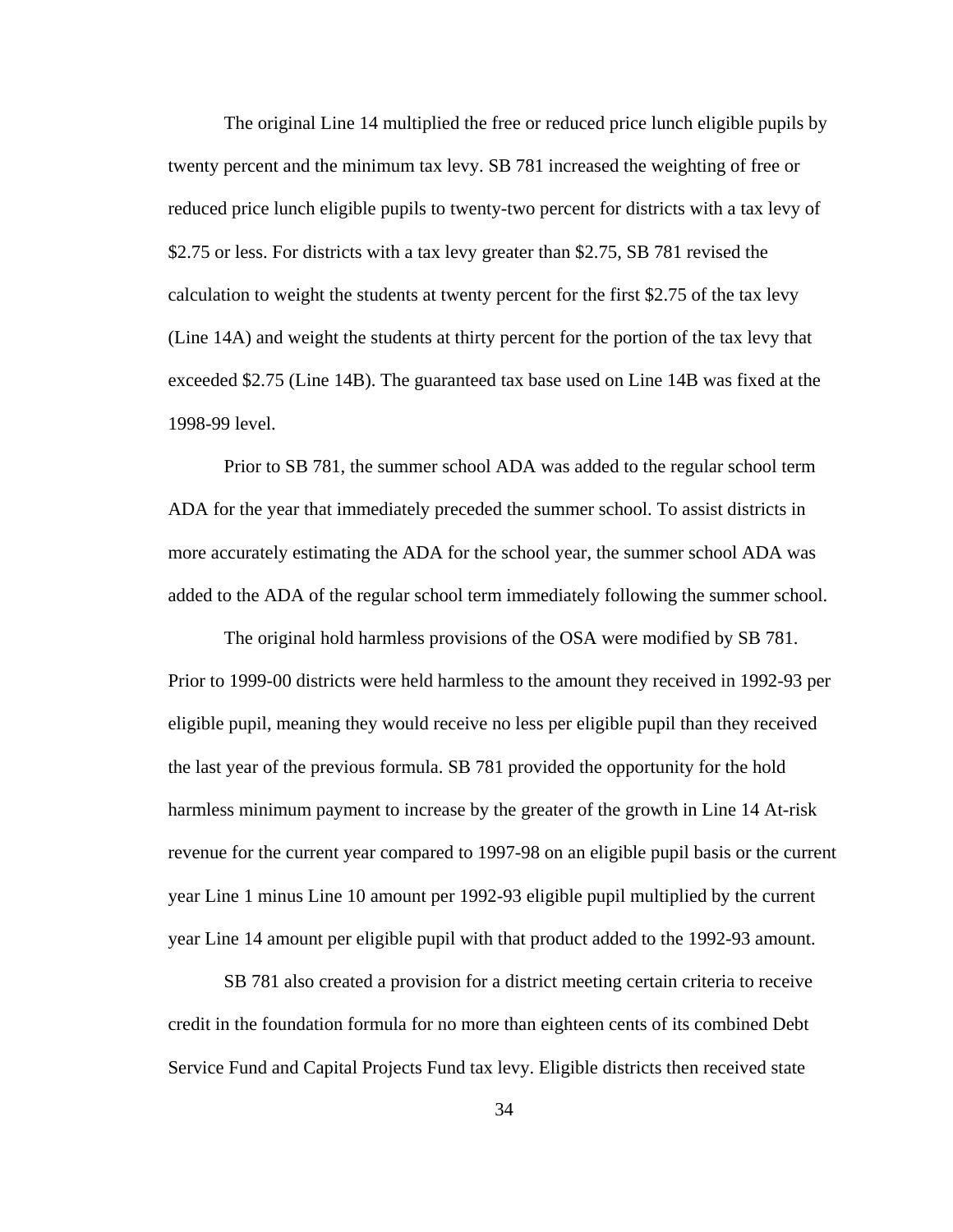The original Line 14 multiplied the free or reduced price lunch eligible pupils by twenty percent and the minimum tax levy. SB 781 increased the weighting of free or reduced price lunch eligible pupils to twenty-two percent for districts with a tax levy of $2.75 or less. For districts with a tax levy greater than $2.75, SB 781 revised the calculation to weight the students at twenty percent for the first $2.75 of the tax levy (Line 14A) and weight the students at thirty percent for the portion of the tax levy that exceeded $2.75 (Line 14B). The guaranteed tax base used on Line 14B was fixed at the 1998-99 level.

Prior to SB 781, the summer school ADA was added to the regular school term ADA for the year that immediately preceded the summer school. To assist districts in more accurately estimating the ADA for the school year, the summer school ADA was added to the ADA of the regular school term immediately following the summer school.

The original hold harmless provisions of the OSA were modified by SB 781. Prior to 1999-00 districts were held harmless to the amount they received in 1992-93 per eligible pupil, meaning they would receive no less per eligible pupil than they received the last year of the previous formula. SB 781 provided the opportunity for the hold harmless minimum payment to increase by the greater of the growth in Line 14 At-risk revenue for the current year compared to 1997-98 on an eligible pupil basis or the current year Line 1 minus Line 10 amount per 1992-93 eligible pupil multiplied by the current year Line 14 amount per eligible pupil with that product added to the 1992-93 amount.

SB 781 also created a provision for a district meeting certain criteria to receive credit in the foundation formula for no more than eighteen cents of its combined Debt Service Fund and Capital Projects Fund tax levy. Eligible districts then received state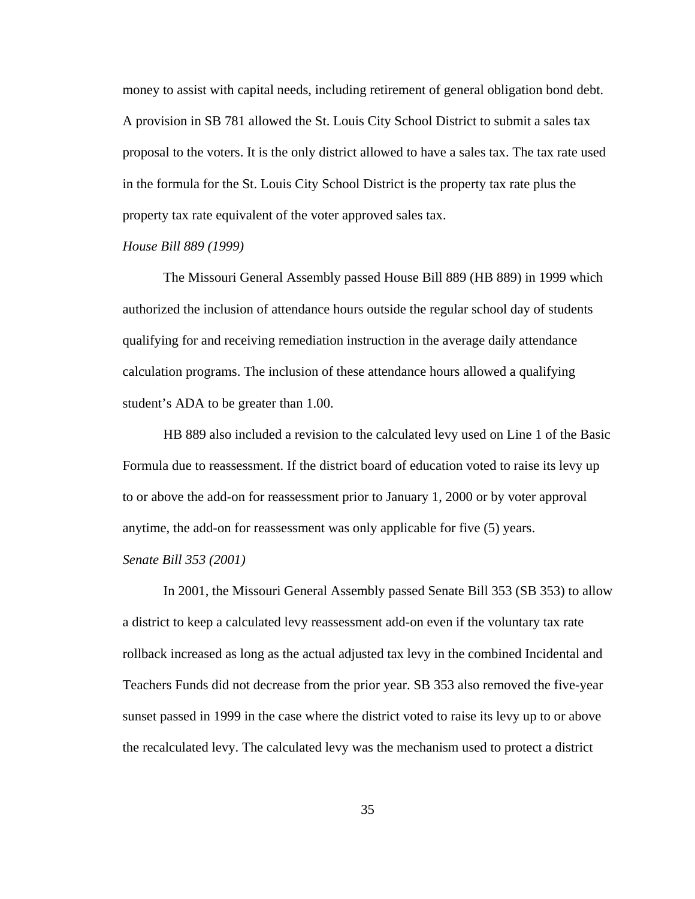money to assist with capital needs, including retirement of general obligation bond debt. A provision in SB 781 allowed the St. Louis City School District to submit a sales tax proposal to the voters. It is the only district allowed to have a sales tax. The tax rate used in the formula for the St. Louis City School District is the property tax rate plus the property tax rate equivalent of the voter approved sales tax.

*House Bill 889 (1999)*

The Missouri General Assembly passed House Bill 889 (HB 889) in 1999 which authorized the inclusion of attendance hours outside the regular school day of students qualifying for and receiving remediation instruction in the average daily attendance calculation programs. The inclusion of these attendance hours allowed a qualifying student's ADA to be greater than 1.00.

HB 889 also included a revision to the calculated levy used on Line 1 of the Basic Formula due to reassessment. If the district board of education voted to raise its levy up to or above the add-on for reassessment prior to January 1, 2000 or by voter approval anytime, the add-on for reassessment was only applicable for five (5) years.

*Senate Bill 353 (2001)*

In 2001, the Missouri General Assembly passed Senate Bill 353 (SB 353) to allow a district to keep a calculated levy reassessment add-on even if the voluntary tax rate rollback increased as long as the actual adjusted tax levy in the combined Incidental and Teachers Funds did not decrease from the prior year. SB 353 also removed the five-year sunset passed in 1999 in the case where the district voted to raise its levy up to or above the recalculated levy. The calculated levy was the mechanism used to protect a district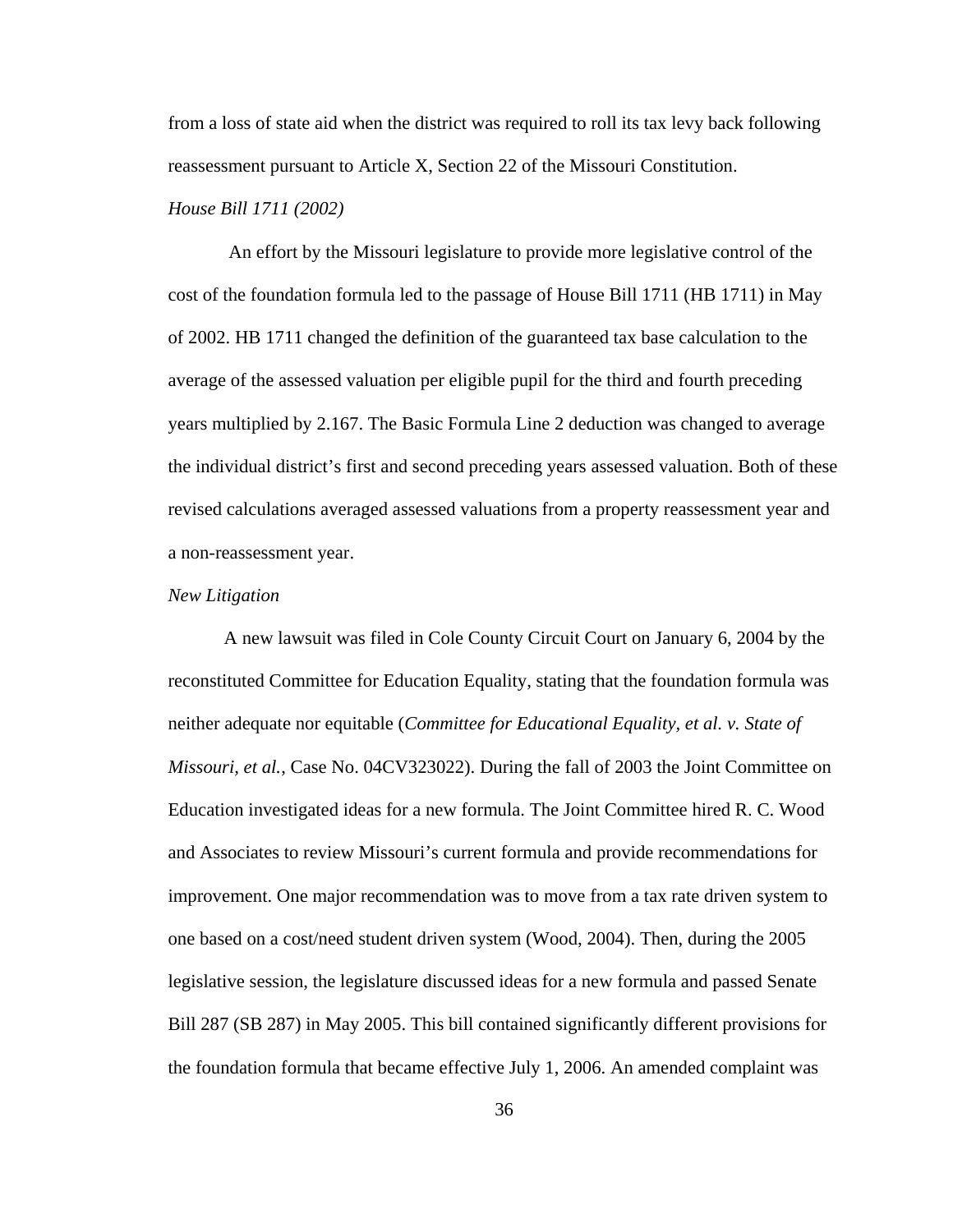from a loss of state aid when the district was required to roll its tax levy back following reassessment pursuant to Article X, Section 22 of the Missouri Constitution.

*House Bill 1711 (2002)*

An effort by the Missouri legislature to provide more legislative control of the cost of the foundation formula led to the passage of House Bill 1711 (HB 1711) in May of 2002. HB 1711 changed the definition of the guaranteed tax base calculation to the average of the assessed valuation per eligible pupil for the third and fourth preceding years multiplied by 2.167. The Basic Formula Line 2 deduction was changed to average the individual district's first and second preceding years assessed valuation. Both of these revised calculations averaged assessed valuations from a property reassessment year and a non-reassessment year.

*New Litigation*

A new lawsuit was filed in Cole County Circuit Court on January 6, 2004 by the reconstituted Committee for Education Equality, stating that the foundation formula was neither adequate nor equitable (*Committee for Educational Equality, et al. v. State of Missouri, et al.*, Case No. 04CV323022). During the fall of 2003 the Joint Committee on Education investigated ideas for a new formula. The Joint Committee hired R. C. Wood and Associates to review Missouri's current formula and provide recommendations for improvement. One major recommendation was to move from a tax rate driven system to one based on a cost/need student driven system (Wood, 2004). Then, during the 2005 legislative session, the legislature discussed ideas for a new formula and passed Senate Bill 287 (SB 287) in May 2005. This bill contained significantly different provisions for the foundation formula that became effective July 1, 2006. An amended complaint was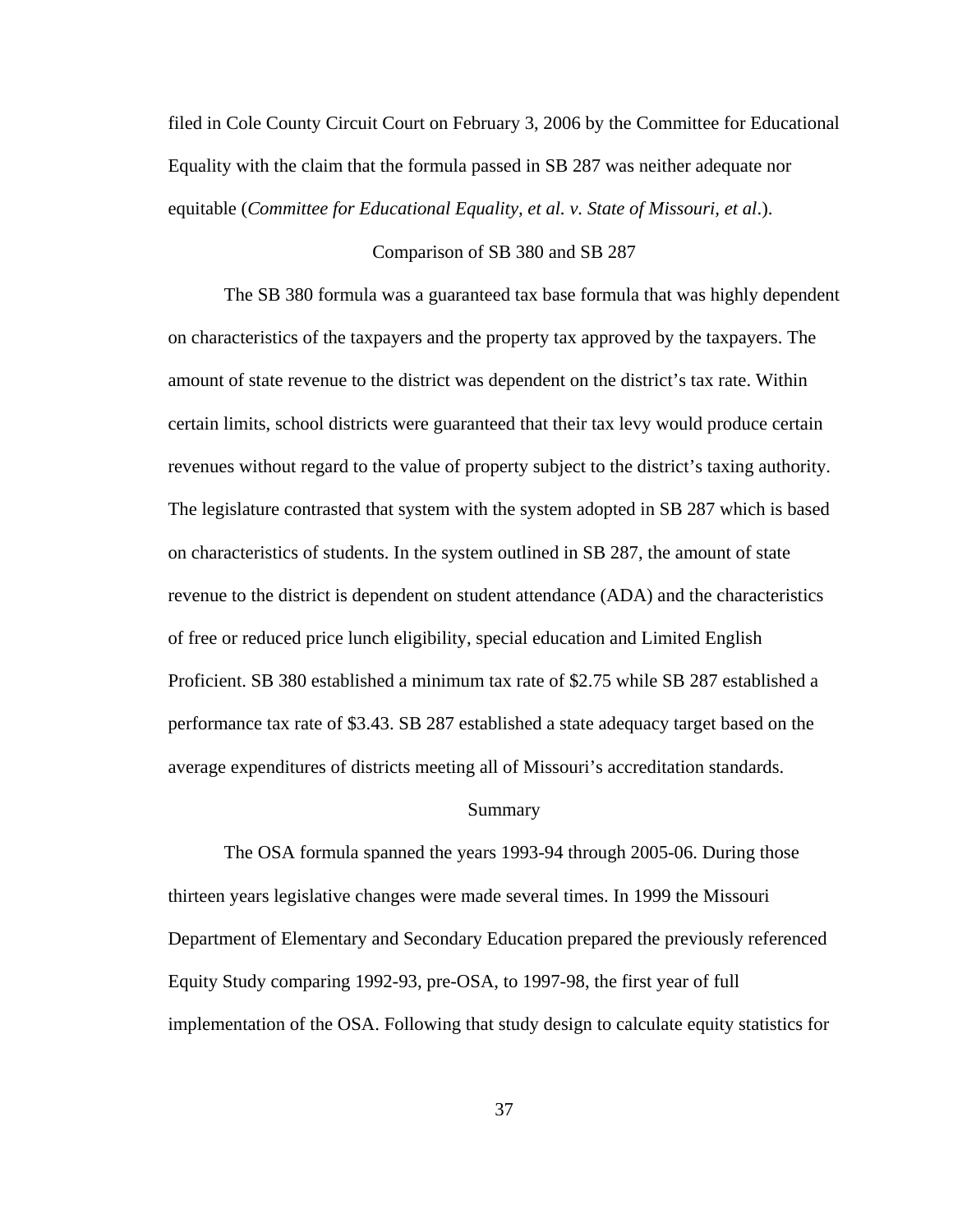filed in Cole County Circuit Court on February 3, 2006 by the Committee for Educational Equality with the claim that the formula passed in SB 287 was neither adequate nor equitable (*Committee for Educational Equality, et al. v. State of Missouri, et al*.).

### Comparison of SB 380 and SB 287

The SB 380 formula was a guaranteed tax base formula that was highly dependent on characteristics of the taxpayers and the property tax approved by the taxpayers. The amount of state revenue to the district was dependent on the district's tax rate. Within certain limits, school districts were guaranteed that their tax levy would produce certain revenues without regard to the value of property subject to the district's taxing authority. The legislature contrasted that system with the system adopted in SB 287 which is based on characteristics of students. In the system outlined in SB 287, the amount of state revenue to the district is dependent on student attendance (ADA) and the characteristics of free or reduced price lunch eligibility, special education and Limited English Proficient. SB 380 established a minimum tax rate of $2.75 while SB 287 established a performance tax rate of $3.43. SB 287 established a state adequacy target based on the average expenditures of districts meeting all of Missouri's accreditation standards.

### Summary

The OSA formula spanned the years 1993-94 through 2005-06. During those thirteen years legislative changes were made several times. In 1999 the Missouri Department of Elementary and Secondary Education prepared the previously referenced Equity Study comparing 1992-93, pre-OSA, to 1997-98, the first year of full implementation of the OSA. Following that study design to calculate equity statistics for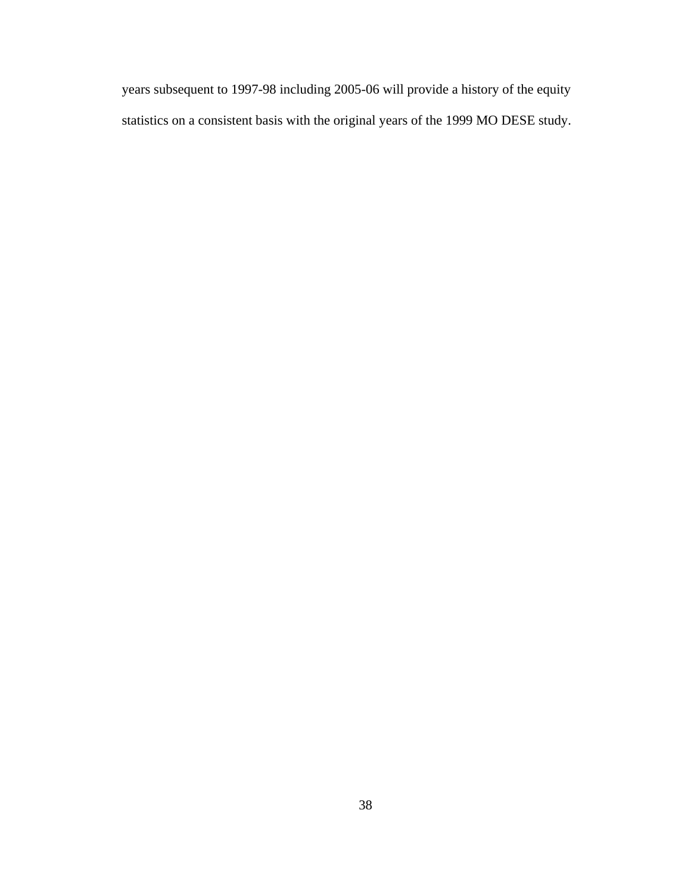years subsequent to 1997-98 including 2005-06 will provide a history of the equity statistics on a consistent basis with the original years of the 1999 MO DESE study.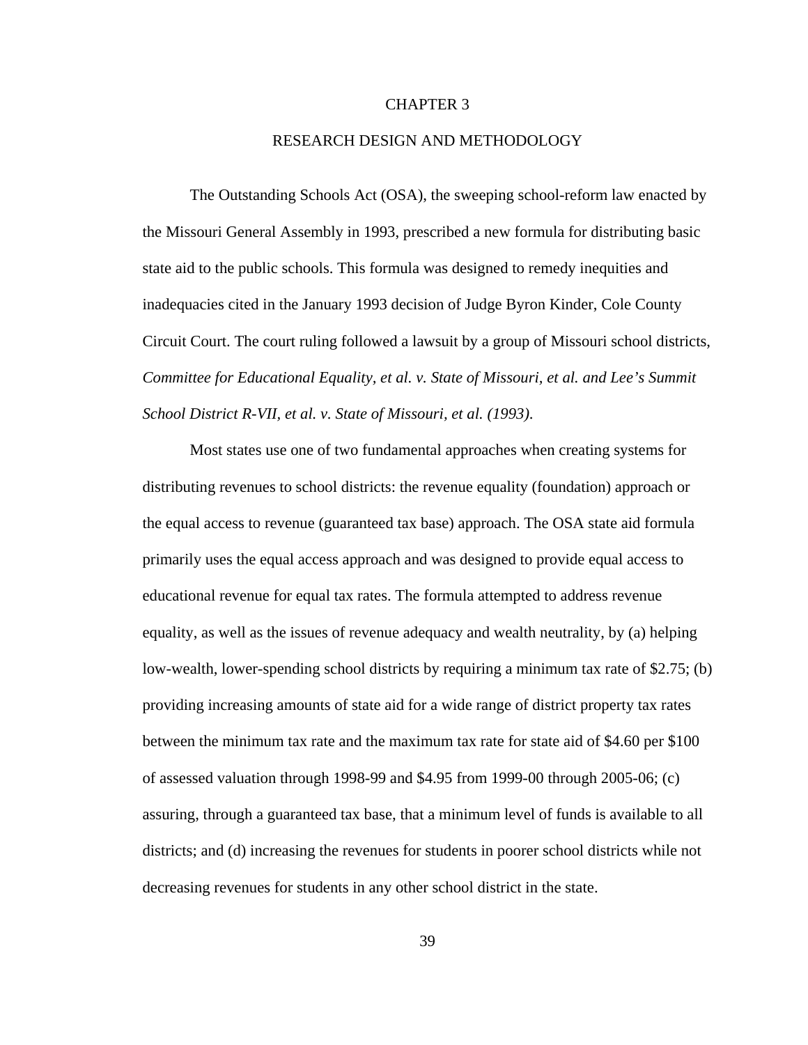# CHAPTER 3

# RESEARCH DESIGN AND METHODOLOGY

The Outstanding Schools Act (OSA), the sweeping school-reform law enacted by the Missouri General Assembly in 1993, prescribed a new formula for distributing basic state aid to the public schools. This formula was designed to remedy inequities and inadequacies cited in the January 1993 decision of Judge Byron Kinder, Cole County Circuit Court. The court ruling followed a lawsuit by a group of Missouri school districts, *Committee for Educational Equality, et al. v. State of Missouri, et al. and Lee's Summit School District R-VII, et al. v. State of Missouri, et al. (1993).*

Most states use one of two fundamental approaches when creating systems for distributing revenues to school districts: the revenue equality (foundation) approach or the equal access to revenue (guaranteed tax base) approach. The OSA state aid formula primarily uses the equal access approach and was designed to provide equal access to educational revenue for equal tax rates. The formula attempted to address revenue equality, as well as the issues of revenue adequacy and wealth neutrality, by (a) helping low-wealth, lower-spending school districts by requiring a minimum tax rate of $2.75; (b) providing increasing amounts of state aid for a wide range of district property tax rates between the minimum tax rate and the maximum tax rate for state aid of $4.60 per $100 of assessed valuation through 1998-99 and $4.95 from 1999-00 through 2005-06; (c) assuring, through a guaranteed tax base, that a minimum level of funds is available to all districts; and (d) increasing the revenues for students in poorer school districts while not decreasing revenues for students in any other school district in the state.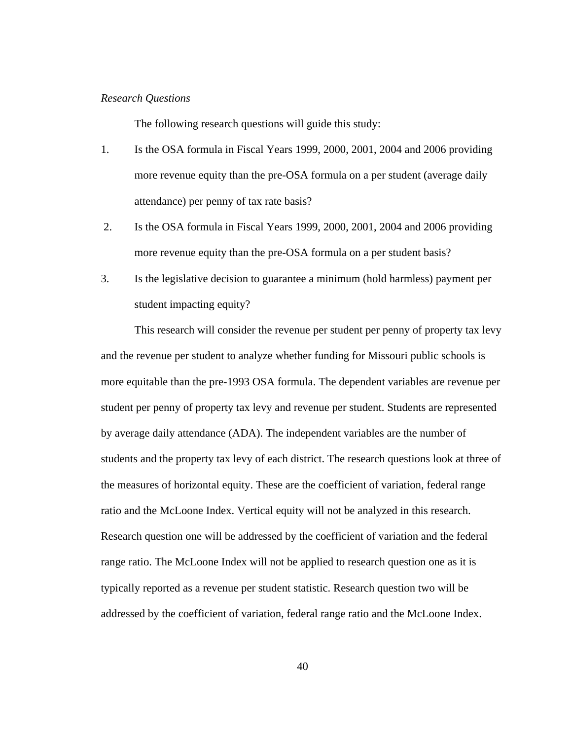*Research Questions*

The following research questions will guide this study:

1. Is the OSA formula in Fiscal Years 1999, 2000, 2001, 2004 and 2006 providing more revenue equity than the pre-OSA formula on a per student (average daily attendance) per penny of tax rate basis?
2. Is the OSA formula in Fiscal Years 1999, 2000, 2001, 2004 and 2006 providing more revenue equity than the pre-OSA formula on a per student basis?
3. Is the legislative decision to guarantee a minimum (hold harmless) payment per student impacting equity?

This research will consider the revenue per student per penny of property tax levy and the revenue per student to analyze whether funding for Missouri public schools is more equitable than the pre-1993 OSA formula. The dependent variables are revenue per student per penny of property tax levy and revenue per student. Students are represented by average daily attendance (ADA). The independent variables are the number of students and the property tax levy of each district. The research questions look at three of the measures of horizontal equity. These are the coefficient of variation, federal range ratio and the McLoone Index. Vertical equity will not be analyzed in this research. Research question one will be addressed by the coefficient of variation and the federal range ratio. The McLoone Index will not be applied to research question one as it is typically reported as a revenue per student statistic. Research question two will be addressed by the coefficient of variation, federal range ratio and the McLoone Index.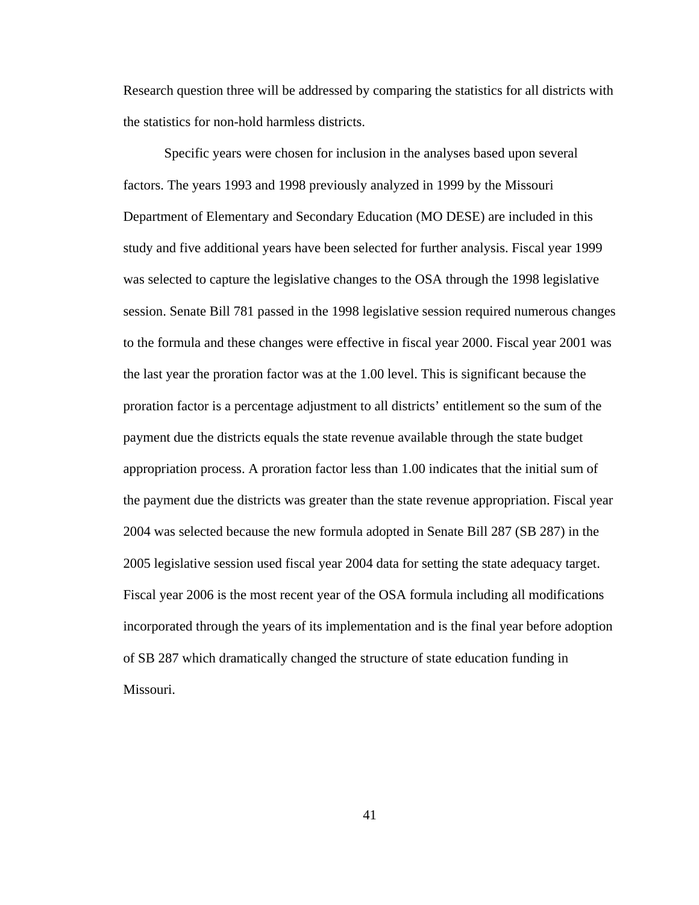Research question three will be addressed by comparing the statistics for all districts with the statistics for non-hold harmless districts.

Specific years were chosen for inclusion in the analyses based upon several factors. The years 1993 and 1998 previously analyzed in 1999 by the Missouri Department of Elementary and Secondary Education (MO DESE) are included in this study and five additional years have been selected for further analysis. Fiscal year 1999 was selected to capture the legislative changes to the OSA through the 1998 legislative session. Senate Bill 781 passed in the 1998 legislative session required numerous changes to the formula and these changes were effective in fiscal year 2000. Fiscal year 2001 was the last year the proration factor was at the 1.00 level. This is significant because the proration factor is a percentage adjustment to all districts' entitlement so the sum of the payment due the districts equals the state revenue available through the state budget appropriation process. A proration factor less than 1.00 indicates that the initial sum of the payment due the districts was greater than the state revenue appropriation. Fiscal year 2004 was selected because the new formula adopted in Senate Bill 287 (SB 287) in the 2005 legislative session used fiscal year 2004 data for setting the state adequacy target. Fiscal year 2006 is the most recent year of the OSA formula including all modifications incorporated through the years of its implementation and is the final year before adoption of SB 287 which dramatically changed the structure of state education funding in Missouri.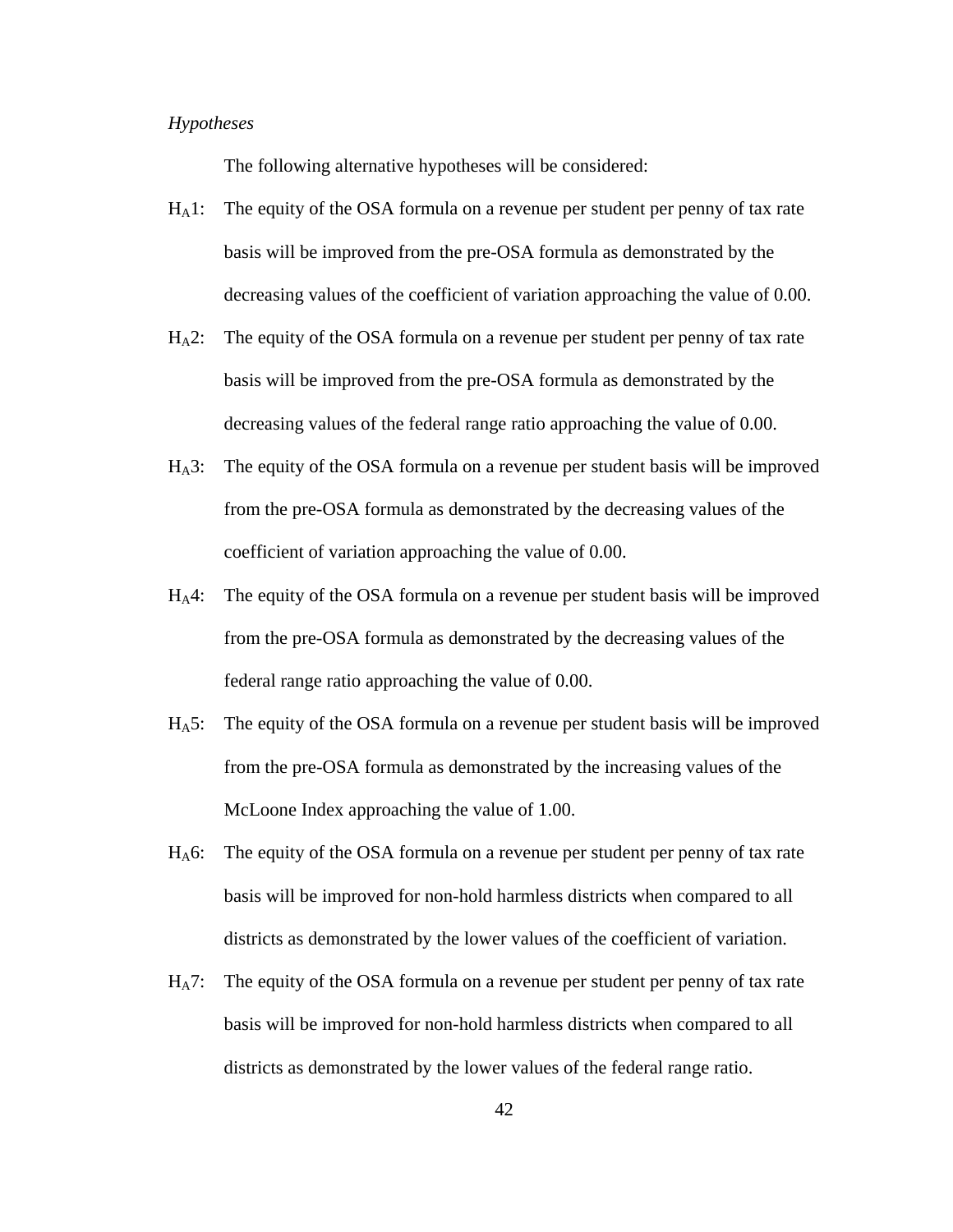*Hypotheses*

The following alternative hypotheses will be considered:

$H_A1$: The equity of the OSA formula on a revenue per student per penny of tax rate basis will be improved from the pre-OSA formula as demonstrated by the decreasing values of the coefficient of variation approaching the value of 0.00.

$H_A2$: The equity of the OSA formula on a revenue per student per penny of tax rate basis will be improved from the pre-OSA formula as demonstrated by the decreasing values of the federal range ratio approaching the value of 0.00.

$H_A3$: The equity of the OSA formula on a revenue per student basis will be improved from the pre-OSA formula as demonstrated by the decreasing values of the coefficient of variation approaching the value of 0.00.

$H_A4$: The equity of the OSA formula on a revenue per student basis will be improved from the pre-OSA formula as demonstrated by the decreasing values of the federal range ratio approaching the value of 0.00.

$H_A5$: The equity of the OSA formula on a revenue per student basis will be improved from the pre-OSA formula as demonstrated by the increasing values of the McLoone Index approaching the value of 1.00.

$H_A6$: The equity of the OSA formula on a revenue per student per penny of tax rate basis will be improved for non-hold harmless districts when compared to all districts as demonstrated by the lower values of the coefficient of variation.

$H_A7$: The equity of the OSA formula on a revenue per student per penny of tax rate basis will be improved for non-hold harmless districts when compared to all districts as demonstrated by the lower values of the federal range ratio.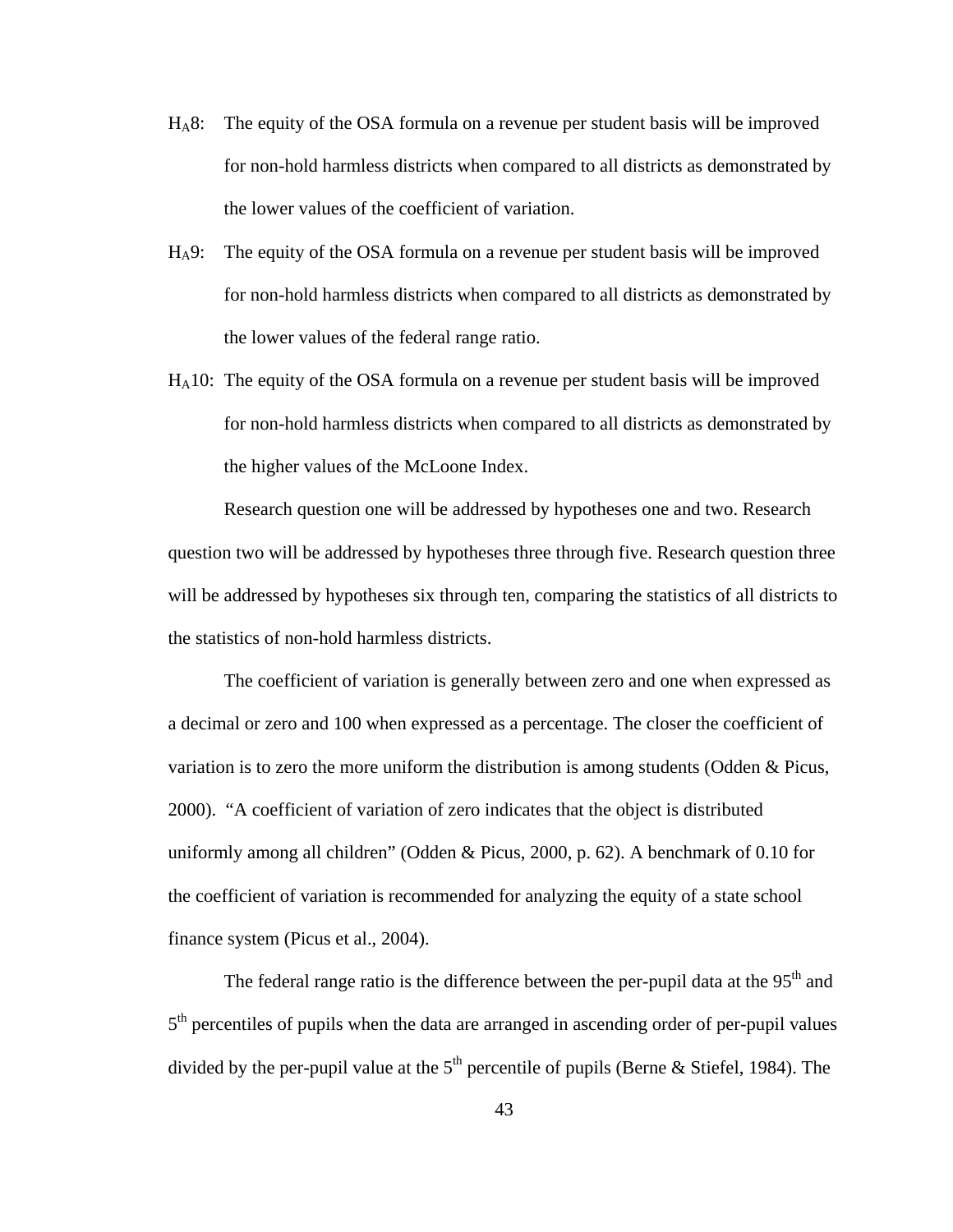$H_A8$: The equity of the OSA formula on a revenue per student basis will be improved for non-hold harmless districts when compared to all districts as demonstrated by the lower values of the coefficient of variation.

$H_A9$: The equity of the OSA formula on a revenue per student basis will be improved for non-hold harmless districts when compared to all districts as demonstrated by the lower values of the federal range ratio.

$H_A10$: The equity of the OSA formula on a revenue per student basis will be improved for non-hold harmless districts when compared to all districts as demonstrated by the higher values of the McLoone Index.

Research question one will be addressed by hypotheses one and two. Research question two will be addressed by hypotheses three through five. Research question three will be addressed by hypotheses six through ten, comparing the statistics of all districts to the statistics of non-hold harmless districts.

The coefficient of variation is generally between zero and one when expressed as a decimal or zero and 100 when expressed as a percentage. The closer the coefficient of variation is to zero the more uniform the distribution is among students (Odden & Picus, 2000). "A coefficient of variation of zero indicates that the object is distributed uniformly among all children" (Odden & Picus, 2000, p. 62). A benchmark of 0.10 for the coefficient of variation is recommended for analyzing the equity of a state school finance system (Picus et al., 2004).

The federal range ratio is the difference between the per-pupil data at the 95th and 5th percentiles of pupils when the data are arranged in ascending order of per-pupil values divided by the per-pupil value at the 5th percentile of pupils (Berne & Stiefel, 1984). The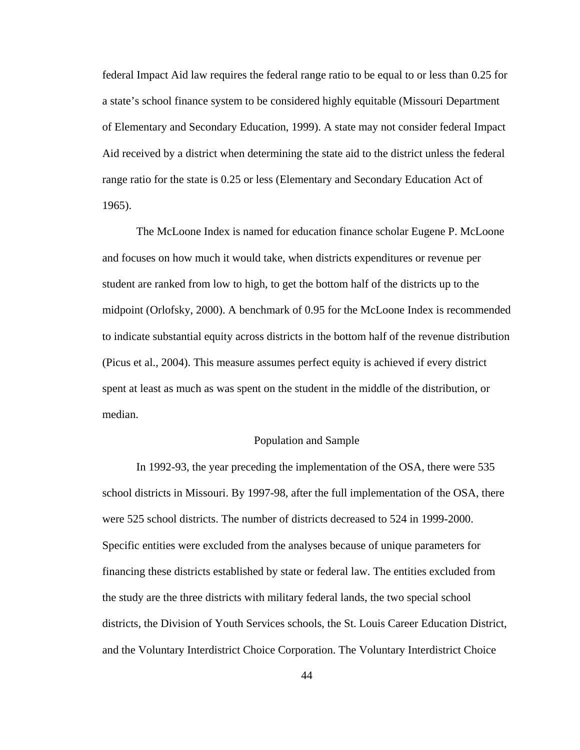federal Impact Aid law requires the federal range ratio to be equal to or less than 0.25 for a state's school finance system to be considered highly equitable (Missouri Department of Elementary and Secondary Education, 1999). A state may not consider federal Impact Aid received by a district when determining the state aid to the district unless the federal range ratio for the state is 0.25 or less (Elementary and Secondary Education Act of 1965).

The McLoone Index is named for education finance scholar Eugene P. McLoone and focuses on how much it would take, when districts expenditures or revenue per student are ranked from low to high, to get the bottom half of the districts up to the midpoint (Orlofsky, 2000). A benchmark of 0.95 for the McLoone Index is recommended to indicate substantial equity across districts in the bottom half of the revenue distribution (Picus et al., 2004). This measure assumes perfect equity is achieved if every district spent at least as much as was spent on the student in the middle of the distribution, or median.

## Population and Sample

In 1992-93, the year preceding the implementation of the OSA, there were 535 school districts in Missouri. By 1997-98, after the full implementation of the OSA, there were 525 school districts. The number of districts decreased to 524 in 1999-2000. Specific entities were excluded from the analyses because of unique parameters for financing these districts established by state or federal law. The entities excluded from the study are the three districts with military federal lands, the two special school districts, the Division of Youth Services schools, the St. Louis Career Education District, and the Voluntary Interdistrict Choice Corporation. The Voluntary Interdistrict Choice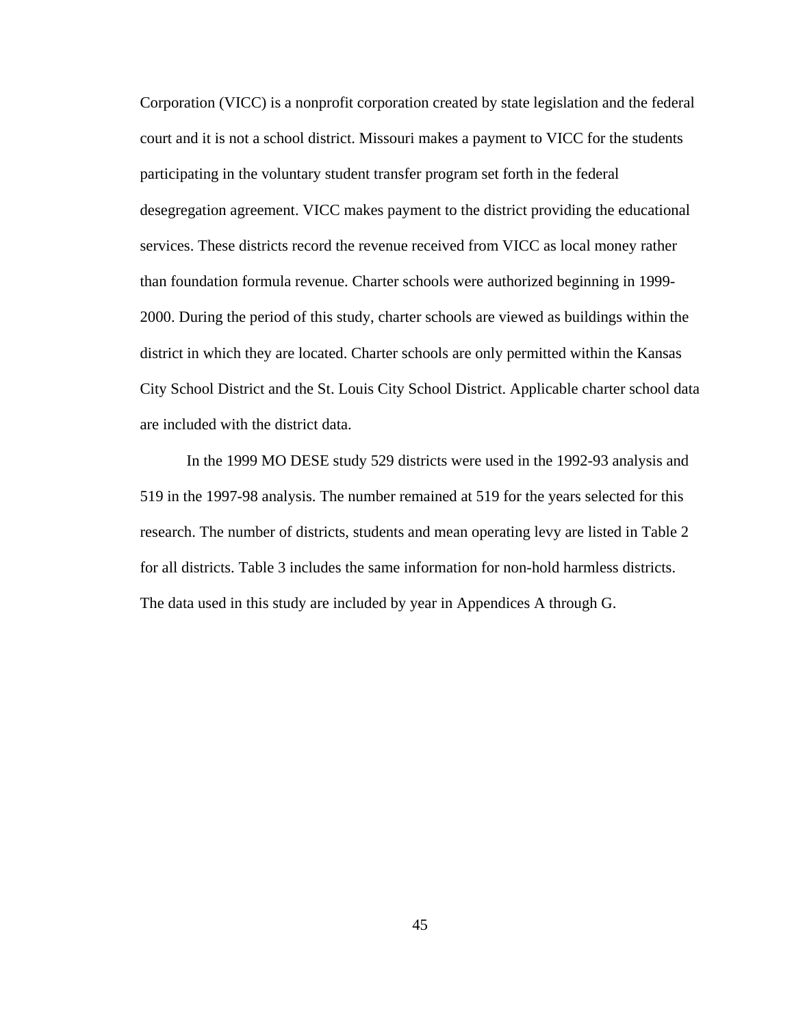Corporation (VICC) is a nonprofit corporation created by state legislation and the federal court and it is not a school district. Missouri makes a payment to VICC for the students participating in the voluntary student transfer program set forth in the federal desegregation agreement. VICC makes payment to the district providing the educational services. These districts record the revenue received from VICC as local money rather than foundation formula revenue. Charter schools were authorized beginning in 1999-2000. During the period of this study, charter schools are viewed as buildings within the district in which they are located. Charter schools are only permitted within the Kansas City School District and the St. Louis City School District. Applicable charter school data are included with the district data.

In the 1999 MO DESE study 529 districts were used in the 1992-93 analysis and 519 in the 1997-98 analysis. The number remained at 519 for the years selected for this research. The number of districts, students and mean operating levy are listed in Table 2 for all districts. Table 3 includes the same information for non-hold harmless districts. The data used in this study are included by year in Appendices A through G.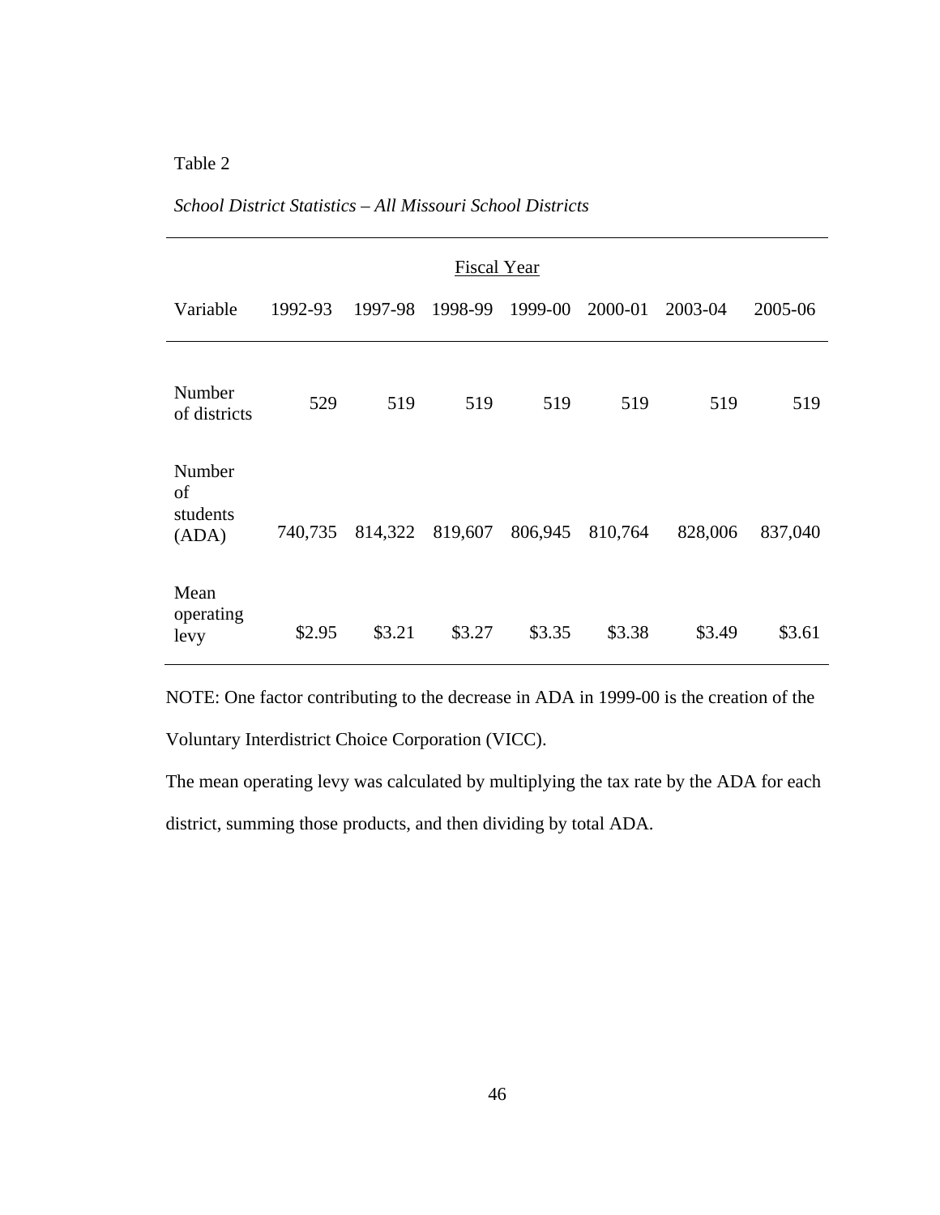Table 2

*School District Statistics – All Missouri School Districts*

| | Fiscal Year | | | | | | |
|---|---|---|---|---|---|---|---|
| Variable | 1992-93 | 1997-98 | 1998-99 | 1999-00 | 2000-01 | 2003-04 | 2005-06 |
| Number of districts | 529 | 519 | 519 | 519 | 519 | 519 | 519 |
| Number of students (ADA) | 740,735 | 814,322 | 819,607 | 806,945 | 810,764 | 828,006 | 837,040 |
| Mean operating levy | $2.95 | $3.21 | $3.27 | $3.35 | $3.38 | $3.49 | $3.61 |

NOTE: One factor contributing to the decrease in ADA in 1999-00 is the creation of the Voluntary Interdistrict Choice Corporation (VICC).

The mean operating levy was calculated by multiplying the tax rate by the ADA for each district, summing those products, and then dividing by total ADA.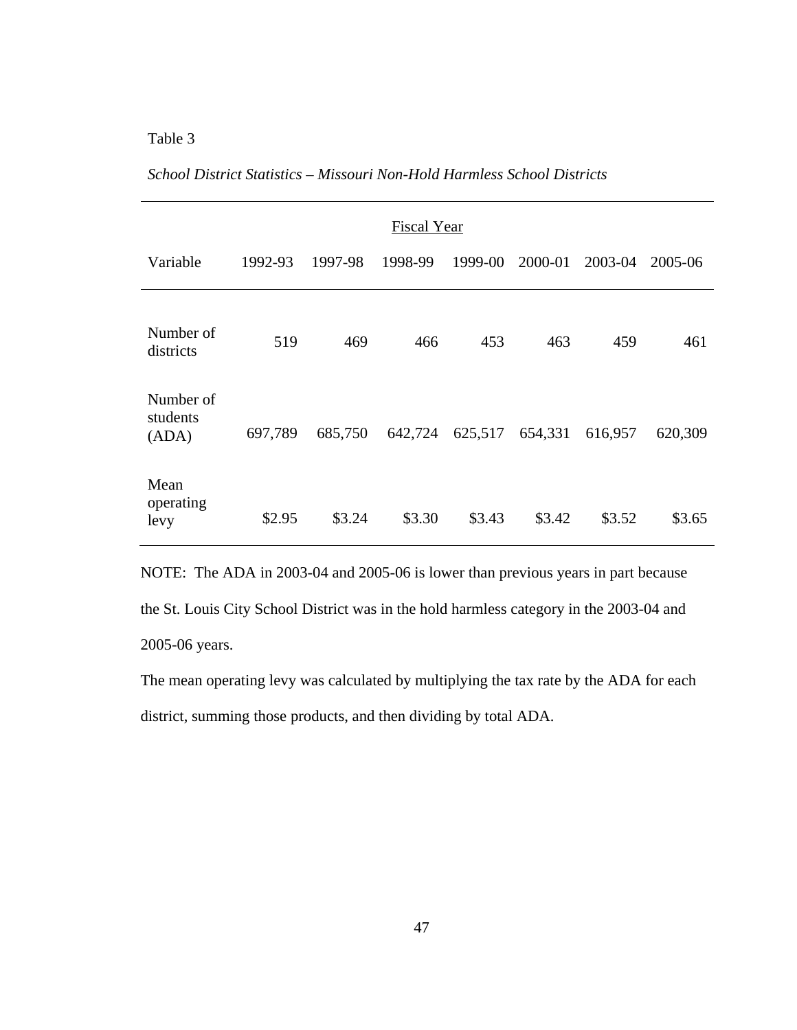Table 3

*School District Statistics – Missouri Non-Hold Harmless School Districts*

| | Fiscal Year | | | | | | |
|---|---|---|---|---|---|---|---|
| Variable | 1992-93 | 1997-98 | 1998-99 | 1999-00 | 2000-01 | 2003-04 | 2005-06 |
| Number of districts | 519 | 469 | 466 | 453 | 463 | 459 | 461 |
| Number of students (ADA) | 697,789 | 685,750 | 642,724 | 625,517 | 654,331 | 616,957 | 620,309 |
| Mean operating levy | $2.95 | $3.24 | $3.30 | $3.43 | $3.42 | $3.52 | $3.65 |

NOTE: The ADA in 2003-04 and 2005-06 is lower than previous years in part because the St. Louis City School District was in the hold harmless category in the 2003-04 and 2005-06 years.

The mean operating levy was calculated by multiplying the tax rate by the ADA for each district, summing those products, and then dividing by total ADA.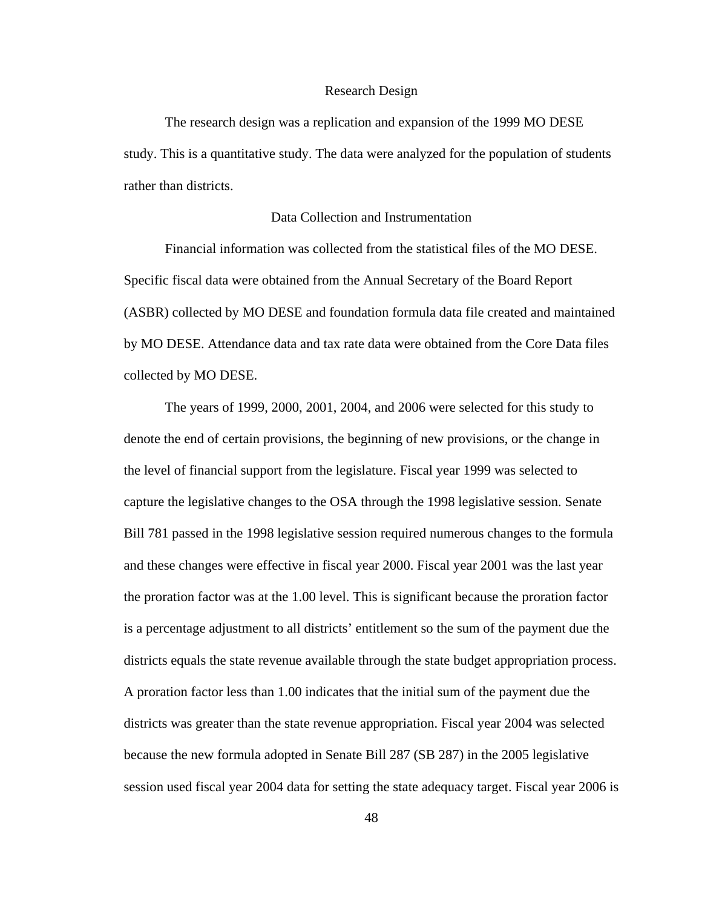## Research Design

The research design was a replication and expansion of the 1999 MO DESE study. This is a quantitative study. The data were analyzed for the population of students rather than districts.

## Data Collection and Instrumentation

Financial information was collected from the statistical files of the MO DESE. Specific fiscal data were obtained from the Annual Secretary of the Board Report (ASBR) collected by MO DESE and foundation formula data file created and maintained by MO DESE. Attendance data and tax rate data were obtained from the Core Data files collected by MO DESE.

The years of 1999, 2000, 2001, 2004, and 2006 were selected for this study to denote the end of certain provisions, the beginning of new provisions, or the change in the level of financial support from the legislature. Fiscal year 1999 was selected to capture the legislative changes to the OSA through the 1998 legislative session. Senate Bill 781 passed in the 1998 legislative session required numerous changes to the formula and these changes were effective in fiscal year 2000. Fiscal year 2001 was the last year the proration factor was at the 1.00 level. This is significant because the proration factor is a percentage adjustment to all districts' entitlement so the sum of the payment due the districts equals the state revenue available through the state budget appropriation process. A proration factor less than 1.00 indicates that the initial sum of the payment due the districts was greater than the state revenue appropriation. Fiscal year 2004 was selected because the new formula adopted in Senate Bill 287 (SB 287) in the 2005 legislative session used fiscal year 2004 data for setting the state adequacy target. Fiscal year 2006 is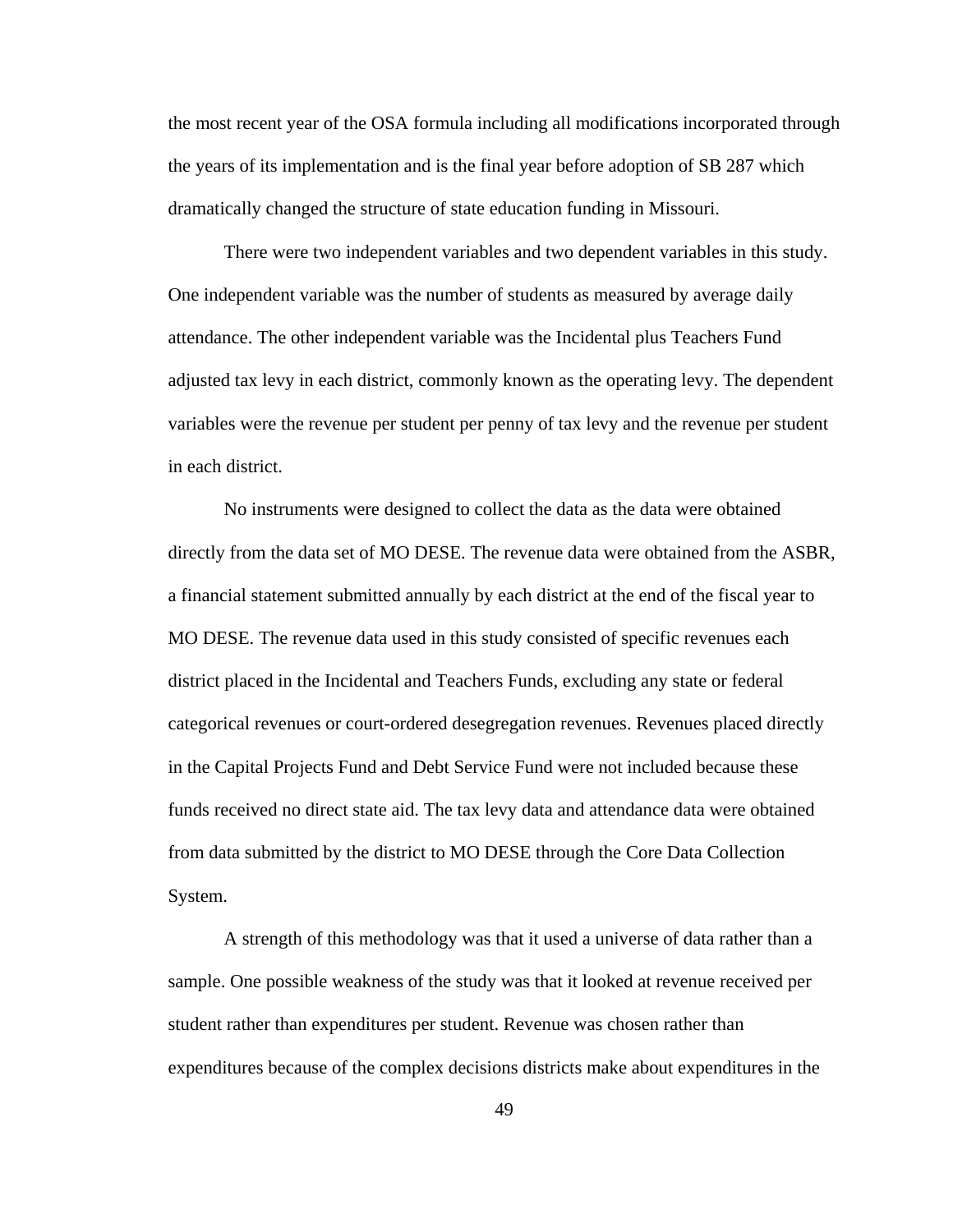the most recent year of the OSA formula including all modifications incorporated through the years of its implementation and is the final year before adoption of SB 287 which dramatically changed the structure of state education funding in Missouri.

There were two independent variables and two dependent variables in this study. One independent variable was the number of students as measured by average daily attendance. The other independent variable was the Incidental plus Teachers Fund adjusted tax levy in each district, commonly known as the operating levy. The dependent variables were the revenue per student per penny of tax levy and the revenue per student in each district.

No instruments were designed to collect the data as the data were obtained directly from the data set of MO DESE. The revenue data were obtained from the ASBR, a financial statement submitted annually by each district at the end of the fiscal year to MO DESE. The revenue data used in this study consisted of specific revenues each district placed in the Incidental and Teachers Funds, excluding any state or federal categorical revenues or court-ordered desegregation revenues. Revenues placed directly in the Capital Projects Fund and Debt Service Fund were not included because these funds received no direct state aid. The tax levy data and attendance data were obtained from data submitted by the district to MO DESE through the Core Data Collection System.

A strength of this methodology was that it used a universe of data rather than a sample. One possible weakness of the study was that it looked at revenue received per student rather than expenditures per student. Revenue was chosen rather than expenditures because of the complex decisions districts make about expenditures in the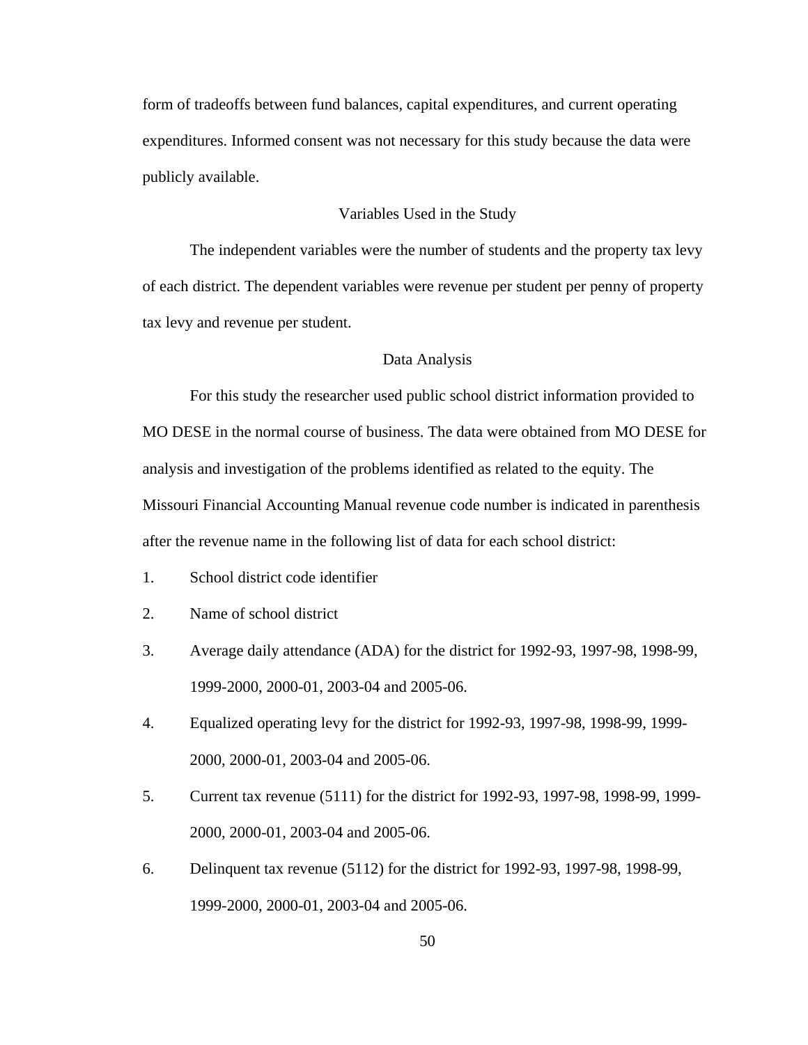form of tradeoffs between fund balances, capital expenditures, and current operating expenditures. Informed consent was not necessary for this study because the data were publicly available.

## Variables Used in the Study

The independent variables were the number of students and the property tax levy of each district. The dependent variables were revenue per student per penny of property tax levy and revenue per student.

## Data Analysis

For this study the researcher used public school district information provided to MO DESE in the normal course of business. The data were obtained from MO DESE for analysis and investigation of the problems identified as related to the equity. The Missouri Financial Accounting Manual revenue code number is indicated in parenthesis after the revenue name in the following list of data for each school district:

1. School district code identifier
2. Name of school district
3. Average daily attendance (ADA) for the district for 1992-93, 1997-98, 1998-99, 1999-2000, 2000-01, 2003-04 and 2005-06.
4. Equalized operating levy for the district for 1992-93, 1997-98, 1998-99, 1999-2000, 2000-01, 2003-04 and 2005-06.
5. Current tax revenue (5111) for the district for 1992-93, 1997-98, 1998-99, 1999-2000, 2000-01, 2003-04 and 2005-06.
6. Delinquent tax revenue (5112) for the district for 1992-93, 1997-98, 1998-99, 1999-2000, 2000-01, 2003-04 and 2005-06.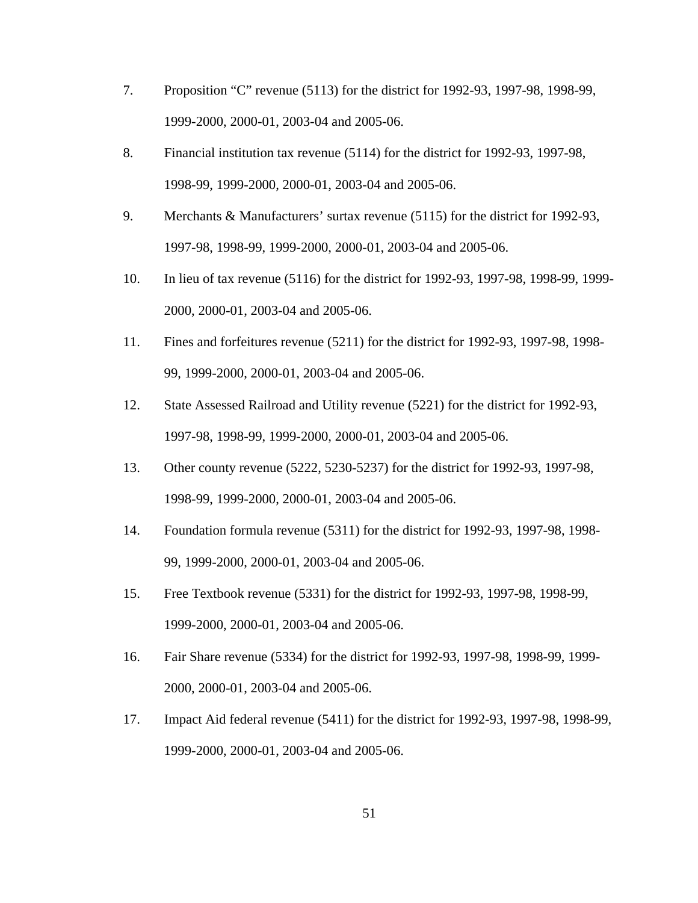7. Proposition “C” revenue (5113) for the district for 1992-93, 1997-98, 1998-99, 1999-2000, 2000-01, 2003-04 and 2005-06.
8. Financial institution tax revenue (5114) for the district for 1992-93, 1997-98, 1998-99, 1999-2000, 2000-01, 2003-04 and 2005-06.
9. Merchants & Manufacturers’ surtax revenue (5115) for the district for 1992-93, 1997-98, 1998-99, 1999-2000, 2000-01, 2003-04 and 2005-06.
10. In lieu of tax revenue (5116) for the district for 1992-93, 1997-98, 1998-99, 1999-2000, 2000-01, 2003-04 and 2005-06.
11. Fines and forfeitures revenue (5211) for the district for 1992-93, 1997-98, 1998-99, 1999-2000, 2000-01, 2003-04 and 2005-06.
12. State Assessed Railroad and Utility revenue (5221) for the district for 1992-93, 1997-98, 1998-99, 1999-2000, 2000-01, 2003-04 and 2005-06.
13. Other county revenue (5222, 5230-5237) for the district for 1992-93, 1997-98, 1998-99, 1999-2000, 2000-01, 2003-04 and 2005-06.
14. Foundation formula revenue (5311) for the district for 1992-93, 1997-98, 1998-99, 1999-2000, 2000-01, 2003-04 and 2005-06.
15. Free Textbook revenue (5331) for the district for 1992-93, 1997-98, 1998-99, 1999-2000, 2000-01, 2003-04 and 2005-06.
16. Fair Share revenue (5334) for the district for 1992-93, 1997-98, 1998-99, 1999-2000, 2000-01, 2003-04 and 2005-06.
17. Impact Aid federal revenue (5411) for the district for 1992-93, 1997-98, 1998-99, 1999-2000, 2000-01, 2003-04 and 2005-06.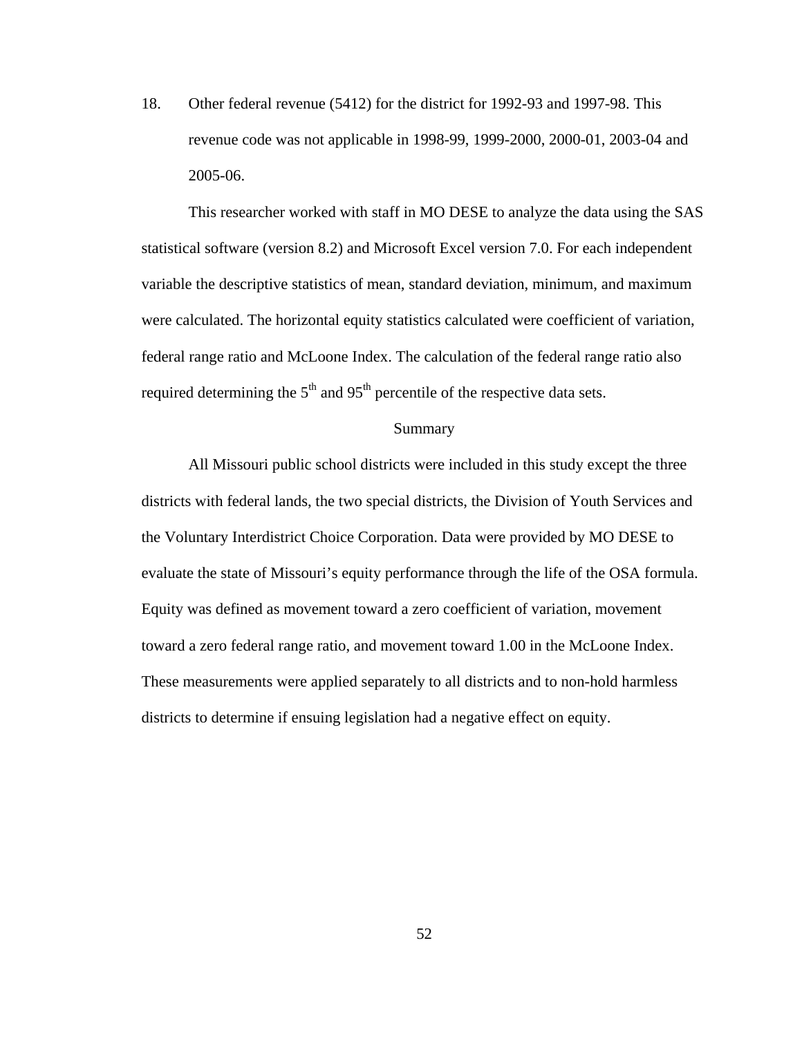18. Other federal revenue (5412) for the district for 1992-93 and 1997-98. This revenue code was not applicable in 1998-99, 1999-2000, 2000-01, 2003-04 and 2005-06.

This researcher worked with staff in MO DESE to analyze the data using the SAS statistical software (version 8.2) and Microsoft Excel version 7.0. For each independent variable the descriptive statistics of mean, standard deviation, minimum, and maximum were calculated. The horizontal equity statistics calculated were coefficient of variation, federal range ratio and McLoone Index. The calculation of the federal range ratio also required determining the $5^{th}$ and $95^{th}$ percentile of the respective data sets.

## Summary

All Missouri public school districts were included in this study except the three districts with federal lands, the two special districts, the Division of Youth Services and the Voluntary Interdistrict Choice Corporation. Data were provided by MO DESE to evaluate the state of Missouri's equity performance through the life of the OSA formula. Equity was defined as movement toward a zero coefficient of variation, movement toward a zero federal range ratio, and movement toward 1.00 in the McLoone Index. These measurements were applied separately to all districts and to non-hold harmless districts to determine if ensuing legislation had a negative effect on equity.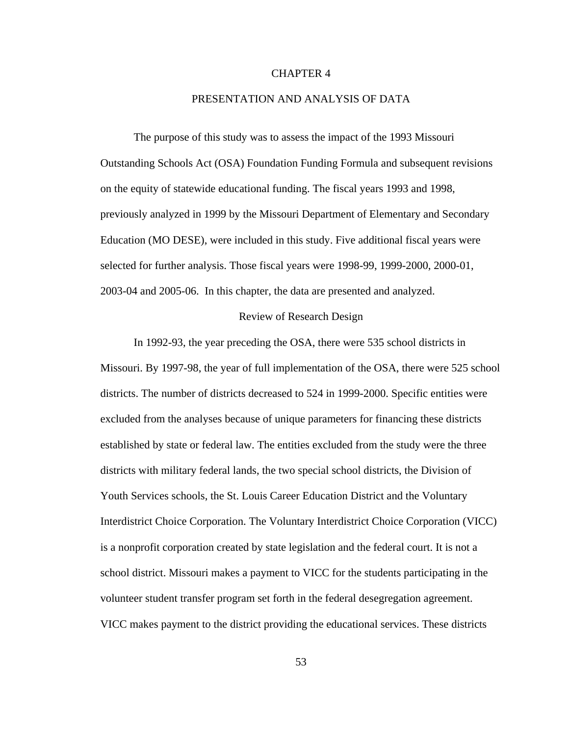# CHAPTER 4

# PRESENTATION AND ANALYSIS OF DATA

The purpose of this study was to assess the impact of the 1993 Missouri Outstanding Schools Act (OSA) Foundation Funding Formula and subsequent revisions on the equity of statewide educational funding. The fiscal years 1993 and 1998, previously analyzed in 1999 by the Missouri Department of Elementary and Secondary Education (MO DESE), were included in this study. Five additional fiscal years were selected for further analysis. Those fiscal years were 1998-99, 1999-2000, 2000-01, 2003-04 and 2005-06. In this chapter, the data are presented and analyzed.

## Review of Research Design

In 1992-93, the year preceding the OSA, there were 535 school districts in Missouri. By 1997-98, the year of full implementation of the OSA, there were 525 school districts. The number of districts decreased to 524 in 1999-2000. Specific entities were excluded from the analyses because of unique parameters for financing these districts established by state or federal law. The entities excluded from the study were the three districts with military federal lands, the two special school districts, the Division of Youth Services schools, the St. Louis Career Education District and the Voluntary Interdistrict Choice Corporation. The Voluntary Interdistrict Choice Corporation (VICC) is a nonprofit corporation created by state legislation and the federal court. It is not a school district. Missouri makes a payment to VICC for the students participating in the volunteer student transfer program set forth in the federal desegregation agreement. VICC makes payment to the district providing the educational services. These districts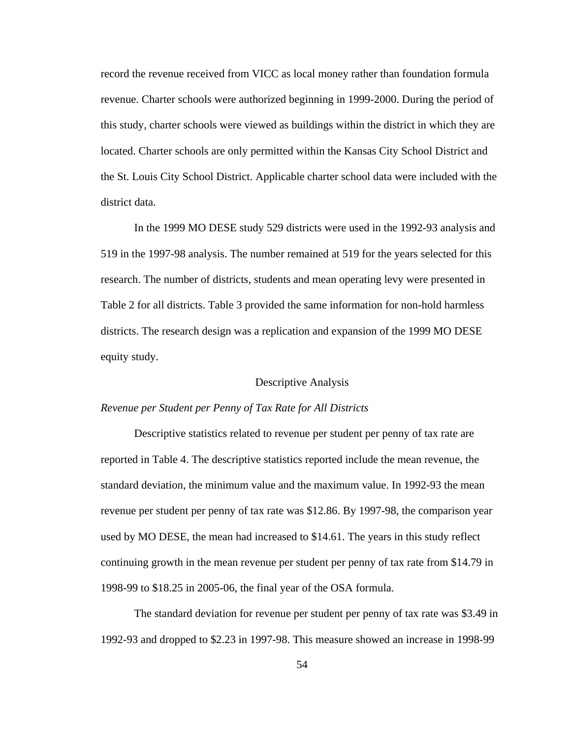record the revenue received from VICC as local money rather than foundation formula revenue. Charter schools were authorized beginning in 1999-2000. During the period of this study, charter schools were viewed as buildings within the district in which they are located. Charter schools are only permitted within the Kansas City School District and the St. Louis City School District. Applicable charter school data were included with the district data.

In the 1999 MO DESE study 529 districts were used in the 1992-93 analysis and 519 in the 1997-98 analysis. The number remained at 519 for the years selected for this research. The number of districts, students and mean operating levy were presented in Table 2 for all districts. Table 3 provided the same information for non-hold harmless districts. The research design was a replication and expansion of the 1999 MO DESE equity study.

## Descriptive Analysis

### *Revenue per Student per Penny of Tax Rate for All Districts*

Descriptive statistics related to revenue per student per penny of tax rate are reported in Table 4. The descriptive statistics reported include the mean revenue, the standard deviation, the minimum value and the maximum value. In 1992-93 the mean revenue per student per penny of tax rate was $12.86. By 1997-98, the comparison year used by MO DESE, the mean had increased to $14.61. The years in this study reflect continuing growth in the mean revenue per student per penny of tax rate from $14.79 in 1998-99 to $18.25 in 2005-06, the final year of the OSA formula.

The standard deviation for revenue per student per penny of tax rate was $3.49 in 1992-93 and dropped to $2.23 in 1997-98. This measure showed an increase in 1998-99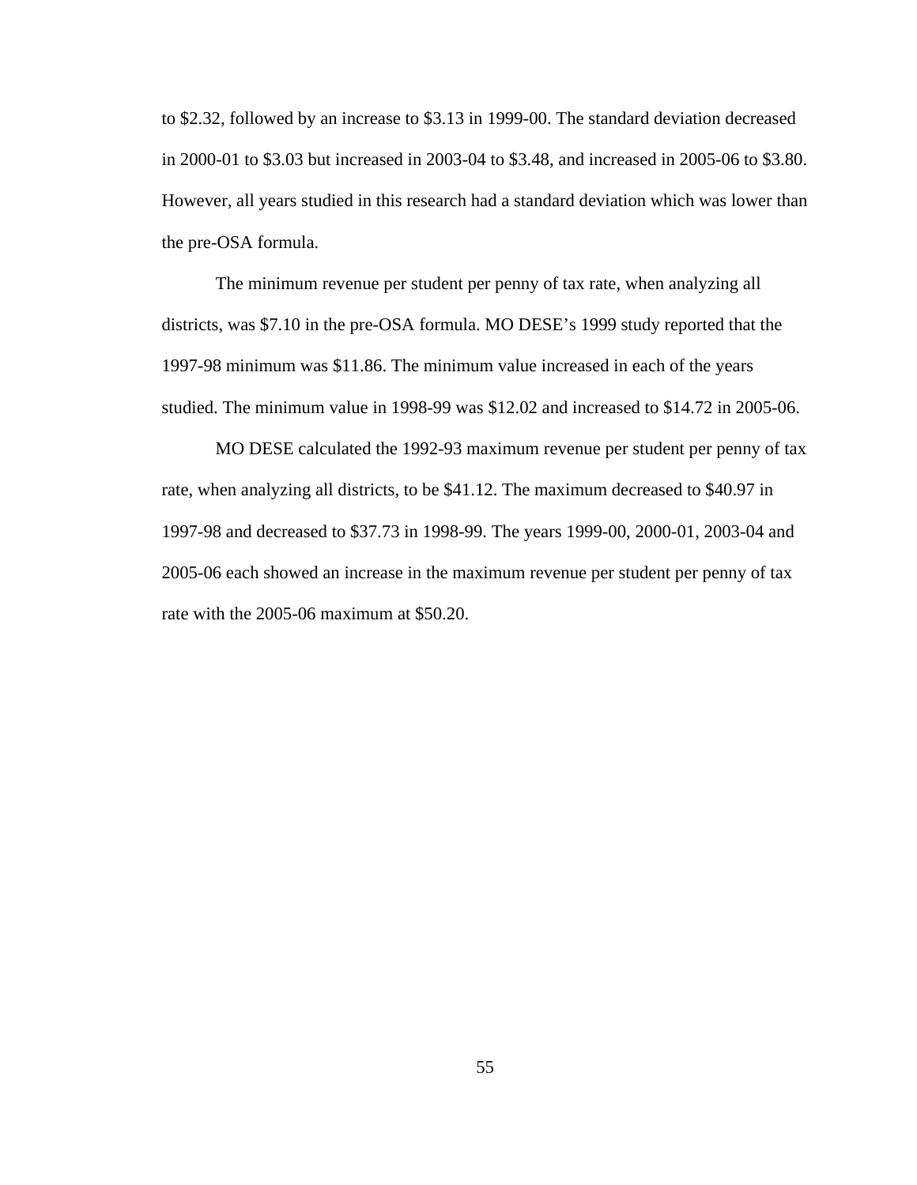to $2.32, followed by an increase to $3.13 in 1999-00. The standard deviation decreased in 2000-01 to $3.03 but increased in 2003-04 to $3.48, and increased in 2005-06 to $3.80. However, all years studied in this research had a standard deviation which was lower than the pre-OSA formula.

The minimum revenue per student per penny of tax rate, when analyzing all districts, was $7.10 in the pre-OSA formula. MO DESE's 1999 study reported that the 1997-98 minimum was $11.86. The minimum value increased in each of the years studied. The minimum value in 1998-99 was $12.02 and increased to $14.72 in 2005-06.

MO DESE calculated the 1992-93 maximum revenue per student per penny of tax rate, when analyzing all districts, to be $41.12. The maximum decreased to $40.97 in 1997-98 and decreased to $37.73 in 1998-99. The years 1999-00, 2000-01, 2003-04 and 2005-06 each showed an increase in the maximum revenue per student per penny of tax rate with the 2005-06 maximum at $50.20.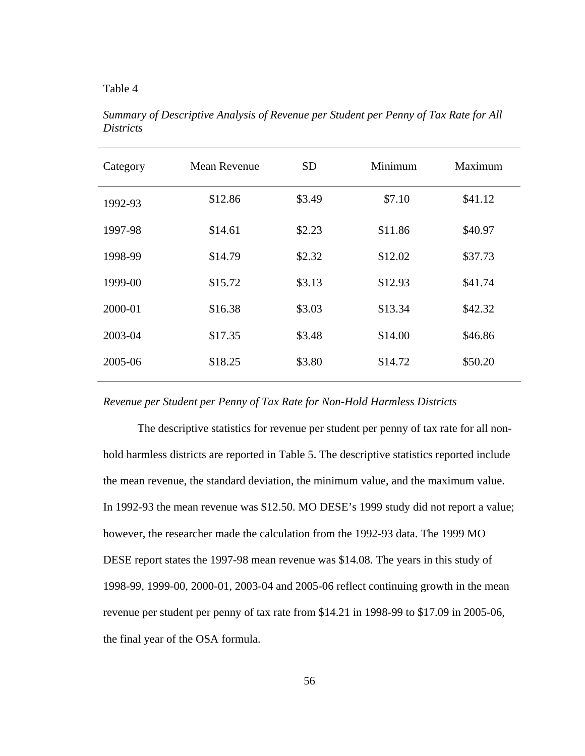Table 4

*Summary of Descriptive Analysis of Revenue per Student per Penny of Tax Rate for All Districts*

| Category | Mean Revenue | SD | Minimum | Maximum |
|---|---|---|---|---|
| 1992-93 | $12.86 | $3.49 | $7.10 | $41.12 |
| 1997-98 | $14.61 | $2.23 | $11.86 | $40.97 |
| 1998-99 | $14.79 | $2.32 | $12.02 | $37.73 |
| 1999-00 | $15.72 | $3.13 | $12.93 | $41.74 |
| 2000-01 | $16.38 | $3.03 | $13.34 | $42.32 |
| 2003-04 | $17.35 | $3.48 | $14.00 | $46.86 |
| 2005-06 | $18.25 | $3.80 | $14.72 | $50.20 |

*Revenue per Student per Penny of Tax Rate for Non-Hold Harmless Districts*

The descriptive statistics for revenue per student per penny of tax rate for all non-hold harmless districts are reported in Table 5. The descriptive statistics reported include the mean revenue, the standard deviation, the minimum value, and the maximum value. In 1992-93 the mean revenue was $12.50. MO DESE's 1999 study did not report a value; however, the researcher made the calculation from the 1992-93 data. The 1999 MO DESE report states the 1997-98 mean revenue was $14.08. The years in this study of 1998-99, 1999-00, 2000-01, 2003-04 and 2005-06 reflect continuing growth in the mean revenue per student per penny of tax rate from $14.21 in 1998-99 to $17.09 in 2005-06, the final year of the OSA formula.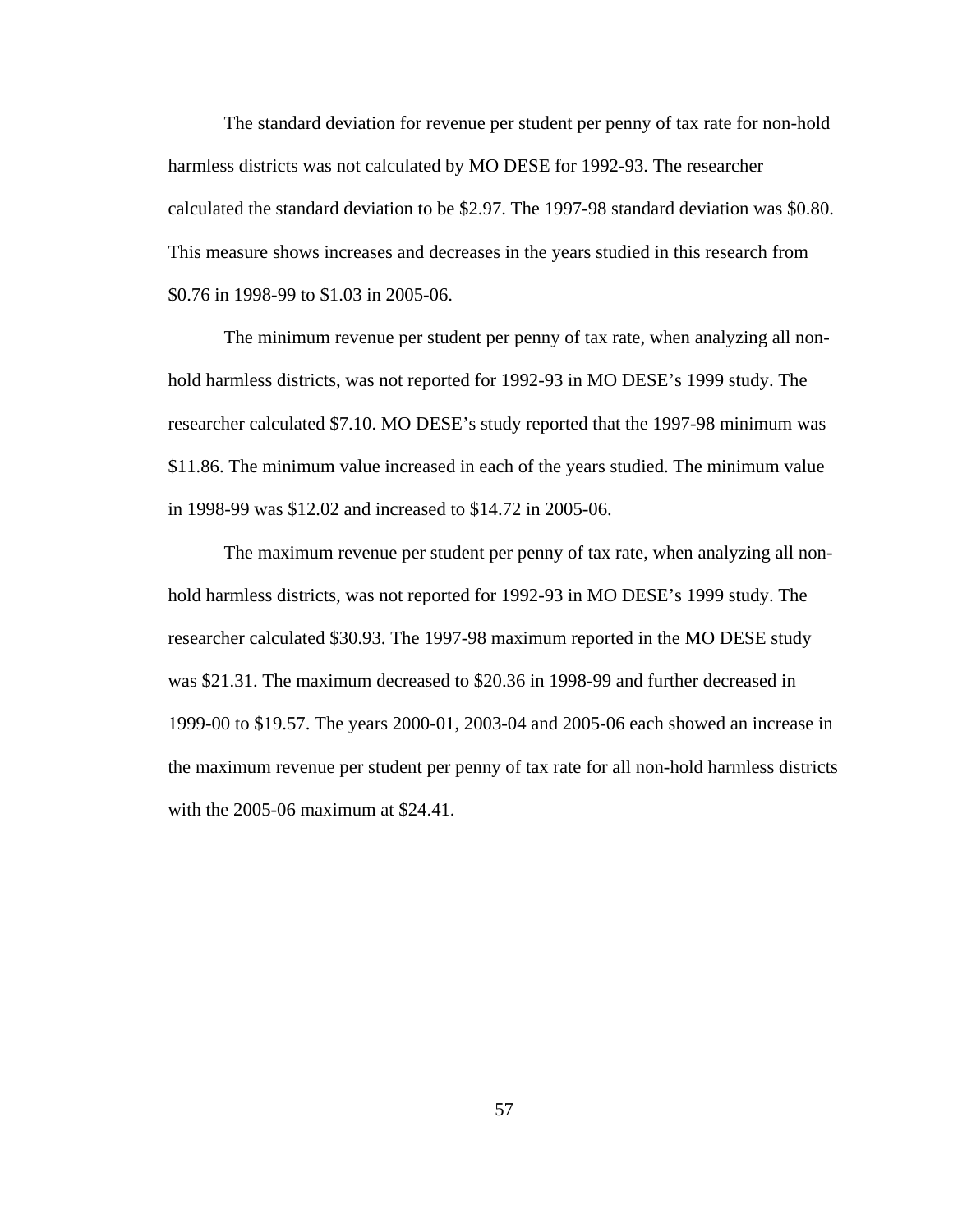The standard deviation for revenue per student per penny of tax rate for non-hold harmless districts was not calculated by MO DESE for 1992-93. The researcher calculated the standard deviation to be $2.97. The 1997-98 standard deviation was $0.80. This measure shows increases and decreases in the years studied in this research from $0.76 in 1998-99 to $1.03 in 2005-06.

The minimum revenue per student per penny of tax rate, when analyzing all non-hold harmless districts, was not reported for 1992-93 in MO DESE's 1999 study. The researcher calculated $7.10. MO DESE's study reported that the 1997-98 minimum was $11.86. The minimum value increased in each of the years studied. The minimum value in 1998-99 was $12.02 and increased to $14.72 in 2005-06.

The maximum revenue per student per penny of tax rate, when analyzing all non-hold harmless districts, was not reported for 1992-93 in MO DESE's 1999 study. The researcher calculated $30.93. The 1997-98 maximum reported in the MO DESE study was $21.31. The maximum decreased to $20.36 in 1998-99 and further decreased in 1999-00 to $19.57. The years 2000-01, 2003-04 and 2005-06 each showed an increase in the maximum revenue per student per penny of tax rate for all non-hold harmless districts with the 2005-06 maximum at $24.41.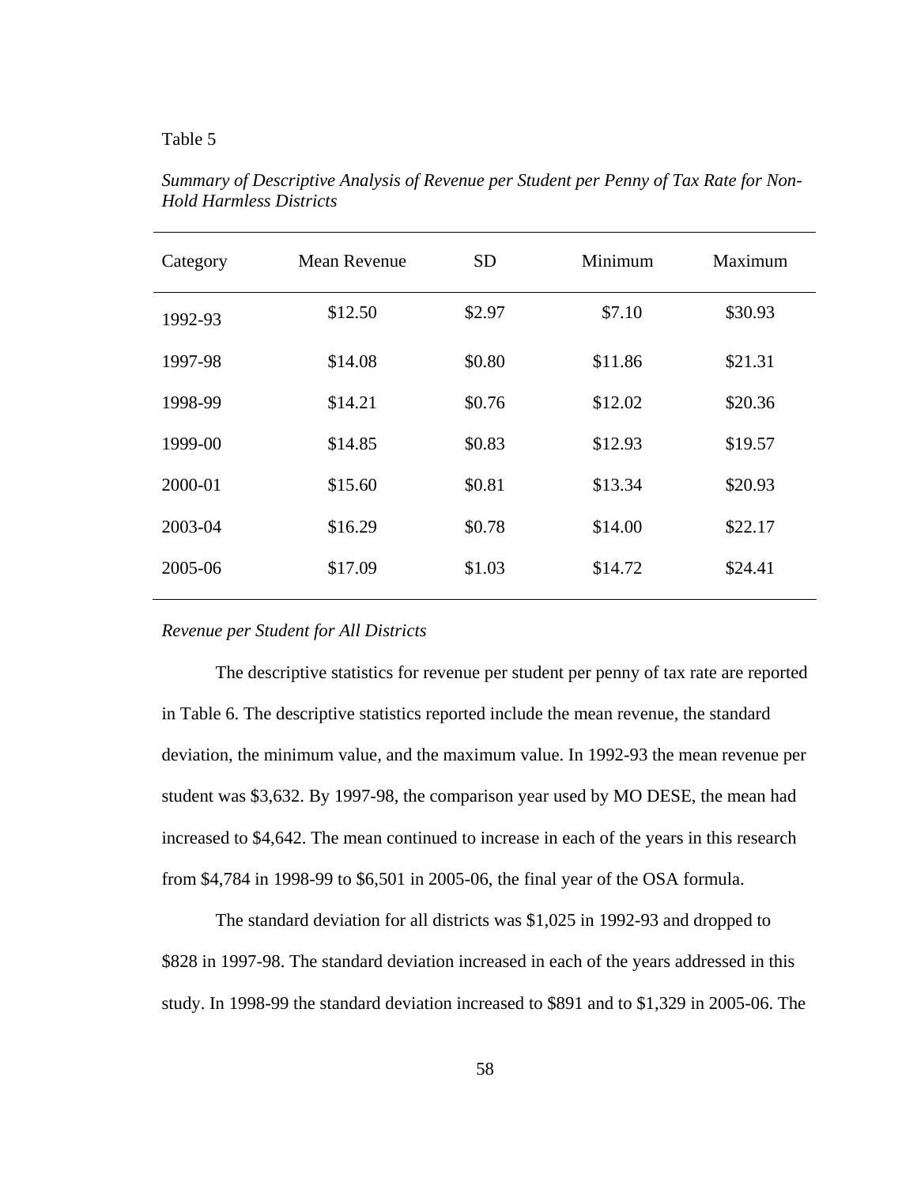Table 5

*Summary of Descriptive Analysis of Revenue per Student per Penny of Tax Rate for Non-Hold Harmless Districts*

| Category | Mean Revenue | SD | Minimum | Maximum |
|---|---|---|---|---|
| 1992-93 | $12.50 | $2.97 | $7.10 | $30.93 |
| 1997-98 | $14.08 | $0.80 | $11.86 | $21.31 |
| 1998-99 | $14.21 | $0.76 | $12.02 | $20.36 |
| 1999-00 | $14.85 | $0.83 | $12.93 | $19.57 |
| 2000-01 | $15.60 | $0.81 | $13.34 | $20.93 |
| 2003-04 | $16.29 | $0.78 | $14.00 | $22.17 |
| 2005-06 | $17.09 | $1.03 | $14.72 | $24.41 |

*Revenue per Student for All Districts*

The descriptive statistics for revenue per student per penny of tax rate are reported in Table 6. The descriptive statistics reported include the mean revenue, the standard deviation, the minimum value, and the maximum value. In 1992-93 the mean revenue per student was $3,632. By 1997-98, the comparison year used by MO DESE, the mean had increased to $4,642. The mean continued to increase in each of the years in this research from $4,784 in 1998-99 to $6,501 in 2005-06, the final year of the OSA formula.

The standard deviation for all districts was $1,025 in 1992-93 and dropped to $828 in 1997-98. The standard deviation increased in each of the years addressed in this study. In 1998-99 the standard deviation increased to $891 and to $1,329 in 2005-06. The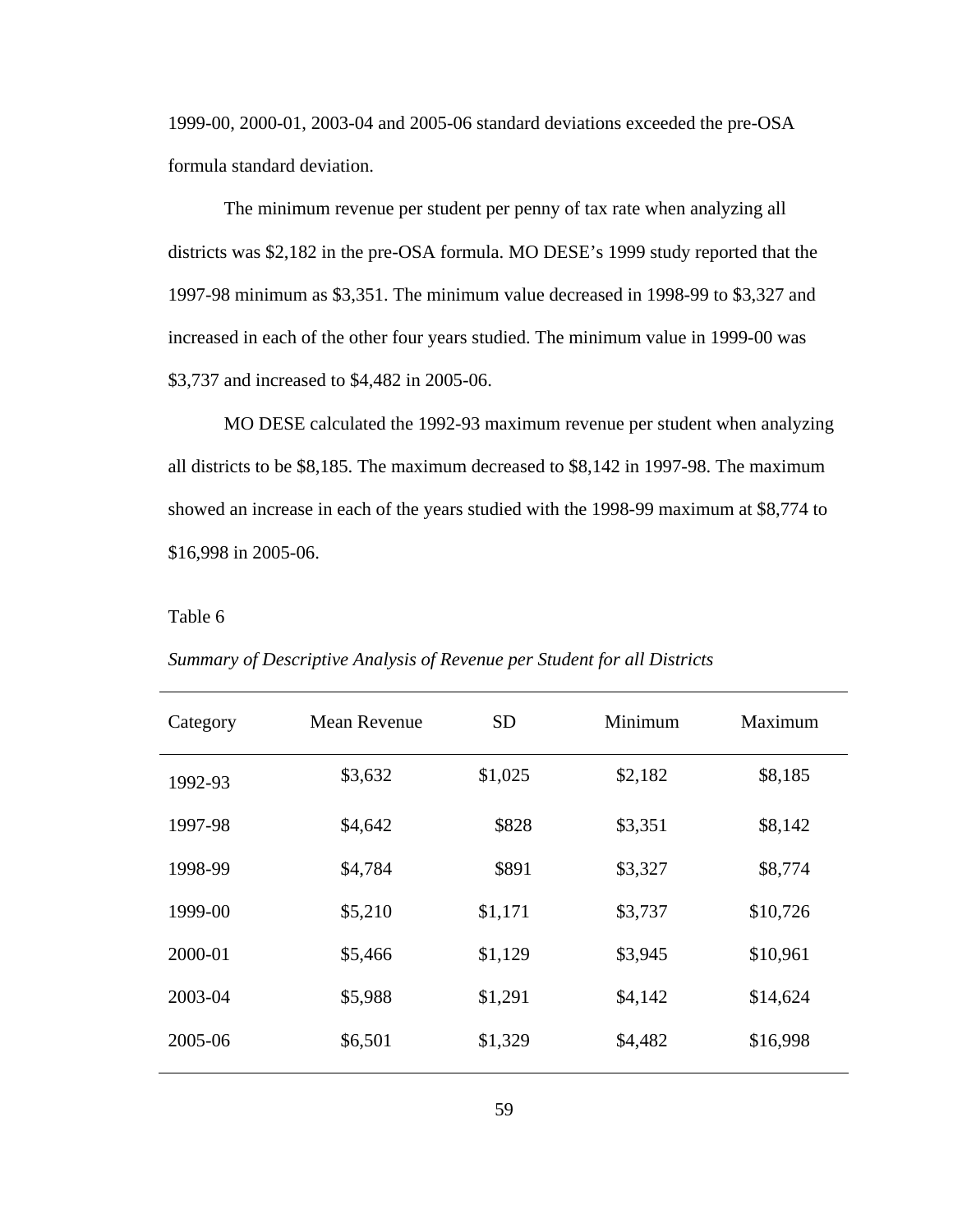1999-00, 2000-01, 2003-04 and 2005-06 standard deviations exceeded the pre-OSA formula standard deviation.

The minimum revenue per student per penny of tax rate when analyzing all districts was $2,182 in the pre-OSA formula. MO DESE's 1999 study reported that the 1997-98 minimum as $3,351. The minimum value decreased in 1998-99 to $3,327 and increased in each of the other four years studied. The minimum value in 1999-00 was $3,737 and increased to $4,482 in 2005-06.

MO DESE calculated the 1992-93 maximum revenue per student when analyzing all districts to be $8,185. The maximum decreased to $8,142 in 1997-98. The maximum showed an increase in each of the years studied with the 1998-99 maximum at $8,774 to $16,998 in 2005-06.

Table 6

*Summary of Descriptive Analysis of Revenue per Student for all Districts*

| Category | Mean Revenue | SD | Minimum | Maximum |
|---|---|---|---|---|
| 1992-93 | $3,632 | $1,025 | $2,182 | $8,185 |
| 1997-98 | $4,642 | $828 | $3,351 | $8,142 |
| 1998-99 | $4,784 | $891 | $3,327 | $8,774 |
| 1999-00 | $5,210 | $1,171 | $3,737 | $10,726 |
| 2000-01 | $5,466 | $1,129 | $3,945 | $10,961 |
| 2003-04 | $5,988 | $1,291 | $4,142 | $14,624 |
| 2005-06 | $6,501 | $1,329 | $4,482 | $16,998 |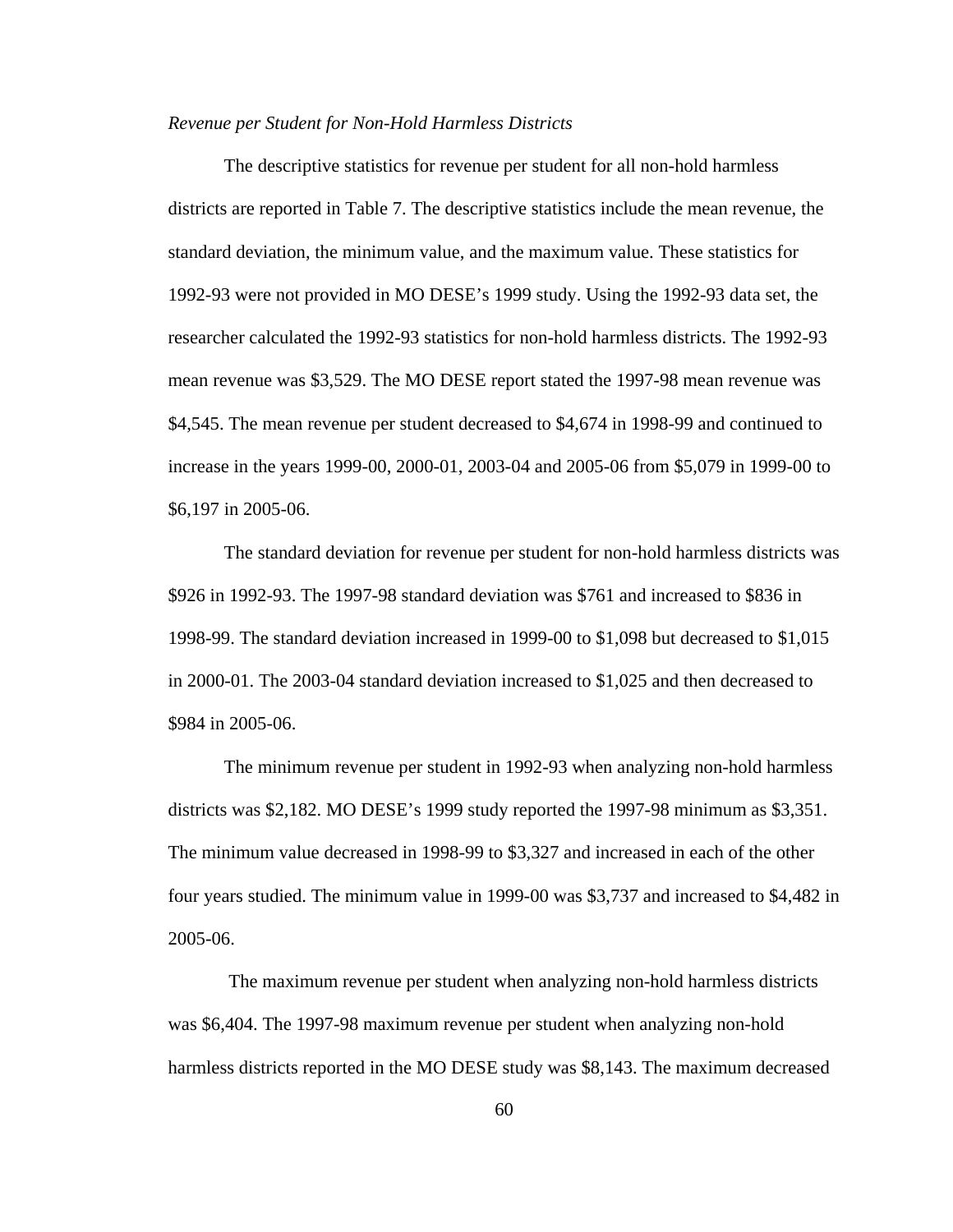*Revenue per Student for Non-Hold Harmless Districts*

The descriptive statistics for revenue per student for all non-hold harmless districts are reported in Table 7. The descriptive statistics include the mean revenue, the standard deviation, the minimum value, and the maximum value. These statistics for 1992-93 were not provided in MO DESE's 1999 study. Using the 1992-93 data set, the researcher calculated the 1992-93 statistics for non-hold harmless districts. The 1992-93 mean revenue was $3,529. The MO DESE report stated the 1997-98 mean revenue was $4,545. The mean revenue per student decreased to $4,674 in 1998-99 and continued to increase in the years 1999-00, 2000-01, 2003-04 and 2005-06 from $5,079 in 1999-00 to $6,197 in 2005-06.

The standard deviation for revenue per student for non-hold harmless districts was $926 in 1992-93. The 1997-98 standard deviation was $761 and increased to $836 in 1998-99. The standard deviation increased in 1999-00 to $1,098 but decreased to $1,015 in 2000-01. The 2003-04 standard deviation increased to $1,025 and then decreased to $984 in 2005-06.

The minimum revenue per student in 1992-93 when analyzing non-hold harmless districts was $2,182. MO DESE's 1999 study reported the 1997-98 minimum as $3,351. The minimum value decreased in 1998-99 to $3,327 and increased in each of the other four years studied. The minimum value in 1999-00 was $3,737 and increased to $4,482 in 2005-06.

The maximum revenue per student when analyzing non-hold harmless districts was $6,404. The 1997-98 maximum revenue per student when analyzing non-hold harmless districts reported in the MO DESE study was $8,143. The maximum decreased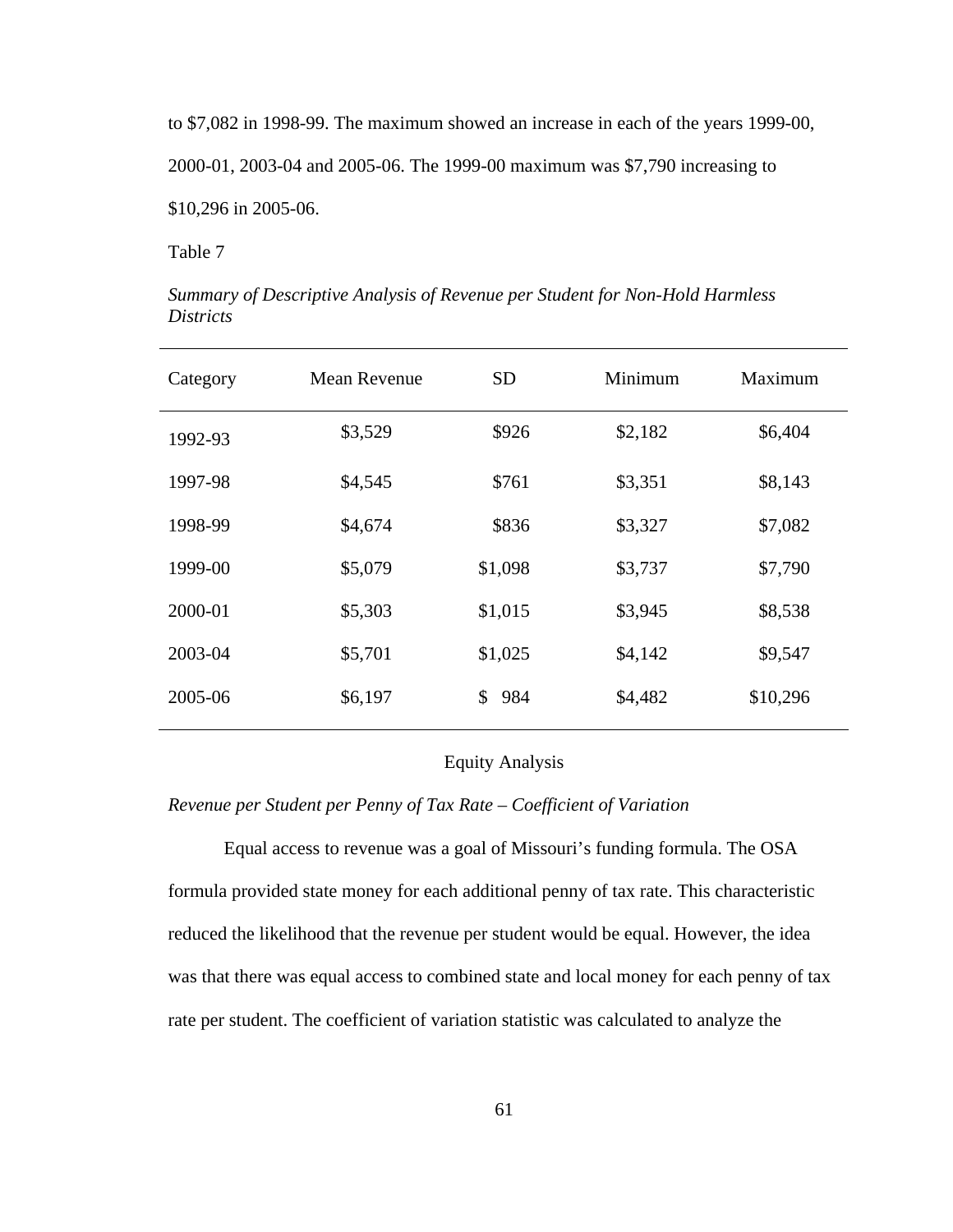to $7,082 in 1998-99. The maximum showed an increase in each of the years 1999-00, 2000-01, 2003-04 and 2005-06. The 1999-00 maximum was $7,790 increasing to $10,296 in 2005-06.

Table 7

*Summary of Descriptive Analysis of Revenue per Student for Non-Hold Harmless Districts*

| Category | Mean Revenue | SD | Minimum | Maximum |
|---|---|---|---|---|
| 1992-93 | $3,529 | $926 | $2,182 | $6,404 |
| 1997-98 | $4,545 | $761 | $3,351 | $8,143 |
| 1998-99 | $4,674 | $836 | $3,327 | $7,082 |
| 1999-00 | $5,079 | $1,098 | $3,737 | $7,790 |
| 2000-01 | $5,303 | $1,015 | $3,945 | $8,538 |
| 2003-04 | $5,701 | $1,025 | $4,142 | $9,547 |
| 2005-06 | $6,197 | $ 984 | $4,482 | $10,296 |

## Equity Analysis

### *Revenue per Student per Penny of Tax Rate – Coefficient of Variation*

Equal access to revenue was a goal of Missouri's funding formula. The OSA formula provided state money for each additional penny of tax rate. This characteristic reduced the likelihood that the revenue per student would be equal. However, the idea was that there was equal access to combined state and local money for each penny of tax rate per student. The coefficient of variation statistic was calculated to analyze the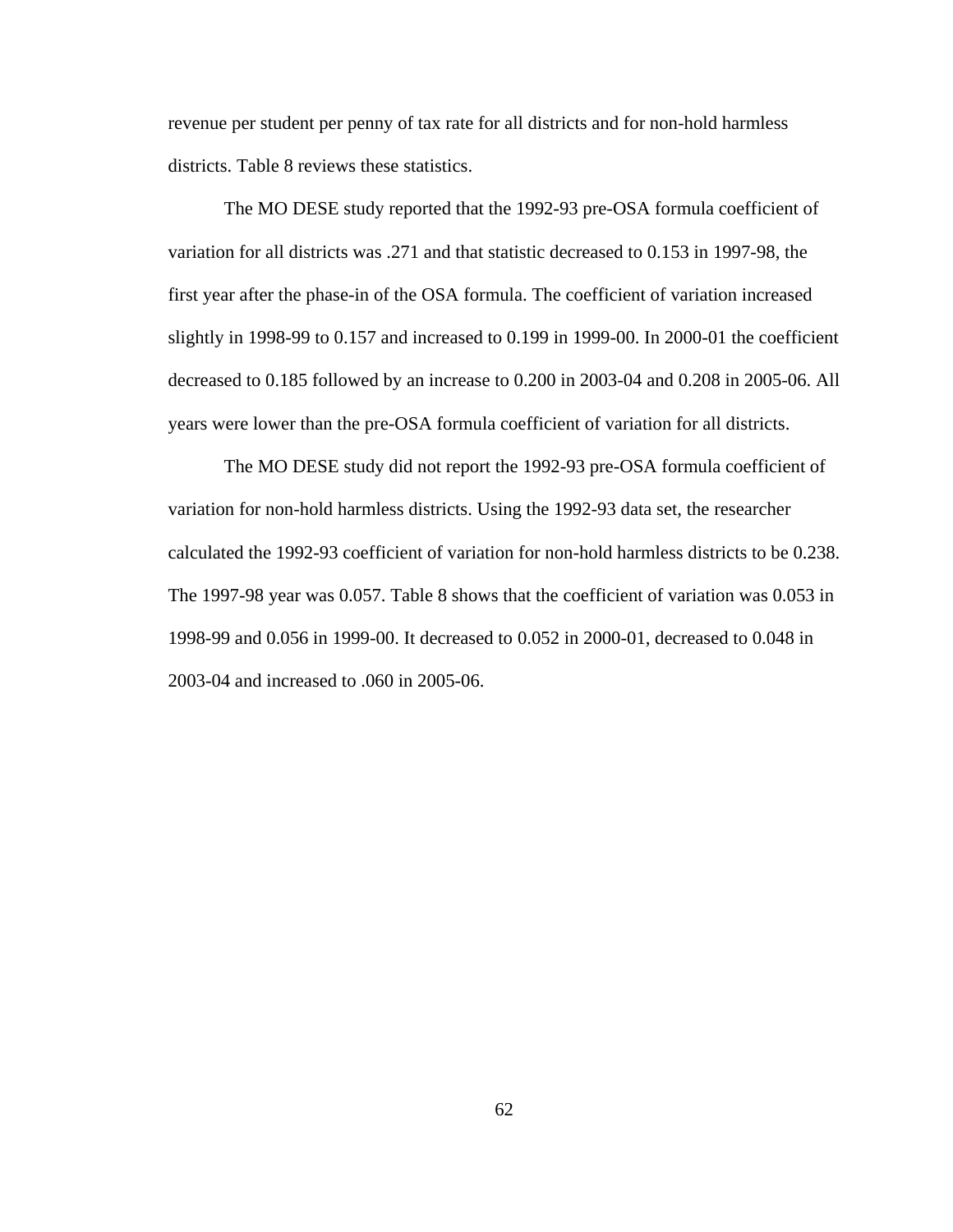revenue per student per penny of tax rate for all districts and for non-hold harmless districts. Table 8 reviews these statistics.

The MO DESE study reported that the 1992-93 pre-OSA formula coefficient of variation for all districts was .271 and that statistic decreased to 0.153 in 1997-98, the first year after the phase-in of the OSA formula. The coefficient of variation increased slightly in 1998-99 to 0.157 and increased to 0.199 in 1999-00. In 2000-01 the coefficient decreased to 0.185 followed by an increase to 0.200 in 2003-04 and 0.208 in 2005-06. All years were lower than the pre-OSA formula coefficient of variation for all districts.

The MO DESE study did not report the 1992-93 pre-OSA formula coefficient of variation for non-hold harmless districts. Using the 1992-93 data set, the researcher calculated the 1992-93 coefficient of variation for non-hold harmless districts to be 0.238. The 1997-98 year was 0.057. Table 8 shows that the coefficient of variation was 0.053 in 1998-99 and 0.056 in 1999-00. It decreased to 0.052 in 2000-01, decreased to 0.048 in 2003-04 and increased to .060 in 2005-06.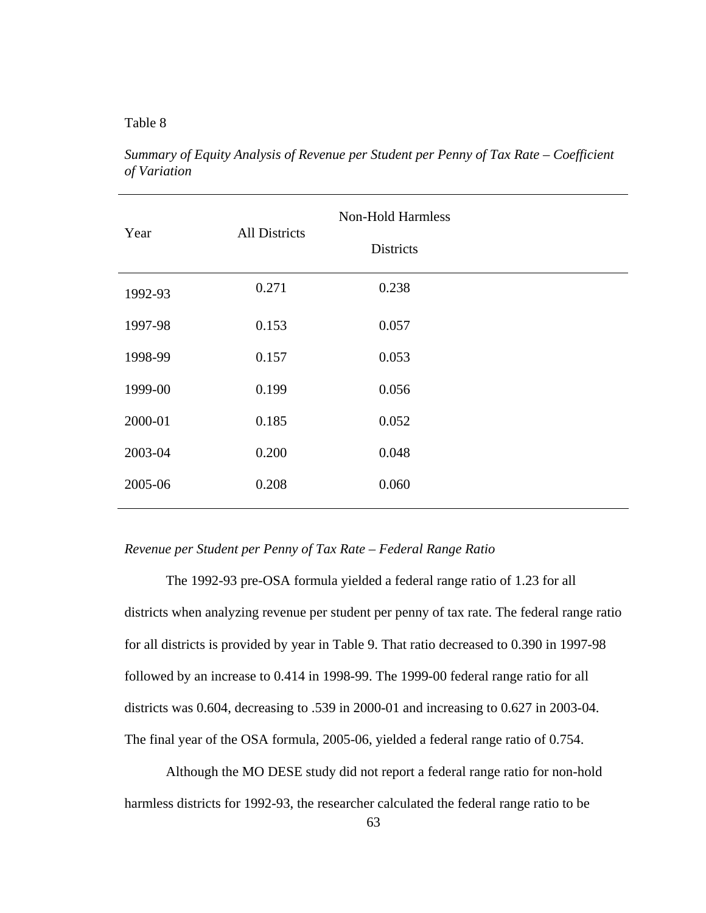Table 8

*Summary of Equity Analysis of Revenue per Student per Penny of Tax Rate – Coefficient of Variation*

| Year | All Districts | Non-Hold Harmless Districts |
|---|---|---|
| 1992-93 | 0.271 | 0.238 |
| 1997-98 | 0.153 | 0.057 |
| 1998-99 | 0.157 | 0.053 |
| 1999-00 | 0.199 | 0.056 |
| 2000-01 | 0.185 | 0.052 |
| 2003-04 | 0.200 | 0.048 |
| 2005-06 | 0.208 | 0.060 |

*Revenue per Student per Penny of Tax Rate – Federal Range Ratio*

The 1992-93 pre-OSA formula yielded a federal range ratio of 1.23 for all districts when analyzing revenue per student per penny of tax rate. The federal range ratio for all districts is provided by year in Table 9. That ratio decreased to 0.390 in 1997-98 followed by an increase to 0.414 in 1998-99. The 1999-00 federal range ratio for all districts was 0.604, decreasing to .539 in 2000-01 and increasing to 0.627 in 2003-04. The final year of the OSA formula, 2005-06, yielded a federal range ratio of 0.754.

Although the MO DESE study did not report a federal range ratio for non-hold harmless districts for 1992-93, the researcher calculated the federal range ratio to be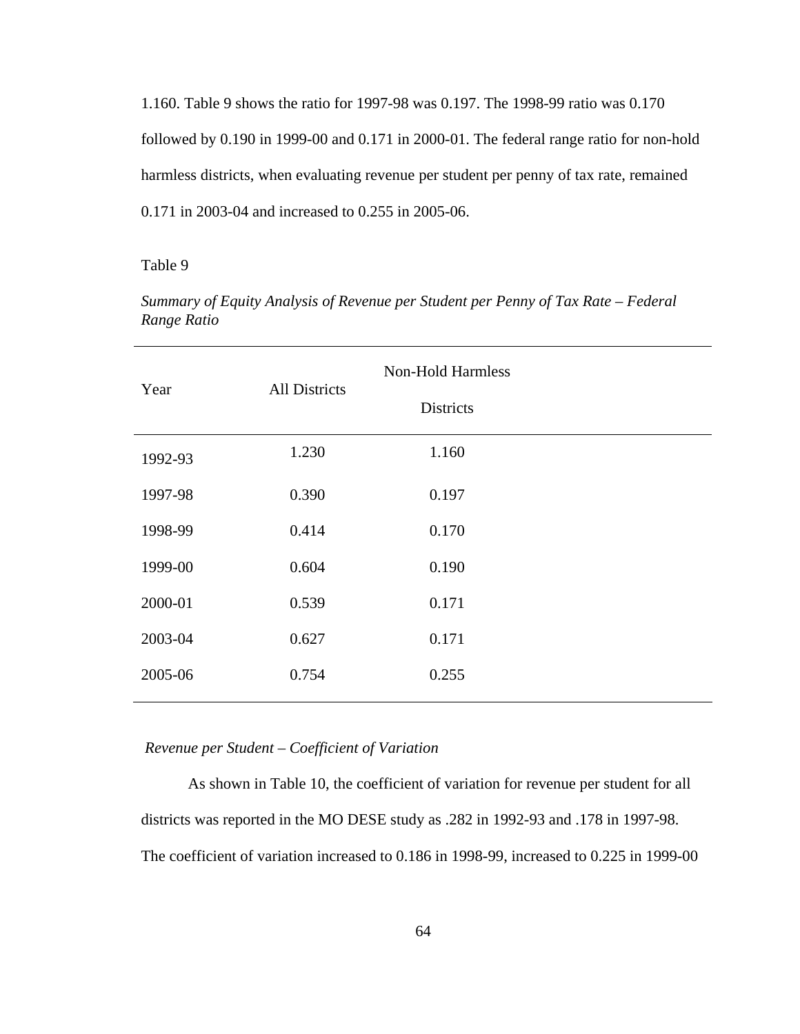1.160. Table 9 shows the ratio for 1997-98 was 0.197. The 1998-99 ratio was 0.170 followed by 0.190 in 1999-00 and 0.171 in 2000-01. The federal range ratio for non-hold harmless districts, when evaluating revenue per student per penny of tax rate, remained 0.171 in 2003-04 and increased to 0.255 in 2005-06.

Table 9

*Summary of Equity Analysis of Revenue per Student per Penny of Tax Rate – Federal Range Ratio*

| Year | All Districts | Non-Hold Harmless Districts |
|---|---|---|
| 1992-93 | 1.230 | 1.160 |
| 1997-98 | 0.390 | 0.197 |
| 1998-99 | 0.414 | 0.170 |
| 1999-00 | 0.604 | 0.190 |
| 2000-01 | 0.539 | 0.171 |
| 2003-04 | 0.627 | 0.171 |
| 2005-06 | 0.754 | 0.255 |

*Revenue per Student – Coefficient of Variation*

As shown in Table 10, the coefficient of variation for revenue per student for all districts was reported in the MO DESE study as .282 in 1992-93 and .178 in 1997-98. The coefficient of variation increased to 0.186 in 1998-99, increased to 0.225 in 1999-00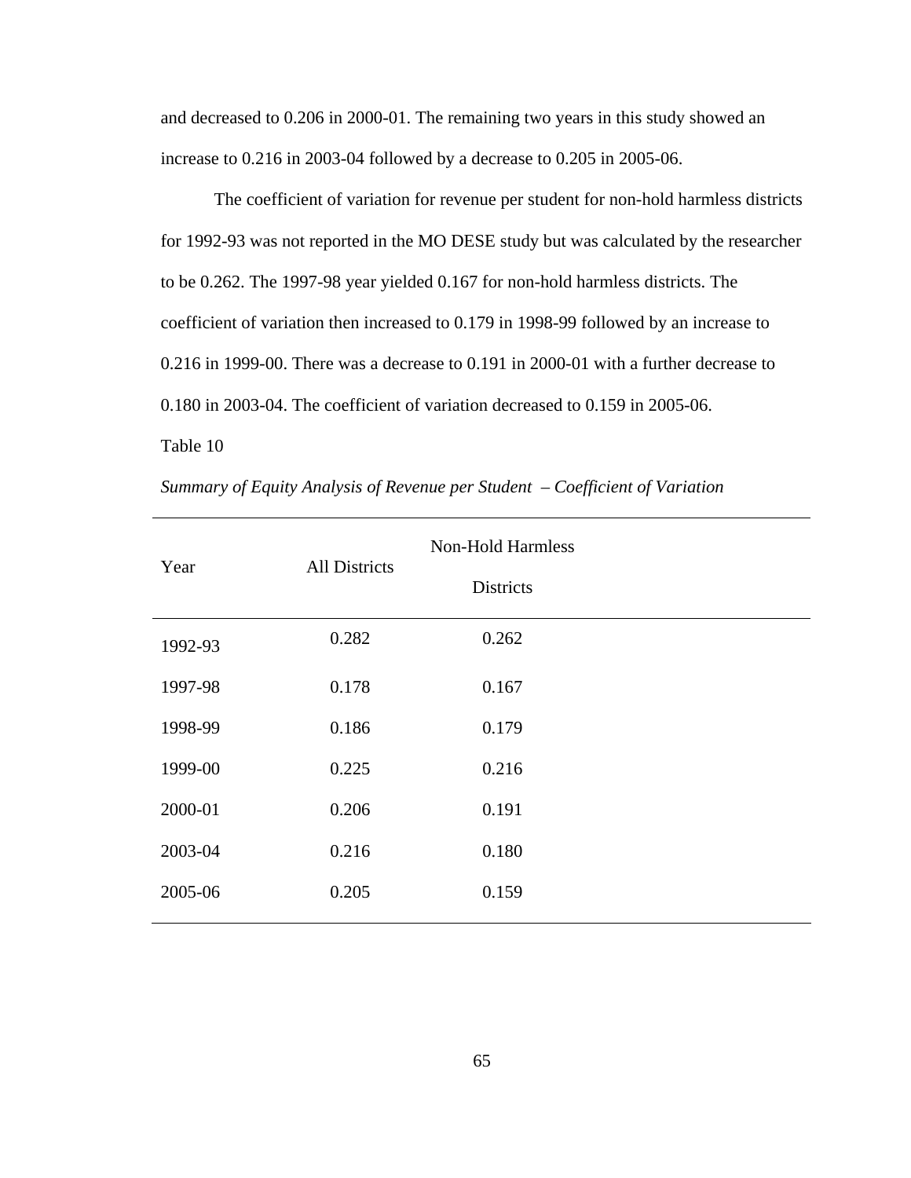and decreased to 0.206 in 2000-01. The remaining two years in this study showed an increase to 0.216 in 2003-04 followed by a decrease to 0.205 in 2005-06.

The coefficient of variation for revenue per student for non-hold harmless districts for 1992-93 was not reported in the MO DESE study but was calculated by the researcher to be 0.262. The 1997-98 year yielded 0.167 for non-hold harmless districts. The coefficient of variation then increased to 0.179 in 1998-99 followed by an increase to 0.216 in 1999-00. There was a decrease to 0.191 in 2000-01 with a further decrease to 0.180 in 2003-04. The coefficient of variation decreased to 0.159 in 2005-06.

Table 10

*Summary of Equity Analysis of Revenue per Student – Coefficient of Variation*

| Year | All Districts | Non-Hold Harmless Districts |
|---|---|---|
| 1992-93 | 0.282 | 0.262 |
| 1997-98 | 0.178 | 0.167 |
| 1998-99 | 0.186 | 0.179 |
| 1999-00 | 0.225 | 0.216 |
| 2000-01 | 0.206 | 0.191 |
| 2003-04 | 0.216 | 0.180 |
| 2005-06 | 0.205 | 0.159 |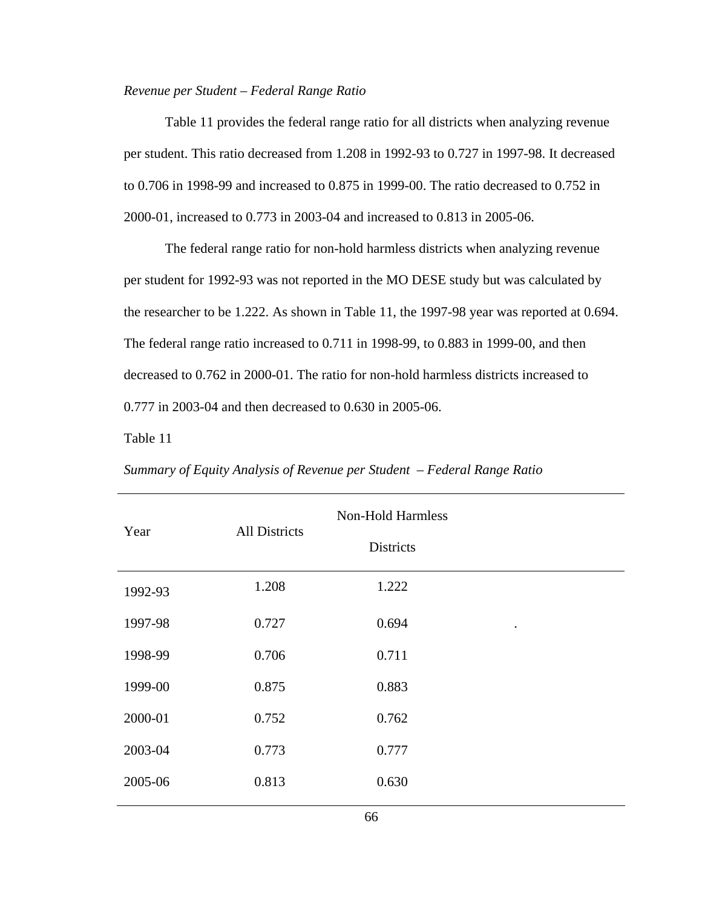*Revenue per Student – Federal Range Ratio*

Table 11 provides the federal range ratio for all districts when analyzing revenue per student. This ratio decreased from 1.208 in 1992-93 to 0.727 in 1997-98. It decreased to 0.706 in 1998-99 and increased to 0.875 in 1999-00. The ratio decreased to 0.752 in 2000-01, increased to 0.773 in 2003-04 and increased to 0.813 in 2005-06.

The federal range ratio for non-hold harmless districts when analyzing revenue per student for 1992-93 was not reported in the MO DESE study but was calculated by the researcher to be 1.222. As shown in Table 11, the 1997-98 year was reported at 0.694. The federal range ratio increased to 0.711 in 1998-99, to 0.883 in 1999-00, and then decreased to 0.762 in 2000-01. The ratio for non-hold harmless districts increased to 0.777 in 2003-04 and then decreased to 0.630 in 2005-06.

Table 11

*Summary of Equity Analysis of Revenue per Student – Federal Range Ratio*

| Year | All Districts | Non-Hold Harmless Districts |
|---|---|---|
| 1992-93 | 1.208 | 1.222 |
| 1997-98 | 0.727 | 0.694 |
| 1998-99 | 0.706 | 0.711 |
| 1999-00 | 0.875 | 0.883 |
| 2000-01 | 0.752 | 0.762 |
| 2003-04 | 0.773 | 0.777 |
| 2005-06 | 0.813 | 0.630 |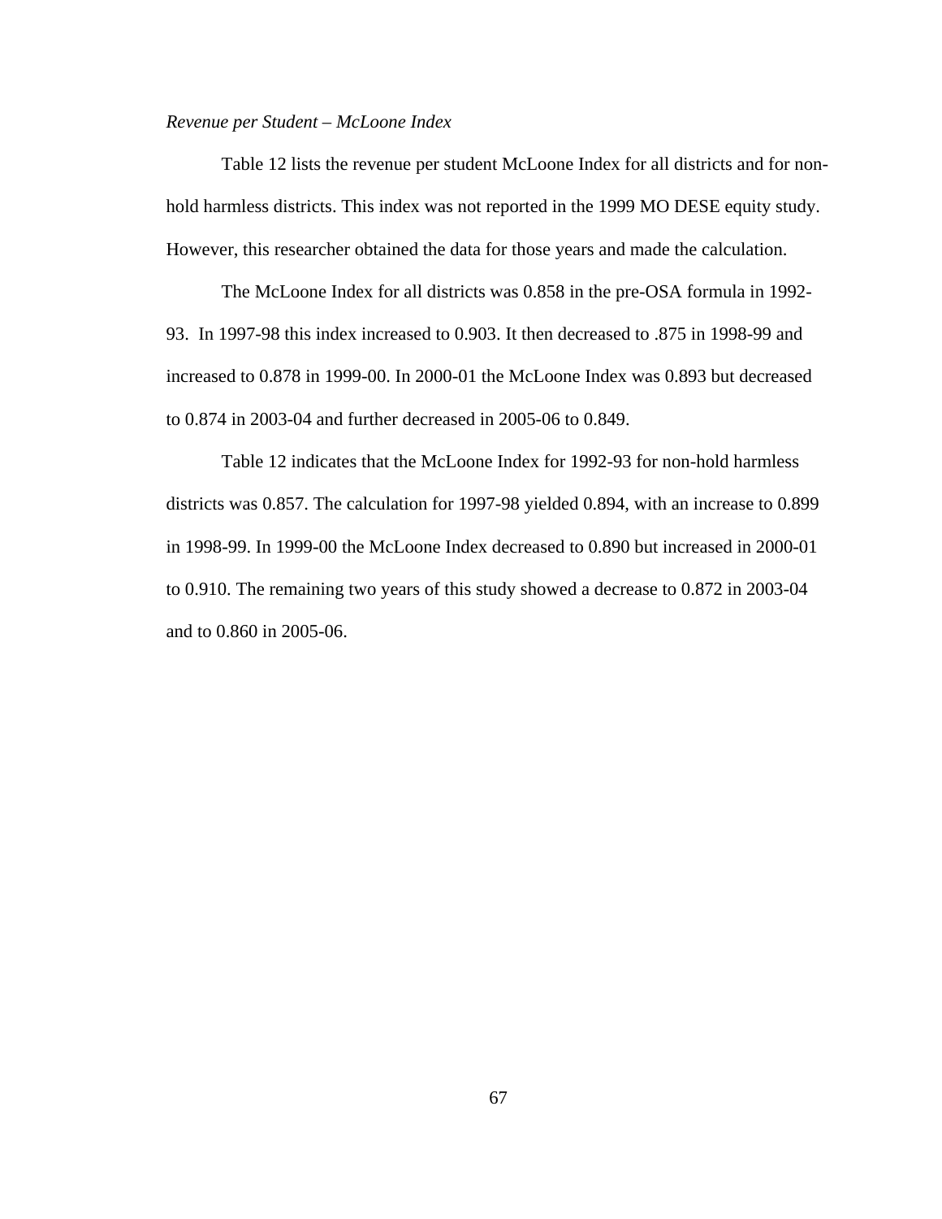*Revenue per Student – McLoone Index*

Table 12 lists the revenue per student McLoone Index for all districts and for non-hold harmless districts. This index was not reported in the 1999 MO DESE equity study. However, this researcher obtained the data for those years and made the calculation.

The McLoone Index for all districts was 0.858 in the pre-OSA formula in 1992-93. In 1997-98 this index increased to 0.903. It then decreased to .875 in 1998-99 and increased to 0.878 in 1999-00. In 2000-01 the McLoone Index was 0.893 but decreased to 0.874 in 2003-04 and further decreased in 2005-06 to 0.849.

Table 12 indicates that the McLoone Index for 1992-93 for non-hold harmless districts was 0.857. The calculation for 1997-98 yielded 0.894, with an increase to 0.899 in 1998-99. In 1999-00 the McLoone Index decreased to 0.890 but increased in 2000-01 to 0.910. The remaining two years of this study showed a decrease to 0.872 in 2003-04 and to 0.860 in 2005-06.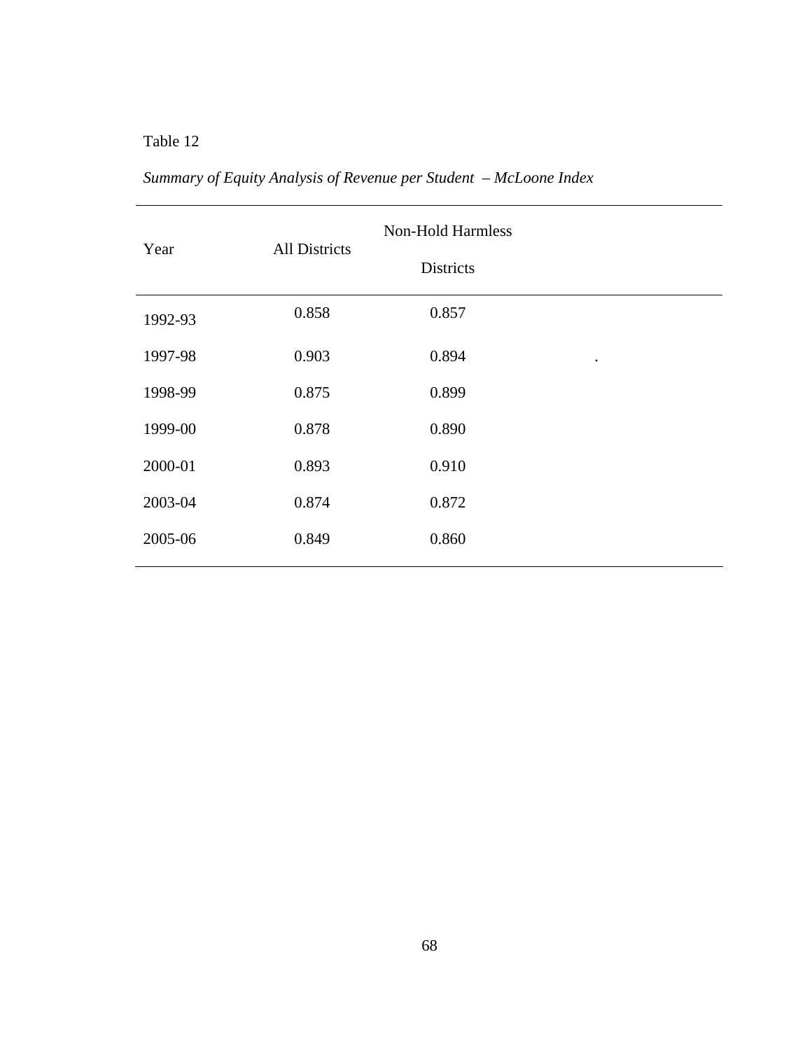Table 12

*Summary of Equity Analysis of Revenue per Student – McLoone Index*

| Year | All Districts | Non-Hold Harmless Districts |
|---|---|---|
| 1992-93 | 0.858 | 0.857 |
| 1997-98 | 0.903 | 0.894 |
| 1998-99 | 0.875 | 0.899 |
| 1999-00 | 0.878 | 0.890 |
| 2000-01 | 0.893 | 0.910 |
| 2003-04 | 0.874 | 0.872 |
| 2005-06 | 0.849 | 0.860 |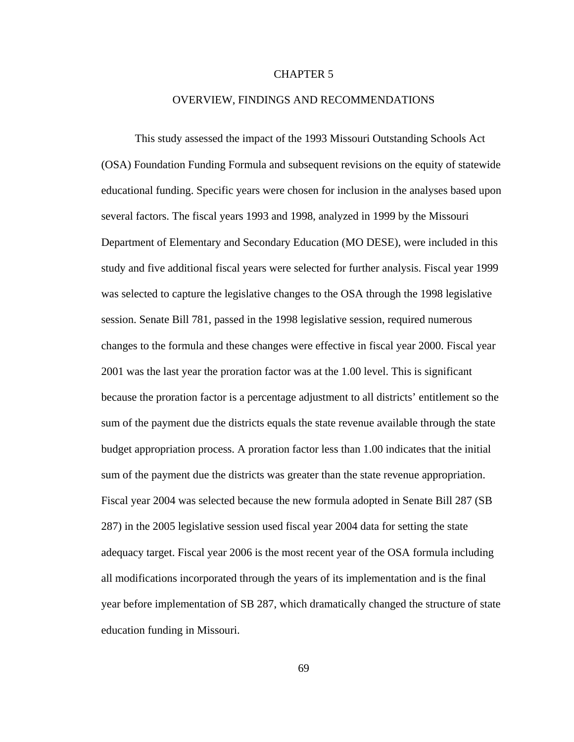# CHAPTER 5

## OVERVIEW, FINDINGS AND RECOMMENDATIONS

This study assessed the impact of the 1993 Missouri Outstanding Schools Act (OSA) Foundation Funding Formula and subsequent revisions on the equity of statewide educational funding. Specific years were chosen for inclusion in the analyses based upon several factors. The fiscal years 1993 and 1998, analyzed in 1999 by the Missouri Department of Elementary and Secondary Education (MO DESE), were included in this study and five additional fiscal years were selected for further analysis. Fiscal year 1999 was selected to capture the legislative changes to the OSA through the 1998 legislative session. Senate Bill 781, passed in the 1998 legislative session, required numerous changes to the formula and these changes were effective in fiscal year 2000. Fiscal year 2001 was the last year the proration factor was at the 1.00 level. This is significant because the proration factor is a percentage adjustment to all districts' entitlement so the sum of the payment due the districts equals the state revenue available through the state budget appropriation process. A proration factor less than 1.00 indicates that the initial sum of the payment due the districts was greater than the state revenue appropriation. Fiscal year 2004 was selected because the new formula adopted in Senate Bill 287 (SB 287) in the 2005 legislative session used fiscal year 2004 data for setting the state adequacy target. Fiscal year 2006 is the most recent year of the OSA formula including all modifications incorporated through the years of its implementation and is the final year before implementation of SB 287, which dramatically changed the structure of state education funding in Missouri.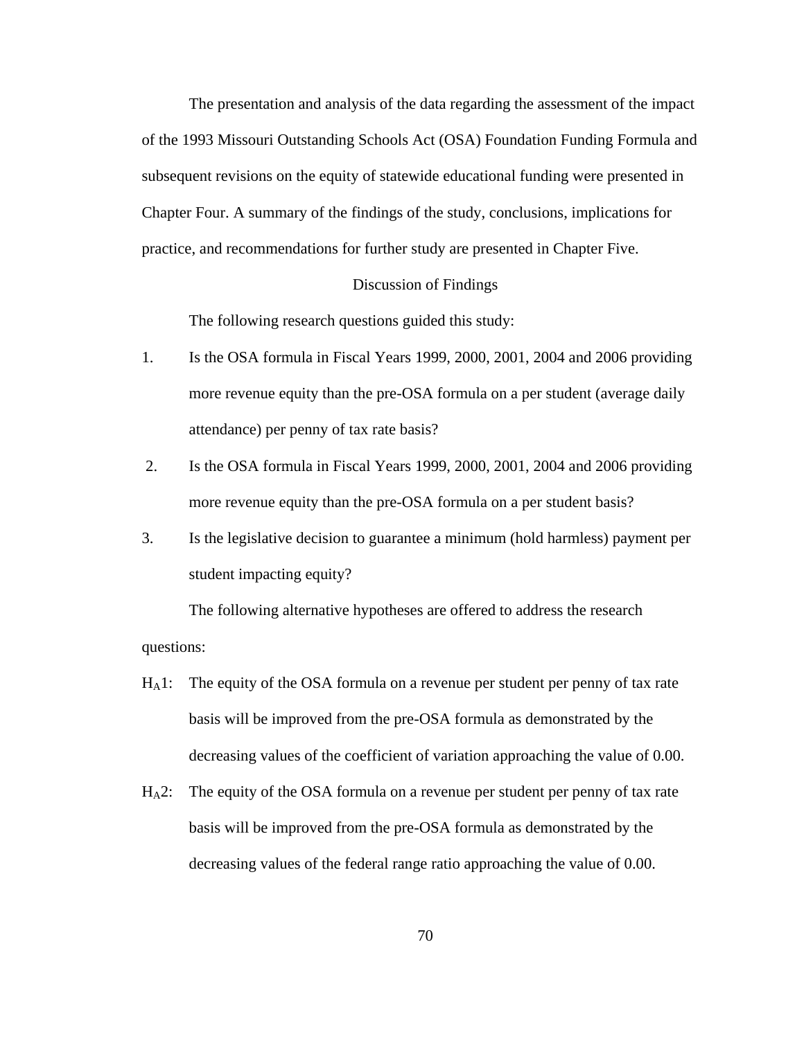The presentation and analysis of the data regarding the assessment of the impact of the 1993 Missouri Outstanding Schools Act (OSA) Foundation Funding Formula and subsequent revisions on the equity of statewide educational funding were presented in Chapter Four. A summary of the findings of the study, conclusions, implications for practice, and recommendations for further study are presented in Chapter Five.

## Discussion of Findings

The following research questions guided this study:

1. Is the OSA formula in Fiscal Years 1999, 2000, 2001, 2004 and 2006 providing more revenue equity than the pre-OSA formula on a per student (average daily attendance) per penny of tax rate basis?
2. Is the OSA formula in Fiscal Years 1999, 2000, 2001, 2004 and 2006 providing more revenue equity than the pre-OSA formula on a per student basis?
3. Is the legislative decision to guarantee a minimum (hold harmless) payment per student impacting equity?

The following alternative hypotheses are offered to address the research questions:

$H_A1$: The equity of the OSA formula on a revenue per student per penny of tax rate basis will be improved from the pre-OSA formula as demonstrated by the decreasing values of the coefficient of variation approaching the value of 0.00.

$H_A2$: The equity of the OSA formula on a revenue per student per penny of tax rate basis will be improved from the pre-OSA formula as demonstrated by the decreasing values of the federal range ratio approaching the value of 0.00.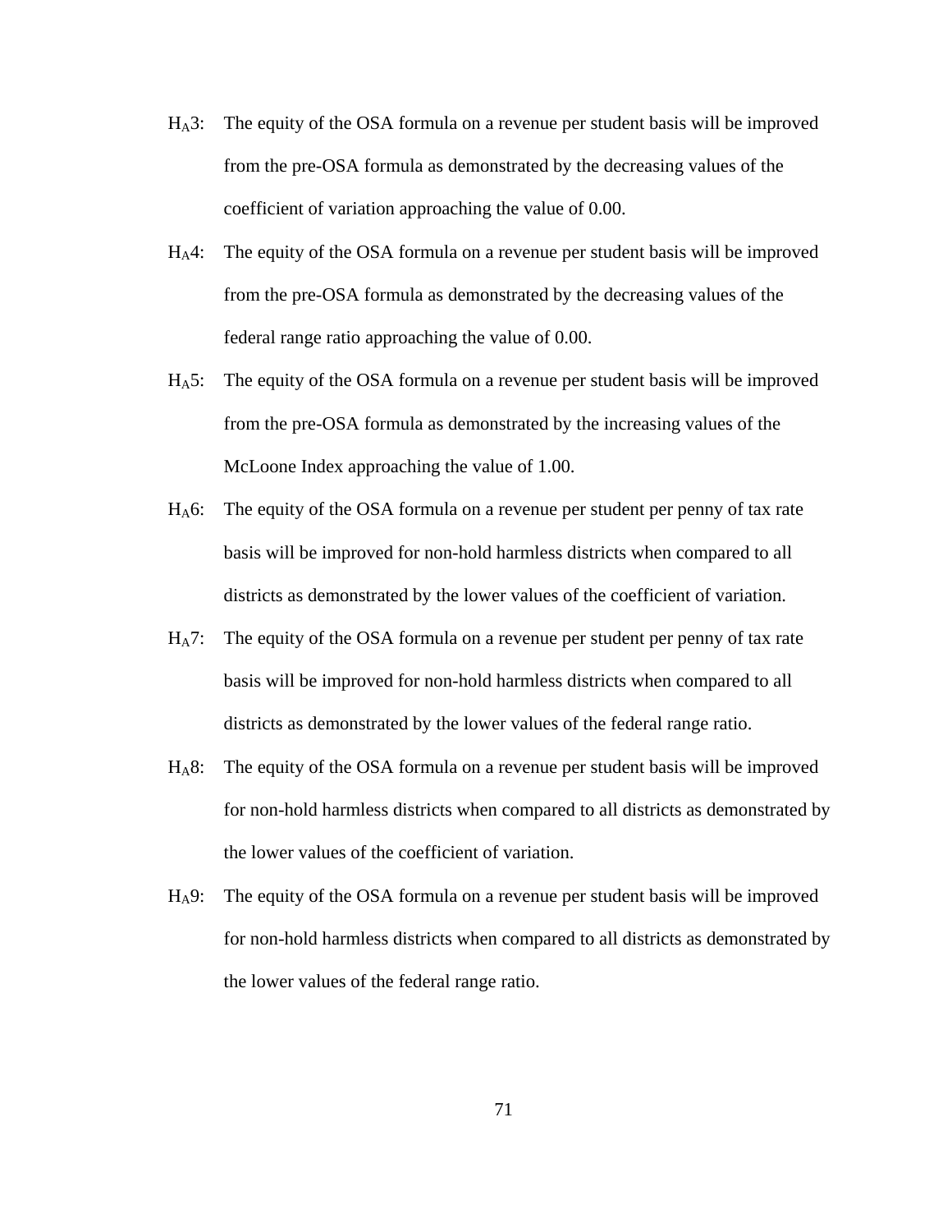$H_A3$: The equity of the OSA formula on a revenue per student basis will be improved from the pre-OSA formula as demonstrated by the decreasing values of the coefficient of variation approaching the value of 0.00.

$H_A4$: The equity of the OSA formula on a revenue per student basis will be improved from the pre-OSA formula as demonstrated by the decreasing values of the federal range ratio approaching the value of 0.00.

$H_A5$: The equity of the OSA formula on a revenue per student basis will be improved from the pre-OSA formula as demonstrated by the increasing values of the McLoone Index approaching the value of 1.00.

$H_A6$: The equity of the OSA formula on a revenue per student per penny of tax rate basis will be improved for non-hold harmless districts when compared to all districts as demonstrated by the lower values of the coefficient of variation.

$H_A7$: The equity of the OSA formula on a revenue per student per penny of tax rate basis will be improved for non-hold harmless districts when compared to all districts as demonstrated by the lower values of the federal range ratio.

$H_A8$: The equity of the OSA formula on a revenue per student basis will be improved for non-hold harmless districts when compared to all districts as demonstrated by the lower values of the coefficient of variation.

$H_A9$: The equity of the OSA formula on a revenue per student basis will be improved for non-hold harmless districts when compared to all districts as demonstrated by the lower values of the federal range ratio.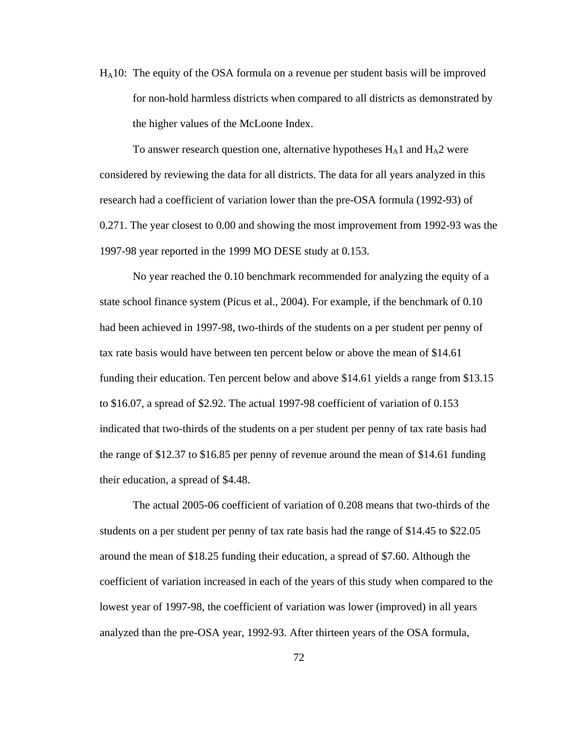$H_A10$: The equity of the OSA formula on a revenue per student basis will be improved for non-hold harmless districts when compared to all districts as demonstrated by the higher values of the McLoone Index.

To answer research question one, alternative hypotheses $H_A1$ and $H_A2$ were considered by reviewing the data for all districts. The data for all years analyzed in this research had a coefficient of variation lower than the pre-OSA formula (1992-93) of 0.271. The year closest to 0.00 and showing the most improvement from 1992-93 was the 1997-98 year reported in the 1999 MO DESE study at 0.153.

No year reached the 0.10 benchmark recommended for analyzing the equity of a state school finance system (Picus et al., 2004). For example, if the benchmark of 0.10 had been achieved in 1997-98, two-thirds of the students on a per student per penny of tax rate basis would have between ten percent below or above the mean of $14.61 funding their education. Ten percent below and above $14.61 yields a range from $13.15 to $16.07, a spread of $2.92. The actual 1997-98 coefficient of variation of 0.153 indicated that two-thirds of the students on a per student per penny of tax rate basis had the range of $12.37 to $16.85 per penny of revenue around the mean of $14.61 funding their education, a spread of $4.48.

The actual 2005-06 coefficient of variation of 0.208 means that two-thirds of the students on a per student per penny of tax rate basis had the range of $14.45 to $22.05 around the mean of $18.25 funding their education, a spread of $7.60. Although the coefficient of variation increased in each of the years of this study when compared to the lowest year of 1997-98, the coefficient of variation was lower (improved) in all years analyzed than the pre-OSA year, 1992-93. After thirteen years of the OSA formula,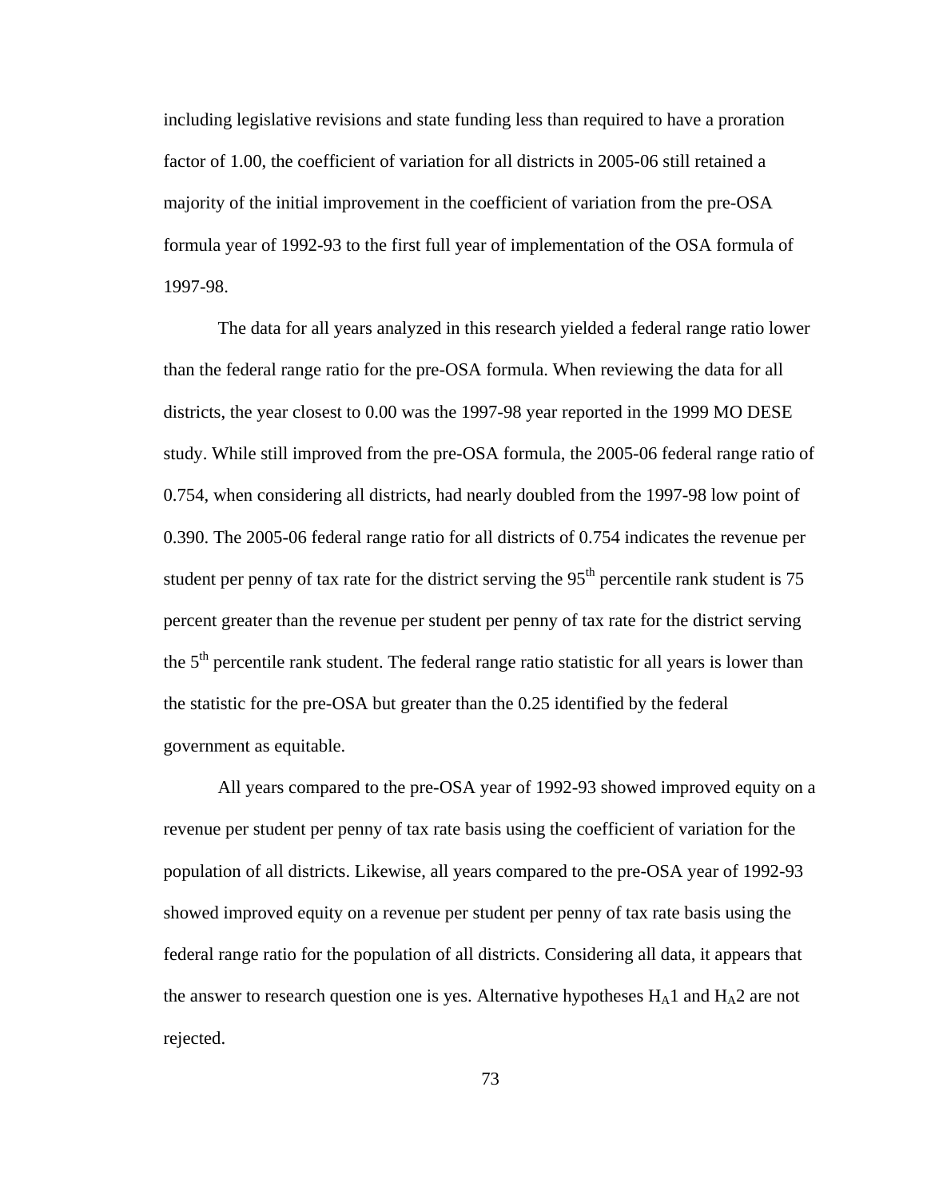including legislative revisions and state funding less than required to have a proration factor of 1.00, the coefficient of variation for all districts in 2005-06 still retained a majority of the initial improvement in the coefficient of variation from the pre-OSA formula year of 1992-93 to the first full year of implementation of the OSA formula of 1997-98.

The data for all years analyzed in this research yielded a federal range ratio lower than the federal range ratio for the pre-OSA formula. When reviewing the data for all districts, the year closest to 0.00 was the 1997-98 year reported in the 1999 MO DESE study. While still improved from the pre-OSA formula, the 2005-06 federal range ratio of 0.754, when considering all districts, had nearly doubled from the 1997-98 low point of 0.390. The 2005-06 federal range ratio for all districts of 0.754 indicates the revenue per student per penny of tax rate for the district serving the 95th percentile rank student is 75 percent greater than the revenue per student per penny of tax rate for the district serving the 5th percentile rank student. The federal range ratio statistic for all years is lower than the statistic for the pre-OSA but greater than the 0.25 identified by the federal government as equitable.

All years compared to the pre-OSA year of 1992-93 showed improved equity on a revenue per student per penny of tax rate basis using the coefficient of variation for the population of all districts. Likewise, all years compared to the pre-OSA year of 1992-93 showed improved equity on a revenue per student per penny of tax rate basis using the federal range ratio for the population of all districts. Considering all data, it appears that the answer to research question one is yes. Alternative hypotheses $H_A1$ and $H_A2$ are not rejected.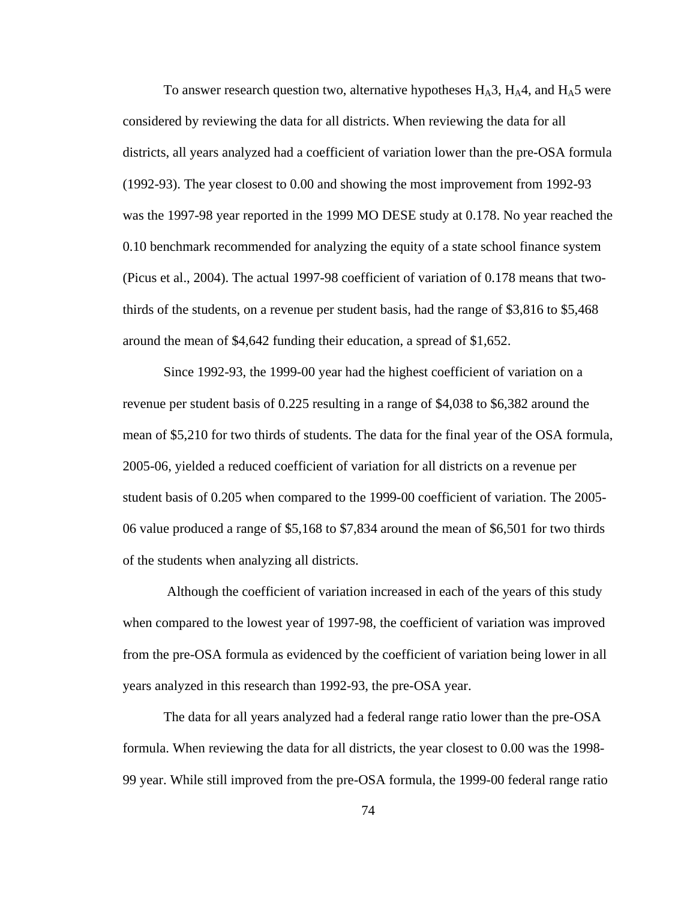To answer research question two, alternative hypotheses $H_A3$, $H_A4$, and $H_A5$ were considered by reviewing the data for all districts. When reviewing the data for all districts, all years analyzed had a coefficient of variation lower than the pre-OSA formula (1992-93). The year closest to 0.00 and showing the most improvement from 1992-93 was the 1997-98 year reported in the 1999 MO DESE study at 0.178. No year reached the 0.10 benchmark recommended for analyzing the equity of a state school finance system (Picus et al., 2004). The actual 1997-98 coefficient of variation of 0.178 means that two-thirds of the students, on a revenue per student basis, had the range of \$3,816 to \$5,468 around the mean of \$4,642 funding their education, a spread of \$1,652.

Since 1992-93, the 1999-00 year had the highest coefficient of variation on a revenue per student basis of 0.225 resulting in a range of \$4,038 to \$6,382 around the mean of \$5,210 for two thirds of students. The data for the final year of the OSA formula, 2005-06, yielded a reduced coefficient of variation for all districts on a revenue per student basis of 0.205 when compared to the 1999-00 coefficient of variation. The 2005-06 value produced a range of \$5,168 to \$7,834 around the mean of \$6,501 for two thirds of the students when analyzing all districts.

Although the coefficient of variation increased in each of the years of this study when compared to the lowest year of 1997-98, the coefficient of variation was improved from the pre-OSA formula as evidenced by the coefficient of variation being lower in all years analyzed in this research than 1992-93, the pre-OSA year.

The data for all years analyzed had a federal range ratio lower than the pre-OSA formula. When reviewing the data for all districts, the year closest to 0.00 was the 1998-99 year. While still improved from the pre-OSA formula, the 1999-00 federal range ratio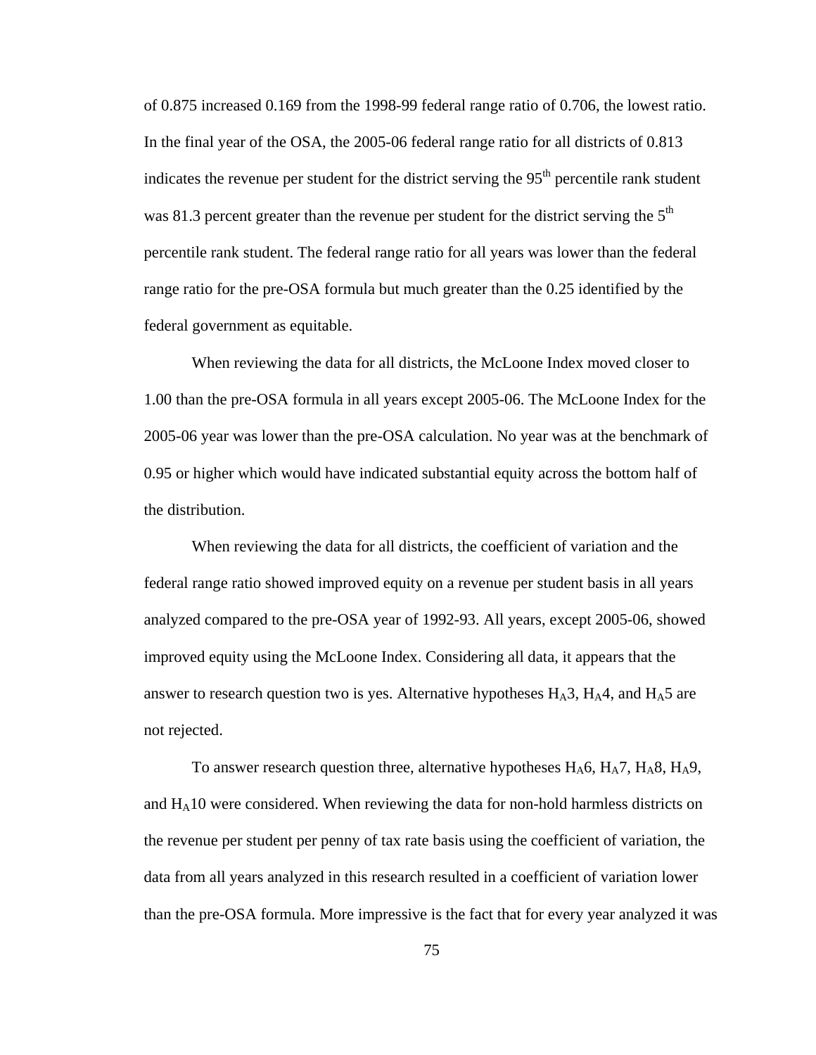of 0.875 increased 0.169 from the 1998-99 federal range ratio of 0.706, the lowest ratio. In the final year of the OSA, the 2005-06 federal range ratio for all districts of 0.813 indicates the revenue per student for the district serving the 95th percentile rank student was 81.3 percent greater than the revenue per student for the district serving the 5th percentile rank student. The federal range ratio for all years was lower than the federal range ratio for the pre-OSA formula but much greater than the 0.25 identified by the federal government as equitable.

When reviewing the data for all districts, the McLoone Index moved closer to 1.00 than the pre-OSA formula in all years except 2005-06. The McLoone Index for the 2005-06 year was lower than the pre-OSA calculation. No year was at the benchmark of 0.95 or higher which would have indicated substantial equity across the bottom half of the distribution.

When reviewing the data for all districts, the coefficient of variation and the federal range ratio showed improved equity on a revenue per student basis in all years analyzed compared to the pre-OSA year of 1992-93. All years, except 2005-06, showed improved equity using the McLoone Index. Considering all data, it appears that the answer to research question two is yes. Alternative hypotheses $H_A3$, $H_A4$, and $H_A5$ are not rejected.

To answer research question three, alternative hypotheses $H_A6$, $H_A7$, $H_A8$, $H_A9$, and $H_A10$ were considered. When reviewing the data for non-hold harmless districts on the revenue per student per penny of tax rate basis using the coefficient of variation, the data from all years analyzed in this research resulted in a coefficient of variation lower than the pre-OSA formula. More impressive is the fact that for every year analyzed it was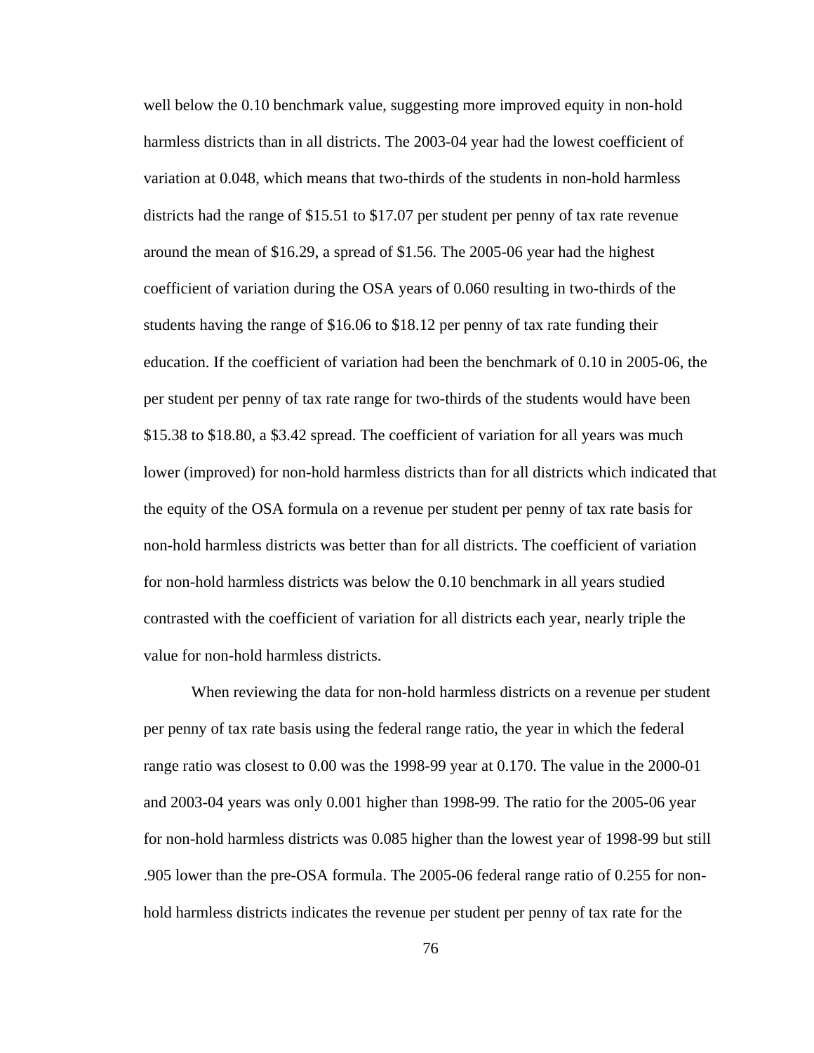well below the 0.10 benchmark value, suggesting more improved equity in non-hold harmless districts than in all districts. The 2003-04 year had the lowest coefficient of variation at 0.048, which means that two-thirds of the students in non-hold harmless districts had the range of $15.51 to $17.07 per student per penny of tax rate revenue around the mean of $16.29, a spread of $1.56. The 2005-06 year had the highest coefficient of variation during the OSA years of 0.060 resulting in two-thirds of the students having the range of $16.06 to $18.12 per penny of tax rate funding their education. If the coefficient of variation had been the benchmark of 0.10 in 2005-06, the per student per penny of tax rate range for two-thirds of the students would have been $15.38 to $18.80, a $3.42 spread. The coefficient of variation for all years was much lower (improved) for non-hold harmless districts than for all districts which indicated that the equity of the OSA formula on a revenue per student per penny of tax rate basis for non-hold harmless districts was better than for all districts. The coefficient of variation for non-hold harmless districts was below the 0.10 benchmark in all years studied contrasted with the coefficient of variation for all districts each year, nearly triple the value for non-hold harmless districts.

When reviewing the data for non-hold harmless districts on a revenue per student per penny of tax rate basis using the federal range ratio, the year in which the federal range ratio was closest to 0.00 was the 1998-99 year at 0.170. The value in the 2000-01 and 2003-04 years was only 0.001 higher than 1998-99. The ratio for the 2005-06 year for non-hold harmless districts was 0.085 higher than the lowest year of 1998-99 but still .905 lower than the pre-OSA formula. The 2005-06 federal range ratio of 0.255 for non-hold harmless districts indicates the revenue per student per penny of tax rate for the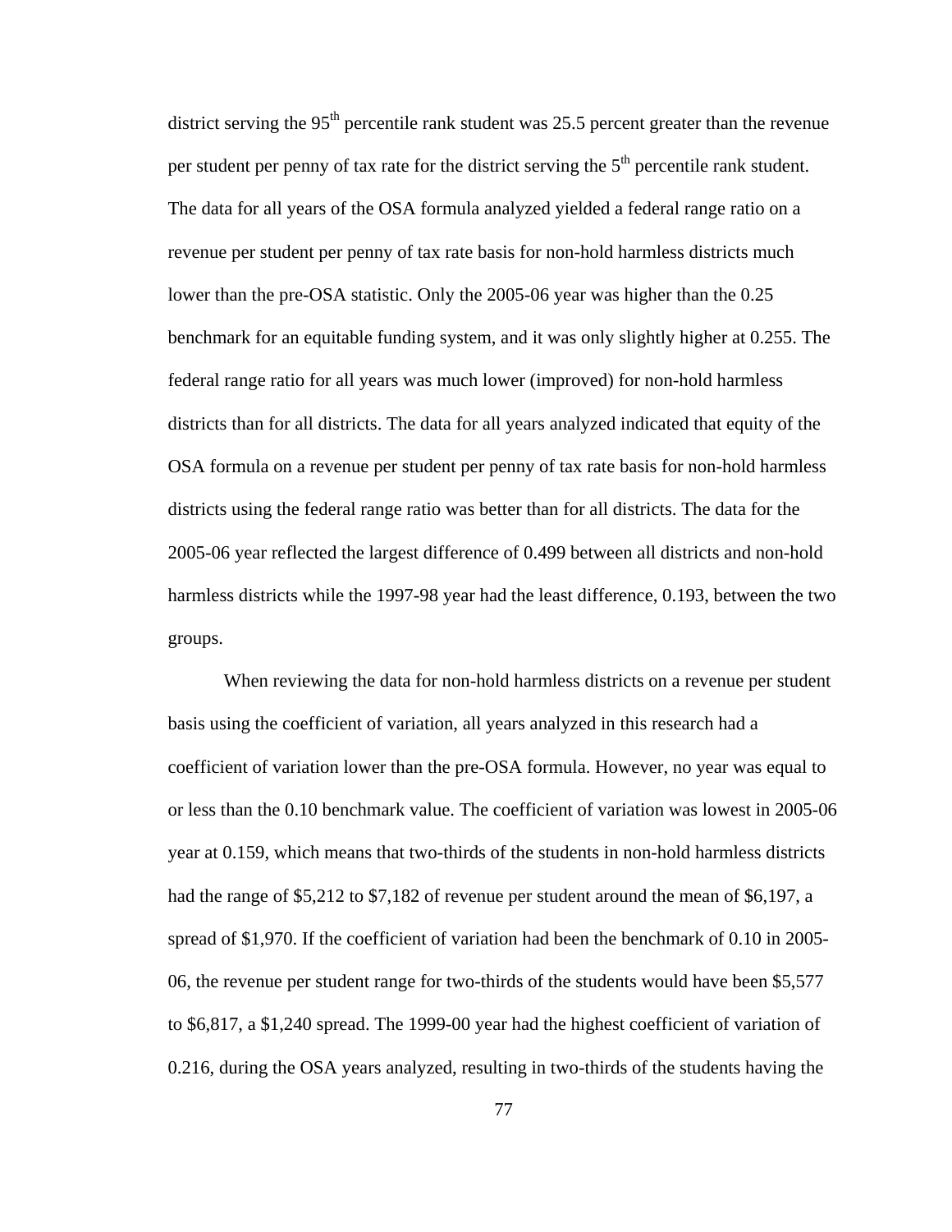district serving the 95th percentile rank student was 25.5 percent greater than the revenue per student per penny of tax rate for the district serving the 5th percentile rank student. The data for all years of the OSA formula analyzed yielded a federal range ratio on a revenue per student per penny of tax rate basis for non-hold harmless districts much lower than the pre-OSA statistic. Only the 2005-06 year was higher than the 0.25 benchmark for an equitable funding system, and it was only slightly higher at 0.255. The federal range ratio for all years was much lower (improved) for non-hold harmless districts than for all districts. The data for all years analyzed indicated that equity of the OSA formula on a revenue per student per penny of tax rate basis for non-hold harmless districts using the federal range ratio was better than for all districts. The data for the 2005-06 year reflected the largest difference of 0.499 between all districts and non-hold harmless districts while the 1997-98 year had the least difference, 0.193, between the two groups.

When reviewing the data for non-hold harmless districts on a revenue per student basis using the coefficient of variation, all years analyzed in this research had a coefficient of variation lower than the pre-OSA formula. However, no year was equal to or less than the 0.10 benchmark value. The coefficient of variation was lowest in 2005-06 year at 0.159, which means that two-thirds of the students in non-hold harmless districts had the range of $5,212 to $7,182 of revenue per student around the mean of $6,197, a spread of $1,970. If the coefficient of variation had been the benchmark of 0.10 in 2005-06, the revenue per student range for two-thirds of the students would have been $5,577 to $6,817, a $1,240 spread. The 1999-00 year had the highest coefficient of variation of 0.216, during the OSA years analyzed, resulting in two-thirds of the students having the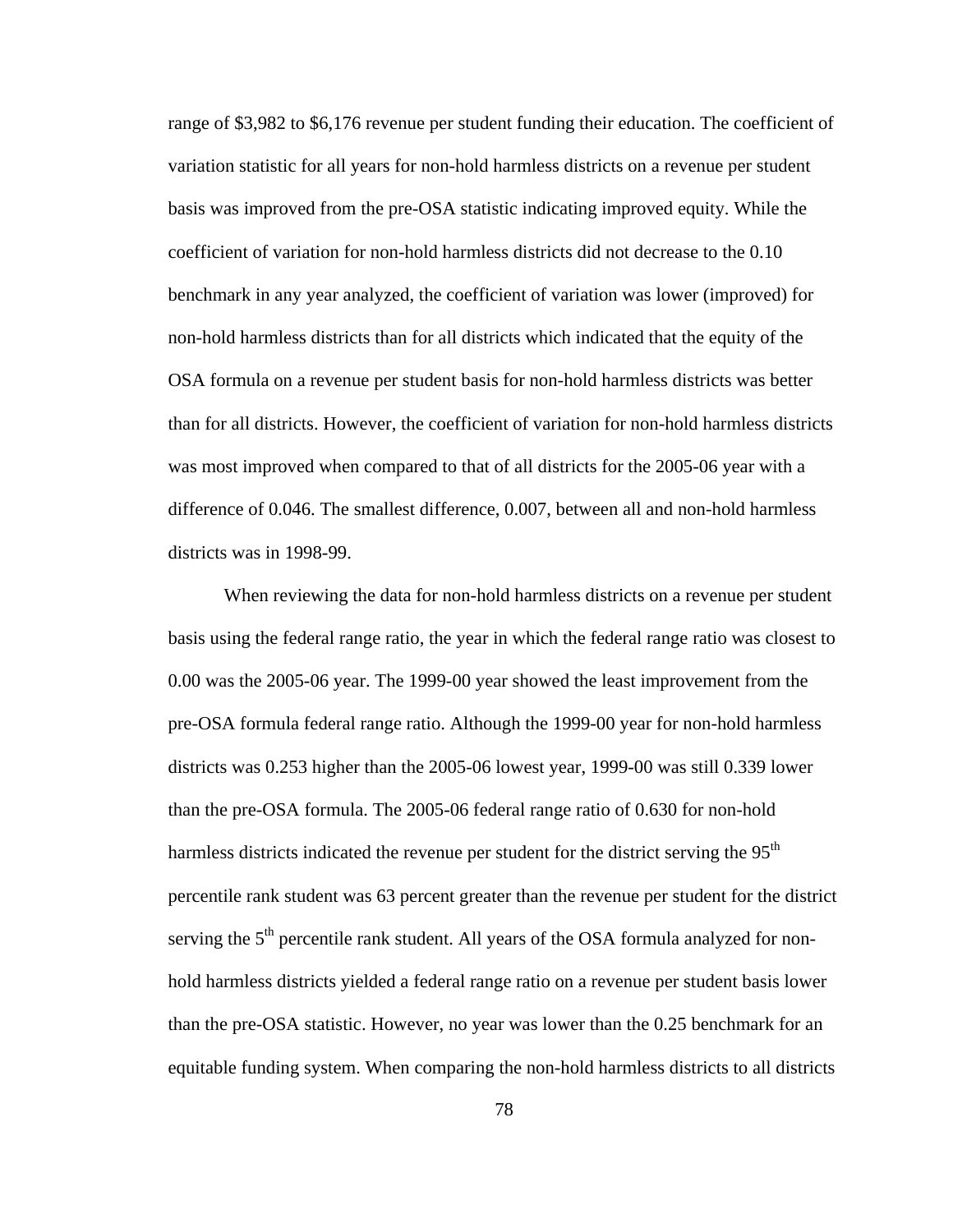range of $3,982 to $6,176 revenue per student funding their education. The coefficient of variation statistic for all years for non-hold harmless districts on a revenue per student basis was improved from the pre-OSA statistic indicating improved equity. While the coefficient of variation for non-hold harmless districts did not decrease to the 0.10 benchmark in any year analyzed, the coefficient of variation was lower (improved) for non-hold harmless districts than for all districts which indicated that the equity of the OSA formula on a revenue per student basis for non-hold harmless districts was better than for all districts. However, the coefficient of variation for non-hold harmless districts was most improved when compared to that of all districts for the 2005-06 year with a difference of 0.046. The smallest difference, 0.007, between all and non-hold harmless districts was in 1998-99.

When reviewing the data for non-hold harmless districts on a revenue per student basis using the federal range ratio, the year in which the federal range ratio was closest to 0.00 was the 2005-06 year. The 1999-00 year showed the least improvement from the pre-OSA formula federal range ratio. Although the 1999-00 year for non-hold harmless districts was 0.253 higher than the 2005-06 lowest year, 1999-00 was still 0.339 lower than the pre-OSA formula. The 2005-06 federal range ratio of 0.630 for non-hold harmless districts indicated the revenue per student for the district serving the 95th percentile rank student was 63 percent greater than the revenue per student for the district serving the 5th percentile rank student. All years of the OSA formula analyzed for non-hold harmless districts yielded a federal range ratio on a revenue per student basis lower than the pre-OSA statistic. However, no year was lower than the 0.25 benchmark for an equitable funding system. When comparing the non-hold harmless districts to all districts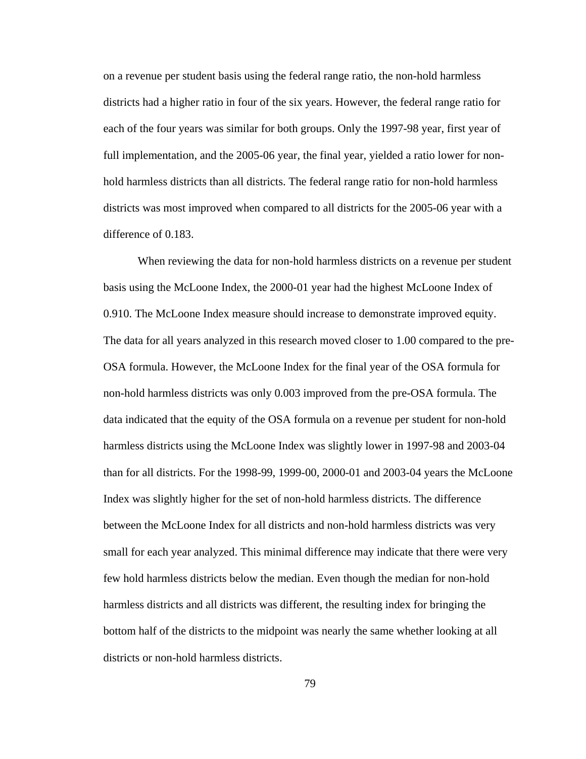on a revenue per student basis using the federal range ratio, the non-hold harmless districts had a higher ratio in four of the six years. However, the federal range ratio for each of the four years was similar for both groups. Only the 1997-98 year, first year of full implementation, and the 2005-06 year, the final year, yielded a ratio lower for non-hold harmless districts than all districts. The federal range ratio for non-hold harmless districts was most improved when compared to all districts for the 2005-06 year with a difference of 0.183.

When reviewing the data for non-hold harmless districts on a revenue per student basis using the McLoone Index, the 2000-01 year had the highest McLoone Index of 0.910. The McLoone Index measure should increase to demonstrate improved equity. The data for all years analyzed in this research moved closer to 1.00 compared to the pre-OSA formula. However, the McLoone Index for the final year of the OSA formula for non-hold harmless districts was only 0.003 improved from the pre-OSA formula. The data indicated that the equity of the OSA formula on a revenue per student for non-hold harmless districts using the McLoone Index was slightly lower in 1997-98 and 2003-04 than for all districts. For the 1998-99, 1999-00, 2000-01 and 2003-04 years the McLoone Index was slightly higher for the set of non-hold harmless districts. The difference between the McLoone Index for all districts and non-hold harmless districts was very small for each year analyzed. This minimal difference may indicate that there were very few hold harmless districts below the median. Even though the median for non-hold harmless districts and all districts was different, the resulting index for bringing the bottom half of the districts to the midpoint was nearly the same whether looking at all districts or non-hold harmless districts.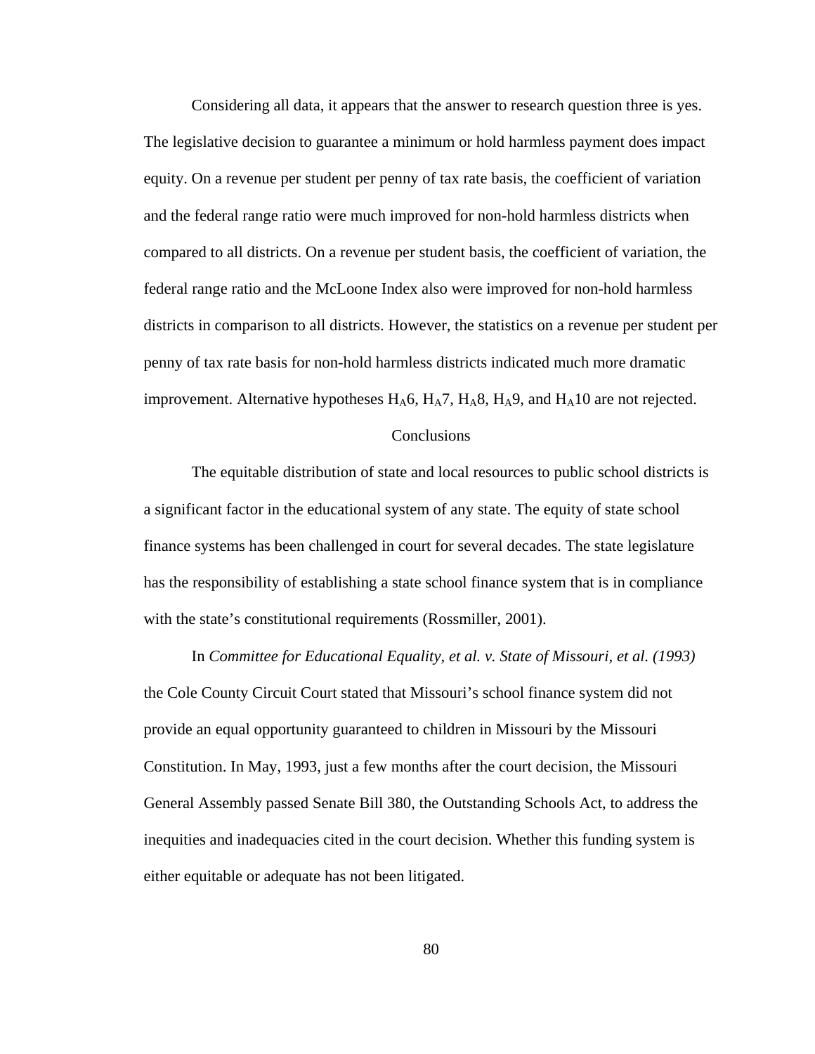Considering all data, it appears that the answer to research question three is yes. The legislative decision to guarantee a minimum or hold harmless payment does impact equity. On a revenue per student per penny of tax rate basis, the coefficient of variation and the federal range ratio were much improved for non-hold harmless districts when compared to all districts. On a revenue per student basis, the coefficient of variation, the federal range ratio and the McLoone Index also were improved for non-hold harmless districts in comparison to all districts. However, the statistics on a revenue per student per penny of tax rate basis for non-hold harmless districts indicated much more dramatic improvement. Alternative hypotheses $H_A6$, $H_A7$, $H_A8$, $H_A9$, and $H_A10$ are not rejected.

## Conclusions

The equitable distribution of state and local resources to public school districts is a significant factor in the educational system of any state. The equity of state school finance systems has been challenged in court for several decades. The state legislature has the responsibility of establishing a state school finance system that is in compliance with the state's constitutional requirements (Rossmiller, 2001).

In *Committee for Educational Equality, et al. v. State of Missouri, et al. (1993)* the Cole County Circuit Court stated that Missouri's school finance system did not provide an equal opportunity guaranteed to children in Missouri by the Missouri Constitution. In May, 1993, just a few months after the court decision, the Missouri General Assembly passed Senate Bill 380, the Outstanding Schools Act, to address the inequities and inadequacies cited in the court decision. Whether this funding system is either equitable or adequate has not been litigated.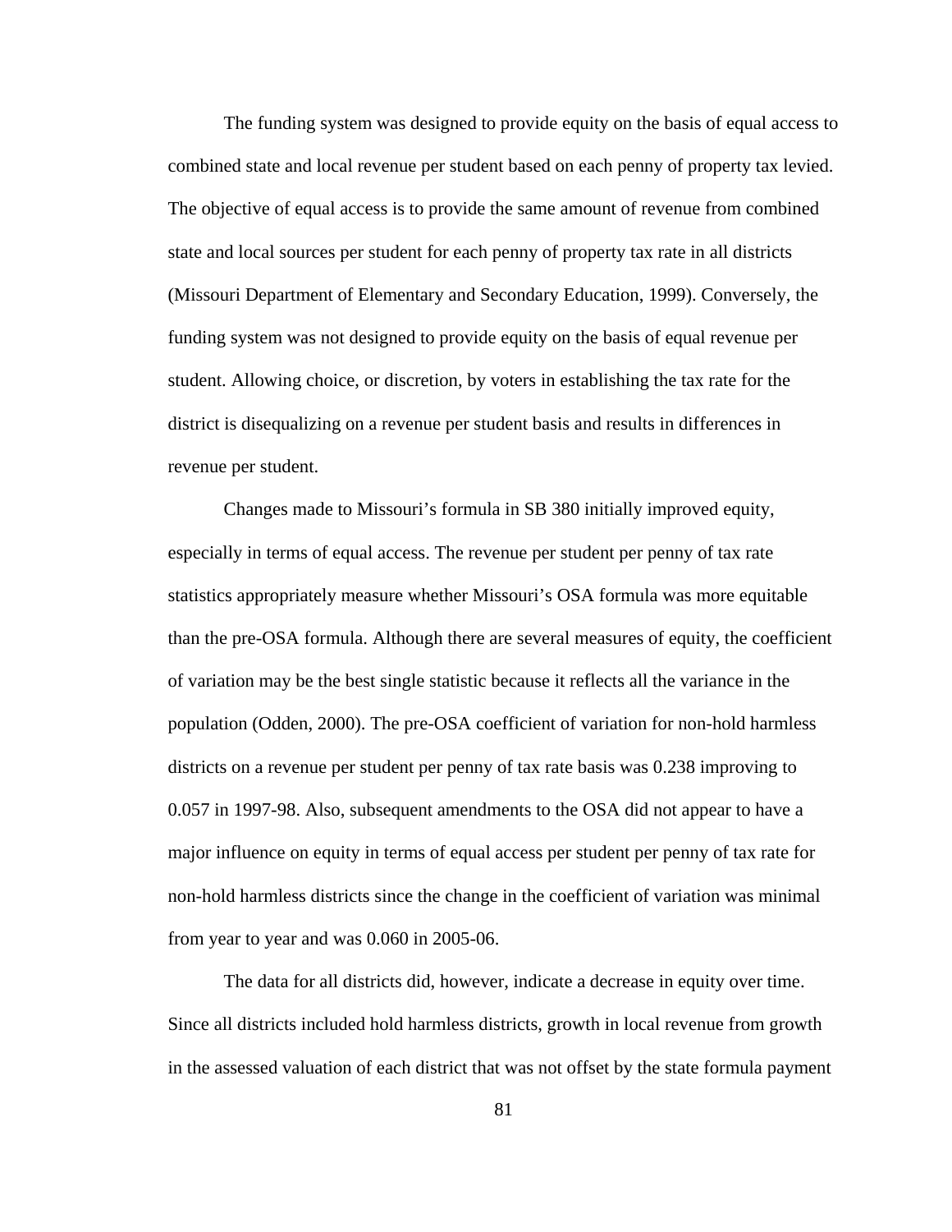The funding system was designed to provide equity on the basis of equal access to combined state and local revenue per student based on each penny of property tax levied. The objective of equal access is to provide the same amount of revenue from combined state and local sources per student for each penny of property tax rate in all districts (Missouri Department of Elementary and Secondary Education, 1999). Conversely, the funding system was not designed to provide equity on the basis of equal revenue per student. Allowing choice, or discretion, by voters in establishing the tax rate for the district is disequalizing on a revenue per student basis and results in differences in revenue per student.

Changes made to Missouri's formula in SB 380 initially improved equity, especially in terms of equal access. The revenue per student per penny of tax rate statistics appropriately measure whether Missouri's OSA formula was more equitable than the pre-OSA formula. Although there are several measures of equity, the coefficient of variation may be the best single statistic because it reflects all the variance in the population (Odden, 2000). The pre-OSA coefficient of variation for non-hold harmless districts on a revenue per student per penny of tax rate basis was 0.238 improving to 0.057 in 1997-98. Also, subsequent amendments to the OSA did not appear to have a major influence on equity in terms of equal access per student per penny of tax rate for non-hold harmless districts since the change in the coefficient of variation was minimal from year to year and was 0.060 in 2005-06.

The data for all districts did, however, indicate a decrease in equity over time. Since all districts included hold harmless districts, growth in local revenue from growth in the assessed valuation of each district that was not offset by the state formula payment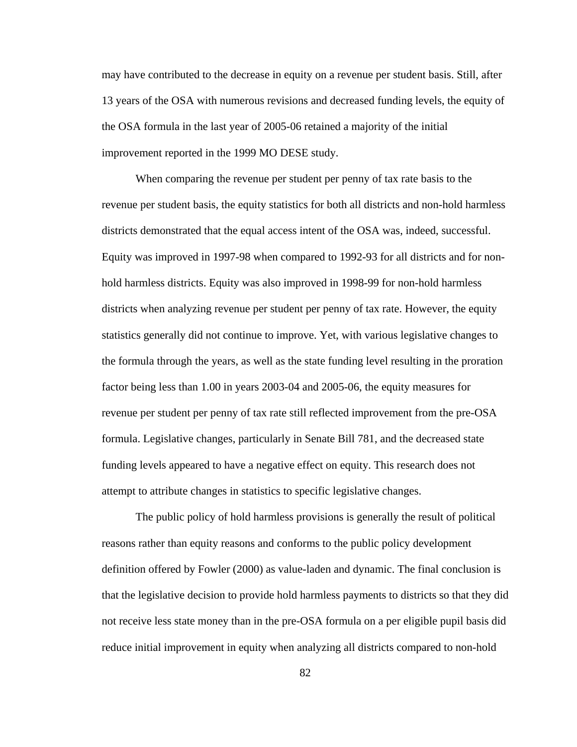may have contributed to the decrease in equity on a revenue per student basis. Still, after 13 years of the OSA with numerous revisions and decreased funding levels, the equity of the OSA formula in the last year of 2005-06 retained a majority of the initial improvement reported in the 1999 MO DESE study.

When comparing the revenue per student per penny of tax rate basis to the revenue per student basis, the equity statistics for both all districts and non-hold harmless districts demonstrated that the equal access intent of the OSA was, indeed, successful. Equity was improved in 1997-98 when compared to 1992-93 for all districts and for non-hold harmless districts. Equity was also improved in 1998-99 for non-hold harmless districts when analyzing revenue per student per penny of tax rate. However, the equity statistics generally did not continue to improve. Yet, with various legislative changes to the formula through the years, as well as the state funding level resulting in the proration factor being less than 1.00 in years 2003-04 and 2005-06, the equity measures for revenue per student per penny of tax rate still reflected improvement from the pre-OSA formula. Legislative changes, particularly in Senate Bill 781, and the decreased state funding levels appeared to have a negative effect on equity. This research does not attempt to attribute changes in statistics to specific legislative changes.

The public policy of hold harmless provisions is generally the result of political reasons rather than equity reasons and conforms to the public policy development definition offered by Fowler (2000) as value-laden and dynamic. The final conclusion is that the legislative decision to provide hold harmless payments to districts so that they did not receive less state money than in the pre-OSA formula on a per eligible pupil basis did reduce initial improvement in equity when analyzing all districts compared to non-hold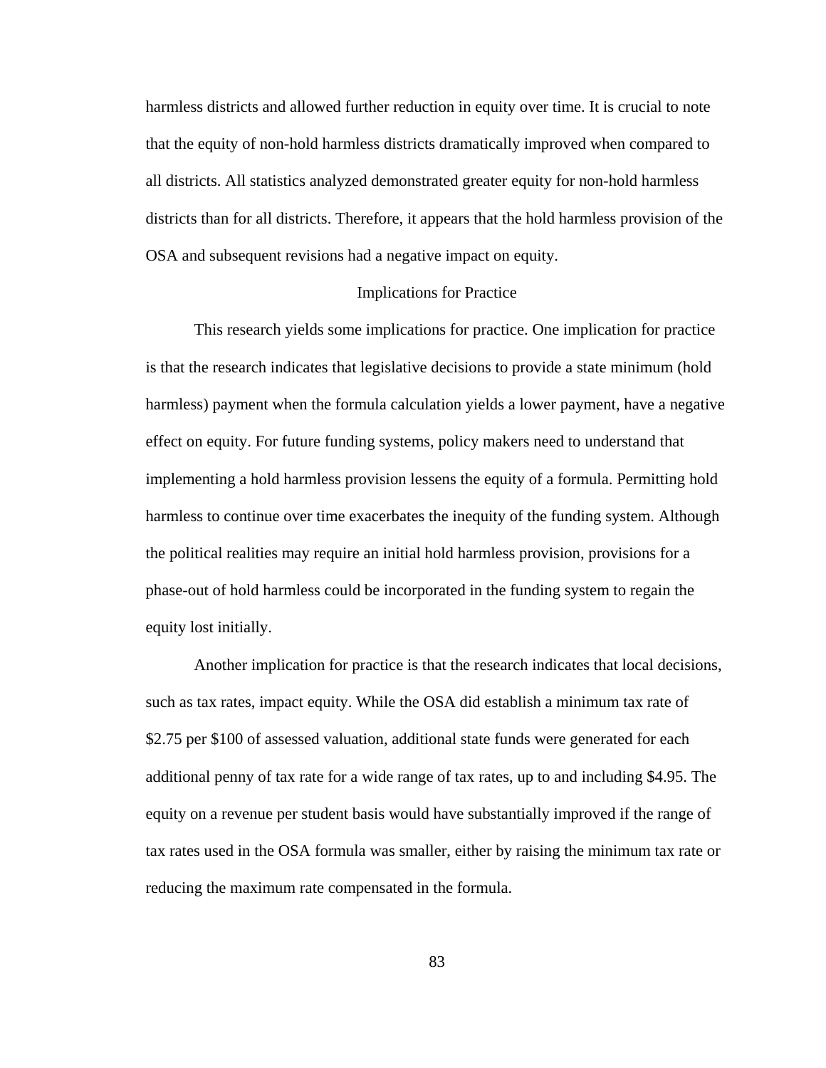harmless districts and allowed further reduction in equity over time. It is crucial to note that the equity of non-hold harmless districts dramatically improved when compared to all districts. All statistics analyzed demonstrated greater equity for non-hold harmless districts than for all districts. Therefore, it appears that the hold harmless provision of the OSA and subsequent revisions had a negative impact on equity.

## Implications for Practice

This research yields some implications for practice. One implication for practice is that the research indicates that legislative decisions to provide a state minimum (hold harmless) payment when the formula calculation yields a lower payment, have a negative effect on equity. For future funding systems, policy makers need to understand that implementing a hold harmless provision lessens the equity of a formula. Permitting hold harmless to continue over time exacerbates the inequity of the funding system. Although the political realities may require an initial hold harmless provision, provisions for a phase-out of hold harmless could be incorporated in the funding system to regain the equity lost initially.

Another implication for practice is that the research indicates that local decisions, such as tax rates, impact equity. While the OSA did establish a minimum tax rate of $2.75 per $100 of assessed valuation, additional state funds were generated for each additional penny of tax rate for a wide range of tax rates, up to and including $4.95. The equity on a revenue per student basis would have substantially improved if the range of tax rates used in the OSA formula was smaller, either by raising the minimum tax rate or reducing the maximum rate compensated in the formula.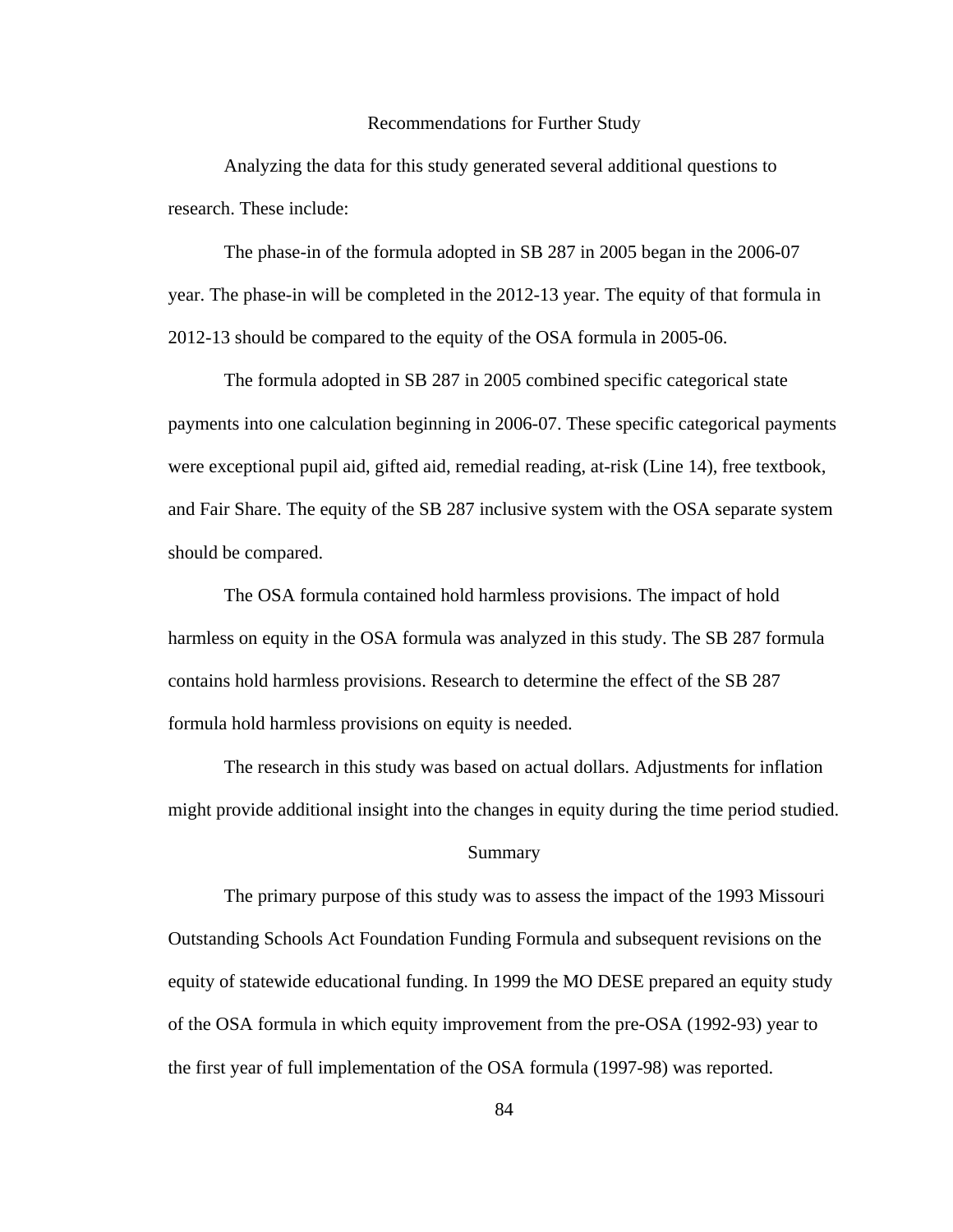## Recommendations for Further Study

Analyzing the data for this study generated several additional questions to research. These include:

The phase-in of the formula adopted in SB 287 in 2005 began in the 2006-07 year. The phase-in will be completed in the 2012-13 year. The equity of that formula in 2012-13 should be compared to the equity of the OSA formula in 2005-06.

The formula adopted in SB 287 in 2005 combined specific categorical state payments into one calculation beginning in 2006-07. These specific categorical payments were exceptional pupil aid, gifted aid, remedial reading, at-risk (Line 14), free textbook, and Fair Share. The equity of the SB 287 inclusive system with the OSA separate system should be compared.

The OSA formula contained hold harmless provisions. The impact of hold harmless on equity in the OSA formula was analyzed in this study. The SB 287 formula contains hold harmless provisions. Research to determine the effect of the SB 287 formula hold harmless provisions on equity is needed.

The research in this study was based on actual dollars. Adjustments for inflation might provide additional insight into the changes in equity during the time period studied.

## Summary

The primary purpose of this study was to assess the impact of the 1993 Missouri Outstanding Schools Act Foundation Funding Formula and subsequent revisions on the equity of statewide educational funding. In 1999 the MO DESE prepared an equity study of the OSA formula in which equity improvement from the pre-OSA (1992-93) year to the first year of full implementation of the OSA formula (1997-98) was reported.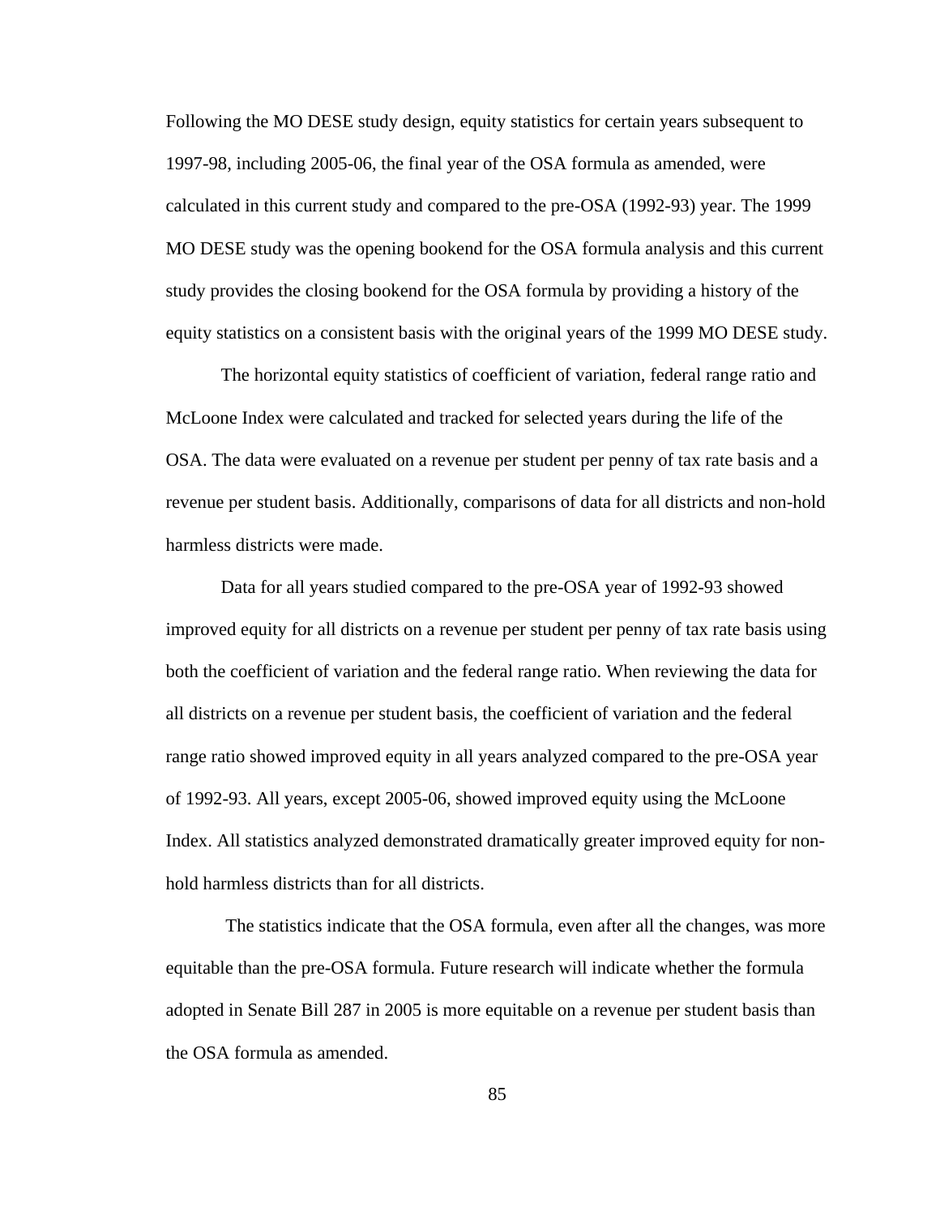Following the MO DESE study design, equity statistics for certain years subsequent to 1997-98, including 2005-06, the final year of the OSA formula as amended, were calculated in this current study and compared to the pre-OSA (1992-93) year. The 1999 MO DESE study was the opening bookend for the OSA formula analysis and this current study provides the closing bookend for the OSA formula by providing a history of the equity statistics on a consistent basis with the original years of the 1999 MO DESE study.

The horizontal equity statistics of coefficient of variation, federal range ratio and McLoone Index were calculated and tracked for selected years during the life of the OSA. The data were evaluated on a revenue per student per penny of tax rate basis and a revenue per student basis. Additionally, comparisons of data for all districts and non-hold harmless districts were made.

Data for all years studied compared to the pre-OSA year of 1992-93 showed improved equity for all districts on a revenue per student per penny of tax rate basis using both the coefficient of variation and the federal range ratio. When reviewing the data for all districts on a revenue per student basis, the coefficient of variation and the federal range ratio showed improved equity in all years analyzed compared to the pre-OSA year of 1992-93. All years, except 2005-06, showed improved equity using the McLoone Index. All statistics analyzed demonstrated dramatically greater improved equity for non-hold harmless districts than for all districts.

The statistics indicate that the OSA formula, even after all the changes, was more equitable than the pre-OSA formula. Future research will indicate whether the formula adopted in Senate Bill 287 in 2005 is more equitable on a revenue per student basis than the OSA formula as amended.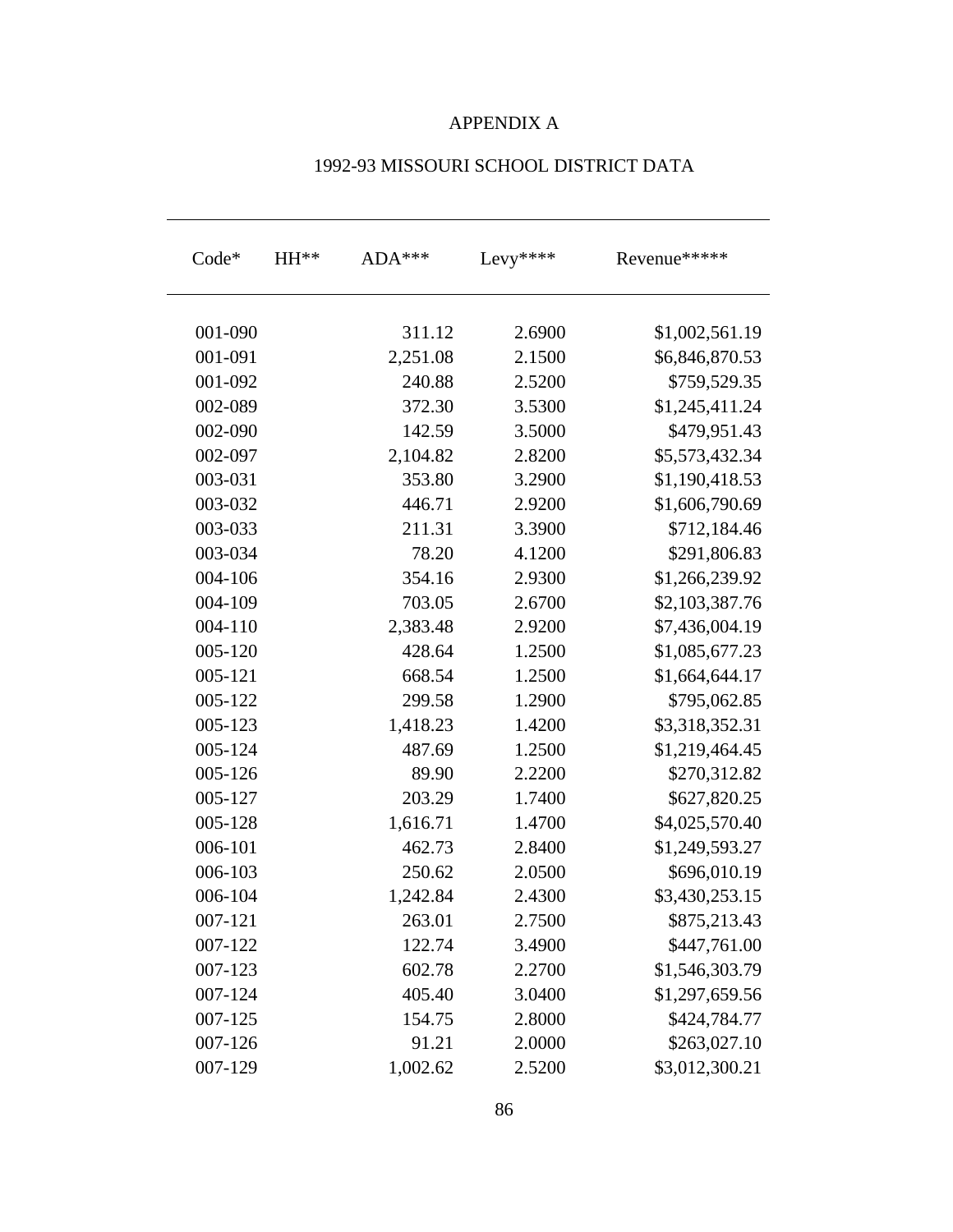APPENDIX A

1992-93 MISSOURI SCHOOL DISTRICT DATA

| Code* | HH** | ADA*** | Levy**** | Revenue***** |
|---|---|---|---|---|
| 001-090 | | 311.12 | 2.6900 | $1,002,561.19 |
| 001-091 | | 2,251.08 | 2.1500 | $6,846,870.53 |
| 001-092 | | 240.88 | 2.5200 | $759,529.35 |
| 002-089 | | 372.30 | 3.5300 | $1,245,411.24 |
| 002-090 | | 142.59 | 3.5000 | $479,951.43 |
| 002-097 | | 2,104.82 | 2.8200 | $5,573,432.34 |
| 003-031 | | 353.80 | 3.2900 | $1,190,418.53 |
| 003-032 | | 446.71 | 2.9200 | $1,606,790.69 |
| 003-033 | | 211.31 | 3.3900 | $712,184.46 |
| 003-034 | | 78.20 | 4.1200 | $291,806.83 |
| 004-106 | | 354.16 | 2.9300 | $1,266,239.92 |
| 004-109 | | 703.05 | 2.6700 | $2,103,387.76 |
| 004-110 | | 2,383.48 | 2.9200 | $7,436,004.19 |
| 005-120 | | 428.64 | 1.2500 | $1,085,677.23 |
| 005-121 | | 668.54 | 1.2500 | $1,664,644.17 |
| 005-122 | | 299.58 | 1.2900 | $795,062.85 |
| 005-123 | | 1,418.23 | 1.4200 | $3,318,352.31 |
| 005-124 | | 487.69 | 1.2500 | $1,219,464.45 |
| 005-126 | | 89.90 | 2.2200 | $270,312.82 |
| 005-127 | | 203.29 | 1.7400 | $627,820.25 |
| 005-128 | | 1,616.71 | 1.4700 | $4,025,570.40 |
| 006-101 | | 462.73 | 2.8400 | $1,249,593.27 |
| 006-103 | | 250.62 | 2.0500 | $696,010.19 |
| 006-104 | | 1,242.84 | 2.4300 | $3,430,253.15 |
| 007-121 | | 263.01 | 2.7500 | $875,213.43 |
| 007-122 | | 122.74 | 3.4900 | $447,761.00 |
| 007-123 | | 602.78 | 2.2700 | $1,546,303.79 |
| 007-124 | | 405.40 | 3.0400 | $1,297,659.56 |
| 007-125 | | 154.75 | 2.8000 | $424,784.77 |
| 007-126 | | 91.21 | 2.0000 | $263,027.10 |
| 007-129 | | 1,002.62 | 2.5200 | $3,012,300.21 |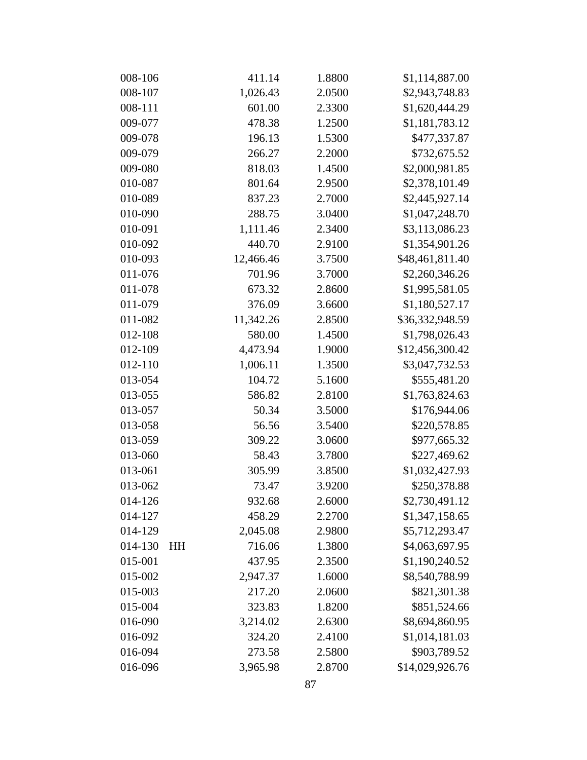| | | | | |
|---|---|---|---|---|
| 008-106 | | 411.14 | 1.8800 | $1,114,887.00 |
| 008-107 | | 1,026.43 | 2.0500 | $2,943,748.83 |
| 008-111 | | 601.00 | 2.3300 | $1,620,444.29 |
| 009-077 | | 478.38 | 1.2500 | $1,181,783.12 |
| 009-078 | | 196.13 | 1.5300 | $477,337.87 |
| 009-079 | | 266.27 | 2.2000 | $732,675.52 |
| 009-080 | | 818.03 | 1.4500 | $2,000,981.85 |
| 010-087 | | 801.64 | 2.9500 | $2,378,101.49 |
| 010-089 | | 837.23 | 2.7000 | $2,445,927.14 |
| 010-090 | | 288.75 | 3.0400 | $1,047,248.70 |
| 010-091 | | 1,111.46 | 2.3400 | $3,113,086.23 |
| 010-092 | | 440.70 | 2.9100 | $1,354,901.26 |
| 010-093 | | 12,466.46 | 3.7500 | $48,461,811.40 |
| 011-076 | | 701.96 | 3.7000 | $2,260,346.26 |
| 011-078 | | 673.32 | 2.8600 | $1,995,581.05 |
| 011-079 | | 376.09 | 3.6600 | $1,180,527.17 |
| 011-082 | | 11,342.26 | 2.8500 | $36,332,948.59 |
| 012-108 | | 580.00 | 1.4500 | $1,798,026.43 |
| 012-109 | | 4,473.94 | 1.9000 | $12,456,300.42 |
| 012-110 | | 1,006.11 | 1.3500 | $3,047,732.53 |
| 013-054 | | 104.72 | 5.1600 | $555,481.20 |
| 013-055 | | 586.82 | 2.8100 | $1,763,824.63 |
| 013-057 | | 50.34 | 3.5000 | $176,944.06 |
| 013-058 | | 56.56 | 3.5400 | $220,578.85 |
| 013-059 | | 309.22 | 3.0600 | $977,665.32 |
| 013-060 | | 58.43 | 3.7800 | $227,469.62 |
| 013-061 | | 305.99 | 3.8500 | $1,032,427.93 |
| 013-062 | | 73.47 | 3.9200 | $250,378.88 |
| 014-126 | | 932.68 | 2.6000 | $2,730,491.12 |
| 014-127 | | 458.29 | 2.2700 | $1,347,158.65 |
| 014-129 | | 2,045.08 | 2.9800 | $5,712,293.47 |
| 014-130 | HH | 716.06 | 1.3800 | $4,063,697.95 |
| 015-001 | | 437.95 | 2.3500 | $1,190,240.52 |
| 015-002 | | 2,947.37 | 1.6000 | $8,540,788.99 |
| 015-003 | | 217.20 | 2.0600 | $821,301.38 |
| 015-004 | | 323.83 | 1.8200 | $851,524.66 |
| 016-090 | | 3,214.02 | 2.6300 | $8,694,860.95 |
| 016-092 | | 324.20 | 2.4100 | $1,014,181.03 |
| 016-094 | | 273.58 | 2.5800 | $903,789.52 |
| 016-096 | | 3,965.98 | 2.8700 | $14,029,926.76 |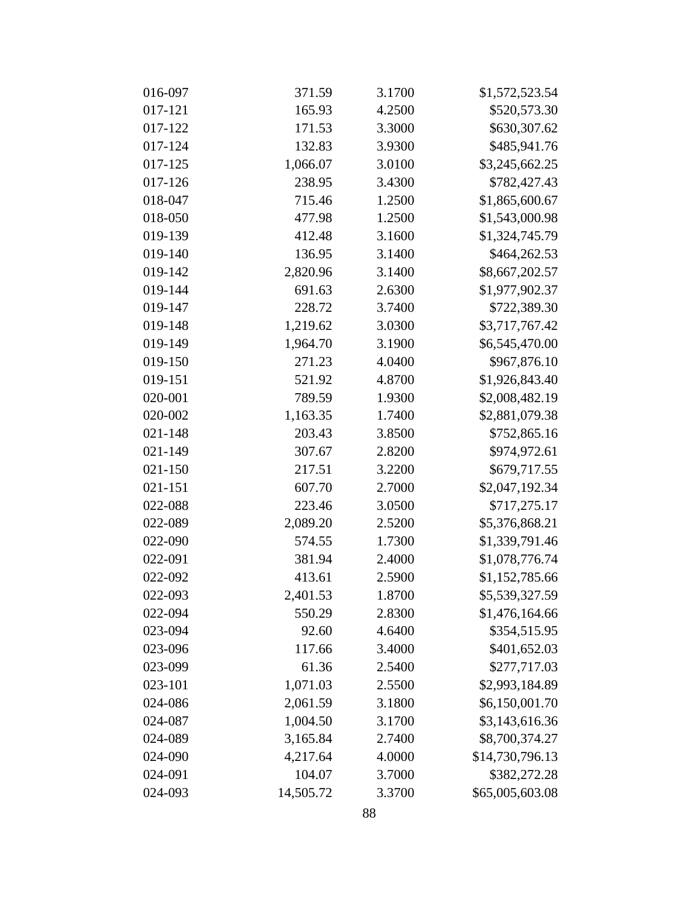| | | | |
|---|---|---|---|
| 016-097 | 371.59 | 3.1700 | $1,572,523.54 |
| 017-121 | 165.93 | 4.2500 | $520,573.30 |
| 017-122 | 171.53 | 3.3000 | $630,307.62 |
| 017-124 | 132.83 | 3.9300 | $485,941.76 |
| 017-125 | 1,066.07 | 3.0100 | $3,245,662.25 |
| 017-126 | 238.95 | 3.4300 | $782,427.43 |
| 018-047 | 715.46 | 1.2500 | $1,865,600.67 |
| 018-050 | 477.98 | 1.2500 | $1,543,000.98 |
| 019-139 | 412.48 | 3.1600 | $1,324,745.79 |
| 019-140 | 136.95 | 3.1400 | $464,262.53 |
| 019-142 | 2,820.96 | 3.1400 | $8,667,202.57 |
| 019-144 | 691.63 | 2.6300 | $1,977,902.37 |
| 019-147 | 228.72 | 3.7400 | $722,389.30 |
| 019-148 | 1,219.62 | 3.0300 | $3,717,767.42 |
| 019-149 | 1,964.70 | 3.1900 | $6,545,470.00 |
| 019-150 | 271.23 | 4.0400 | $967,876.10 |
| 019-151 | 521.92 | 4.8700 | $1,926,843.40 |
| 020-001 | 789.59 | 1.9300 | $2,008,482.19 |
| 020-002 | 1,163.35 | 1.7400 | $2,881,079.38 |
| 021-148 | 203.43 | 3.8500 | $752,865.16 |
| 021-149 | 307.67 | 2.8200 | $974,972.61 |
| 021-150 | 217.51 | 3.2200 | $679,717.55 |
| 021-151 | 607.70 | 2.7000 | $2,047,192.34 |
| 022-088 | 223.46 | 3.0500 | $717,275.17 |
| 022-089 | 2,089.20 | 2.5200 | $5,376,868.21 |
| 022-090 | 574.55 | 1.7300 | $1,339,791.46 |
| 022-091 | 381.94 | 2.4000 | $1,078,776.74 |
| 022-092 | 413.61 | 2.5900 | $1,152,785.66 |
| 022-093 | 2,401.53 | 1.8700 | $5,539,327.59 |
| 022-094 | 550.29 | 2.8300 | $1,476,164.66 |
| 023-094 | 92.60 | 4.6400 | $354,515.95 |
| 023-096 | 117.66 | 3.4000 | $401,652.03 |
| 023-099 | 61.36 | 2.5400 | $277,717.03 |
| 023-101 | 1,071.03 | 2.5500 | $2,993,184.89 |
| 024-086 | 2,061.59 | 3.1800 | $6,150,001.70 |
| 024-087 | 1,004.50 | 3.1700 | $3,143,616.36 |
| 024-089 | 3,165.84 | 2.7400 | $8,700,374.27 |
| 024-090 | 4,217.64 | 4.0000 | $14,730,796.13 |
| 024-091 | 104.07 | 3.7000 | $382,272.28 |
| 024-093 | 14,505.72 | 3.3700 | $65,005,603.08 |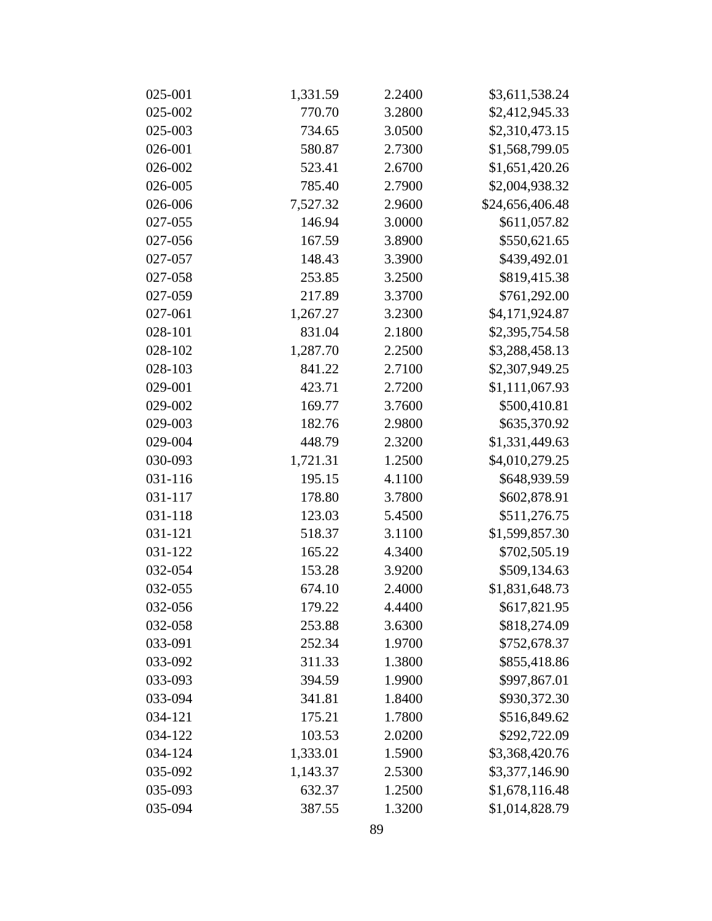| | | | |
|---|---|---|---|
| 025-001 | 1,331.59 | 2.2400 | $3,611,538.24 |
| 025-002 | 770.70 | 3.2800 | $2,412,945.33 |
| 025-003 | 734.65 | 3.0500 | $2,310,473.15 |
| 026-001 | 580.87 | 2.7300 | $1,568,799.05 |
| 026-002 | 523.41 | 2.6700 | $1,651,420.26 |
| 026-005 | 785.40 | 2.7900 | $2,004,938.32 |
| 026-006 | 7,527.32 | 2.9600 | $24,656,406.48 |
| 027-055 | 146.94 | 3.0000 | $611,057.82 |
| 027-056 | 167.59 | 3.8900 | $550,621.65 |
| 027-057 | 148.43 | 3.3900 | $439,492.01 |
| 027-058 | 253.85 | 3.2500 | $819,415.38 |
| 027-059 | 217.89 | 3.3700 | $761,292.00 |
| 027-061 | 1,267.27 | 3.2300 | $4,171,924.87 |
| 028-101 | 831.04 | 2.1800 | $2,395,754.58 |
| 028-102 | 1,287.70 | 2.2500 | $3,288,458.13 |
| 028-103 | 841.22 | 2.7100 | $2,307,949.25 |
| 029-001 | 423.71 | 2.7200 | $1,111,067.93 |
| 029-002 | 169.77 | 3.7600 | $500,410.81 |
| 029-003 | 182.76 | 2.9800 | $635,370.92 |
| 029-004 | 448.79 | 2.3200 | $1,331,449.63 |
| 030-093 | 1,721.31 | 1.2500 | $4,010,279.25 |
| 031-116 | 195.15 | 4.1100 | $648,939.59 |
| 031-117 | 178.80 | 3.7800 | $602,878.91 |
| 031-118 | 123.03 | 5.4500 | $511,276.75 |
| 031-121 | 518.37 | 3.1100 | $1,599,857.30 |
| 031-122 | 165.22 | 4.3400 | $702,505.19 |
| 032-054 | 153.28 | 3.9200 | $509,134.63 |
| 032-055 | 674.10 | 2.4000 | $1,831,648.73 |
| 032-056 | 179.22 | 4.4400 | $617,821.95 |
| 032-058 | 253.88 | 3.6300 | $818,274.09 |
| 033-091 | 252.34 | 1.9700 | $752,678.37 |
| 033-092 | 311.33 | 1.3800 | $855,418.86 |
| 033-093 | 394.59 | 1.9900 | $997,867.01 |
| 033-094 | 341.81 | 1.8400 | $930,372.30 |
| 034-121 | 175.21 | 1.7800 | $516,849.62 |
| 034-122 | 103.53 | 2.0200 | $292,722.09 |
| 034-124 | 1,333.01 | 1.5900 | $3,368,420.76 |
| 035-092 | 1,143.37 | 2.5300 | $3,377,146.90 |
| 035-093 | 632.37 | 1.2500 | $1,678,116.48 |
| 035-094 | 387.55 | 1.3200 | $1,014,828.79 |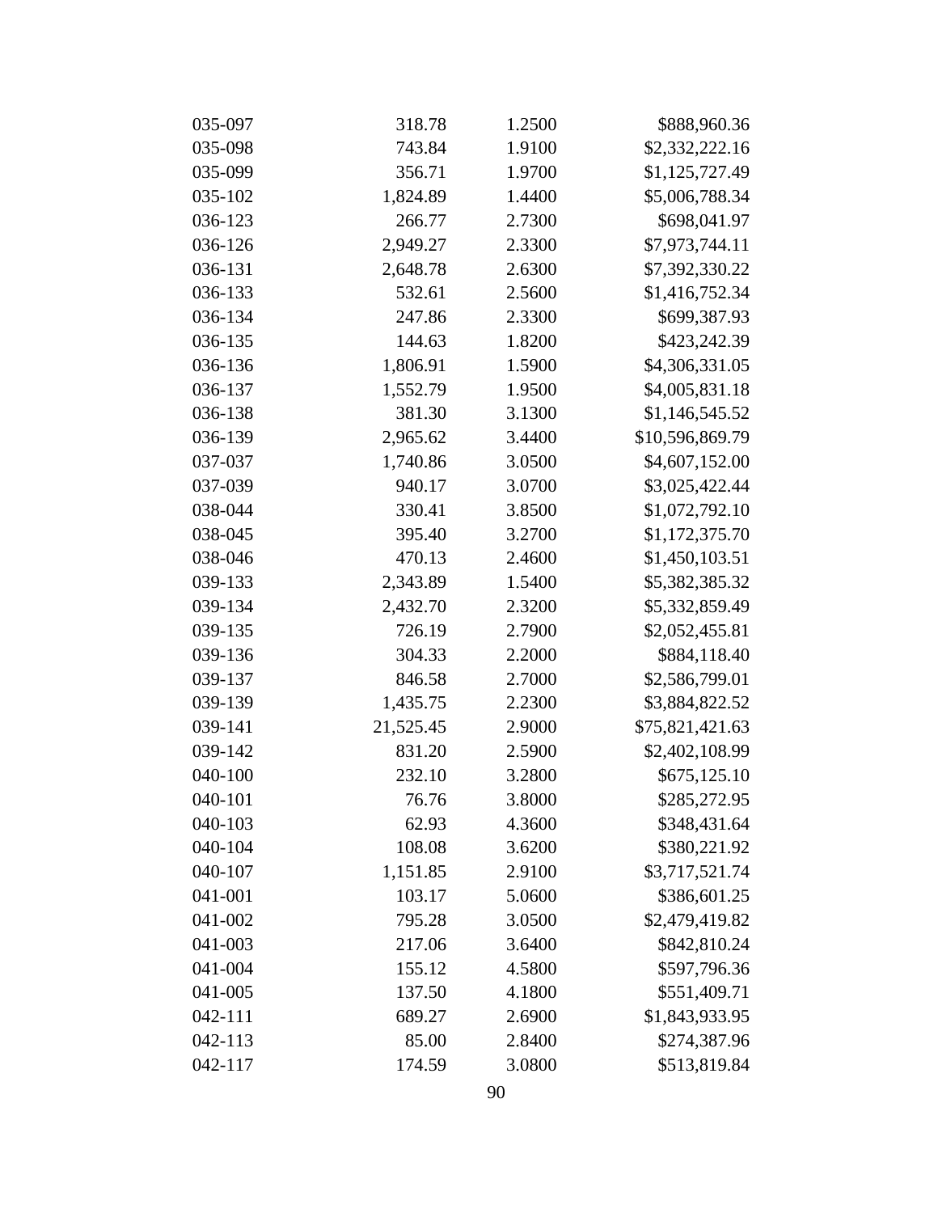| | | | |
|---|---|---|---|
| 035-097 | 318.78 | 1.2500 | $888,960.36 |
| 035-098 | 743.84 | 1.9100 | $2,332,222.16 |
| 035-099 | 356.71 | 1.9700 | $1,125,727.49 |
| 035-102 | 1,824.89 | 1.4400 | $5,006,788.34 |
| 036-123 | 266.77 | 2.7300 | $698,041.97 |
| 036-126 | 2,949.27 | 2.3300 | $7,973,744.11 |
| 036-131 | 2,648.78 | 2.6300 | $7,392,330.22 |
| 036-133 | 532.61 | 2.5600 | $1,416,752.34 |
| 036-134 | 247.86 | 2.3300 | $699,387.93 |
| 036-135 | 144.63 | 1.8200 | $423,242.39 |
| 036-136 | 1,806.91 | 1.5900 | $4,306,331.05 |
| 036-137 | 1,552.79 | 1.9500 | $4,005,831.18 |
| 036-138 | 381.30 | 3.1300 | $1,146,545.52 |
| 036-139 | 2,965.62 | 3.4400 | $10,596,869.79 |
| 037-037 | 1,740.86 | 3.0500 | $4,607,152.00 |
| 037-039 | 940.17 | 3.0700 | $3,025,422.44 |
| 038-044 | 330.41 | 3.8500 | $1,072,792.10 |
| 038-045 | 395.40 | 3.2700 | $1,172,375.70 |
| 038-046 | 470.13 | 2.4600 | $1,450,103.51 |
| 039-133 | 2,343.89 | 1.5400 | $5,382,385.32 |
| 039-134 | 2,432.70 | 2.3200 | $5,332,859.49 |
| 039-135 | 726.19 | 2.7900 | $2,052,455.81 |
| 039-136 | 304.33 | 2.2000 | $884,118.40 |
| 039-137 | 846.58 | 2.7000 | $2,586,799.01 |
| 039-139 | 1,435.75 | 2.2300 | $3,884,822.52 |
| 039-141 | 21,525.45 | 2.9000 | $75,821,421.63 |
| 039-142 | 831.20 | 2.5900 | $2,402,108.99 |
| 040-100 | 232.10 | 3.2800 | $675,125.10 |
| 040-101 | 76.76 | 3.8000 | $285,272.95 |
| 040-103 | 62.93 | 4.3600 | $348,431.64 |
| 040-104 | 108.08 | 3.6200 | $380,221.92 |
| 040-107 | 1,151.85 | 2.9100 | $3,717,521.74 |
| 041-001 | 103.17 | 5.0600 | $386,601.25 |
| 041-002 | 795.28 | 3.0500 | $2,479,419.82 |
| 041-003 | 217.06 | 3.6400 | $842,810.24 |
| 041-004 | 155.12 | 4.5800 | $597,796.36 |
| 041-005 | 137.50 | 4.1800 | $551,409.71 |
| 042-111 | 689.27 | 2.6900 | $1,843,933.95 |
| 042-113 | 85.00 | 2.8400 | $274,387.96 |
| 042-117 | 174.59 | 3.0800 | $513,819.84 |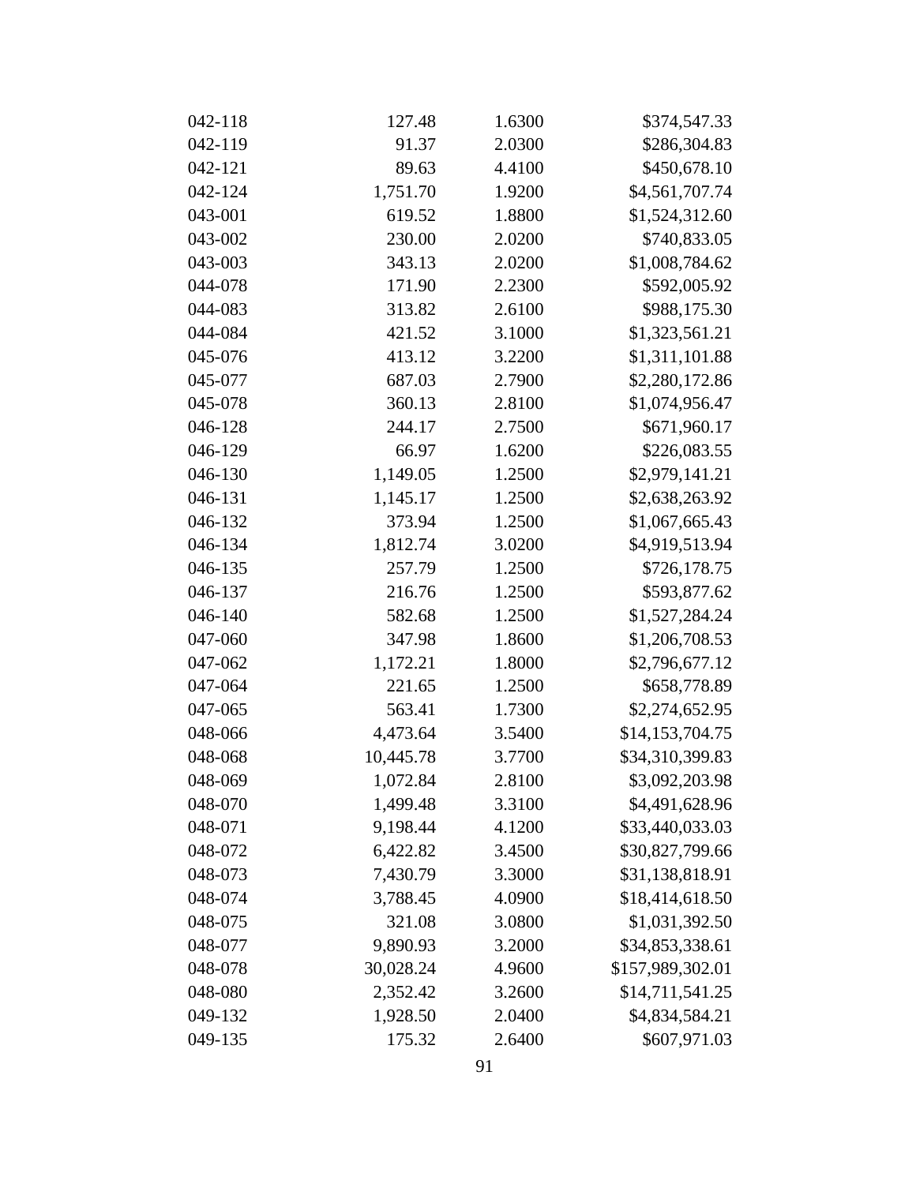| | | | |
|---|---|---|---|
| 042-118 | 127.48 | 1.6300 | $374,547.33 |
| 042-119 | 91.37 | 2.0300 | $286,304.83 |
| 042-121 | 89.63 | 4.4100 | $450,678.10 |
| 042-124 | 1,751.70 | 1.9200 | $4,561,707.74 |
| 043-001 | 619.52 | 1.8800 | $1,524,312.60 |
| 043-002 | 230.00 | 2.0200 | $740,833.05 |
| 043-003 | 343.13 | 2.0200 | $1,008,784.62 |
| 044-078 | 171.90 | 2.2300 | $592,005.92 |
| 044-083 | 313.82 | 2.6100 | $988,175.30 |
| 044-084 | 421.52 | 3.1000 | $1,323,561.21 |
| 045-076 | 413.12 | 3.2200 | $1,311,101.88 |
| 045-077 | 687.03 | 2.7900 | $2,280,172.86 |
| 045-078 | 360.13 | 2.8100 | $1,074,956.47 |
| 046-128 | 244.17 | 2.7500 | $671,960.17 |
| 046-129 | 66.97 | 1.6200 | $226,083.55 |
| 046-130 | 1,149.05 | 1.2500 | $2,979,141.21 |
| 046-131 | 1,145.17 | 1.2500 | $2,638,263.92 |
| 046-132 | 373.94 | 1.2500 | $1,067,665.43 |
| 046-134 | 1,812.74 | 3.0200 | $4,919,513.94 |
| 046-135 | 257.79 | 1.2500 | $726,178.75 |
| 046-137 | 216.76 | 1.2500 | $593,877.62 |
| 046-140 | 582.68 | 1.2500 | $1,527,284.24 |
| 047-060 | 347.98 | 1.8600 | $1,206,708.53 |
| 047-062 | 1,172.21 | 1.8000 | $2,796,677.12 |
| 047-064 | 221.65 | 1.2500 | $658,778.89 |
| 047-065 | 563.41 | 1.7300 | $2,274,652.95 |
| 048-066 | 4,473.64 | 3.5400 | $14,153,704.75 |
| 048-068 | 10,445.78 | 3.7700 | $34,310,399.83 |
| 048-069 | 1,072.84 | 2.8100 | $3,092,203.98 |
| 048-070 | 1,499.48 | 3.3100 | $4,491,628.96 |
| 048-071 | 9,198.44 | 4.1200 | $33,440,033.03 |
| 048-072 | 6,422.82 | 3.4500 | $30,827,799.66 |
| 048-073 | 7,430.79 | 3.3000 | $31,138,818.91 |
| 048-074 | 3,788.45 | 4.0900 | $18,414,618.50 |
| 048-075 | 321.08 | 3.0800 | $1,031,392.50 |
| 048-077 | 9,890.93 | 3.2000 | $34,853,338.61 |
| 048-078 | 30,028.24 | 4.9600 | $157,989,302.01 |
| 048-080 | 2,352.42 | 3.2600 | $14,711,541.25 |
| 049-132 | 1,928.50 | 2.0400 | $4,834,584.21 |
| 049-135 | 175.32 | 2.6400 | $607,971.03 |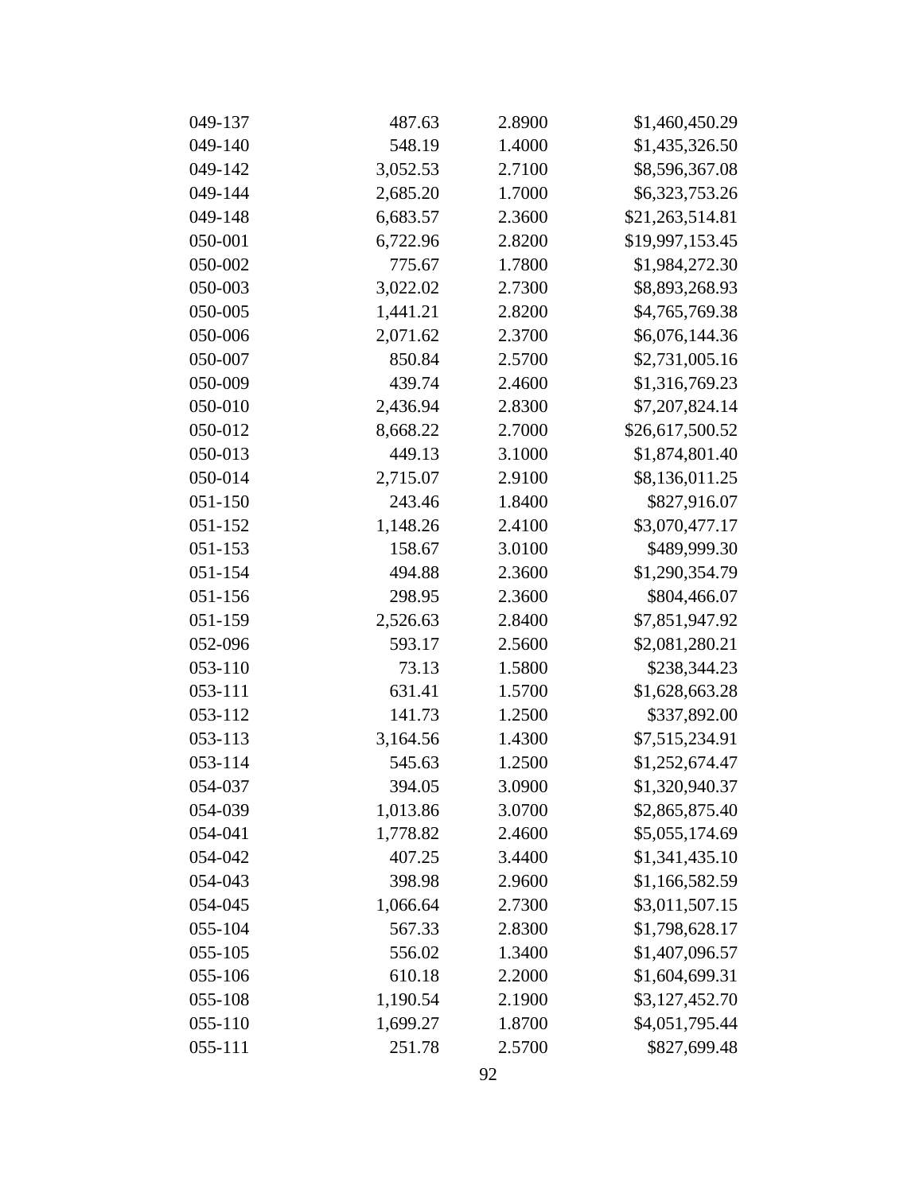| | | | |
|---|---|---|---|
| 049-137 | 487.63 | 2.8900 | $1,460,450.29 |
| 049-140 | 548.19 | 1.4000 | $1,435,326.50 |
| 049-142 | 3,052.53 | 2.7100 | $8,596,367.08 |
| 049-144 | 2,685.20 | 1.7000 | $6,323,753.26 |
| 049-148 | 6,683.57 | 2.3600 | $21,263,514.81 |
| 050-001 | 6,722.96 | 2.8200 | $19,997,153.45 |
| 050-002 | 775.67 | 1.7800 | $1,984,272.30 |
| 050-003 | 3,022.02 | 2.7300 | $8,893,268.93 |
| 050-005 | 1,441.21 | 2.8200 | $4,765,769.38 |
| 050-006 | 2,071.62 | 2.3700 | $6,076,144.36 |
| 050-007 | 850.84 | 2.5700 | $2,731,005.16 |
| 050-009 | 439.74 | 2.4600 | $1,316,769.23 |
| 050-010 | 2,436.94 | 2.8300 | $7,207,824.14 |
| 050-012 | 8,668.22 | 2.7000 | $26,617,500.52 |
| 050-013 | 449.13 | 3.1000 | $1,874,801.40 |
| 050-014 | 2,715.07 | 2.9100 | $8,136,011.25 |
| 051-150 | 243.46 | 1.8400 | $827,916.07 |
| 051-152 | 1,148.26 | 2.4100 | $3,070,477.17 |
| 051-153 | 158.67 | 3.0100 | $489,999.30 |
| 051-154 | 494.88 | 2.3600 | $1,290,354.79 |
| 051-156 | 298.95 | 2.3600 | $804,466.07 |
| 051-159 | 2,526.63 | 2.8400 | $7,851,947.92 |
| 052-096 | 593.17 | 2.5600 | $2,081,280.21 |
| 053-110 | 73.13 | 1.5800 | $238,344.23 |
| 053-111 | 631.41 | 1.5700 | $1,628,663.28 |
| 053-112 | 141.73 | 1.2500 | $337,892.00 |
| 053-113 | 3,164.56 | 1.4300 | $7,515,234.91 |
| 053-114 | 545.63 | 1.2500 | $1,252,674.47 |
| 054-037 | 394.05 | 3.0900 | $1,320,940.37 |
| 054-039 | 1,013.86 | 3.0700 | $2,865,875.40 |
| 054-041 | 1,778.82 | 2.4600 | $5,055,174.69 |
| 054-042 | 407.25 | 3.4400 | $1,341,435.10 |
| 054-043 | 398.98 | 2.9600 | $1,166,582.59 |
| 054-045 | 1,066.64 | 2.7300 | $3,011,507.15 |
| 055-104 | 567.33 | 2.8300 | $1,798,628.17 |
| 055-105 | 556.02 | 1.3400 | $1,407,096.57 |
| 055-106 | 610.18 | 2.2000 | $1,604,699.31 |
| 055-108 | 1,190.54 | 2.1900 | $3,127,452.70 |
| 055-110 | 1,699.27 | 1.8700 | $4,051,795.44 |
| 055-111 | 251.78 | 2.5700 | $827,699.48 |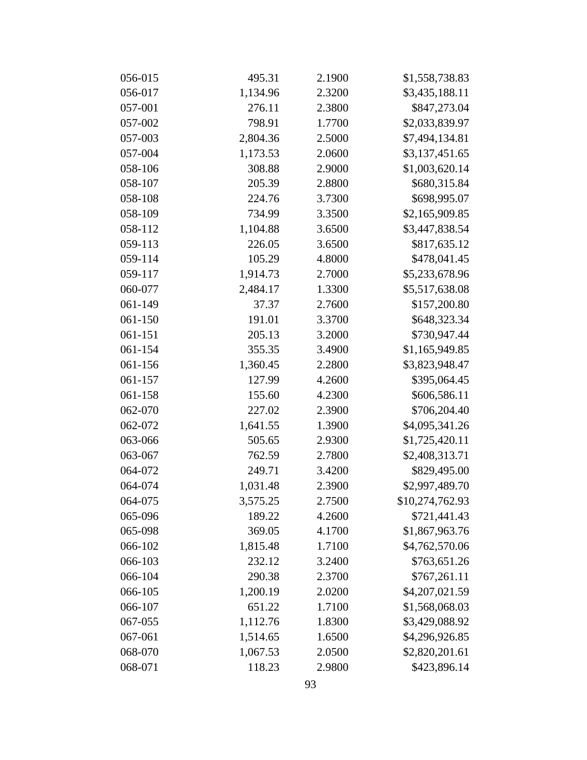| | | | |
|---|---|---|---|
| 056-015 | 495.31 | 2.1900 | $1,558,738.83 |
| 056-017 | 1,134.96 | 2.3200 | $3,435,188.11 |
| 057-001 | 276.11 | 2.3800 | $847,273.04 |
| 057-002 | 798.91 | 1.7700 | $2,033,839.97 |
| 057-003 | 2,804.36 | 2.5000 | $7,494,134.81 |
| 057-004 | 1,173.53 | 2.0600 | $3,137,451.65 |
| 058-106 | 308.88 | 2.9000 | $1,003,620.14 |
| 058-107 | 205.39 | 2.8800 | $680,315.84 |
| 058-108 | 224.76 | 3.7300 | $698,995.07 |
| 058-109 | 734.99 | 3.3500 | $2,165,909.85 |
| 058-112 | 1,104.88 | 3.6500 | $3,447,838.54 |
| 059-113 | 226.05 | 3.6500 | $817,635.12 |
| 059-114 | 105.29 | 4.8000 | $478,041.45 |
| 059-117 | 1,914.73 | 2.7000 | $5,233,678.96 |
| 060-077 | 2,484.17 | 1.3300 | $5,517,638.08 |
| 061-149 | 37.37 | 2.7600 | $157,200.80 |
| 061-150 | 191.01 | 3.3700 | $648,323.34 |
| 061-151 | 205.13 | 3.2000 | $730,947.44 |
| 061-154 | 355.35 | 3.4900 | $1,165,949.85 |
| 061-156 | 1,360.45 | 2.2800 | $3,823,948.47 |
| 061-157 | 127.99 | 4.2600 | $395,064.45 |
| 061-158 | 155.60 | 4.2300 | $606,586.11 |
| 062-070 | 227.02 | 2.3900 | $706,204.40 |
| 062-072 | 1,641.55 | 1.3900 | $4,095,341.26 |
| 063-066 | 505.65 | 2.9300 | $1,725,420.11 |
| 063-067 | 762.59 | 2.7800 | $2,408,313.71 |
| 064-072 | 249.71 | 3.4200 | $829,495.00 |
| 064-074 | 1,031.48 | 2.3900 | $2,997,489.70 |
| 064-075 | 3,575.25 | 2.7500 | $10,274,762.93 |
| 065-096 | 189.22 | 4.2600 | $721,441.43 |
| 065-098 | 369.05 | 4.1700 | $1,867,963.76 |
| 066-102 | 1,815.48 | 1.7100 | $4,762,570.06 |
| 066-103 | 232.12 | 3.2400 | $763,651.26 |
| 066-104 | 290.38 | 2.3700 | $767,261.11 |
| 066-105 | 1,200.19 | 2.0200 | $4,207,021.59 |
| 066-107 | 651.22 | 1.7100 | $1,568,068.03 |
| 067-055 | 1,112.76 | 1.8300 | $3,429,088.92 |
| 067-061 | 1,514.65 | 1.6500 | $4,296,926.85 |
| 068-070 | 1,067.53 | 2.0500 | $2,820,201.61 |
| 068-071 | 118.23 | 2.9800 | $423,896.14 |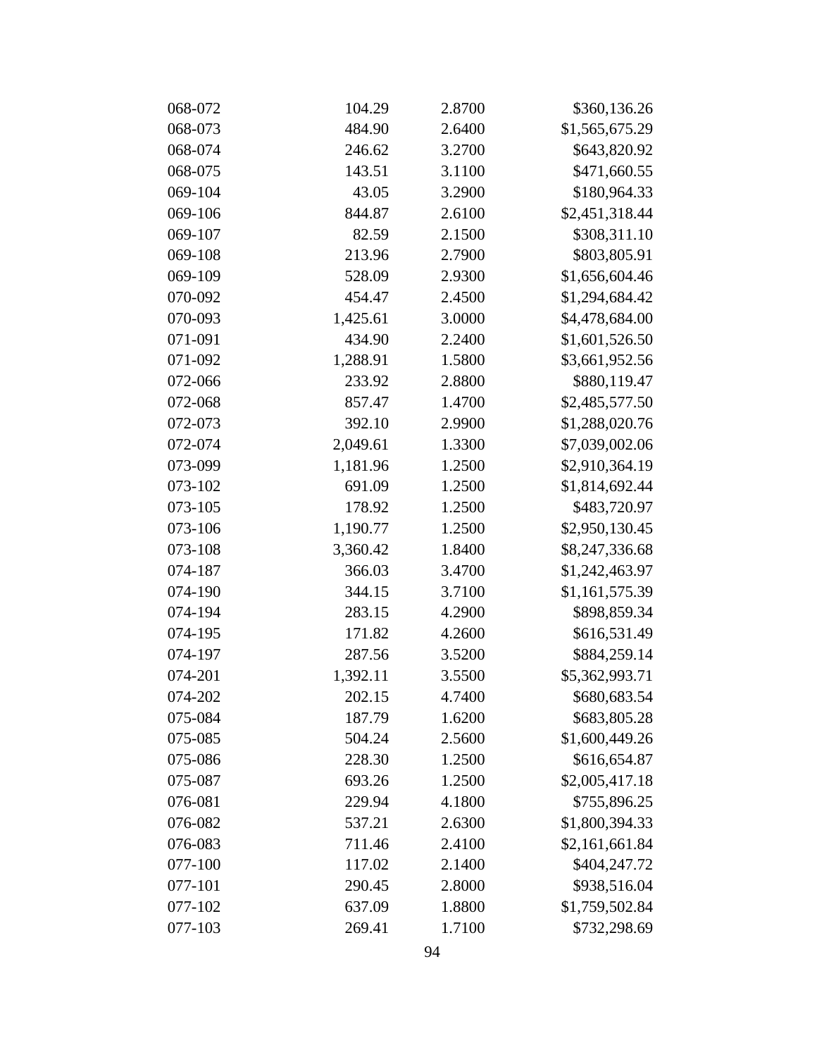| | | | |
|---|---|---|---|
| 068-072 | 104.29 | 2.8700 | $360,136.26 |
| 068-073 | 484.90 | 2.6400 | $1,565,675.29 |
| 068-074 | 246.62 | 3.2700 | $643,820.92 |
| 068-075 | 143.51 | 3.1100 | $471,660.55 |
| 069-104 | 43.05 | 3.2900 | $180,964.33 |
| 069-106 | 844.87 | 2.6100 | $2,451,318.44 |
| 069-107 | 82.59 | 2.1500 | $308,311.10 |
| 069-108 | 213.96 | 2.7900 | $803,805.91 |
| 069-109 | 528.09 | 2.9300 | $1,656,604.46 |
| 070-092 | 454.47 | 2.4500 | $1,294,684.42 |
| 070-093 | 1,425.61 | 3.0000 | $4,478,684.00 |
| 071-091 | 434.90 | 2.2400 | $1,601,526.50 |
| 071-092 | 1,288.91 | 1.5800 | $3,661,952.56 |
| 072-066 | 233.92 | 2.8800 | $880,119.47 |
| 072-068 | 857.47 | 1.4700 | $2,485,577.50 |
| 072-073 | 392.10 | 2.9900 | $1,288,020.76 |
| 072-074 | 2,049.61 | 1.3300 | $7,039,002.06 |
| 073-099 | 1,181.96 | 1.2500 | $2,910,364.19 |
| 073-102 | 691.09 | 1.2500 | $1,814,692.44 |
| 073-105 | 178.92 | 1.2500 | $483,720.97 |
| 073-106 | 1,190.77 | 1.2500 | $2,950,130.45 |
| 073-108 | 3,360.42 | 1.8400 | $8,247,336.68 |
| 074-187 | 366.03 | 3.4700 | $1,242,463.97 |
| 074-190 | 344.15 | 3.7100 | $1,161,575.39 |
| 074-194 | 283.15 | 4.2900 | $898,859.34 |
| 074-195 | 171.82 | 4.2600 | $616,531.49 |
| 074-197 | 287.56 | 3.5200 | $884,259.14 |
| 074-201 | 1,392.11 | 3.5500 | $5,362,993.71 |
| 074-202 | 202.15 | 4.7400 | $680,683.54 |
| 075-084 | 187.79 | 1.6200 | $683,805.28 |
| 075-085 | 504.24 | 2.5600 | $1,600,449.26 |
| 075-086 | 228.30 | 1.2500 | $616,654.87 |
| 075-087 | 693.26 | 1.2500 | $2,005,417.18 |
| 076-081 | 229.94 | 4.1800 | $755,896.25 |
| 076-082 | 537.21 | 2.6300 | $1,800,394.33 |
| 076-083 | 711.46 | 2.4100 | $2,161,661.84 |
| 077-100 | 117.02 | 2.1400 | $404,247.72 |
| 077-101 | 290.45 | 2.8000 | $938,516.04 |
| 077-102 | 637.09 | 1.8800 | $1,759,502.84 |
| 077-103 | 269.41 | 1.7100 | $732,298.69 |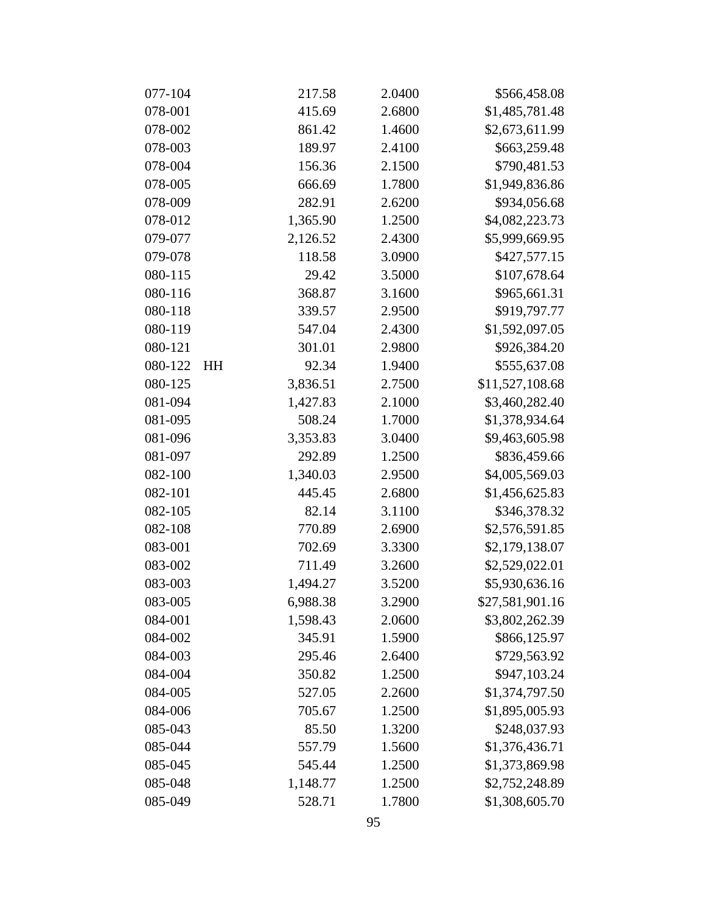| | | | | |
|---|---|---|---|---|
| 077-104 | | 217.58 | 2.0400 | $566,458.08 |
| 078-001 | | 415.69 | 2.6800 | $1,485,781.48 |
| 078-002 | | 861.42 | 1.4600 | $2,673,611.99 |
| 078-003 | | 189.97 | 2.4100 | $663,259.48 |
| 078-004 | | 156.36 | 2.1500 | $790,481.53 |
| 078-005 | | 666.69 | 1.7800 | $1,949,836.86 |
| 078-009 | | 282.91 | 2.6200 | $934,056.68 |
| 078-012 | | 1,365.90 | 1.2500 | $4,082,223.73 |
| 079-077 | | 2,126.52 | 2.4300 | $5,999,669.95 |
| 079-078 | | 118.58 | 3.0900 | $427,577.15 |
| 080-115 | | 29.42 | 3.5000 | $107,678.64 |
| 080-116 | | 368.87 | 3.1600 | $965,661.31 |
| 080-118 | | 339.57 | 2.9500 | $919,797.77 |
| 080-119 | | 547.04 | 2.4300 | $1,592,097.05 |
| 080-121 | | 301.01 | 2.9800 | $926,384.20 |
| 080-122 | HH | 92.34 | 1.9400 | $555,637.08 |
| 080-125 | | 3,836.51 | 2.7500 | $11,527,108.68 |
| 081-094 | | 1,427.83 | 2.1000 | $3,460,282.40 |
| 081-095 | | 508.24 | 1.7000 | $1,378,934.64 |
| 081-096 | | 3,353.83 | 3.0400 | $9,463,605.98 |
| 081-097 | | 292.89 | 1.2500 | $836,459.66 |
| 082-100 | | 1,340.03 | 2.9500 | $4,005,569.03 |
| 082-101 | | 445.45 | 2.6800 | $1,456,625.83 |
| 082-105 | | 82.14 | 3.1100 | $346,378.32 |
| 082-108 | | 770.89 | 2.6900 | $2,576,591.85 |
| 083-001 | | 702.69 | 3.3300 | $2,179,138.07 |
| 083-002 | | 711.49 | 3.2600 | $2,529,022.01 |
| 083-003 | | 1,494.27 | 3.5200 | $5,930,636.16 |
| 083-005 | | 6,988.38 | 3.2900 | $27,581,901.16 |
| 084-001 | | 1,598.43 | 2.0600 | $3,802,262.39 |
| 084-002 | | 345.91 | 1.5900 | $866,125.97 |
| 084-003 | | 295.46 | 2.6400 | $729,563.92 |
| 084-004 | | 350.82 | 1.2500 | $947,103.24 |
| 084-005 | | 527.05 | 2.2600 | $1,374,797.50 |
| 084-006 | | 705.67 | 1.2500 | $1,895,005.93 |
| 085-043 | | 85.50 | 1.3200 | $248,037.93 |
| 085-044 | | 557.79 | 1.5600 | $1,376,436.71 |
| 085-045 | | 545.44 | 1.2500 | $1,373,869.98 |
| 085-048 | | 1,148.77 | 1.2500 | $2,752,248.89 |
| 085-049 | | 528.71 | 1.7800 | $1,308,605.70 |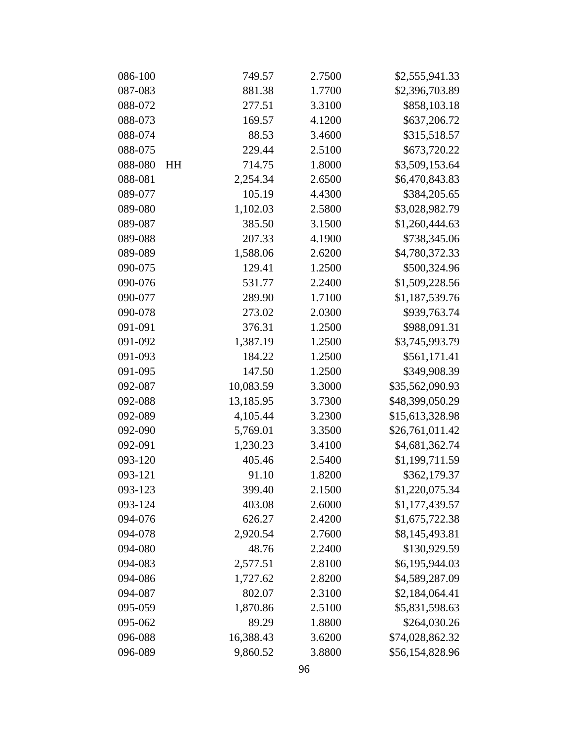| | | | | |
|---|---|---|---|---|
| 086-100 | | 749.57 | 2.7500 | $2,555,941.33 |
| 087-083 | | 881.38 | 1.7700 | $2,396,703.89 |
| 088-072 | | 277.51 | 3.3100 | $858,103.18 |
| 088-073 | | 169.57 | 4.1200 | $637,206.72 |
| 088-074 | | 88.53 | 3.4600 | $315,518.57 |
| 088-075 | | 229.44 | 2.5100 | $673,720.22 |
| 088-080 | HH | 714.75 | 1.8000 | $3,509,153.64 |
| 088-081 | | 2,254.34 | 2.6500 | $6,470,843.83 |
| 089-077 | | 105.19 | 4.4300 | $384,205.65 |
| 089-080 | | 1,102.03 | 2.5800 | $3,028,982.79 |
| 089-087 | | 385.50 | 3.1500 | $1,260,444.63 |
| 089-088 | | 207.33 | 4.1900 | $738,345.06 |
| 089-089 | | 1,588.06 | 2.6200 | $4,780,372.33 |
| 090-075 | | 129.41 | 1.2500 | $500,324.96 |
| 090-076 | | 531.77 | 2.2400 | $1,509,228.56 |
| 090-077 | | 289.90 | 1.7100 | $1,187,539.76 |
| 090-078 | | 273.02 | 2.0300 | $939,763.74 |
| 091-091 | | 376.31 | 1.2500 | $988,091.31 |
| 091-092 | | 1,387.19 | 1.2500 | $3,745,993.79 |
| 091-093 | | 184.22 | 1.2500 | $561,171.41 |
| 091-095 | | 147.50 | 1.2500 | $349,908.39 |
| 092-087 | | 10,083.59 | 3.3000 | $35,562,090.93 |
| 092-088 | | 13,185.95 | 3.7300 | $48,399,050.29 |
| 092-089 | | 4,105.44 | 3.2300 | $15,613,328.98 |
| 092-090 | | 5,769.01 | 3.3500 | $26,761,011.42 |
| 092-091 | | 1,230.23 | 3.4100 | $4,681,362.74 |
| 093-120 | | 405.46 | 2.5400 | $1,199,711.59 |
| 093-121 | | 91.10 | 1.8200 | $362,179.37 |
| 093-123 | | 399.40 | 2.1500 | $1,220,075.34 |
| 093-124 | | 403.08 | 2.6000 | $1,177,439.57 |
| 094-076 | | 626.27 | 2.4200 | $1,675,722.38 |
| 094-078 | | 2,920.54 | 2.7600 | $8,145,493.81 |
| 094-080 | | 48.76 | 2.2400 | $130,929.59 |
| 094-083 | | 2,577.51 | 2.8100 | $6,195,944.03 |
| 094-086 | | 1,727.62 | 2.8200 | $4,589,287.09 |
| 094-087 | | 802.07 | 2.3100 | $2,184,064.41 |
| 095-059 | | 1,870.86 | 2.5100 | $5,831,598.63 |
| 095-062 | | 89.29 | 1.8800 | $264,030.26 |
| 096-088 | | 16,388.43 | 3.6200 | $74,028,862.32 |
| 096-089 | | 9,860.52 | 3.8800 | $56,154,828.96 |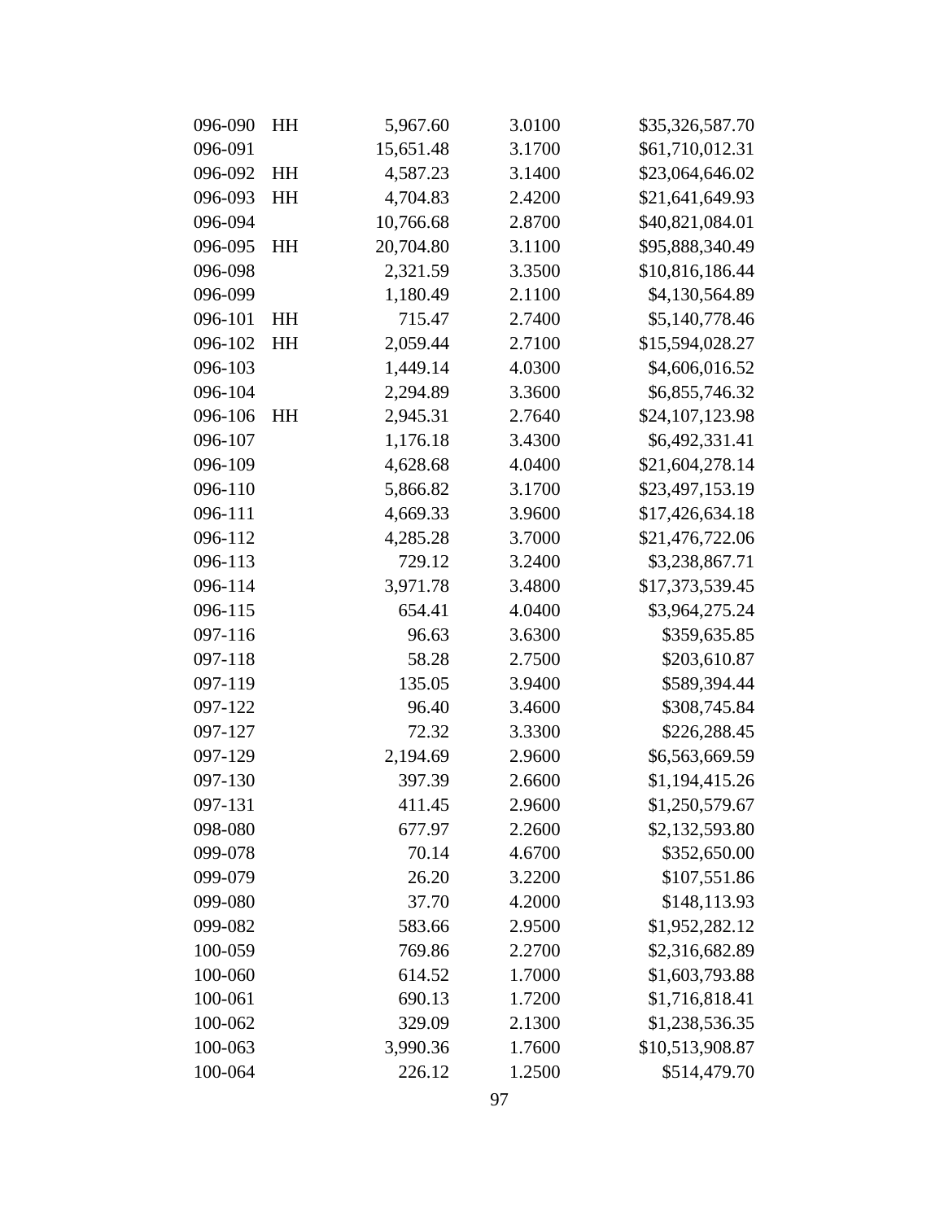| | | | | |
|---|---|---|---|---|
| 096-090 | HH | 5,967.60 | 3.0100 | $35,326,587.70 |
| 096-091 | | 15,651.48 | 3.1700 | $61,710,012.31 |
| 096-092 | HH | 4,587.23 | 3.1400 | $23,064,646.02 |
| 096-093 | HH | 4,704.83 | 2.4200 | $21,641,649.93 |
| 096-094 | | 10,766.68 | 2.8700 | $40,821,084.01 |
| 096-095 | HH | 20,704.80 | 3.1100 | $95,888,340.49 |
| 096-098 | | 2,321.59 | 3.3500 | $10,816,186.44 |
| 096-099 | | 1,180.49 | 2.1100 | $4,130,564.89 |
| 096-101 | HH | 715.47 | 2.7400 | $5,140,778.46 |
| 096-102 | HH | 2,059.44 | 2.7100 | $15,594,028.27 |
| 096-103 | | 1,449.14 | 4.0300 | $4,606,016.52 |
| 096-104 | | 2,294.89 | 3.3600 | $6,855,746.32 |
| 096-106 | HH | 2,945.31 | 2.7640 | $24,107,123.98 |
| 096-107 | | 1,176.18 | 3.4300 | $6,492,331.41 |
| 096-109 | | 4,628.68 | 4.0400 | $21,604,278.14 |
| 096-110 | | 5,866.82 | 3.1700 | $23,497,153.19 |
| 096-111 | | 4,669.33 | 3.9600 | $17,426,634.18 |
| 096-112 | | 4,285.28 | 3.7000 | $21,476,722.06 |
| 096-113 | | 729.12 | 3.2400 | $3,238,867.71 |
| 096-114 | | 3,971.78 | 3.4800 | $17,373,539.45 |
| 096-115 | | 654.41 | 4.0400 | $3,964,275.24 |
| 097-116 | | 96.63 | 3.6300 | $359,635.85 |
| 097-118 | | 58.28 | 2.7500 | $203,610.87 |
| 097-119 | | 135.05 | 3.9400 | $589,394.44 |
| 097-122 | | 96.40 | 3.4600 | $308,745.84 |
| 097-127 | | 72.32 | 3.3300 | $226,288.45 |
| 097-129 | | 2,194.69 | 2.9600 | $6,563,669.59 |
| 097-130 | | 397.39 | 2.6600 | $1,194,415.26 |
| 097-131 | | 411.45 | 2.9600 | $1,250,579.67 |
| 098-080 | | 677.97 | 2.2600 | $2,132,593.80 |
| 099-078 | | 70.14 | 4.6700 | $352,650.00 |
| 099-079 | | 26.20 | 3.2200 | $107,551.86 |
| 099-080 | | 37.70 | 4.2000 | $148,113.93 |
| 099-082 | | 583.66 | 2.9500 | $1,952,282.12 |
| 100-059 | | 769.86 | 2.2700 | $2,316,682.89 |
| 100-060 | | 614.52 | 1.7000 | $1,603,793.88 |
| 100-061 | | 690.13 | 1.7200 | $1,716,818.41 |
| 100-062 | | 329.09 | 2.1300 | $1,238,536.35 |
| 100-063 | | 3,990.36 | 1.7600 | $10,513,908.87 |
| 100-064 | | 226.12 | 1.2500 | $514,479.70 |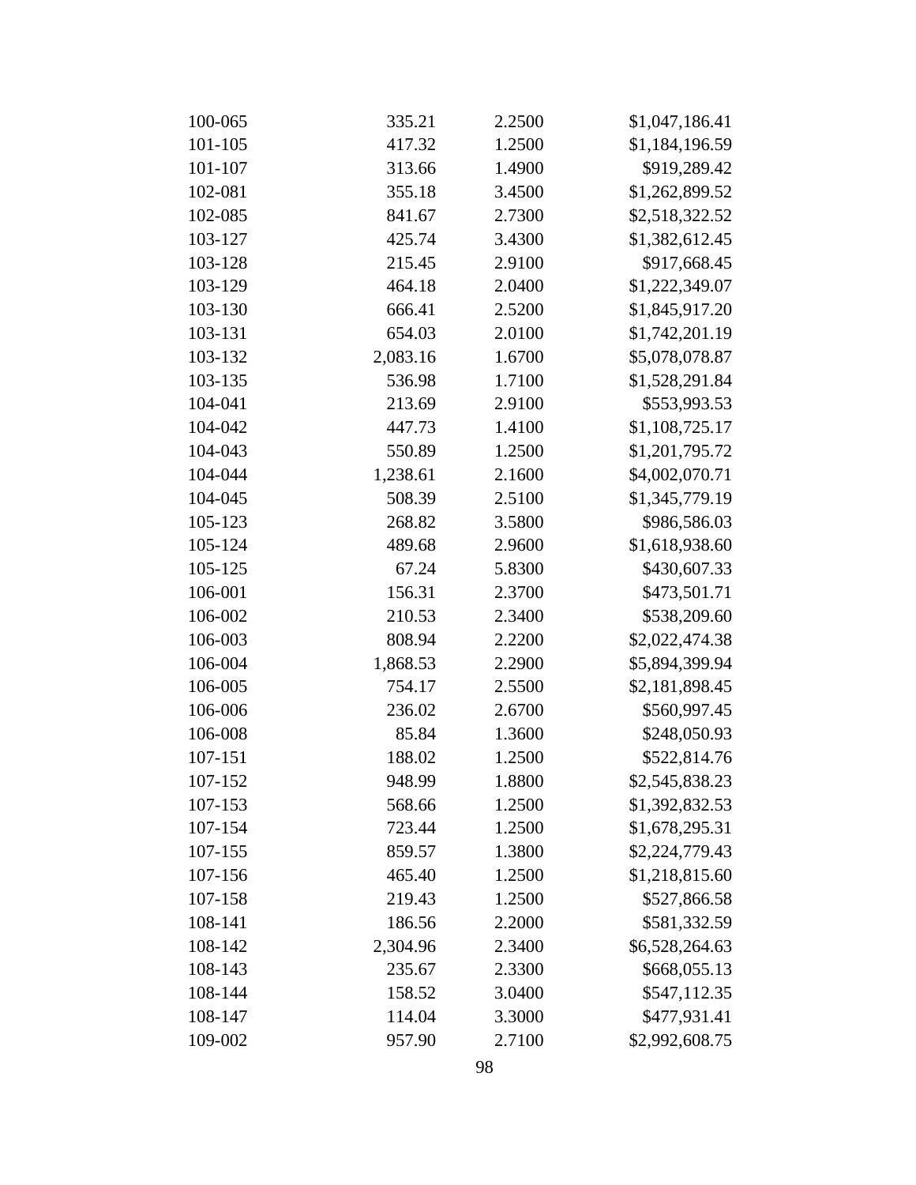| | | | |
|---|---|---|---|
| 100-065 | 335.21 | 2.2500 | $1,047,186.41 |
| 101-105 | 417.32 | 1.2500 | $1,184,196.59 |
| 101-107 | 313.66 | 1.4900 | $919,289.42 |
| 102-081 | 355.18 | 3.4500 | $1,262,899.52 |
| 102-085 | 841.67 | 2.7300 | $2,518,322.52 |
| 103-127 | 425.74 | 3.4300 | $1,382,612.45 |
| 103-128 | 215.45 | 2.9100 | $917,668.45 |
| 103-129 | 464.18 | 2.0400 | $1,222,349.07 |
| 103-130 | 666.41 | 2.5200 | $1,845,917.20 |
| 103-131 | 654.03 | 2.0100 | $1,742,201.19 |
| 103-132 | 2,083.16 | 1.6700 | $5,078,078.87 |
| 103-135 | 536.98 | 1.7100 | $1,528,291.84 |
| 104-041 | 213.69 | 2.9100 | $553,993.53 |
| 104-042 | 447.73 | 1.4100 | $1,108,725.17 |
| 104-043 | 550.89 | 1.2500 | $1,201,795.72 |
| 104-044 | 1,238.61 | 2.1600 | $4,002,070.71 |
| 104-045 | 508.39 | 2.5100 | $1,345,779.19 |
| 105-123 | 268.82 | 3.5800 | $986,586.03 |
| 105-124 | 489.68 | 2.9600 | $1,618,938.60 |
| 105-125 | 67.24 | 5.8300 | $430,607.33 |
| 106-001 | 156.31 | 2.3700 | $473,501.71 |
| 106-002 | 210.53 | 2.3400 | $538,209.60 |
| 106-003 | 808.94 | 2.2200 | $2,022,474.38 |
| 106-004 | 1,868.53 | 2.2900 | $5,894,399.94 |
| 106-005 | 754.17 | 2.5500 | $2,181,898.45 |
| 106-006 | 236.02 | 2.6700 | $560,997.45 |
| 106-008 | 85.84 | 1.3600 | $248,050.93 |
| 107-151 | 188.02 | 1.2500 | $522,814.76 |
| 107-152 | 948.99 | 1.8800 | $2,545,838.23 |
| 107-153 | 568.66 | 1.2500 | $1,392,832.53 |
| 107-154 | 723.44 | 1.2500 | $1,678,295.31 |
| 107-155 | 859.57 | 1.3800 | $2,224,779.43 |
| 107-156 | 465.40 | 1.2500 | $1,218,815.60 |
| 107-158 | 219.43 | 1.2500 | $527,866.58 |
| 108-141 | 186.56 | 2.2000 | $581,332.59 |
| 108-142 | 2,304.96 | 2.3400 | $6,528,264.63 |
| 108-143 | 235.67 | 2.3300 | $668,055.13 |
| 108-144 | 158.52 | 3.0400 | $547,112.35 |
| 108-147 | 114.04 | 3.3000 | $477,931.41 |
| 109-002 | 957.90 | 2.7100 | $2,992,608.75 |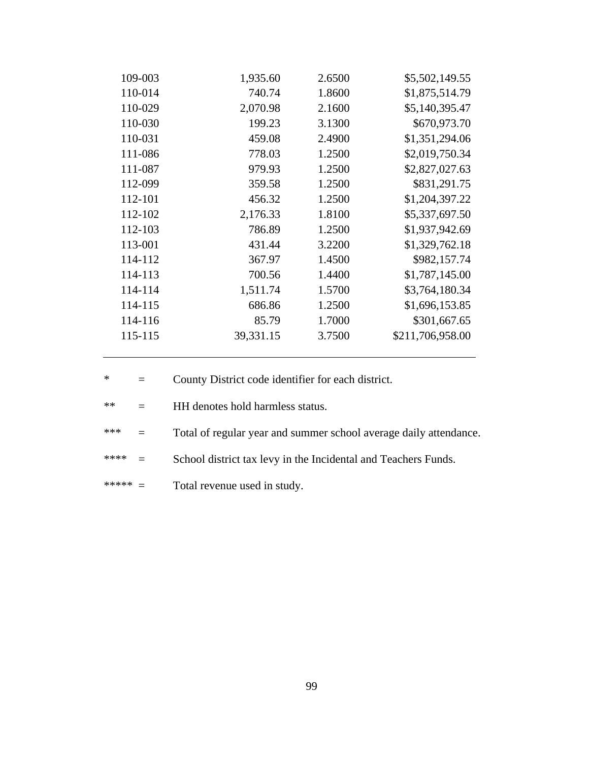| | | | |
|---|---|---|---|
| 109-003 | 1,935.60 | 2.6500 | $5,502,149.55 |
| 110-014 | 740.74 | 1.8600 | $1,875,514.79 |
| 110-029 | 2,070.98 | 2.1600 | $5,140,395.47 |
| 110-030 | 199.23 | 3.1300 | $670,973.70 |
| 110-031 | 459.08 | 2.4900 | $1,351,294.06 |
| 111-086 | 778.03 | 1.2500 | $2,019,750.34 |
| 111-087 | 979.93 | 1.2500 | $2,827,027.63 |
| 112-099 | 359.58 | 1.2500 | $831,291.75 |
| 112-101 | 456.32 | 1.2500 | $1,204,397.22 |
| 112-102 | 2,176.33 | 1.8100 | $5,337,697.50 |
| 112-103 | 786.89 | 1.2500 | $1,937,942.69 |
| 113-001 | 431.44 | 3.2200 | $1,329,762.18 |
| 114-112 | 367.97 | 1.4500 | $982,157.74 |
| 114-113 | 700.56 | 1.4400 | $1,787,145.00 |
| 114-114 | 1,511.74 | 1.5700 | $3,764,180.34 |
| 114-115 | 686.86 | 1.2500 | $1,696,153.85 |
| 114-116 | 85.79 | 1.7000 | $301,667.65 |
| 115-115 | 39,331.15 | 3.7500 | $211,706,958.00 |

\* = County District code identifier for each district.

\*\* = HH denotes hold harmless status.

\*\*\* = Total of regular year and summer school average daily attendance.

\*\*\*\* = School district tax levy in the Incidental and Teachers Funds.

\*\*\*\*\* = Total revenue used in study.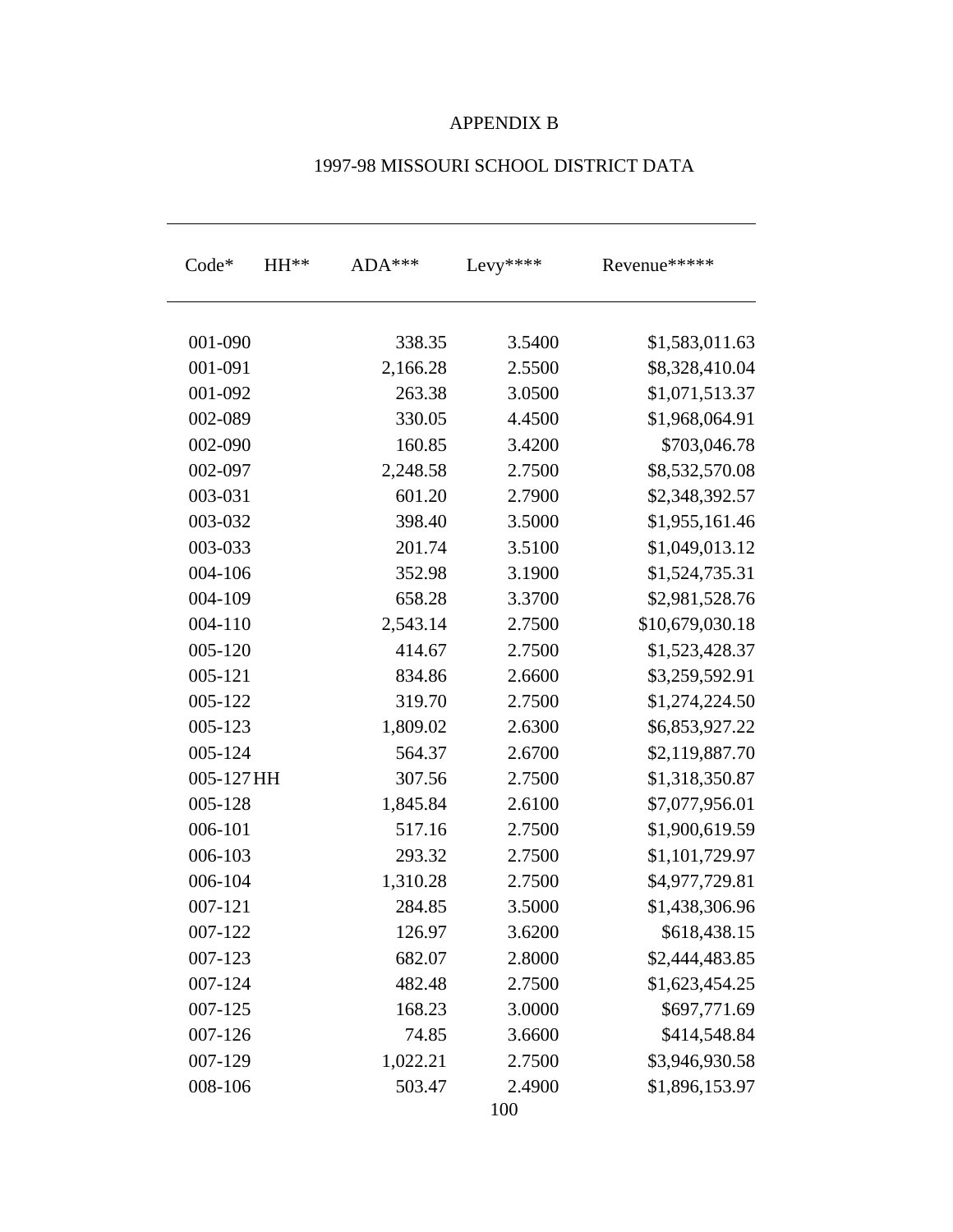# APPENDIX B

## 1997-98 MISSOURI SCHOOL DISTRICT DATA

| Code* | HH** | ADA*** | Levy**** | Revenue***** |
|---|---|---|---|---|
| 001-090 | | 338.35 | 3.5400 | $1,583,011.63 |
| 001-091 | | 2,166.28 | 2.5500 | $8,328,410.04 |
| 001-092 | | 263.38 | 3.0500 | $1,071,513.37 |
| 002-089 | | 330.05 | 4.4500 | $1,968,064.91 |
| 002-090 | | 160.85 | 3.4200 | $703,046.78 |
| 002-097 | | 2,248.58 | 2.7500 | $8,532,570.08 |
| 003-031 | | 601.20 | 2.7900 | $2,348,392.57 |
| 003-032 | | 398.40 | 3.5000 | $1,955,161.46 |
| 003-033 | | 201.74 | 3.5100 | $1,049,013.12 |
| 004-106 | | 352.98 | 3.1900 | $1,524,735.31 |
| 004-109 | | 658.28 | 3.3700 | $2,981,528.76 |
| 004-110 | | 2,543.14 | 2.7500 | $10,679,030.18 |
| 005-120 | | 414.67 | 2.7500 | $1,523,428.37 |
| 005-121 | | 834.86 | 2.6600 | $3,259,592.91 |
| 005-122 | | 319.70 | 2.7500 | $1,274,224.50 |
| 005-123 | | 1,809.02 | 2.6300 | $6,853,927.22 |
| 005-124 | | 564.37 | 2.6700 | $2,119,887.70 |
| 005-127 | HH | 307.56 | 2.7500 | $1,318,350.87 |
| 005-128 | | 1,845.84 | 2.6100 | $7,077,956.01 |
| 006-101 | | 517.16 | 2.7500 | $1,900,619.59 |
| 006-103 | | 293.32 | 2.7500 | $1,101,729.97 |
| 006-104 | | 1,310.28 | 2.7500 | $4,977,729.81 |
| 007-121 | | 284.85 | 3.5000 | $1,438,306.96 |
| 007-122 | | 126.97 | 3.6200 | $618,438.15 |
| 007-123 | | 682.07 | 2.8000 | $2,444,483.85 |
| 007-124 | | 482.48 | 2.7500 | $1,623,454.25 |
| 007-125 | | 168.23 | 3.0000 | $697,771.69 |
| 007-126 | | 74.85 | 3.6600 | $414,548.84 |
| 007-129 | | 1,022.21 | 2.7500 | $3,946,930.58 |
| 008-106 | | 503.47 | 2.4900 | $1,896,153.97 |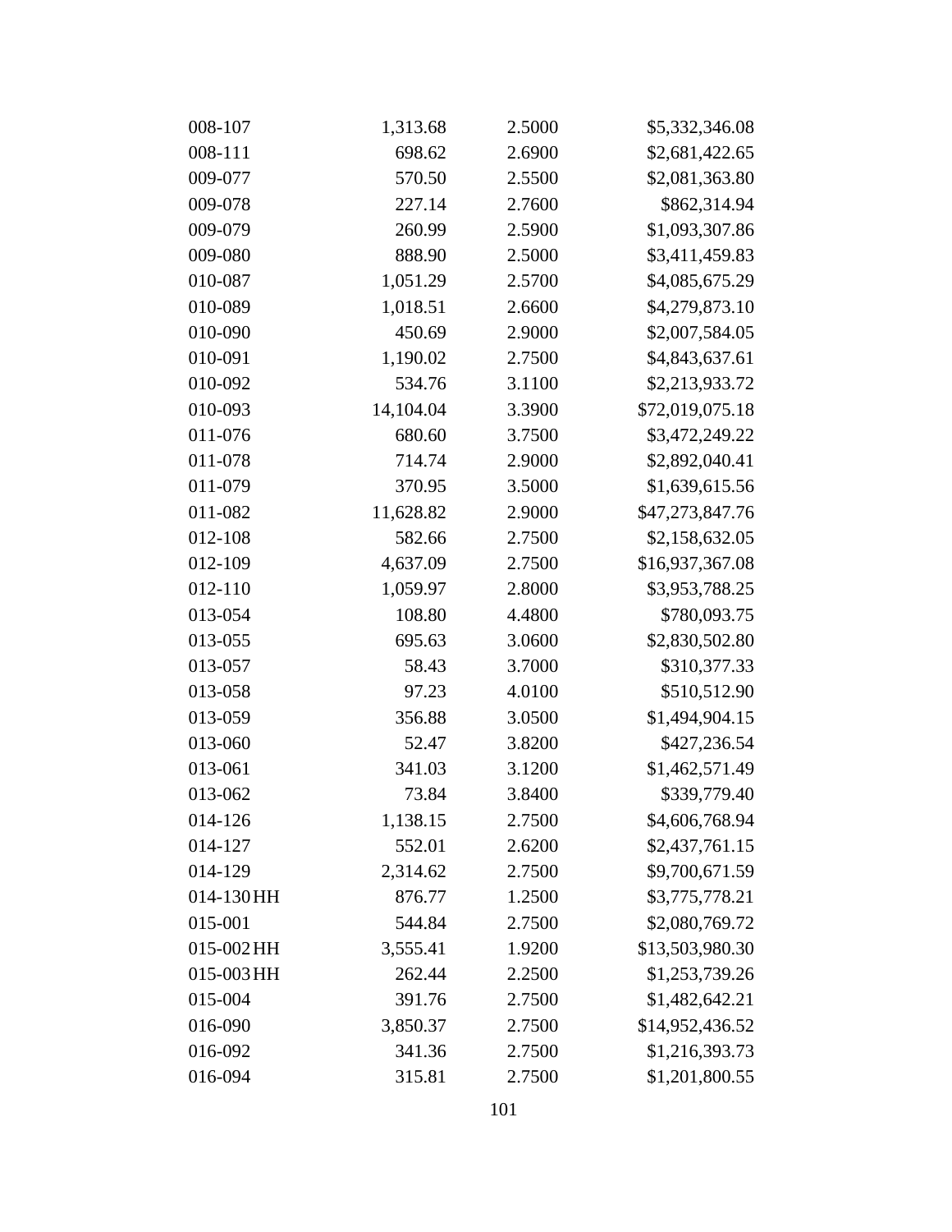| | | | |
|---|---|---|---|
| 008-107 | 1,313.68 | 2.5000 | $5,332,346.08 |
| 008-111 | 698.62 | 2.6900 | $2,681,422.65 |
| 009-077 | 570.50 | 2.5500 | $2,081,363.80 |
| 009-078 | 227.14 | 2.7600 | $862,314.94 |
| 009-079 | 260.99 | 2.5900 | $1,093,307.86 |
| 009-080 | 888.90 | 2.5000 | $3,411,459.83 |
| 010-087 | 1,051.29 | 2.5700 | $4,085,675.29 |
| 010-089 | 1,018.51 | 2.6600 | $4,279,873.10 |
| 010-090 | 450.69 | 2.9000 | $2,007,584.05 |
| 010-091 | 1,190.02 | 2.7500 | $4,843,637.61 |
| 010-092 | 534.76 | 3.1100 | $2,213,933.72 |
| 010-093 | 14,104.04 | 3.3900 | $72,019,075.18 |
| 011-076 | 680.60 | 3.7500 | $3,472,249.22 |
| 011-078 | 714.74 | 2.9000 | $2,892,040.41 |
| 011-079 | 370.95 | 3.5000 | $1,639,615.56 |
| 011-082 | 11,628.82 | 2.9000 | $47,273,847.76 |
| 012-108 | 582.66 | 2.7500 | $2,158,632.05 |
| 012-109 | 4,637.09 | 2.7500 | $16,937,367.08 |
| 012-110 | 1,059.97 | 2.8000 | $3,953,788.25 |
| 013-054 | 108.80 | 4.4800 | $780,093.75 |
| 013-055 | 695.63 | 3.0600 | $2,830,502.80 |
| 013-057 | 58.43 | 3.7000 | $310,377.33 |
| 013-058 | 97.23 | 4.0100 | $510,512.90 |
| 013-059 | 356.88 | 3.0500 | $1,494,904.15 |
| 013-060 | 52.47 | 3.8200 | $427,236.54 |
| 013-061 | 341.03 | 3.1200 | $1,462,571.49 |
| 013-062 | 73.84 | 3.8400 | $339,779.40 |
| 014-126 | 1,138.15 | 2.7500 | $4,606,768.94 |
| 014-127 | 552.01 | 2.6200 | $2,437,761.15 |
| 014-129 | 2,314.62 | 2.7500 | $9,700,671.59 |
| 014-130 HH | 876.77 | 1.2500 | $3,775,778.21 |
| 015-001 | 544.84 | 2.7500 | $2,080,769.72 |
| 015-002 HH | 3,555.41 | 1.9200 | $13,503,980.30 |
| 015-003 HH | 262.44 | 2.2500 | $1,253,739.26 |
| 015-004 | 391.76 | 2.7500 | $1,482,642.21 |
| 016-090 | 3,850.37 | 2.7500 | $14,952,436.52 |
| 016-092 | 341.36 | 2.7500 | $1,216,393.73 |
| 016-094 | 315.81 | 2.7500 | $1,201,800.55 |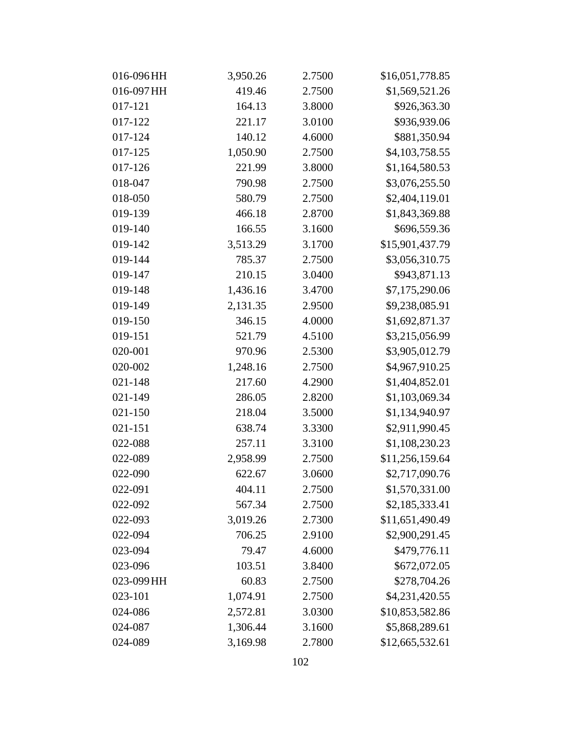| | | | |
|---|---|---|---|
| 016-096 HH | 3,950.26 | 2.7500 | $16,051,778.85 |
| 016-097 HH | 419.46 | 2.7500 | $1,569,521.26 |
| 017-121 | 164.13 | 3.8000 | $926,363.30 |
| 017-122 | 221.17 | 3.0100 | $936,939.06 |
| 017-124 | 140.12 | 4.6000 | $881,350.94 |
| 017-125 | 1,050.90 | 2.7500 | $4,103,758.55 |
| 017-126 | 221.99 | 3.8000 | $1,164,580.53 |
| 018-047 | 790.98 | 2.7500 | $3,076,255.50 |
| 018-050 | 580.79 | 2.7500 | $2,404,119.01 |
| 019-139 | 466.18 | 2.8700 | $1,843,369.88 |
| 019-140 | 166.55 | 3.1600 | $696,559.36 |
| 019-142 | 3,513.29 | 3.1700 | $15,901,437.79 |
| 019-144 | 785.37 | 2.7500 | $3,056,310.75 |
| 019-147 | 210.15 | 3.0400 | $943,871.13 |
| 019-148 | 1,436.16 | 3.4700 | $7,175,290.06 |
| 019-149 | 2,131.35 | 2.9500 | $9,238,085.91 |
| 019-150 | 346.15 | 4.0000 | $1,692,871.37 |
| 019-151 | 521.79 | 4.5100 | $3,215,056.99 |
| 020-001 | 970.96 | 2.5300 | $3,905,012.79 |
| 020-002 | 1,248.16 | 2.7500 | $4,967,910.25 |
| 021-148 | 217.60 | 4.2900 | $1,404,852.01 |
| 021-149 | 286.05 | 2.8200 | $1,103,069.34 |
| 021-150 | 218.04 | 3.5000 | $1,134,940.97 |
| 021-151 | 638.74 | 3.3300 | $2,911,990.45 |
| 022-088 | 257.11 | 3.3100 | $1,108,230.23 |
| 022-089 | 2,958.99 | 2.7500 | $11,256,159.64 |
| 022-090 | 622.67 | 3.0600 | $2,717,090.76 |
| 022-091 | 404.11 | 2.7500 | $1,570,331.00 |
| 022-092 | 567.34 | 2.7500 | $2,185,333.41 |
| 022-093 | 3,019.26 | 2.7300 | $11,651,490.49 |
| 022-094 | 706.25 | 2.9100 | $2,900,291.45 |
| 023-094 | 79.47 | 4.6000 | $479,776.11 |
| 023-096 | 103.51 | 3.8400 | $672,072.05 |
| 023-099 HH | 60.83 | 2.7500 | $278,704.26 |
| 023-101 | 1,074.91 | 2.7500 | $4,231,420.55 |
| 024-086 | 2,572.81 | 3.0300 | $10,853,582.86 |
| 024-087 | 1,306.44 | 3.1600 | $5,868,289.61 |
| 024-089 | 3,169.98 | 2.7800 | $12,665,532.61 |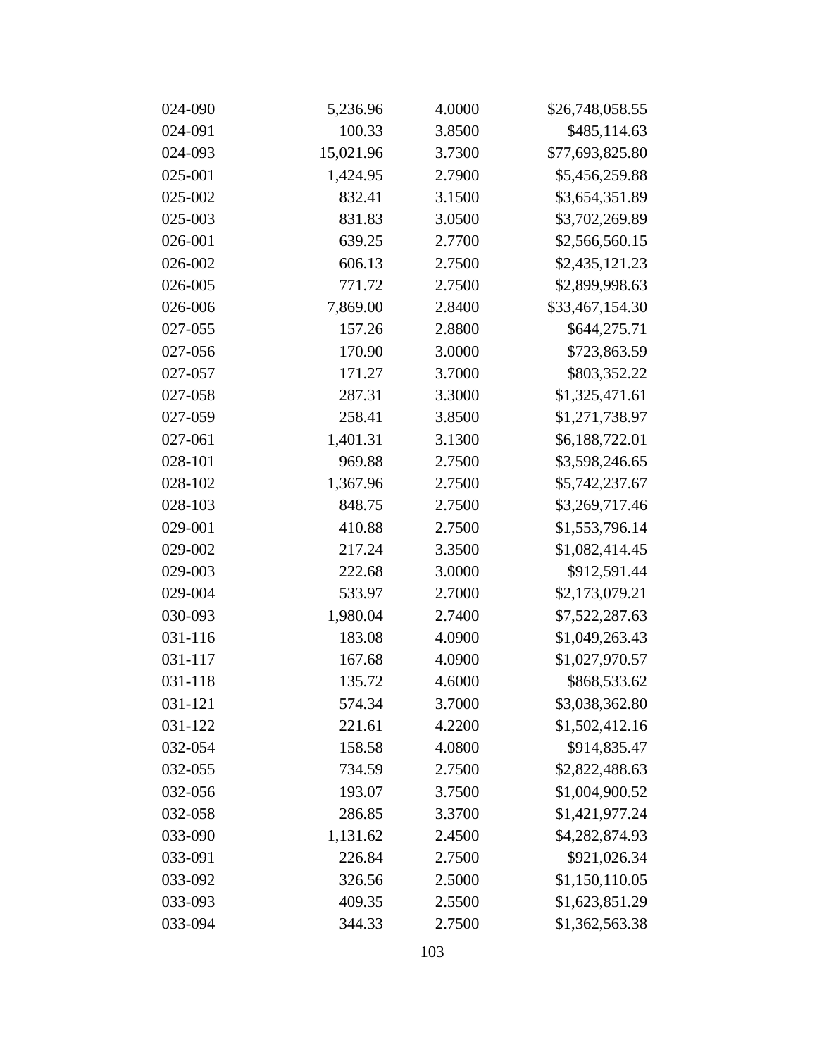| | | | |
|---|---|---|---|
| 024-090 | 5,236.96 | 4.0000 | $26,748,058.55 |
| 024-091 | 100.33 | 3.8500 | $485,114.63 |
| 024-093 | 15,021.96 | 3.7300 | $77,693,825.80 |
| 025-001 | 1,424.95 | 2.7900 | $5,456,259.88 |
| 025-002 | 832.41 | 3.1500 | $3,654,351.89 |
| 025-003 | 831.83 | 3.0500 | $3,702,269.89 |
| 026-001 | 639.25 | 2.7700 | $2,566,560.15 |
| 026-002 | 606.13 | 2.7500 | $2,435,121.23 |
| 026-005 | 771.72 | 2.7500 | $2,899,998.63 |
| 026-006 | 7,869.00 | 2.8400 | $33,467,154.30 |
| 027-055 | 157.26 | 2.8800 | $644,275.71 |
| 027-056 | 170.90 | 3.0000 | $723,863.59 |
| 027-057 | 171.27 | 3.7000 | $803,352.22 |
| 027-058 | 287.31 | 3.3000 | $1,325,471.61 |
| 027-059 | 258.41 | 3.8500 | $1,271,738.97 |
| 027-061 | 1,401.31 | 3.1300 | $6,188,722.01 |
| 028-101 | 969.88 | 2.7500 | $3,598,246.65 |
| 028-102 | 1,367.96 | 2.7500 | $5,742,237.67 |
| 028-103 | 848.75 | 2.7500 | $3,269,717.46 |
| 029-001 | 410.88 | 2.7500 | $1,553,796.14 |
| 029-002 | 217.24 | 3.3500 | $1,082,414.45 |
| 029-003 | 222.68 | 3.0000 | $912,591.44 |
| 029-004 | 533.97 | 2.7000 | $2,173,079.21 |
| 030-093 | 1,980.04 | 2.7400 | $7,522,287.63 |
| 031-116 | 183.08 | 4.0900 | $1,049,263.43 |
| 031-117 | 167.68 | 4.0900 | $1,027,970.57 |
| 031-118 | 135.72 | 4.6000 | $868,533.62 |
| 031-121 | 574.34 | 3.7000 | $3,038,362.80 |
| 031-122 | 221.61 | 4.2200 | $1,502,412.16 |
| 032-054 | 158.58 | 4.0800 | $914,835.47 |
| 032-055 | 734.59 | 2.7500 | $2,822,488.63 |
| 032-056 | 193.07 | 3.7500 | $1,004,900.52 |
| 032-058 | 286.85 | 3.3700 | $1,421,977.24 |
| 033-090 | 1,131.62 | 2.4500 | $4,282,874.93 |
| 033-091 | 226.84 | 2.7500 | $921,026.34 |
| 033-092 | 326.56 | 2.5000 | $1,150,110.05 |
| 033-093 | 409.35 | 2.5500 | $1,623,851.29 |
| 033-094 | 344.33 | 2.7500 | $1,362,563.38 |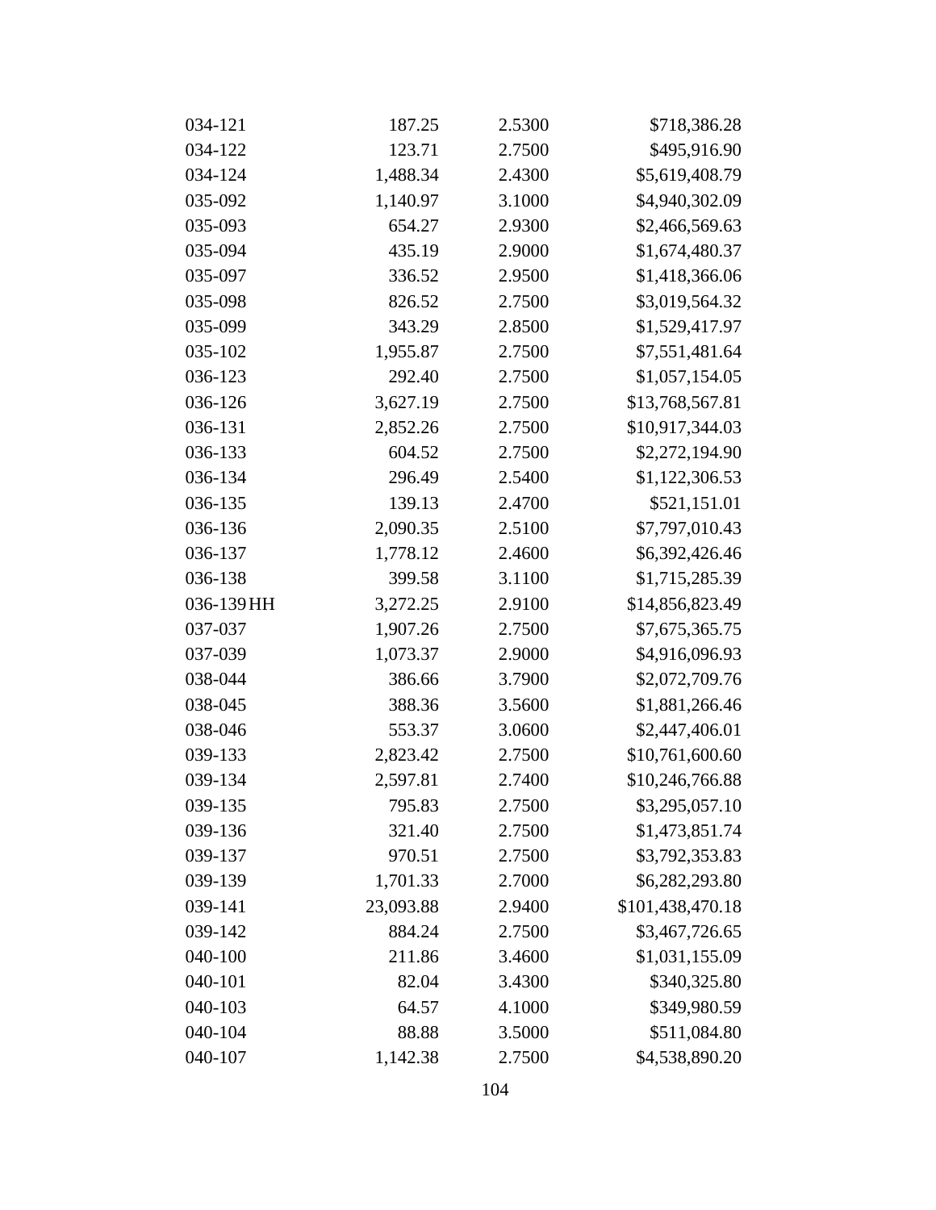| | | | |
|---|---|---|---|
| 034-121 | 187.25 | 2.5300 | $718,386.28 |
| 034-122 | 123.71 | 2.7500 | $495,916.90 |
| 034-124 | 1,488.34 | 2.4300 | $5,619,408.79 |
| 035-092 | 1,140.97 | 3.1000 | $4,940,302.09 |
| 035-093 | 654.27 | 2.9300 | $2,466,569.63 |
| 035-094 | 435.19 | 2.9000 | $1,674,480.37 |
| 035-097 | 336.52 | 2.9500 | $1,418,366.06 |
| 035-098 | 826.52 | 2.7500 | $3,019,564.32 |
| 035-099 | 343.29 | 2.8500 | $1,529,417.97 |
| 035-102 | 1,955.87 | 2.7500 | $7,551,481.64 |
| 036-123 | 292.40 | 2.7500 | $1,057,154.05 |
| 036-126 | 3,627.19 | 2.7500 | $13,768,567.81 |
| 036-131 | 2,852.26 | 2.7500 | $10,917,344.03 |
| 036-133 | 604.52 | 2.7500 | $2,272,194.90 |
| 036-134 | 296.49 | 2.5400 | $1,122,306.53 |
| 036-135 | 139.13 | 2.4700 | $521,151.01 |
| 036-136 | 2,090.35 | 2.5100 | $7,797,010.43 |
| 036-137 | 1,778.12 | 2.4600 | $6,392,426.46 |
| 036-138 | 399.58 | 3.1100 | $1,715,285.39 |
| 036-139 HH | 3,272.25 | 2.9100 | $14,856,823.49 |
| 037-037 | 1,907.26 | 2.7500 | $7,675,365.75 |
| 037-039 | 1,073.37 | 2.9000 | $4,916,096.93 |
| 038-044 | 386.66 | 3.7900 | $2,072,709.76 |
| 038-045 | 388.36 | 3.5600 | $1,881,266.46 |
| 038-046 | 553.37 | 3.0600 | $2,447,406.01 |
| 039-133 | 2,823.42 | 2.7500 | $10,761,600.60 |
| 039-134 | 2,597.81 | 2.7400 | $10,246,766.88 |
| 039-135 | 795.83 | 2.7500 | $3,295,057.10 |
| 039-136 | 321.40 | 2.7500 | $1,473,851.74 |
| 039-137 | 970.51 | 2.7500 | $3,792,353.83 |
| 039-139 | 1,701.33 | 2.7000 | $6,282,293.80 |
| 039-141 | 23,093.88 | 2.9400 | $101,438,470.18 |
| 039-142 | 884.24 | 2.7500 | $3,467,726.65 |
| 040-100 | 211.86 | 3.4600 | $1,031,155.09 |
| 040-101 | 82.04 | 3.4300 | $340,325.80 |
| 040-103 | 64.57 | 4.1000 | $349,980.59 |
| 040-104 | 88.88 | 3.5000 | $511,084.80 |
| 040-107 | 1,142.38 | 2.7500 | $4,538,890.20 |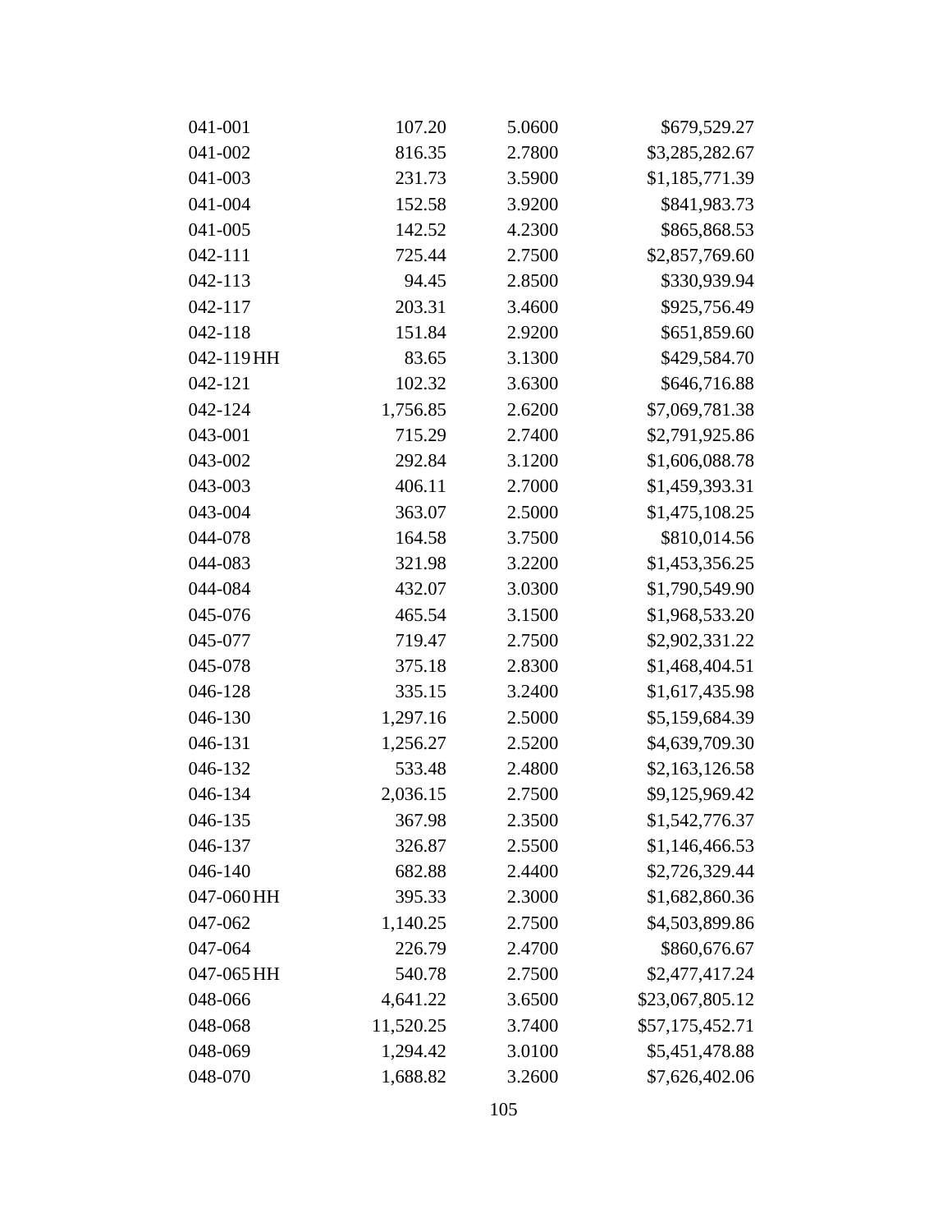| | | | |
|---|---|---|---|
| 041-001 | 107.20 | 5.0600 | $679,529.27 |
| 041-002 | 816.35 | 2.7800 | $3,285,282.67 |
| 041-003 | 231.73 | 3.5900 | $1,185,771.39 |
| 041-004 | 152.58 | 3.9200 | $841,983.73 |
| 041-005 | 142.52 | 4.2300 | $865,868.53 |
| 042-111 | 725.44 | 2.7500 | $2,857,769.60 |
| 042-113 | 94.45 | 2.8500 | $330,939.94 |
| 042-117 | 203.31 | 3.4600 | $925,756.49 |
| 042-118 | 151.84 | 2.9200 | $651,859.60 |
| 042-119 HH | 83.65 | 3.1300 | $429,584.70 |
| 042-121 | 102.32 | 3.6300 | $646,716.88 |
| 042-124 | 1,756.85 | 2.6200 | $7,069,781.38 |
| 043-001 | 715.29 | 2.7400 | $2,791,925.86 |
| 043-002 | 292.84 | 3.1200 | $1,606,088.78 |
| 043-003 | 406.11 | 2.7000 | $1,459,393.31 |
| 043-004 | 363.07 | 2.5000 | $1,475,108.25 |
| 044-078 | 164.58 | 3.7500 | $810,014.56 |
| 044-083 | 321.98 | 3.2200 | $1,453,356.25 |
| 044-084 | 432.07 | 3.0300 | $1,790,549.90 |
| 045-076 | 465.54 | 3.1500 | $1,968,533.20 |
| 045-077 | 719.47 | 2.7500 | $2,902,331.22 |
| 045-078 | 375.18 | 2.8300 | $1,468,404.51 |
| 046-128 | 335.15 | 3.2400 | $1,617,435.98 |
| 046-130 | 1,297.16 | 2.5000 | $5,159,684.39 |
| 046-131 | 1,256.27 | 2.5200 | $4,639,709.30 |
| 046-132 | 533.48 | 2.4800 | $2,163,126.58 |
| 046-134 | 2,036.15 | 2.7500 | $9,125,969.42 |
| 046-135 | 367.98 | 2.3500 | $1,542,776.37 |
| 046-137 | 326.87 | 2.5500 | $1,146,466.53 |
| 046-140 | 682.88 | 2.4400 | $2,726,329.44 |
| 047-060 HH | 395.33 | 2.3000 | $1,682,860.36 |
| 047-062 | 1,140.25 | 2.7500 | $4,503,899.86 |
| 047-064 | 226.79 | 2.4700 | $860,676.67 |
| 047-065 HH | 540.78 | 2.7500 | $2,477,417.24 |
| 048-066 | 4,641.22 | 3.6500 | $23,067,805.12 |
| 048-068 | 11,520.25 | 3.7400 | $57,175,452.71 |
| 048-069 | 1,294.42 | 3.0100 | $5,451,478.88 |
| 048-070 | 1,688.82 | 3.2600 | $7,626,402.06 |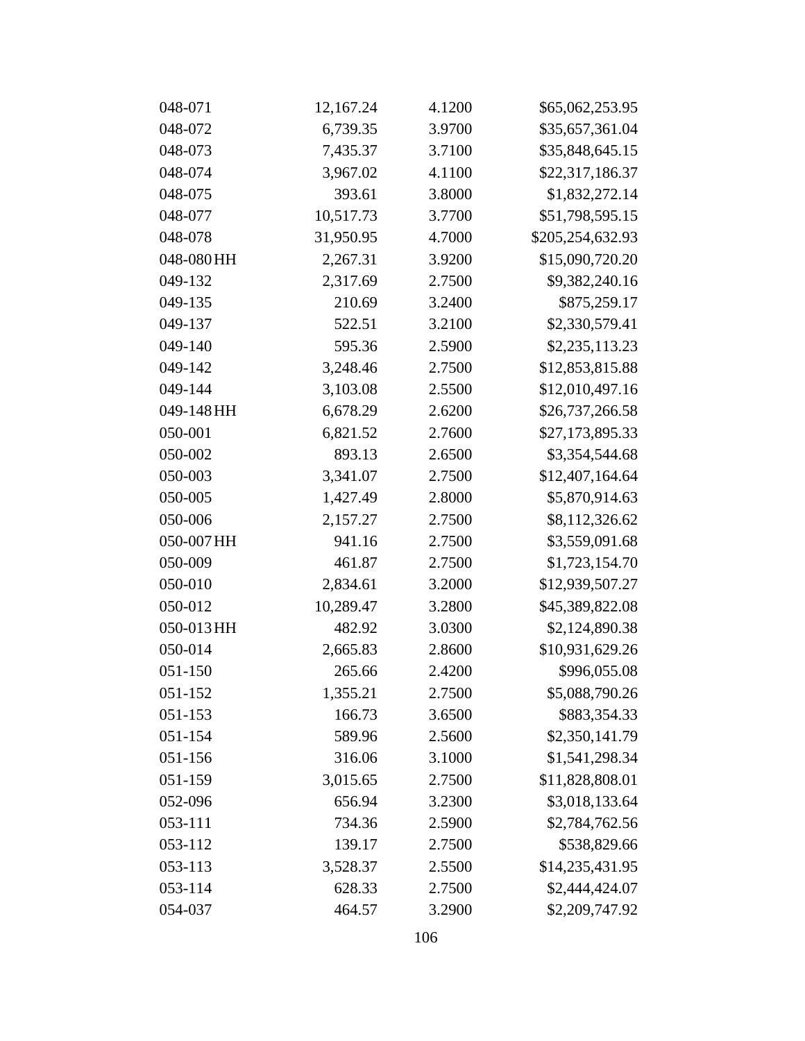| | | | |
|---|---|---|---|
| 048-071 | 12,167.24 | 4.1200 | $65,062,253.95 |
| 048-072 | 6,739.35 | 3.9700 | $35,657,361.04 |
| 048-073 | 7,435.37 | 3.7100 | $35,848,645.15 |
| 048-074 | 3,967.02 | 4.1100 | $22,317,186.37 |
| 048-075 | 393.61 | 3.8000 | $1,832,272.14 |
| 048-077 | 10,517.73 | 3.7700 | $51,798,595.15 |
| 048-078 | 31,950.95 | 4.7000 | $205,254,632.93 |
| 048-080 HH | 2,267.31 | 3.9200 | $15,090,720.20 |
| 049-132 | 2,317.69 | 2.7500 | $9,382,240.16 |
| 049-135 | 210.69 | 3.2400 | $875,259.17 |
| 049-137 | 522.51 | 3.2100 | $2,330,579.41 |
| 049-140 | 595.36 | 2.5900 | $2,235,113.23 |
| 049-142 | 3,248.46 | 2.7500 | $12,853,815.88 |
| 049-144 | 3,103.08 | 2.5500 | $12,010,497.16 |
| 049-148 HH | 6,678.29 | 2.6200 | $26,737,266.58 |
| 050-001 | 6,821.52 | 2.7600 | $27,173,895.33 |
| 050-002 | 893.13 | 2.6500 | $3,354,544.68 |
| 050-003 | 3,341.07 | 2.7500 | $12,407,164.64 |
| 050-005 | 1,427.49 | 2.8000 | $5,870,914.63 |
| 050-006 | 2,157.27 | 2.7500 | $8,112,326.62 |
| 050-007 HH | 941.16 | 2.7500 | $3,559,091.68 |
| 050-009 | 461.87 | 2.7500 | $1,723,154.70 |
| 050-010 | 2,834.61 | 3.2000 | $12,939,507.27 |
| 050-012 | 10,289.47 | 3.2800 | $45,389,822.08 |
| 050-013 HH | 482.92 | 3.0300 | $2,124,890.38 |
| 050-014 | 2,665.83 | 2.8600 | $10,931,629.26 |
| 051-150 | 265.66 | 2.4200 | $996,055.08 |
| 051-152 | 1,355.21 | 2.7500 | $5,088,790.26 |
| 051-153 | 166.73 | 3.6500 | $883,354.33 |
| 051-154 | 589.96 | 2.5600 | $2,350,141.79 |
| 051-156 | 316.06 | 3.1000 | $1,541,298.34 |
| 051-159 | 3,015.65 | 2.7500 | $11,828,808.01 |
| 052-096 | 656.94 | 3.2300 | $3,018,133.64 |
| 053-111 | 734.36 | 2.5900 | $2,784,762.56 |
| 053-112 | 139.17 | 2.7500 | $538,829.66 |
| 053-113 | 3,528.37 | 2.5500 | $14,235,431.95 |
| 053-114 | 628.33 | 2.7500 | $2,444,424.07 |
| 054-037 | 464.57 | 3.2900 | $2,209,747.92 |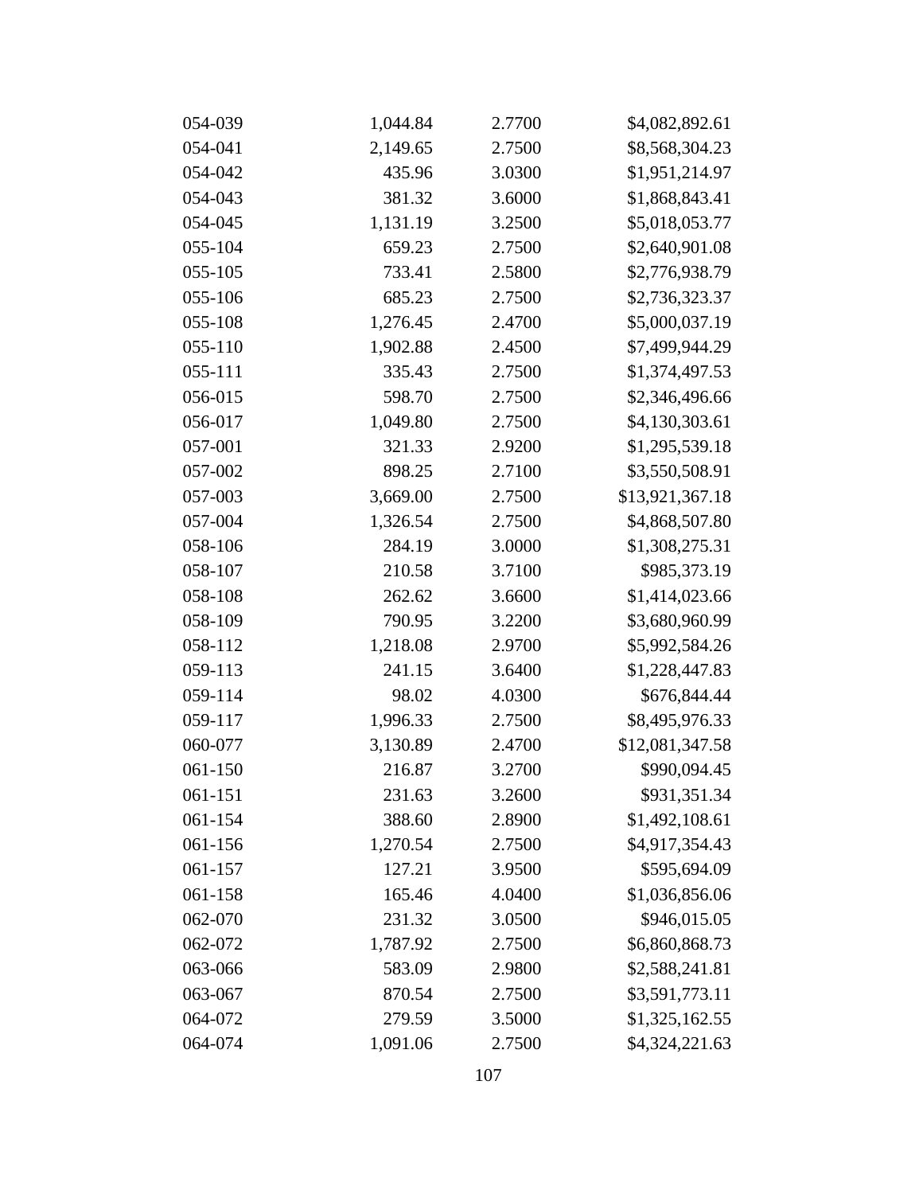| | | | |
|---|---|---|---|
| 054-039 | 1,044.84 | 2.7700 | $4,082,892.61 |
| 054-041 | 2,149.65 | 2.7500 | $8,568,304.23 |
| 054-042 | 435.96 | 3.0300 | $1,951,214.97 |
| 054-043 | 381.32 | 3.6000 | $1,868,843.41 |
| 054-045 | 1,131.19 | 3.2500 | $5,018,053.77 |
| 055-104 | 659.23 | 2.7500 | $2,640,901.08 |
| 055-105 | 733.41 | 2.5800 | $2,776,938.79 |
| 055-106 | 685.23 | 2.7500 | $2,736,323.37 |
| 055-108 | 1,276.45 | 2.4700 | $5,000,037.19 |
| 055-110 | 1,902.88 | 2.4500 | $7,499,944.29 |
| 055-111 | 335.43 | 2.7500 | $1,374,497.53 |
| 056-015 | 598.70 | 2.7500 | $2,346,496.66 |
| 056-017 | 1,049.80 | 2.7500 | $4,130,303.61 |
| 057-001 | 321.33 | 2.9200 | $1,295,539.18 |
| 057-002 | 898.25 | 2.7100 | $3,550,508.91 |
| 057-003 | 3,669.00 | 2.7500 | $13,921,367.18 |
| 057-004 | 1,326.54 | 2.7500 | $4,868,507.80 |
| 058-106 | 284.19 | 3.0000 | $1,308,275.31 |
| 058-107 | 210.58 | 3.7100 | $985,373.19 |
| 058-108 | 262.62 | 3.6600 | $1,414,023.66 |
| 058-109 | 790.95 | 3.2200 | $3,680,960.99 |
| 058-112 | 1,218.08 | 2.9700 | $5,992,584.26 |
| 059-113 | 241.15 | 3.6400 | $1,228,447.83 |
| 059-114 | 98.02 | 4.0300 | $676,844.44 |
| 059-117 | 1,996.33 | 2.7500 | $8,495,976.33 |
| 060-077 | 3,130.89 | 2.4700 | $12,081,347.58 |
| 061-150 | 216.87 | 3.2700 | $990,094.45 |
| 061-151 | 231.63 | 3.2600 | $931,351.34 |
| 061-154 | 388.60 | 2.8900 | $1,492,108.61 |
| 061-156 | 1,270.54 | 2.7500 | $4,917,354.43 |
| 061-157 | 127.21 | 3.9500 | $595,694.09 |
| 061-158 | 165.46 | 4.0400 | $1,036,856.06 |
| 062-070 | 231.32 | 3.0500 | $946,015.05 |
| 062-072 | 1,787.92 | 2.7500 | $6,860,868.73 |
| 063-066 | 583.09 | 2.9800 | $2,588,241.81 |
| 063-067 | 870.54 | 2.7500 | $3,591,773.11 |
| 064-072 | 279.59 | 3.5000 | $1,325,162.55 |
| 064-074 | 1,091.06 | 2.7500 | $4,324,221.63 |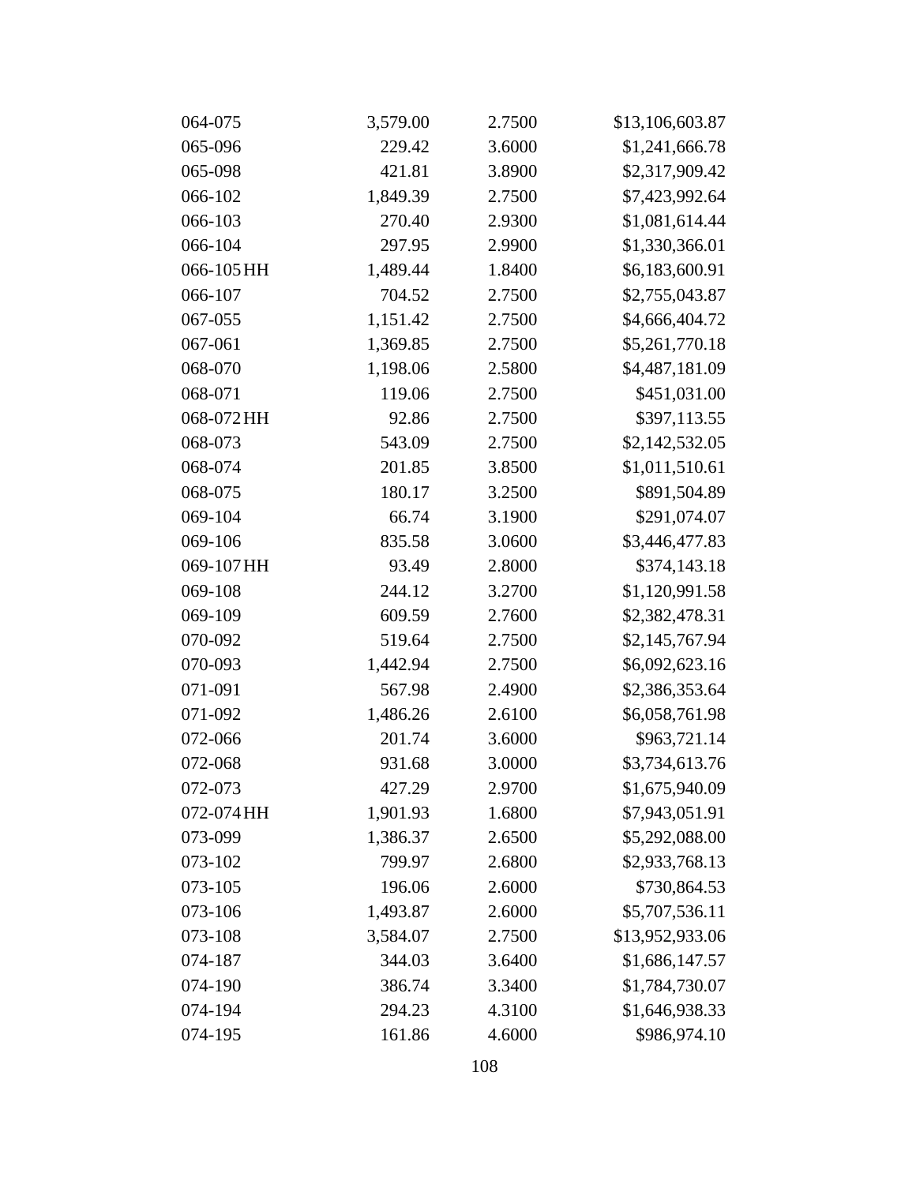| | | | |
|---|---|---|---|
| 064-075 | 3,579.00 | 2.7500 | $13,106,603.87 |
| 065-096 | 229.42 | 3.6000 | $1,241,666.78 |
| 065-098 | 421.81 | 3.8900 | $2,317,909.42 |
| 066-102 | 1,849.39 | 2.7500 | $7,423,992.64 |
| 066-103 | 270.40 | 2.9300 | $1,081,614.44 |
| 066-104 | 297.95 | 2.9900 | $1,330,366.01 |
| 066-105 HH | 1,489.44 | 1.8400 | $6,183,600.91 |
| 066-107 | 704.52 | 2.7500 | $2,755,043.87 |
| 067-055 | 1,151.42 | 2.7500 | $4,666,404.72 |
| 067-061 | 1,369.85 | 2.7500 | $5,261,770.18 |
| 068-070 | 1,198.06 | 2.5800 | $4,487,181.09 |
| 068-071 | 119.06 | 2.7500 | $451,031.00 |
| 068-072 HH | 92.86 | 2.7500 | $397,113.55 |
| 068-073 | 543.09 | 2.7500 | $2,142,532.05 |
| 068-074 | 201.85 | 3.8500 | $1,011,510.61 |
| 068-075 | 180.17 | 3.2500 | $891,504.89 |
| 069-104 | 66.74 | 3.1900 | $291,074.07 |
| 069-106 | 835.58 | 3.0600 | $3,446,477.83 |
| 069-107 HH | 93.49 | 2.8000 | $374,143.18 |
| 069-108 | 244.12 | 3.2700 | $1,120,991.58 |
| 069-109 | 609.59 | 2.7600 | $2,382,478.31 |
| 070-092 | 519.64 | 2.7500 | $2,145,767.94 |
| 070-093 | 1,442.94 | 2.7500 | $6,092,623.16 |
| 071-091 | 567.98 | 2.4900 | $2,386,353.64 |
| 071-092 | 1,486.26 | 2.6100 | $6,058,761.98 |
| 072-066 | 201.74 | 3.6000 | $963,721.14 |
| 072-068 | 931.68 | 3.0000 | $3,734,613.76 |
| 072-073 | 427.29 | 2.9700 | $1,675,940.09 |
| 072-074 HH | 1,901.93 | 1.6800 | $7,943,051.91 |
| 073-099 | 1,386.37 | 2.6500 | $5,292,088.00 |
| 073-102 | 799.97 | 2.6800 | $2,933,768.13 |
| 073-105 | 196.06 | 2.6000 | $730,864.53 |
| 073-106 | 1,493.87 | 2.6000 | $5,707,536.11 |
| 073-108 | 3,584.07 | 2.7500 | $13,952,933.06 |
| 074-187 | 344.03 | 3.6400 | $1,686,147.57 |
| 074-190 | 386.74 | 3.3400 | $1,784,730.07 |
| 074-194 | 294.23 | 4.3100 | $1,646,938.33 |
| 074-195 | 161.86 | 4.6000 | $986,974.10 |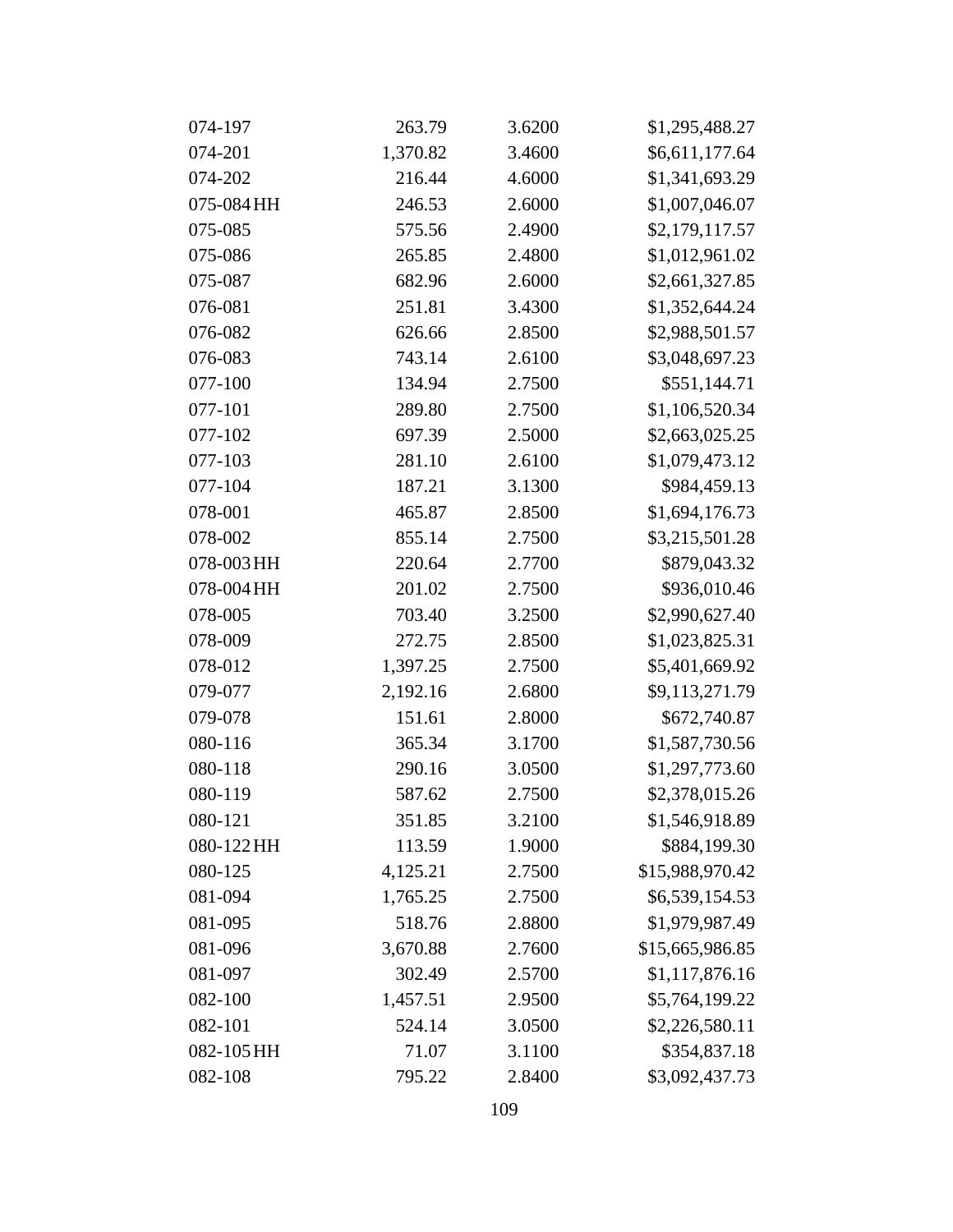| | | | |
|---|---|---|---|
| 074-197 | 263.79 | 3.6200 | $1,295,488.27 |
| 074-201 | 1,370.82 | 3.4600 | $6,611,177.64 |
| 074-202 | 216.44 | 4.6000 | $1,341,693.29 |
| 075-084 HH | 246.53 | 2.6000 | $1,007,046.07 |
| 075-085 | 575.56 | 2.4900 | $2,179,117.57 |
| 075-086 | 265.85 | 2.4800 | $1,012,961.02 |
| 075-087 | 682.96 | 2.6000 | $2,661,327.85 |
| 076-081 | 251.81 | 3.4300 | $1,352,644.24 |
| 076-082 | 626.66 | 2.8500 | $2,988,501.57 |
| 076-083 | 743.14 | 2.6100 | $3,048,697.23 |
| 077-100 | 134.94 | 2.7500 | $551,144.71 |
| 077-101 | 289.80 | 2.7500 | $1,106,520.34 |
| 077-102 | 697.39 | 2.5000 | $2,663,025.25 |
| 077-103 | 281.10 | 2.6100 | $1,079,473.12 |
| 077-104 | 187.21 | 3.1300 | $984,459.13 |
| 078-001 | 465.87 | 2.8500 | $1,694,176.73 |
| 078-002 | 855.14 | 2.7500 | $3,215,501.28 |
| 078-003 HH | 220.64 | 2.7700 | $879,043.32 |
| 078-004 HH | 201.02 | 2.7500 | $936,010.46 |
| 078-005 | 703.40 | 3.2500 | $2,990,627.40 |
| 078-009 | 272.75 | 2.8500 | $1,023,825.31 |
| 078-012 | 1,397.25 | 2.7500 | $5,401,669.92 |
| 079-077 | 2,192.16 | 2.6800 | $9,113,271.79 |
| 079-078 | 151.61 | 2.8000 | $672,740.87 |
| 080-116 | 365.34 | 3.1700 | $1,587,730.56 |
| 080-118 | 290.16 | 3.0500 | $1,297,773.60 |
| 080-119 | 587.62 | 2.7500 | $2,378,015.26 |
| 080-121 | 351.85 | 3.2100 | $1,546,918.89 |
| 080-122 HH | 113.59 | 1.9000 | $884,199.30 |
| 080-125 | 4,125.21 | 2.7500 | $15,988,970.42 |
| 081-094 | 1,765.25 | 2.7500 | $6,539,154.53 |
| 081-095 | 518.76 | 2.8800 | $1,979,987.49 |
| 081-096 | 3,670.88 | 2.7600 | $15,665,986.85 |
| 081-097 | 302.49 | 2.5700 | $1,117,876.16 |
| 082-100 | 1,457.51 | 2.9500 | $5,764,199.22 |
| 082-101 | 524.14 | 3.0500 | $2,226,580.11 |
| 082-105 HH | 71.07 | 3.1100 | $354,837.18 |
| 082-108 | 795.22 | 2.8400 | $3,092,437.73 |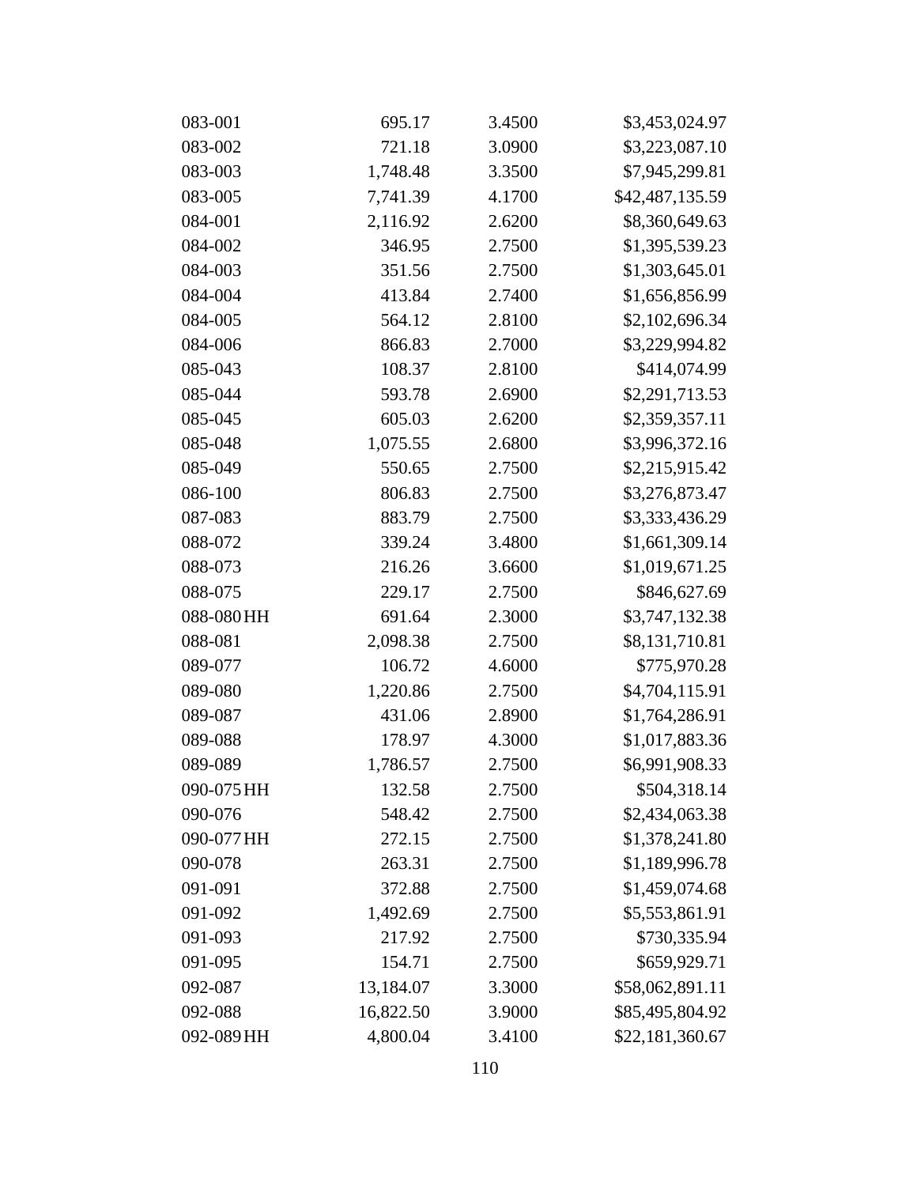| | | | |
|---|---|---|---|
| 083-001 | 695.17 | 3.4500 | $3,453,024.97 |
| 083-002 | 721.18 | 3.0900 | $3,223,087.10 |
| 083-003 | 1,748.48 | 3.3500 | $7,945,299.81 |
| 083-005 | 7,741.39 | 4.1700 | $42,487,135.59 |
| 084-001 | 2,116.92 | 2.6200 | $8,360,649.63 |
| 084-002 | 346.95 | 2.7500 | $1,395,539.23 |
| 084-003 | 351.56 | 2.7500 | $1,303,645.01 |
| 084-004 | 413.84 | 2.7400 | $1,656,856.99 |
| 084-005 | 564.12 | 2.8100 | $2,102,696.34 |
| 084-006 | 866.83 | 2.7000 | $3,229,994.82 |
| 085-043 | 108.37 | 2.8100 | $414,074.99 |
| 085-044 | 593.78 | 2.6900 | $2,291,713.53 |
| 085-045 | 605.03 | 2.6200 | $2,359,357.11 |
| 085-048 | 1,075.55 | 2.6800 | $3,996,372.16 |
| 085-049 | 550.65 | 2.7500 | $2,215,915.42 |
| 086-100 | 806.83 | 2.7500 | $3,276,873.47 |
| 087-083 | 883.79 | 2.7500 | $3,333,436.29 |
| 088-072 | 339.24 | 3.4800 | $1,661,309.14 |
| 088-073 | 216.26 | 3.6600 | $1,019,671.25 |
| 088-075 | 229.17 | 2.7500 | $846,627.69 |
| 088-080 HH | 691.64 | 2.3000 | $3,747,132.38 |
| 088-081 | 2,098.38 | 2.7500 | $8,131,710.81 |
| 089-077 | 106.72 | 4.6000 | $775,970.28 |
| 089-080 | 1,220.86 | 2.7500 | $4,704,115.91 |
| 089-087 | 431.06 | 2.8900 | $1,764,286.91 |
| 089-088 | 178.97 | 4.3000 | $1,017,883.36 |
| 089-089 | 1,786.57 | 2.7500 | $6,991,908.33 |
| 090-075 HH | 132.58 | 2.7500 | $504,318.14 |
| 090-076 | 548.42 | 2.7500 | $2,434,063.38 |
| 090-077 HH | 272.15 | 2.7500 | $1,378,241.80 |
| 090-078 | 263.31 | 2.7500 | $1,189,996.78 |
| 091-091 | 372.88 | 2.7500 | $1,459,074.68 |
| 091-092 | 1,492.69 | 2.7500 | $5,553,861.91 |
| 091-093 | 217.92 | 2.7500 | $730,335.94 |
| 091-095 | 154.71 | 2.7500 | $659,929.71 |
| 092-087 | 13,184.07 | 3.3000 | $58,062,891.11 |
| 092-088 | 16,822.50 | 3.9000 | $85,495,804.92 |
| 092-089 HH | 4,800.04 | 3.4100 | $22,181,360.67 |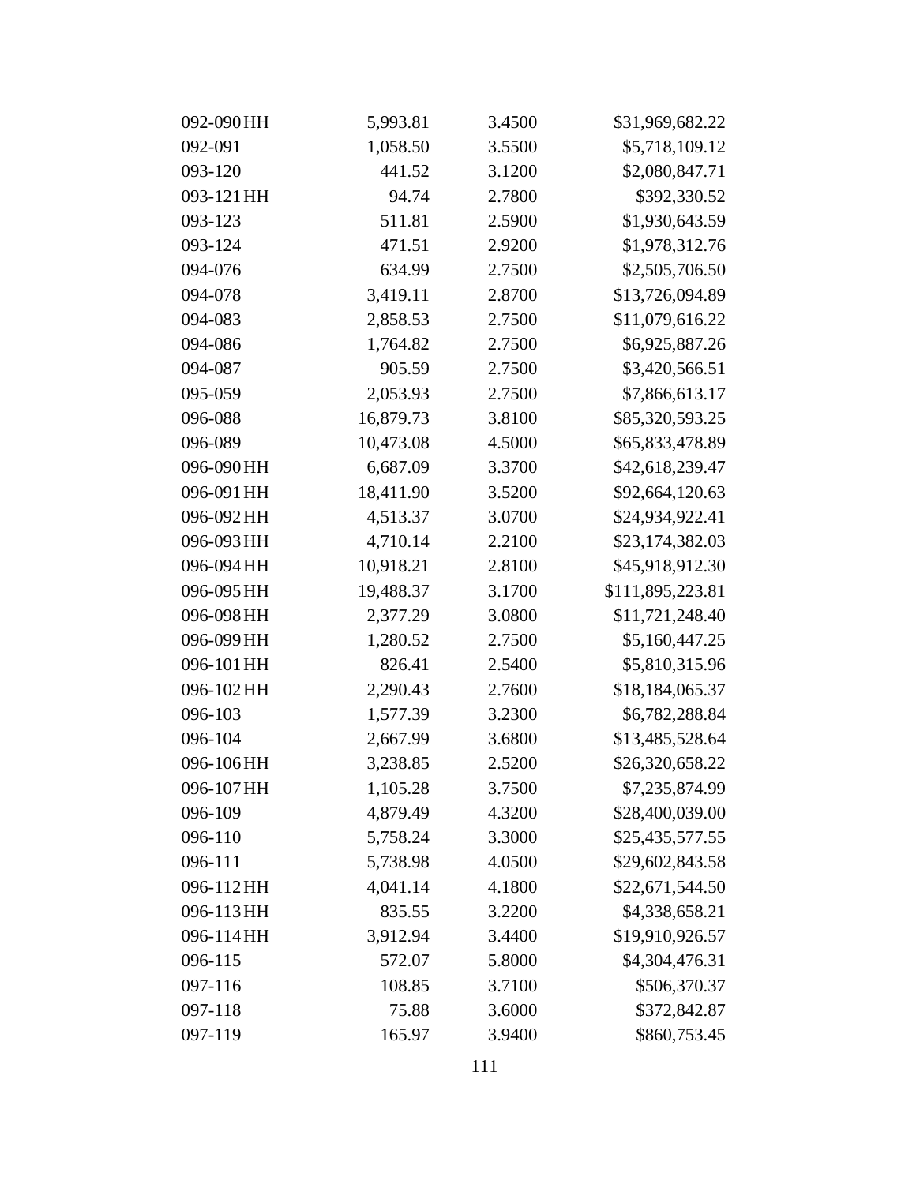| | | | |
|---|---|---|---|
| 092-090 HH | 5,993.81 | 3.4500 | $31,969,682.22 |
| 092-091 | 1,058.50 | 3.5500 | $5,718,109.12 |
| 093-120 | 441.52 | 3.1200 | $2,080,847.71 |
| 093-121 HH | 94.74 | 2.7800 | $392,330.52 |
| 093-123 | 511.81 | 2.5900 | $1,930,643.59 |
| 093-124 | 471.51 | 2.9200 | $1,978,312.76 |
| 094-076 | 634.99 | 2.7500 | $2,505,706.50 |
| 094-078 | 3,419.11 | 2.8700 | $13,726,094.89 |
| 094-083 | 2,858.53 | 2.7500 | $11,079,616.22 |
| 094-086 | 1,764.82 | 2.7500 | $6,925,887.26 |
| 094-087 | 905.59 | 2.7500 | $3,420,566.51 |
| 095-059 | 2,053.93 | 2.7500 | $7,866,613.17 |
| 096-088 | 16,879.73 | 3.8100 | $85,320,593.25 |
| 096-089 | 10,473.08 | 4.5000 | $65,833,478.89 |
| 096-090 HH | 6,687.09 | 3.3700 | $42,618,239.47 |
| 096-091 HH | 18,411.90 | 3.5200 | $92,664,120.63 |
| 096-092 HH | 4,513.37 | 3.0700 | $24,934,922.41 |
| 096-093 HH | 4,710.14 | 2.2100 | $23,174,382.03 |
| 096-094 HH | 10,918.21 | 2.8100 | $45,918,912.30 |
| 096-095 HH | 19,488.37 | 3.1700 | $111,895,223.81 |
| 096-098 HH | 2,377.29 | 3.0800 | $11,721,248.40 |
| 096-099 HH | 1,280.52 | 2.7500 | $5,160,447.25 |
| 096-101 HH | 826.41 | 2.5400 | $5,810,315.96 |
| 096-102 HH | 2,290.43 | 2.7600 | $18,184,065.37 |
| 096-103 | 1,577.39 | 3.2300 | $6,782,288.84 |
| 096-104 | 2,667.99 | 3.6800 | $13,485,528.64 |
| 096-106 HH | 3,238.85 | 2.5200 | $26,320,658.22 |
| 096-107 HH | 1,105.28 | 3.7500 | $7,235,874.99 |
| 096-109 | 4,879.49 | 4.3200 | $28,400,039.00 |
| 096-110 | 5,758.24 | 3.3000 | $25,435,577.55 |
| 096-111 | 5,738.98 | 4.0500 | $29,602,843.58 |
| 096-112 HH | 4,041.14 | 4.1800 | $22,671,544.50 |
| 096-113 HH | 835.55 | 3.2200 | $4,338,658.21 |
| 096-114 HH | 3,912.94 | 3.4400 | $19,910,926.57 |
| 096-115 | 572.07 | 5.8000 | $4,304,476.31 |
| 097-116 | 108.85 | 3.7100 | $506,370.37 |
| 097-118 | 75.88 | 3.6000 | $372,842.87 |
| 097-119 | 165.97 | 3.9400 | $860,753.45 |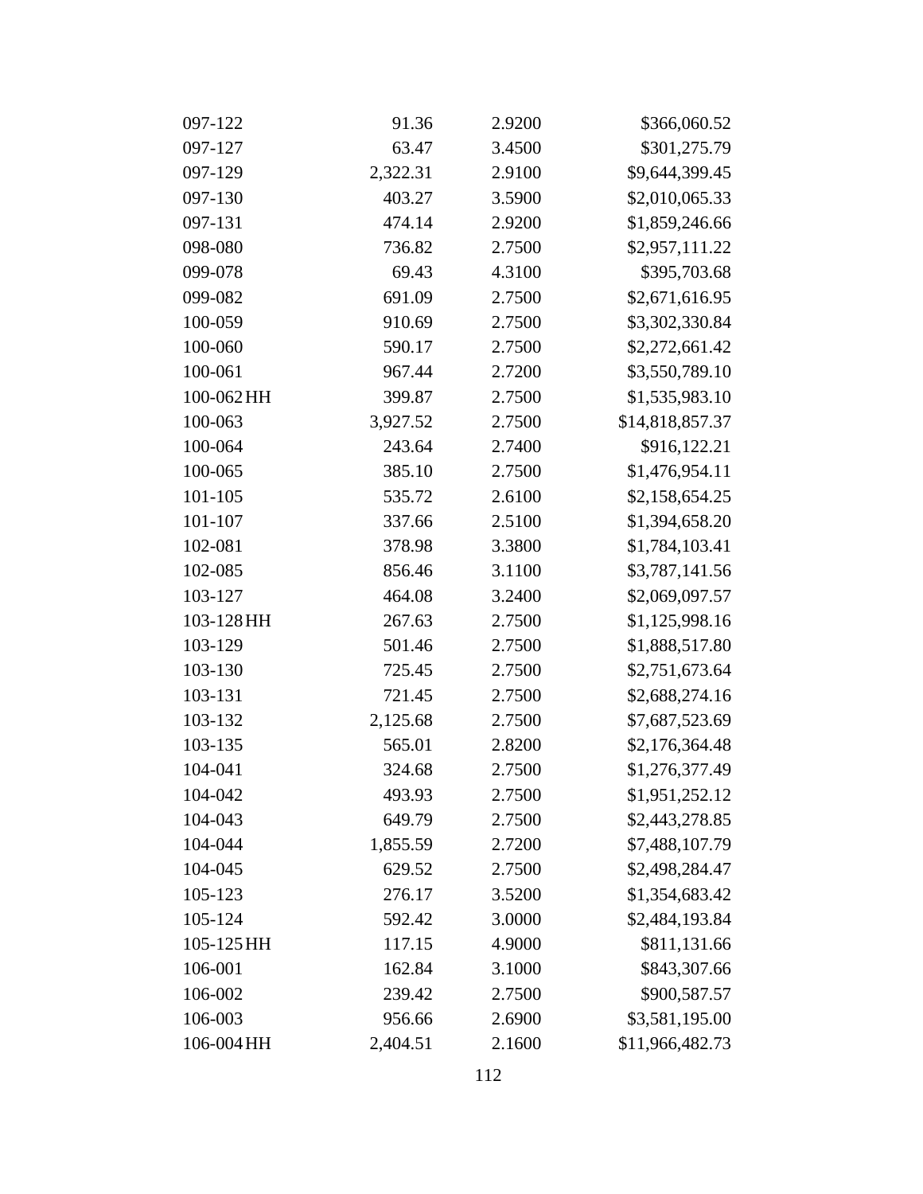| | | | |
|---|---|---|---|
| 097-122 | 91.36 | 2.9200 | $366,060.52 |
| 097-127 | 63.47 | 3.4500 | $301,275.79 |
| 097-129 | 2,322.31 | 2.9100 | $9,644,399.45 |
| 097-130 | 403.27 | 3.5900 | $2,010,065.33 |
| 097-131 | 474.14 | 2.9200 | $1,859,246.66 |
| 098-080 | 736.82 | 2.7500 | $2,957,111.22 |
| 099-078 | 69.43 | 4.3100 | $395,703.68 |
| 099-082 | 691.09 | 2.7500 | $2,671,616.95 |
| 100-059 | 910.69 | 2.7500 | $3,302,330.84 |
| 100-060 | 590.17 | 2.7500 | $2,272,661.42 |
| 100-061 | 967.44 | 2.7200 | $3,550,789.10 |
| 100-062 HH | 399.87 | 2.7500 | $1,535,983.10 |
| 100-063 | 3,927.52 | 2.7500 | $14,818,857.37 |
| 100-064 | 243.64 | 2.7400 | $916,122.21 |
| 100-065 | 385.10 | 2.7500 | $1,476,954.11 |
| 101-105 | 535.72 | 2.6100 | $2,158,654.25 |
| 101-107 | 337.66 | 2.5100 | $1,394,658.20 |
| 102-081 | 378.98 | 3.3800 | $1,784,103.41 |
| 102-085 | 856.46 | 3.1100 | $3,787,141.56 |
| 103-127 | 464.08 | 3.2400 | $2,069,097.57 |
| 103-128 HH | 267.63 | 2.7500 | $1,125,998.16 |
| 103-129 | 501.46 | 2.7500 | $1,888,517.80 |
| 103-130 | 725.45 | 2.7500 | $2,751,673.64 |
| 103-131 | 721.45 | 2.7500 | $2,688,274.16 |
| 103-132 | 2,125.68 | 2.7500 | $7,687,523.69 |
| 103-135 | 565.01 | 2.8200 | $2,176,364.48 |
| 104-041 | 324.68 | 2.7500 | $1,276,377.49 |
| 104-042 | 493.93 | 2.7500 | $1,951,252.12 |
| 104-043 | 649.79 | 2.7500 | $2,443,278.85 |
| 104-044 | 1,855.59 | 2.7200 | $7,488,107.79 |
| 104-045 | 629.52 | 2.7500 | $2,498,284.47 |
| 105-123 | 276.17 | 3.5200 | $1,354,683.42 |
| 105-124 | 592.42 | 3.0000 | $2,484,193.84 |
| 105-125 HH | 117.15 | 4.9000 | $811,131.66 |
| 106-001 | 162.84 | 3.1000 | $843,307.66 |
| 106-002 | 239.42 | 2.7500 | $900,587.57 |
| 106-003 | 956.66 | 2.6900 | $3,581,195.00 |
| 106-004 HH | 2,404.51 | 2.1600 | $11,966,482.73 |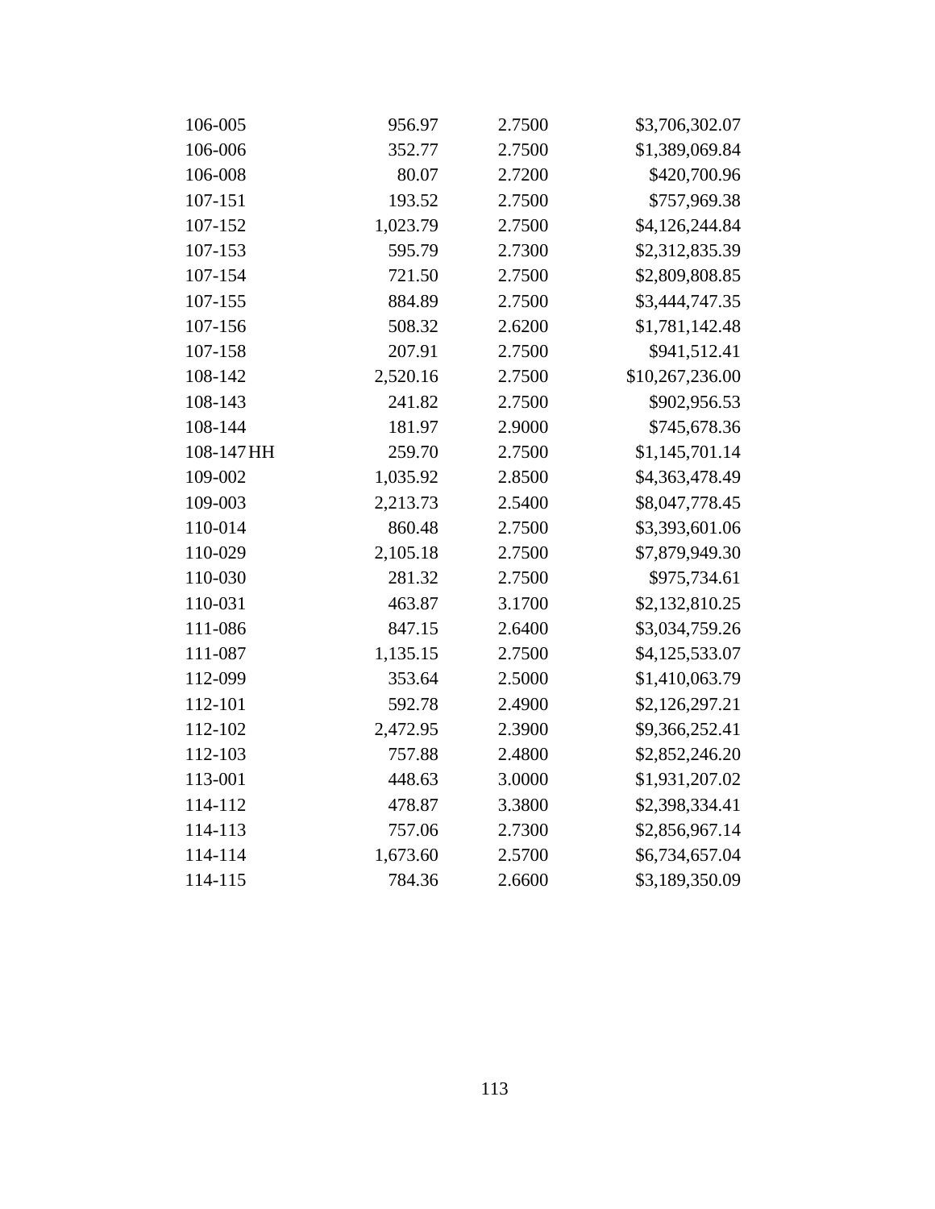| | | | |
|---|---|---|---|
| 106-005 | 956.97 | 2.7500 | $3,706,302.07 |
| 106-006 | 352.77 | 2.7500 | $1,389,069.84 |
| 106-008 | 80.07 | 2.7200 | $420,700.96 |
| 107-151 | 193.52 | 2.7500 | $757,969.38 |
| 107-152 | 1,023.79 | 2.7500 | $4,126,244.84 |
| 107-153 | 595.79 | 2.7300 | $2,312,835.39 |
| 107-154 | 721.50 | 2.7500 | $2,809,808.85 |
| 107-155 | 884.89 | 2.7500 | $3,444,747.35 |
| 107-156 | 508.32 | 2.6200 | $1,781,142.48 |
| 107-158 | 207.91 | 2.7500 | $941,512.41 |
| 108-142 | 2,520.16 | 2.7500 | $10,267,236.00 |
| 108-143 | 241.82 | 2.7500 | $902,956.53 |
| 108-144 | 181.97 | 2.9000 | $745,678.36 |
| 108-147 HH | 259.70 | 2.7500 | $1,145,701.14 |
| 109-002 | 1,035.92 | 2.8500 | $4,363,478.49 |
| 109-003 | 2,213.73 | 2.5400 | $8,047,778.45 |
| 110-014 | 860.48 | 2.7500 | $3,393,601.06 |
| 110-029 | 2,105.18 | 2.7500 | $7,879,949.30 |
| 110-030 | 281.32 | 2.7500 | $975,734.61 |
| 110-031 | 463.87 | 3.1700 | $2,132,810.25 |
| 111-086 | 847.15 | 2.6400 | $3,034,759.26 |
| 111-087 | 1,135.15 | 2.7500 | $4,125,533.07 |
| 112-099 | 353.64 | 2.5000 | $1,410,063.79 |
| 112-101 | 592.78 | 2.4900 | $2,126,297.21 |
| 112-102 | 2,472.95 | 2.3900 | $9,366,252.41 |
| 112-103 | 757.88 | 2.4800 | $2,852,246.20 |
| 113-001 | 448.63 | 3.0000 | $1,931,207.02 |
| 114-112 | 478.87 | 3.3800 | $2,398,334.41 |
| 114-113 | 757.06 | 2.7300 | $2,856,967.14 |
| 114-114 | 1,673.60 | 2.5700 | $6,734,657.04 |
| 114-115 | 784.36 | 2.6600 | $3,189,350.09 |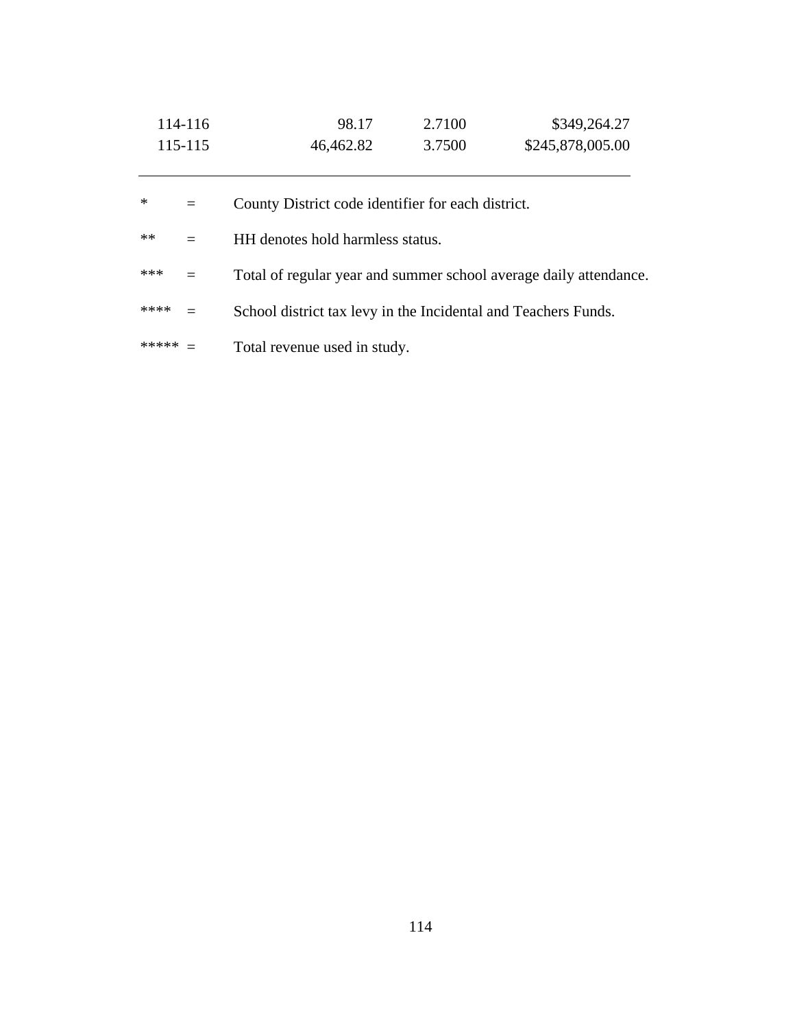| | | | |
|---|---|---|---|
| 114-116 | 98.17 | 2.7100 | $349,264.27 |
| 115-115 | 46,462.82 | 3.7500 | $245,878,005.00 |

\* = County District code identifier for each district.

** = HH denotes hold harmless status.

*** = Total of regular year and summer school average daily attendance.

**** = School district tax levy in the Incidental and Teachers Funds.

***** = Total revenue used in study.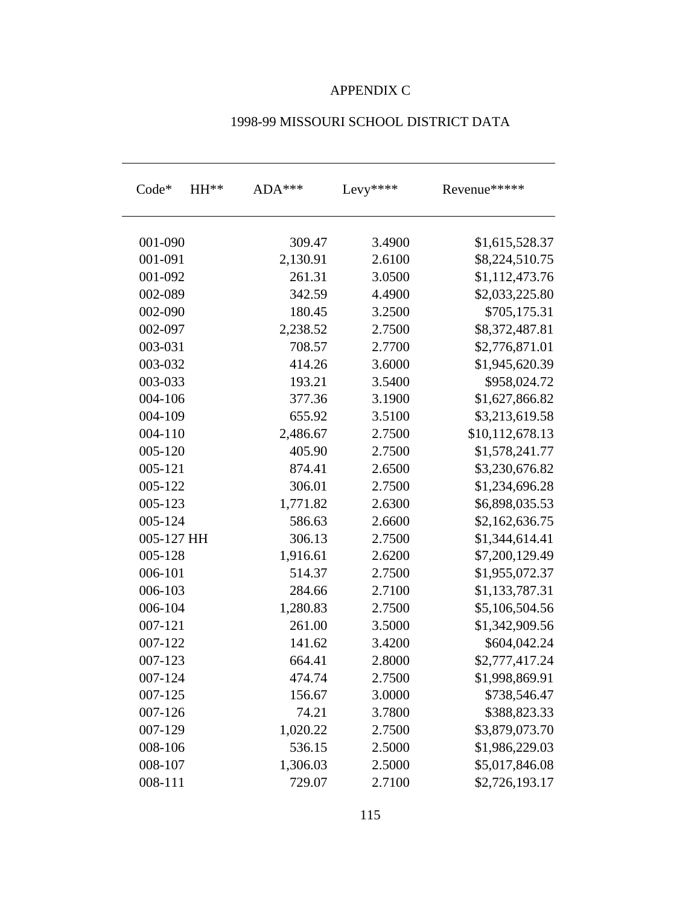APPENDIX C

1998-99 MISSOURI SCHOOL DISTRICT DATA

| Code* | HH** | ADA*** | Levy**** | Revenue***** |
|---|---|---|---|---|
| 001-090 | | 309.47 | 3.4900 | $1,615,528.37 |
| 001-091 | | 2,130.91 | 2.6100 | $8,224,510.75 |
| 001-092 | | 261.31 | 3.0500 | $1,112,473.76 |
| 002-089 | | 342.59 | 4.4900 | $2,033,225.80 |
| 002-090 | | 180.45 | 3.2500 | $705,175.31 |
| 002-097 | | 2,238.52 | 2.7500 | $8,372,487.81 |
| 003-031 | | 708.57 | 2.7700 | $2,776,871.01 |
| 003-032 | | 414.26 | 3.6000 | $1,945,620.39 |
| 003-033 | | 193.21 | 3.5400 | $958,024.72 |
| 004-106 | | 377.36 | 3.1900 | $1,627,866.82 |
| 004-109 | | 655.92 | 3.5100 | $3,213,619.58 |
| 004-110 | | 2,486.67 | 2.7500 | $10,112,678.13 |
| 005-120 | | 405.90 | 2.7500 | $1,578,241.77 |
| 005-121 | | 874.41 | 2.6500 | $3,230,676.82 |
| 005-122 | | 306.01 | 2.7500 | $1,234,696.28 |
| 005-123 | | 1,771.82 | 2.6300 | $6,898,035.53 |
| 005-124 | | 586.63 | 2.6600 | $2,162,636.75 |
| 005-127 | HH | 306.13 | 2.7500 | $1,344,614.41 |
| 005-128 | | 1,916.61 | 2.6200 | $7,200,129.49 |
| 006-101 | | 514.37 | 2.7500 | $1,955,072.37 |
| 006-103 | | 284.66 | 2.7100 | $1,133,787.31 |
| 006-104 | | 1,280.83 | 2.7500 | $5,106,504.56 |
| 007-121 | | 261.00 | 3.5000 | $1,342,909.56 |
| 007-122 | | 141.62 | 3.4200 | $604,042.24 |
| 007-123 | | 664.41 | 2.8000 | $2,777,417.24 |
| 007-124 | | 474.74 | 2.7500 | $1,998,869.91 |
| 007-125 | | 156.67 | 3.0000 | $738,546.47 |
| 007-126 | | 74.21 | 3.7800 | $388,823.33 |
| 007-129 | | 1,020.22 | 2.7500 | $3,879,073.70 |
| 008-106 | | 536.15 | 2.5000 | $1,986,229.03 |
| 008-107 | | 1,306.03 | 2.5000 | $5,017,846.08 |
| 008-111 | | 729.07 | 2.7100 | $2,726,193.17 |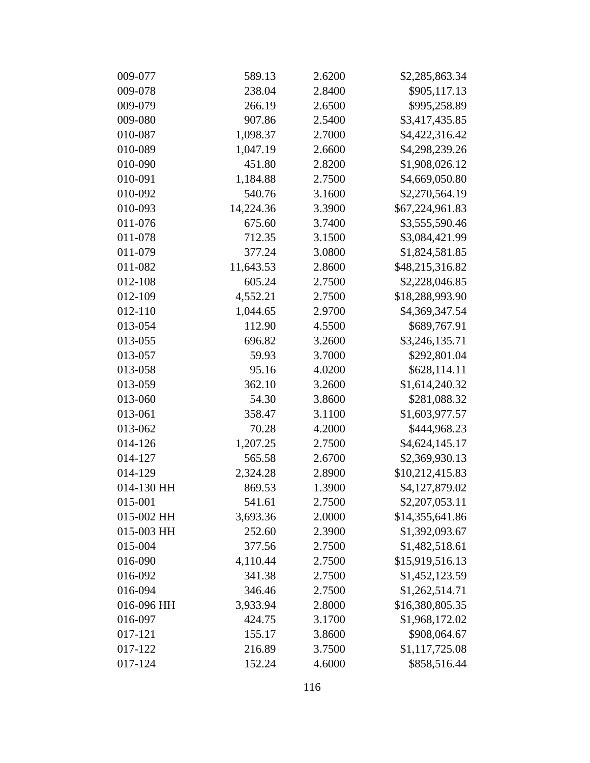| | | | |
|---|---|---|---|
| 009-077 | 589.13 | 2.6200 | $2,285,863.34 |
| 009-078 | 238.04 | 2.8400 | $905,117.13 |
| 009-079 | 266.19 | 2.6500 | $995,258.89 |
| 009-080 | 907.86 | 2.5400 | $3,417,435.85 |
| 010-087 | 1,098.37 | 2.7000 | $4,422,316.42 |
| 010-089 | 1,047.19 | 2.6600 | $4,298,239.26 |
| 010-090 | 451.80 | 2.8200 | $1,908,026.12 |
| 010-091 | 1,184.88 | 2.7500 | $4,669,050.80 |
| 010-092 | 540.76 | 3.1600 | $2,270,564.19 |
| 010-093 | 14,224.36 | 3.3900 | $67,224,961.83 |
| 011-076 | 675.60 | 3.7400 | $3,555,590.46 |
| 011-078 | 712.35 | 3.1500 | $3,084,421.99 |
| 011-079 | 377.24 | 3.0800 | $1,824,581.85 |
| 011-082 | 11,643.53 | 2.8600 | $48,215,316.82 |
| 012-108 | 605.24 | 2.7500 | $2,228,046.85 |
| 012-109 | 4,552.21 | 2.7500 | $18,288,993.90 |
| 012-110 | 1,044.65 | 2.9700 | $4,369,347.54 |
| 013-054 | 112.90 | 4.5500 | $689,767.91 |
| 013-055 | 696.82 | 3.2600 | $3,246,135.71 |
| 013-057 | 59.93 | 3.7000 | $292,801.04 |
| 013-058 | 95.16 | 4.0200 | $628,114.11 |
| 013-059 | 362.10 | 3.2600 | $1,614,240.32 |
| 013-060 | 54.30 | 3.8600 | $281,088.32 |
| 013-061 | 358.47 | 3.1100 | $1,603,977.57 |
| 013-062 | 70.28 | 4.2000 | $444,968.23 |
| 014-126 | 1,207.25 | 2.7500 | $4,624,145.17 |
| 014-127 | 565.58 | 2.6700 | $2,369,930.13 |
| 014-129 | 2,324.28 | 2.8900 | $10,212,415.83 |
| 014-130 HH | 869.53 | 1.3900 | $4,127,879.02 |
| 015-001 | 541.61 | 2.7500 | $2,207,053.11 |
| 015-002 HH | 3,693.36 | 2.0000 | $14,355,641.86 |
| 015-003 HH | 252.60 | 2.3900 | $1,392,093.67 |
| 015-004 | 377.56 | 2.7500 | $1,482,518.61 |
| 016-090 | 4,110.44 | 2.7500 | $15,919,516.13 |
| 016-092 | 341.38 | 2.7500 | $1,452,123.59 |
| 016-094 | 346.46 | 2.7500 | $1,262,514.71 |
| 016-096 HH | 3,933.94 | 2.8000 | $16,380,805.35 |
| 016-097 | 424.75 | 3.1700 | $1,968,172.02 |
| 017-121 | 155.17 | 3.8600 | $908,064.67 |
| 017-122 | 216.89 | 3.7500 | $1,117,725.08 |
| 017-124 | 152.24 | 4.6000 | $858,516.44 |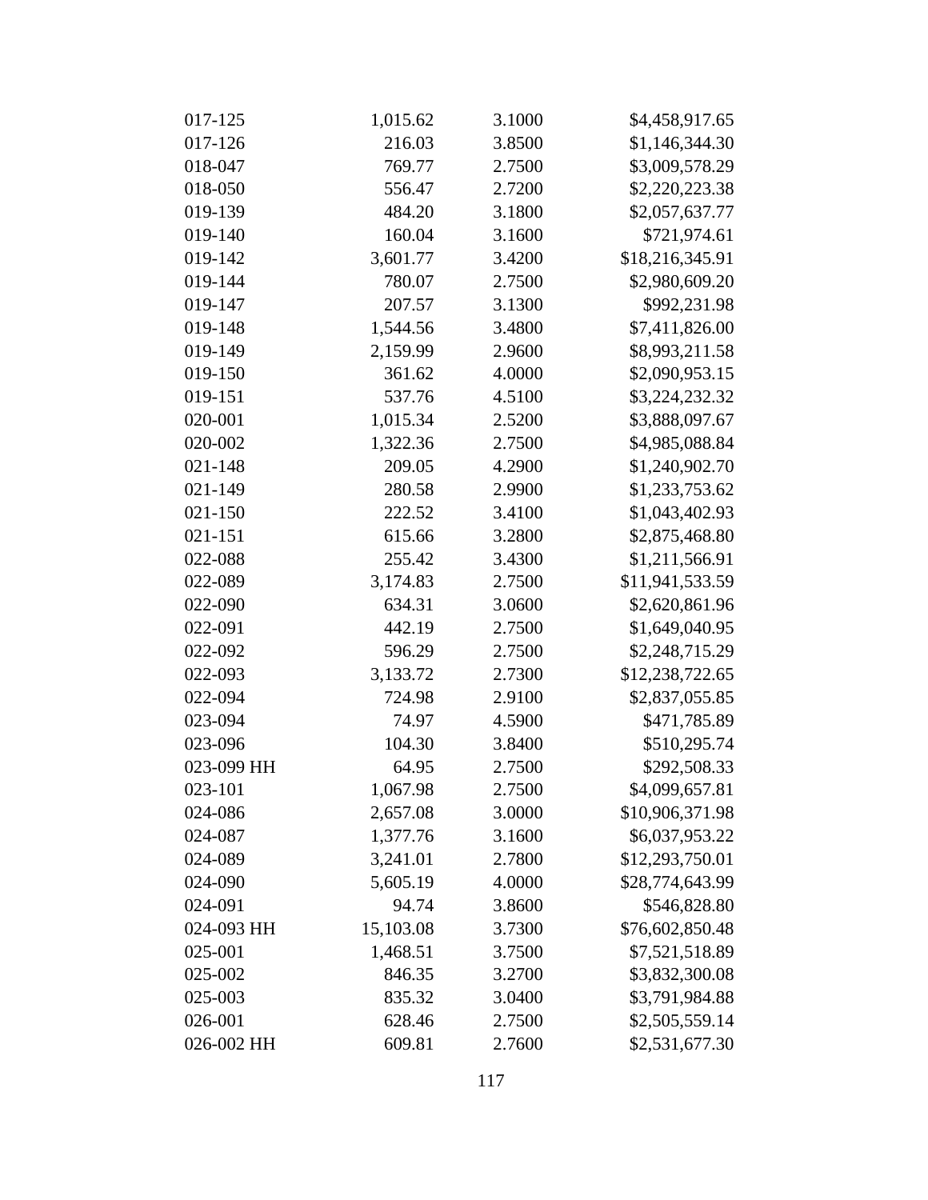| | | | |
|---|---|---|---|
| 017-125 | 1,015.62 | 3.1000 | $4,458,917.65 |
| 017-126 | 216.03 | 3.8500 | $1,146,344.30 |
| 018-047 | 769.77 | 2.7500 | $3,009,578.29 |
| 018-050 | 556.47 | 2.7200 | $2,220,223.38 |
| 019-139 | 484.20 | 3.1800 | $2,057,637.77 |
| 019-140 | 160.04 | 3.1600 | $721,974.61 |
| 019-142 | 3,601.77 | 3.4200 | $18,216,345.91 |
| 019-144 | 780.07 | 2.7500 | $2,980,609.20 |
| 019-147 | 207.57 | 3.1300 | $992,231.98 |
| 019-148 | 1,544.56 | 3.4800 | $7,411,826.00 |
| 019-149 | 2,159.99 | 2.9600 | $8,993,211.58 |
| 019-150 | 361.62 | 4.0000 | $2,090,953.15 |
| 019-151 | 537.76 | 4.5100 | $3,224,232.32 |
| 020-001 | 1,015.34 | 2.5200 | $3,888,097.67 |
| 020-002 | 1,322.36 | 2.7500 | $4,985,088.84 |
| 021-148 | 209.05 | 4.2900 | $1,240,902.70 |
| 021-149 | 280.58 | 2.9900 | $1,233,753.62 |
| 021-150 | 222.52 | 3.4100 | $1,043,402.93 |
| 021-151 | 615.66 | 3.2800 | $2,875,468.80 |
| 022-088 | 255.42 | 3.4300 | $1,211,566.91 |
| 022-089 | 3,174.83 | 2.7500 | $11,941,533.59 |
| 022-090 | 634.31 | 3.0600 | $2,620,861.96 |
| 022-091 | 442.19 | 2.7500 | $1,649,040.95 |
| 022-092 | 596.29 | 2.7500 | $2,248,715.29 |
| 022-093 | 3,133.72 | 2.7300 | $12,238,722.65 |
| 022-094 | 724.98 | 2.9100 | $2,837,055.85 |
| 023-094 | 74.97 | 4.5900 | $471,785.89 |
| 023-096 | 104.30 | 3.8400 | $510,295.74 |
| 023-099 HH | 64.95 | 2.7500 | $292,508.33 |
| 023-101 | 1,067.98 | 2.7500 | $4,099,657.81 |
| 024-086 | 2,657.08 | 3.0000 | $10,906,371.98 |
| 024-087 | 1,377.76 | 3.1600 | $6,037,953.22 |
| 024-089 | 3,241.01 | 2.7800 | $12,293,750.01 |
| 024-090 | 5,605.19 | 4.0000 | $28,774,643.99 |
| 024-091 | 94.74 | 3.8600 | $546,828.80 |
| 024-093 HH | 15,103.08 | 3.7300 | $76,602,850.48 |
| 025-001 | 1,468.51 | 3.7500 | $7,521,518.89 |
| 025-002 | 846.35 | 3.2700 | $3,832,300.08 |
| 025-003 | 835.32 | 3.0400 | $3,791,984.88 |
| 026-001 | 628.46 | 2.7500 | $2,505,559.14 |
| 026-002 HH | 609.81 | 2.7600 | $2,531,677.30 |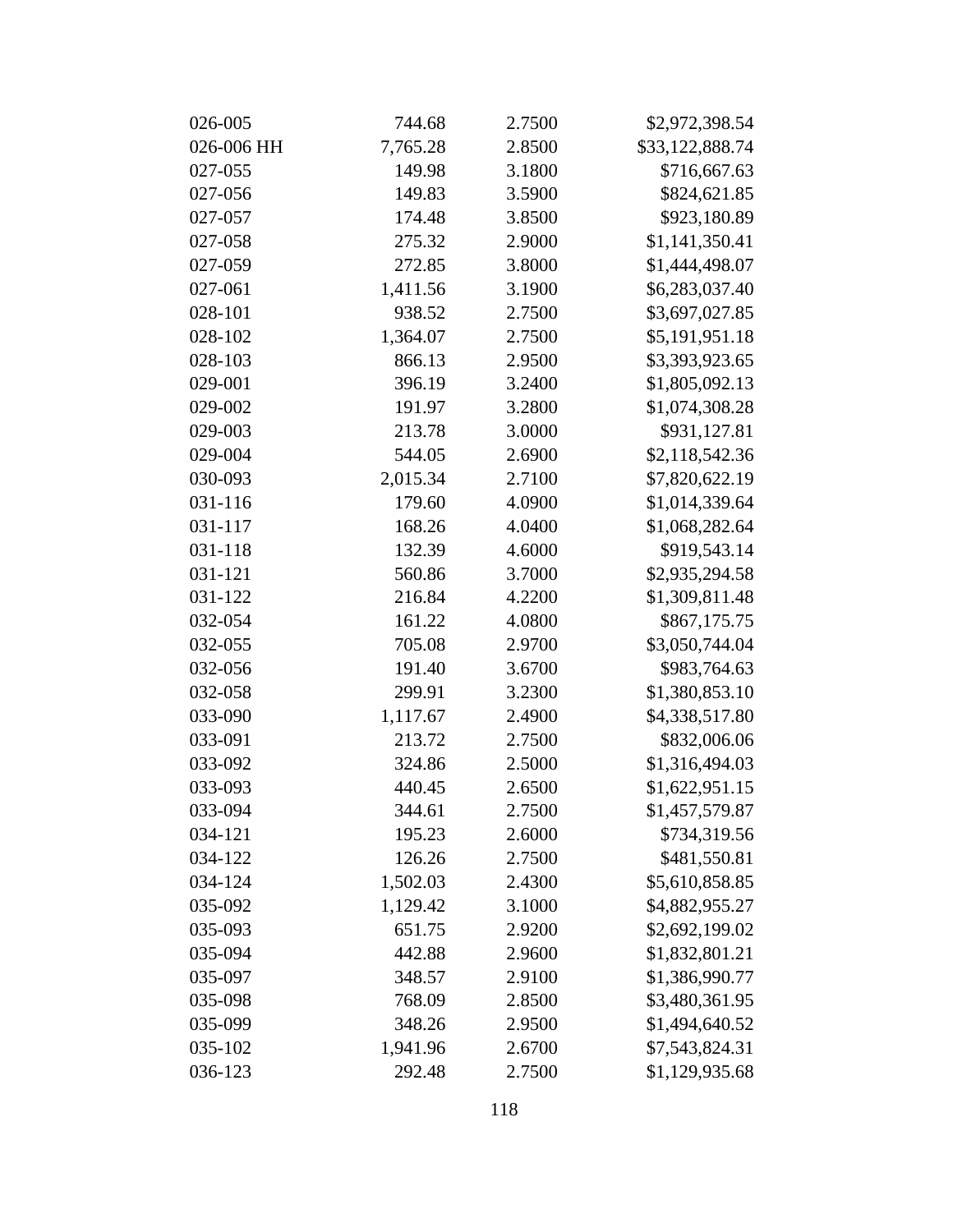| | | | |
|---|---|---|---|
| 026-005 | 744.68 | 2.7500 | $2,972,398.54 |
| 026-006 HH | 7,765.28 | 2.8500 | $33,122,888.74 |
| 027-055 | 149.98 | 3.1800 | $716,667.63 |
| 027-056 | 149.83 | 3.5900 | $824,621.85 |
| 027-057 | 174.48 | 3.8500 | $923,180.89 |
| 027-058 | 275.32 | 2.9000 | $1,141,350.41 |
| 027-059 | 272.85 | 3.8000 | $1,444,498.07 |
| 027-061 | 1,411.56 | 3.1900 | $6,283,037.40 |
| 028-101 | 938.52 | 2.7500 | $3,697,027.85 |
| 028-102 | 1,364.07 | 2.7500 | $5,191,951.18 |
| 028-103 | 866.13 | 2.9500 | $3,393,923.65 |
| 029-001 | 396.19 | 3.2400 | $1,805,092.13 |
| 029-002 | 191.97 | 3.2800 | $1,074,308.28 |
| 029-003 | 213.78 | 3.0000 | $931,127.81 |
| 029-004 | 544.05 | 2.6900 | $2,118,542.36 |
| 030-093 | 2,015.34 | 2.7100 | $7,820,622.19 |
| 031-116 | 179.60 | 4.0900 | $1,014,339.64 |
| 031-117 | 168.26 | 4.0400 | $1,068,282.64 |
| 031-118 | 132.39 | 4.6000 | $919,543.14 |
| 031-121 | 560.86 | 3.7000 | $2,935,294.58 |
| 031-122 | 216.84 | 4.2200 | $1,309,811.48 |
| 032-054 | 161.22 | 4.0800 | $867,175.75 |
| 032-055 | 705.08 | 2.9700 | $3,050,744.04 |
| 032-056 | 191.40 | 3.6700 | $983,764.63 |
| 032-058 | 299.91 | 3.2300 | $1,380,853.10 |
| 033-090 | 1,117.67 | 2.4900 | $4,338,517.80 |
| 033-091 | 213.72 | 2.7500 | $832,006.06 |
| 033-092 | 324.86 | 2.5000 | $1,316,494.03 |
| 033-093 | 440.45 | 2.6500 | $1,622,951.15 |
| 033-094 | 344.61 | 2.7500 | $1,457,579.87 |
| 034-121 | 195.23 | 2.6000 | $734,319.56 |
| 034-122 | 126.26 | 2.7500 | $481,550.81 |
| 034-124 | 1,502.03 | 2.4300 | $5,610,858.85 |
| 035-092 | 1,129.42 | 3.1000 | $4,882,955.27 |
| 035-093 | 651.75 | 2.9200 | $2,692,199.02 |
| 035-094 | 442.88 | 2.9600 | $1,832,801.21 |
| 035-097 | 348.57 | 2.9100 | $1,386,990.77 |
| 035-098 | 768.09 | 2.8500 | $3,480,361.95 |
| 035-099 | 348.26 | 2.9500 | $1,494,640.52 |
| 035-102 | 1,941.96 | 2.6700 | $7,543,824.31 |
| 036-123 | 292.48 | 2.7500 | $1,129,935.68 |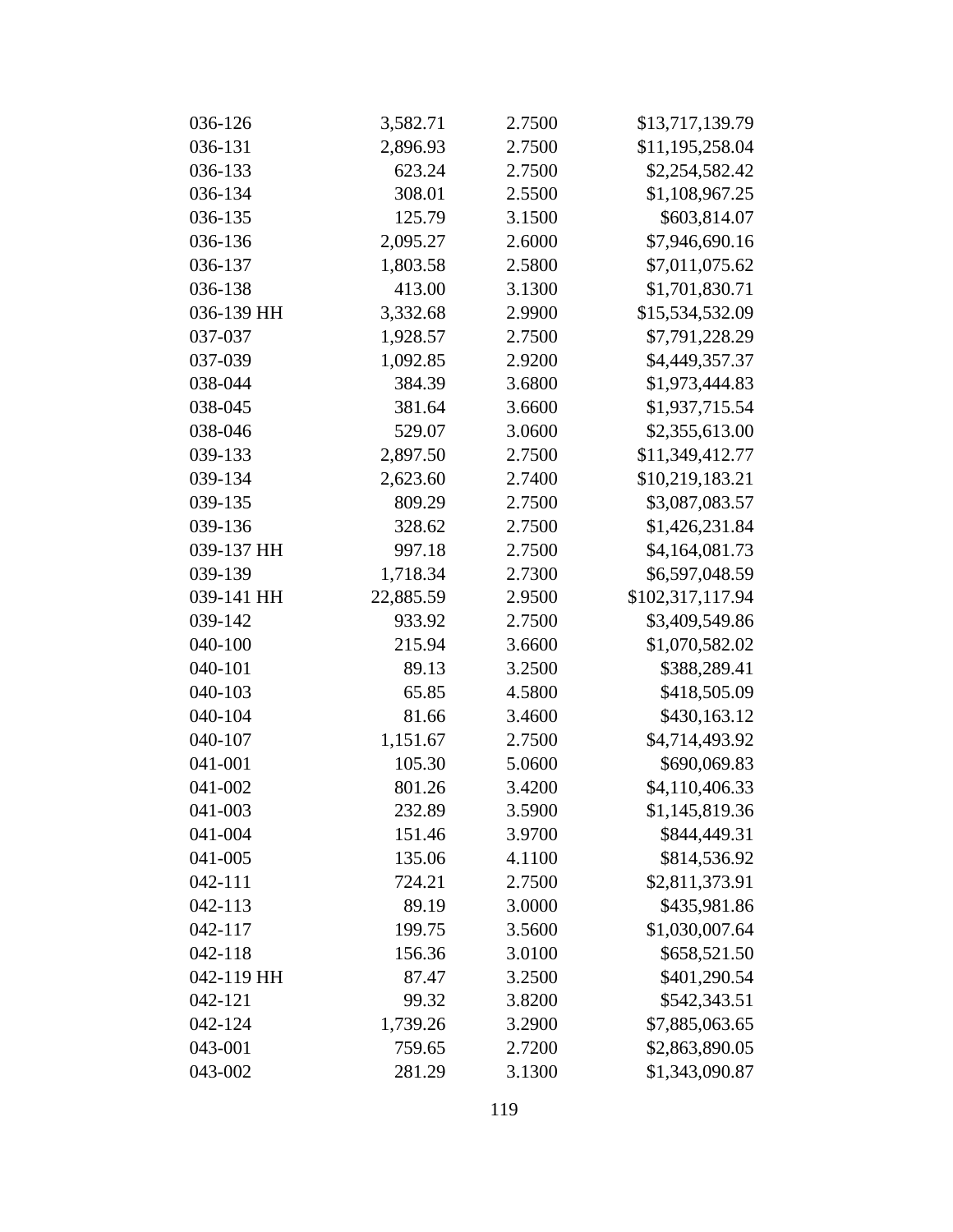| | | | |
|---|---|---|---|
| 036-126 | 3,582.71 | 2.7500 | $13,717,139.79 |
| 036-131 | 2,896.93 | 2.7500 | $11,195,258.04 |
| 036-133 | 623.24 | 2.7500 | $2,254,582.42 |
| 036-134 | 308.01 | 2.5500 | $1,108,967.25 |
| 036-135 | 125.79 | 3.1500 | $603,814.07 |
| 036-136 | 2,095.27 | 2.6000 | $7,946,690.16 |
| 036-137 | 1,803.58 | 2.5800 | $7,011,075.62 |
| 036-138 | 413.00 | 3.1300 | $1,701,830.71 |
| 036-139 HH | 3,332.68 | 2.9900 | $15,534,532.09 |
| 037-037 | 1,928.57 | 2.7500 | $7,791,228.29 |
| 037-039 | 1,092.85 | 2.9200 | $4,449,357.37 |
| 038-044 | 384.39 | 3.6800 | $1,973,444.83 |
| 038-045 | 381.64 | 3.6600 | $1,937,715.54 |
| 038-046 | 529.07 | 3.0600 | $2,355,613.00 |
| 039-133 | 2,897.50 | 2.7500 | $11,349,412.77 |
| 039-134 | 2,623.60 | 2.7400 | $10,219,183.21 |
| 039-135 | 809.29 | 2.7500 | $3,087,083.57 |
| 039-136 | 328.62 | 2.7500 | $1,426,231.84 |
| 039-137 HH | 997.18 | 2.7500 | $4,164,081.73 |
| 039-139 | 1,718.34 | 2.7300 | $6,597,048.59 |
| 039-141 HH | 22,885.59 | 2.9500 | $102,317,117.94 |
| 039-142 | 933.92 | 2.7500 | $3,409,549.86 |
| 040-100 | 215.94 | 3.6600 | $1,070,582.02 |
| 040-101 | 89.13 | 3.2500 | $388,289.41 |
| 040-103 | 65.85 | 4.5800 | $418,505.09 |
| 040-104 | 81.66 | 3.4600 | $430,163.12 |
| 040-107 | 1,151.67 | 2.7500 | $4,714,493.92 |
| 041-001 | 105.30 | 5.0600 | $690,069.83 |
| 041-002 | 801.26 | 3.4200 | $4,110,406.33 |
| 041-003 | 232.89 | 3.5900 | $1,145,819.36 |
| 041-004 | 151.46 | 3.9700 | $844,449.31 |
| 041-005 | 135.06 | 4.1100 | $814,536.92 |
| 042-111 | 724.21 | 2.7500 | $2,811,373.91 |
| 042-113 | 89.19 | 3.0000 | $435,981.86 |
| 042-117 | 199.75 | 3.5600 | $1,030,007.64 |
| 042-118 | 156.36 | 3.0100 | $658,521.50 |
| 042-119 HH | 87.47 | 3.2500 | $401,290.54 |
| 042-121 | 99.32 | 3.8200 | $542,343.51 |
| 042-124 | 1,739.26 | 3.2900 | $7,885,063.65 |
| 043-001 | 759.65 | 2.7200 | $2,863,890.05 |
| 043-002 | 281.29 | 3.1300 | $1,343,090.87 |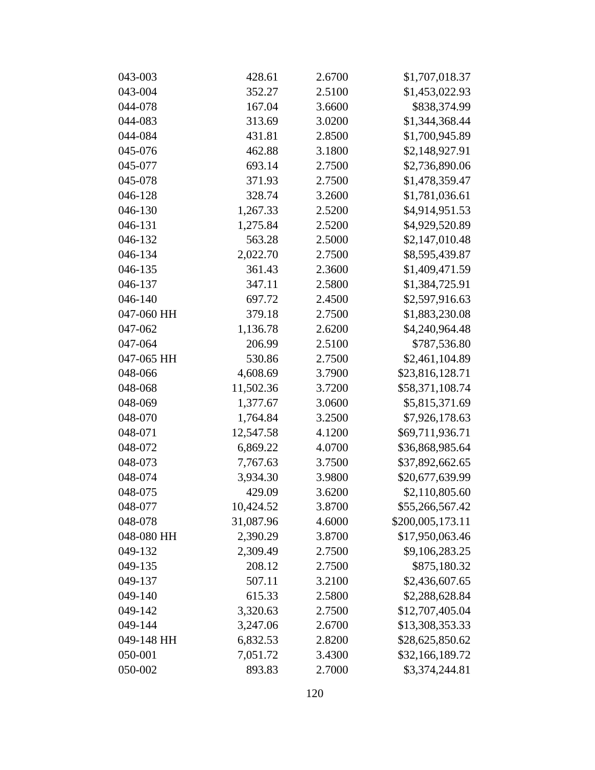| | | | |
|---|---|---|---|
| 043-003 | 428.61 | 2.6700 | $1,707,018.37 |
| 043-004 | 352.27 | 2.5100 | $1,453,022.93 |
| 044-078 | 167.04 | 3.6600 | $838,374.99 |
| 044-083 | 313.69 | 3.0200 | $1,344,368.44 |
| 044-084 | 431.81 | 2.8500 | $1,700,945.89 |
| 045-076 | 462.88 | 3.1800 | $2,148,927.91 |
| 045-077 | 693.14 | 2.7500 | $2,736,890.06 |
| 045-078 | 371.93 | 2.7500 | $1,478,359.47 |
| 046-128 | 328.74 | 3.2600 | $1,781,036.61 |
| 046-130 | 1,267.33 | 2.5200 | $4,914,951.53 |
| 046-131 | 1,275.84 | 2.5200 | $4,929,520.89 |
| 046-132 | 563.28 | 2.5000 | $2,147,010.48 |
| 046-134 | 2,022.70 | 2.7500 | $8,595,439.87 |
| 046-135 | 361.43 | 2.3600 | $1,409,471.59 |
| 046-137 | 347.11 | 2.5800 | $1,384,725.91 |
| 046-140 | 697.72 | 2.4500 | $2,597,916.63 |
| 047-060 HH | 379.18 | 2.7500 | $1,883,230.08 |
| 047-062 | 1,136.78 | 2.6200 | $4,240,964.48 |
| 047-064 | 206.99 | 2.5100 | $787,536.80 |
| 047-065 HH | 530.86 | 2.7500 | $2,461,104.89 |
| 048-066 | 4,608.69 | 3.7900 | $23,816,128.71 |
| 048-068 | 11,502.36 | 3.7200 | $58,371,108.74 |
| 048-069 | 1,377.67 | 3.0600 | $5,815,371.69 |
| 048-070 | 1,764.84 | 3.2500 | $7,926,178.63 |
| 048-071 | 12,547.58 | 4.1200 | $69,711,936.71 |
| 048-072 | 6,869.22 | 4.0700 | $36,868,985.64 |
| 048-073 | 7,767.63 | 3.7500 | $37,892,662.65 |
| 048-074 | 3,934.30 | 3.9800 | $20,677,639.99 |
| 048-075 | 429.09 | 3.6200 | $2,110,805.60 |
| 048-077 | 10,424.52 | 3.8700 | $55,266,567.42 |
| 048-078 | 31,087.96 | 4.6000 | $200,005,173.11 |
| 048-080 HH | 2,390.29 | 3.8700 | $17,950,063.46 |
| 049-132 | 2,309.49 | 2.7500 | $9,106,283.25 |
| 049-135 | 208.12 | 2.7500 | $875,180.32 |
| 049-137 | 507.11 | 3.2100 | $2,436,607.65 |
| 049-140 | 615.33 | 2.5800 | $2,288,628.84 |
| 049-142 | 3,320.63 | 2.7500 | $12,707,405.04 |
| 049-144 | 3,247.06 | 2.6700 | $13,308,353.33 |
| 049-148 HH | 6,832.53 | 2.8200 | $28,625,850.62 |
| 050-001 | 7,051.72 | 3.4300 | $32,166,189.72 |
| 050-002 | 893.83 | 2.7000 | $3,374,244.81 |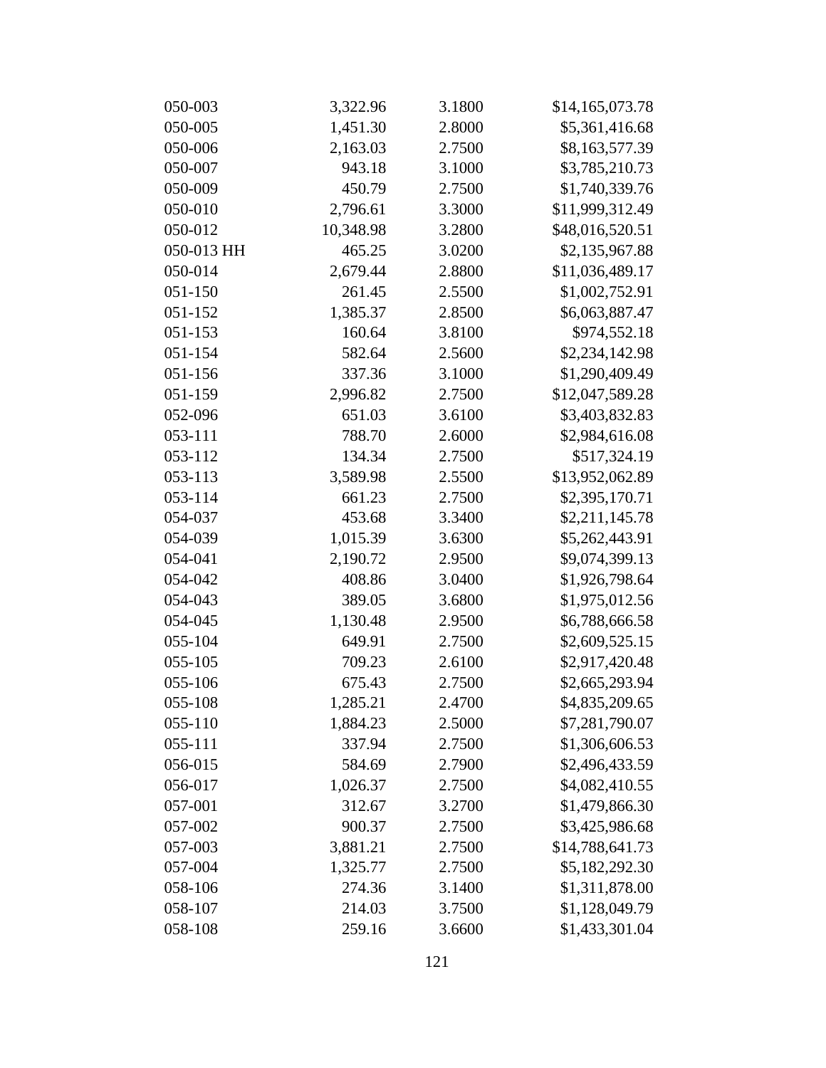| | | | |
|---|---|---|---|
| 050-003 | 3,322.96 | 3.1800 | $14,165,073.78 |
| 050-005 | 1,451.30 | 2.8000 | $5,361,416.68 |
| 050-006 | 2,163.03 | 2.7500 | $8,163,577.39 |
| 050-007 | 943.18 | 3.1000 | $3,785,210.73 |
| 050-009 | 450.79 | 2.7500 | $1,740,339.76 |
| 050-010 | 2,796.61 | 3.3000 | $11,999,312.49 |
| 050-012 | 10,348.98 | 3.2800 | $48,016,520.51 |
| 050-013 HH | 465.25 | 3.0200 | $2,135,967.88 |
| 050-014 | 2,679.44 | 2.8800 | $11,036,489.17 |
| 051-150 | 261.45 | 2.5500 | $1,002,752.91 |
| 051-152 | 1,385.37 | 2.8500 | $6,063,887.47 |
| 051-153 | 160.64 | 3.8100 | $974,552.18 |
| 051-154 | 582.64 | 2.5600 | $2,234,142.98 |
| 051-156 | 337.36 | 3.1000 | $1,290,409.49 |
| 051-159 | 2,996.82 | 2.7500 | $12,047,589.28 |
| 052-096 | 651.03 | 3.6100 | $3,403,832.83 |
| 053-111 | 788.70 | 2.6000 | $2,984,616.08 |
| 053-112 | 134.34 | 2.7500 | $517,324.19 |
| 053-113 | 3,589.98 | 2.5500 | $13,952,062.89 |
| 053-114 | 661.23 | 2.7500 | $2,395,170.71 |
| 054-037 | 453.68 | 3.3400 | $2,211,145.78 |
| 054-039 | 1,015.39 | 3.6300 | $5,262,443.91 |
| 054-041 | 2,190.72 | 2.9500 | $9,074,399.13 |
| 054-042 | 408.86 | 3.0400 | $1,926,798.64 |
| 054-043 | 389.05 | 3.6800 | $1,975,012.56 |
| 054-045 | 1,130.48 | 2.9500 | $6,788,666.58 |
| 055-104 | 649.91 | 2.7500 | $2,609,525.15 |
| 055-105 | 709.23 | 2.6100 | $2,917,420.48 |
| 055-106 | 675.43 | 2.7500 | $2,665,293.94 |
| 055-108 | 1,285.21 | 2.4700 | $4,835,209.65 |
| 055-110 | 1,884.23 | 2.5000 | $7,281,790.07 |
| 055-111 | 337.94 | 2.7500 | $1,306,606.53 |
| 056-015 | 584.69 | 2.7900 | $2,496,433.59 |
| 056-017 | 1,026.37 | 2.7500 | $4,082,410.55 |
| 057-001 | 312.67 | 3.2700 | $1,479,866.30 |
| 057-002 | 900.37 | 2.7500 | $3,425,986.68 |
| 057-003 | 3,881.21 | 2.7500 | $14,788,641.73 |
| 057-004 | 1,325.77 | 2.7500 | $5,182,292.30 |
| 058-106 | 274.36 | 3.1400 | $1,311,878.00 |
| 058-107 | 214.03 | 3.7500 | $1,128,049.79 |
| 058-108 | 259.16 | 3.6600 | $1,433,301.04 |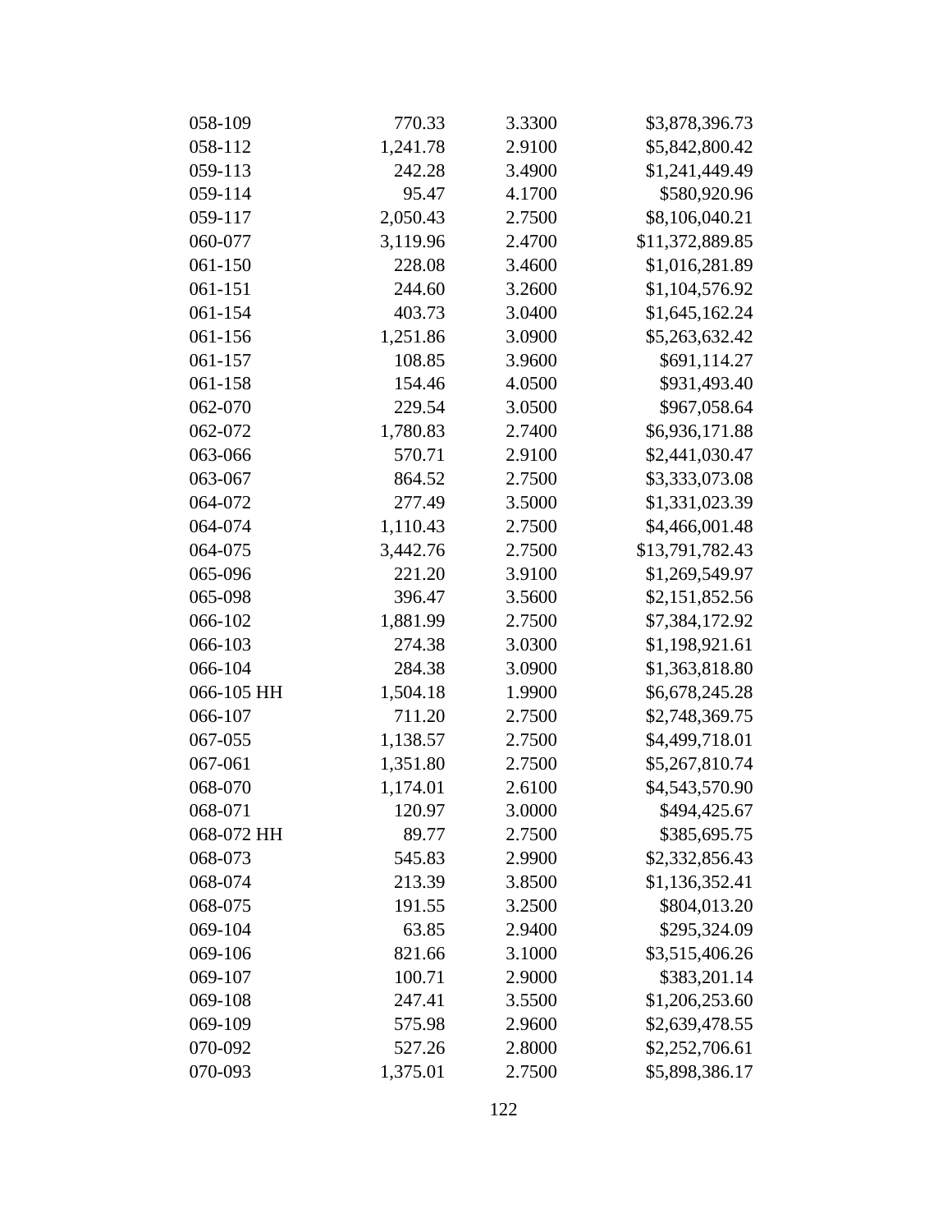| | | | |
|---|---|---|---|
| 058-109 | 770.33 | 3.3300 | $3,878,396.73 |
| 058-112 | 1,241.78 | 2.9100 | $5,842,800.42 |
| 059-113 | 242.28 | 3.4900 | $1,241,449.49 |
| 059-114 | 95.47 | 4.1700 | $580,920.96 |
| 059-117 | 2,050.43 | 2.7500 | $8,106,040.21 |
| 060-077 | 3,119.96 | 2.4700 | $11,372,889.85 |
| 061-150 | 228.08 | 3.4600 | $1,016,281.89 |
| 061-151 | 244.60 | 3.2600 | $1,104,576.92 |
| 061-154 | 403.73 | 3.0400 | $1,645,162.24 |
| 061-156 | 1,251.86 | 3.0900 | $5,263,632.42 |
| 061-157 | 108.85 | 3.9600 | $691,114.27 |
| 061-158 | 154.46 | 4.0500 | $931,493.40 |
| 062-070 | 229.54 | 3.0500 | $967,058.64 |
| 062-072 | 1,780.83 | 2.7400 | $6,936,171.88 |
| 063-066 | 570.71 | 2.9100 | $2,441,030.47 |
| 063-067 | 864.52 | 2.7500 | $3,333,073.08 |
| 064-072 | 277.49 | 3.5000 | $1,331,023.39 |
| 064-074 | 1,110.43 | 2.7500 | $4,466,001.48 |
| 064-075 | 3,442.76 | 2.7500 | $13,791,782.43 |
| 065-096 | 221.20 | 3.9100 | $1,269,549.97 |
| 065-098 | 396.47 | 3.5600 | $2,151,852.56 |
| 066-102 | 1,881.99 | 2.7500 | $7,384,172.92 |
| 066-103 | 274.38 | 3.0300 | $1,198,921.61 |
| 066-104 | 284.38 | 3.0900 | $1,363,818.80 |
| 066-105 HH | 1,504.18 | 1.9900 | $6,678,245.28 |
| 066-107 | 711.20 | 2.7500 | $2,748,369.75 |
| 067-055 | 1,138.57 | 2.7500 | $4,499,718.01 |
| 067-061 | 1,351.80 | 2.7500 | $5,267,810.74 |
| 068-070 | 1,174.01 | 2.6100 | $4,543,570.90 |
| 068-071 | 120.97 | 3.0000 | $494,425.67 |
| 068-072 HH | 89.77 | 2.7500 | $385,695.75 |
| 068-073 | 545.83 | 2.9900 | $2,332,856.43 |
| 068-074 | 213.39 | 3.8500 | $1,136,352.41 |
| 068-075 | 191.55 | 3.2500 | $804,013.20 |
| 069-104 | 63.85 | 2.9400 | $295,324.09 |
| 069-106 | 821.66 | 3.1000 | $3,515,406.26 |
| 069-107 | 100.71 | 2.9000 | $383,201.14 |
| 069-108 | 247.41 | 3.5500 | $1,206,253.60 |
| 069-109 | 575.98 | 2.9600 | $2,639,478.55 |
| 070-092 | 527.26 | 2.8000 | $2,252,706.61 |
| 070-093 | 1,375.01 | 2.7500 | $5,898,386.17 |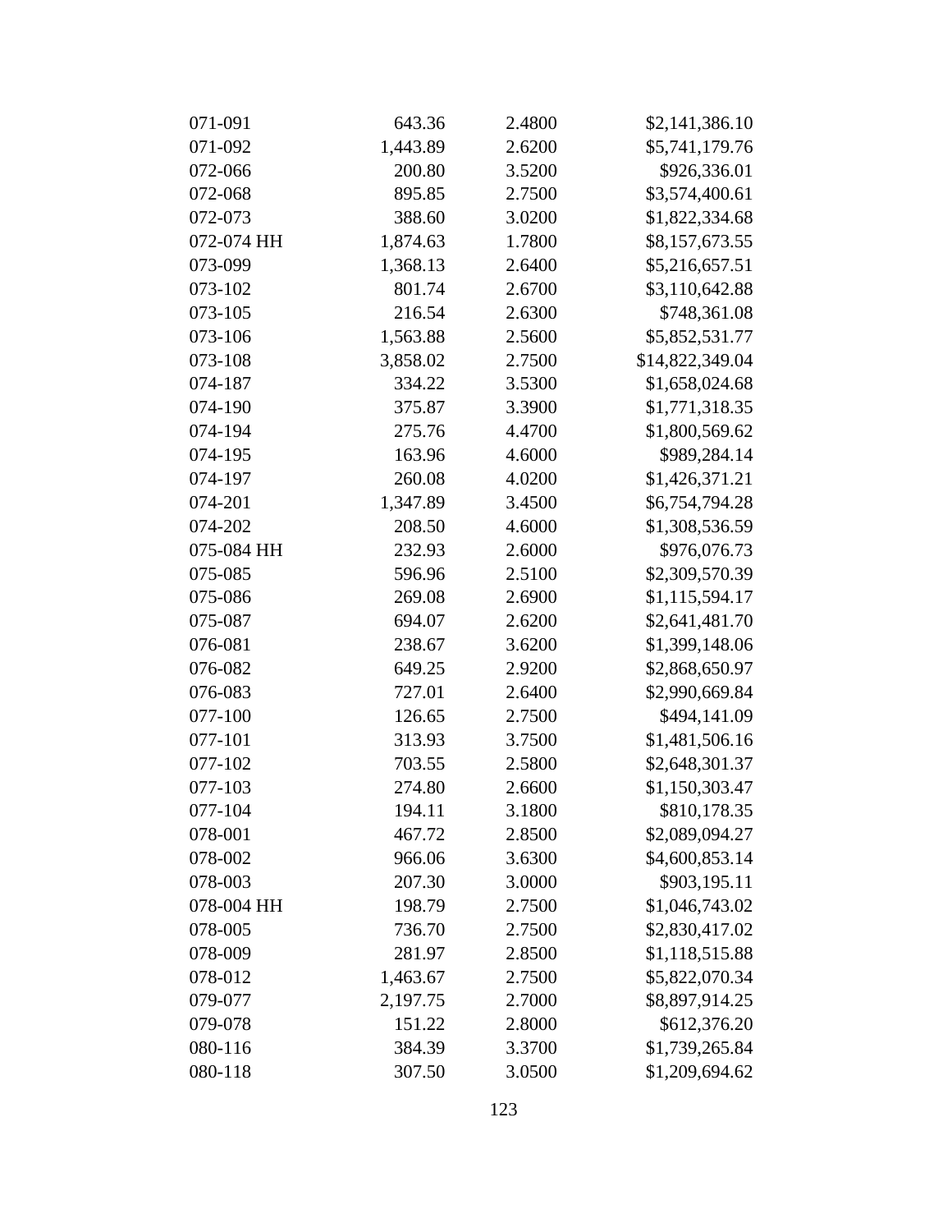| | | | |
|---|---|---|---|
| 071-091 | 643.36 | 2.4800 | $2,141,386.10 |
| 071-092 | 1,443.89 | 2.6200 | $5,741,179.76 |
| 072-066 | 200.80 | 3.5200 | $926,336.01 |
| 072-068 | 895.85 | 2.7500 | $3,574,400.61 |
| 072-073 | 388.60 | 3.0200 | $1,822,334.68 |
| 072-074 HH | 1,874.63 | 1.7800 | $8,157,673.55 |
| 073-099 | 1,368.13 | 2.6400 | $5,216,657.51 |
| 073-102 | 801.74 | 2.6700 | $3,110,642.88 |
| 073-105 | 216.54 | 2.6300 | $748,361.08 |
| 073-106 | 1,563.88 | 2.5600 | $5,852,531.77 |
| 073-108 | 3,858.02 | 2.7500 | $14,822,349.04 |
| 074-187 | 334.22 | 3.5300 | $1,658,024.68 |
| 074-190 | 375.87 | 3.3900 | $1,771,318.35 |
| 074-194 | 275.76 | 4.4700 | $1,800,569.62 |
| 074-195 | 163.96 | 4.6000 | $989,284.14 |
| 074-197 | 260.08 | 4.0200 | $1,426,371.21 |
| 074-201 | 1,347.89 | 3.4500 | $6,754,794.28 |
| 074-202 | 208.50 | 4.6000 | $1,308,536.59 |
| 075-084 HH | 232.93 | 2.6000 | $976,076.73 |
| 075-085 | 596.96 | 2.5100 | $2,309,570.39 |
| 075-086 | 269.08 | 2.6900 | $1,115,594.17 |
| 075-087 | 694.07 | 2.6200 | $2,641,481.70 |
| 076-081 | 238.67 | 3.6200 | $1,399,148.06 |
| 076-082 | 649.25 | 2.9200 | $2,868,650.97 |
| 076-083 | 727.01 | 2.6400 | $2,990,669.84 |
| 077-100 | 126.65 | 2.7500 | $494,141.09 |
| 077-101 | 313.93 | 3.7500 | $1,481,506.16 |
| 077-102 | 703.55 | 2.5800 | $2,648,301.37 |
| 077-103 | 274.80 | 2.6600 | $1,150,303.47 |
| 077-104 | 194.11 | 3.1800 | $810,178.35 |
| 078-001 | 467.72 | 2.8500 | $2,089,094.27 |
| 078-002 | 966.06 | 3.6300 | $4,600,853.14 |
| 078-003 | 207.30 | 3.0000 | $903,195.11 |
| 078-004 HH | 198.79 | 2.7500 | $1,046,743.02 |
| 078-005 | 736.70 | 2.7500 | $2,830,417.02 |
| 078-009 | 281.97 | 2.8500 | $1,118,515.88 |
| 078-012 | 1,463.67 | 2.7500 | $5,822,070.34 |
| 079-077 | 2,197.75 | 2.7000 | $8,897,914.25 |
| 079-078 | 151.22 | 2.8000 | $612,376.20 |
| 080-116 | 384.39 | 3.3700 | $1,739,265.84 |
| 080-118 | 307.50 | 3.0500 | $1,209,694.62 |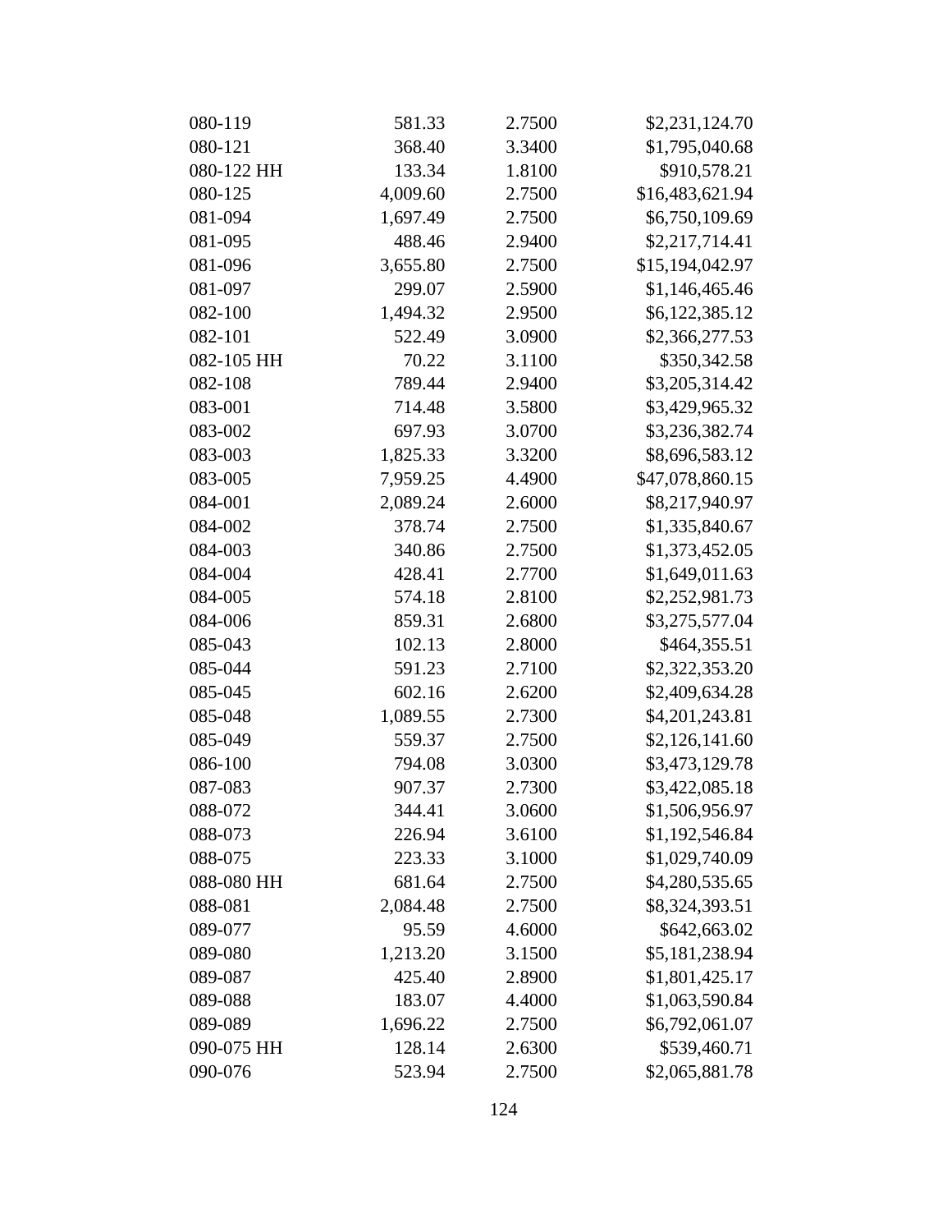| | | | |
|---|---|---|---|
| 080-119 | 581.33 | 2.7500 | $2,231,124.70 |
| 080-121 | 368.40 | 3.3400 | $1,795,040.68 |
| 080-122 HH | 133.34 | 1.8100 | $910,578.21 |
| 080-125 | 4,009.60 | 2.7500 | $16,483,621.94 |
| 081-094 | 1,697.49 | 2.7500 | $6,750,109.69 |
| 081-095 | 488.46 | 2.9400 | $2,217,714.41 |
| 081-096 | 3,655.80 | 2.7500 | $15,194,042.97 |
| 081-097 | 299.07 | 2.5900 | $1,146,465.46 |
| 082-100 | 1,494.32 | 2.9500 | $6,122,385.12 |
| 082-101 | 522.49 | 3.0900 | $2,366,277.53 |
| 082-105 HH | 70.22 | 3.1100 | $350,342.58 |
| 082-108 | 789.44 | 2.9400 | $3,205,314.42 |
| 083-001 | 714.48 | 3.5800 | $3,429,965.32 |
| 083-002 | 697.93 | 3.0700 | $3,236,382.74 |
| 083-003 | 1,825.33 | 3.3200 | $8,696,583.12 |
| 083-005 | 7,959.25 | 4.4900 | $47,078,860.15 |
| 084-001 | 2,089.24 | 2.6000 | $8,217,940.97 |
| 084-002 | 378.74 | 2.7500 | $1,335,840.67 |
| 084-003 | 340.86 | 2.7500 | $1,373,452.05 |
| 084-004 | 428.41 | 2.7700 | $1,649,011.63 |
| 084-005 | 574.18 | 2.8100 | $2,252,981.73 |
| 084-006 | 859.31 | 2.6800 | $3,275,577.04 |
| 085-043 | 102.13 | 2.8000 | $464,355.51 |
| 085-044 | 591.23 | 2.7100 | $2,322,353.20 |
| 085-045 | 602.16 | 2.6200 | $2,409,634.28 |
| 085-048 | 1,089.55 | 2.7300 | $4,201,243.81 |
| 085-049 | 559.37 | 2.7500 | $2,126,141.60 |
| 086-100 | 794.08 | 3.0300 | $3,473,129.78 |
| 087-083 | 907.37 | 2.7300 | $3,422,085.18 |
| 088-072 | 344.41 | 3.0600 | $1,506,956.97 |
| 088-073 | 226.94 | 3.6100 | $1,192,546.84 |
| 088-075 | 223.33 | 3.1000 | $1,029,740.09 |
| 088-080 HH | 681.64 | 2.7500 | $4,280,535.65 |
| 088-081 | 2,084.48 | 2.7500 | $8,324,393.51 |
| 089-077 | 95.59 | 4.6000 | $642,663.02 |
| 089-080 | 1,213.20 | 3.1500 | $5,181,238.94 |
| 089-087 | 425.40 | 2.8900 | $1,801,425.17 |
| 089-088 | 183.07 | 4.4000 | $1,063,590.84 |
| 089-089 | 1,696.22 | 2.7500 | $6,792,061.07 |
| 090-075 HH | 128.14 | 2.6300 | $539,460.71 |
| 090-076 | 523.94 | 2.7500 | $2,065,881.78 |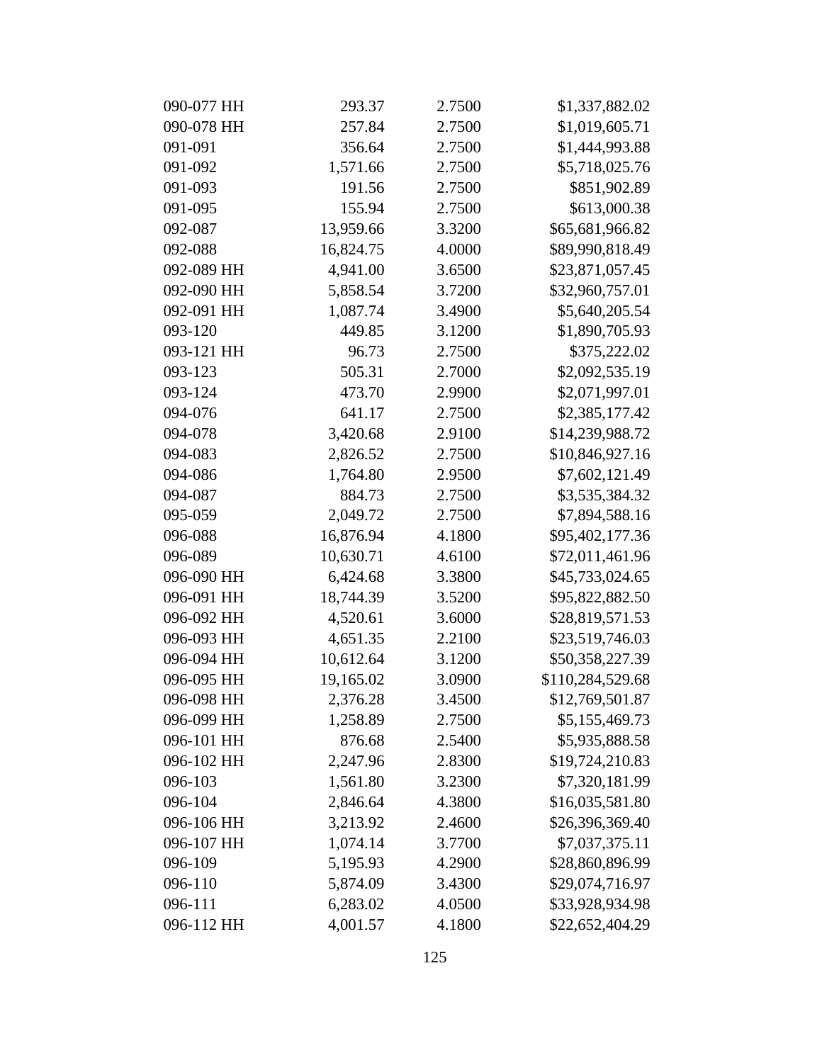| | | | |
|---|---|---|---|
| 090-077 HH | 293.37 | 2.7500 | $1,337,882.02 |
| 090-078 HH | 257.84 | 2.7500 | $1,019,605.71 |
| 091-091 | 356.64 | 2.7500 | $1,444,993.88 |
| 091-092 | 1,571.66 | 2.7500 | $5,718,025.76 |
| 091-093 | 191.56 | 2.7500 | $851,902.89 |
| 091-095 | 155.94 | 2.7500 | $613,000.38 |
| 092-087 | 13,959.66 | 3.3200 | $65,681,966.82 |
| 092-088 | 16,824.75 | 4.0000 | $89,990,818.49 |
| 092-089 HH | 4,941.00 | 3.6500 | $23,871,057.45 |
| 092-090 HH | 5,858.54 | 3.7200 | $32,960,757.01 |
| 092-091 HH | 1,087.74 | 3.4900 | $5,640,205.54 |
| 093-120 | 449.85 | 3.1200 | $1,890,705.93 |
| 093-121 HH | 96.73 | 2.7500 | $375,222.02 |
| 093-123 | 505.31 | 2.7000 | $2,092,535.19 |
| 093-124 | 473.70 | 2.9900 | $2,071,997.01 |
| 094-076 | 641.17 | 2.7500 | $2,385,177.42 |
| 094-078 | 3,420.68 | 2.9100 | $14,239,988.72 |
| 094-083 | 2,826.52 | 2.7500 | $10,846,927.16 |
| 094-086 | 1,764.80 | 2.9500 | $7,602,121.49 |
| 094-087 | 884.73 | 2.7500 | $3,535,384.32 |
| 095-059 | 2,049.72 | 2.7500 | $7,894,588.16 |
| 096-088 | 16,876.94 | 4.1800 | $95,402,177.36 |
| 096-089 | 10,630.71 | 4.6100 | $72,011,461.96 |
| 096-090 HH | 6,424.68 | 3.3800 | $45,733,024.65 |
| 096-091 HH | 18,744.39 | 3.5200 | $95,822,882.50 |
| 096-092 HH | 4,520.61 | 3.6000 | $28,819,571.53 |
| 096-093 HH | 4,651.35 | 2.2100 | $23,519,746.03 |
| 096-094 HH | 10,612.64 | 3.1200 | $50,358,227.39 |
| 096-095 HH | 19,165.02 | 3.0900 | $110,284,529.68 |
| 096-098 HH | 2,376.28 | 3.4500 | $12,769,501.87 |
| 096-099 HH | 1,258.89 | 2.7500 | $5,155,469.73 |
| 096-101 HH | 876.68 | 2.5400 | $5,935,888.58 |
| 096-102 HH | 2,247.96 | 2.8300 | $19,724,210.83 |
| 096-103 | 1,561.80 | 3.2300 | $7,320,181.99 |
| 096-104 | 2,846.64 | 4.3800 | $16,035,581.80 |
| 096-106 HH | 3,213.92 | 2.4600 | $26,396,369.40 |
| 096-107 HH | 1,074.14 | 3.7700 | $7,037,375.11 |
| 096-109 | 5,195.93 | 4.2900 | $28,860,896.99 |
| 096-110 | 5,874.09 | 3.4300 | $29,074,716.97 |
| 096-111 | 6,283.02 | 4.0500 | $33,928,934.98 |
| 096-112 HH | 4,001.57 | 4.1800 | $22,652,404.29 |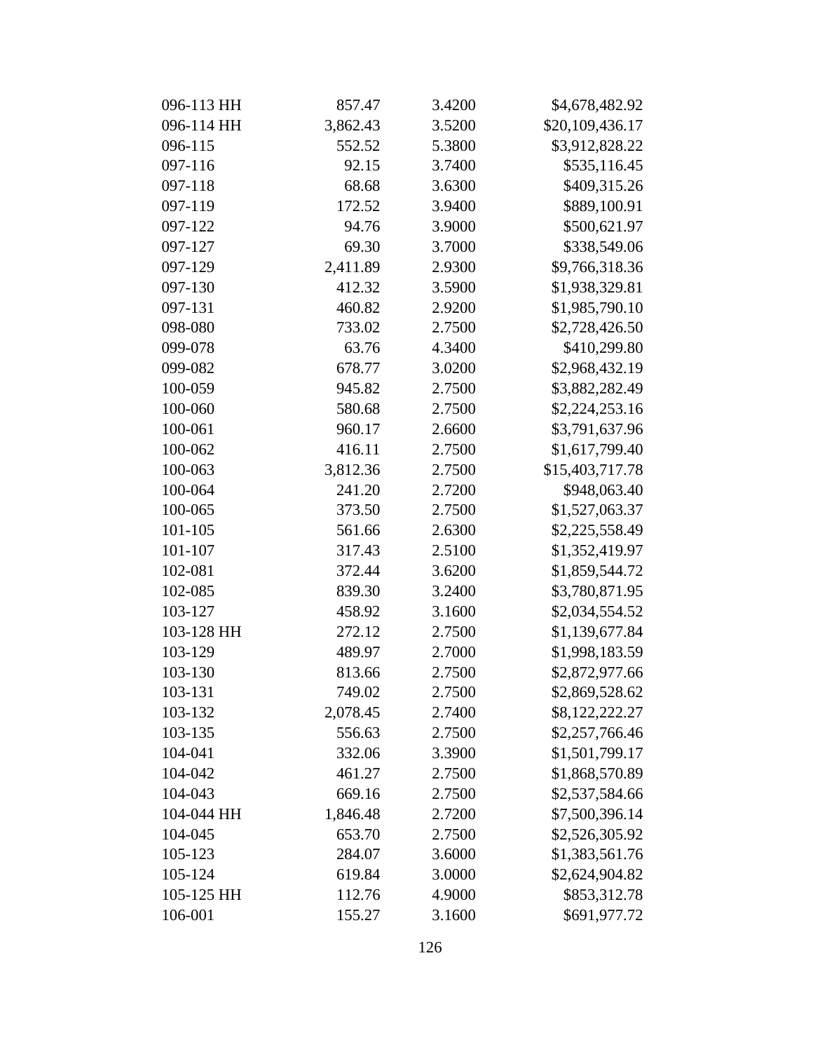| | | | |
|---|---|---|---|
| 096-113 HH | 857.47 | 3.4200 | $4,678,482.92 |
| 096-114 HH | 3,862.43 | 3.5200 | $20,109,436.17 |
| 096-115 | 552.52 | 5.3800 | $3,912,828.22 |
| 097-116 | 92.15 | 3.7400 | $535,116.45 |
| 097-118 | 68.68 | 3.6300 | $409,315.26 |
| 097-119 | 172.52 | 3.9400 | $889,100.91 |
| 097-122 | 94.76 | 3.9000 | $500,621.97 |
| 097-127 | 69.30 | 3.7000 | $338,549.06 |
| 097-129 | 2,411.89 | 2.9300 | $9,766,318.36 |
| 097-130 | 412.32 | 3.5900 | $1,938,329.81 |
| 097-131 | 460.82 | 2.9200 | $1,985,790.10 |
| 098-080 | 733.02 | 2.7500 | $2,728,426.50 |
| 099-078 | 63.76 | 4.3400 | $410,299.80 |
| 099-082 | 678.77 | 3.0200 | $2,968,432.19 |
| 100-059 | 945.82 | 2.7500 | $3,882,282.49 |
| 100-060 | 580.68 | 2.7500 | $2,224,253.16 |
| 100-061 | 960.17 | 2.6600 | $3,791,637.96 |
| 100-062 | 416.11 | 2.7500 | $1,617,799.40 |
| 100-063 | 3,812.36 | 2.7500 | $15,403,717.78 |
| 100-064 | 241.20 | 2.7200 | $948,063.40 |
| 100-065 | 373.50 | 2.7500 | $1,527,063.37 |
| 101-105 | 561.66 | 2.6300 | $2,225,558.49 |
| 101-107 | 317.43 | 2.5100 | $1,352,419.97 |
| 102-081 | 372.44 | 3.6200 | $1,859,544.72 |
| 102-085 | 839.30 | 3.2400 | $3,780,871.95 |
| 103-127 | 458.92 | 3.1600 | $2,034,554.52 |
| 103-128 HH | 272.12 | 2.7500 | $1,139,677.84 |
| 103-129 | 489.97 | 2.7000 | $1,998,183.59 |
| 103-130 | 813.66 | 2.7500 | $2,872,977.66 |
| 103-131 | 749.02 | 2.7500 | $2,869,528.62 |
| 103-132 | 2,078.45 | 2.7400 | $8,122,222.27 |
| 103-135 | 556.63 | 2.7500 | $2,257,766.46 |
| 104-041 | 332.06 | 3.3900 | $1,501,799.17 |
| 104-042 | 461.27 | 2.7500 | $1,868,570.89 |
| 104-043 | 669.16 | 2.7500 | $2,537,584.66 |
| 104-044 HH | 1,846.48 | 2.7200 | $7,500,396.14 |
| 104-045 | 653.70 | 2.7500 | $2,526,305.92 |
| 105-123 | 284.07 | 3.6000 | $1,383,561.76 |
| 105-124 | 619.84 | 3.0000 | $2,624,904.82 |
| 105-125 HH | 112.76 | 4.9000 | $853,312.78 |
| 106-001 | 155.27 | 3.1600 | $691,977.72 |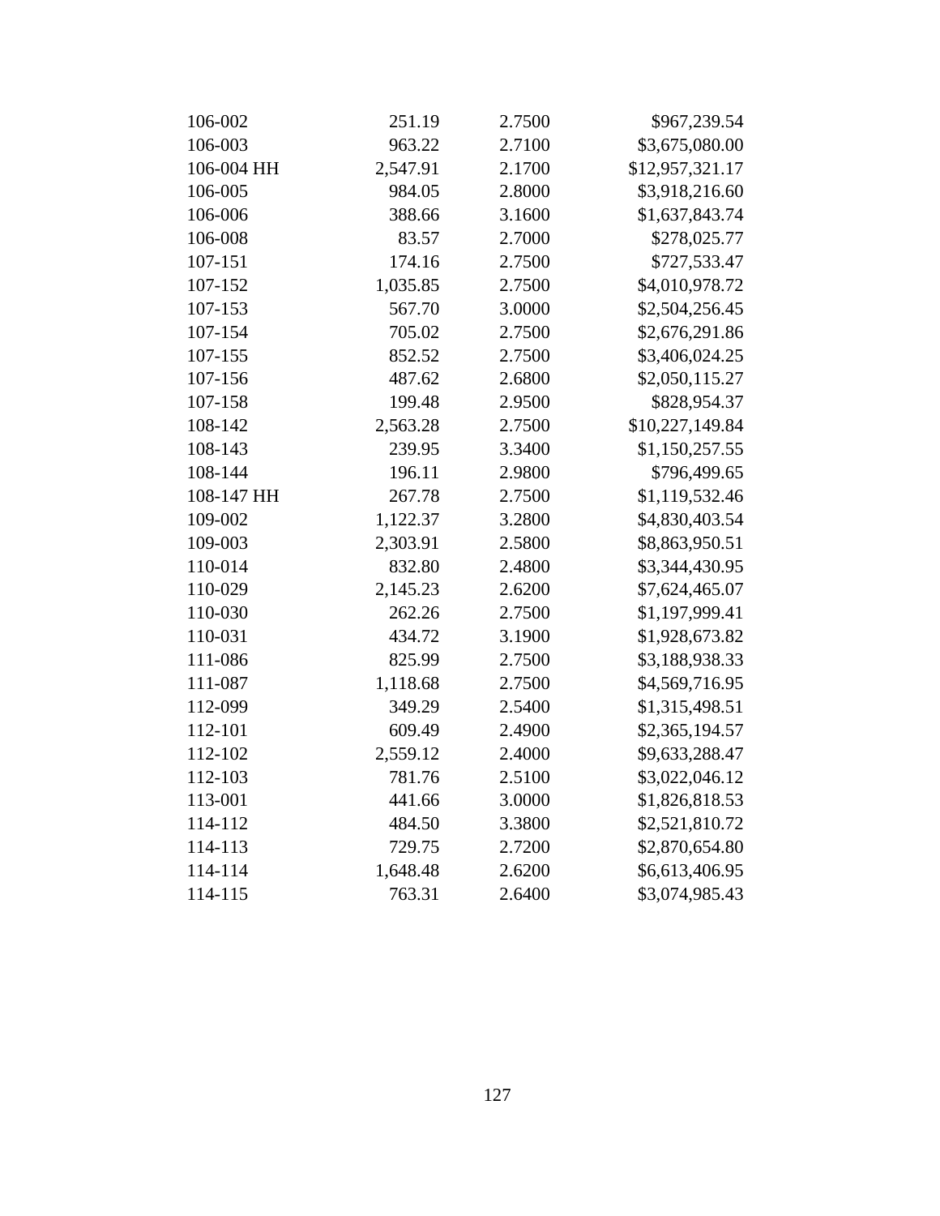| | | | |
|---|---|---|---|
| 106-002 | 251.19 | 2.7500 | $967,239.54 |
| 106-003 | 963.22 | 2.7100 | $3,675,080.00 |
| 106-004 HH | 2,547.91 | 2.1700 | $12,957,321.17 |
| 106-005 | 984.05 | 2.8000 | $3,918,216.60 |
| 106-006 | 388.66 | 3.1600 | $1,637,843.74 |
| 106-008 | 83.57 | 2.7000 | $278,025.77 |
| 107-151 | 174.16 | 2.7500 | $727,533.47 |
| 107-152 | 1,035.85 | 2.7500 | $4,010,978.72 |
| 107-153 | 567.70 | 3.0000 | $2,504,256.45 |
| 107-154 | 705.02 | 2.7500 | $2,676,291.86 |
| 107-155 | 852.52 | 2.7500 | $3,406,024.25 |
| 107-156 | 487.62 | 2.6800 | $2,050,115.27 |
| 107-158 | 199.48 | 2.9500 | $828,954.37 |
| 108-142 | 2,563.28 | 2.7500 | $10,227,149.84 |
| 108-143 | 239.95 | 3.3400 | $1,150,257.55 |
| 108-144 | 196.11 | 2.9800 | $796,499.65 |
| 108-147 HH | 267.78 | 2.7500 | $1,119,532.46 |
| 109-002 | 1,122.37 | 3.2800 | $4,830,403.54 |
| 109-003 | 2,303.91 | 2.5800 | $8,863,950.51 |
| 110-014 | 832.80 | 2.4800 | $3,344,430.95 |
| 110-029 | 2,145.23 | 2.6200 | $7,624,465.07 |
| 110-030 | 262.26 | 2.7500 | $1,197,999.41 |
| 110-031 | 434.72 | 3.1900 | $1,928,673.82 |
| 111-086 | 825.99 | 2.7500 | $3,188,938.33 |
| 111-087 | 1,118.68 | 2.7500 | $4,569,716.95 |
| 112-099 | 349.29 | 2.5400 | $1,315,498.51 |
| 112-101 | 609.49 | 2.4900 | $2,365,194.57 |
| 112-102 | 2,559.12 | 2.4000 | $9,633,288.47 |
| 112-103 | 781.76 | 2.5100 | $3,022,046.12 |
| 113-001 | 441.66 | 3.0000 | $1,826,818.53 |
| 114-112 | 484.50 | 3.3800 | $2,521,810.72 |
| 114-113 | 729.75 | 2.7200 | $2,870,654.80 |
| 114-114 | 1,648.48 | 2.6200 | $6,613,406.95 |
| 114-115 | 763.31 | 2.6400 | $3,074,985.43 |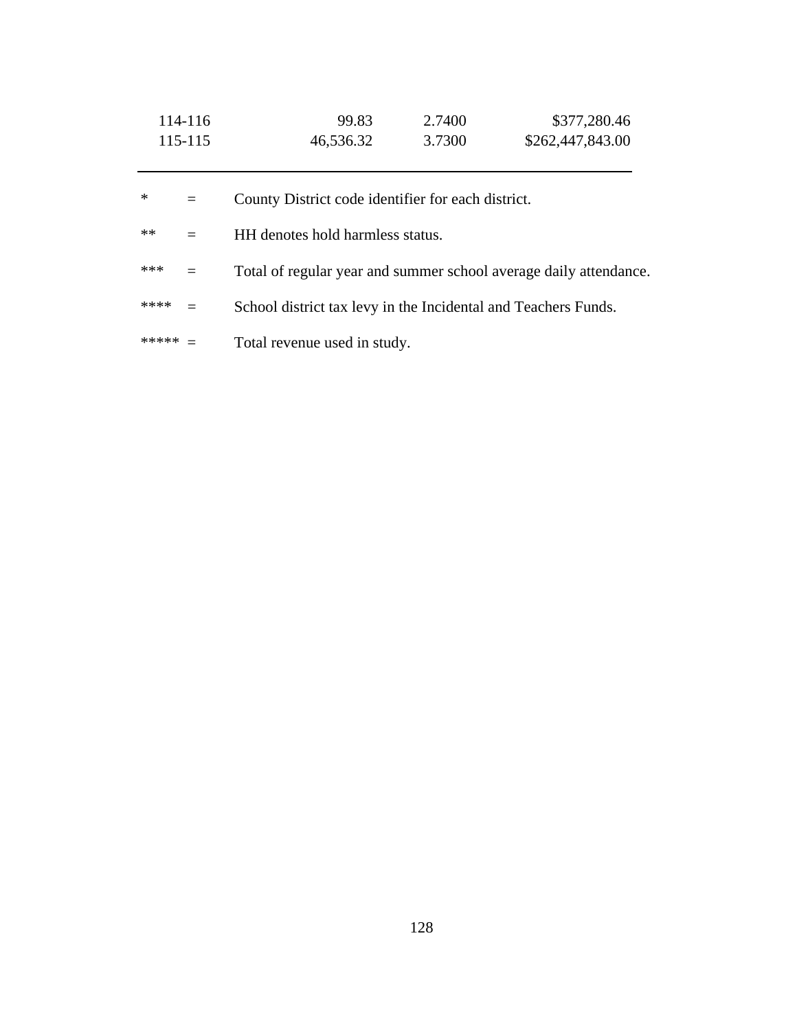| | | | |
|---|---|---|---|
| 114-116 | 99.83 | 2.7400 | $377,280.46 |
| 115-115 | 46,536.32 | 3.7300 | $262,447,843.00 |

* = County District code identifier for each district.

** = HH denotes hold harmless status.

*** = Total of regular year and summer school average daily attendance.

**** = School district tax levy in the Incidental and Teachers Funds.

***** = Total revenue used in study.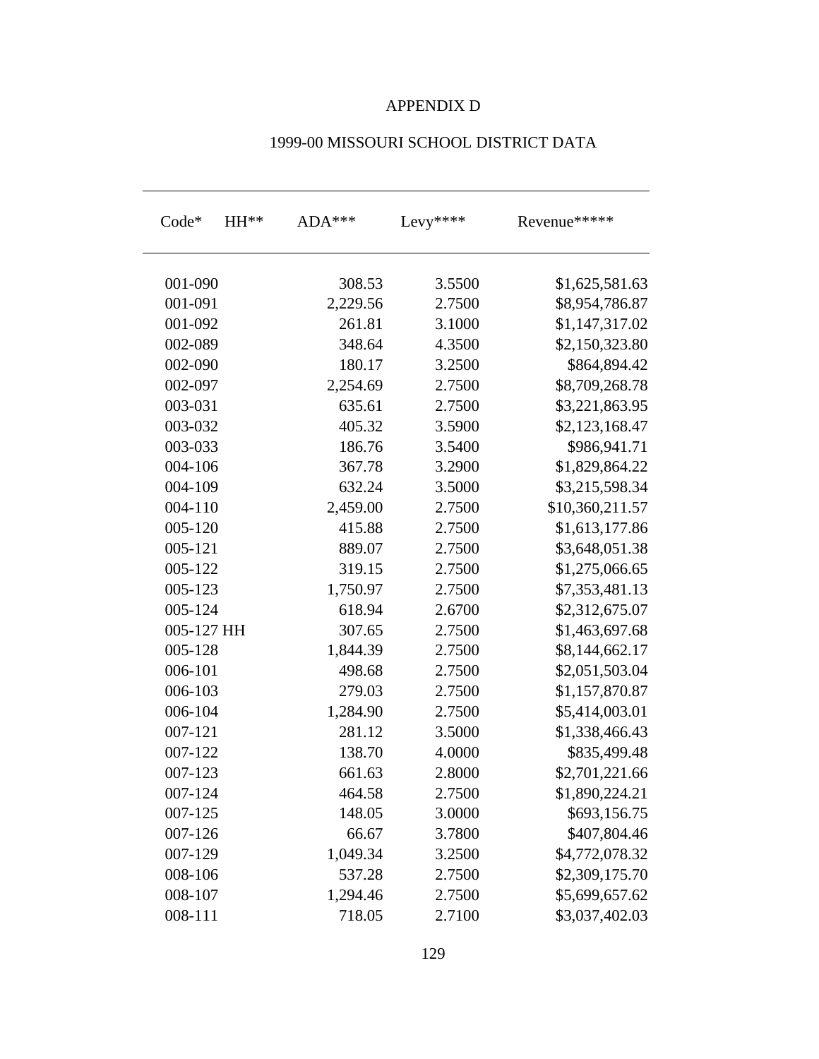APPENDIX D

1999-00 MISSOURI SCHOOL DISTRICT DATA

| Code* | HH** | ADA*** | Levy**** | Revenue***** |
|---|---|---|---|---|
| 001-090 | | 308.53 | 3.5500 | $1,625,581.63 |
| 001-091 | | 2,229.56 | 2.7500 | $8,954,786.87 |
| 001-092 | | 261.81 | 3.1000 | $1,147,317.02 |
| 002-089 | | 348.64 | 4.3500 | $2,150,323.80 |
| 002-090 | | 180.17 | 3.2500 | $864,894.42 |
| 002-097 | | 2,254.69 | 2.7500 | $8,709,268.78 |
| 003-031 | | 635.61 | 2.7500 | $3,221,863.95 |
| 003-032 | | 405.32 | 3.5900 | $2,123,168.47 |
| 003-033 | | 186.76 | 3.5400 | $986,941.71 |
| 004-106 | | 367.78 | 3.2900 | $1,829,864.22 |
| 004-109 | | 632.24 | 3.5000 | $3,215,598.34 |
| 004-110 | | 2,459.00 | 2.7500 | $10,360,211.57 |
| 005-120 | | 415.88 | 2.7500 | $1,613,177.86 |
| 005-121 | | 889.07 | 2.7500 | $3,648,051.38 |
| 005-122 | | 319.15 | 2.7500 | $1,275,066.65 |
| 005-123 | | 1,750.97 | 2.7500 | $7,353,481.13 |
| 005-124 | | 618.94 | 2.6700 | $2,312,675.07 |
| 005-127 | HH | 307.65 | 2.7500 | $1,463,697.68 |
| 005-128 | | 1,844.39 | 2.7500 | $8,144,662.17 |
| 006-101 | | 498.68 | 2.7500 | $2,051,503.04 |
| 006-103 | | 279.03 | 2.7500 | $1,157,870.87 |
| 006-104 | | 1,284.90 | 2.7500 | $5,414,003.01 |
| 007-121 | | 281.12 | 3.5000 | $1,338,466.43 |
| 007-122 | | 138.70 | 4.0000 | $835,499.48 |
| 007-123 | | 661.63 | 2.8000 | $2,701,221.66 |
| 007-124 | | 464.58 | 2.7500 | $1,890,224.21 |
| 007-125 | | 148.05 | 3.0000 | $693,156.75 |
| 007-126 | | 66.67 | 3.7800 | $407,804.46 |
| 007-129 | | 1,049.34 | 3.2500 | $4,772,078.32 |
| 008-106 | | 537.28 | 2.7500 | $2,309,175.70 |
| 008-107 | | 1,294.46 | 2.7500 | $5,699,657.62 |
| 008-111 | | 718.05 | 2.7100 | $3,037,402.03 |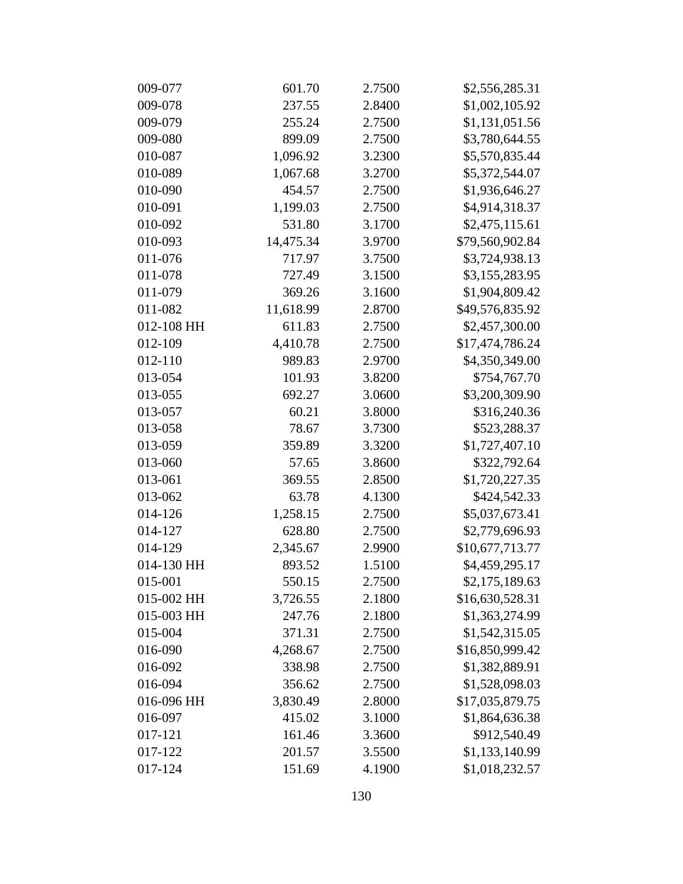| | | | |
|---|---|---|---|
| 009-077 | 601.70 | 2.7500 | $2,556,285.31 |
| 009-078 | 237.55 | 2.8400 | $1,002,105.92 |
| 009-079 | 255.24 | 2.7500 | $1,131,051.56 |
| 009-080 | 899.09 | 2.7500 | $3,780,644.55 |
| 010-087 | 1,096.92 | 3.2300 | $5,570,835.44 |
| 010-089 | 1,067.68 | 3.2700 | $5,372,544.07 |
| 010-090 | 454.57 | 2.7500 | $1,936,646.27 |
| 010-091 | 1,199.03 | 2.7500 | $4,914,318.37 |
| 010-092 | 531.80 | 3.1700 | $2,475,115.61 |
| 010-093 | 14,475.34 | 3.9700 | $79,560,902.84 |
| 011-076 | 717.97 | 3.7500 | $3,724,938.13 |
| 011-078 | 727.49 | 3.1500 | $3,155,283.95 |
| 011-079 | 369.26 | 3.1600 | $1,904,809.42 |
| 011-082 | 11,618.99 | 2.8700 | $49,576,835.92 |
| 012-108 HH | 611.83 | 2.7500 | $2,457,300.00 |
| 012-109 | 4,410.78 | 2.7500 | $17,474,786.24 |
| 012-110 | 989.83 | 2.9700 | $4,350,349.00 |
| 013-054 | 101.93 | 3.8200 | $754,767.70 |
| 013-055 | 692.27 | 3.0600 | $3,200,309.90 |
| 013-057 | 60.21 | 3.8000 | $316,240.36 |
| 013-058 | 78.67 | 3.7300 | $523,288.37 |
| 013-059 | 359.89 | 3.3200 | $1,727,407.10 |
| 013-060 | 57.65 | 3.8600 | $322,792.64 |
| 013-061 | 369.55 | 2.8500 | $1,720,227.35 |
| 013-062 | 63.78 | 4.1300 | $424,542.33 |
| 014-126 | 1,258.15 | 2.7500 | $5,037,673.41 |
| 014-127 | 628.80 | 2.7500 | $2,779,696.93 |
| 014-129 | 2,345.67 | 2.9900 | $10,677,713.77 |
| 014-130 HH | 893.52 | 1.5100 | $4,459,295.17 |
| 015-001 | 550.15 | 2.7500 | $2,175,189.63 |
| 015-002 HH | 3,726.55 | 2.1800 | $16,630,528.31 |
| 015-003 HH | 247.76 | 2.1800 | $1,363,274.99 |
| 015-004 | 371.31 | 2.7500 | $1,542,315.05 |
| 016-090 | 4,268.67 | 2.7500 | $16,850,999.42 |
| 016-092 | 338.98 | 2.7500 | $1,382,889.91 |
| 016-094 | 356.62 | 2.7500 | $1,528,098.03 |
| 016-096 HH | 3,830.49 | 2.8000 | $17,035,879.75 |
| 016-097 | 415.02 | 3.1000 | $1,864,636.38 |
| 017-121 | 161.46 | 3.3600 | $912,540.49 |
| 017-122 | 201.57 | 3.5500 | $1,133,140.99 |
| 017-124 | 151.69 | 4.1900 | $1,018,232.57 |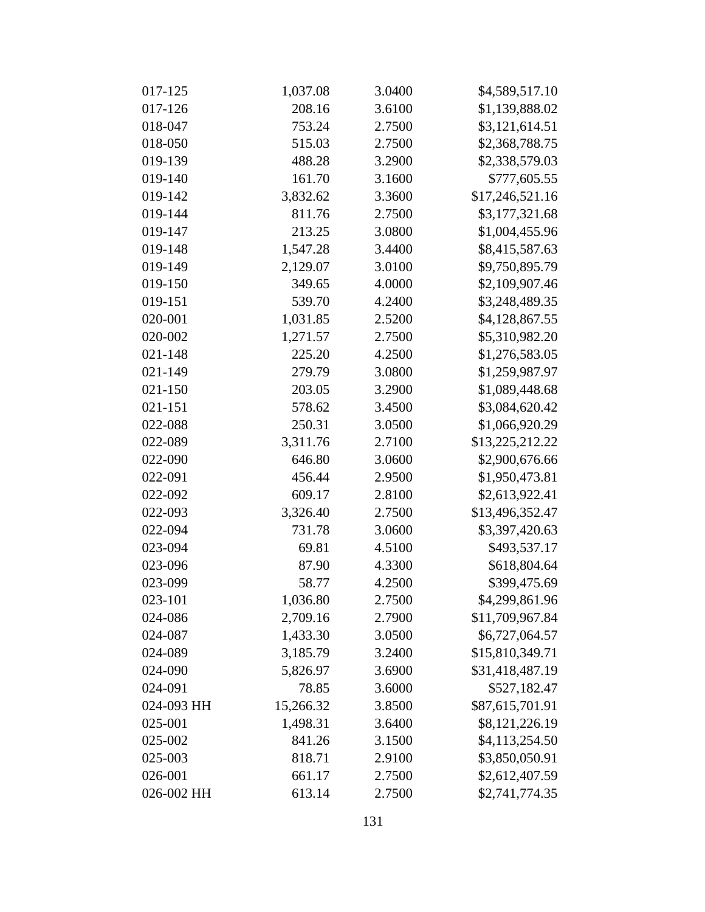| | | | |
|---|---|---|---|
| 017-125 | 1,037.08 | 3.0400 | $4,589,517.10 |
| 017-126 | 208.16 | 3.6100 | $1,139,888.02 |
| 018-047 | 753.24 | 2.7500 | $3,121,614.51 |
| 018-050 | 515.03 | 2.7500 | $2,368,788.75 |
| 019-139 | 488.28 | 3.2900 | $2,338,579.03 |
| 019-140 | 161.70 | 3.1600 | $777,605.55 |
| 019-142 | 3,832.62 | 3.3600 | $17,246,521.16 |
| 019-144 | 811.76 | 2.7500 | $3,177,321.68 |
| 019-147 | 213.25 | 3.0800 | $1,004,455.96 |
| 019-148 | 1,547.28 | 3.4400 | $8,415,587.63 |
| 019-149 | 2,129.07 | 3.0100 | $9,750,895.79 |
| 019-150 | 349.65 | 4.0000 | $2,109,907.46 |
| 019-151 | 539.70 | 4.2400 | $3,248,489.35 |
| 020-001 | 1,031.85 | 2.5200 | $4,128,867.55 |
| 020-002 | 1,271.57 | 2.7500 | $5,310,982.20 |
| 021-148 | 225.20 | 4.2500 | $1,276,583.05 |
| 021-149 | 279.79 | 3.0800 | $1,259,987.97 |
| 021-150 | 203.05 | 3.2900 | $1,089,448.68 |
| 021-151 | 578.62 | 3.4500 | $3,084,620.42 |
| 022-088 | 250.31 | 3.0500 | $1,066,920.29 |
| 022-089 | 3,311.76 | 2.7100 | $13,225,212.22 |
| 022-090 | 646.80 | 3.0600 | $2,900,676.66 |
| 022-091 | 456.44 | 2.9500 | $1,950,473.81 |
| 022-092 | 609.17 | 2.8100 | $2,613,922.41 |
| 022-093 | 3,326.40 | 2.7500 | $13,496,352.47 |
| 022-094 | 731.78 | 3.0600 | $3,397,420.63 |
| 023-094 | 69.81 | 4.5100 | $493,537.17 |
| 023-096 | 87.90 | 4.3300 | $618,804.64 |
| 023-099 | 58.77 | 4.2500 | $399,475.69 |
| 023-101 | 1,036.80 | 2.7500 | $4,299,861.96 |
| 024-086 | 2,709.16 | 2.7900 | $11,709,967.84 |
| 024-087 | 1,433.30 | 3.0500 | $6,727,064.57 |
| 024-089 | 3,185.79 | 3.2400 | $15,810,349.71 |
| 024-090 | 5,826.97 | 3.6900 | $31,418,487.19 |
| 024-091 | 78.85 | 3.6000 | $527,182.47 |
| 024-093 HH | 15,266.32 | 3.8500 | $87,615,701.91 |
| 025-001 | 1,498.31 | 3.6400 | $8,121,226.19 |
| 025-002 | 841.26 | 3.1500 | $4,113,254.50 |
| 025-003 | 818.71 | 2.9100 | $3,850,050.91 |
| 026-001 | 661.17 | 2.7500 | $2,612,407.59 |
| 026-002 HH | 613.14 | 2.7500 | $2,741,774.35 |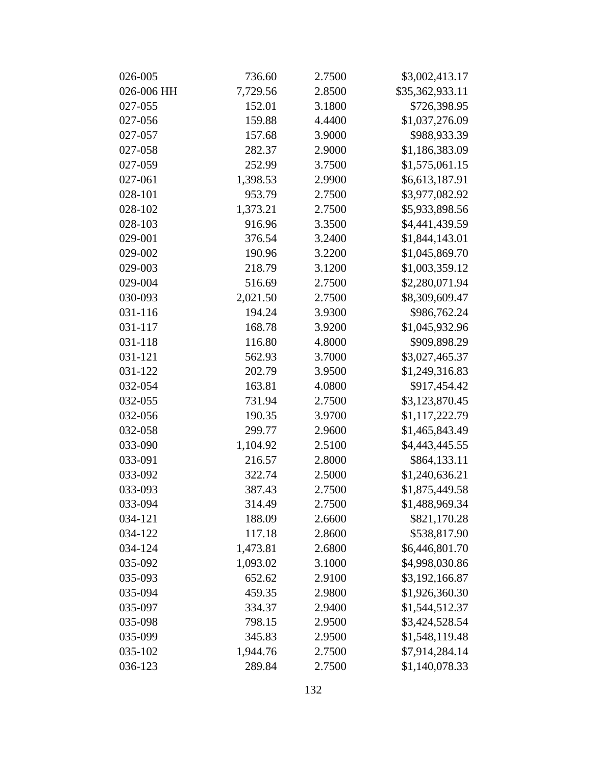| | | | |
|---|---|---|---|
| 026-005 | 736.60 | 2.7500 | $3,002,413.17 |
| 026-006 HH | 7,729.56 | 2.8500 | $35,362,933.11 |
| 027-055 | 152.01 | 3.1800 | $726,398.95 |
| 027-056 | 159.88 | 4.4400 | $1,037,276.09 |
| 027-057 | 157.68 | 3.9000 | $988,933.39 |
| 027-058 | 282.37 | 2.9000 | $1,186,383.09 |
| 027-059 | 252.99 | 3.7500 | $1,575,061.15 |
| 027-061 | 1,398.53 | 2.9900 | $6,613,187.91 |
| 028-101 | 953.79 | 2.7500 | $3,977,082.92 |
| 028-102 | 1,373.21 | 2.7500 | $5,933,898.56 |
| 028-103 | 916.96 | 3.3500 | $4,441,439.59 |
| 029-001 | 376.54 | 3.2400 | $1,844,143.01 |
| 029-002 | 190.96 | 3.2200 | $1,045,869.70 |
| 029-003 | 218.79 | 3.1200 | $1,003,359.12 |
| 029-004 | 516.69 | 2.7500 | $2,280,071.94 |
| 030-093 | 2,021.50 | 2.7500 | $8,309,609.47 |
| 031-116 | 194.24 | 3.9300 | $986,762.24 |
| 031-117 | 168.78 | 3.9200 | $1,045,932.96 |
| 031-118 | 116.80 | 4.8000 | $909,898.29 |
| 031-121 | 562.93 | 3.7000 | $3,027,465.37 |
| 031-122 | 202.79 | 3.9500 | $1,249,316.83 |
| 032-054 | 163.81 | 4.0800 | $917,454.42 |
| 032-055 | 731.94 | 2.7500 | $3,123,870.45 |
| 032-056 | 190.35 | 3.9700 | $1,117,222.79 |
| 032-058 | 299.77 | 2.9600 | $1,465,843.49 |
| 033-090 | 1,104.92 | 2.5100 | $4,443,445.55 |
| 033-091 | 216.57 | 2.8000 | $864,133.11 |
| 033-092 | 322.74 | 2.5000 | $1,240,636.21 |
| 033-093 | 387.43 | 2.7500 | $1,875,449.58 |
| 033-094 | 314.49 | 2.7500 | $1,488,969.34 |
| 034-121 | 188.09 | 2.6600 | $821,170.28 |
| 034-122 | 117.18 | 2.8600 | $538,817.90 |
| 034-124 | 1,473.81 | 2.6800 | $6,446,801.70 |
| 035-092 | 1,093.02 | 3.1000 | $4,998,030.86 |
| 035-093 | 652.62 | 2.9100 | $3,192,166.87 |
| 035-094 | 459.35 | 2.9800 | $1,926,360.30 |
| 035-097 | 334.37 | 2.9400 | $1,544,512.37 |
| 035-098 | 798.15 | 2.9500 | $3,424,528.54 |
| 035-099 | 345.83 | 2.9500 | $1,548,119.48 |
| 035-102 | 1,944.76 | 2.7500 | $7,914,284.14 |
| 036-123 | 289.84 | 2.7500 | $1,140,078.33 |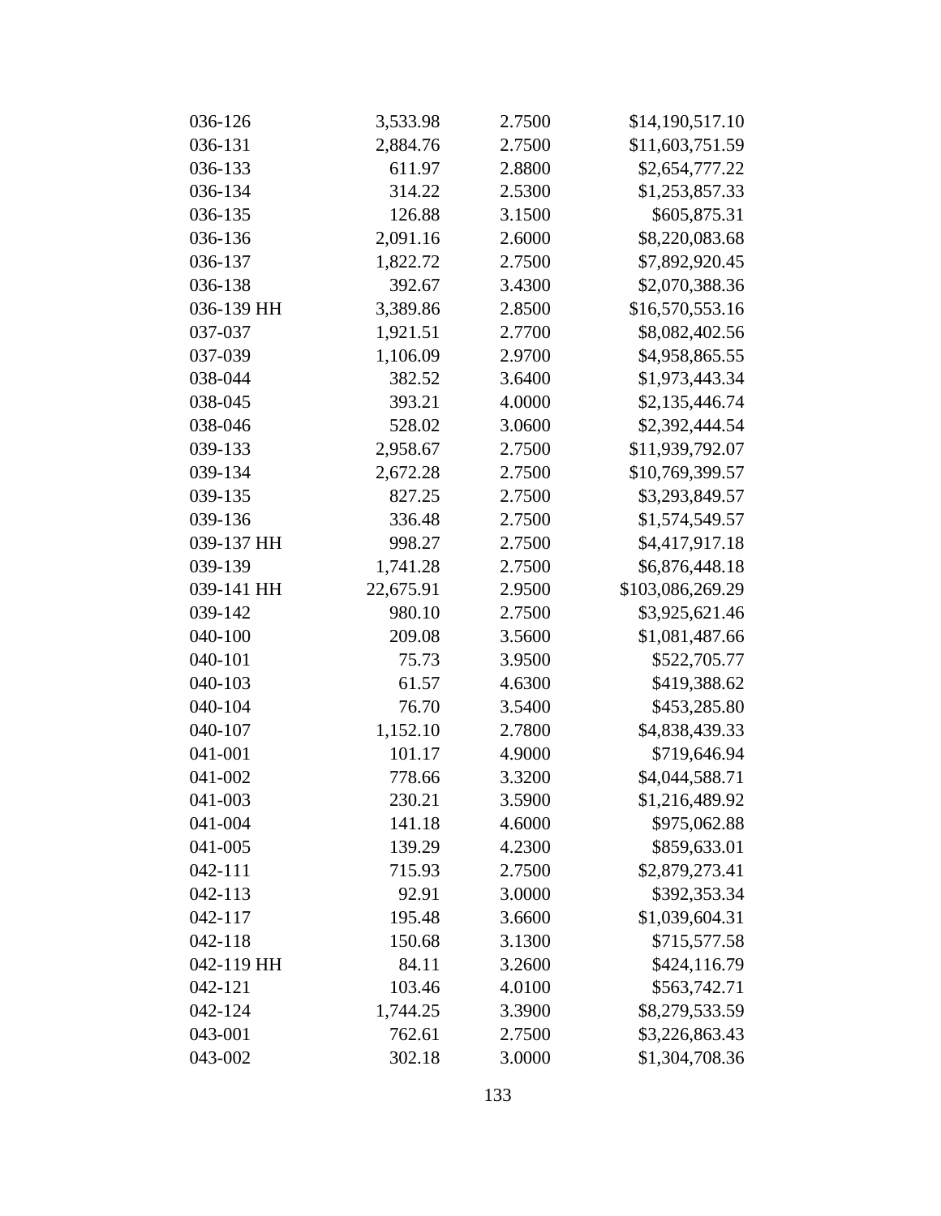| | | | |
|---|---|---|---|
| 036-126 | 3,533.98 | 2.7500 | $14,190,517.10 |
| 036-131 | 2,884.76 | 2.7500 | $11,603,751.59 |
| 036-133 | 611.97 | 2.8800 | $2,654,777.22 |
| 036-134 | 314.22 | 2.5300 | $1,253,857.33 |
| 036-135 | 126.88 | 3.1500 | $605,875.31 |
| 036-136 | 2,091.16 | 2.6000 | $8,220,083.68 |
| 036-137 | 1,822.72 | 2.7500 | $7,892,920.45 |
| 036-138 | 392.67 | 3.4300 | $2,070,388.36 |
| 036-139 HH | 3,389.86 | 2.8500 | $16,570,553.16 |
| 037-037 | 1,921.51 | 2.7700 | $8,082,402.56 |
| 037-039 | 1,106.09 | 2.9700 | $4,958,865.55 |
| 038-044 | 382.52 | 3.6400 | $1,973,443.34 |
| 038-045 | 393.21 | 4.0000 | $2,135,446.74 |
| 038-046 | 528.02 | 3.0600 | $2,392,444.54 |
| 039-133 | 2,958.67 | 2.7500 | $11,939,792.07 |
| 039-134 | 2,672.28 | 2.7500 | $10,769,399.57 |
| 039-135 | 827.25 | 2.7500 | $3,293,849.57 |
| 039-136 | 336.48 | 2.7500 | $1,574,549.57 |
| 039-137 HH | 998.27 | 2.7500 | $4,417,917.18 |
| 039-139 | 1,741.28 | 2.7500 | $6,876,448.18 |
| 039-141 HH | 22,675.91 | 2.9500 | $103,086,269.29 |
| 039-142 | 980.10 | 2.7500 | $3,925,621.46 |
| 040-100 | 209.08 | 3.5600 | $1,081,487.66 |
| 040-101 | 75.73 | 3.9500 | $522,705.77 |
| 040-103 | 61.57 | 4.6300 | $419,388.62 |
| 040-104 | 76.70 | 3.5400 | $453,285.80 |
| 040-107 | 1,152.10 | 2.7800 | $4,838,439.33 |
| 041-001 | 101.17 | 4.9000 | $719,646.94 |
| 041-002 | 778.66 | 3.3200 | $4,044,588.71 |
| 041-003 | 230.21 | 3.5900 | $1,216,489.92 |
| 041-004 | 141.18 | 4.6000 | $975,062.88 |
| 041-005 | 139.29 | 4.2300 | $859,633.01 |
| 042-111 | 715.93 | 2.7500 | $2,879,273.41 |
| 042-113 | 92.91 | 3.0000 | $392,353.34 |
| 042-117 | 195.48 | 3.6600 | $1,039,604.31 |
| 042-118 | 150.68 | 3.1300 | $715,577.58 |
| 042-119 HH | 84.11 | 3.2600 | $424,116.79 |
| 042-121 | 103.46 | 4.0100 | $563,742.71 |
| 042-124 | 1,744.25 | 3.3900 | $8,279,533.59 |
| 043-001 | 762.61 | 2.7500 | $3,226,863.43 |
| 043-002 | 302.18 | 3.0000 | $1,304,708.36 |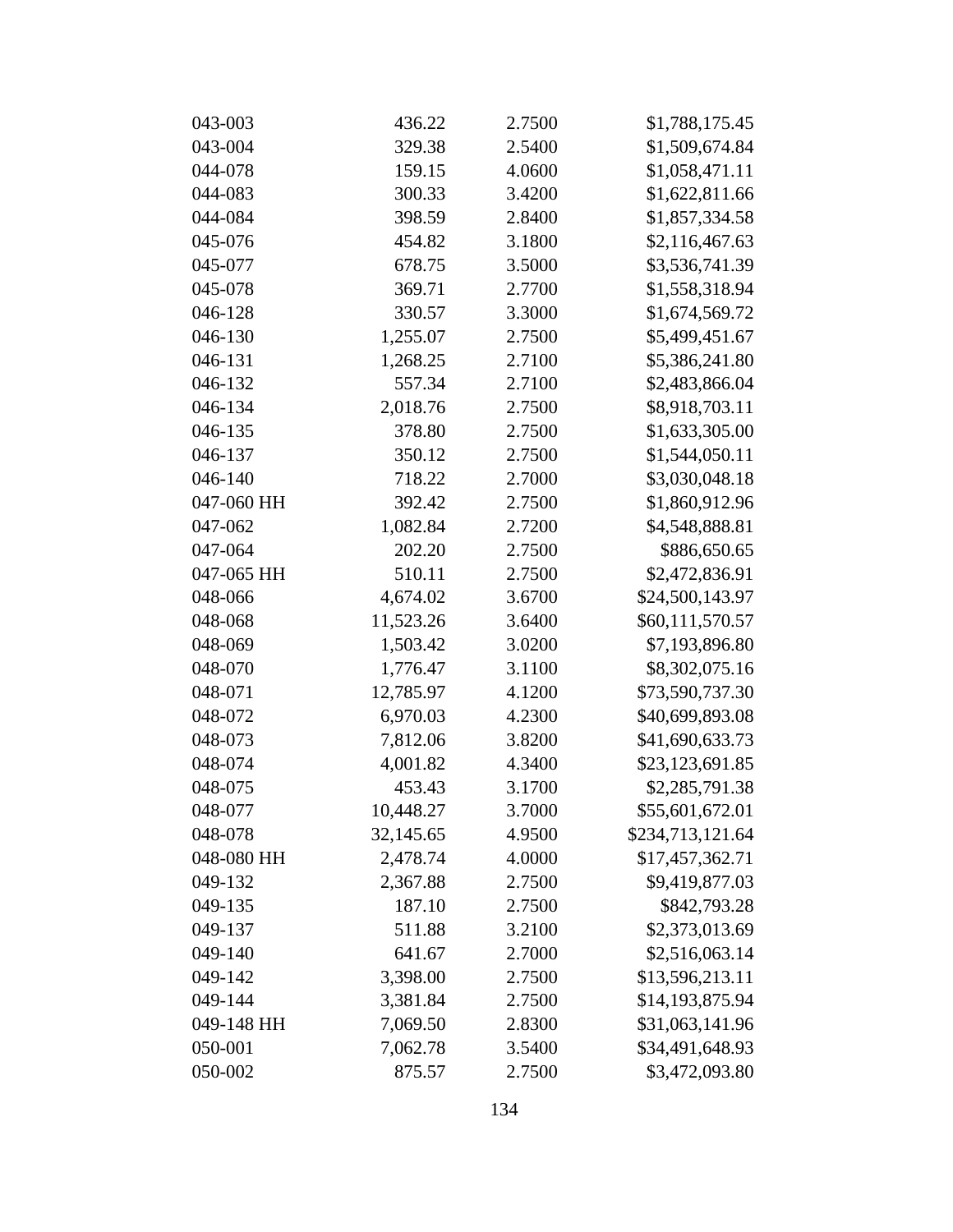| | | | |
|---|---|---|---|
| 043-003 | 436.22 | 2.7500 | $1,788,175.45 |
| 043-004 | 329.38 | 2.5400 | $1,509,674.84 |
| 044-078 | 159.15 | 4.0600 | $1,058,471.11 |
| 044-083 | 300.33 | 3.4200 | $1,622,811.66 |
| 044-084 | 398.59 | 2.8400 | $1,857,334.58 |
| 045-076 | 454.82 | 3.1800 | $2,116,467.63 |
| 045-077 | 678.75 | 3.5000 | $3,536,741.39 |
| 045-078 | 369.71 | 2.7700 | $1,558,318.94 |
| 046-128 | 330.57 | 3.3000 | $1,674,569.72 |
| 046-130 | 1,255.07 | 2.7500 | $5,499,451.67 |
| 046-131 | 1,268.25 | 2.7100 | $5,386,241.80 |
| 046-132 | 557.34 | 2.7100 | $2,483,866.04 |
| 046-134 | 2,018.76 | 2.7500 | $8,918,703.11 |
| 046-135 | 378.80 | 2.7500 | $1,633,305.00 |
| 046-137 | 350.12 | 2.7500 | $1,544,050.11 |
| 046-140 | 718.22 | 2.7000 | $3,030,048.18 |
| 047-060 HH | 392.42 | 2.7500 | $1,860,912.96 |
| 047-062 | 1,082.84 | 2.7200 | $4,548,888.81 |
| 047-064 | 202.20 | 2.7500 | $886,650.65 |
| 047-065 HH | 510.11 | 2.7500 | $2,472,836.91 |
| 048-066 | 4,674.02 | 3.6700 | $24,500,143.97 |
| 048-068 | 11,523.26 | 3.6400 | $60,111,570.57 |
| 048-069 | 1,503.42 | 3.0200 | $7,193,896.80 |
| 048-070 | 1,776.47 | 3.1100 | $8,302,075.16 |
| 048-071 | 12,785.97 | 4.1200 | $73,590,737.30 |
| 048-072 | 6,970.03 | 4.2300 | $40,699,893.08 |
| 048-073 | 7,812.06 | 3.8200 | $41,690,633.73 |
| 048-074 | 4,001.82 | 4.3400 | $23,123,691.85 |
| 048-075 | 453.43 | 3.1700 | $2,285,791.38 |
| 048-077 | 10,448.27 | 3.7000 | $55,601,672.01 |
| 048-078 | 32,145.65 | 4.9500 | $234,713,121.64 |
| 048-080 HH | 2,478.74 | 4.0000 | $17,457,362.71 |
| 049-132 | 2,367.88 | 2.7500 | $9,419,877.03 |
| 049-135 | 187.10 | 2.7500 | $842,793.28 |
| 049-137 | 511.88 | 3.2100 | $2,373,013.69 |
| 049-140 | 641.67 | 2.7000 | $2,516,063.14 |
| 049-142 | 3,398.00 | 2.7500 | $13,596,213.11 |
| 049-144 | 3,381.84 | 2.7500 | $14,193,875.94 |
| 049-148 HH | 7,069.50 | 2.8300 | $31,063,141.96 |
| 050-001 | 7,062.78 | 3.5400 | $34,491,648.93 |
| 050-002 | 875.57 | 2.7500 | $3,472,093.80 |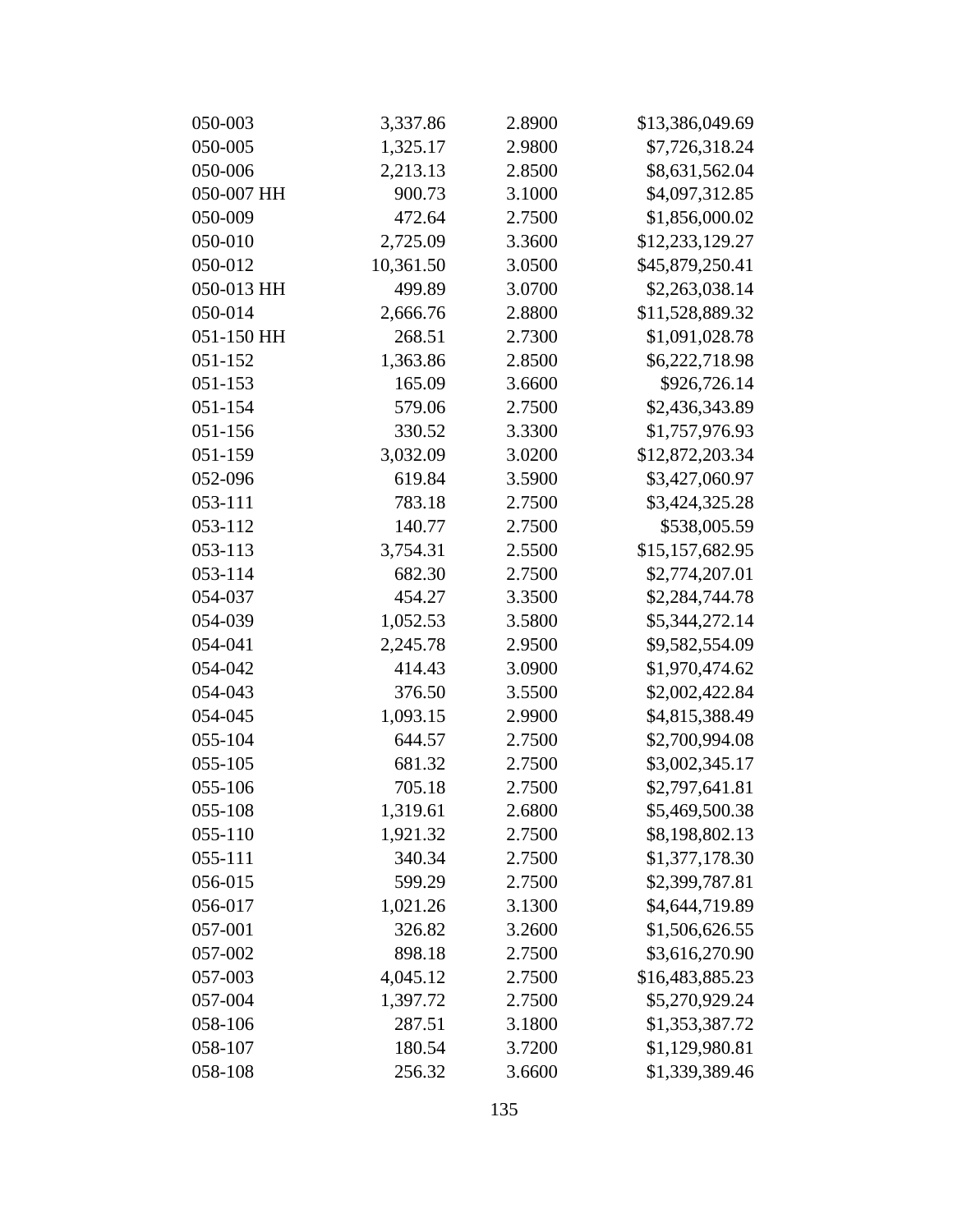| | | | |
|---|---|---|---|
| 050-003 | 3,337.86 | 2.8900 | $13,386,049.69 |
| 050-005 | 1,325.17 | 2.9800 | $7,726,318.24 |
| 050-006 | 2,213.13 | 2.8500 | $8,631,562.04 |
| 050-007 HH | 900.73 | 3.1000 | $4,097,312.85 |
| 050-009 | 472.64 | 2.7500 | $1,856,000.02 |
| 050-010 | 2,725.09 | 3.3600 | $12,233,129.27 |
| 050-012 | 10,361.50 | 3.0500 | $45,879,250.41 |
| 050-013 HH | 499.89 | 3.0700 | $2,263,038.14 |
| 050-014 | 2,666.76 | 2.8800 | $11,528,889.32 |
| 051-150 HH | 268.51 | 2.7300 | $1,091,028.78 |
| 051-152 | 1,363.86 | 2.8500 | $6,222,718.98 |
| 051-153 | 165.09 | 3.6600 | $926,726.14 |
| 051-154 | 579.06 | 2.7500 | $2,436,343.89 |
| 051-156 | 330.52 | 3.3300 | $1,757,976.93 |
| 051-159 | 3,032.09 | 3.0200 | $12,872,203.34 |
| 052-096 | 619.84 | 3.5900 | $3,427,060.97 |
| 053-111 | 783.18 | 2.7500 | $3,424,325.28 |
| 053-112 | 140.77 | 2.7500 | $538,005.59 |
| 053-113 | 3,754.31 | 2.5500 | $15,157,682.95 |
| 053-114 | 682.30 | 2.7500 | $2,774,207.01 |
| 054-037 | 454.27 | 3.3500 | $2,284,744.78 |
| 054-039 | 1,052.53 | 3.5800 | $5,344,272.14 |
| 054-041 | 2,245.78 | 2.9500 | $9,582,554.09 |
| 054-042 | 414.43 | 3.0900 | $1,970,474.62 |
| 054-043 | 376.50 | 3.5500 | $2,002,422.84 |
| 054-045 | 1,093.15 | 2.9900 | $4,815,388.49 |
| 055-104 | 644.57 | 2.7500 | $2,700,994.08 |
| 055-105 | 681.32 | 2.7500 | $3,002,345.17 |
| 055-106 | 705.18 | 2.7500 | $2,797,641.81 |
| 055-108 | 1,319.61 | 2.6800 | $5,469,500.38 |
| 055-110 | 1,921.32 | 2.7500 | $8,198,802.13 |
| 055-111 | 340.34 | 2.7500 | $1,377,178.30 |
| 056-015 | 599.29 | 2.7500 | $2,399,787.81 |
| 056-017 | 1,021.26 | 3.1300 | $4,644,719.89 |
| 057-001 | 326.82 | 3.2600 | $1,506,626.55 |
| 057-002 | 898.18 | 2.7500 | $3,616,270.90 |
| 057-003 | 4,045.12 | 2.7500 | $16,483,885.23 |
| 057-004 | 1,397.72 | 2.7500 | $5,270,929.24 |
| 058-106 | 287.51 | 3.1800 | $1,353,387.72 |
| 058-107 | 180.54 | 3.7200 | $1,129,980.81 |
| 058-108 | 256.32 | 3.6600 | $1,339,389.46 |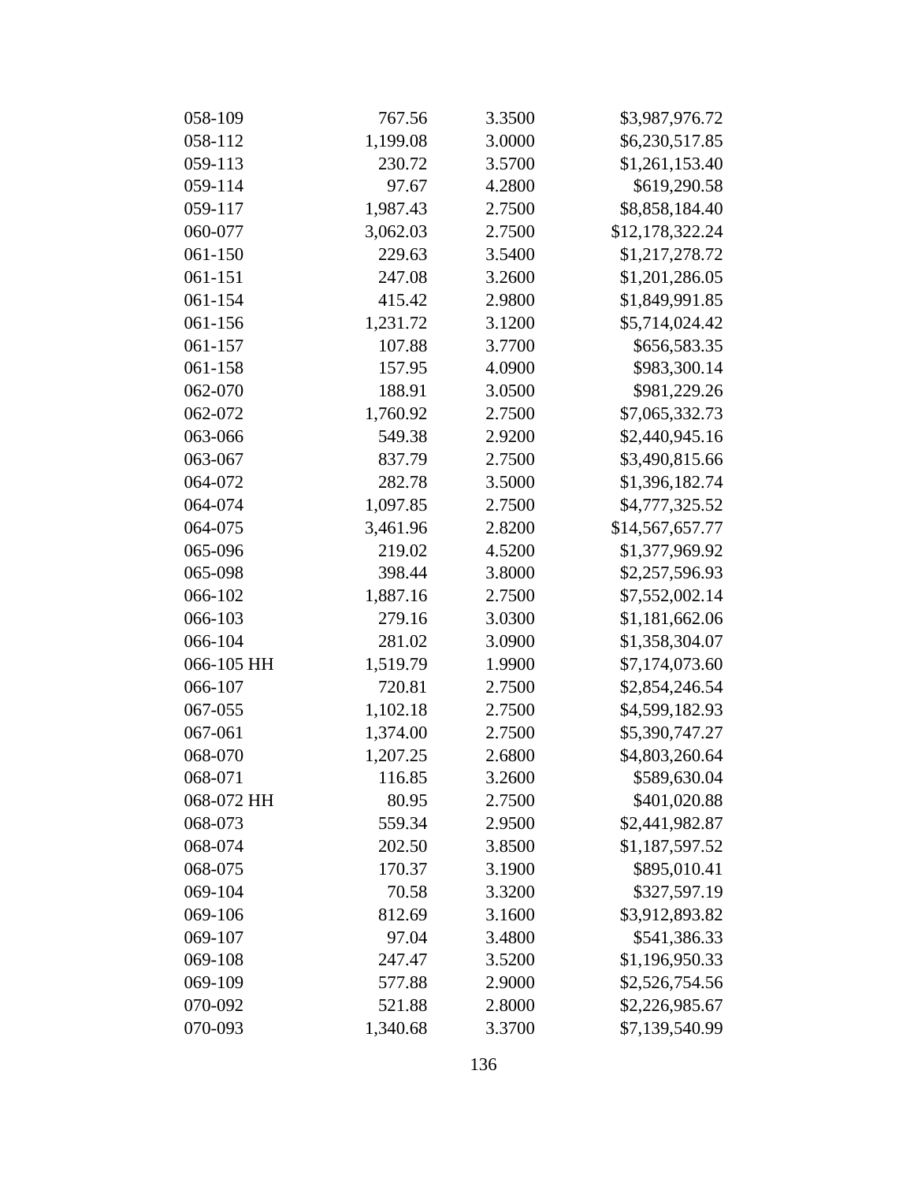| | | | |
|---|---|---|---|
| 058-109 | 767.56 | 3.3500 | $3,987,976.72 |
| 058-112 | 1,199.08 | 3.0000 | $6,230,517.85 |
| 059-113 | 230.72 | 3.5700 | $1,261,153.40 |
| 059-114 | 97.67 | 4.2800 | $619,290.58 |
| 059-117 | 1,987.43 | 2.7500 | $8,858,184.40 |
| 060-077 | 3,062.03 | 2.7500 | $12,178,322.24 |
| 061-150 | 229.63 | 3.5400 | $1,217,278.72 |
| 061-151 | 247.08 | 3.2600 | $1,201,286.05 |
| 061-154 | 415.42 | 2.9800 | $1,849,991.85 |
| 061-156 | 1,231.72 | 3.1200 | $5,714,024.42 |
| 061-157 | 107.88 | 3.7700 | $656,583.35 |
| 061-158 | 157.95 | 4.0900 | $983,300.14 |
| 062-070 | 188.91 | 3.0500 | $981,229.26 |
| 062-072 | 1,760.92 | 2.7500 | $7,065,332.73 |
| 063-066 | 549.38 | 2.9200 | $2,440,945.16 |
| 063-067 | 837.79 | 2.7500 | $3,490,815.66 |
| 064-072 | 282.78 | 3.5000 | $1,396,182.74 |
| 064-074 | 1,097.85 | 2.7500 | $4,777,325.52 |
| 064-075 | 3,461.96 | 2.8200 | $14,567,657.77 |
| 065-096 | 219.02 | 4.5200 | $1,377,969.92 |
| 065-098 | 398.44 | 3.8000 | $2,257,596.93 |
| 066-102 | 1,887.16 | 2.7500 | $7,552,002.14 |
| 066-103 | 279.16 | 3.0300 | $1,181,662.06 |
| 066-104 | 281.02 | 3.0900 | $1,358,304.07 |
| 066-105 HH | 1,519.79 | 1.9900 | $7,174,073.60 |
| 066-107 | 720.81 | 2.7500 | $2,854,246.54 |
| 067-055 | 1,102.18 | 2.7500 | $4,599,182.93 |
| 067-061 | 1,374.00 | 2.7500 | $5,390,747.27 |
| 068-070 | 1,207.25 | 2.6800 | $4,803,260.64 |
| 068-071 | 116.85 | 3.2600 | $589,630.04 |
| 068-072 HH | 80.95 | 2.7500 | $401,020.88 |
| 068-073 | 559.34 | 2.9500 | $2,441,982.87 |
| 068-074 | 202.50 | 3.8500 | $1,187,597.52 |
| 068-075 | 170.37 | 3.1900 | $895,010.41 |
| 069-104 | 70.58 | 3.3200 | $327,597.19 |
| 069-106 | 812.69 | 3.1600 | $3,912,893.82 |
| 069-107 | 97.04 | 3.4800 | $541,386.33 |
| 069-108 | 247.47 | 3.5200 | $1,196,950.33 |
| 069-109 | 577.88 | 2.9000 | $2,526,754.56 |
| 070-092 | 521.88 | 2.8000 | $2,226,985.67 |
| 070-093 | 1,340.68 | 3.3700 | $7,139,540.99 |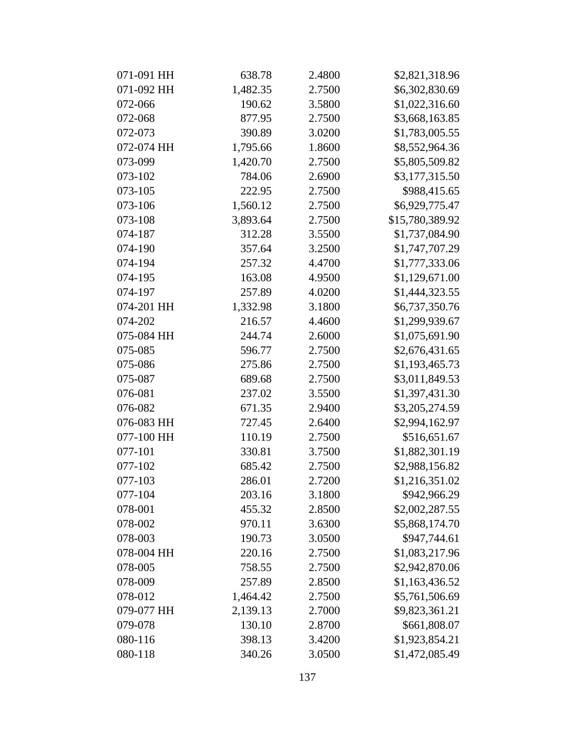| | | | |
|---|---|---|---|
| 071-091 HH | 638.78 | 2.4800 | $2,821,318.96 |
| 071-092 HH | 1,482.35 | 2.7500 | $6,302,830.69 |
| 072-066 | 190.62 | 3.5800 | $1,022,316.60 |
| 072-068 | 877.95 | 2.7500 | $3,668,163.85 |
| 072-073 | 390.89 | 3.0200 | $1,783,005.55 |
| 072-074 HH | 1,795.66 | 1.8600 | $8,552,964.36 |
| 073-099 | 1,420.70 | 2.7500 | $5,805,509.82 |
| 073-102 | 784.06 | 2.6900 | $3,177,315.50 |
| 073-105 | 222.95 | 2.7500 | $988,415.65 |
| 073-106 | 1,560.12 | 2.7500 | $6,929,775.47 |
| 073-108 | 3,893.64 | 2.7500 | $15,780,389.92 |
| 074-187 | 312.28 | 3.5500 | $1,737,084.90 |
| 074-190 | 357.64 | 3.2500 | $1,747,707.29 |
| 074-194 | 257.32 | 4.4700 | $1,777,333.06 |
| 074-195 | 163.08 | 4.9500 | $1,129,671.00 |
| 074-197 | 257.89 | 4.0200 | $1,444,323.55 |
| 074-201 HH | 1,332.98 | 3.1800 | $6,737,350.76 |
| 074-202 | 216.57 | 4.4600 | $1,299,939.67 |
| 075-084 HH | 244.74 | 2.6000 | $1,075,691.90 |
| 075-085 | 596.77 | 2.7500 | $2,676,431.65 |
| 075-086 | 275.86 | 2.7500 | $1,193,465.73 |
| 075-087 | 689.68 | 2.7500 | $3,011,849.53 |
| 076-081 | 237.02 | 3.5500 | $1,397,431.30 |
| 076-082 | 671.35 | 2.9400 | $3,205,274.59 |
| 076-083 HH | 727.45 | 2.6400 | $2,994,162.97 |
| 077-100 HH | 110.19 | 2.7500 | $516,651.67 |
| 077-101 | 330.81 | 3.7500 | $1,882,301.19 |
| 077-102 | 685.42 | 2.7500 | $2,988,156.82 |
| 077-103 | 286.01 | 2.7200 | $1,216,351.02 |
| 077-104 | 203.16 | 3.1800 | $942,966.29 |
| 078-001 | 455.32 | 2.8500 | $2,002,287.55 |
| 078-002 | 970.11 | 3.6300 | $5,868,174.70 |
| 078-003 | 190.73 | 3.0500 | $947,744.61 |
| 078-004 HH | 220.16 | 2.7500 | $1,083,217.96 |
| 078-005 | 758.55 | 2.7500 | $2,942,870.06 |
| 078-009 | 257.89 | 2.8500 | $1,163,436.52 |
| 078-012 | 1,464.42 | 2.7500 | $5,761,506.69 |
| 079-077 HH | 2,139.13 | 2.7000 | $9,823,361.21 |
| 079-078 | 130.10 | 2.8700 | $661,808.07 |
| 080-116 | 398.13 | 3.4200 | $1,923,854.21 |
| 080-118 | 340.26 | 3.0500 | $1,472,085.49 |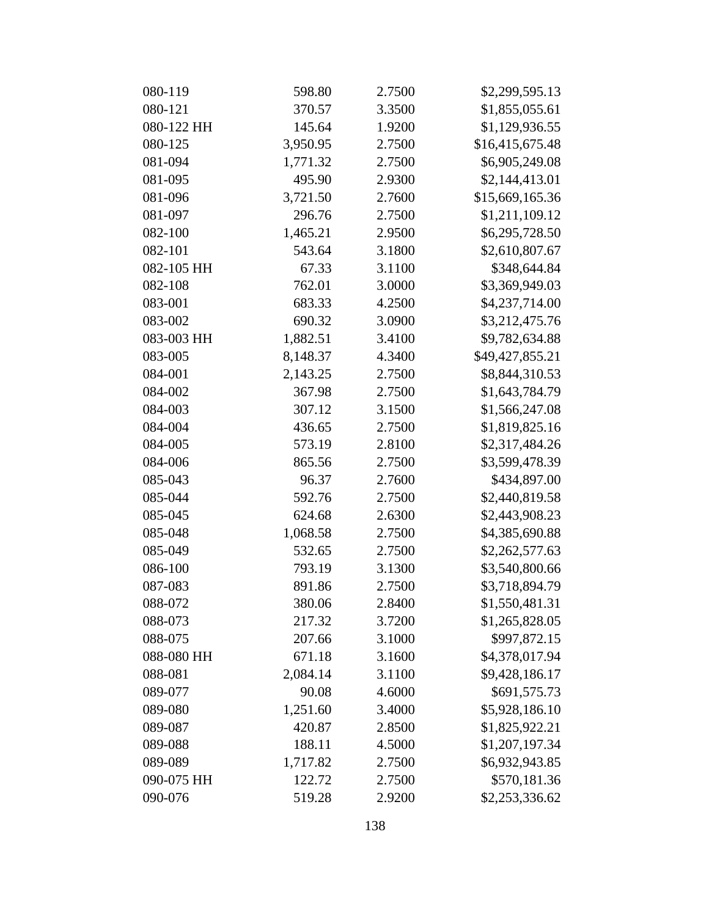| | | | |
|---|---|---|---|
| 080-119 | 598.80 | 2.7500 | $2,299,595.13 |
| 080-121 | 370.57 | 3.3500 | $1,855,055.61 |
| 080-122 HH | 145.64 | 1.9200 | $1,129,936.55 |
| 080-125 | 3,950.95 | 2.7500 | $16,415,675.48 |
| 081-094 | 1,771.32 | 2.7500 | $6,905,249.08 |
| 081-095 | 495.90 | 2.9300 | $2,144,413.01 |
| 081-096 | 3,721.50 | 2.7600 | $15,669,165.36 |
| 081-097 | 296.76 | 2.7500 | $1,211,109.12 |
| 082-100 | 1,465.21 | 2.9500 | $6,295,728.50 |
| 082-101 | 543.64 | 3.1800 | $2,610,807.67 |
| 082-105 HH | 67.33 | 3.1100 | $348,644.84 |
| 082-108 | 762.01 | 3.0000 | $3,369,949.03 |
| 083-001 | 683.33 | 4.2500 | $4,237,714.00 |
| 083-002 | 690.32 | 3.0900 | $3,212,475.76 |
| 083-003 HH | 1,882.51 | 3.4100 | $9,782,634.88 |
| 083-005 | 8,148.37 | 4.3400 | $49,427,855.21 |
| 084-001 | 2,143.25 | 2.7500 | $8,844,310.53 |
| 084-002 | 367.98 | 2.7500 | $1,643,784.79 |
| 084-003 | 307.12 | 3.1500 | $1,566,247.08 |
| 084-004 | 436.65 | 2.7500 | $1,819,825.16 |
| 084-005 | 573.19 | 2.8100 | $2,317,484.26 |
| 084-006 | 865.56 | 2.7500 | $3,599,478.39 |
| 085-043 | 96.37 | 2.7600 | $434,897.00 |
| 085-044 | 592.76 | 2.7500 | $2,440,819.58 |
| 085-045 | 624.68 | 2.6300 | $2,443,908.23 |
| 085-048 | 1,068.58 | 2.7500 | $4,385,690.88 |
| 085-049 | 532.65 | 2.7500 | $2,262,577.63 |
| 086-100 | 793.19 | 3.1300 | $3,540,800.66 |
| 087-083 | 891.86 | 2.7500 | $3,718,894.79 |
| 088-072 | 380.06 | 2.8400 | $1,550,481.31 |
| 088-073 | 217.32 | 3.7200 | $1,265,828.05 |
| 088-075 | 207.66 | 3.1000 | $997,872.15 |
| 088-080 HH | 671.18 | 3.1600 | $4,378,017.94 |
| 088-081 | 2,084.14 | 3.1100 | $9,428,186.17 |
| 089-077 | 90.08 | 4.6000 | $691,575.73 |
| 089-080 | 1,251.60 | 3.4000 | $5,928,186.10 |
| 089-087 | 420.87 | 2.8500 | $1,825,922.21 |
| 089-088 | 188.11 | 4.5000 | $1,207,197.34 |
| 089-089 | 1,717.82 | 2.7500 | $6,932,943.85 |
| 090-075 HH | 122.72 | 2.7500 | $570,181.36 |
| 090-076 | 519.28 | 2.9200 | $2,253,336.62 |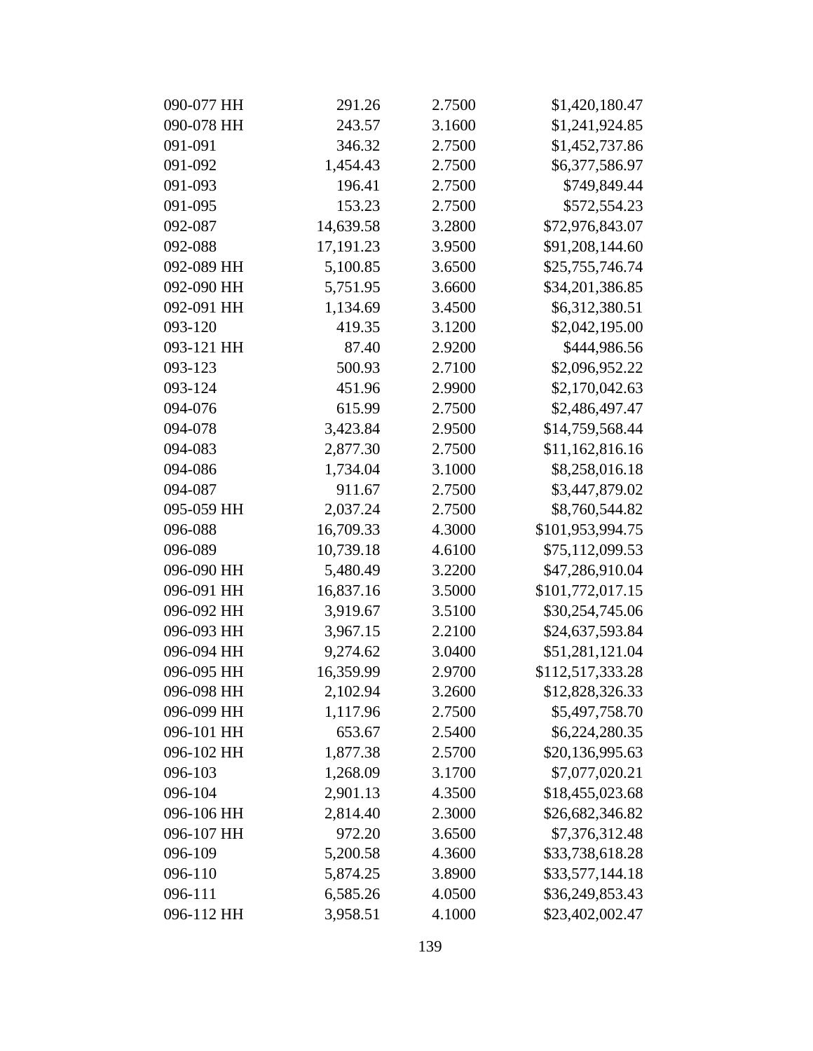| | | | |
|---|---|---|---|
| 090-077 HH | 291.26 | 2.7500 | $1,420,180.47 |
| 090-078 HH | 243.57 | 3.1600 | $1,241,924.85 |
| 091-091 | 346.32 | 2.7500 | $1,452,737.86 |
| 091-092 | 1,454.43 | 2.7500 | $6,377,586.97 |
| 091-093 | 196.41 | 2.7500 | $749,849.44 |
| 091-095 | 153.23 | 2.7500 | $572,554.23 |
| 092-087 | 14,639.58 | 3.2800 | $72,976,843.07 |
| 092-088 | 17,191.23 | 3.9500 | $91,208,144.60 |
| 092-089 HH | 5,100.85 | 3.6500 | $25,755,746.74 |
| 092-090 HH | 5,751.95 | 3.6600 | $34,201,386.85 |
| 092-091 HH | 1,134.69 | 3.4500 | $6,312,380.51 |
| 093-120 | 419.35 | 3.1200 | $2,042,195.00 |
| 093-121 HH | 87.40 | 2.9200 | $444,986.56 |
| 093-123 | 500.93 | 2.7100 | $2,096,952.22 |
| 093-124 | 451.96 | 2.9900 | $2,170,042.63 |
| 094-076 | 615.99 | 2.7500 | $2,486,497.47 |
| 094-078 | 3,423.84 | 2.9500 | $14,759,568.44 |
| 094-083 | 2,877.30 | 2.7500 | $11,162,816.16 |
| 094-086 | 1,734.04 | 3.1000 | $8,258,016.18 |
| 094-087 | 911.67 | 2.7500 | $3,447,879.02 |
| 095-059 HH | 2,037.24 | 2.7500 | $8,760,544.82 |
| 096-088 | 16,709.33 | 4.3000 | $101,953,994.75 |
| 096-089 | 10,739.18 | 4.6100 | $75,112,099.53 |
| 096-090 HH | 5,480.49 | 3.2200 | $47,286,910.04 |
| 096-091 HH | 16,837.16 | 3.5000 | $101,772,017.15 |
| 096-092 HH | 3,919.67 | 3.5100 | $30,254,745.06 |
| 096-093 HH | 3,967.15 | 2.2100 | $24,637,593.84 |
| 096-094 HH | 9,274.62 | 3.0400 | $51,281,121.04 |
| 096-095 HH | 16,359.99 | 2.9700 | $112,517,333.28 |
| 096-098 HH | 2,102.94 | 3.2600 | $12,828,326.33 |
| 096-099 HH | 1,117.96 | 2.7500 | $5,497,758.70 |
| 096-101 HH | 653.67 | 2.5400 | $6,224,280.35 |
| 096-102 HH | 1,877.38 | 2.5700 | $20,136,995.63 |
| 096-103 | 1,268.09 | 3.1700 | $7,077,020.21 |
| 096-104 | 2,901.13 | 4.3500 | $18,455,023.68 |
| 096-106 HH | 2,814.40 | 2.3000 | $26,682,346.82 |
| 096-107 HH | 972.20 | 3.6500 | $7,376,312.48 |
| 096-109 | 5,200.58 | 4.3600 | $33,738,618.28 |
| 096-110 | 5,874.25 | 3.8900 | $33,577,144.18 |
| 096-111 | 6,585.26 | 4.0500 | $36,249,853.43 |
| 096-112 HH | 3,958.51 | 4.1000 | $23,402,002.47 |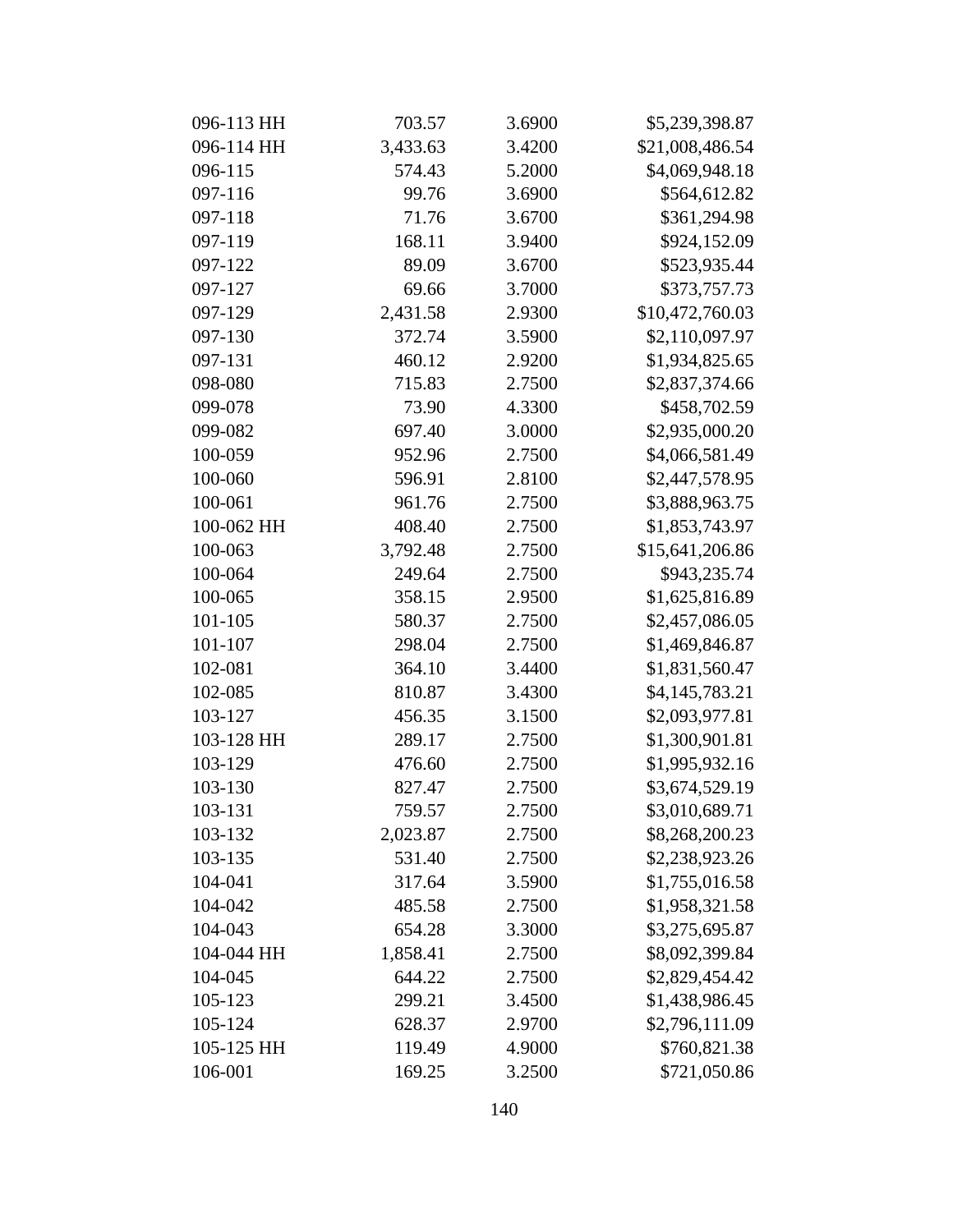| | | | |
|---|---|---|---|
| 096-113 HH | 703.57 | 3.6900 | $5,239,398.87 |
| 096-114 HH | 3,433.63 | 3.4200 | $21,008,486.54 |
| 096-115 | 574.43 | 5.2000 | $4,069,948.18 |
| 097-116 | 99.76 | 3.6900 | $564,612.82 |
| 097-118 | 71.76 | 3.6700 | $361,294.98 |
| 097-119 | 168.11 | 3.9400 | $924,152.09 |
| 097-122 | 89.09 | 3.6700 | $523,935.44 |
| 097-127 | 69.66 | 3.7000 | $373,757.73 |
| 097-129 | 2,431.58 | 2.9300 | $10,472,760.03 |
| 097-130 | 372.74 | 3.5900 | $2,110,097.97 |
| 097-131 | 460.12 | 2.9200 | $1,934,825.65 |
| 098-080 | 715.83 | 2.7500 | $2,837,374.66 |
| 099-078 | 73.90 | 4.3300 | $458,702.59 |
| 099-082 | 697.40 | 3.0000 | $2,935,000.20 |
| 100-059 | 952.96 | 2.7500 | $4,066,581.49 |
| 100-060 | 596.91 | 2.8100 | $2,447,578.95 |
| 100-061 | 961.76 | 2.7500 | $3,888,963.75 |
| 100-062 HH | 408.40 | 2.7500 | $1,853,743.97 |
| 100-063 | 3,792.48 | 2.7500 | $15,641,206.86 |
| 100-064 | 249.64 | 2.7500 | $943,235.74 |
| 100-065 | 358.15 | 2.9500 | $1,625,816.89 |
| 101-105 | 580.37 | 2.7500 | $2,457,086.05 |
| 101-107 | 298.04 | 2.7500 | $1,469,846.87 |
| 102-081 | 364.10 | 3.4400 | $1,831,560.47 |
| 102-085 | 810.87 | 3.4300 | $4,145,783.21 |
| 103-127 | 456.35 | 3.1500 | $2,093,977.81 |
| 103-128 HH | 289.17 | 2.7500 | $1,300,901.81 |
| 103-129 | 476.60 | 2.7500 | $1,995,932.16 |
| 103-130 | 827.47 | 2.7500 | $3,674,529.19 |
| 103-131 | 759.57 | 2.7500 | $3,010,689.71 |
| 103-132 | 2,023.87 | 2.7500 | $8,268,200.23 |
| 103-135 | 531.40 | 2.7500 | $2,238,923.26 |
| 104-041 | 317.64 | 3.5900 | $1,755,016.58 |
| 104-042 | 485.58 | 2.7500 | $1,958,321.58 |
| 104-043 | 654.28 | 3.3000 | $3,275,695.87 |
| 104-044 HH | 1,858.41 | 2.7500 | $8,092,399.84 |
| 104-045 | 644.22 | 2.7500 | $2,829,454.42 |
| 105-123 | 299.21 | 3.4500 | $1,438,986.45 |
| 105-124 | 628.37 | 2.9700 | $2,796,111.09 |
| 105-125 HH | 119.49 | 4.9000 | $760,821.38 |
| 106-001 | 169.25 | 3.2500 | $721,050.86 |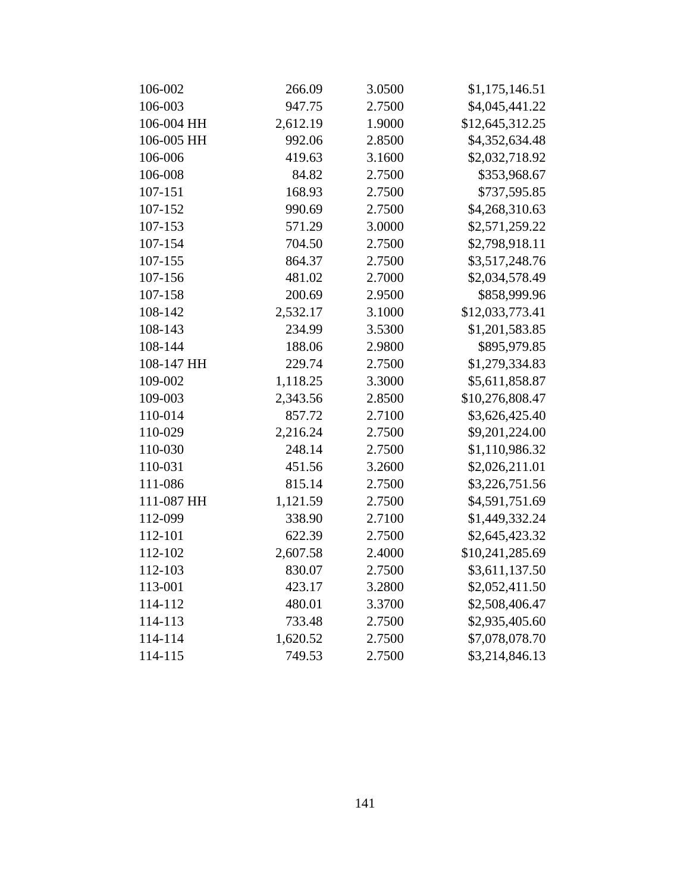| | | | |
|---|---|---|---|
| 106-002 | 266.09 | 3.0500 | $1,175,146.51 |
| 106-003 | 947.75 | 2.7500 | $4,045,441.22 |
| 106-004 HH | 2,612.19 | 1.9000 | $12,645,312.25 |
| 106-005 HH | 992.06 | 2.8500 | $4,352,634.48 |
| 106-006 | 419.63 | 3.1600 | $2,032,718.92 |
| 106-008 | 84.82 | 2.7500 | $353,968.67 |
| 107-151 | 168.93 | 2.7500 | $737,595.85 |
| 107-152 | 990.69 | 2.7500 | $4,268,310.63 |
| 107-153 | 571.29 | 3.0000 | $2,571,259.22 |
| 107-154 | 704.50 | 2.7500 | $2,798,918.11 |
| 107-155 | 864.37 | 2.7500 | $3,517,248.76 |
| 107-156 | 481.02 | 2.7000 | $2,034,578.49 |
| 107-158 | 200.69 | 2.9500 | $858,999.96 |
| 108-142 | 2,532.17 | 3.1000 | $12,033,773.41 |
| 108-143 | 234.99 | 3.5300 | $1,201,583.85 |
| 108-144 | 188.06 | 2.9800 | $895,979.85 |
| 108-147 HH | 229.74 | 2.7500 | $1,279,334.83 |
| 109-002 | 1,118.25 | 3.3000 | $5,611,858.87 |
| 109-003 | 2,343.56 | 2.8500 | $10,276,808.47 |
| 110-014 | 857.72 | 2.7100 | $3,626,425.40 |
| 110-029 | 2,216.24 | 2.7500 | $9,201,224.00 |
| 110-030 | 248.14 | 2.7500 | $1,110,986.32 |
| 110-031 | 451.56 | 3.2600 | $2,026,211.01 |
| 111-086 | 815.14 | 2.7500 | $3,226,751.56 |
| 111-087 HH | 1,121.59 | 2.7500 | $4,591,751.69 |
| 112-099 | 338.90 | 2.7100 | $1,449,332.24 |
| 112-101 | 622.39 | 2.7500 | $2,645,423.32 |
| 112-102 | 2,607.58 | 2.4000 | $10,241,285.69 |
| 112-103 | 830.07 | 2.7500 | $3,611,137.50 |
| 113-001 | 423.17 | 3.2800 | $2,052,411.50 |
| 114-112 | 480.01 | 3.3700 | $2,508,406.47 |
| 114-113 | 733.48 | 2.7500 | $2,935,405.60 |
| 114-114 | 1,620.52 | 2.7500 | $7,078,078.70 |
| 114-115 | 749.53 | 2.7500 | $3,214,846.13 |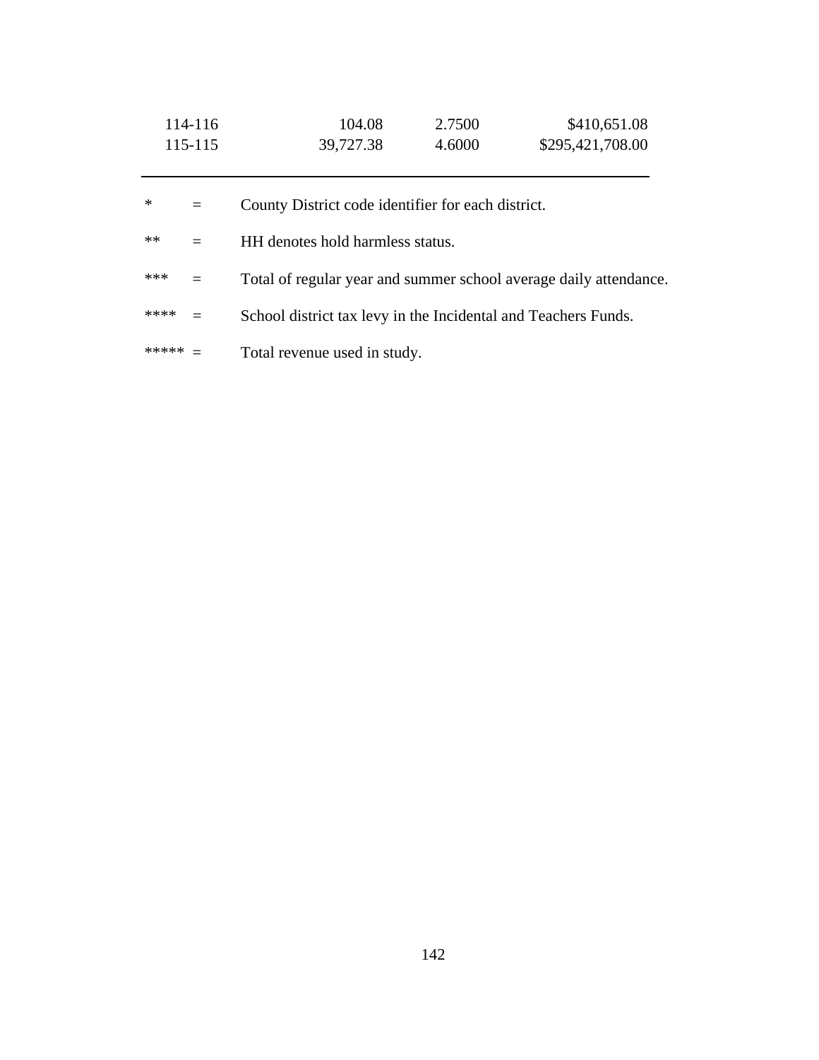| | | | |
|---|---|---|---|
| 114-116 | 104.08 | 2.7500 | $410,651.08 |
| 115-115 | 39,727.38 | 4.6000 | $295,421,708.00 |

\* = County District code identifier for each district.

\*\* = HH denotes hold harmless status.

\*\*\* = Total of regular year and summer school average daily attendance.

\*\*\*\* = School district tax levy in the Incidental and Teachers Funds.

\*\*\*\*\* = Total revenue used in study.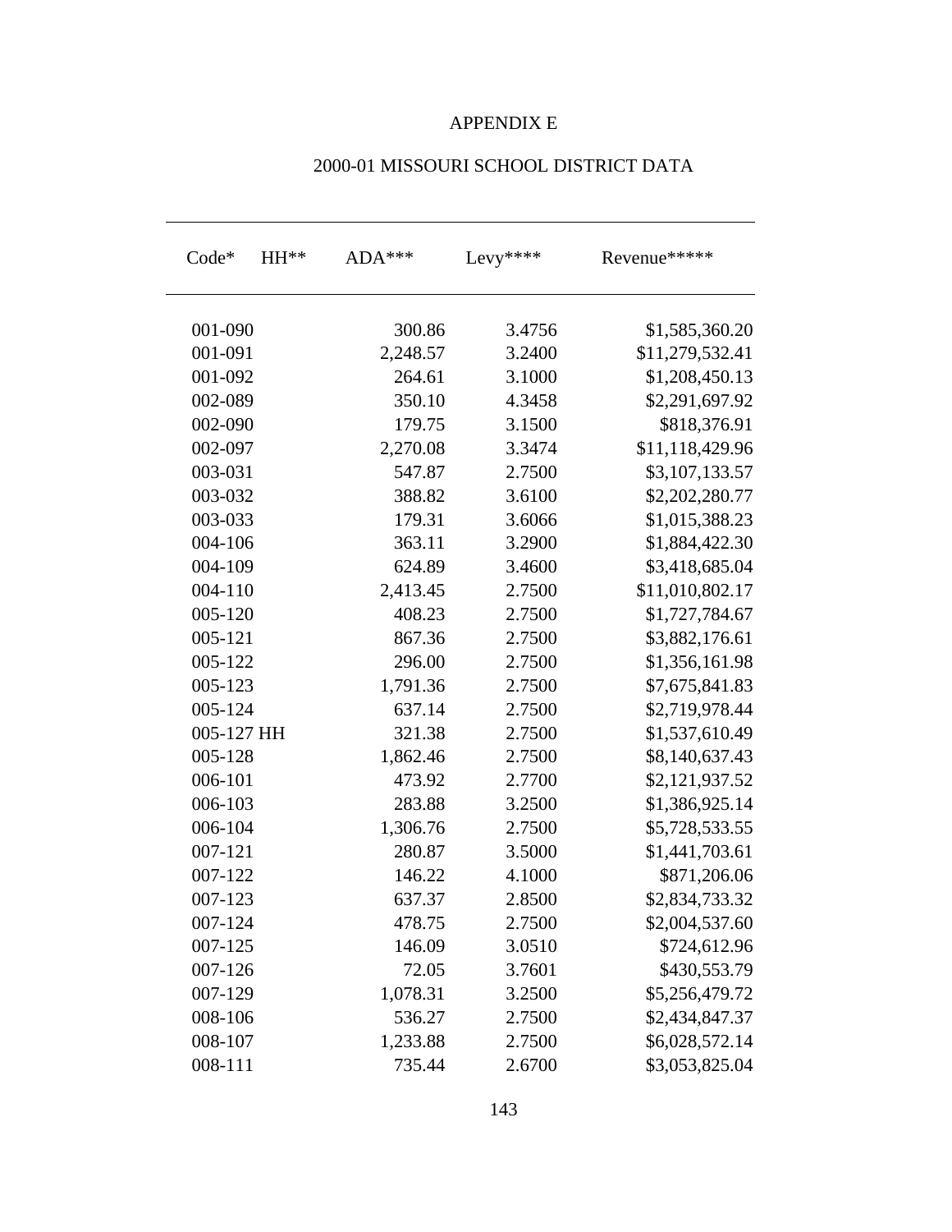# APPENDIX E

## 2000-01 MISSOURI SCHOOL DISTRICT DATA

| Code* | HH** | ADA*** | Levy**** | Revenue***** |
|---|---|---|---|---|
| 001-090 | | 300.86 | 3.4756 | $1,585,360.20 |
| 001-091 | | 2,248.57 | 3.2400 | $11,279,532.41 |
| 001-092 | | 264.61 | 3.1000 | $1,208,450.13 |
| 002-089 | | 350.10 | 4.3458 | $2,291,697.92 |
| 002-090 | | 179.75 | 3.1500 | $818,376.91 |
| 002-097 | | 2,270.08 | 3.3474 | $11,118,429.96 |
| 003-031 | | 547.87 | 2.7500 | $3,107,133.57 |
| 003-032 | | 388.82 | 3.6100 | $2,202,280.77 |
| 003-033 | | 179.31 | 3.6066 | $1,015,388.23 |
| 004-106 | | 363.11 | 3.2900 | $1,884,422.30 |
| 004-109 | | 624.89 | 3.4600 | $3,418,685.04 |
| 004-110 | | 2,413.45 | 2.7500 | $11,010,802.17 |
| 005-120 | | 408.23 | 2.7500 | $1,727,784.67 |
| 005-121 | | 867.36 | 2.7500 | $3,882,176.61 |
| 005-122 | | 296.00 | 2.7500 | $1,356,161.98 |
| 005-123 | | 1,791.36 | 2.7500 | $7,675,841.83 |
| 005-124 | | 637.14 | 2.7500 | $2,719,978.44 |
| 005-127 | HH | 321.38 | 2.7500 | $1,537,610.49 |
| 005-128 | | 1,862.46 | 2.7500 | $8,140,637.43 |
| 006-101 | | 473.92 | 2.7700 | $2,121,937.52 |
| 006-103 | | 283.88 | 3.2500 | $1,386,925.14 |
| 006-104 | | 1,306.76 | 2.7500 | $5,728,533.55 |
| 007-121 | | 280.87 | 3.5000 | $1,441,703.61 |
| 007-122 | | 146.22 | 4.1000 | $871,206.06 |
| 007-123 | | 637.37 | 2.8500 | $2,834,733.32 |
| 007-124 | | 478.75 | 2.7500 | $2,004,537.60 |
| 007-125 | | 146.09 | 3.0510 | $724,612.96 |
| 007-126 | | 72.05 | 3.7601 | $430,553.79 |
| 007-129 | | 1,078.31 | 3.2500 | $5,256,479.72 |
| 008-106 | | 536.27 | 2.7500 | $2,434,847.37 |
| 008-107 | | 1,233.88 | 2.7500 | $6,028,572.14 |
| 008-111 | | 735.44 | 2.6700 | $3,053,825.04 |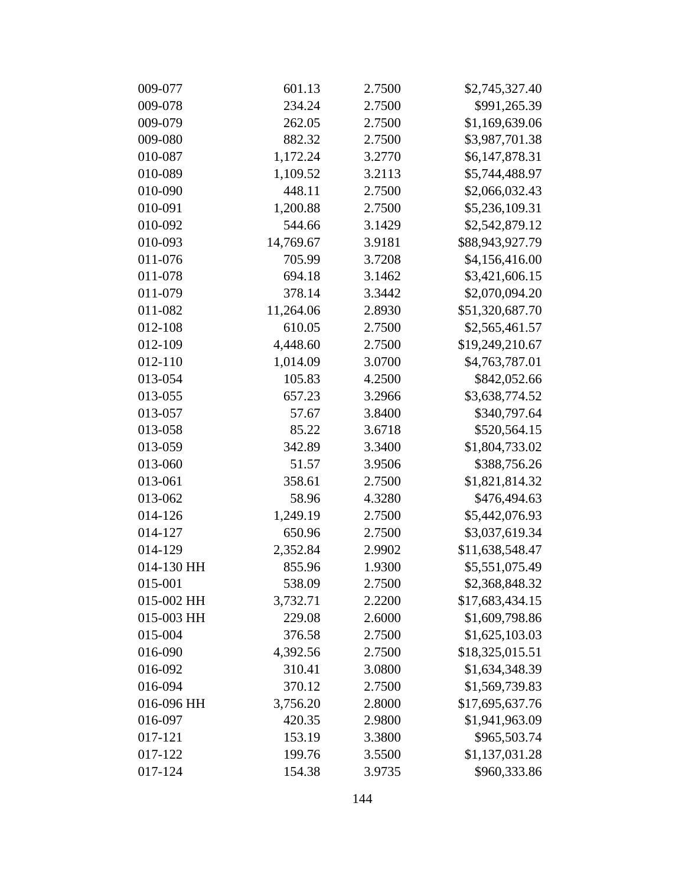| | | | |
|---|---|---|---|
| 009-077 | 601.13 | 2.7500 | $2,745,327.40 |
| 009-078 | 234.24 | 2.7500 | $991,265.39 |
| 009-079 | 262.05 | 2.7500 | $1,169,639.06 |
| 009-080 | 882.32 | 2.7500 | $3,987,701.38 |
| 010-087 | 1,172.24 | 3.2770 | $6,147,878.31 |
| 010-089 | 1,109.52 | 3.2113 | $5,744,488.97 |
| 010-090 | 448.11 | 2.7500 | $2,066,032.43 |
| 010-091 | 1,200.88 | 2.7500 | $5,236,109.31 |
| 010-092 | 544.66 | 3.1429 | $2,542,879.12 |
| 010-093 | 14,769.67 | 3.9181 | $88,943,927.79 |
| 011-076 | 705.99 | 3.7208 | $4,156,416.00 |
| 011-078 | 694.18 | 3.1462 | $3,421,606.15 |
| 011-079 | 378.14 | 3.3442 | $2,070,094.20 |
| 011-082 | 11,264.06 | 2.8930 | $51,320,687.70 |
| 012-108 | 610.05 | 2.7500 | $2,565,461.57 |
| 012-109 | 4,448.60 | 2.7500 | $19,249,210.67 |
| 012-110 | 1,014.09 | 3.0700 | $4,763,787.01 |
| 013-054 | 105.83 | 4.2500 | $842,052.66 |
| 013-055 | 657.23 | 3.2966 | $3,638,774.52 |
| 013-057 | 57.67 | 3.8400 | $340,797.64 |
| 013-058 | 85.22 | 3.6718 | $520,564.15 |
| 013-059 | 342.89 | 3.3400 | $1,804,733.02 |
| 013-060 | 51.57 | 3.9506 | $388,756.26 |
| 013-061 | 358.61 | 2.7500 | $1,821,814.32 |
| 013-062 | 58.96 | 4.3280 | $476,494.63 |
| 014-126 | 1,249.19 | 2.7500 | $5,442,076.93 |
| 014-127 | 650.96 | 2.7500 | $3,037,619.34 |
| 014-129 | 2,352.84 | 2.9902 | $11,638,548.47 |
| 014-130 HH | 855.96 | 1.9300 | $5,551,075.49 |
| 015-001 | 538.09 | 2.7500 | $2,368,848.32 |
| 015-002 HH | 3,732.71 | 2.2200 | $17,683,434.15 |
| 015-003 HH | 229.08 | 2.6000 | $1,609,798.86 |
| 015-004 | 376.58 | 2.7500 | $1,625,103.03 |
| 016-090 | 4,392.56 | 2.7500 | $18,325,015.51 |
| 016-092 | 310.41 | 3.0800 | $1,634,348.39 |
| 016-094 | 370.12 | 2.7500 | $1,569,739.83 |
| 016-096 HH | 3,756.20 | 2.8000 | $17,695,637.76 |
| 016-097 | 420.35 | 2.9800 | $1,941,963.09 |
| 017-121 | 153.19 | 3.3800 | $965,503.74 |
| 017-122 | 199.76 | 3.5500 | $1,137,031.28 |
| 017-124 | 154.38 | 3.9735 | $960,333.86 |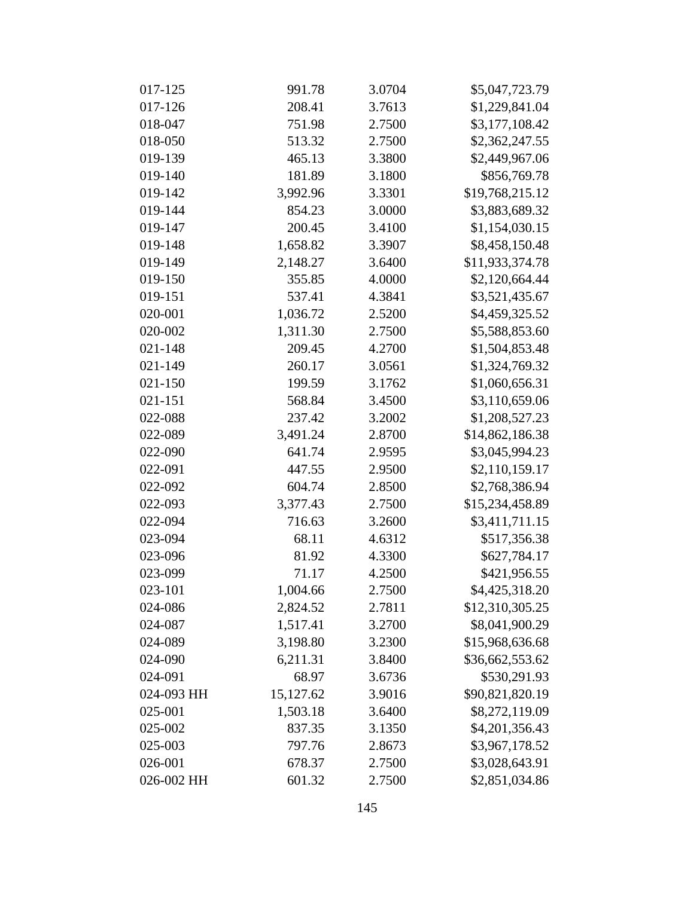| | | | |
|---|---|---|---|
| 017-125 | 991.78 | 3.0704 | $5,047,723.79 |
| 017-126 | 208.41 | 3.7613 | $1,229,841.04 |
| 018-047 | 751.98 | 2.7500 | $3,177,108.42 |
| 018-050 | 513.32 | 2.7500 | $2,362,247.55 |
| 019-139 | 465.13 | 3.3800 | $2,449,967.06 |
| 019-140 | 181.89 | 3.1800 | $856,769.78 |
| 019-142 | 3,992.96 | 3.3301 | $19,768,215.12 |
| 019-144 | 854.23 | 3.0000 | $3,883,689.32 |
| 019-147 | 200.45 | 3.4100 | $1,154,030.15 |
| 019-148 | 1,658.82 | 3.3907 | $8,458,150.48 |
| 019-149 | 2,148.27 | 3.6400 | $11,933,374.78 |
| 019-150 | 355.85 | 4.0000 | $2,120,664.44 |
| 019-151 | 537.41 | 4.3841 | $3,521,435.67 |
| 020-001 | 1,036.72 | 2.5200 | $4,459,325.52 |
| 020-002 | 1,311.30 | 2.7500 | $5,588,853.60 |
| 021-148 | 209.45 | 4.2700 | $1,504,853.48 |
| 021-149 | 260.17 | 3.0561 | $1,324,769.32 |
| 021-150 | 199.59 | 3.1762 | $1,060,656.31 |
| 021-151 | 568.84 | 3.4500 | $3,110,659.06 |
| 022-088 | 237.42 | 3.2002 | $1,208,527.23 |
| 022-089 | 3,491.24 | 2.8700 | $14,862,186.38 |
| 022-090 | 641.74 | 2.9595 | $3,045,994.23 |
| 022-091 | 447.55 | 2.9500 | $2,110,159.17 |
| 022-092 | 604.74 | 2.8500 | $2,768,386.94 |
| 022-093 | 3,377.43 | 2.7500 | $15,234,458.89 |
| 022-094 | 716.63 | 3.2600 | $3,411,711.15 |
| 023-094 | 68.11 | 4.6312 | $517,356.38 |
| 023-096 | 81.92 | 4.3300 | $627,784.17 |
| 023-099 | 71.17 | 4.2500 | $421,956.55 |
| 023-101 | 1,004.66 | 2.7500 | $4,425,318.20 |
| 024-086 | 2,824.52 | 2.7811 | $12,310,305.25 |
| 024-087 | 1,517.41 | 3.2700 | $8,041,900.29 |
| 024-089 | 3,198.80 | 3.2300 | $15,968,636.68 |
| 024-090 | 6,211.31 | 3.8400 | $36,662,553.62 |
| 024-091 | 68.97 | 3.6736 | $530,291.93 |
| 024-093 HH | 15,127.62 | 3.9016 | $90,821,820.19 |
| 025-001 | 1,503.18 | 3.6400 | $8,272,119.09 |
| 025-002 | 837.35 | 3.1350 | $4,201,356.43 |
| 025-003 | 797.76 | 2.8673 | $3,967,178.52 |
| 026-001 | 678.37 | 2.7500 | $3,028,643.91 |
| 026-002 HH | 601.32 | 2.7500 | $2,851,034.86 |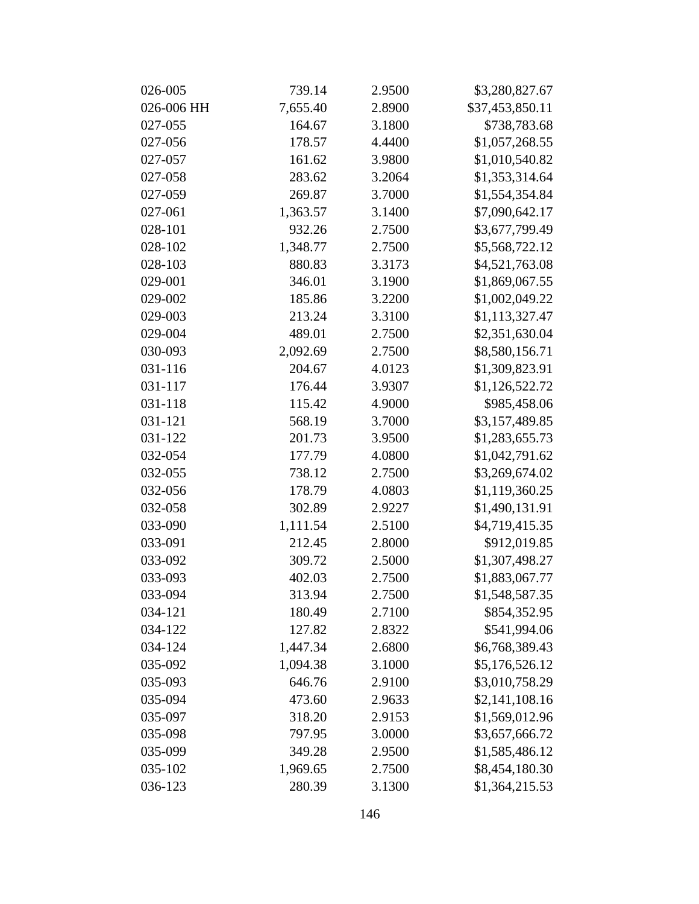| | | | |
|---|---|---|---|
| 026-005 | 739.14 | 2.9500 | $3,280,827.67 |
| 026-006 HH | 7,655.40 | 2.8900 | $37,453,850.11 |
| 027-055 | 164.67 | 3.1800 | $738,783.68 |
| 027-056 | 178.57 | 4.4400 | $1,057,268.55 |
| 027-057 | 161.62 | 3.9800 | $1,010,540.82 |
| 027-058 | 283.62 | 3.2064 | $1,353,314.64 |
| 027-059 | 269.87 | 3.7000 | $1,554,354.84 |
| 027-061 | 1,363.57 | 3.1400 | $7,090,642.17 |
| 028-101 | 932.26 | 2.7500 | $3,677,799.49 |
| 028-102 | 1,348.77 | 2.7500 | $5,568,722.12 |
| 028-103 | 880.83 | 3.3173 | $4,521,763.08 |
| 029-001 | 346.01 | 3.1900 | $1,869,067.55 |
| 029-002 | 185.86 | 3.2200 | $1,002,049.22 |
| 029-003 | 213.24 | 3.3100 | $1,113,327.47 |
| 029-004 | 489.01 | 2.7500 | $2,351,630.04 |
| 030-093 | 2,092.69 | 2.7500 | $8,580,156.71 |
| 031-116 | 204.67 | 4.0123 | $1,309,823.91 |
| 031-117 | 176.44 | 3.9307 | $1,126,522.72 |
| 031-118 | 115.42 | 4.9000 | $985,458.06 |
| 031-121 | 568.19 | 3.7000 | $3,157,489.85 |
| 031-122 | 201.73 | 3.9500 | $1,283,655.73 |
| 032-054 | 177.79 | 4.0800 | $1,042,791.62 |
| 032-055 | 738.12 | 2.7500 | $3,269,674.02 |
| 032-056 | 178.79 | 4.0803 | $1,119,360.25 |
| 032-058 | 302.89 | 2.9227 | $1,490,131.91 |
| 033-090 | 1,111.54 | 2.5100 | $4,719,415.35 |
| 033-091 | 212.45 | 2.8000 | $912,019.85 |
| 033-092 | 309.72 | 2.5000 | $1,307,498.27 |
| 033-093 | 402.03 | 2.7500 | $1,883,067.77 |
| 033-094 | 313.94 | 2.7500 | $1,548,587.35 |
| 034-121 | 180.49 | 2.7100 | $854,352.95 |
| 034-122 | 127.82 | 2.8322 | $541,994.06 |
| 034-124 | 1,447.34 | 2.6800 | $6,768,389.43 |
| 035-092 | 1,094.38 | 3.1000 | $5,176,526.12 |
| 035-093 | 646.76 | 2.9100 | $3,010,758.29 |
| 035-094 | 473.60 | 2.9633 | $2,141,108.16 |
| 035-097 | 318.20 | 2.9153 | $1,569,012.96 |
| 035-098 | 797.95 | 3.0000 | $3,657,666.72 |
| 035-099 | 349.28 | 2.9500 | $1,585,486.12 |
| 035-102 | 1,969.65 | 2.7500 | $8,454,180.30 |
| 036-123 | 280.39 | 3.1300 | $1,364,215.53 |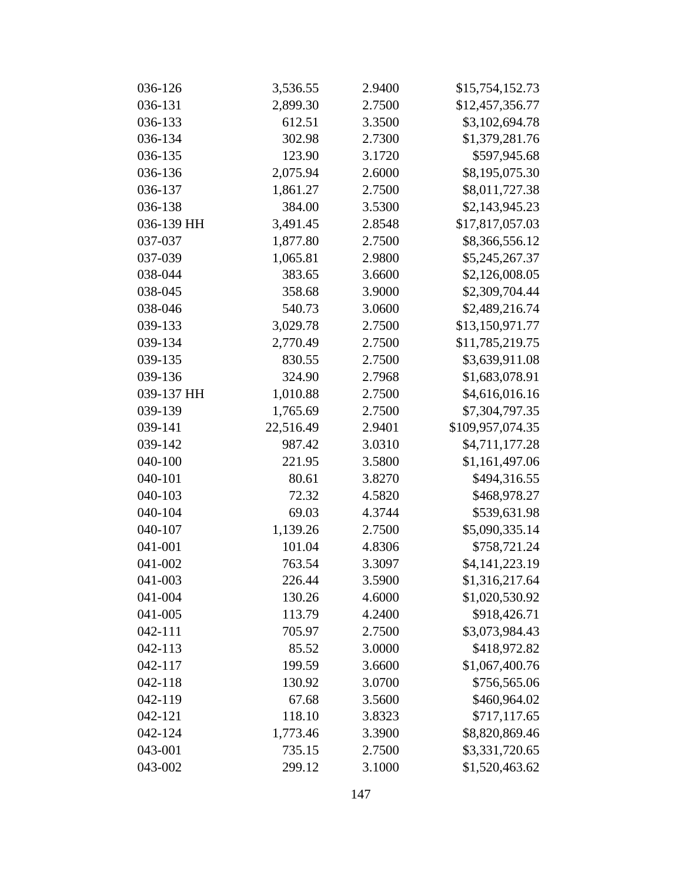| | | | |
|---|---|---|---|
| 036-126 | 3,536.55 | 2.9400 | $15,754,152.73 |
| 036-131 | 2,899.30 | 2.7500 | $12,457,356.77 |
| 036-133 | 612.51 | 3.3500 | $3,102,694.78 |
| 036-134 | 302.98 | 2.7300 | $1,379,281.76 |
| 036-135 | 123.90 | 3.1720 | $597,945.68 |
| 036-136 | 2,075.94 | 2.6000 | $8,195,075.30 |
| 036-137 | 1,861.27 | 2.7500 | $8,011,727.38 |
| 036-138 | 384.00 | 3.5300 | $2,143,945.23 |
| 036-139 HH | 3,491.45 | 2.8548 | $17,817,057.03 |
| 037-037 | 1,877.80 | 2.7500 | $8,366,556.12 |
| 037-039 | 1,065.81 | 2.9800 | $5,245,267.37 |
| 038-044 | 383.65 | 3.6600 | $2,126,008.05 |
| 038-045 | 358.68 | 3.9000 | $2,309,704.44 |
| 038-046 | 540.73 | 3.0600 | $2,489,216.74 |
| 039-133 | 3,029.78 | 2.7500 | $13,150,971.77 |
| 039-134 | 2,770.49 | 2.7500 | $11,785,219.75 |
| 039-135 | 830.55 | 2.7500 | $3,639,911.08 |
| 039-136 | 324.90 | 2.7968 | $1,683,078.91 |
| 039-137 HH | 1,010.88 | 2.7500 | $4,616,016.16 |
| 039-139 | 1,765.69 | 2.7500 | $7,304,797.35 |
| 039-141 | 22,516.49 | 2.9401 | $109,957,074.35 |
| 039-142 | 987.42 | 3.0310 | $4,711,177.28 |
| 040-100 | 221.95 | 3.5800 | $1,161,497.06 |
| 040-101 | 80.61 | 3.8270 | $494,316.55 |
| 040-103 | 72.32 | 4.5820 | $468,978.27 |
| 040-104 | 69.03 | 4.3744 | $539,631.98 |
| 040-107 | 1,139.26 | 2.7500 | $5,090,335.14 |
| 041-001 | 101.04 | 4.8306 | $758,721.24 |
| 041-002 | 763.54 | 3.3097 | $4,141,223.19 |
| 041-003 | 226.44 | 3.5900 | $1,316,217.64 |
| 041-004 | 130.26 | 4.6000 | $1,020,530.92 |
| 041-005 | 113.79 | 4.2400 | $918,426.71 |
| 042-111 | 705.97 | 2.7500 | $3,073,984.43 |
| 042-113 | 85.52 | 3.0000 | $418,972.82 |
| 042-117 | 199.59 | 3.6600 | $1,067,400.76 |
| 042-118 | 130.92 | 3.0700 | $756,565.06 |
| 042-119 | 67.68 | 3.5600 | $460,964.02 |
| 042-121 | 118.10 | 3.8323 | $717,117.65 |
| 042-124 | 1,773.46 | 3.3900 | $8,820,869.46 |
| 043-001 | 735.15 | 2.7500 | $3,331,720.65 |
| 043-002 | 299.12 | 3.1000 | $1,520,463.62 |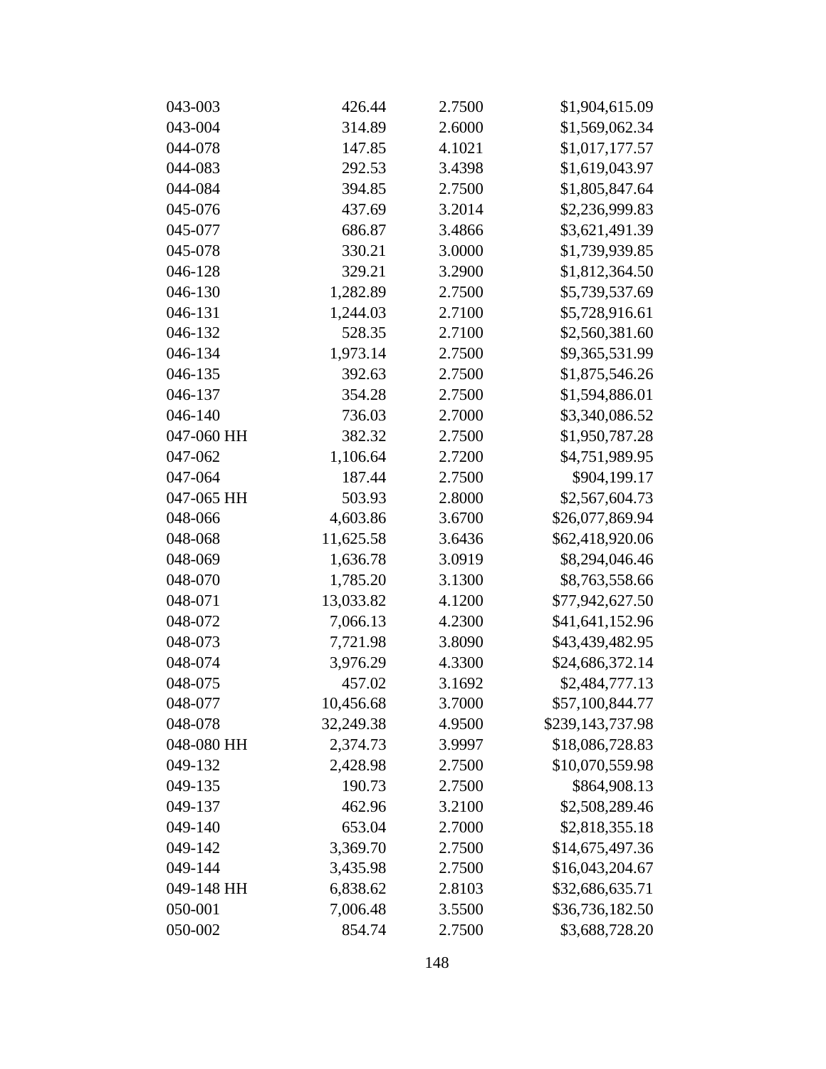| | | | |
|---|---|---|---|
| 043-003 | 426.44 | 2.7500 | $1,904,615.09 |
| 043-004 | 314.89 | 2.6000 | $1,569,062.34 |
| 044-078 | 147.85 | 4.1021 | $1,017,177.57 |
| 044-083 | 292.53 | 3.4398 | $1,619,043.97 |
| 044-084 | 394.85 | 2.7500 | $1,805,847.64 |
| 045-076 | 437.69 | 3.2014 | $2,236,999.83 |
| 045-077 | 686.87 | 3.4866 | $3,621,491.39 |
| 045-078 | 330.21 | 3.0000 | $1,739,939.85 |
| 046-128 | 329.21 | 3.2900 | $1,812,364.50 |
| 046-130 | 1,282.89 | 2.7500 | $5,739,537.69 |
| 046-131 | 1,244.03 | 2.7100 | $5,728,916.61 |
| 046-132 | 528.35 | 2.7100 | $2,560,381.60 |
| 046-134 | 1,973.14 | 2.7500 | $9,365,531.99 |
| 046-135 | 392.63 | 2.7500 | $1,875,546.26 |
| 046-137 | 354.28 | 2.7500 | $1,594,886.01 |
| 046-140 | 736.03 | 2.7000 | $3,340,086.52 |
| 047-060 HH | 382.32 | 2.7500 | $1,950,787.28 |
| 047-062 | 1,106.64 | 2.7200 | $4,751,989.95 |
| 047-064 | 187.44 | 2.7500 | $904,199.17 |
| 047-065 HH | 503.93 | 2.8000 | $2,567,604.73 |
| 048-066 | 4,603.86 | 3.6700 | $26,077,869.94 |
| 048-068 | 11,625.58 | 3.6436 | $62,418,920.06 |
| 048-069 | 1,636.78 | 3.0919 | $8,294,046.46 |
| 048-070 | 1,785.20 | 3.1300 | $8,763,558.66 |
| 048-071 | 13,033.82 | 4.1200 | $77,942,627.50 |
| 048-072 | 7,066.13 | 4.2300 | $41,641,152.96 |
| 048-073 | 7,721.98 | 3.8090 | $43,439,482.95 |
| 048-074 | 3,976.29 | 4.3300 | $24,686,372.14 |
| 048-075 | 457.02 | 3.1692 | $2,484,777.13 |
| 048-077 | 10,456.68 | 3.7000 | $57,100,844.77 |
| 048-078 | 32,249.38 | 4.9500 | $239,143,737.98 |
| 048-080 HH | 2,374.73 | 3.9997 | $18,086,728.83 |
| 049-132 | 2,428.98 | 2.7500 | $10,070,559.98 |
| 049-135 | 190.73 | 2.7500 | $864,908.13 |
| 049-137 | 462.96 | 3.2100 | $2,508,289.46 |
| 049-140 | 653.04 | 2.7000 | $2,818,355.18 |
| 049-142 | 3,369.70 | 2.7500 | $14,675,497.36 |
| 049-144 | 3,435.98 | 2.7500 | $16,043,204.67 |
| 049-148 HH | 6,838.62 | 2.8103 | $32,686,635.71 |
| 050-001 | 7,006.48 | 3.5500 | $36,736,182.50 |
| 050-002 | 854.74 | 2.7500 | $3,688,728.20 |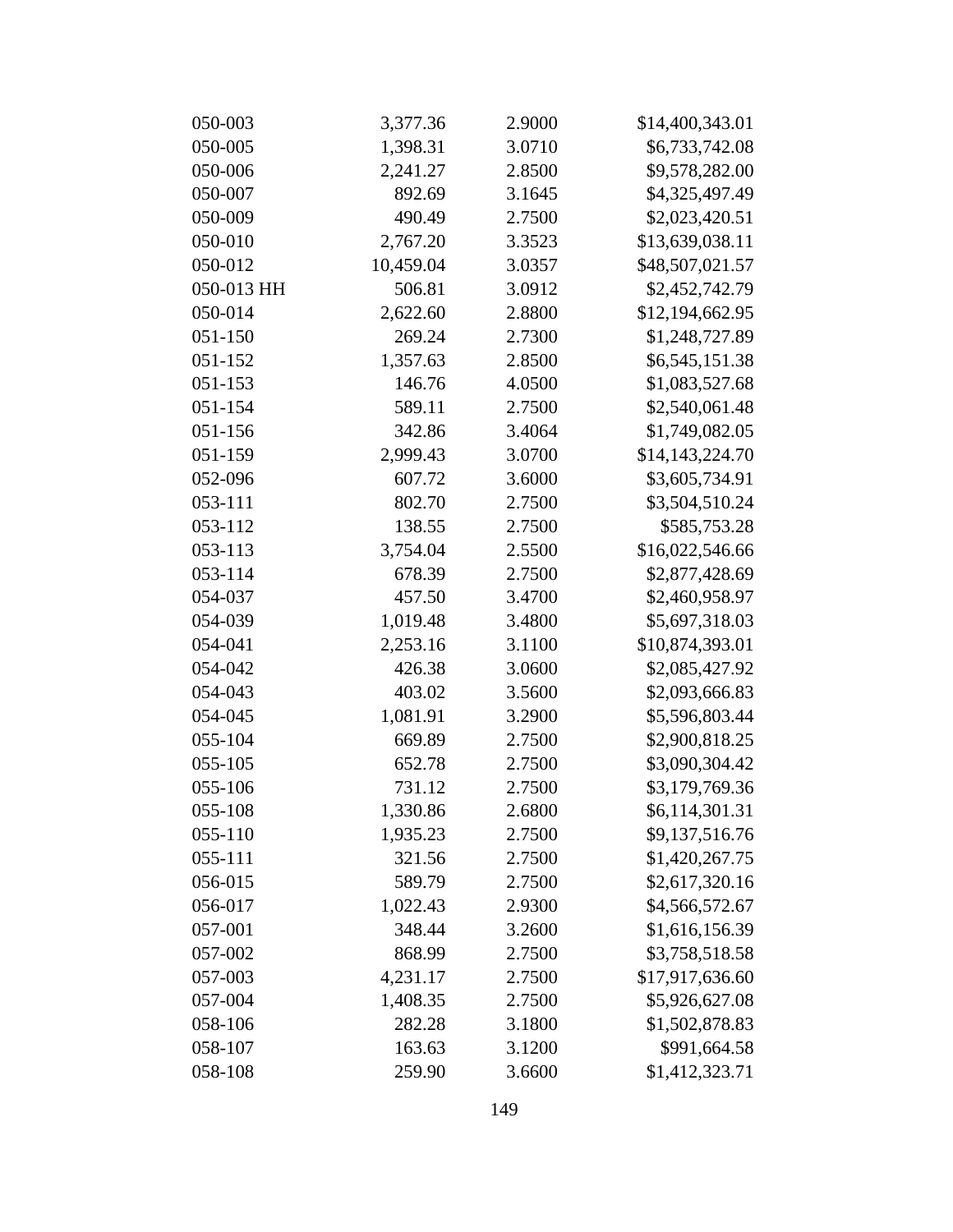| | | | |
|---|---|---|---|
| 050-003 | 3,377.36 | 2.9000 | $14,400,343.01 |
| 050-005 | 1,398.31 | 3.0710 | $6,733,742.08 |
| 050-006 | 2,241.27 | 2.8500 | $9,578,282.00 |
| 050-007 | 892.69 | 3.1645 | $4,325,497.49 |
| 050-009 | 490.49 | 2.7500 | $2,023,420.51 |
| 050-010 | 2,767.20 | 3.3523 | $13,639,038.11 |
| 050-012 | 10,459.04 | 3.0357 | $48,507,021.57 |
| 050-013 HH | 506.81 | 3.0912 | $2,452,742.79 |
| 050-014 | 2,622.60 | 2.8800 | $12,194,662.95 |
| 051-150 | 269.24 | 2.7300 | $1,248,727.89 |
| 051-152 | 1,357.63 | 2.8500 | $6,545,151.38 |
| 051-153 | 146.76 | 4.0500 | $1,083,527.68 |
| 051-154 | 589.11 | 2.7500 | $2,540,061.48 |
| 051-156 | 342.86 | 3.4064 | $1,749,082.05 |
| 051-159 | 2,999.43 | 3.0700 | $14,143,224.70 |
| 052-096 | 607.72 | 3.6000 | $3,605,734.91 |
| 053-111 | 802.70 | 2.7500 | $3,504,510.24 |
| 053-112 | 138.55 | 2.7500 | $585,753.28 |
| 053-113 | 3,754.04 | 2.5500 | $16,022,546.66 |
| 053-114 | 678.39 | 2.7500 | $2,877,428.69 |
| 054-037 | 457.50 | 3.4700 | $2,460,958.97 |
| 054-039 | 1,019.48 | 3.4800 | $5,697,318.03 |
| 054-041 | 2,253.16 | 3.1100 | $10,874,393.01 |
| 054-042 | 426.38 | 3.0600 | $2,085,427.92 |
| 054-043 | 403.02 | 3.5600 | $2,093,666.83 |
| 054-045 | 1,081.91 | 3.2900 | $5,596,803.44 |
| 055-104 | 669.89 | 2.7500 | $2,900,818.25 |
| 055-105 | 652.78 | 2.7500 | $3,090,304.42 |
| 055-106 | 731.12 | 2.7500 | $3,179,769.36 |
| 055-108 | 1,330.86 | 2.6800 | $6,114,301.31 |
| 055-110 | 1,935.23 | 2.7500 | $9,137,516.76 |
| 055-111 | 321.56 | 2.7500 | $1,420,267.75 |
| 056-015 | 589.79 | 2.7500 | $2,617,320.16 |
| 056-017 | 1,022.43 | 2.9300 | $4,566,572.67 |
| 057-001 | 348.44 | 3.2600 | $1,616,156.39 |
| 057-002 | 868.99 | 2.7500 | $3,758,518.58 |
| 057-003 | 4,231.17 | 2.7500 | $17,917,636.60 |
| 057-004 | 1,408.35 | 2.7500 | $5,926,627.08 |
| 058-106 | 282.28 | 3.1800 | $1,502,878.83 |
| 058-107 | 163.63 | 3.1200 | $991,664.58 |
| 058-108 | 259.90 | 3.6600 | $1,412,323.71 |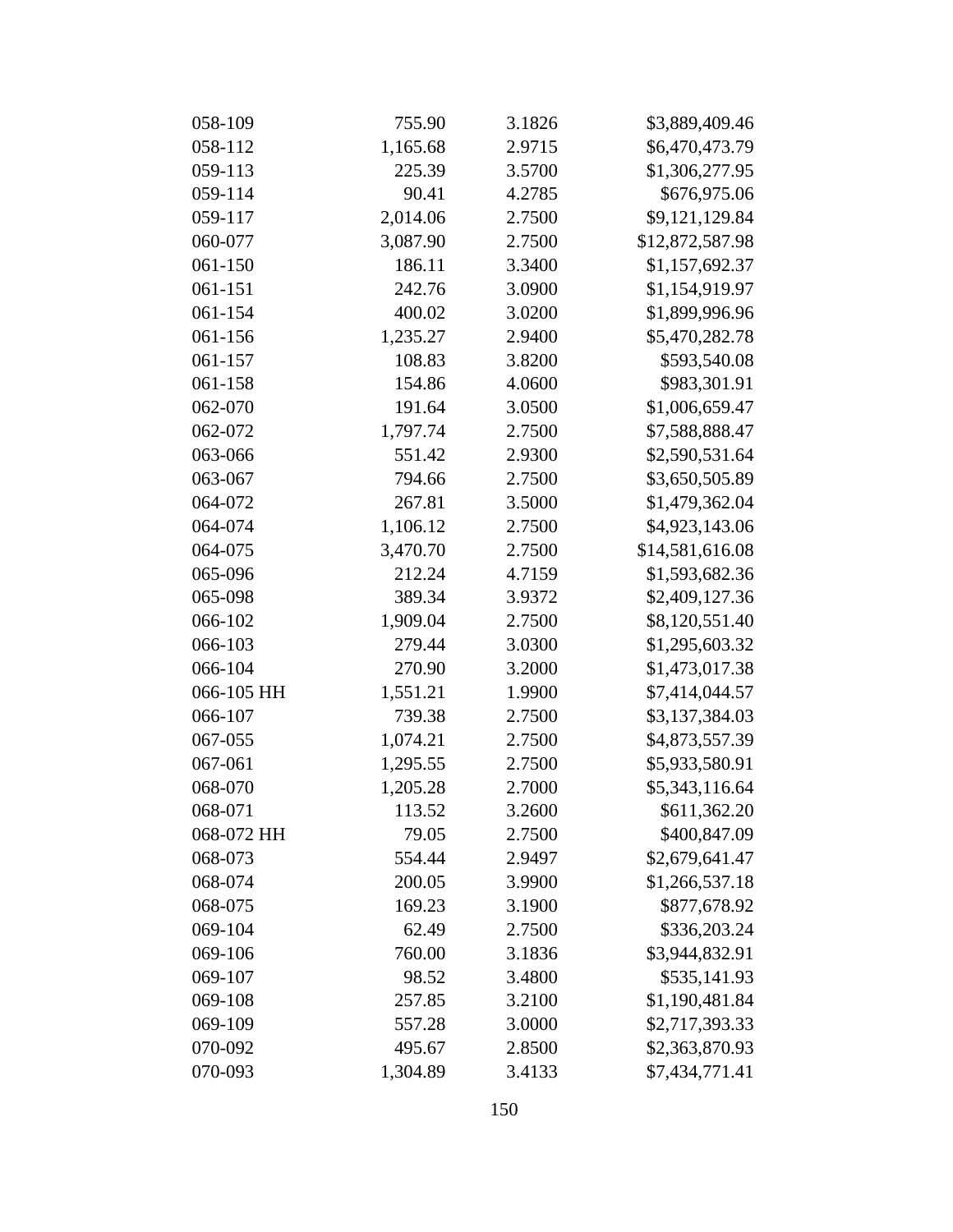| | | | |
|---|---|---|---|
| 058-109 | 755.90 | 3.1826 | $3,889,409.46 |
| 058-112 | 1,165.68 | 2.9715 | $6,470,473.79 |
| 059-113 | 225.39 | 3.5700 | $1,306,277.95 |
| 059-114 | 90.41 | 4.2785 | $676,975.06 |
| 059-117 | 2,014.06 | 2.7500 | $9,121,129.84 |
| 060-077 | 3,087.90 | 2.7500 | $12,872,587.98 |
| 061-150 | 186.11 | 3.3400 | $1,157,692.37 |
| 061-151 | 242.76 | 3.0900 | $1,154,919.97 |
| 061-154 | 400.02 | 3.0200 | $1,899,996.96 |
| 061-156 | 1,235.27 | 2.9400 | $5,470,282.78 |
| 061-157 | 108.83 | 3.8200 | $593,540.08 |
| 061-158 | 154.86 | 4.0600 | $983,301.91 |
| 062-070 | 191.64 | 3.0500 | $1,006,659.47 |
| 062-072 | 1,797.74 | 2.7500 | $7,588,888.47 |
| 063-066 | 551.42 | 2.9300 | $2,590,531.64 |
| 063-067 | 794.66 | 2.7500 | $3,650,505.89 |
| 064-072 | 267.81 | 3.5000 | $1,479,362.04 |
| 064-074 | 1,106.12 | 2.7500 | $4,923,143.06 |
| 064-075 | 3,470.70 | 2.7500 | $14,581,616.08 |
| 065-096 | 212.24 | 4.7159 | $1,593,682.36 |
| 065-098 | 389.34 | 3.9372 | $2,409,127.36 |
| 066-102 | 1,909.04 | 2.7500 | $8,120,551.40 |
| 066-103 | 279.44 | 3.0300 | $1,295,603.32 |
| 066-104 | 270.90 | 3.2000 | $1,473,017.38 |
| 066-105 HH | 1,551.21 | 1.9900 | $7,414,044.57 |
| 066-107 | 739.38 | 2.7500 | $3,137,384.03 |
| 067-055 | 1,074.21 | 2.7500 | $4,873,557.39 |
| 067-061 | 1,295.55 | 2.7500 | $5,933,580.91 |
| 068-070 | 1,205.28 | 2.7000 | $5,343,116.64 |
| 068-071 | 113.52 | 3.2600 | $611,362.20 |
| 068-072 HH | 79.05 | 2.7500 | $400,847.09 |
| 068-073 | 554.44 | 2.9497 | $2,679,641.47 |
| 068-074 | 200.05 | 3.9900 | $1,266,537.18 |
| 068-075 | 169.23 | 3.1900 | $877,678.92 |
| 069-104 | 62.49 | 2.7500 | $336,203.24 |
| 069-106 | 760.00 | 3.1836 | $3,944,832.91 |
| 069-107 | 98.52 | 3.4800 | $535,141.93 |
| 069-108 | 257.85 | 3.2100 | $1,190,481.84 |
| 069-109 | 557.28 | 3.0000 | $2,717,393.33 |
| 070-092 | 495.67 | 2.8500 | $2,363,870.93 |
| 070-093 | 1,304.89 | 3.4133 | $7,434,771.41 |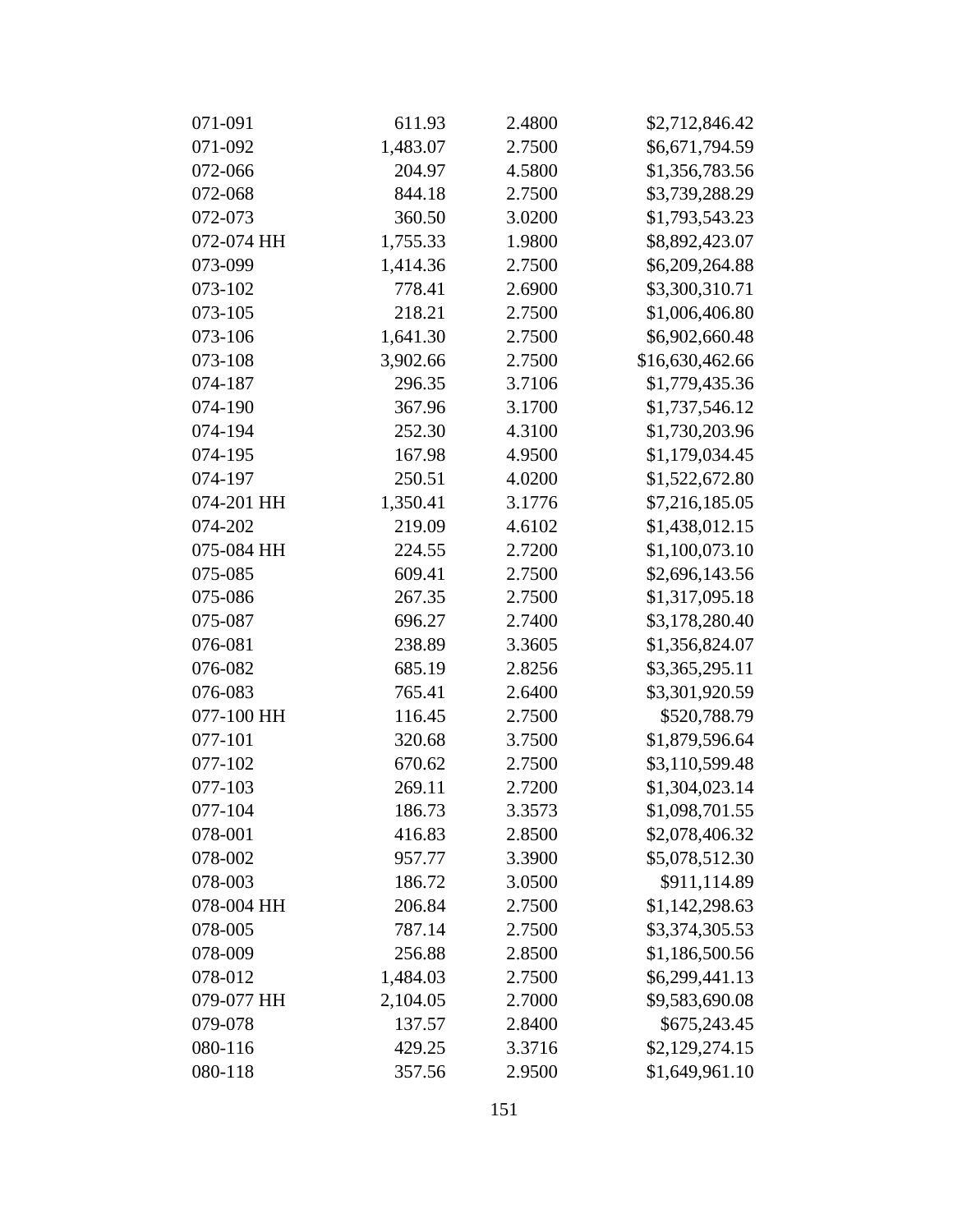| | | | |
|---|---|---|---|
| 071-091 | 611.93 | 2.4800 | $2,712,846.42 |
| 071-092 | 1,483.07 | 2.7500 | $6,671,794.59 |
| 072-066 | 204.97 | 4.5800 | $1,356,783.56 |
| 072-068 | 844.18 | 2.7500 | $3,739,288.29 |
| 072-073 | 360.50 | 3.0200 | $1,793,543.23 |
| 072-074 HH | 1,755.33 | 1.9800 | $8,892,423.07 |
| 073-099 | 1,414.36 | 2.7500 | $6,209,264.88 |
| 073-102 | 778.41 | 2.6900 | $3,300,310.71 |
| 073-105 | 218.21 | 2.7500 | $1,006,406.80 |
| 073-106 | 1,641.30 | 2.7500 | $6,902,660.48 |
| 073-108 | 3,902.66 | 2.7500 | $16,630,462.66 |
| 074-187 | 296.35 | 3.7106 | $1,779,435.36 |
| 074-190 | 367.96 | 3.1700 | $1,737,546.12 |
| 074-194 | 252.30 | 4.3100 | $1,730,203.96 |
| 074-195 | 167.98 | 4.9500 | $1,179,034.45 |
| 074-197 | 250.51 | 4.0200 | $1,522,672.80 |
| 074-201 HH | 1,350.41 | 3.1776 | $7,216,185.05 |
| 074-202 | 219.09 | 4.6102 | $1,438,012.15 |
| 075-084 HH | 224.55 | 2.7200 | $1,100,073.10 |
| 075-085 | 609.41 | 2.7500 | $2,696,143.56 |
| 075-086 | 267.35 | 2.7500 | $1,317,095.18 |
| 075-087 | 696.27 | 2.7400 | $3,178,280.40 |
| 076-081 | 238.89 | 3.3605 | $1,356,824.07 |
| 076-082 | 685.19 | 2.8256 | $3,365,295.11 |
| 076-083 | 765.41 | 2.6400 | $3,301,920.59 |
| 077-100 HH | 116.45 | 2.7500 | $520,788.79 |
| 077-101 | 320.68 | 3.7500 | $1,879,596.64 |
| 077-102 | 670.62 | 2.7500 | $3,110,599.48 |
| 077-103 | 269.11 | 2.7200 | $1,304,023.14 |
| 077-104 | 186.73 | 3.3573 | $1,098,701.55 |
| 078-001 | 416.83 | 2.8500 | $2,078,406.32 |
| 078-002 | 957.77 | 3.3900 | $5,078,512.30 |
| 078-003 | 186.72 | 3.0500 | $911,114.89 |
| 078-004 HH | 206.84 | 2.7500 | $1,142,298.63 |
| 078-005 | 787.14 | 2.7500 | $3,374,305.53 |
| 078-009 | 256.88 | 2.8500 | $1,186,500.56 |
| 078-012 | 1,484.03 | 2.7500 | $6,299,441.13 |
| 079-077 HH | 2,104.05 | 2.7000 | $9,583,690.08 |
| 079-078 | 137.57 | 2.8400 | $675,243.45 |
| 080-116 | 429.25 | 3.3716 | $2,129,274.15 |
| 080-118 | 357.56 | 2.9500 | $1,649,961.10 |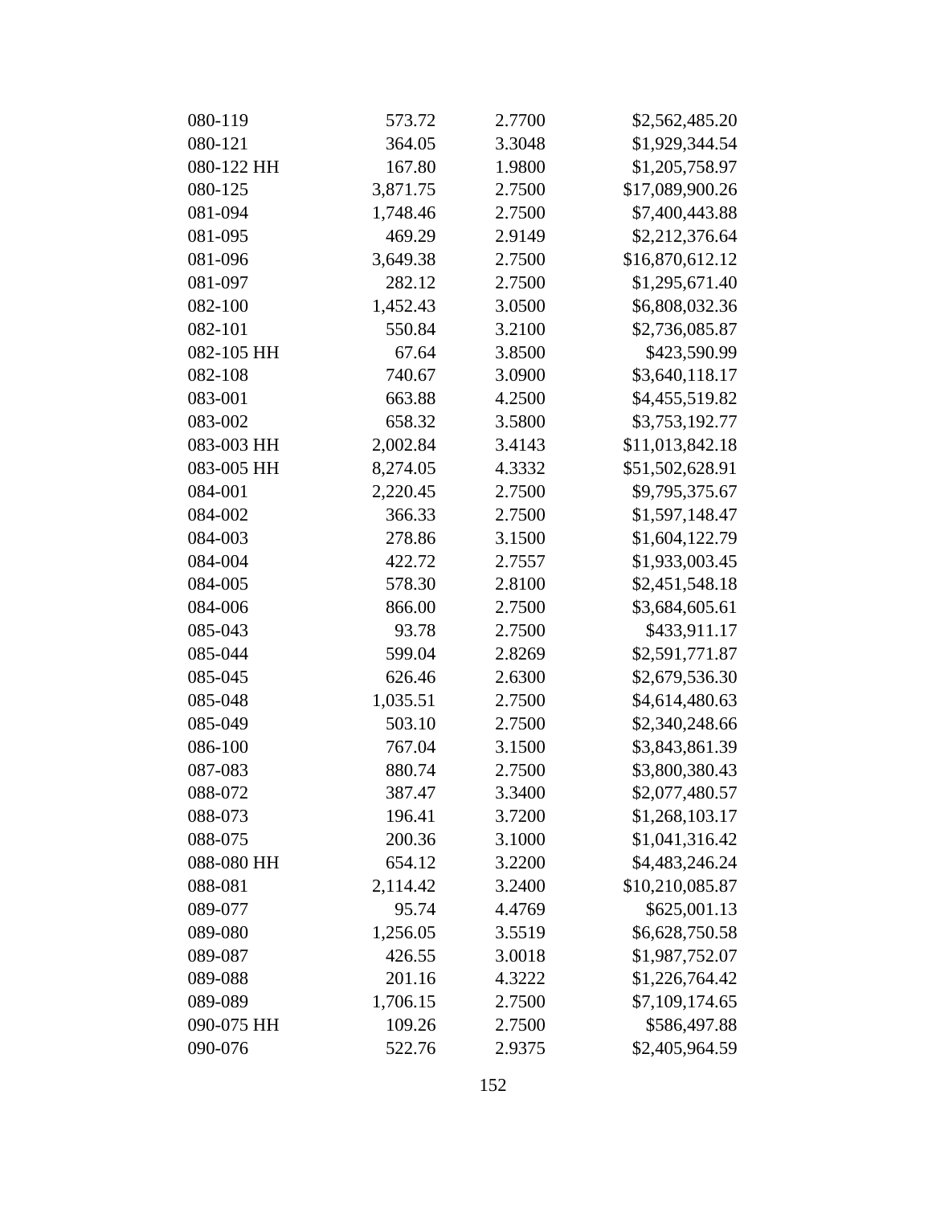| | | | |
|---|---|---|---|
| 080-119 | 573.72 | 2.7700 | $2,562,485.20 |
| 080-121 | 364.05 | 3.3048 | $1,929,344.54 |
| 080-122 HH | 167.80 | 1.9800 | $1,205,758.97 |
| 080-125 | 3,871.75 | 2.7500 | $17,089,900.26 |
| 081-094 | 1,748.46 | 2.7500 | $7,400,443.88 |
| 081-095 | 469.29 | 2.9149 | $2,212,376.64 |
| 081-096 | 3,649.38 | 2.7500 | $16,870,612.12 |
| 081-097 | 282.12 | 2.7500 | $1,295,671.40 |
| 082-100 | 1,452.43 | 3.0500 | $6,808,032.36 |
| 082-101 | 550.84 | 3.2100 | $2,736,085.87 |
| 082-105 HH | 67.64 | 3.8500 | $423,590.99 |
| 082-108 | 740.67 | 3.0900 | $3,640,118.17 |
| 083-001 | 663.88 | 4.2500 | $4,455,519.82 |
| 083-002 | 658.32 | 3.5800 | $3,753,192.77 |
| 083-003 HH | 2,002.84 | 3.4143 | $11,013,842.18 |
| 083-005 HH | 8,274.05 | 4.3332 | $51,502,628.91 |
| 084-001 | 2,220.45 | 2.7500 | $9,795,375.67 |
| 084-002 | 366.33 | 2.7500 | $1,597,148.47 |
| 084-003 | 278.86 | 3.1500 | $1,604,122.79 |
| 084-004 | 422.72 | 2.7557 | $1,933,003.45 |
| 084-005 | 578.30 | 2.8100 | $2,451,548.18 |
| 084-006 | 866.00 | 2.7500 | $3,684,605.61 |
| 085-043 | 93.78 | 2.7500 | $433,911.17 |
| 085-044 | 599.04 | 2.8269 | $2,591,771.87 |
| 085-045 | 626.46 | 2.6300 | $2,679,536.30 |
| 085-048 | 1,035.51 | 2.7500 | $4,614,480.63 |
| 085-049 | 503.10 | 2.7500 | $2,340,248.66 |
| 086-100 | 767.04 | 3.1500 | $3,843,861.39 |
| 087-083 | 880.74 | 2.7500 | $3,800,380.43 |
| 088-072 | 387.47 | 3.3400 | $2,077,480.57 |
| 088-073 | 196.41 | 3.7200 | $1,268,103.17 |
| 088-075 | 200.36 | 3.1000 | $1,041,316.42 |
| 088-080 HH | 654.12 | 3.2200 | $4,483,246.24 |
| 088-081 | 2,114.42 | 3.2400 | $10,210,085.87 |
| 089-077 | 95.74 | 4.4769 | $625,001.13 |
| 089-080 | 1,256.05 | 3.5519 | $6,628,750.58 |
| 089-087 | 426.55 | 3.0018 | $1,987,752.07 |
| 089-088 | 201.16 | 4.3222 | $1,226,764.42 |
| 089-089 | 1,706.15 | 2.7500 | $7,109,174.65 |
| 090-075 HH | 109.26 | 2.7500 | $586,497.88 |
| 090-076 | 522.76 | 2.9375 | $2,405,964.59 |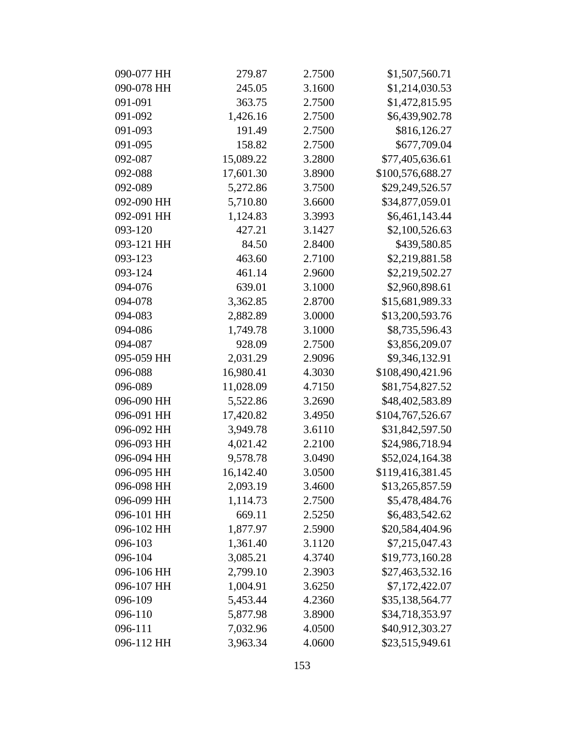| | | | |
|---|---|---|---|
| 090-077 HH | 279.87 | 2.7500 | $1,507,560.71 |
| 090-078 HH | 245.05 | 3.1600 | $1,214,030.53 |
| 091-091 | 363.75 | 2.7500 | $1,472,815.95 |
| 091-092 | 1,426.16 | 2.7500 | $6,439,902.78 |
| 091-093 | 191.49 | 2.7500 | $816,126.27 |
| 091-095 | 158.82 | 2.7500 | $677,709.04 |
| 092-087 | 15,089.22 | 3.2800 | $77,405,636.61 |
| 092-088 | 17,601.30 | 3.8900 | $100,576,688.27 |
| 092-089 | 5,272.86 | 3.7500 | $29,249,526.57 |
| 092-090 HH | 5,710.80 | 3.6600 | $34,877,059.01 |
| 092-091 HH | 1,124.83 | 3.3993 | $6,461,143.44 |
| 093-120 | 427.21 | 3.1427 | $2,100,526.63 |
| 093-121 HH | 84.50 | 2.8400 | $439,580.85 |
| 093-123 | 463.60 | 2.7100 | $2,219,881.58 |
| 093-124 | 461.14 | 2.9600 | $2,219,502.27 |
| 094-076 | 639.01 | 3.1000 | $2,960,898.61 |
| 094-078 | 3,362.85 | 2.8700 | $15,681,989.33 |
| 094-083 | 2,882.89 | 3.0000 | $13,200,593.76 |
| 094-086 | 1,749.78 | 3.1000 | $8,735,596.43 |
| 094-087 | 928.09 | 2.7500 | $3,856,209.07 |
| 095-059 HH | 2,031.29 | 2.9096 | $9,346,132.91 |
| 096-088 | 16,980.41 | 4.3030 | $108,490,421.96 |
| 096-089 | 11,028.09 | 4.7150 | $81,754,827.52 |
| 096-090 HH | 5,522.86 | 3.2690 | $48,402,583.89 |
| 096-091 HH | 17,420.82 | 3.4950 | $104,767,526.67 |
| 096-092 HH | 3,949.78 | 3.6110 | $31,842,597.50 |
| 096-093 HH | 4,021.42 | 2.2100 | $24,986,718.94 |
| 096-094 HH | 9,578.78 | 3.0490 | $52,024,164.38 |
| 096-095 HH | 16,142.40 | 3.0500 | $119,416,381.45 |
| 096-098 HH | 2,093.19 | 3.4600 | $13,265,857.59 |
| 096-099 HH | 1,114.73 | 2.7500 | $5,478,484.76 |
| 096-101 HH | 669.11 | 2.5250 | $6,483,542.62 |
| 096-102 HH | 1,877.97 | 2.5900 | $20,584,404.96 |
| 096-103 | 1,361.40 | 3.1120 | $7,215,047.43 |
| 096-104 | 3,085.21 | 4.3740 | $19,773,160.28 |
| 096-106 HH | 2,799.10 | 2.3903 | $27,463,532.16 |
| 096-107 HH | 1,004.91 | 3.6250 | $7,172,422.07 |
| 096-109 | 5,453.44 | 4.2360 | $35,138,564.77 |
| 096-110 | 5,877.98 | 3.8900 | $34,718,353.97 |
| 096-111 | 7,032.96 | 4.0500 | $40,912,303.27 |
| 096-112 HH | 3,963.34 | 4.0600 | $23,515,949.61 |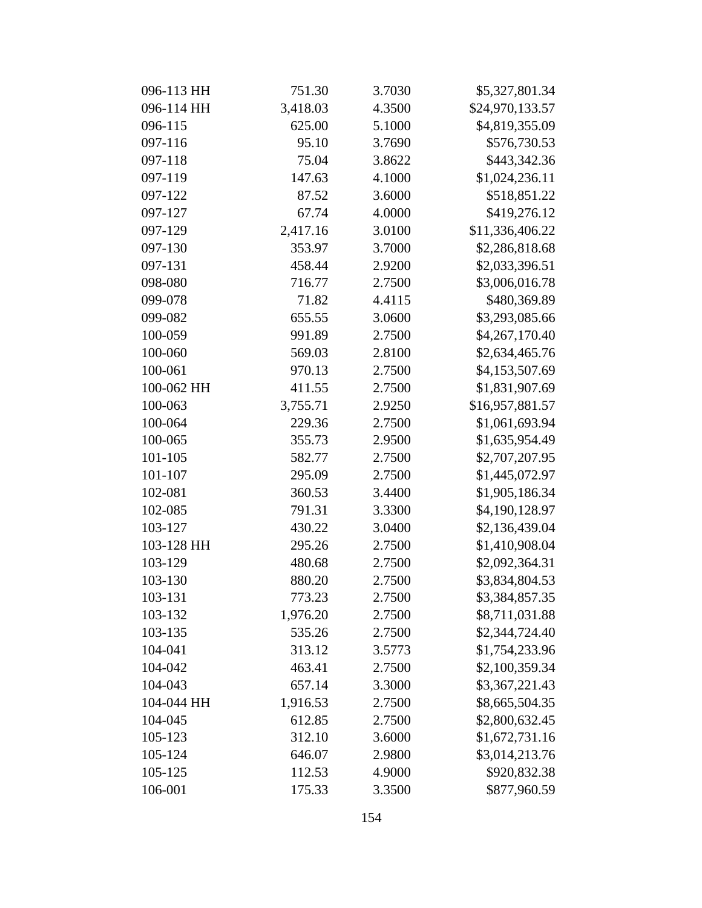| | | | |
|---|---|---|---|
| 096-113 HH | 751.30 | 3.7030 | $5,327,801.34 |
| 096-114 HH | 3,418.03 | 4.3500 | $24,970,133.57 |
| 096-115 | 625.00 | 5.1000 | $4,819,355.09 |
| 097-116 | 95.10 | 3.7690 | $576,730.53 |
| 097-118 | 75.04 | 3.8622 | $443,342.36 |
| 097-119 | 147.63 | 4.1000 | $1,024,236.11 |
| 097-122 | 87.52 | 3.6000 | $518,851.22 |
| 097-127 | 67.74 | 4.0000 | $419,276.12 |
| 097-129 | 2,417.16 | 3.0100 | $11,336,406.22 |
| 097-130 | 353.97 | 3.7000 | $2,286,818.68 |
| 097-131 | 458.44 | 2.9200 | $2,033,396.51 |
| 098-080 | 716.77 | 2.7500 | $3,006,016.78 |
| 099-078 | 71.82 | 4.4115 | $480,369.89 |
| 099-082 | 655.55 | 3.0600 | $3,293,085.66 |
| 100-059 | 991.89 | 2.7500 | $4,267,170.40 |
| 100-060 | 569.03 | 2.8100 | $2,634,465.76 |
| 100-061 | 970.13 | 2.7500 | $4,153,507.69 |
| 100-062 HH | 411.55 | 2.7500 | $1,831,907.69 |
| 100-063 | 3,755.71 | 2.9250 | $16,957,881.57 |
| 100-064 | 229.36 | 2.7500 | $1,061,693.94 |
| 100-065 | 355.73 | 2.9500 | $1,635,954.49 |
| 101-105 | 582.77 | 2.7500 | $2,707,207.95 |
| 101-107 | 295.09 | 2.7500 | $1,445,072.97 |
| 102-081 | 360.53 | 3.4400 | $1,905,186.34 |
| 102-085 | 791.31 | 3.3300 | $4,190,128.97 |
| 103-127 | 430.22 | 3.0400 | $2,136,439.04 |
| 103-128 HH | 295.26 | 2.7500 | $1,410,908.04 |
| 103-129 | 480.68 | 2.7500 | $2,092,364.31 |
| 103-130 | 880.20 | 2.7500 | $3,834,804.53 |
| 103-131 | 773.23 | 2.7500 | $3,384,857.35 |
| 103-132 | 1,976.20 | 2.7500 | $8,711,031.88 |
| 103-135 | 535.26 | 2.7500 | $2,344,724.40 |
| 104-041 | 313.12 | 3.5773 | $1,754,233.96 |
| 104-042 | 463.41 | 2.7500 | $2,100,359.34 |
| 104-043 | 657.14 | 3.3000 | $3,367,221.43 |
| 104-044 HH | 1,916.53 | 2.7500 | $8,665,504.35 |
| 104-045 | 612.85 | 2.7500 | $2,800,632.45 |
| 105-123 | 312.10 | 3.6000 | $1,672,731.16 |
| 105-124 | 646.07 | 2.9800 | $3,014,213.76 |
| 105-125 | 112.53 | 4.9000 | $920,832.38 |
| 106-001 | 175.33 | 3.3500 | $877,960.59 |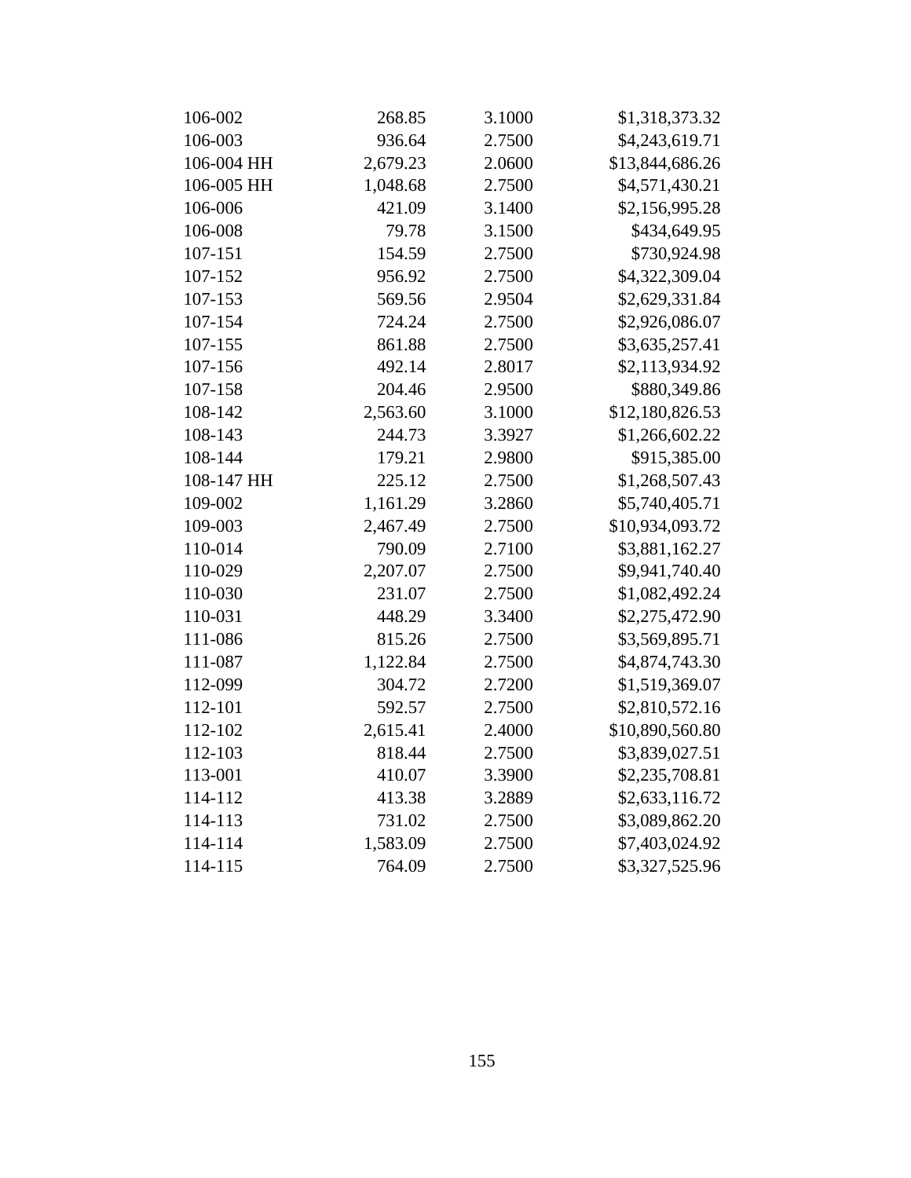| | | | |
|---|---|---|---|
| 106-002 | 268.85 | 3.1000 | $1,318,373.32 |
| 106-003 | 936.64 | 2.7500 | $4,243,619.71 |
| 106-004 HH | 2,679.23 | 2.0600 | $13,844,686.26 |
| 106-005 HH | 1,048.68 | 2.7500 | $4,571,430.21 |
| 106-006 | 421.09 | 3.1400 | $2,156,995.28 |
| 106-008 | 79.78 | 3.1500 | $434,649.95 |
| 107-151 | 154.59 | 2.7500 | $730,924.98 |
| 107-152 | 956.92 | 2.7500 | $4,322,309.04 |
| 107-153 | 569.56 | 2.9504 | $2,629,331.84 |
| 107-154 | 724.24 | 2.7500 | $2,926,086.07 |
| 107-155 | 861.88 | 2.7500 | $3,635,257.41 |
| 107-156 | 492.14 | 2.8017 | $2,113,934.92 |
| 107-158 | 204.46 | 2.9500 | $880,349.86 |
| 108-142 | 2,563.60 | 3.1000 | $12,180,826.53 |
| 108-143 | 244.73 | 3.3927 | $1,266,602.22 |
| 108-144 | 179.21 | 2.9800 | $915,385.00 |
| 108-147 HH | 225.12 | 2.7500 | $1,268,507.43 |
| 109-002 | 1,161.29 | 3.2860 | $5,740,405.71 |
| 109-003 | 2,467.49 | 2.7500 | $10,934,093.72 |
| 110-014 | 790.09 | 2.7100 | $3,881,162.27 |
| 110-029 | 2,207.07 | 2.7500 | $9,941,740.40 |
| 110-030 | 231.07 | 2.7500 | $1,082,492.24 |
| 110-031 | 448.29 | 3.3400 | $2,275,472.90 |
| 111-086 | 815.26 | 2.7500 | $3,569,895.71 |
| 111-087 | 1,122.84 | 2.7500 | $4,874,743.30 |
| 112-099 | 304.72 | 2.7200 | $1,519,369.07 |
| 112-101 | 592.57 | 2.7500 | $2,810,572.16 |
| 112-102 | 2,615.41 | 2.4000 | $10,890,560.80 |
| 112-103 | 818.44 | 2.7500 | $3,839,027.51 |
| 113-001 | 410.07 | 3.3900 | $2,235,708.81 |
| 114-112 | 413.38 | 3.2889 | $2,633,116.72 |
| 114-113 | 731.02 | 2.7500 | $3,089,862.20 |
| 114-114 | 1,583.09 | 2.7500 | $7,403,024.92 |
| 114-115 | 764.09 | 2.7500 | $3,327,525.96 |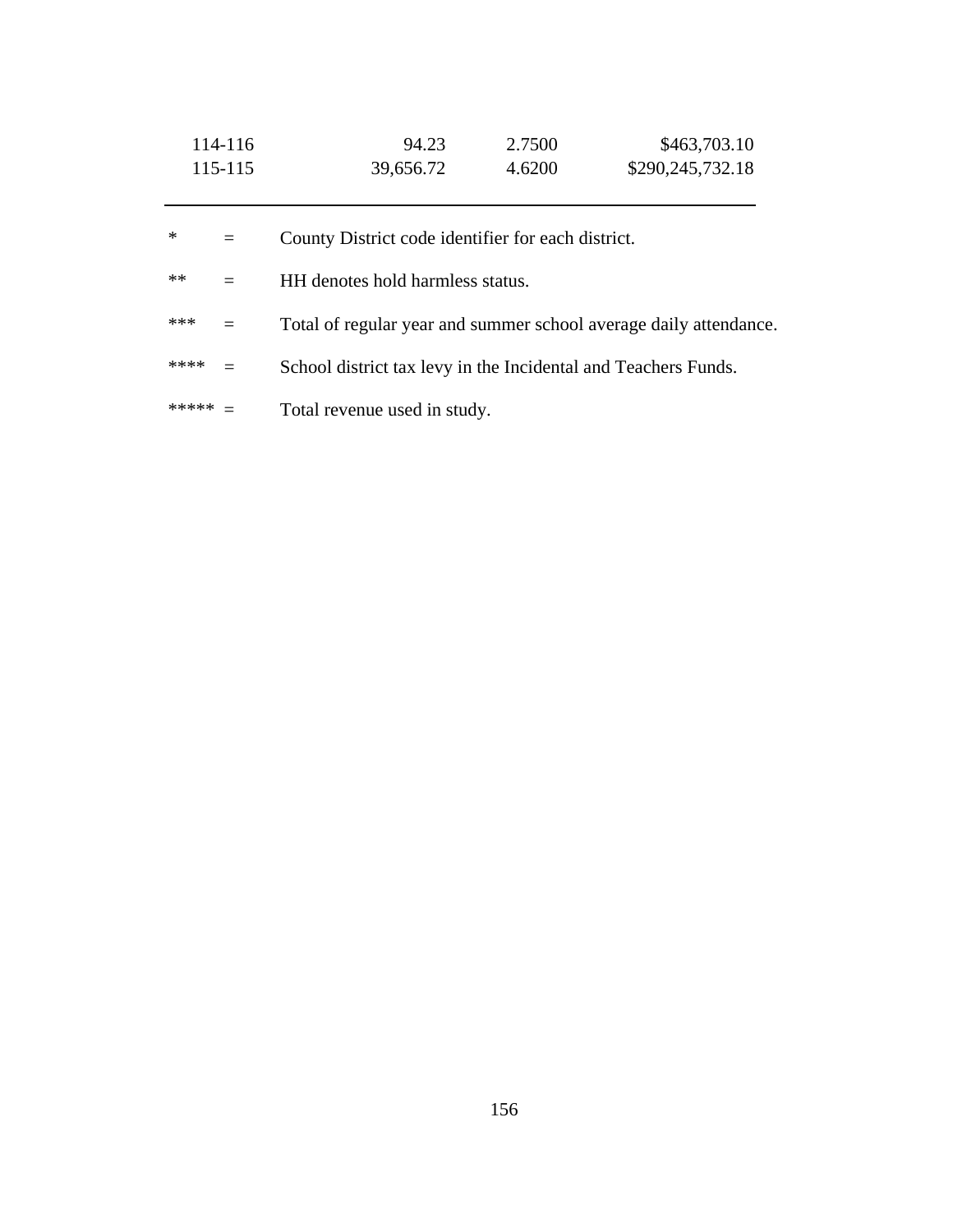| | | | |
|---|---|---|---|
| 114-116 | 94.23 | 2.7500 | $463,703.10 |
| 115-115 | 39,656.72 | 4.6200 | $290,245,732.18 |

* = County District code identifier for each district.

** = HH denotes hold harmless status.

*** = Total of regular year and summer school average daily attendance.

**** = School district tax levy in the Incidental and Teachers Funds.

***** = Total revenue used in study.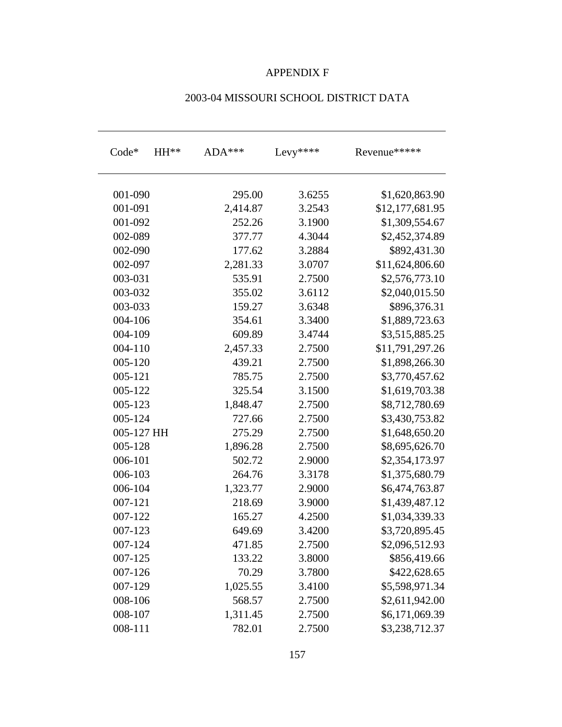# APPENDIX F

## 2003-04 MISSOURI SCHOOL DISTRICT DATA

| Code* | HH** | ADA*** | Levy**** | Revenue***** |
|---|---|---|---|---|
| 001-090 | | 295.00 | 3.6255 | $1,620,863.90 |
| 001-091 | | 2,414.87 | 3.2543 | $12,177,681.95 |
| 001-092 | | 252.26 | 3.1900 | $1,309,554.67 |
| 002-089 | | 377.77 | 4.3044 | $2,452,374.89 |
| 002-090 | | 177.62 | 3.2884 | $892,431.30 |
| 002-097 | | 2,281.33 | 3.0707 | $11,624,806.60 |
| 003-031 | | 535.91 | 2.7500 | $2,576,773.10 |
| 003-032 | | 355.02 | 3.6112 | $2,040,015.50 |
| 003-033 | | 159.27 | 3.6348 | $896,376.31 |
| 004-106 | | 354.61 | 3.3400 | $1,889,723.63 |
| 004-109 | | 609.89 | 3.4744 | $3,515,885.25 |
| 004-110 | | 2,457.33 | 2.7500 | $11,791,297.26 |
| 005-120 | | 439.21 | 2.7500 | $1,898,266.30 |
| 005-121 | | 785.75 | 2.7500 | $3,770,457.62 |
| 005-122 | | 325.54 | 3.1500 | $1,619,703.38 |
| 005-123 | | 1,848.47 | 2.7500 | $8,712,780.69 |
| 005-124 | | 727.66 | 2.7500 | $3,430,753.82 |
| 005-127 | HH | 275.29 | 2.7500 | $1,648,650.20 |
| 005-128 | | 1,896.28 | 2.7500 | $8,695,626.70 |
| 006-101 | | 502.72 | 2.9000 | $2,354,173.97 |
| 006-103 | | 264.76 | 3.3178 | $1,375,680.79 |
| 006-104 | | 1,323.77 | 2.9000 | $6,474,763.87 |
| 007-121 | | 218.69 | 3.9000 | $1,439,487.12 |
| 007-122 | | 165.27 | 4.2500 | $1,034,339.33 |
| 007-123 | | 649.69 | 3.4200 | $3,720,895.45 |
| 007-124 | | 471.85 | 2.7500 | $2,096,512.93 |
| 007-125 | | 133.22 | 3.8000 | $856,419.66 |
| 007-126 | | 70.29 | 3.7800 | $422,628.65 |
| 007-129 | | 1,025.55 | 3.4100 | $5,598,971.34 |
| 008-106 | | 568.57 | 2.7500 | $2,611,942.00 |
| 008-107 | | 1,311.45 | 2.7500 | $6,171,069.39 |
| 008-111 | | 782.01 | 2.7500 | $3,238,712.37 |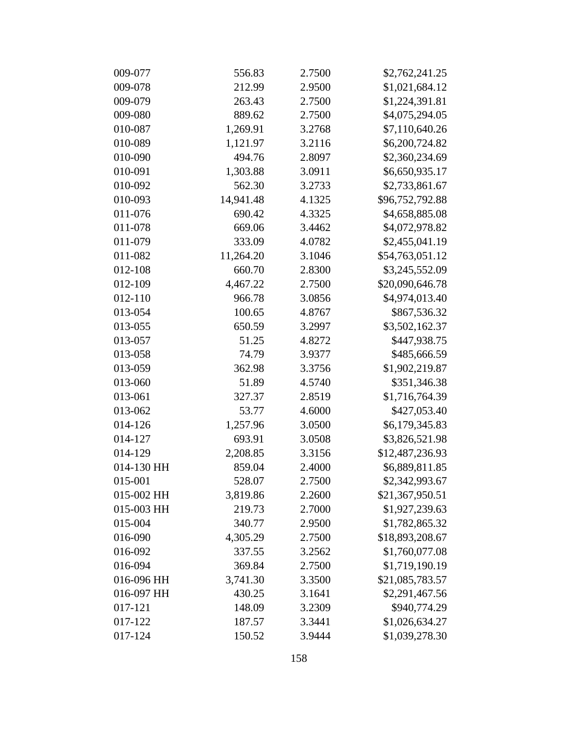| | | | |
|---|---|---|---|
| 009-077 | 556.83 | 2.7500 | $2,762,241.25 |
| 009-078 | 212.99 | 2.9500 | $1,021,684.12 |
| 009-079 | 263.43 | 2.7500 | $1,224,391.81 |
| 009-080 | 889.62 | 2.7500 | $4,075,294.05 |
| 010-087 | 1,269.91 | 3.2768 | $7,110,640.26 |
| 010-089 | 1,121.97 | 3.2116 | $6,200,724.82 |
| 010-090 | 494.76 | 2.8097 | $2,360,234.69 |
| 010-091 | 1,303.88 | 3.0911 | $6,650,935.17 |
| 010-092 | 562.30 | 3.2733 | $2,733,861.67 |
| 010-093 | 14,941.48 | 4.1325 | $96,752,792.88 |
| 011-076 | 690.42 | 4.3325 | $4,658,885.08 |
| 011-078 | 669.06 | 3.4462 | $4,072,978.82 |
| 011-079 | 333.09 | 4.0782 | $2,455,041.19 |
| 011-082 | 11,264.20 | 3.1046 | $54,763,051.12 |
| 012-108 | 660.70 | 2.8300 | $3,245,552.09 |
| 012-109 | 4,467.22 | 2.7500 | $20,090,646.78 |
| 012-110 | 966.78 | 3.0856 | $4,974,013.40 |
| 013-054 | 100.65 | 4.8767 | $867,536.32 |
| 013-055 | 650.59 | 3.2997 | $3,502,162.37 |
| 013-057 | 51.25 | 4.8272 | $447,938.75 |
| 013-058 | 74.79 | 3.9377 | $485,666.59 |
| 013-059 | 362.98 | 3.3756 | $1,902,219.87 |
| 013-060 | 51.89 | 4.5740 | $351,346.38 |
| 013-061 | 327.37 | 2.8519 | $1,716,764.39 |
| 013-062 | 53.77 | 4.6000 | $427,053.40 |
| 014-126 | 1,257.96 | 3.0500 | $6,179,345.83 |
| 014-127 | 693.91 | 3.0508 | $3,826,521.98 |
| 014-129 | 2,208.85 | 3.3156 | $12,487,236.93 |
| 014-130 HH | 859.04 | 2.4000 | $6,889,811.85 |
| 015-001 | 528.07 | 2.7500 | $2,342,993.67 |
| 015-002 HH | 3,819.86 | 2.2600 | $21,367,950.51 |
| 015-003 HH | 219.73 | 2.7000 | $1,927,239.63 |
| 015-004 | 340.77 | 2.9500 | $1,782,865.32 |
| 016-090 | 4,305.29 | 2.7500 | $18,893,208.67 |
| 016-092 | 337.55 | 3.2562 | $1,760,077.08 |
| 016-094 | 369.84 | 2.7500 | $1,719,190.19 |
| 016-096 HH | 3,741.30 | 3.3500 | $21,085,783.57 |
| 016-097 HH | 430.25 | 3.1641 | $2,291,467.56 |
| 017-121 | 148.09 | 3.2309 | $940,774.29 |
| 017-122 | 187.57 | 3.3441 | $1,026,634.27 |
| 017-124 | 150.52 | 3.9444 | $1,039,278.30 |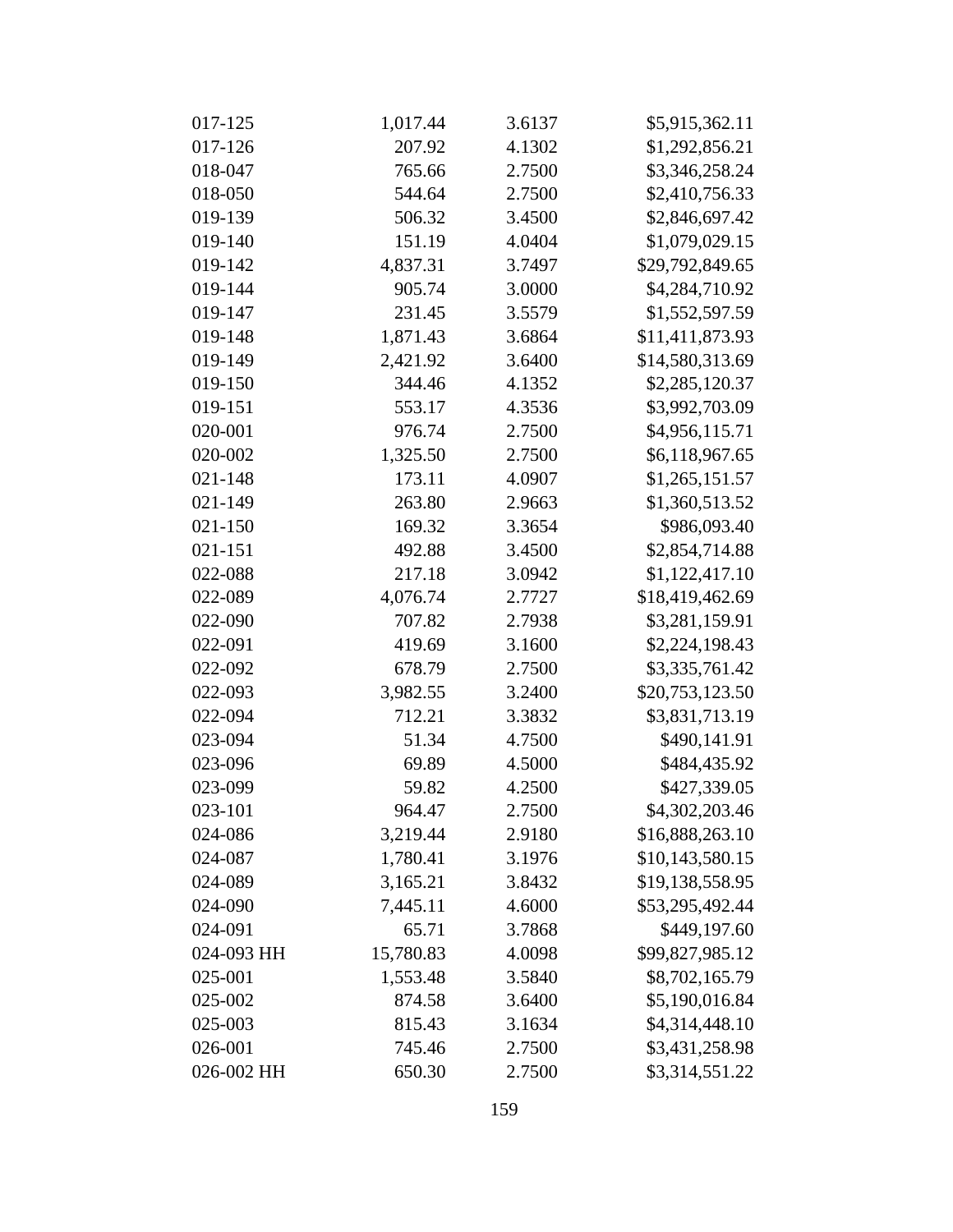| | | | |
|---|---|---|---|
| 017-125 | 1,017.44 | 3.6137 | $5,915,362.11 |
| 017-126 | 207.92 | 4.1302 | $1,292,856.21 |
| 018-047 | 765.66 | 2.7500 | $3,346,258.24 |
| 018-050 | 544.64 | 2.7500 | $2,410,756.33 |
| 019-139 | 506.32 | 3.4500 | $2,846,697.42 |
| 019-140 | 151.19 | 4.0404 | $1,079,029.15 |
| 019-142 | 4,837.31 | 3.7497 | $29,792,849.65 |
| 019-144 | 905.74 | 3.0000 | $4,284,710.92 |
| 019-147 | 231.45 | 3.5579 | $1,552,597.59 |
| 019-148 | 1,871.43 | 3.6864 | $11,411,873.93 |
| 019-149 | 2,421.92 | 3.6400 | $14,580,313.69 |
| 019-150 | 344.46 | 4.1352 | $2,285,120.37 |
| 019-151 | 553.17 | 4.3536 | $3,992,703.09 |
| 020-001 | 976.74 | 2.7500 | $4,956,115.71 |
| 020-002 | 1,325.50 | 2.7500 | $6,118,967.65 |
| 021-148 | 173.11 | 4.0907 | $1,265,151.57 |
| 021-149 | 263.80 | 2.9663 | $1,360,513.52 |
| 021-150 | 169.32 | 3.3654 | $986,093.40 |
| 021-151 | 492.88 | 3.4500 | $2,854,714.88 |
| 022-088 | 217.18 | 3.0942 | $1,122,417.10 |
| 022-089 | 4,076.74 | 2.7727 | $18,419,462.69 |
| 022-090 | 707.82 | 2.7938 | $3,281,159.91 |
| 022-091 | 419.69 | 3.1600 | $2,224,198.43 |
| 022-092 | 678.79 | 2.7500 | $3,335,761.42 |
| 022-093 | 3,982.55 | 3.2400 | $20,753,123.50 |
| 022-094 | 712.21 | 3.3832 | $3,831,713.19 |
| 023-094 | 51.34 | 4.7500 | $490,141.91 |
| 023-096 | 69.89 | 4.5000 | $484,435.92 |
| 023-099 | 59.82 | 4.2500 | $427,339.05 |
| 023-101 | 964.47 | 2.7500 | $4,302,203.46 |
| 024-086 | 3,219.44 | 2.9180 | $16,888,263.10 |
| 024-087 | 1,780.41 | 3.1976 | $10,143,580.15 |
| 024-089 | 3,165.21 | 3.8432 | $19,138,558.95 |
| 024-090 | 7,445.11 | 4.6000 | $53,295,492.44 |
| 024-091 | 65.71 | 3.7868 | $449,197.60 |
| 024-093 HH | 15,780.83 | 4.0098 | $99,827,985.12 |
| 025-001 | 1,553.48 | 3.5840 | $8,702,165.79 |
| 025-002 | 874.58 | 3.6400 | $5,190,016.84 |
| 025-003 | 815.43 | 3.1634 | $4,314,448.10 |
| 026-001 | 745.46 | 2.7500 | $3,431,258.98 |
| 026-002 HH | 650.30 | 2.7500 | $3,314,551.22 |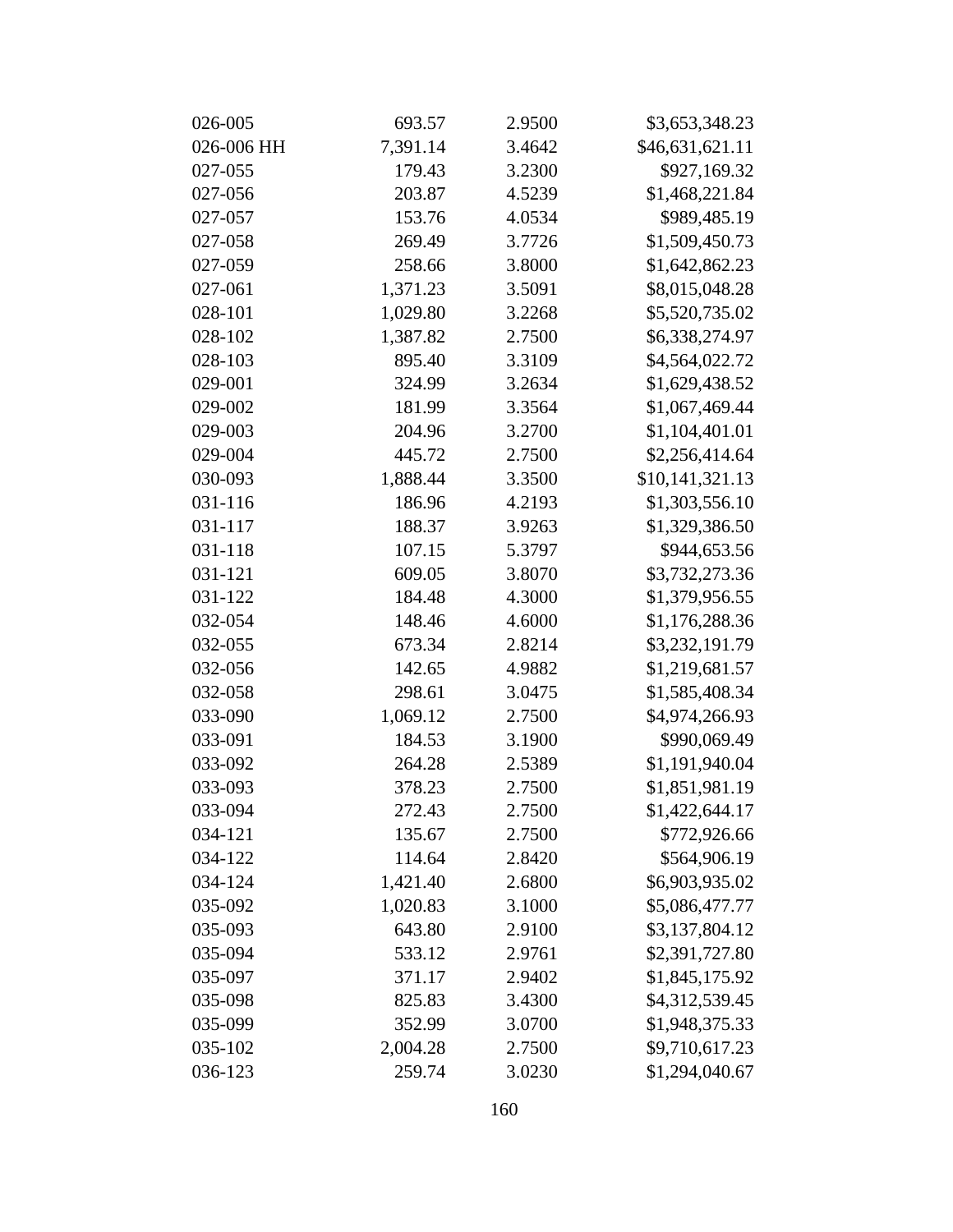| | | | |
|---|---|---|---|
| 026-005 | 693.57 | 2.9500 | $3,653,348.23 |
| 026-006 HH | 7,391.14 | 3.4642 | $46,631,621.11 |
| 027-055 | 179.43 | 3.2300 | $927,169.32 |
| 027-056 | 203.87 | 4.5239 | $1,468,221.84 |
| 027-057 | 153.76 | 4.0534 | $989,485.19 |
| 027-058 | 269.49 | 3.7726 | $1,509,450.73 |
| 027-059 | 258.66 | 3.8000 | $1,642,862.23 |
| 027-061 | 1,371.23 | 3.5091 | $8,015,048.28 |
| 028-101 | 1,029.80 | 3.2268 | $5,520,735.02 |
| 028-102 | 1,387.82 | 2.7500 | $6,338,274.97 |
| 028-103 | 895.40 | 3.3109 | $4,564,022.72 |
| 029-001 | 324.99 | 3.2634 | $1,629,438.52 |
| 029-002 | 181.99 | 3.3564 | $1,067,469.44 |
| 029-003 | 204.96 | 3.2700 | $1,104,401.01 |
| 029-004 | 445.72 | 2.7500 | $2,256,414.64 |
| 030-093 | 1,888.44 | 3.3500 | $10,141,321.13 |
| 031-116 | 186.96 | 4.2193 | $1,303,556.10 |
| 031-117 | 188.37 | 3.9263 | $1,329,386.50 |
| 031-118 | 107.15 | 5.3797 | $944,653.56 |
| 031-121 | 609.05 | 3.8070 | $3,732,273.36 |
| 031-122 | 184.48 | 4.3000 | $1,379,956.55 |
| 032-054 | 148.46 | 4.6000 | $1,176,288.36 |
| 032-055 | 673.34 | 2.8214 | $3,232,191.79 |
| 032-056 | 142.65 | 4.9882 | $1,219,681.57 |
| 032-058 | 298.61 | 3.0475 | $1,585,408.34 |
| 033-090 | 1,069.12 | 2.7500 | $4,974,266.93 |
| 033-091 | 184.53 | 3.1900 | $990,069.49 |
| 033-092 | 264.28 | 2.5389 | $1,191,940.04 |
| 033-093 | 378.23 | 2.7500 | $1,851,981.19 |
| 033-094 | 272.43 | 2.7500 | $1,422,644.17 |
| 034-121 | 135.67 | 2.7500 | $772,926.66 |
| 034-122 | 114.64 | 2.8420 | $564,906.19 |
| 034-124 | 1,421.40 | 2.6800 | $6,903,935.02 |
| 035-092 | 1,020.83 | 3.1000 | $5,086,477.77 |
| 035-093 | 643.80 | 2.9100 | $3,137,804.12 |
| 035-094 | 533.12 | 2.9761 | $2,391,727.80 |
| 035-097 | 371.17 | 2.9402 | $1,845,175.92 |
| 035-098 | 825.83 | 3.4300 | $4,312,539.45 |
| 035-099 | 352.99 | 3.0700 | $1,948,375.33 |
| 035-102 | 2,004.28 | 2.7500 | $9,710,617.23 |
| 036-123 | 259.74 | 3.0230 | $1,294,040.67 |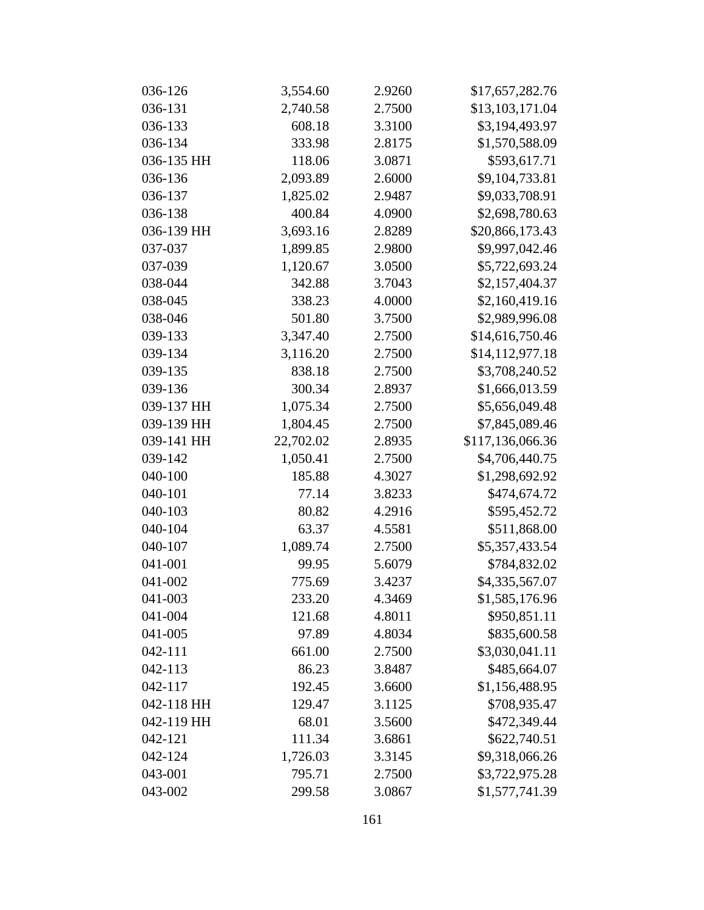|  |  |  |  |
|---|---|---|---|
| 036-126 | 3,554.60 | 2.9260 | $17,657,282.76 |
| 036-131 | 2,740.58 | 2.7500 | $13,103,171.04 |
| 036-133 | 608.18 | 3.3100 | $3,194,493.97 |
| 036-134 | 333.98 | 2.8175 | $1,570,588.09 |
| 036-135 HH | 118.06 | 3.0871 | $593,617.71 |
| 036-136 | 2,093.89 | 2.6000 | $9,104,733.81 |
| 036-137 | 1,825.02 | 2.9487 | $9,033,708.91 |
| 036-138 | 400.84 | 4.0900 | $2,698,780.63 |
| 036-139 HH | 3,693.16 | 2.8289 | $20,866,173.43 |
| 037-037 | 1,899.85 | 2.9800 | $9,997,042.46 |
| 037-039 | 1,120.67 | 3.0500 | $5,722,693.24 |
| 038-044 | 342.88 | 3.7043 | $2,157,404.37 |
| 038-045 | 338.23 | 4.0000 | $2,160,419.16 |
| 038-046 | 501.80 | 3.7500 | $2,989,996.08 |
| 039-133 | 3,347.40 | 2.7500 | $14,616,750.46 |
| 039-134 | 3,116.20 | 2.7500 | $14,112,977.18 |
| 039-135 | 838.18 | 2.7500 | $3,708,240.52 |
| 039-136 | 300.34 | 2.8937 | $1,666,013.59 |
| 039-137 HH | 1,075.34 | 2.7500 | $5,656,049.48 |
| 039-139 HH | 1,804.45 | 2.7500 | $7,845,089.46 |
| 039-141 HH | 22,702.02 | 2.8935 | $117,136,066.36 |
| 039-142 | 1,050.41 | 2.7500 | $4,706,440.75 |
| 040-100 | 185.88 | 4.3027 | $1,298,692.92 |
| 040-101 | 77.14 | 3.8233 | $474,674.72 |
| 040-103 | 80.82 | 4.2916 | $595,452.72 |
| 040-104 | 63.37 | 4.5581 | $511,868.00 |
| 040-107 | 1,089.74 | 2.7500 | $5,357,433.54 |
| 041-001 | 99.95 | 5.6079 | $784,832.02 |
| 041-002 | 775.69 | 3.4237 | $4,335,567.07 |
| 041-003 | 233.20 | 4.3469 | $1,585,176.96 |
| 041-004 | 121.68 | 4.8011 | $950,851.11 |
| 041-005 | 97.89 | 4.8034 | $835,600.58 |
| 042-111 | 661.00 | 2.7500 | $3,030,041.11 |
| 042-113 | 86.23 | 3.8487 | $485,664.07 |
| 042-117 | 192.45 | 3.6600 | $1,156,488.95 |
| 042-118 HH | 129.47 | 3.1125 | $708,935.47 |
| 042-119 HH | 68.01 | 3.5600 | $472,349.44 |
| 042-121 | 111.34 | 3.6861 | $622,740.51 |
| 042-124 | 1,726.03 | 3.3145 | $9,318,066.26 |
| 043-001 | 795.71 | 2.7500 | $3,722,975.28 |
| 043-002 | 299.58 | 3.0867 | $1,577,741.39 |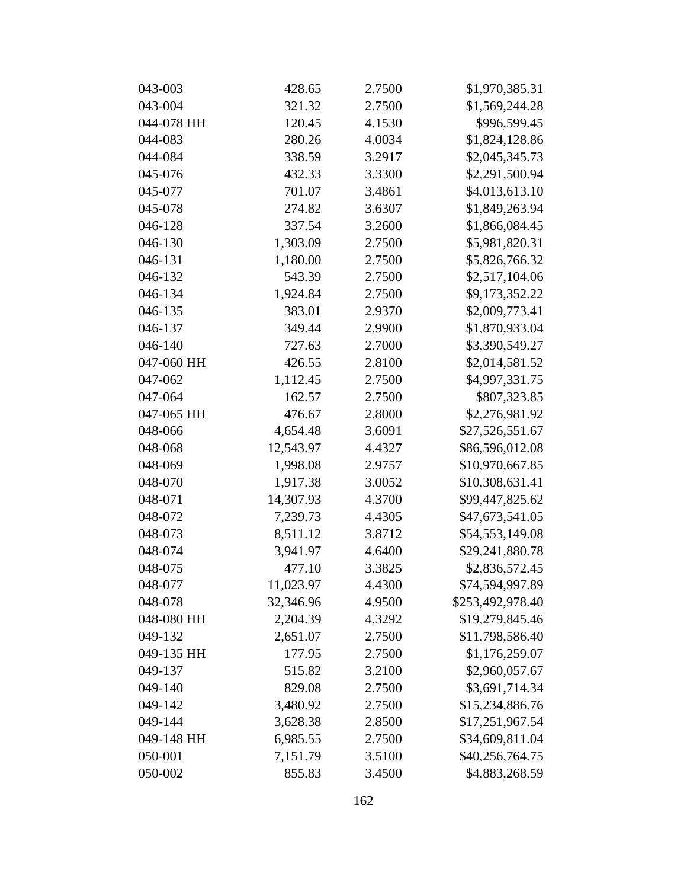| | | | |
|---|---|---|---|
| 043-003 | 428.65 | 2.7500 | $1,970,385.31 |
| 043-004 | 321.32 | 2.7500 | $1,569,244.28 |
| 044-078 HH | 120.45 | 4.1530 | $996,599.45 |
| 044-083 | 280.26 | 4.0034 | $1,824,128.86 |
| 044-084 | 338.59 | 3.2917 | $2,045,345.73 |
| 045-076 | 432.33 | 3.3300 | $2,291,500.94 |
| 045-077 | 701.07 | 3.4861 | $4,013,613.10 |
| 045-078 | 274.82 | 3.6307 | $1,849,263.94 |
| 046-128 | 337.54 | 3.2600 | $1,866,084.45 |
| 046-130 | 1,303.09 | 2.7500 | $5,981,820.31 |
| 046-131 | 1,180.00 | 2.7500 | $5,826,766.32 |
| 046-132 | 543.39 | 2.7500 | $2,517,104.06 |
| 046-134 | 1,924.84 | 2.7500 | $9,173,352.22 |
| 046-135 | 383.01 | 2.9370 | $2,009,773.41 |
| 046-137 | 349.44 | 2.9900 | $1,870,933.04 |
| 046-140 | 727.63 | 2.7000 | $3,390,549.27 |
| 047-060 HH | 426.55 | 2.8100 | $2,014,581.52 |
| 047-062 | 1,112.45 | 2.7500 | $4,997,331.75 |
| 047-064 | 162.57 | 2.7500 | $807,323.85 |
| 047-065 HH | 476.67 | 2.8000 | $2,276,981.92 |
| 048-066 | 4,654.48 | 3.6091 | $27,526,551.67 |
| 048-068 | 12,543.97 | 4.4327 | $86,596,012.08 |
| 048-069 | 1,998.08 | 2.9757 | $10,970,667.85 |
| 048-070 | 1,917.38 | 3.0052 | $10,308,631.41 |
| 048-071 | 14,307.93 | 4.3700 | $99,447,825.62 |
| 048-072 | 7,239.73 | 4.4305 | $47,673,541.05 |
| 048-073 | 8,511.12 | 3.8712 | $54,553,149.08 |
| 048-074 | 3,941.97 | 4.6400 | $29,241,880.78 |
| 048-075 | 477.10 | 3.3825 | $2,836,572.45 |
| 048-077 | 11,023.97 | 4.4300 | $74,594,997.89 |
| 048-078 | 32,346.96 | 4.9500 | $253,492,978.40 |
| 048-080 HH | 2,204.39 | 4.3292 | $19,279,845.46 |
| 049-132 | 2,651.07 | 2.7500 | $11,798,586.40 |
| 049-135 HH | 177.95 | 2.7500 | $1,176,259.07 |
| 049-137 | 515.82 | 3.2100 | $2,960,057.67 |
| 049-140 | 829.08 | 2.7500 | $3,691,714.34 |
| 049-142 | 3,480.92 | 2.7500 | $15,234,886.76 |
| 049-144 | 3,628.38 | 2.8500 | $17,251,967.54 |
| 049-148 HH | 6,985.55 | 2.7500 | $34,609,811.04 |
| 050-001 | 7,151.79 | 3.5100 | $40,256,764.75 |
| 050-002 | 855.83 | 3.4500 | $4,883,268.59 |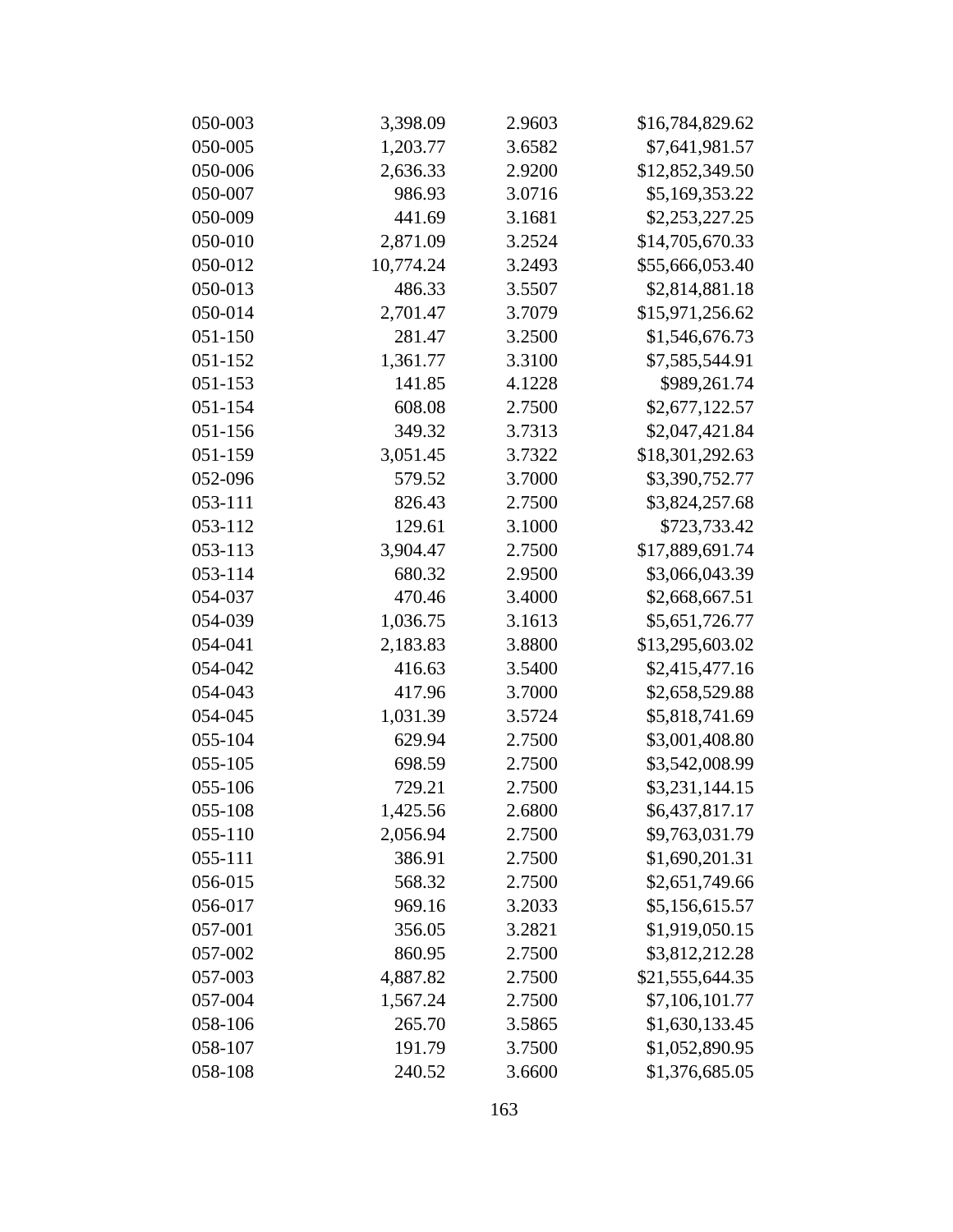| | | | |
|---|---|---|---|
| 050-003 | 3,398.09 | 2.9603 | $16,784,829.62 |
| 050-005 | 1,203.77 | 3.6582 | $7,641,981.57 |
| 050-006 | 2,636.33 | 2.9200 | $12,852,349.50 |
| 050-007 | 986.93 | 3.0716 | $5,169,353.22 |
| 050-009 | 441.69 | 3.1681 | $2,253,227.25 |
| 050-010 | 2,871.09 | 3.2524 | $14,705,670.33 |
| 050-012 | 10,774.24 | 3.2493 | $55,666,053.40 |
| 050-013 | 486.33 | 3.5507 | $2,814,881.18 |
| 050-014 | 2,701.47 | 3.7079 | $15,971,256.62 |
| 051-150 | 281.47 | 3.2500 | $1,546,676.73 |
| 051-152 | 1,361.77 | 3.3100 | $7,585,544.91 |
| 051-153 | 141.85 | 4.1228 | $989,261.74 |
| 051-154 | 608.08 | 2.7500 | $2,677,122.57 |
| 051-156 | 349.32 | 3.7313 | $2,047,421.84 |
| 051-159 | 3,051.45 | 3.7322 | $18,301,292.63 |
| 052-096 | 579.52 | 3.7000 | $3,390,752.77 |
| 053-111 | 826.43 | 2.7500 | $3,824,257.68 |
| 053-112 | 129.61 | 3.1000 | $723,733.42 |
| 053-113 | 3,904.47 | 2.7500 | $17,889,691.74 |
| 053-114 | 680.32 | 2.9500 | $3,066,043.39 |
| 054-037 | 470.46 | 3.4000 | $2,668,667.51 |
| 054-039 | 1,036.75 | 3.1613 | $5,651,726.77 |
| 054-041 | 2,183.83 | 3.8800 | $13,295,603.02 |
| 054-042 | 416.63 | 3.5400 | $2,415,477.16 |
| 054-043 | 417.96 | 3.7000 | $2,658,529.88 |
| 054-045 | 1,031.39 | 3.5724 | $5,818,741.69 |
| 055-104 | 629.94 | 2.7500 | $3,001,408.80 |
| 055-105 | 698.59 | 2.7500 | $3,542,008.99 |
| 055-106 | 729.21 | 2.7500 | $3,231,144.15 |
| 055-108 | 1,425.56 | 2.6800 | $6,437,817.17 |
| 055-110 | 2,056.94 | 2.7500 | $9,763,031.79 |
| 055-111 | 386.91 | 2.7500 | $1,690,201.31 |
| 056-015 | 568.32 | 2.7500 | $2,651,749.66 |
| 056-017 | 969.16 | 3.2033 | $5,156,615.57 |
| 057-001 | 356.05 | 3.2821 | $1,919,050.15 |
| 057-002 | 860.95 | 2.7500 | $3,812,212.28 |
| 057-003 | 4,887.82 | 2.7500 | $21,555,644.35 |
| 057-004 | 1,567.24 | 2.7500 | $7,106,101.77 |
| 058-106 | 265.70 | 3.5865 | $1,630,133.45 |
| 058-107 | 191.79 | 3.7500 | $1,052,890.95 |
| 058-108 | 240.52 | 3.6600 | $1,376,685.05 |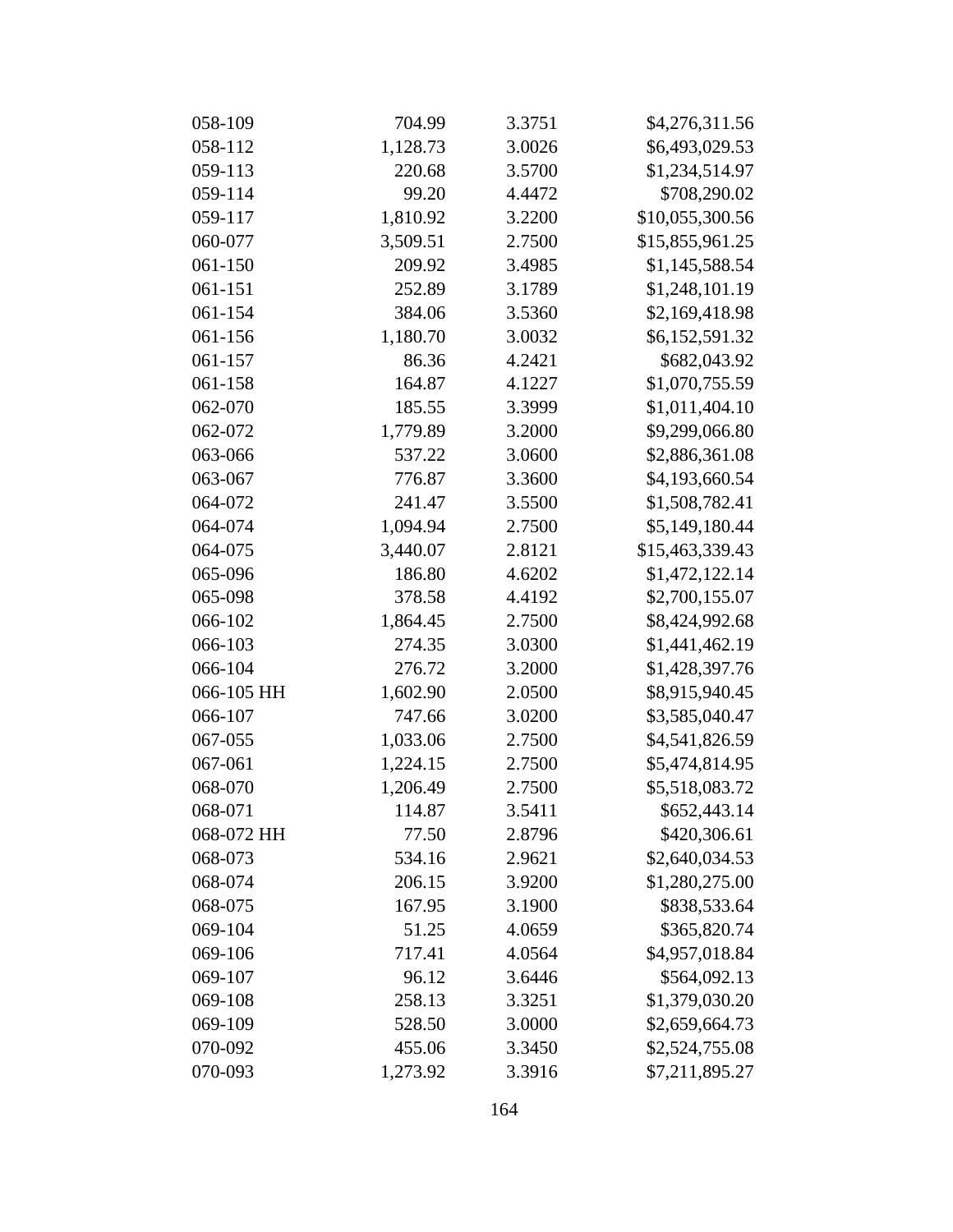| | | | |
|---|---|---|---|
| 058-109 | 704.99 | 3.3751 | $4,276,311.56 |
| 058-112 | 1,128.73 | 3.0026 | $6,493,029.53 |
| 059-113 | 220.68 | 3.5700 | $1,234,514.97 |
| 059-114 | 99.20 | 4.4472 | $708,290.02 |
| 059-117 | 1,810.92 | 3.2200 | $10,055,300.56 |
| 060-077 | 3,509.51 | 2.7500 | $15,855,961.25 |
| 061-150 | 209.92 | 3.4985 | $1,145,588.54 |
| 061-151 | 252.89 | 3.1789 | $1,248,101.19 |
| 061-154 | 384.06 | 3.5360 | $2,169,418.98 |
| 061-156 | 1,180.70 | 3.0032 | $6,152,591.32 |
| 061-157 | 86.36 | 4.2421 | $682,043.92 |
| 061-158 | 164.87 | 4.1227 | $1,070,755.59 |
| 062-070 | 185.55 | 3.3999 | $1,011,404.10 |
| 062-072 | 1,779.89 | 3.2000 | $9,299,066.80 |
| 063-066 | 537.22 | 3.0600 | $2,886,361.08 |
| 063-067 | 776.87 | 3.3600 | $4,193,660.54 |
| 064-072 | 241.47 | 3.5500 | $1,508,782.41 |
| 064-074 | 1,094.94 | 2.7500 | $5,149,180.44 |
| 064-075 | 3,440.07 | 2.8121 | $15,463,339.43 |
| 065-096 | 186.80 | 4.6202 | $1,472,122.14 |
| 065-098 | 378.58 | 4.4192 | $2,700,155.07 |
| 066-102 | 1,864.45 | 2.7500 | $8,424,992.68 |
| 066-103 | 274.35 | 3.0300 | $1,441,462.19 |
| 066-104 | 276.72 | 3.2000 | $1,428,397.76 |
| 066-105 HH | 1,602.90 | 2.0500 | $8,915,940.45 |
| 066-107 | 747.66 | 3.0200 | $3,585,040.47 |
| 067-055 | 1,033.06 | 2.7500 | $4,541,826.59 |
| 067-061 | 1,224.15 | 2.7500 | $5,474,814.95 |
| 068-070 | 1,206.49 | 2.7500 | $5,518,083.72 |
| 068-071 | 114.87 | 3.5411 | $652,443.14 |
| 068-072 HH | 77.50 | 2.8796 | $420,306.61 |
| 068-073 | 534.16 | 2.9621 | $2,640,034.53 |
| 068-074 | 206.15 | 3.9200 | $1,280,275.00 |
| 068-075 | 167.95 | 3.1900 | $838,533.64 |
| 069-104 | 51.25 | 4.0659 | $365,820.74 |
| 069-106 | 717.41 | 4.0564 | $4,957,018.84 |
| 069-107 | 96.12 | 3.6446 | $564,092.13 |
| 069-108 | 258.13 | 3.3251 | $1,379,030.20 |
| 069-109 | 528.50 | 3.0000 | $2,659,664.73 |
| 070-092 | 455.06 | 3.3450 | $2,524,755.08 |
| 070-093 | 1,273.92 | 3.3916 | $7,211,895.27 |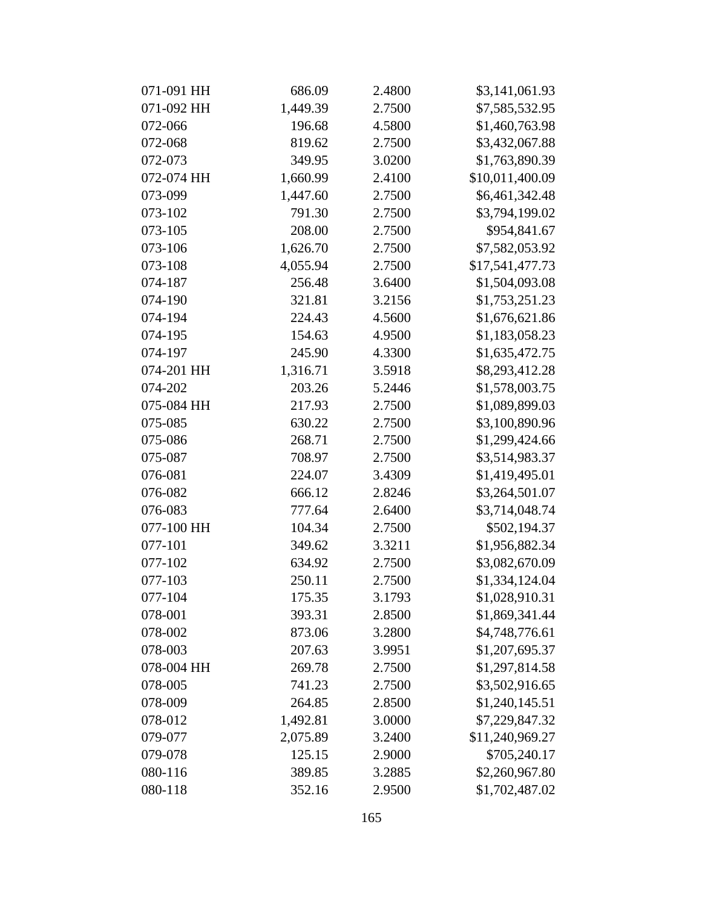| | | | |
|---|---|---|---|
| 071-091 HH | 686.09 | 2.4800 | $3,141,061.93 |
| 071-092 HH | 1,449.39 | 2.7500 | $7,585,532.95 |
| 072-066 | 196.68 | 4.5800 | $1,460,763.98 |
| 072-068 | 819.62 | 2.7500 | $3,432,067.88 |
| 072-073 | 349.95 | 3.0200 | $1,763,890.39 |
| 072-074 HH | 1,660.99 | 2.4100 | $10,011,400.09 |
| 073-099 | 1,447.60 | 2.7500 | $6,461,342.48 |
| 073-102 | 791.30 | 2.7500 | $3,794,199.02 |
| 073-105 | 208.00 | 2.7500 | $954,841.67 |
| 073-106 | 1,626.70 | 2.7500 | $7,582,053.92 |
| 073-108 | 4,055.94 | 2.7500 | $17,541,477.73 |
| 074-187 | 256.48 | 3.6400 | $1,504,093.08 |
| 074-190 | 321.81 | 3.2156 | $1,753,251.23 |
| 074-194 | 224.43 | 4.5600 | $1,676,621.86 |
| 074-195 | 154.63 | 4.9500 | $1,183,058.23 |
| 074-197 | 245.90 | 4.3300 | $1,635,472.75 |
| 074-201 HH | 1,316.71 | 3.5918 | $8,293,412.28 |
| 074-202 | 203.26 | 5.2446 | $1,578,003.75 |
| 075-084 HH | 217.93 | 2.7500 | $1,089,899.03 |
| 075-085 | 630.22 | 2.7500 | $3,100,890.96 |
| 075-086 | 268.71 | 2.7500 | $1,299,424.66 |
| 075-087 | 708.97 | 2.7500 | $3,514,983.37 |
| 076-081 | 224.07 | 3.4309 | $1,419,495.01 |
| 076-082 | 666.12 | 2.8246 | $3,264,501.07 |
| 076-083 | 777.64 | 2.6400 | $3,714,048.74 |
| 077-100 HH | 104.34 | 2.7500 | $502,194.37 |
| 077-101 | 349.62 | 3.3211 | $1,956,882.34 |
| 077-102 | 634.92 | 2.7500 | $3,082,670.09 |
| 077-103 | 250.11 | 2.7500 | $1,334,124.04 |
| 077-104 | 175.35 | 3.1793 | $1,028,910.31 |
| 078-001 | 393.31 | 2.8500 | $1,869,341.44 |
| 078-002 | 873.06 | 3.2800 | $4,748,776.61 |
| 078-003 | 207.63 | 3.9951 | $1,207,695.37 |
| 078-004 HH | 269.78 | 2.7500 | $1,297,814.58 |
| 078-005 | 741.23 | 2.7500 | $3,502,916.65 |
| 078-009 | 264.85 | 2.8500 | $1,240,145.51 |
| 078-012 | 1,492.81 | 3.0000 | $7,229,847.32 |
| 079-077 | 2,075.89 | 3.2400 | $11,240,969.27 |
| 079-078 | 125.15 | 2.9000 | $705,240.17 |
| 080-116 | 389.85 | 3.2885 | $2,260,967.80 |
| 080-118 | 352.16 | 2.9500 | $1,702,487.02 |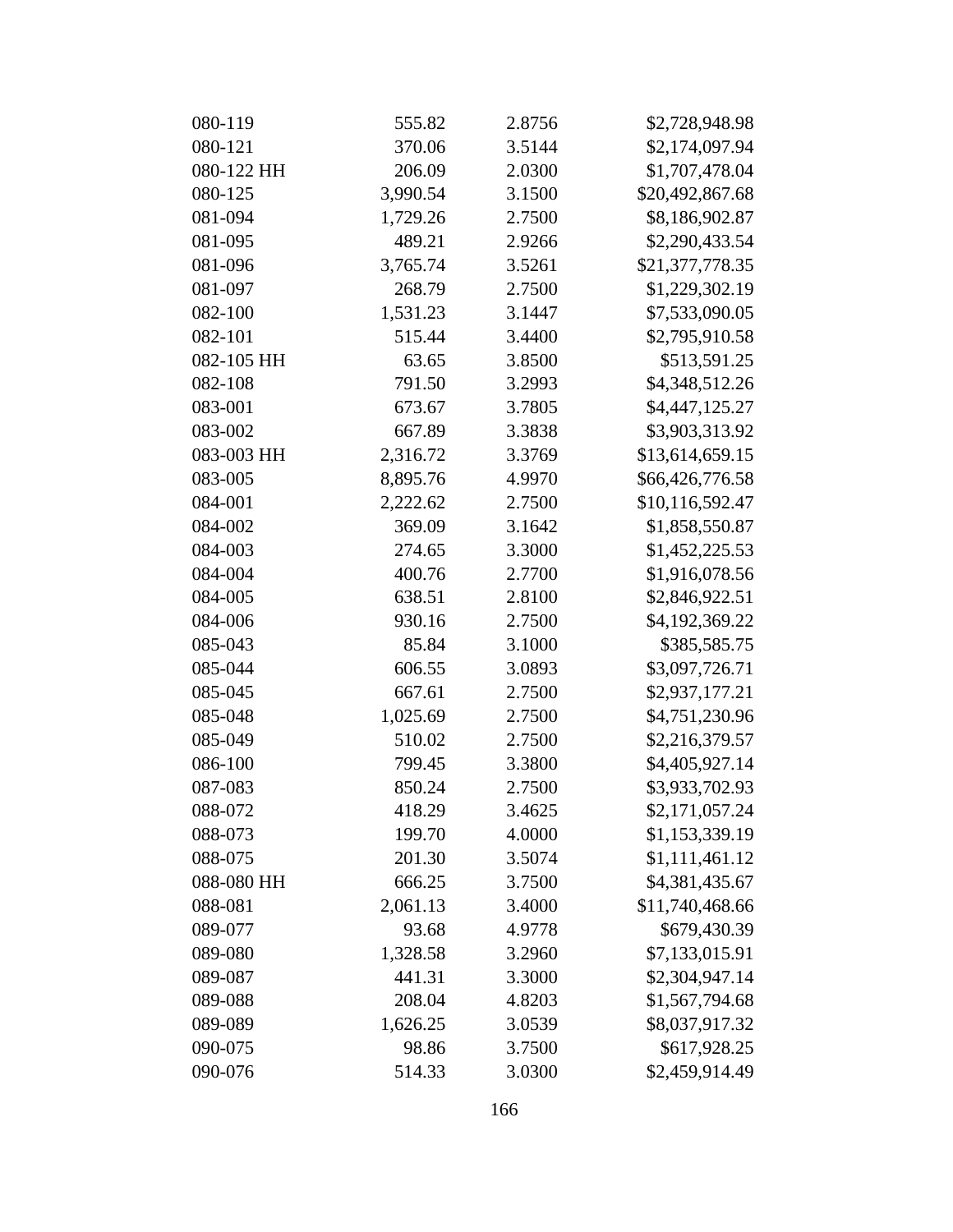| | | | |
|---|---|---|---|
| 080-119 | 555.82 | 2.8756 | $2,728,948.98 |
| 080-121 | 370.06 | 3.5144 | $2,174,097.94 |
| 080-122 HH | 206.09 | 2.0300 | $1,707,478.04 |
| 080-125 | 3,990.54 | 3.1500 | $20,492,867.68 |
| 081-094 | 1,729.26 | 2.7500 | $8,186,902.87 |
| 081-095 | 489.21 | 2.9266 | $2,290,433.54 |
| 081-096 | 3,765.74 | 3.5261 | $21,377,778.35 |
| 081-097 | 268.79 | 2.7500 | $1,229,302.19 |
| 082-100 | 1,531.23 | 3.1447 | $7,533,090.05 |
| 082-101 | 515.44 | 3.4400 | $2,795,910.58 |
| 082-105 HH | 63.65 | 3.8500 | $513,591.25 |
| 082-108 | 791.50 | 3.2993 | $4,348,512.26 |
| 083-001 | 673.67 | 3.7805 | $4,447,125.27 |
| 083-002 | 667.89 | 3.3838 | $3,903,313.92 |
| 083-003 HH | 2,316.72 | 3.3769 | $13,614,659.15 |
| 083-005 | 8,895.76 | 4.9970 | $66,426,776.58 |
| 084-001 | 2,222.62 | 2.7500 | $10,116,592.47 |
| 084-002 | 369.09 | 3.1642 | $1,858,550.87 |
| 084-003 | 274.65 | 3.3000 | $1,452,225.53 |
| 084-004 | 400.76 | 2.7700 | $1,916,078.56 |
| 084-005 | 638.51 | 2.8100 | $2,846,922.51 |
| 084-006 | 930.16 | 2.7500 | $4,192,369.22 |
| 085-043 | 85.84 | 3.1000 | $385,585.75 |
| 085-044 | 606.55 | 3.0893 | $3,097,726.71 |
| 085-045 | 667.61 | 2.7500 | $2,937,177.21 |
| 085-048 | 1,025.69 | 2.7500 | $4,751,230.96 |
| 085-049 | 510.02 | 2.7500 | $2,216,379.57 |
| 086-100 | 799.45 | 3.3800 | $4,405,927.14 |
| 087-083 | 850.24 | 2.7500 | $3,933,702.93 |
| 088-072 | 418.29 | 3.4625 | $2,171,057.24 |
| 088-073 | 199.70 | 4.0000 | $1,153,339.19 |
| 088-075 | 201.30 | 3.5074 | $1,111,461.12 |
| 088-080 HH | 666.25 | 3.7500 | $4,381,435.67 |
| 088-081 | 2,061.13 | 3.4000 | $11,740,468.66 |
| 089-077 | 93.68 | 4.9778 | $679,430.39 |
| 089-080 | 1,328.58 | 3.2960 | $7,133,015.91 |
| 089-087 | 441.31 | 3.3000 | $2,304,947.14 |
| 089-088 | 208.04 | 4.8203 | $1,567,794.68 |
| 089-089 | 1,626.25 | 3.0539 | $8,037,917.32 |
| 090-075 | 98.86 | 3.7500 | $617,928.25 |
| 090-076 | 514.33 | 3.0300 | $2,459,914.49 |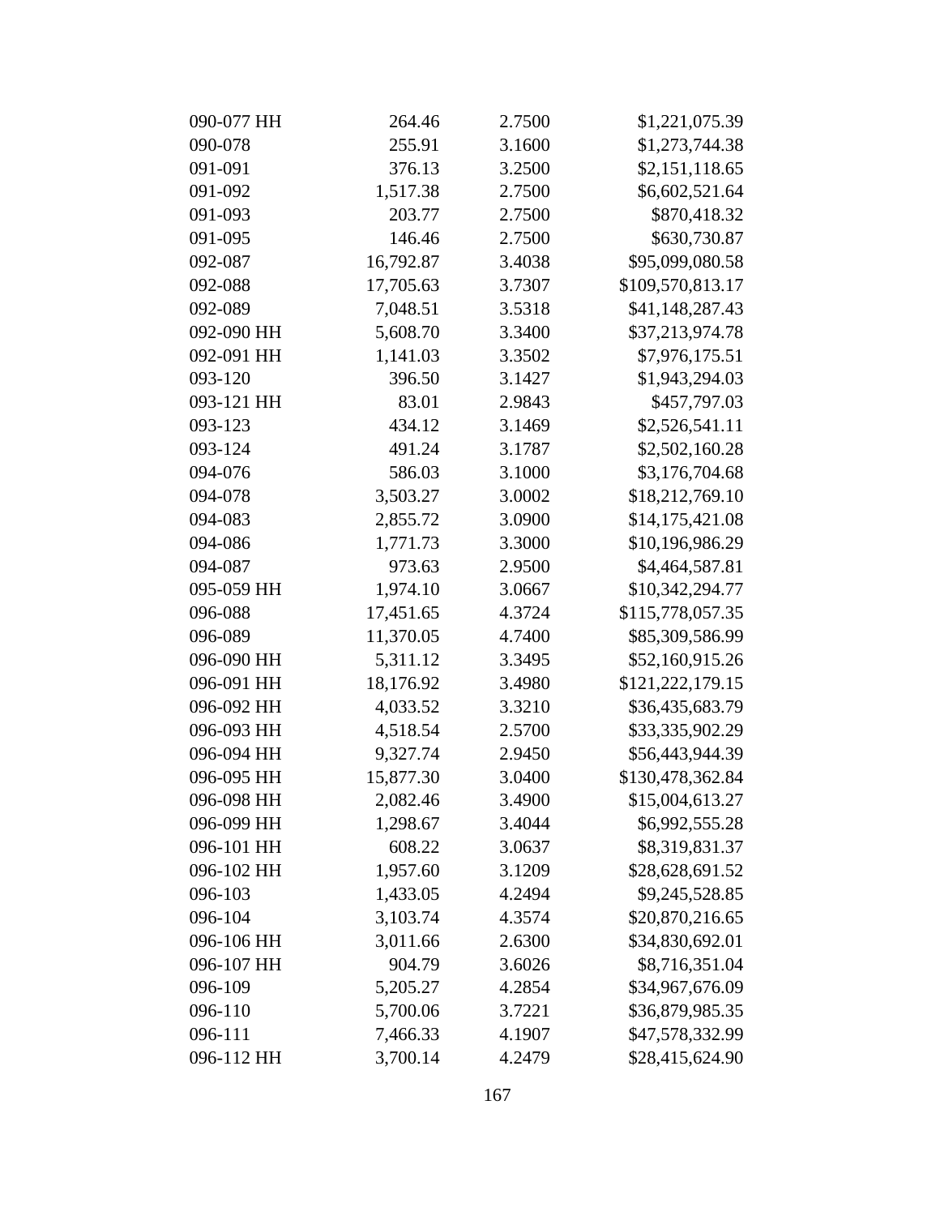| | | | |
|---|---|---|---|
| 090-077 HH | 264.46 | 2.7500 | $1,221,075.39 |
| 090-078 | 255.91 | 3.1600 | $1,273,744.38 |
| 091-091 | 376.13 | 3.2500 | $2,151,118.65 |
| 091-092 | 1,517.38 | 2.7500 | $6,602,521.64 |
| 091-093 | 203.77 | 2.7500 | $870,418.32 |
| 091-095 | 146.46 | 2.7500 | $630,730.87 |
| 092-087 | 16,792.87 | 3.4038 | $95,099,080.58 |
| 092-088 | 17,705.63 | 3.7307 | $109,570,813.17 |
| 092-089 | 7,048.51 | 3.5318 | $41,148,287.43 |
| 092-090 HH | 5,608.70 | 3.3400 | $37,213,974.78 |
| 092-091 HH | 1,141.03 | 3.3502 | $7,976,175.51 |
| 093-120 | 396.50 | 3.1427 | $1,943,294.03 |
| 093-121 HH | 83.01 | 2.9843 | $457,797.03 |
| 093-123 | 434.12 | 3.1469 | $2,526,541.11 |
| 093-124 | 491.24 | 3.1787 | $2,502,160.28 |
| 094-076 | 586.03 | 3.1000 | $3,176,704.68 |
| 094-078 | 3,503.27 | 3.0002 | $18,212,769.10 |
| 094-083 | 2,855.72 | 3.0900 | $14,175,421.08 |
| 094-086 | 1,771.73 | 3.3000 | $10,196,986.29 |
| 094-087 | 973.63 | 2.9500 | $4,464,587.81 |
| 095-059 HH | 1,974.10 | 3.0667 | $10,342,294.77 |
| 096-088 | 17,451.65 | 4.3724 | $115,778,057.35 |
| 096-089 | 11,370.05 | 4.7400 | $85,309,586.99 |
| 096-090 HH | 5,311.12 | 3.3495 | $52,160,915.26 |
| 096-091 HH | 18,176.92 | 3.4980 | $121,222,179.15 |
| 096-092 HH | 4,033.52 | 3.3210 | $36,435,683.79 |
| 096-093 HH | 4,518.54 | 2.5700 | $33,335,902.29 |
| 096-094 HH | 9,327.74 | 2.9450 | $56,443,944.39 |
| 096-095 HH | 15,877.30 | 3.0400 | $130,478,362.84 |
| 096-098 HH | 2,082.46 | 3.4900 | $15,004,613.27 |
| 096-099 HH | 1,298.67 | 3.4044 | $6,992,555.28 |
| 096-101 HH | 608.22 | 3.0637 | $8,319,831.37 |
| 096-102 HH | 1,957.60 | 3.1209 | $28,628,691.52 |
| 096-103 | 1,433.05 | 4.2494 | $9,245,528.85 |
| 096-104 | 3,103.74 | 4.3574 | $20,870,216.65 |
| 096-106 HH | 3,011.66 | 2.6300 | $34,830,692.01 |
| 096-107 HH | 904.79 | 3.6026 | $8,716,351.04 |
| 096-109 | 5,205.27 | 4.2854 | $34,967,676.09 |
| 096-110 | 5,700.06 | 3.7221 | $36,879,985.35 |
| 096-111 | 7,466.33 | 4.1907 | $47,578,332.99 |
| 096-112 HH | 3,700.14 | 4.2479 | $28,415,624.90 |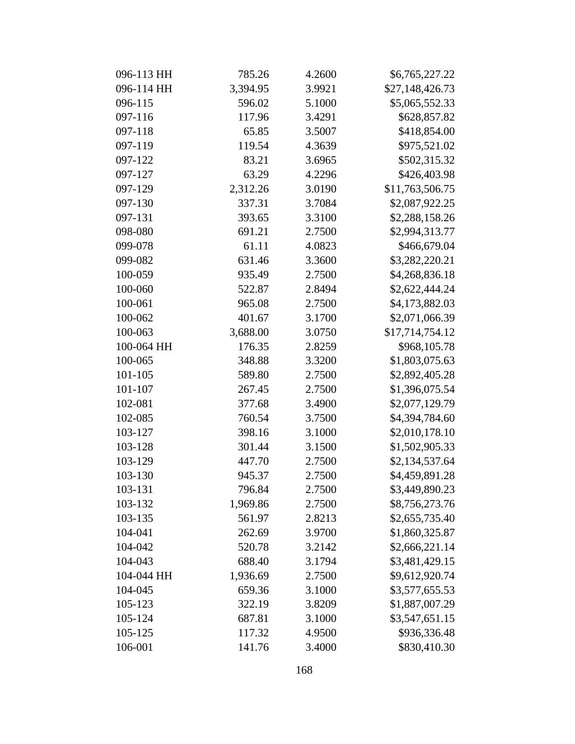| | | | |
|---|---|---|---|
| 096-113 HH | 785.26 | 4.2600 | $6,765,227.22 |
| 096-114 HH | 3,394.95 | 3.9921 | $27,148,426.73 |
| 096-115 | 596.02 | 5.1000 | $5,065,552.33 |
| 097-116 | 117.96 | 3.4291 | $628,857.82 |
| 097-118 | 65.85 | 3.5007 | $418,854.00 |
| 097-119 | 119.54 | 4.3639 | $975,521.02 |
| 097-122 | 83.21 | 3.6965 | $502,315.32 |
| 097-127 | 63.29 | 4.2296 | $426,403.98 |
| 097-129 | 2,312.26 | 3.0190 | $11,763,506.75 |
| 097-130 | 337.31 | 3.7084 | $2,087,922.25 |
| 097-131 | 393.65 | 3.3100 | $2,288,158.26 |
| 098-080 | 691.21 | 2.7500 | $2,994,313.77 |
| 099-078 | 61.11 | 4.0823 | $466,679.04 |
| 099-082 | 631.46 | 3.3600 | $3,282,220.21 |
| 100-059 | 935.49 | 2.7500 | $4,268,836.18 |
| 100-060 | 522.87 | 2.8494 | $2,622,444.24 |
| 100-061 | 965.08 | 2.7500 | $4,173,882.03 |
| 100-062 | 401.67 | 3.1700 | $2,071,066.39 |
| 100-063 | 3,688.00 | 3.0750 | $17,714,754.12 |
| 100-064 HH | 176.35 | 2.8259 | $968,105.78 |
| 100-065 | 348.88 | 3.3200 | $1,803,075.63 |
| 101-105 | 589.80 | 2.7500 | $2,892,405.28 |
| 101-107 | 267.45 | 2.7500 | $1,396,075.54 |
| 102-081 | 377.68 | 3.4900 | $2,077,129.79 |
| 102-085 | 760.54 | 3.7500 | $4,394,784.60 |
| 103-127 | 398.16 | 3.1000 | $2,010,178.10 |
| 103-128 | 301.44 | 3.1500 | $1,502,905.33 |
| 103-129 | 447.70 | 2.7500 | $2,134,537.64 |
| 103-130 | 945.37 | 2.7500 | $4,459,891.28 |
| 103-131 | 796.84 | 2.7500 | $3,449,890.23 |
| 103-132 | 1,969.86 | 2.7500 | $8,756,273.76 |
| 103-135 | 561.97 | 2.8213 | $2,655,735.40 |
| 104-041 | 262.69 | 3.9700 | $1,860,325.87 |
| 104-042 | 520.78 | 3.2142 | $2,666,221.14 |
| 104-043 | 688.40 | 3.1794 | $3,481,429.15 |
| 104-044 HH | 1,936.69 | 2.7500 | $9,612,920.74 |
| 104-045 | 659.36 | 3.1000 | $3,577,655.53 |
| 105-123 | 322.19 | 3.8209 | $1,887,007.29 |
| 105-124 | 687.81 | 3.1000 | $3,547,651.15 |
| 105-125 | 117.32 | 4.9500 | $936,336.48 |
| 106-001 | 141.76 | 3.4000 | $830,410.30 |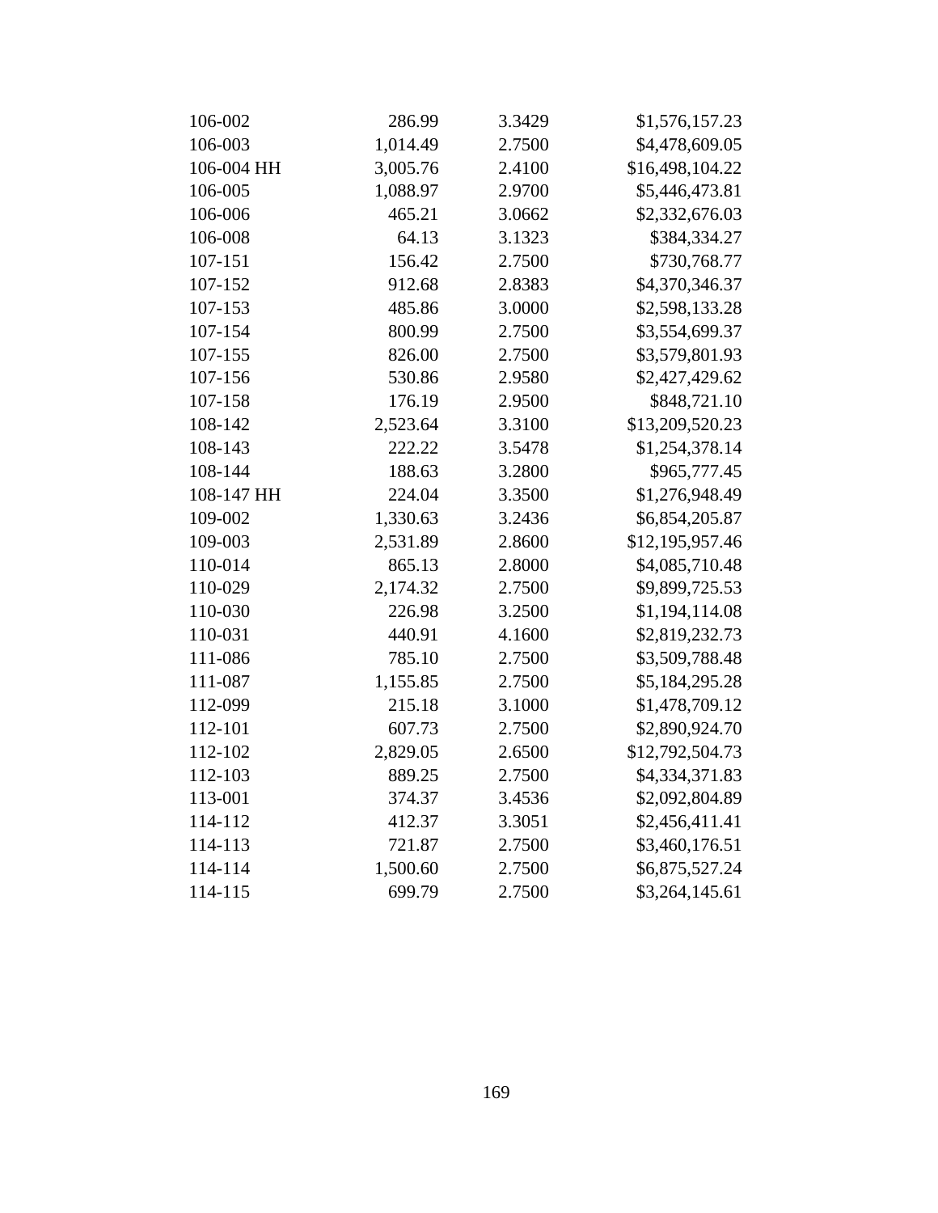| | | | |
|---|---|---|---|
| 106-002 | 286.99 | 3.3429 | $1,576,157.23 |
| 106-003 | 1,014.49 | 2.7500 | $4,478,609.05 |
| 106-004 HH | 3,005.76 | 2.4100 | $16,498,104.22 |
| 106-005 | 1,088.97 | 2.9700 | $5,446,473.81 |
| 106-006 | 465.21 | 3.0662 | $2,332,676.03 |
| 106-008 | 64.13 | 3.1323 | $384,334.27 |
| 107-151 | 156.42 | 2.7500 | $730,768.77 |
| 107-152 | 912.68 | 2.8383 | $4,370,346.37 |
| 107-153 | 485.86 | 3.0000 | $2,598,133.28 |
| 107-154 | 800.99 | 2.7500 | $3,554,699.37 |
| 107-155 | 826.00 | 2.7500 | $3,579,801.93 |
| 107-156 | 530.86 | 2.9580 | $2,427,429.62 |
| 107-158 | 176.19 | 2.9500 | $848,721.10 |
| 108-142 | 2,523.64 | 3.3100 | $13,209,520.23 |
| 108-143 | 222.22 | 3.5478 | $1,254,378.14 |
| 108-144 | 188.63 | 3.2800 | $965,777.45 |
| 108-147 HH | 224.04 | 3.3500 | $1,276,948.49 |
| 109-002 | 1,330.63 | 3.2436 | $6,854,205.87 |
| 109-003 | 2,531.89 | 2.8600 | $12,195,957.46 |
| 110-014 | 865.13 | 2.8000 | $4,085,710.48 |
| 110-029 | 2,174.32 | 2.7500 | $9,899,725.53 |
| 110-030 | 226.98 | 3.2500 | $1,194,114.08 |
| 110-031 | 440.91 | 4.1600 | $2,819,232.73 |
| 111-086 | 785.10 | 2.7500 | $3,509,788.48 |
| 111-087 | 1,155.85 | 2.7500 | $5,184,295.28 |
| 112-099 | 215.18 | 3.1000 | $1,478,709.12 |
| 112-101 | 607.73 | 2.7500 | $2,890,924.70 |
| 112-102 | 2,829.05 | 2.6500 | $12,792,504.73 |
| 112-103 | 889.25 | 2.7500 | $4,334,371.83 |
| 113-001 | 374.37 | 3.4536 | $2,092,804.89 |
| 114-112 | 412.37 | 3.3051 | $2,456,411.41 |
| 114-113 | 721.87 | 2.7500 | $3,460,176.51 |
| 114-114 | 1,500.60 | 2.7500 | $6,875,527.24 |
| 114-115 | 699.79 | 2.7500 | $3,264,145.61 |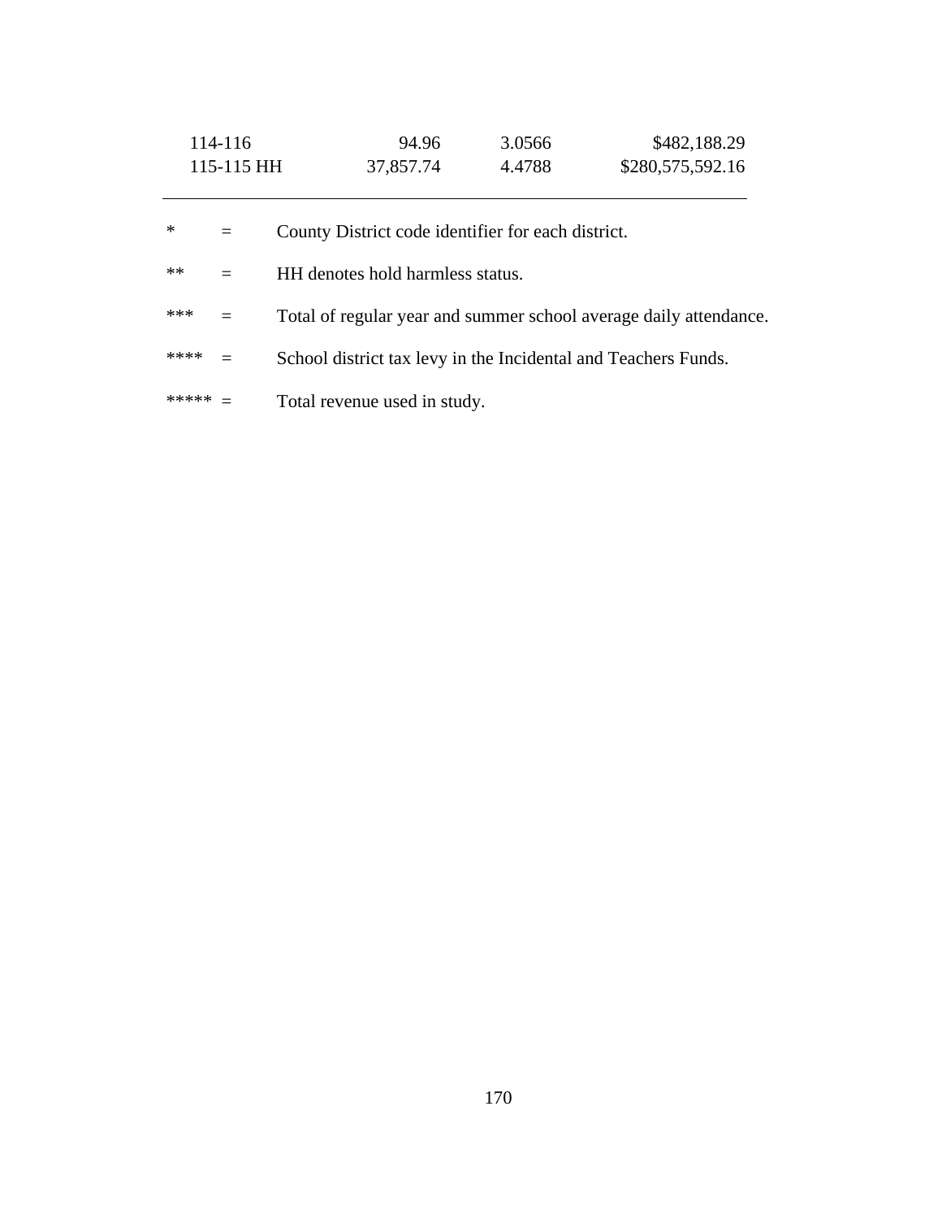| | | | |
|---|---|---|---|
| 114-116 | 94.96 | 3.0566 | $482,188.29 |
| 115-115 HH | 37,857.74 | 4.4788 | $280,575,592.16 |

\* = County District code identifier for each district.

\*\* = HH denotes hold harmless status.

\*\*\* = Total of regular year and summer school average daily attendance.

\*\*\*\* = School district tax levy in the Incidental and Teachers Funds.

\*\*\*\*\* = Total revenue used in study.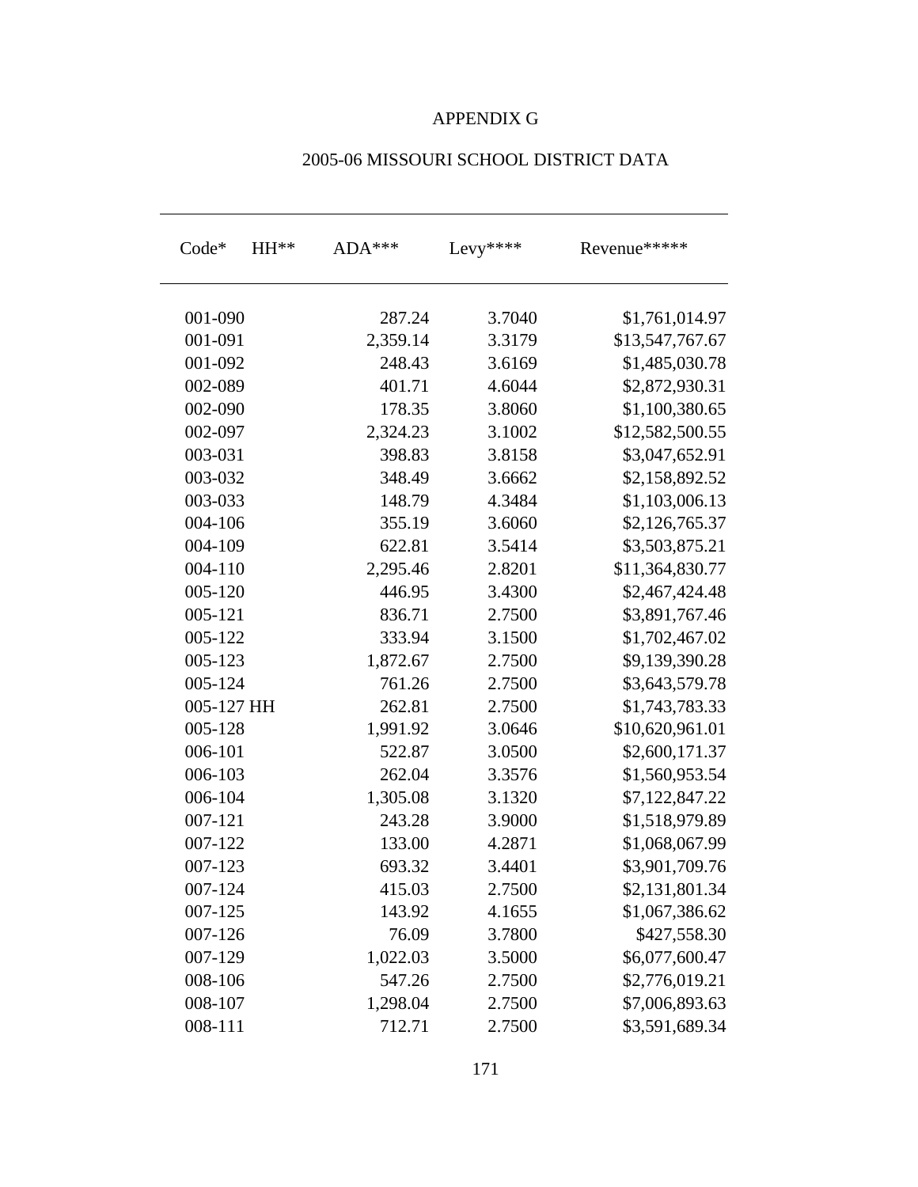# APPENDIX G

## 2005-06 MISSOURI SCHOOL DISTRICT DATA

| Code* | HH** | ADA*** | Levy**** | Revenue***** |
|---|---|---|---|---|
| 001-090 | | 287.24 | 3.7040 | $1,761,014.97 |
| 001-091 | | 2,359.14 | 3.3179 | $13,547,767.67 |
| 001-092 | | 248.43 | 3.6169 | $1,485,030.78 |
| 002-089 | | 401.71 | 4.6044 | $2,872,930.31 |
| 002-090 | | 178.35 | 3.8060 | $1,100,380.65 |
| 002-097 | | 2,324.23 | 3.1002 | $12,582,500.55 |
| 003-031 | | 398.83 | 3.8158 | $3,047,652.91 |
| 003-032 | | 348.49 | 3.6662 | $2,158,892.52 |
| 003-033 | | 148.79 | 4.3484 | $1,103,006.13 |
| 004-106 | | 355.19 | 3.6060 | $2,126,765.37 |
| 004-109 | | 622.81 | 3.5414 | $3,503,875.21 |
| 004-110 | | 2,295.46 | 2.8201 | $11,364,830.77 |
| 005-120 | | 446.95 | 3.4300 | $2,467,424.48 |
| 005-121 | | 836.71 | 2.7500 | $3,891,767.46 |
| 005-122 | | 333.94 | 3.1500 | $1,702,467.02 |
| 005-123 | | 1,872.67 | 2.7500 | $9,139,390.28 |
| 005-124 | | 761.26 | 2.7500 | $3,643,579.78 |
| 005-127 | HH | 262.81 | 2.7500 | $1,743,783.33 |
| 005-128 | | 1,991.92 | 3.0646 | $10,620,961.01 |
| 006-101 | | 522.87 | 3.0500 | $2,600,171.37 |
| 006-103 | | 262.04 | 3.3576 | $1,560,953.54 |
| 006-104 | | 1,305.08 | 3.1320 | $7,122,847.22 |
| 007-121 | | 243.28 | 3.9000 | $1,518,979.89 |
| 007-122 | | 133.00 | 4.2871 | $1,068,067.99 |
| 007-123 | | 693.32 | 3.4401 | $3,901,709.76 |
| 007-124 | | 415.03 | 2.7500 | $2,131,801.34 |
| 007-125 | | 143.92 | 4.1655 | $1,067,386.62 |
| 007-126 | | 76.09 | 3.7800 | $427,558.30 |
| 007-129 | | 1,022.03 | 3.5000 | $6,077,600.47 |
| 008-106 | | 547.26 | 2.7500 | $2,776,019.21 |
| 008-107 | | 1,298.04 | 2.7500 | $7,006,893.63 |
| 008-111 | | 712.71 | 2.7500 | $3,591,689.34 |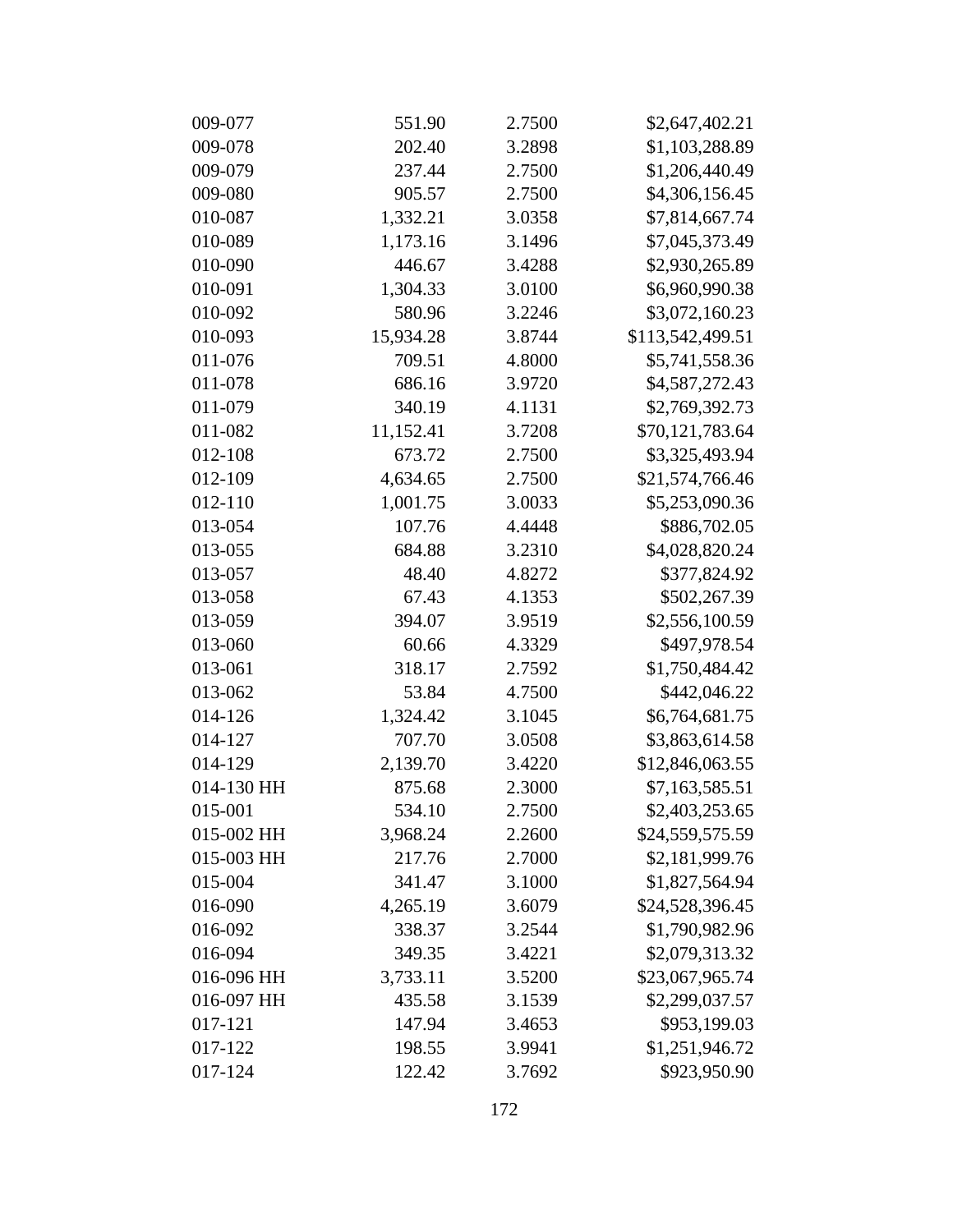| | | | |
|---|---|---|---|
| 009-077 | 551.90 | 2.7500 | $2,647,402.21 |
| 009-078 | 202.40 | 3.2898 | $1,103,288.89 |
| 009-079 | 237.44 | 2.7500 | $1,206,440.49 |
| 009-080 | 905.57 | 2.7500 | $4,306,156.45 |
| 010-087 | 1,332.21 | 3.0358 | $7,814,667.74 |
| 010-089 | 1,173.16 | 3.1496 | $7,045,373.49 |
| 010-090 | 446.67 | 3.4288 | $2,930,265.89 |
| 010-091 | 1,304.33 | 3.0100 | $6,960,990.38 |
| 010-092 | 580.96 | 3.2246 | $3,072,160.23 |
| 010-093 | 15,934.28 | 3.8744 | $113,542,499.51 |
| 011-076 | 709.51 | 4.8000 | $5,741,558.36 |
| 011-078 | 686.16 | 3.9720 | $4,587,272.43 |
| 011-079 | 340.19 | 4.1131 | $2,769,392.73 |
| 011-082 | 11,152.41 | 3.7208 | $70,121,783.64 |
| 012-108 | 673.72 | 2.7500 | $3,325,493.94 |
| 012-109 | 4,634.65 | 2.7500 | $21,574,766.46 |
| 012-110 | 1,001.75 | 3.0033 | $5,253,090.36 |
| 013-054 | 107.76 | 4.4448 | $886,702.05 |
| 013-055 | 684.88 | 3.2310 | $4,028,820.24 |
| 013-057 | 48.40 | 4.8272 | $377,824.92 |
| 013-058 | 67.43 | 4.1353 | $502,267.39 |
| 013-059 | 394.07 | 3.9519 | $2,556,100.59 |
| 013-060 | 60.66 | 4.3329 | $497,978.54 |
| 013-061 | 318.17 | 2.7592 | $1,750,484.42 |
| 013-062 | 53.84 | 4.7500 | $442,046.22 |
| 014-126 | 1,324.42 | 3.1045 | $6,764,681.75 |
| 014-127 | 707.70 | 3.0508 | $3,863,614.58 |
| 014-129 | 2,139.70 | 3.4220 | $12,846,063.55 |
| 014-130 HH | 875.68 | 2.3000 | $7,163,585.51 |
| 015-001 | 534.10 | 2.7500 | $2,403,253.65 |
| 015-002 HH | 3,968.24 | 2.2600 | $24,559,575.59 |
| 015-003 HH | 217.76 | 2.7000 | $2,181,999.76 |
| 015-004 | 341.47 | 3.1000 | $1,827,564.94 |
| 016-090 | 4,265.19 | 3.6079 | $24,528,396.45 |
| 016-092 | 338.37 | 3.2544 | $1,790,982.96 |
| 016-094 | 349.35 | 3.4221 | $2,079,313.32 |
| 016-096 HH | 3,733.11 | 3.5200 | $23,067,965.74 |
| 016-097 HH | 435.58 | 3.1539 | $2,299,037.57 |
| 017-121 | 147.94 | 3.4653 | $953,199.03 |
| 017-122 | 198.55 | 3.9941 | $1,251,946.72 |
| 017-124 | 122.42 | 3.7692 | $923,950.90 |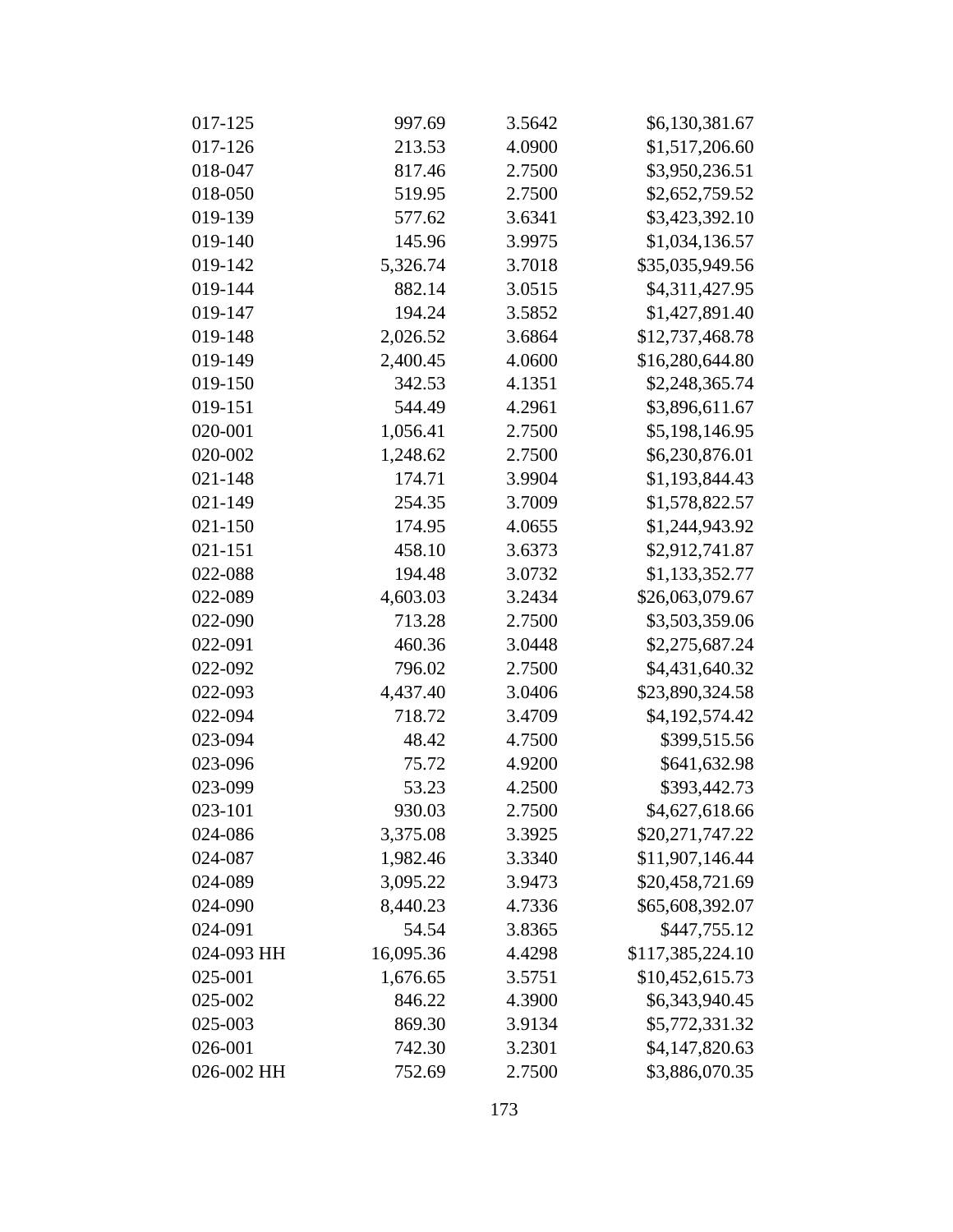| | | | |
|---|---|---|---|
| 017-125 | 997.69 | 3.5642 | $6,130,381.67 |
| 017-126 | 213.53 | 4.0900 | $1,517,206.60 |
| 018-047 | 817.46 | 2.7500 | $3,950,236.51 |
| 018-050 | 519.95 | 2.7500 | $2,652,759.52 |
| 019-139 | 577.62 | 3.6341 | $3,423,392.10 |
| 019-140 | 145.96 | 3.9975 | $1,034,136.57 |
| 019-142 | 5,326.74 | 3.7018 | $35,035,949.56 |
| 019-144 | 882.14 | 3.0515 | $4,311,427.95 |
| 019-147 | 194.24 | 3.5852 | $1,427,891.40 |
| 019-148 | 2,026.52 | 3.6864 | $12,737,468.78 |
| 019-149 | 2,400.45 | 4.0600 | $16,280,644.80 |
| 019-150 | 342.53 | 4.1351 | $2,248,365.74 |
| 019-151 | 544.49 | 4.2961 | $3,896,611.67 |
| 020-001 | 1,056.41 | 2.7500 | $5,198,146.95 |
| 020-002 | 1,248.62 | 2.7500 | $6,230,876.01 |
| 021-148 | 174.71 | 3.9904 | $1,193,844.43 |
| 021-149 | 254.35 | 3.7009 | $1,578,822.57 |
| 021-150 | 174.95 | 4.0655 | $1,244,943.92 |
| 021-151 | 458.10 | 3.6373 | $2,912,741.87 |
| 022-088 | 194.48 | 3.0732 | $1,133,352.77 |
| 022-089 | 4,603.03 | 3.2434 | $26,063,079.67 |
| 022-090 | 713.28 | 2.7500 | $3,503,359.06 |
| 022-091 | 460.36 | 3.0448 | $2,275,687.24 |
| 022-092 | 796.02 | 2.7500 | $4,431,640.32 |
| 022-093 | 4,437.40 | 3.0406 | $23,890,324.58 |
| 022-094 | 718.72 | 3.4709 | $4,192,574.42 |
| 023-094 | 48.42 | 4.7500 | $399,515.56 |
| 023-096 | 75.72 | 4.9200 | $641,632.98 |
| 023-099 | 53.23 | 4.2500 | $393,442.73 |
| 023-101 | 930.03 | 2.7500 | $4,627,618.66 |
| 024-086 | 3,375.08 | 3.3925 | $20,271,747.22 |
| 024-087 | 1,982.46 | 3.3340 | $11,907,146.44 |
| 024-089 | 3,095.22 | 3.9473 | $20,458,721.69 |
| 024-090 | 8,440.23 | 4.7336 | $65,608,392.07 |
| 024-091 | 54.54 | 3.8365 | $447,755.12 |
| 024-093 HH | 16,095.36 | 4.4298 | $117,385,224.10 |
| 025-001 | 1,676.65 | 3.5751 | $10,452,615.73 |
| 025-002 | 846.22 | 4.3900 | $6,343,940.45 |
| 025-003 | 869.30 | 3.9134 | $5,772,331.32 |
| 026-001 | 742.30 | 3.2301 | $4,147,820.63 |
| 026-002 HH | 752.69 | 2.7500 | $3,886,070.35 |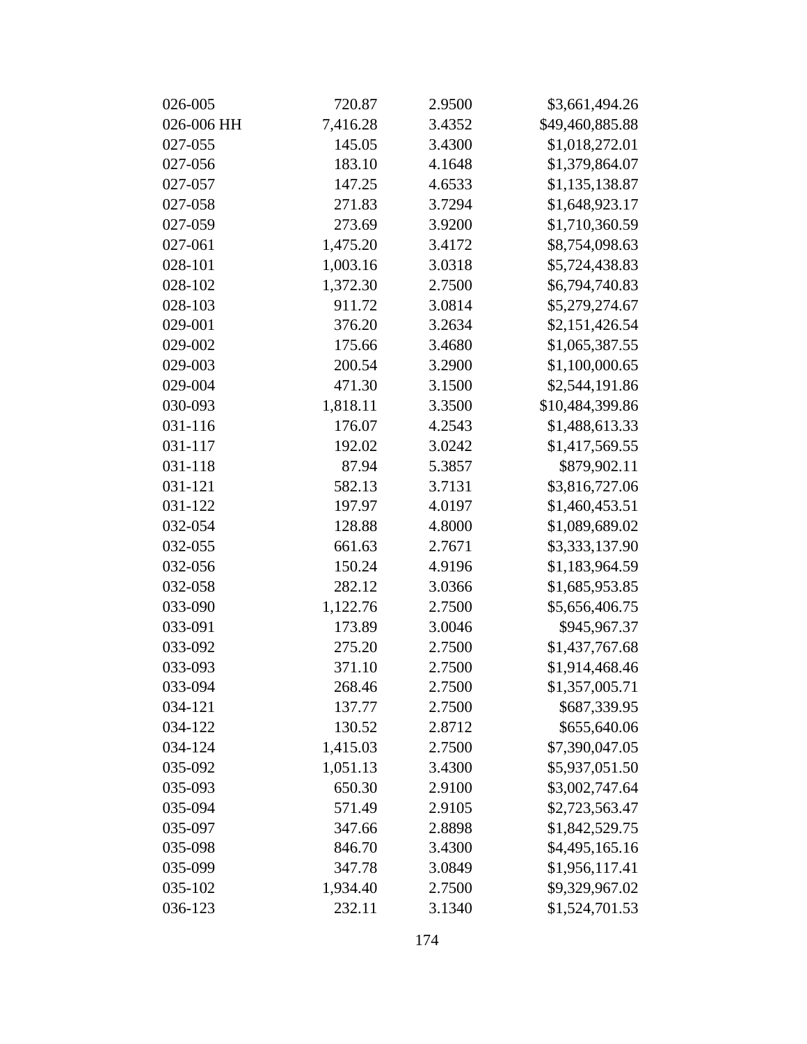| | | | |
|---|---|---|---|
| 026-005 | 720.87 | 2.9500 | $3,661,494.26 |
| 026-006 HH | 7,416.28 | 3.4352 | $49,460,885.88 |
| 027-055 | 145.05 | 3.4300 | $1,018,272.01 |
| 027-056 | 183.10 | 4.1648 | $1,379,864.07 |
| 027-057 | 147.25 | 4.6533 | $1,135,138.87 |
| 027-058 | 271.83 | 3.7294 | $1,648,923.17 |
| 027-059 | 273.69 | 3.9200 | $1,710,360.59 |
| 027-061 | 1,475.20 | 3.4172 | $8,754,098.63 |
| 028-101 | 1,003.16 | 3.0318 | $5,724,438.83 |
| 028-102 | 1,372.30 | 2.7500 | $6,794,740.83 |
| 028-103 | 911.72 | 3.0814 | $5,279,274.67 |
| 029-001 | 376.20 | 3.2634 | $2,151,426.54 |
| 029-002 | 175.66 | 3.4680 | $1,065,387.55 |
| 029-003 | 200.54 | 3.2900 | $1,100,000.65 |
| 029-004 | 471.30 | 3.1500 | $2,544,191.86 |
| 030-093 | 1,818.11 | 3.3500 | $10,484,399.86 |
| 031-116 | 176.07 | 4.2543 | $1,488,613.33 |
| 031-117 | 192.02 | 3.0242 | $1,417,569.55 |
| 031-118 | 87.94 | 5.3857 | $879,902.11 |
| 031-121 | 582.13 | 3.7131 | $3,816,727.06 |
| 031-122 | 197.97 | 4.0197 | $1,460,453.51 |
| 032-054 | 128.88 | 4.8000 | $1,089,689.02 |
| 032-055 | 661.63 | 2.7671 | $3,333,137.90 |
| 032-056 | 150.24 | 4.9196 | $1,183,964.59 |
| 032-058 | 282.12 | 3.0366 | $1,685,953.85 |
| 033-090 | 1,122.76 | 2.7500 | $5,656,406.75 |
| 033-091 | 173.89 | 3.0046 | $945,967.37 |
| 033-092 | 275.20 | 2.7500 | $1,437,767.68 |
| 033-093 | 371.10 | 2.7500 | $1,914,468.46 |
| 033-094 | 268.46 | 2.7500 | $1,357,005.71 |
| 034-121 | 137.77 | 2.7500 | $687,339.95 |
| 034-122 | 130.52 | 2.8712 | $655,640.06 |
| 034-124 | 1,415.03 | 2.7500 | $7,390,047.05 |
| 035-092 | 1,051.13 | 3.4300 | $5,937,051.50 |
| 035-093 | 650.30 | 2.9100 | $3,002,747.64 |
| 035-094 | 571.49 | 2.9105 | $2,723,563.47 |
| 035-097 | 347.66 | 2.8898 | $1,842,529.75 |
| 035-098 | 846.70 | 3.4300 | $4,495,165.16 |
| 035-099 | 347.78 | 3.0849 | $1,956,117.41 |
| 035-102 | 1,934.40 | 2.7500 | $9,329,967.02 |
| 036-123 | 232.11 | 3.1340 | $1,524,701.53 |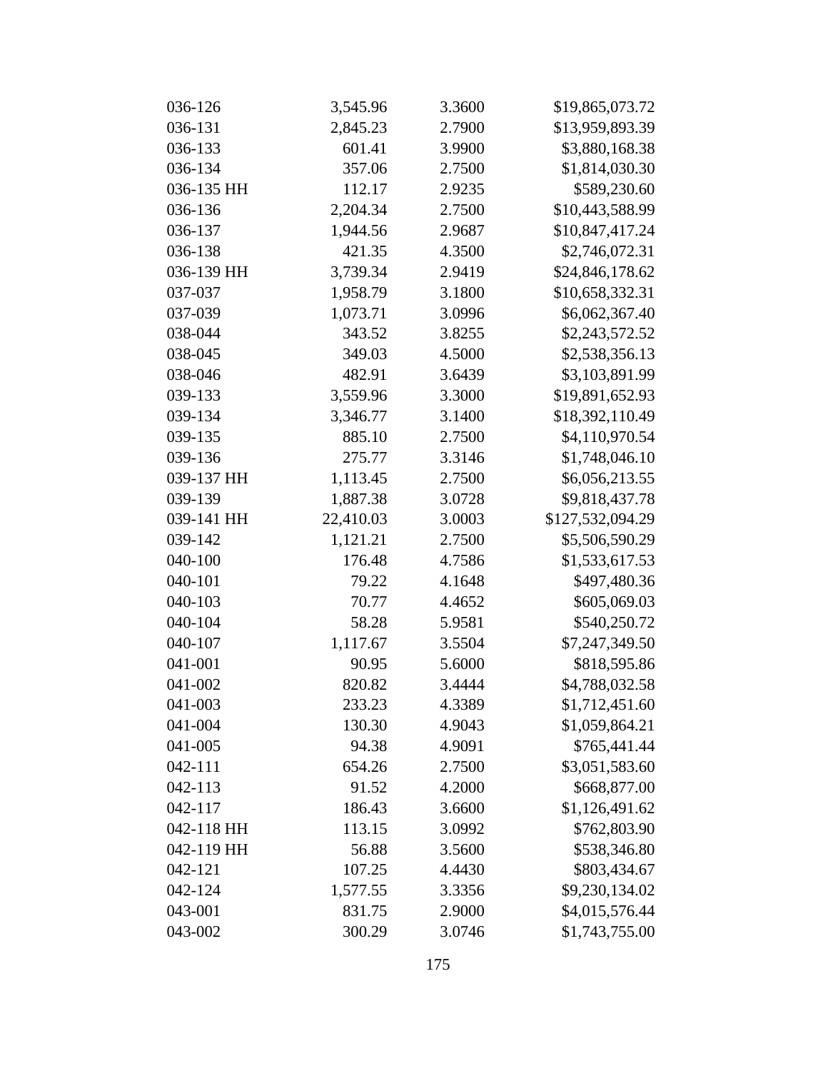| | | | |
|---|---|---|---|
| 036-126 | 3,545.96 | 3.3600 | $19,865,073.72 |
| 036-131 | 2,845.23 | 2.7900 | $13,959,893.39 |
| 036-133 | 601.41 | 3.9900 | $3,880,168.38 |
| 036-134 | 357.06 | 2.7500 | $1,814,030.30 |
| 036-135 HH | 112.17 | 2.9235 | $589,230.60 |
| 036-136 | 2,204.34 | 2.7500 | $10,443,588.99 |
| 036-137 | 1,944.56 | 2.9687 | $10,847,417.24 |
| 036-138 | 421.35 | 4.3500 | $2,746,072.31 |
| 036-139 HH | 3,739.34 | 2.9419 | $24,846,178.62 |
| 037-037 | 1,958.79 | 3.1800 | $10,658,332.31 |
| 037-039 | 1,073.71 | 3.0996 | $6,062,367.40 |
| 038-044 | 343.52 | 3.8255 | $2,243,572.52 |
| 038-045 | 349.03 | 4.5000 | $2,538,356.13 |
| 038-046 | 482.91 | 3.6439 | $3,103,891.99 |
| 039-133 | 3,559.96 | 3.3000 | $19,891,652.93 |
| 039-134 | 3,346.77 | 3.1400 | $18,392,110.49 |
| 039-135 | 885.10 | 2.7500 | $4,110,970.54 |
| 039-136 | 275.77 | 3.3146 | $1,748,046.10 |
| 039-137 HH | 1,113.45 | 2.7500 | $6,056,213.55 |
| 039-139 | 1,887.38 | 3.0728 | $9,818,437.78 |
| 039-141 HH | 22,410.03 | 3.0003 | $127,532,094.29 |
| 039-142 | 1,121.21 | 2.7500 | $5,506,590.29 |
| 040-100 | 176.48 | 4.7586 | $1,533,617.53 |
| 040-101 | 79.22 | 4.1648 | $497,480.36 |
| 040-103 | 70.77 | 4.4652 | $605,069.03 |
| 040-104 | 58.28 | 5.9581 | $540,250.72 |
| 040-107 | 1,117.67 | 3.5504 | $7,247,349.50 |
| 041-001 | 90.95 | 5.6000 | $818,595.86 |
| 041-002 | 820.82 | 3.4444 | $4,788,032.58 |
| 041-003 | 233.23 | 4.3389 | $1,712,451.60 |
| 041-004 | 130.30 | 4.9043 | $1,059,864.21 |
| 041-005 | 94.38 | 4.9091 | $765,441.44 |
| 042-111 | 654.26 | 2.7500 | $3,051,583.60 |
| 042-113 | 91.52 | 4.2000 | $668,877.00 |
| 042-117 | 186.43 | 3.6600 | $1,126,491.62 |
| 042-118 HH | 113.15 | 3.0992 | $762,803.90 |
| 042-119 HH | 56.88 | 3.5600 | $538,346.80 |
| 042-121 | 107.25 | 4.4430 | $803,434.67 |
| 042-124 | 1,577.55 | 3.3356 | $9,230,134.02 |
| 043-001 | 831.75 | 2.9000 | $4,015,576.44 |
| 043-002 | 300.29 | 3.0746 | $1,743,755.00 |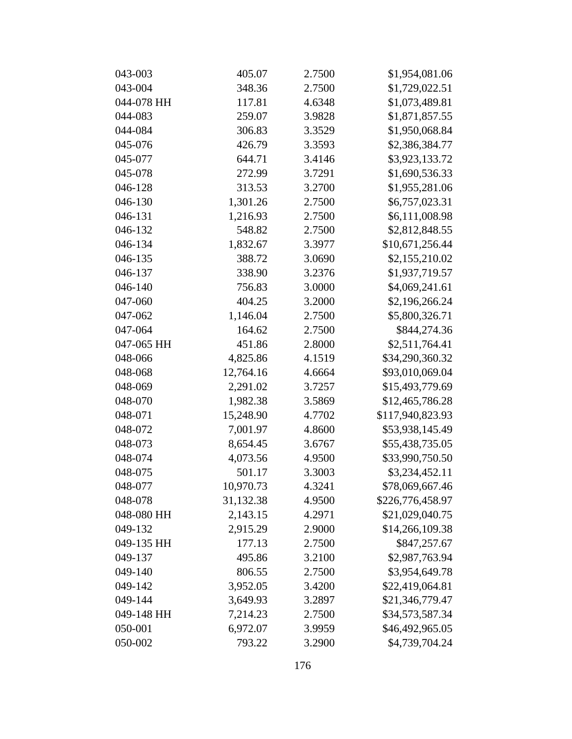| | | | |
|---|---|---|---|
| 043-003 | 405.07 | 2.7500 | $1,954,081.06 |
| 043-004 | 348.36 | 2.7500 | $1,729,022.51 |
| 044-078 HH | 117.81 | 4.6348 | $1,073,489.81 |
| 044-083 | 259.07 | 3.9828 | $1,871,857.55 |
| 044-084 | 306.83 | 3.3529 | $1,950,068.84 |
| 045-076 | 426.79 | 3.3593 | $2,386,384.77 |
| 045-077 | 644.71 | 3.4146 | $3,923,133.72 |
| 045-078 | 272.99 | 3.7291 | $1,690,536.33 |
| 046-128 | 313.53 | 3.2700 | $1,955,281.06 |
| 046-130 | 1,301.26 | 2.7500 | $6,757,023.31 |
| 046-131 | 1,216.93 | 2.7500 | $6,111,008.98 |
| 046-132 | 548.82 | 2.7500 | $2,812,848.55 |
| 046-134 | 1,832.67 | 3.3977 | $10,671,256.44 |
| 046-135 | 388.72 | 3.0690 | $2,155,210.02 |
| 046-137 | 338.90 | 3.2376 | $1,937,719.57 |
| 046-140 | 756.83 | 3.0000 | $4,069,241.61 |
| 047-060 | 404.25 | 3.2000 | $2,196,266.24 |
| 047-062 | 1,146.04 | 2.7500 | $5,800,326.71 |
| 047-064 | 164.62 | 2.7500 | $844,274.36 |
| 047-065 HH | 451.86 | 2.8000 | $2,511,764.41 |
| 048-066 | 4,825.86 | 4.1519 | $34,290,360.32 |
| 048-068 | 12,764.16 | 4.6664 | $93,010,069.04 |
| 048-069 | 2,291.02 | 3.7257 | $15,493,779.69 |
| 048-070 | 1,982.38 | 3.5869 | $12,465,786.28 |
| 048-071 | 15,248.90 | 4.7702 | $117,940,823.93 |
| 048-072 | 7,001.97 | 4.8600 | $53,938,145.49 |
| 048-073 | 8,654.45 | 3.6767 | $55,438,735.05 |
| 048-074 | 4,073.56 | 4.9500 | $33,990,750.50 |
| 048-075 | 501.17 | 3.3003 | $3,234,452.11 |
| 048-077 | 10,970.73 | 4.3241 | $78,069,667.46 |
| 048-078 | 31,132.38 | 4.9500 | $226,776,458.97 |
| 048-080 HH | 2,143.15 | 4.2971 | $21,029,040.75 |
| 049-132 | 2,915.29 | 2.9000 | $14,266,109.38 |
| 049-135 HH | 177.13 | 2.7500 | $847,257.67 |
| 049-137 | 495.86 | 3.2100 | $2,987,763.94 |
| 049-140 | 806.55 | 2.7500 | $3,954,649.78 |
| 049-142 | 3,952.05 | 3.4200 | $22,419,064.81 |
| 049-144 | 3,649.93 | 3.2897 | $21,346,779.47 |
| 049-148 HH | 7,214.23 | 2.7500 | $34,573,587.34 |
| 050-001 | 6,972.07 | 3.9959 | $46,492,965.05 |
| 050-002 | 793.22 | 3.2900 | $4,739,704.24 |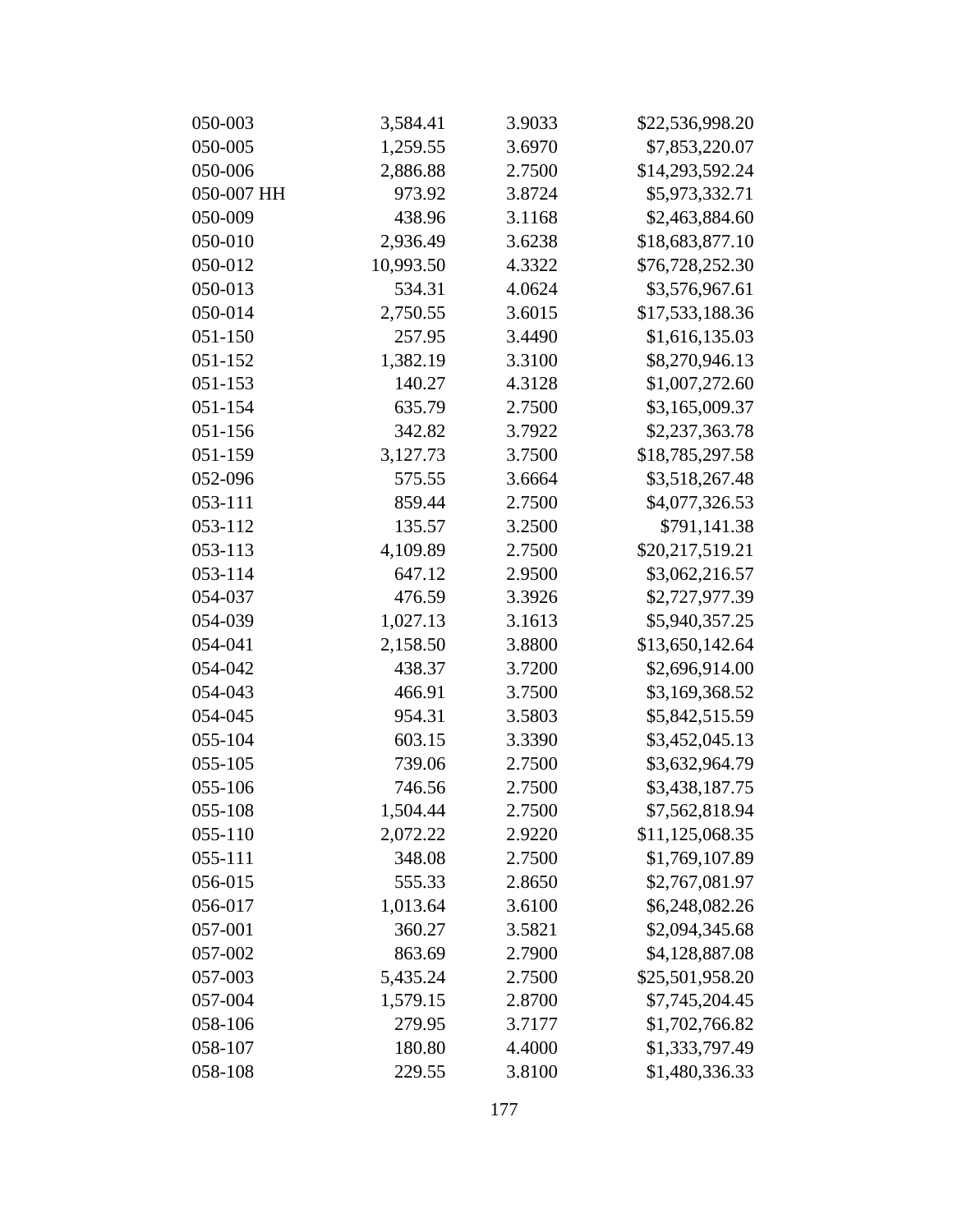| | | | |
|---|---|---|---|
| 050-003 | 3,584.41 | 3.9033 | $22,536,998.20 |
| 050-005 | 1,259.55 | 3.6970 | $7,853,220.07 |
| 050-006 | 2,886.88 | 2.7500 | $14,293,592.24 |
| 050-007 HH | 973.92 | 3.8724 | $5,973,332.71 |
| 050-009 | 438.96 | 3.1168 | $2,463,884.60 |
| 050-010 | 2,936.49 | 3.6238 | $18,683,877.10 |
| 050-012 | 10,993.50 | 4.3322 | $76,728,252.30 |
| 050-013 | 534.31 | 4.0624 | $3,576,967.61 |
| 050-014 | 2,750.55 | 3.6015 | $17,533,188.36 |
| 051-150 | 257.95 | 3.4490 | $1,616,135.03 |
| 051-152 | 1,382.19 | 3.3100 | $8,270,946.13 |
| 051-153 | 140.27 | 4.3128 | $1,007,272.60 |
| 051-154 | 635.79 | 2.7500 | $3,165,009.37 |
| 051-156 | 342.82 | 3.7922 | $2,237,363.78 |
| 051-159 | 3,127.73 | 3.7500 | $18,785,297.58 |
| 052-096 | 575.55 | 3.6664 | $3,518,267.48 |
| 053-111 | 859.44 | 2.7500 | $4,077,326.53 |
| 053-112 | 135.57 | 3.2500 | $791,141.38 |
| 053-113 | 4,109.89 | 2.7500 | $20,217,519.21 |
| 053-114 | 647.12 | 2.9500 | $3,062,216.57 |
| 054-037 | 476.59 | 3.3926 | $2,727,977.39 |
| 054-039 | 1,027.13 | 3.1613 | $5,940,357.25 |
| 054-041 | 2,158.50 | 3.8800 | $13,650,142.64 |
| 054-042 | 438.37 | 3.7200 | $2,696,914.00 |
| 054-043 | 466.91 | 3.7500 | $3,169,368.52 |
| 054-045 | 954.31 | 3.5803 | $5,842,515.59 |
| 055-104 | 603.15 | 3.3390 | $3,452,045.13 |
| 055-105 | 739.06 | 2.7500 | $3,632,964.79 |
| 055-106 | 746.56 | 2.7500 | $3,438,187.75 |
| 055-108 | 1,504.44 | 2.7500 | $7,562,818.94 |
| 055-110 | 2,072.22 | 2.9220 | $11,125,068.35 |
| 055-111 | 348.08 | 2.7500 | $1,769,107.89 |
| 056-015 | 555.33 | 2.8650 | $2,767,081.97 |
| 056-017 | 1,013.64 | 3.6100 | $6,248,082.26 |
| 057-001 | 360.27 | 3.5821 | $2,094,345.68 |
| 057-002 | 863.69 | 2.7900 | $4,128,887.08 |
| 057-003 | 5,435.24 | 2.7500 | $25,501,958.20 |
| 057-004 | 1,579.15 | 2.8700 | $7,745,204.45 |
| 058-106 | 279.95 | 3.7177 | $1,702,766.82 |
| 058-107 | 180.80 | 4.4000 | $1,333,797.49 |
| 058-108 | 229.55 | 3.8100 | $1,480,336.33 |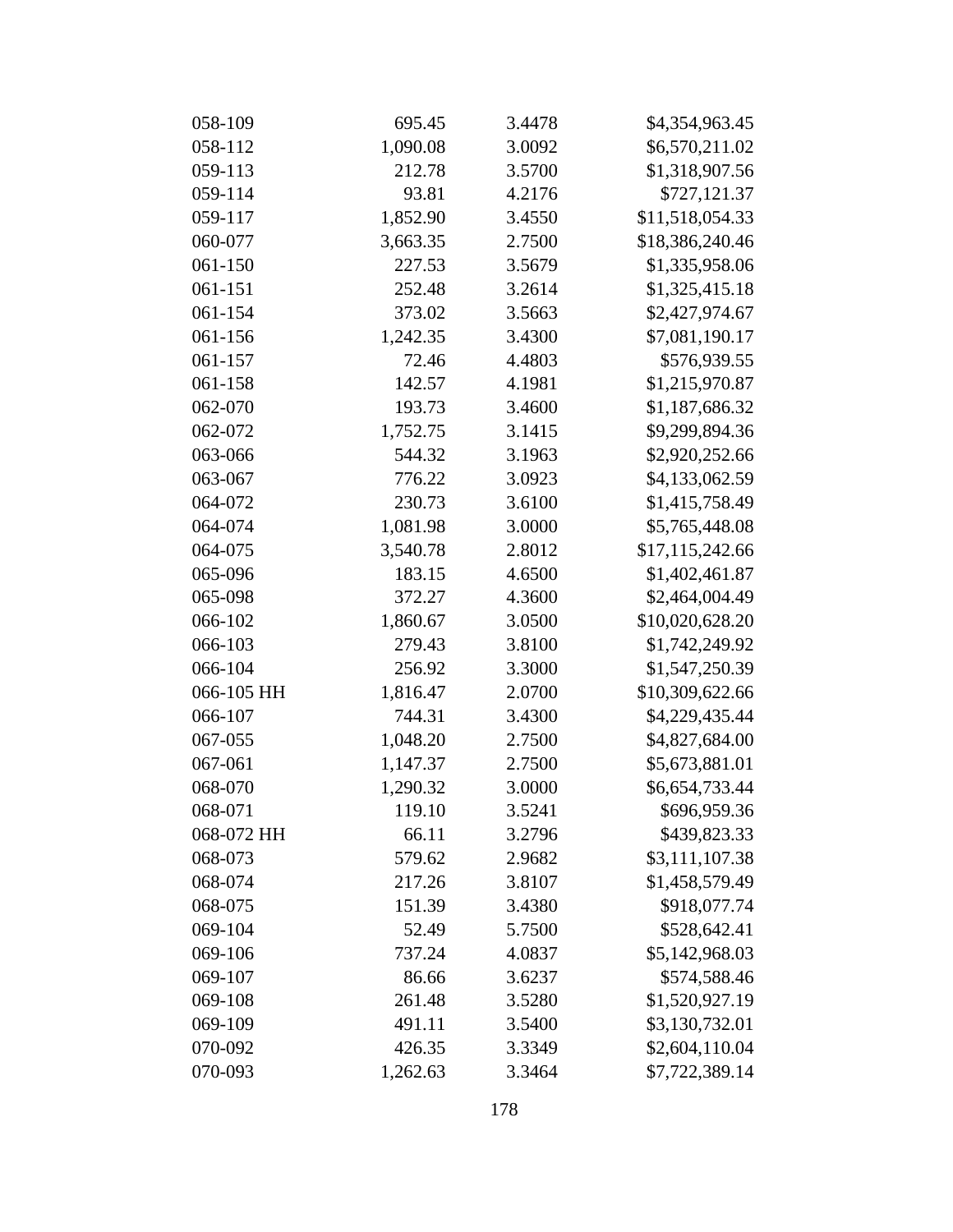| | | | |
|---|---|---|---|
| 058-109 | 695.45 | 3.4478 | $4,354,963.45 |
| 058-112 | 1,090.08 | 3.0092 | $6,570,211.02 |
| 059-113 | 212.78 | 3.5700 | $1,318,907.56 |
| 059-114 | 93.81 | 4.2176 | $727,121.37 |
| 059-117 | 1,852.90 | 3.4550 | $11,518,054.33 |
| 060-077 | 3,663.35 | 2.7500 | $18,386,240.46 |
| 061-150 | 227.53 | 3.5679 | $1,335,958.06 |
| 061-151 | 252.48 | 3.2614 | $1,325,415.18 |
| 061-154 | 373.02 | 3.5663 | $2,427,974.67 |
| 061-156 | 1,242.35 | 3.4300 | $7,081,190.17 |
| 061-157 | 72.46 | 4.4803 | $576,939.55 |
| 061-158 | 142.57 | 4.1981 | $1,215,970.87 |
| 062-070 | 193.73 | 3.4600 | $1,187,686.32 |
| 062-072 | 1,752.75 | 3.1415 | $9,299,894.36 |
| 063-066 | 544.32 | 3.1963 | $2,920,252.66 |
| 063-067 | 776.22 | 3.0923 | $4,133,062.59 |
| 064-072 | 230.73 | 3.6100 | $1,415,758.49 |
| 064-074 | 1,081.98 | 3.0000 | $5,765,448.08 |
| 064-075 | 3,540.78 | 2.8012 | $17,115,242.66 |
| 065-096 | 183.15 | 4.6500 | $1,402,461.87 |
| 065-098 | 372.27 | 4.3600 | $2,464,004.49 |
| 066-102 | 1,860.67 | 3.0500 | $10,020,628.20 |
| 066-103 | 279.43 | 3.8100 | $1,742,249.92 |
| 066-104 | 256.92 | 3.3000 | $1,547,250.39 |
| 066-105 HH | 1,816.47 | 2.0700 | $10,309,622.66 |
| 066-107 | 744.31 | 3.4300 | $4,229,435.44 |
| 067-055 | 1,048.20 | 2.7500 | $4,827,684.00 |
| 067-061 | 1,147.37 | 2.7500 | $5,673,881.01 |
| 068-070 | 1,290.32 | 3.0000 | $6,654,733.44 |
| 068-071 | 119.10 | 3.5241 | $696,959.36 |
| 068-072 HH | 66.11 | 3.2796 | $439,823.33 |
| 068-073 | 579.62 | 2.9682 | $3,111,107.38 |
| 068-074 | 217.26 | 3.8107 | $1,458,579.49 |
| 068-075 | 151.39 | 3.4380 | $918,077.74 |
| 069-104 | 52.49 | 5.7500 | $528,642.41 |
| 069-106 | 737.24 | 4.0837 | $5,142,968.03 |
| 069-107 | 86.66 | 3.6237 | $574,588.46 |
| 069-108 | 261.48 | 3.5280 | $1,520,927.19 |
| 069-109 | 491.11 | 3.5400 | $3,130,732.01 |
| 070-092 | 426.35 | 3.3349 | $2,604,110.04 |
| 070-093 | 1,262.63 | 3.3464 | $7,722,389.14 |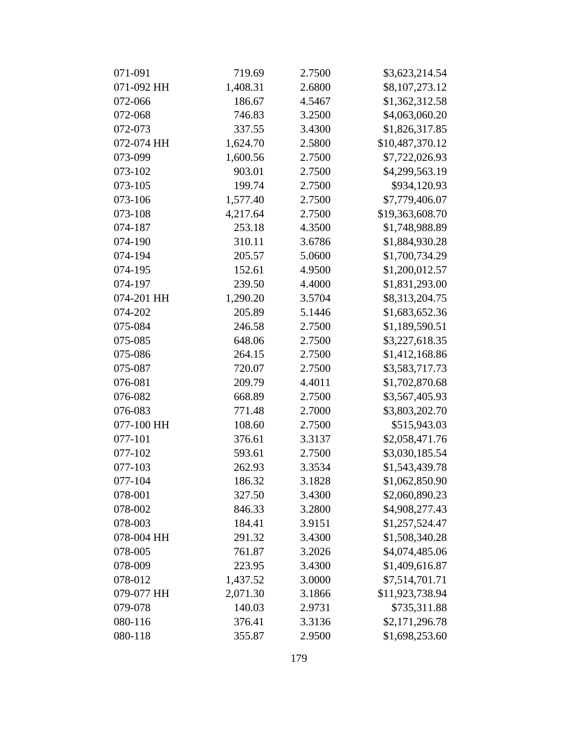| | | | |
|---|---|---|---|
| 071-091 | 719.69 | 2.7500 | $3,623,214.54 |
| 071-092 HH | 1,408.31 | 2.6800 | $8,107,273.12 |
| 072-066 | 186.67 | 4.5467 | $1,362,312.58 |
| 072-068 | 746.83 | 3.2500 | $4,063,060.20 |
| 072-073 | 337.55 | 3.4300 | $1,826,317.85 |
| 072-074 HH | 1,624.70 | 2.5800 | $10,487,370.12 |
| 073-099 | 1,600.56 | 2.7500 | $7,722,026.93 |
| 073-102 | 903.01 | 2.7500 | $4,299,563.19 |
| 073-105 | 199.74 | 2.7500 | $934,120.93 |
| 073-106 | 1,577.40 | 2.7500 | $7,779,406.07 |
| 073-108 | 4,217.64 | 2.7500 | $19,363,608.70 |
| 074-187 | 253.18 | 4.3500 | $1,748,988.89 |
| 074-190 | 310.11 | 3.6786 | $1,884,930.28 |
| 074-194 | 205.57 | 5.0600 | $1,700,734.29 |
| 074-195 | 152.61 | 4.9500 | $1,200,012.57 |
| 074-197 | 239.50 | 4.4000 | $1,831,293.00 |
| 074-201 HH | 1,290.20 | 3.5704 | $8,313,204.75 |
| 074-202 | 205.89 | 5.1446 | $1,683,652.36 |
| 075-084 | 246.58 | 2.7500 | $1,189,590.51 |
| 075-085 | 648.06 | 2.7500 | $3,227,618.35 |
| 075-086 | 264.15 | 2.7500 | $1,412,168.86 |
| 075-087 | 720.07 | 2.7500 | $3,583,717.73 |
| 076-081 | 209.79 | 4.4011 | $1,702,870.68 |
| 076-082 | 668.89 | 2.7500 | $3,567,405.93 |
| 076-083 | 771.48 | 2.7000 | $3,803,202.70 |
| 077-100 HH | 108.60 | 2.7500 | $515,943.03 |
| 077-101 | 376.61 | 3.3137 | $2,058,471.76 |
| 077-102 | 593.61 | 2.7500 | $3,030,185.54 |
| 077-103 | 262.93 | 3.3534 | $1,543,439.78 |
| 077-104 | 186.32 | 3.1828 | $1,062,850.90 |
| 078-001 | 327.50 | 3.4300 | $2,060,890.23 |
| 078-002 | 846.33 | 3.2800 | $4,908,277.43 |
| 078-003 | 184.41 | 3.9151 | $1,257,524.47 |
| 078-004 HH | 291.32 | 3.4300 | $1,508,340.28 |
| 078-005 | 761.87 | 3.2026 | $4,074,485.06 |
| 078-009 | 223.95 | 3.4300 | $1,409,616.87 |
| 078-012 | 1,437.52 | 3.0000 | $7,514,701.71 |
| 079-077 HH | 2,071.30 | 3.1866 | $11,923,738.94 |
| 079-078 | 140.03 | 2.9731 | $735,311.88 |
| 080-116 | 376.41 | 3.3136 | $2,171,296.78 |
| 080-118 | 355.87 | 2.9500 | $1,698,253.60 |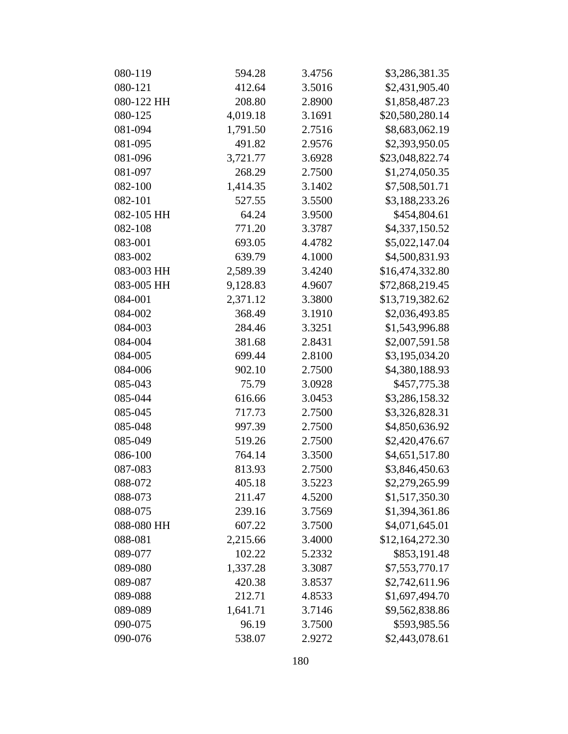| | | | |
|---|---|---|---|
| 080-119 | 594.28 | 3.4756 | $3,286,381.35 |
| 080-121 | 412.64 | 3.5016 | $2,431,905.40 |
| 080-122 HH | 208.80 | 2.8900 | $1,858,487.23 |
| 080-125 | 4,019.18 | 3.1691 | $20,580,280.14 |
| 081-094 | 1,791.50 | 2.7516 | $8,683,062.19 |
| 081-095 | 491.82 | 2.9576 | $2,393,950.05 |
| 081-096 | 3,721.77 | 3.6928 | $23,048,822.74 |
| 081-097 | 268.29 | 2.7500 | $1,274,050.35 |
| 082-100 | 1,414.35 | 3.1402 | $7,508,501.71 |
| 082-101 | 527.55 | 3.5500 | $3,188,233.26 |
| 082-105 HH | 64.24 | 3.9500 | $454,804.61 |
| 082-108 | 771.20 | 3.3787 | $4,337,150.52 |
| 083-001 | 693.05 | 4.4782 | $5,022,147.04 |
| 083-002 | 639.79 | 4.1000 | $4,500,831.93 |
| 083-003 HH | 2,589.39 | 3.4240 | $16,474,332.80 |
| 083-005 HH | 9,128.83 | 4.9607 | $72,868,219.45 |
| 084-001 | 2,371.12 | 3.3800 | $13,719,382.62 |
| 084-002 | 368.49 | 3.1910 | $2,036,493.85 |
| 084-003 | 284.46 | 3.3251 | $1,543,996.88 |
| 084-004 | 381.68 | 2.8431 | $2,007,591.58 |
| 084-005 | 699.44 | 2.8100 | $3,195,034.20 |
| 084-006 | 902.10 | 2.7500 | $4,380,188.93 |
| 085-043 | 75.79 | 3.0928 | $457,775.38 |
| 085-044 | 616.66 | 3.0453 | $3,286,158.32 |
| 085-045 | 717.73 | 2.7500 | $3,326,828.31 |
| 085-048 | 997.39 | 2.7500 | $4,850,636.92 |
| 085-049 | 519.26 | 2.7500 | $2,420,476.67 |
| 086-100 | 764.14 | 3.3500 | $4,651,517.80 |
| 087-083 | 813.93 | 2.7500 | $3,846,450.63 |
| 088-072 | 405.18 | 3.5223 | $2,279,265.99 |
| 088-073 | 211.47 | 4.5200 | $1,517,350.30 |
| 088-075 | 239.16 | 3.7569 | $1,394,361.86 |
| 088-080 HH | 607.22 | 3.7500 | $4,071,645.01 |
| 088-081 | 2,215.66 | 3.4000 | $12,164,272.30 |
| 089-077 | 102.22 | 5.2332 | $853,191.48 |
| 089-080 | 1,337.28 | 3.3087 | $7,553,770.17 |
| 089-087 | 420.38 | 3.8537 | $2,742,611.96 |
| 089-088 | 212.71 | 4.8533 | $1,697,494.70 |
| 089-089 | 1,641.71 | 3.7146 | $9,562,838.86 |
| 090-075 | 96.19 | 3.7500 | $593,985.56 |
| 090-076 | 538.07 | 2.9272 | $2,443,078.61 |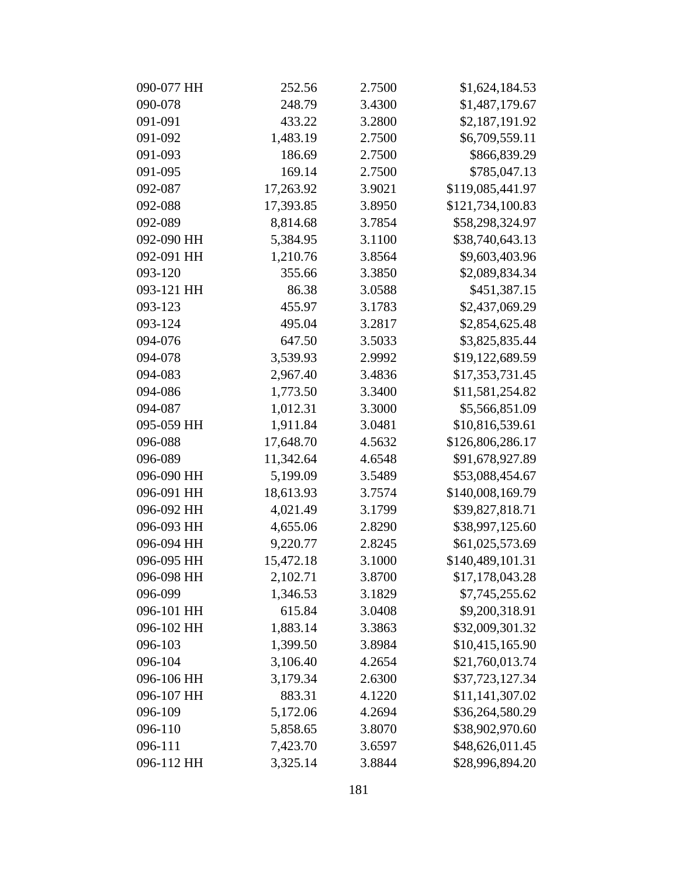| | | | |
|---|---|---|---|
| 090-077 HH | 252.56 | 2.7500 | $1,624,184.53 |
| 090-078 | 248.79 | 3.4300 | $1,487,179.67 |
| 091-091 | 433.22 | 3.2800 | $2,187,191.92 |
| 091-092 | 1,483.19 | 2.7500 | $6,709,559.11 |
| 091-093 | 186.69 | 2.7500 | $866,839.29 |
| 091-095 | 169.14 | 2.7500 | $785,047.13 |
| 092-087 | 17,263.92 | 3.9021 | $119,085,441.97 |
| 092-088 | 17,393.85 | 3.8950 | $121,734,100.83 |
| 092-089 | 8,814.68 | 3.7854 | $58,298,324.97 |
| 092-090 HH | 5,384.95 | 3.1100 | $38,740,643.13 |
| 092-091 HH | 1,210.76 | 3.8564 | $9,603,403.96 |
| 093-120 | 355.66 | 3.3850 | $2,089,834.34 |
| 093-121 HH | 86.38 | 3.0588 | $451,387.15 |
| 093-123 | 455.97 | 3.1783 | $2,437,069.29 |
| 093-124 | 495.04 | 3.2817 | $2,854,625.48 |
| 094-076 | 647.50 | 3.5033 | $3,825,835.44 |
| 094-078 | 3,539.93 | 2.9992 | $19,122,689.59 |
| 094-083 | 2,967.40 | 3.4836 | $17,353,731.45 |
| 094-086 | 1,773.50 | 3.3400 | $11,581,254.82 |
| 094-087 | 1,012.31 | 3.3000 | $5,566,851.09 |
| 095-059 HH | 1,911.84 | 3.0481 | $10,816,539.61 |
| 096-088 | 17,648.70 | 4.5632 | $126,806,286.17 |
| 096-089 | 11,342.64 | 4.6548 | $91,678,927.89 |
| 096-090 HH | 5,199.09 | 3.5489 | $53,088,454.67 |
| 096-091 HH | 18,613.93 | 3.7574 | $140,008,169.79 |
| 096-092 HH | 4,021.49 | 3.1799 | $39,827,818.71 |
| 096-093 HH | 4,655.06 | 2.8290 | $38,997,125.60 |
| 096-094 HH | 9,220.77 | 2.8245 | $61,025,573.69 |
| 096-095 HH | 15,472.18 | 3.1000 | $140,489,101.31 |
| 096-098 HH | 2,102.71 | 3.8700 | $17,178,043.28 |
| 096-099 | 1,346.53 | 3.1829 | $7,745,255.62 |
| 096-101 HH | 615.84 | 3.0408 | $9,200,318.91 |
| 096-102 HH | 1,883.14 | 3.3863 | $32,009,301.32 |
| 096-103 | 1,399.50 | 3.8984 | $10,415,165.90 |
| 096-104 | 3,106.40 | 4.2654 | $21,760,013.74 |
| 096-106 HH | 3,179.34 | 2.6300 | $37,723,127.34 |
| 096-107 HH | 883.31 | 4.1220 | $11,141,307.02 |
| 096-109 | 5,172.06 | 4.2694 | $36,264,580.29 |
| 096-110 | 5,858.65 | 3.8070 | $38,902,970.60 |
| 096-111 | 7,423.70 | 3.6597 | $48,626,011.45 |
| 096-112 HH | 3,325.14 | 3.8844 | $28,996,894.20 |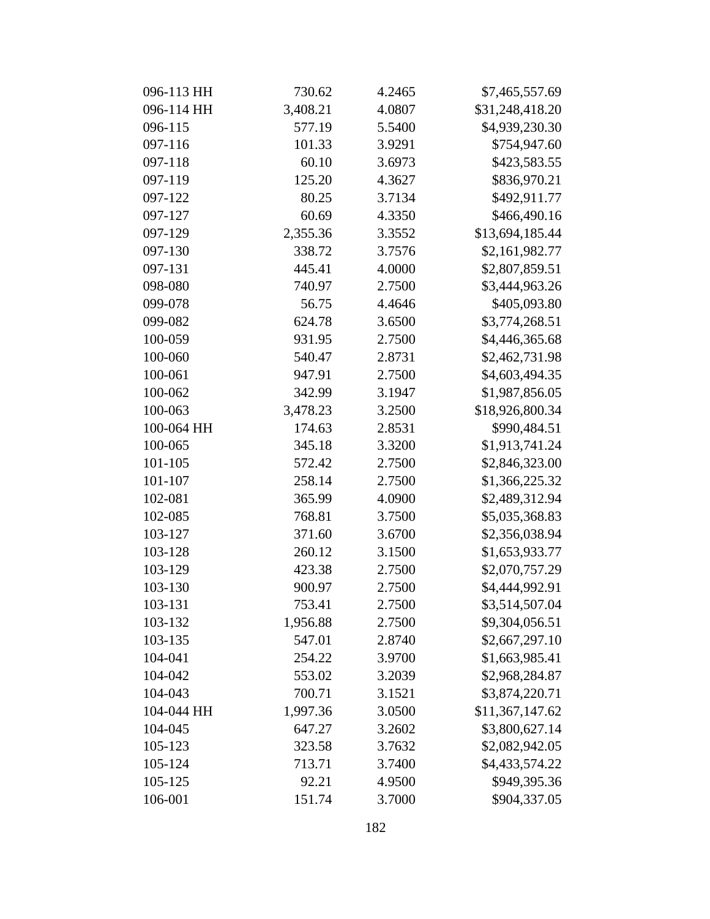| | | | |
|---|---|---|---|
| 096-113 HH | 730.62 | 4.2465 | $7,465,557.69 |
| 096-114 HH | 3,408.21 | 4.0807 | $31,248,418.20 |
| 096-115 | 577.19 | 5.5400 | $4,939,230.30 |
| 097-116 | 101.33 | 3.9291 | $754,947.60 |
| 097-118 | 60.10 | 3.6973 | $423,583.55 |
| 097-119 | 125.20 | 4.3627 | $836,970.21 |
| 097-122 | 80.25 | 3.7134 | $492,911.77 |
| 097-127 | 60.69 | 4.3350 | $466,490.16 |
| 097-129 | 2,355.36 | 3.3552 | $13,694,185.44 |
| 097-130 | 338.72 | 3.7576 | $2,161,982.77 |
| 097-131 | 445.41 | 4.0000 | $2,807,859.51 |
| 098-080 | 740.97 | 2.7500 | $3,444,963.26 |
| 099-078 | 56.75 | 4.4646 | $405,093.80 |
| 099-082 | 624.78 | 3.6500 | $3,774,268.51 |
| 100-059 | 931.95 | 2.7500 | $4,446,365.68 |
| 100-060 | 540.47 | 2.8731 | $2,462,731.98 |
| 100-061 | 947.91 | 2.7500 | $4,603,494.35 |
| 100-062 | 342.99 | 3.1947 | $1,987,856.05 |
| 100-063 | 3,478.23 | 3.2500 | $18,926,800.34 |
| 100-064 HH | 174.63 | 2.8531 | $990,484.51 |
| 100-065 | 345.18 | 3.3200 | $1,913,741.24 |
| 101-105 | 572.42 | 2.7500 | $2,846,323.00 |
| 101-107 | 258.14 | 2.7500 | $1,366,225.32 |
| 102-081 | 365.99 | 4.0900 | $2,489,312.94 |
| 102-085 | 768.81 | 3.7500 | $5,035,368.83 |
| 103-127 | 371.60 | 3.6700 | $2,356,038.94 |
| 103-128 | 260.12 | 3.1500 | $1,653,933.77 |
| 103-129 | 423.38 | 2.7500 | $2,070,757.29 |
| 103-130 | 900.97 | 2.7500 | $4,444,992.91 |
| 103-131 | 753.41 | 2.7500 | $3,514,507.04 |
| 103-132 | 1,956.88 | 2.7500 | $9,304,056.51 |
| 103-135 | 547.01 | 2.8740 | $2,667,297.10 |
| 104-041 | 254.22 | 3.9700 | $1,663,985.41 |
| 104-042 | 553.02 | 3.2039 | $2,968,284.87 |
| 104-043 | 700.71 | 3.1521 | $3,874,220.71 |
| 104-044 HH | 1,997.36 | 3.0500 | $11,367,147.62 |
| 104-045 | 647.27 | 3.2602 | $3,800,627.14 |
| 105-123 | 323.58 | 3.7632 | $2,082,942.05 |
| 105-124 | 713.71 | 3.7400 | $4,433,574.22 |
| 105-125 | 92.21 | 4.9500 | $949,395.36 |
| 106-001 | 151.74 | 3.7000 | $904,337.05 |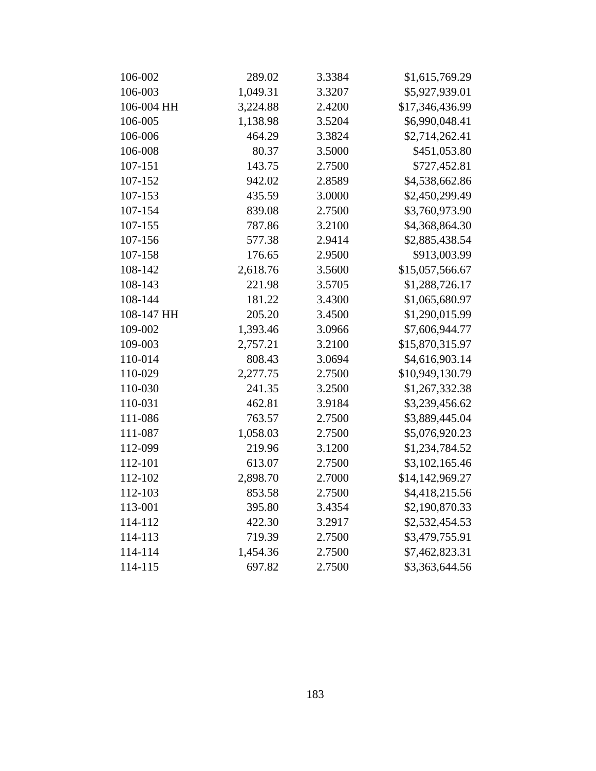| | | | |
|---|---|---|---|
| 106-002 | 289.02 | 3.3384 | $1,615,769.29 |
| 106-003 | 1,049.31 | 3.3207 | $5,927,939.01 |
| 106-004 HH | 3,224.88 | 2.4200 | $17,346,436.99 |
| 106-005 | 1,138.98 | 3.5204 | $6,990,048.41 |
| 106-006 | 464.29 | 3.3824 | $2,714,262.41 |
| 106-008 | 80.37 | 3.5000 | $451,053.80 |
| 107-151 | 143.75 | 2.7500 | $727,452.81 |
| 107-152 | 942.02 | 2.8589 | $4,538,662.86 |
| 107-153 | 435.59 | 3.0000 | $2,450,299.49 |
| 107-154 | 839.08 | 2.7500 | $3,760,973.90 |
| 107-155 | 787.86 | 3.2100 | $4,368,864.30 |
| 107-156 | 577.38 | 2.9414 | $2,885,438.54 |
| 107-158 | 176.65 | 2.9500 | $913,003.99 |
| 108-142 | 2,618.76 | 3.5600 | $15,057,566.67 |
| 108-143 | 221.98 | 3.5705 | $1,288,726.17 |
| 108-144 | 181.22 | 3.4300 | $1,065,680.97 |
| 108-147 HH | 205.20 | 3.4500 | $1,290,015.99 |
| 109-002 | 1,393.46 | 3.0966 | $7,606,944.77 |
| 109-003 | 2,757.21 | 3.2100 | $15,870,315.97 |
| 110-014 | 808.43 | 3.0694 | $4,616,903.14 |
| 110-029 | 2,277.75 | 2.7500 | $10,949,130.79 |
| 110-030 | 241.35 | 3.2500 | $1,267,332.38 |
| 110-031 | 462.81 | 3.9184 | $3,239,456.62 |
| 111-086 | 763.57 | 2.7500 | $3,889,445.04 |
| 111-087 | 1,058.03 | 2.7500 | $5,076,920.23 |
| 112-099 | 219.96 | 3.1200 | $1,234,784.52 |
| 112-101 | 613.07 | 2.7500 | $3,102,165.46 |
| 112-102 | 2,898.70 | 2.7000 | $14,142,969.27 |
| 112-103 | 853.58 | 2.7500 | $4,418,215.56 |
| 113-001 | 395.80 | 3.4354 | $2,190,870.33 |
| 114-112 | 422.30 | 3.2917 | $2,532,454.53 |
| 114-113 | 719.39 | 2.7500 | $3,479,755.91 |
| 114-114 | 1,454.36 | 2.7500 | $7,462,823.31 |
| 114-115 | 697.82 | 2.7500 | $3,363,644.56 |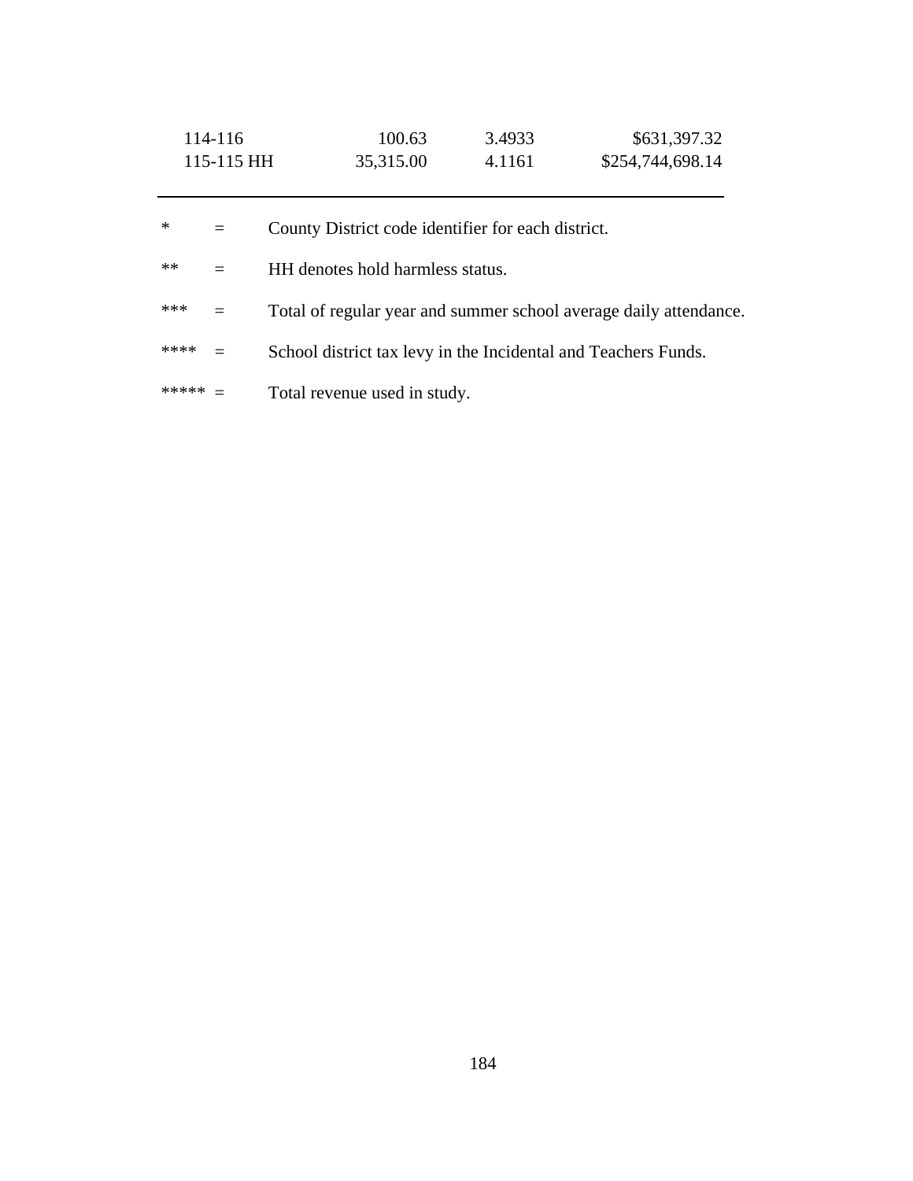| | | | |
|---|---|---|---|
| 114-116 | 100.63 | 3.4933 | $631,397.32 |
| 115-115 HH | 35,315.00 | 4.1161 | $254,744,698.14 |

\* = County District code identifier for each district.

** = HH denotes hold harmless status.

*** = Total of regular year and summer school average daily attendance.

**** = School district tax levy in the Incidental and Teachers Funds.

***** = Total revenue used in study.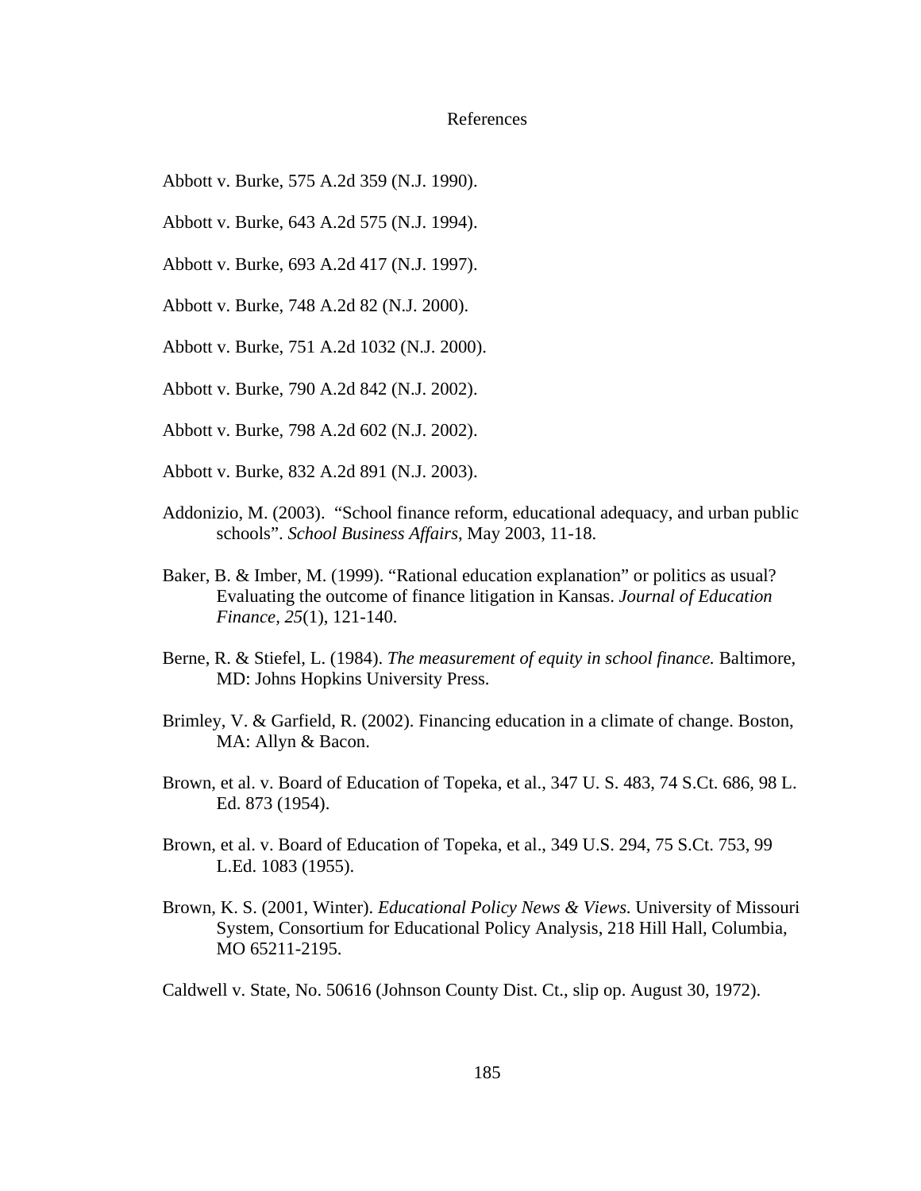# References

Abbott v. Burke, 575 A.2d 359 (N.J. 1990).

Abbott v. Burke, 643 A.2d 575 (N.J. 1994).

Abbott v. Burke, 693 A.2d 417 (N.J. 1997).

Abbott v. Burke, 748 A.2d 82 (N.J. 2000).

Abbott v. Burke, 751 A.2d 1032 (N.J. 2000).

Abbott v. Burke, 790 A.2d 842 (N.J. 2002).

Abbott v. Burke, 798 A.2d 602 (N.J. 2002).

Abbott v. Burke, 832 A.2d 891 (N.J. 2003).

Addonizio, M. (2003). "School finance reform, educational adequacy, and urban public schools". *School Business Affairs*, May 2003, 11-18.

Baker, B. & Imber, M. (1999). "Rational education explanation" or politics as usual? Evaluating the outcome of finance litigation in Kansas. *Journal of Education Finance, 25*(1), 121-140.

Berne, R. & Stiefel, L. (1984). *The measurement of equity in school finance.* Baltimore, MD: Johns Hopkins University Press.

Brimley, V. & Garfield, R. (2002). Financing education in a climate of change. Boston, MA: Allyn & Bacon.

Brown, et al. v. Board of Education of Topeka, et al., 347 U. S. 483, 74 S.Ct. 686, 98 L. Ed. 873 (1954).

Brown, et al. v. Board of Education of Topeka, et al., 349 U.S. 294, 75 S.Ct. 753, 99 L.Ed. 1083 (1955).

Brown, K. S. (2001, Winter). *Educational Policy News & Views*. University of Missouri System, Consortium for Educational Policy Analysis, 218 Hill Hall, Columbia, MO 65211-2195.

Caldwell v. State, No. 50616 (Johnson County Dist. Ct., slip op. August 30, 1972).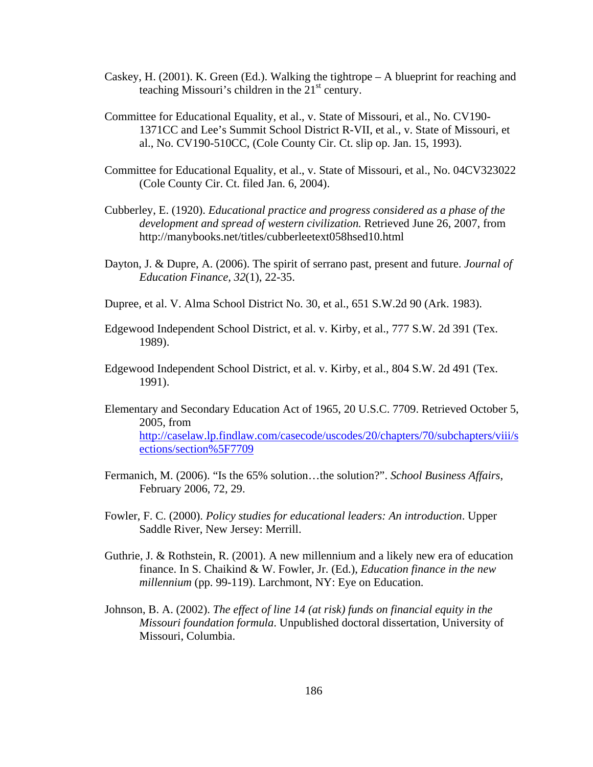Caskey, H. (2001). K. Green (Ed.). Walking the tightrope – A blueprint for reaching and teaching Missouri's children in the 21st century.

Committee for Educational Equality, et al., v. State of Missouri, et al., No. CV190-1371CC and Lee's Summit School District R-VII, et al., v. State of Missouri, et al., No. CV190-510CC, (Cole County Cir. Ct. slip op. Jan. 15, 1993).

Committee for Educational Equality, et al., v. State of Missouri, et al., No. 04CV323022 (Cole County Cir. Ct. filed Jan. 6, 2004).

Cubberley, E. (1920). *Educational practice and progress considered as a phase of the development and spread of western civilization.* Retrieved June 26, 2007, from http://manybooks.net/titles/cubberleetext058hsed10.html

Dayton, J. & Dupre, A. (2006). The spirit of serrano past, present and future. *Journal of Education Finance, 32*(1), 22-35.

Dupree, et al. V. Alma School District No. 30, et al., 651 S.W.2d 90 (Ark. 1983).

Edgewood Independent School District, et al. v. Kirby, et al., 777 S.W. 2d 391 (Tex. 1989).

Edgewood Independent School District, et al. v. Kirby, et al., 804 S.W. 2d 491 (Tex. 1991).

Elementary and Secondary Education Act of 1965, 20 U.S.C. 7709. Retrieved October 5, 2005, from http://caselaw.lp.findlaw.com/casecode/uscodes/20/chapters/70/subchapters/viii/sections/section%5F7709

Fermanich, M. (2006). "Is the 65% solution…the solution?". *School Business Affairs*, February 2006, 72, 29.

Fowler, F. C. (2000). *Policy studies for educational leaders: An introduction*. Upper Saddle River, New Jersey: Merrill.

Guthrie, J. & Rothstein, R. (2001). A new millennium and a likely new era of education finance. In S. Chaikind & W. Fowler, Jr. (Ed.), *Education finance in the new millennium* (pp. 99-119). Larchmont, NY: Eye on Education.

Johnson, B. A. (2002). *The effect of line 14 (at risk) funds on financial equity in the Missouri foundation formula*. Unpublished doctoral dissertation, University of Missouri, Columbia.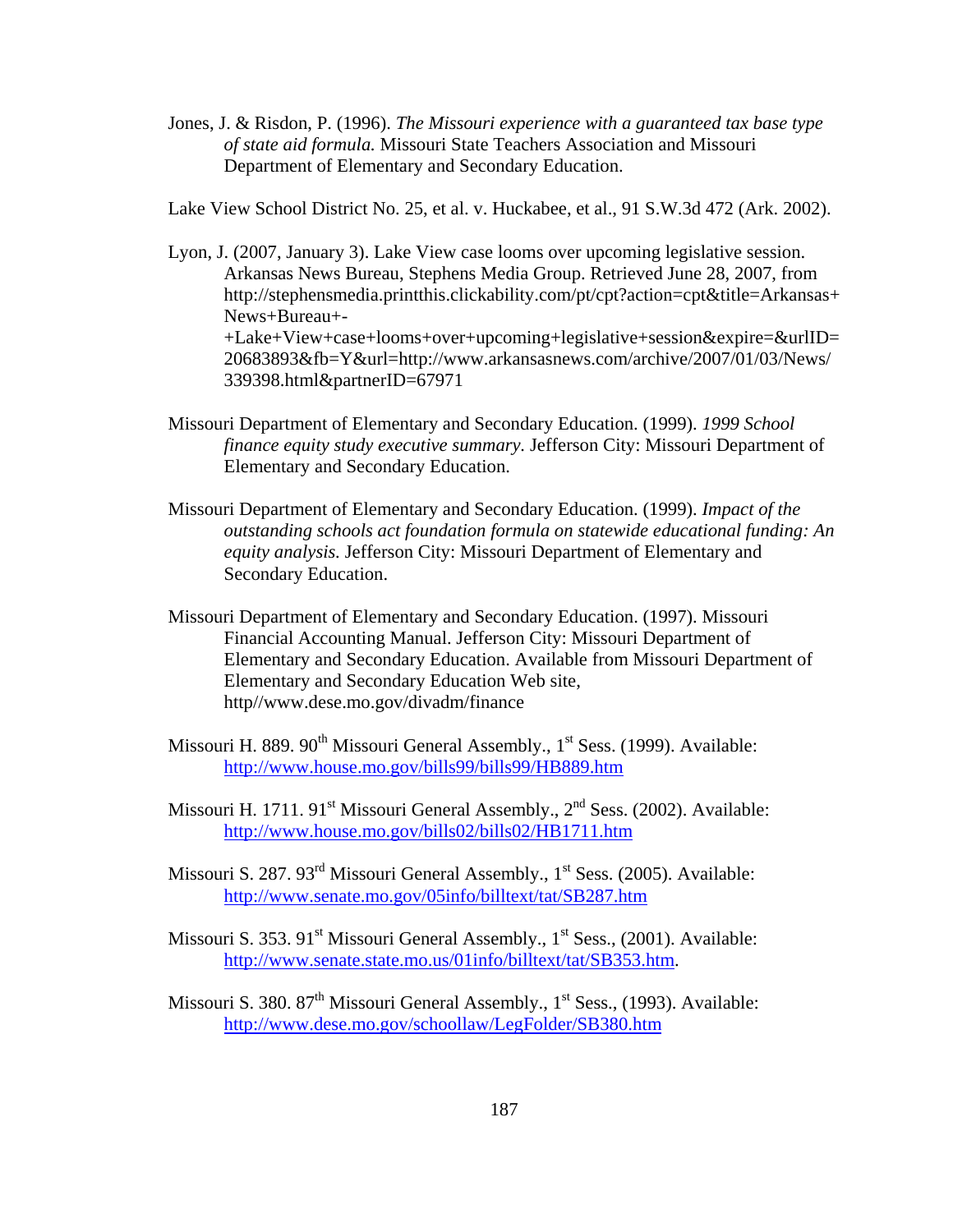Jones, J. & Risdon, P. (1996). *The Missouri experience with a guaranteed tax base type of state aid formula.* Missouri State Teachers Association and Missouri Department of Elementary and Secondary Education.

Lake View School District No. 25, et al. v. Huckabee, et al., 91 S.W.3d 472 (Ark. 2002).

Lyon, J. (2007, January 3). Lake View case looms over upcoming legislative session. Arkansas News Bureau, Stephens Media Group. Retrieved June 28, 2007, from http://stephensmedia.printthis.clickability.com/pt/cpt?action=cpt&title=Arkansas+News+Bureau+-+Lake+View+case+looms+over+upcoming+legislative+session&expire=&urlID=20683893&fb=Y&url=http://www.arkansasnews.com/archive/2007/01/03/News/339398.html&partnerID=67971

Missouri Department of Elementary and Secondary Education. (1999). *1999 School finance equity study executive summary.* Jefferson City: Missouri Department of Elementary and Secondary Education.

Missouri Department of Elementary and Secondary Education. (1999). *Impact of the outstanding schools act foundation formula on statewide educational funding: An equity analysis.* Jefferson City: Missouri Department of Elementary and Secondary Education.

Missouri Department of Elementary and Secondary Education. (1997). Missouri Financial Accounting Manual. Jefferson City: Missouri Department of Elementary and Secondary Education. Available from Missouri Department of Elementary and Secondary Education Web site, http//www.dese.mo.gov/divadm/finance

Missouri H. 889. 90th Missouri General Assembly., 1st Sess. (1999). Available: http://www.house.mo.gov/bills99/bills99/HB889.htm

Missouri H. 1711. 91st Missouri General Assembly., 2nd Sess. (2002). Available: http://www.house.mo.gov/bills02/bills02/HB1711.htm

Missouri S. 287. 93rd Missouri General Assembly., 1st Sess. (2005). Available: http://www.senate.mo.gov/05info/billtext/tat/SB287.htm

Missouri S. 353. 91st Missouri General Assembly., 1st Sess., (2001). Available: http://www.senate.state.mo.us/01info/billtext/tat/SB353.htm.

Missouri S. 380. 87th Missouri General Assembly., 1st Sess., (1993). Available: http://www.dese.mo.gov/schoollaw/LegFolder/SB380.htm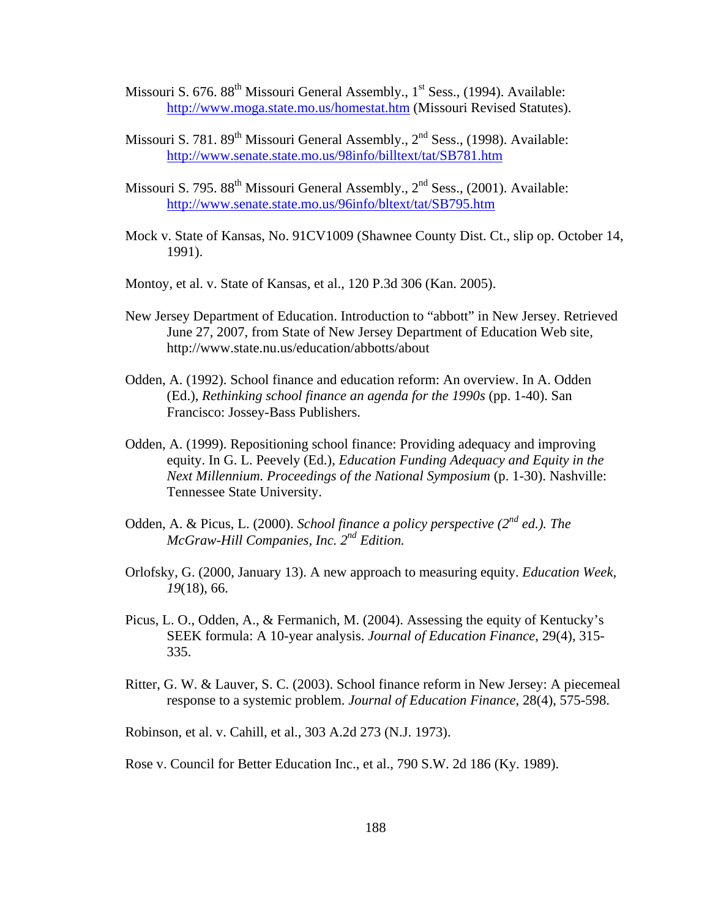Missouri S. 676. 88th Missouri General Assembly., 1st Sess., (1994). Available: http://www.moga.state.mo.us/homestat.htm (Missouri Revised Statutes).

Missouri S. 781. 89th Missouri General Assembly., 2nd Sess., (1998). Available: http://www.senate.state.mo.us/98info/billtext/tat/SB781.htm

Missouri S. 795. 88th Missouri General Assembly., 2nd Sess., (2001). Available: http://www.senate.state.mo.us/96info/bltext/tat/SB795.htm

Mock v. State of Kansas, No. 91CV1009 (Shawnee County Dist. Ct., slip op. October 14, 1991).

Montoy, et al. v. State of Kansas, et al., 120 P.3d 306 (Kan. 2005).

New Jersey Department of Education. Introduction to "abbott" in New Jersey. Retrieved June 27, 2007, from State of New Jersey Department of Education Web site, http://www.state.nu.us/education/abbotts/about

Odden, A. (1992). School finance and education reform: An overview. In A. Odden (Ed.), *Rethinking school finance an agenda for the 1990s* (pp. 1-40). San Francisco: Jossey-Bass Publishers.

Odden, A. (1999). Repositioning school finance: Providing adequacy and improving equity. In G. L. Peevely (Ed.), *Education Funding Adequacy and Equity in the Next Millennium. Proceedings of the National Symposium* (p. 1-30). Nashville: Tennessee State University.

Odden, A. & Picus, L. (2000). *School finance a policy perspective (2nd ed.). The McGraw-Hill Companies, Inc. 2nd Edition.*

Orlofsky, G. (2000, January 13). A new approach to measuring equity. *Education Week, 19*(18), 66.

Picus, L. O., Odden, A., & Fermanich, M. (2004). Assessing the equity of Kentucky's SEEK formula: A 10-year analysis. *Journal of Education Finance*, 29(4), 315-335.

Ritter, G. W. & Lauver, S. C. (2003). School finance reform in New Jersey: A piecemeal response to a systemic problem. *Journal of Education Finance*, 28(4), 575-598.

Robinson, et al. v. Cahill, et al., 303 A.2d 273 (N.J. 1973).

Rose v. Council for Better Education Inc., et al., 790 S.W. 2d 186 (Ky. 1989).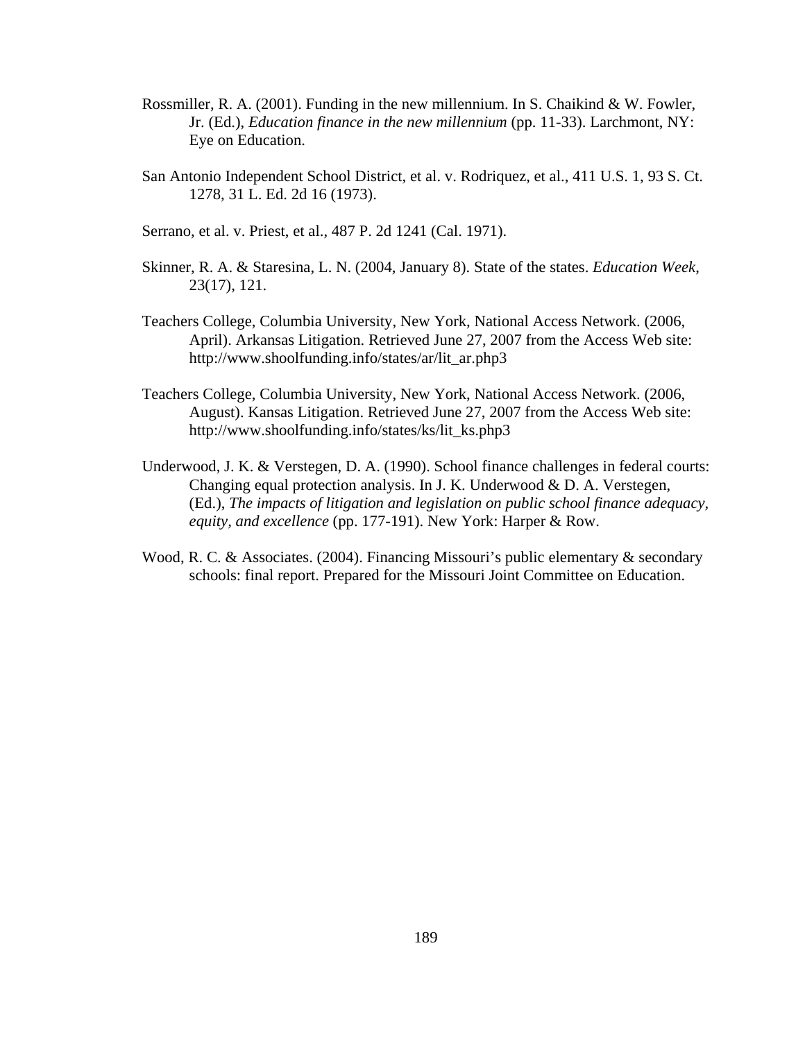Rossmiller, R. A. (2001). Funding in the new millennium. In S. Chaikind & W. Fowler, Jr. (Ed.), *Education finance in the new millennium* (pp. 11-33). Larchmont, NY: Eye on Education.

San Antonio Independent School District, et al. v. Rodriquez, et al., 411 U.S. 1, 93 S. Ct. 1278, 31 L. Ed. 2d 16 (1973).

Serrano, et al. v. Priest, et al., 487 P. 2d 1241 (Cal. 1971).

Skinner, R. A. & Staresina, L. N. (2004, January 8). State of the states. *Education Week*, 23(17), 121.

Teachers College, Columbia University, New York, National Access Network. (2006, April). Arkansas Litigation. Retrieved June 27, 2007 from the Access Web site: http://www.shoolfunding.info/states/ar/lit_ar.php3

Teachers College, Columbia University, New York, National Access Network. (2006, August). Kansas Litigation. Retrieved June 27, 2007 from the Access Web site: http://www.shoolfunding.info/states/ks/lit_ks.php3

Underwood, J. K. & Verstegen, D. A. (1990). School finance challenges in federal courts: Changing equal protection analysis. In J. K. Underwood & D. A. Verstegen, (Ed.), *The impacts of litigation and legislation on public school finance adequacy, equity, and excellence* (pp. 177-191). New York: Harper & Row.

Wood, R. C. & Associates. (2004). Financing Missouri's public elementary & secondary schools: final report. Prepared for the Missouri Joint Committee on Education.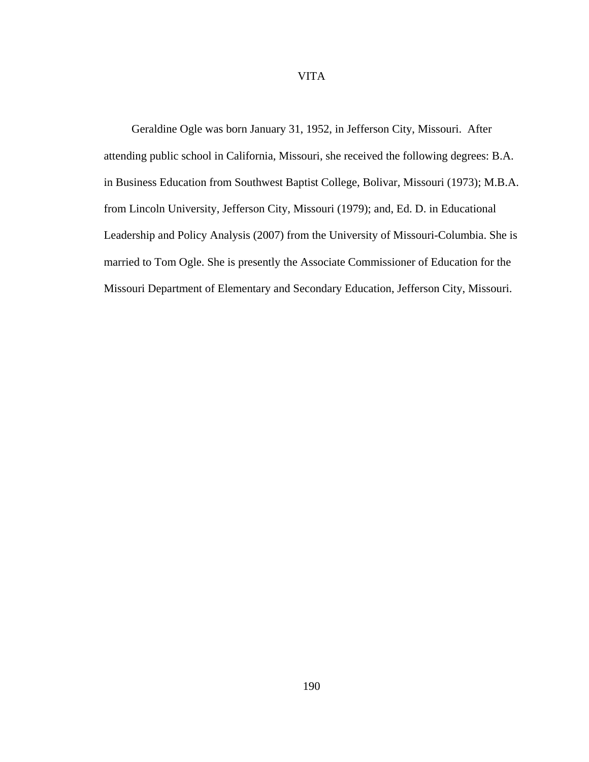# VITA

Geraldine Ogle was born January 31, 1952, in Jefferson City, Missouri. After attending public school in California, Missouri, she received the following degrees: B.A. in Business Education from Southwest Baptist College, Bolivar, Missouri (1973); M.B.A. from Lincoln University, Jefferson City, Missouri (1979); and, Ed. D. in Educational Leadership and Policy Analysis (2007) from the University of Missouri-Columbia. She is married to Tom Ogle. She is presently the Associate Commissioner of Education for the Missouri Department of Elementary and Secondary Education, Jefferson City, Missouri.